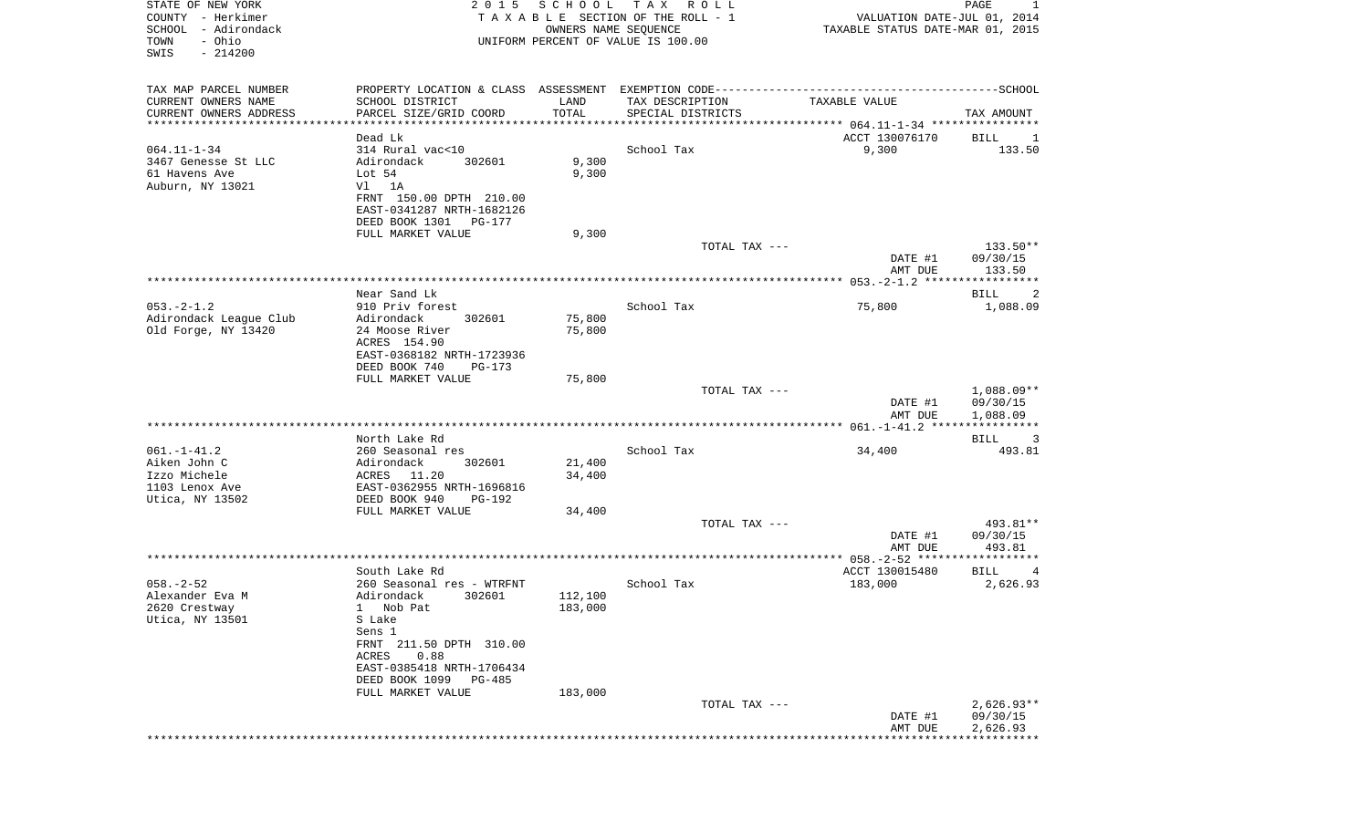STATE OF NEW YORK
COUNTY - Herkimer
SCHOOL - Adirondack
TOWN - Ohio
SWIS - 214200

2 0 1 5 S C H O O L T A X R O L L
T A X A B L E SECTION OF THE ROLL - 1
OWNERS NAME SEQUENCE
UNIFORM PERCENT OF VALUE IS 100.00

VALUATION DATE-JUL 01, 2014
TAXABLE STATUS DATE-MAR 01, 2015

| TAX MAP PARCEL NUMBER / CURRENT OWNERS NAME / CURRENT OWNERS ADDRESS | PROPERTY LOCATION & CLASS / SCHOOL DISTRICT / PARCEL SIZE/GRID COORD | ASSESSMENT LAND / TOTAL | EXEMPTION CODE / TAX DESCRIPTION / SPECIAL DISTRICTS | TAXABLE VALUE | SCHOOL TAX AMOUNT |
|---|---|---|---|---|---|
| 064.11-1-34 | Dead Lk | | | ACCT 130076170 | BILL 1 |
| 3467 Genesse St LLC | 314 Rural vac<10 | | School Tax | 9,300 | 133.50 |
| 61 Havens Ave | Adirondack 302601 | 9,300 | | | |
| Auburn, NY 13021 | Lot 54 | 9,300 | | | |
| | Vl 1A | | | | |
| | FRNT 150.00 DPTH 210.00 | | | | |
| | EAST-0341287 NRTH-1682126 | | | | |
| | DEED BOOK 1301 PG-177 | | | | |
| | FULL MARKET VALUE | 9,300 | | | |
| | | | TOTAL TAX --- | | 133.50** |
| | | | | DATE #1 | 09/30/15 |
| | | | | AMT DUE | 133.50 |
| 053.-2-1.2 | Near Sand Lk | | | | BILL 2 |
| Adirondack League Club | 910 Priv forest | | School Tax | 75,800 | 1,088.09 |
| Old Forge, NY 13420 | Adirondack 302601 | 75,800 | | | |
| | 24 Moose River | 75,800 | | | |
| | ACRES 154.90 | | | | |
| | EAST-0368182 NRTH-1723936 | | | | |
| | DEED BOOK 740 PG-173 | | | | |
| | FULL MARKET VALUE | 75,800 | | | |
| | | | TOTAL TAX --- | | 1,088.09** |
| | | | | DATE #1 | 09/30/15 |
| | | | | AMT DUE | 1,088.09 |
| 061.-1-41.2 | North Lake Rd | | | | BILL 3 |
| Aiken John C | 260 Seasonal res | | School Tax | 34,400 | 493.81 |
| Izzo Michele | Adirondack 302601 | 21,400 | | | |
| 1103 Lenox Ave | ACRES 11.20 | 34,400 | | | |
| Utica, NY 13502 | EAST-0362955 NRTH-1696816 | | | | |
| | DEED BOOK 940 PG-192 | | | | |
| | FULL MARKET VALUE | 34,400 | | | |
| | | | TOTAL TAX --- | | 493.81** |
| | | | | DATE #1 | 09/30/15 |
| | | | | AMT DUE | 493.81 |
| 058.-2-52 | South Lake Rd | | | ACCT 130015480 | BILL 4 |
| Alexander Eva M | 260 Seasonal res - WTRFNT | | School Tax | 183,000 | 2,626.93 |
| 2620 Crestway | Adirondack 302601 | 112,100 | | | |
| Utica, NY 13501 | 1 Nob Pat | 183,000 | | | |
| | S Lake | | | | |
| | Sens 1 | | | | |
| | FRNT 211.50 DPTH 310.00 | | | | |
| | ACRES 0.88 | | | | |
| | EAST-0385418 NRTH-1706434 | | | | |
| | DEED BOOK 1099 PG-485 | | | | |
| | FULL MARKET VALUE | 183,000 | | | |
| | | | TOTAL TAX --- | | 2,626.93** |
| | | | | DATE #1 | 09/30/15 |
| | | | | AMT DUE | 2,626.93 |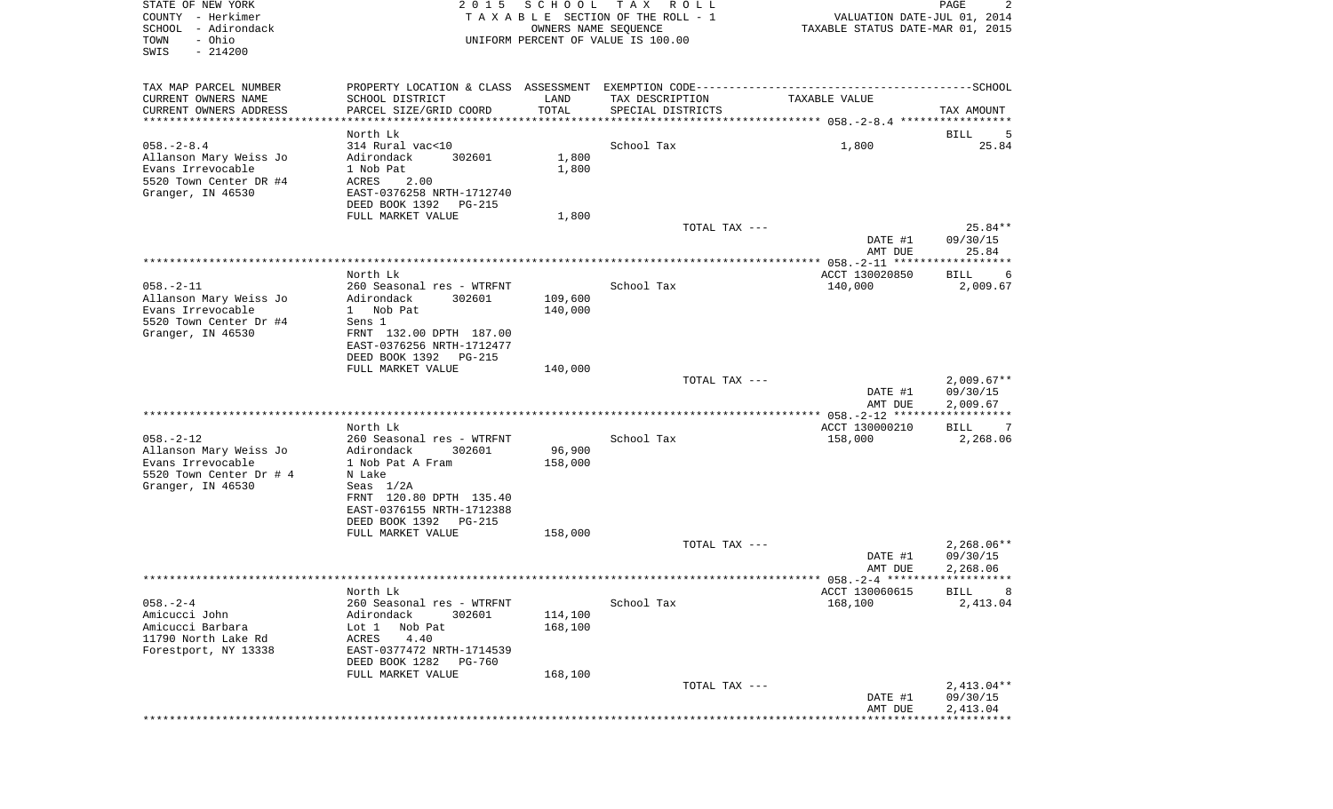| TAX MAP PARCEL NUMBER | PROPERTY LOCATION & CLASS | ASSESSMENT | EXEMPTION CODE | | SCHOOL |
|---|---|---|---|---|---|
| CURRENT OWNERS NAME | SCHOOL DISTRICT | LAND | TAX DESCRIPTION | TAXABLE VALUE | |
| CURRENT OWNERS ADDRESS | PARCEL SIZE/GRID COORD | TOTAL | SPECIAL DISTRICTS | | TAX AMOUNT |
| | North Lk | | | | BILL 5 |
| 058.-2-8.4 | 314 Rural vac<10 | | School Tax | 1,800 | 25.84 |
| Allanson Mary Weiss Jo | Adirondack 302601 | 1,800 | | | |
| Evans Irrevocable | 1 Nob Pat | 1,800 | | | |
| 5520 Town Center DR #4 | ACRES 2.00 | | | | |
| Granger, IN 46530 | EAST-0376258 NRTH-1712740 | | | | |
| | DEED BOOK 1392 PG-215 | | | | |
| | FULL MARKET VALUE | 1,800 | | | |
| | | | TOTAL TAX --- | | 25.84** |
| | | | | DATE #1 | 09/30/15 |
| | | | | AMT DUE | 25.84 |
| | North Lk | | | ACCT 130020850 | BILL 6 |
| 058.-2-11 | 260 Seasonal res - WTRFNT | | School Tax | 140,000 | 2,009.67 |
| Allanson Mary Weiss Jo | Adirondack 302601 | 109,600 | | | |
| Evans Irrevocable | 1 Nob Pat | 140,000 | | | |
| 5520 Town Center Dr #4 | Sens 1 | | | | |
| Granger, IN 46530 | FRNT 132.00 DPTH 187.00 | | | | |
| | EAST-0376256 NRTH-1712477 | | | | |
| | DEED BOOK 1392 PG-215 | | | | |
| | FULL MARKET VALUE | 140,000 | | | |
| | | | TOTAL TAX --- | | 2,009.67** |
| | | | | DATE #1 | 09/30/15 |
| | | | | AMT DUE | 2,009.67 |
| | North Lk | | | ACCT 130000210 | BILL 7 |
| 058.-2-12 | 260 Seasonal res - WTRFNT | | School Tax | 158,000 | 2,268.06 |
| Allanson Mary Weiss Jo | Adirondack 302601 | 96,900 | | | |
| Evans Irrevocable | 1 Nob Pat A Fram | 158,000 | | | |
| 5520 Town Center Dr # 4 | N Lake | | | | |
| Granger, IN 46530 | Seas 1/2A | | | | |
| | FRNT 120.80 DPTH 135.40 | | | | |
| | EAST-0376155 NRTH-1712388 | | | | |
| | DEED BOOK 1392 PG-215 | | | | |
| | FULL MARKET VALUE | 158,000 | | | |
| | | | TOTAL TAX --- | | 2,268.06** |
| | | | | DATE #1 | 09/30/15 |
| | | | | AMT DUE | 2,268.06 |
| | North Lk | | | ACCT 130060615 | BILL 8 |
| 058.-2-4 | 260 Seasonal res - WTRFNT | | School Tax | 168,100 | 2,413.04 |
| Amicucci John | Adirondack 302601 | 114,100 | | | |
| Amicucci Barbara | Lot 1 Nob Pat | 168,100 | | | |
| 11790 North Lake Rd | ACRES 4.40 | | | | |
| Forestport, NY 13338 | EAST-0377472 NRTH-1714539 | | | | |
| | DEED BOOK 1282 PG-760 | | | | |
| | FULL MARKET VALUE | 168,100 | | | |
| | | | TOTAL TAX --- | | 2,413.04** |
| | | | | DATE #1 | 09/30/15 |
| | | | | AMT DUE | 2,413.04 |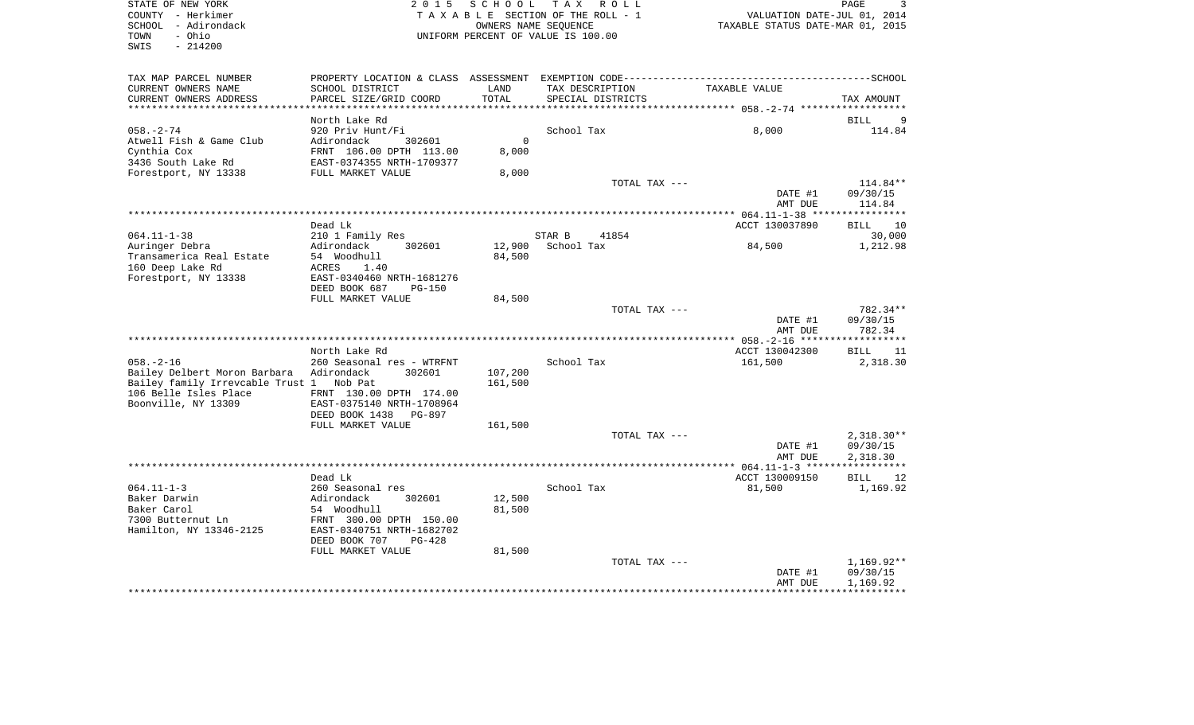STATE OF NEW YORK
COUNTY - Herkimer
SCHOOL - Adirondack
TOWN - Ohio
SWIS - 214200

2015 SCHOOL TAX ROLL
TAXABLE SECTION OF THE ROLL - 1
OWNERS NAME SEQUENCE
UNIFORM PERCENT OF VALUE IS 100.00

VALUATION DATE-JUL 01, 2014
TAXABLE STATUS DATE-MAR 01, 2015

| TAX MAP PARCEL NUMBER / CURRENT OWNERS NAME / CURRENT OWNERS ADDRESS | PROPERTY LOCATION & CLASS / SCHOOL DISTRICT / PARCEL SIZE/GRID COORD | ASSESSMENT LAND / TOTAL | EXEMPTION CODE / TAX DESCRIPTION / SPECIAL DISTRICTS | TAXABLE VALUE | SCHOOL TAX AMOUNT |
|---|---|---|---|---|---|
| **058.-2-74** | North Lake Rd | | | | BILL 9 |
| 058.-2-74 | 920 Priv Hunt/Fi | | School Tax | 8,000 | 114.84 |
| Atwell Fish & Game Club | Adirondack 302601 | 0 | | | |
| Cynthia Cox | FRNT 106.00 DPTH 113.00 | 8,000 | | | |
| 3436 South Lake Rd | EAST-0374355 NRTH-1709377 | | | | |
| Forestport, NY 13338 | FULL MARKET VALUE | 8,000 | | | |
| | | | TOTAL TAX --- | | 114.84** |
| | | | | DATE #1 | 09/30/15 |
| | | | | AMT DUE | 114.84 |
| **064.11-1-38** | Dead Lk | | | ACCT 130037890 | BILL 10 |
| 064.11-1-38 | 210 1 Family Res | | STAR B 41854 | | 30,000 |
| Auringer Debra | Adirondack 302601 | 12,900 | School Tax | 84,500 | 1,212.98 |
| Transamerica Real Estate | 54 Woodhull | 84,500 | | | |
| 160 Deep Lake Rd | ACRES 1.40 | | | | |
| Forestport, NY 13338 | EAST-0340460 NRTH-1681276 | | | | |
| | DEED BOOK 687 PG-150 | | | | |
| | FULL MARKET VALUE | 84,500 | | | |
| | | | TOTAL TAX --- | | 782.34** |
| | | | | DATE #1 | 09/30/15 |
| | | | | AMT DUE | 782.34 |
| **058.-2-16** | North Lake Rd | | | ACCT 130042300 | BILL 11 |
| 058.-2-16 | 260 Seasonal res - WTRFNT | | School Tax | 161,500 | 2,318.30 |
| Bailey Delbert Moron Barbara | Adirondack 302601 | 107,200 | | | |
| Bailey family Irrevcable Trust 1 | Nob Pat | 161,500 | | | |
| 106 Belle Isles Place | FRNT 130.00 DPTH 174.00 | | | | |
| Boonville, NY 13309 | EAST-0375140 NRTH-1708964 | | | | |
| | DEED BOOK 1438 PG-897 | | | | |
| | FULL MARKET VALUE | 161,500 | | | |
| | | | TOTAL TAX --- | | 2,318.30** |
| | | | | DATE #1 | 09/30/15 |
| | | | | AMT DUE | 2,318.30 |
| **064.11-1-3** | Dead Lk | | | ACCT 130009150 | BILL 12 |
| 064.11-1-3 | 260 Seasonal res | | School Tax | 81,500 | 1,169.92 |
| Baker Darwin | Adirondack 302601 | 12,500 | | | |
| Baker Carol | 54 Woodhull | 81,500 | | | |
| 7300 Butternut Ln | FRNT 300.00 DPTH 150.00 | | | | |
| Hamilton, NY 13346-2125 | EAST-0340751 NRTH-1682702 | | | | |
| | DEED BOOK 707 PG-428 | | | | |
| | FULL MARKET VALUE | 81,500 | | | |
| | | | TOTAL TAX --- | | 1,169.92** |
| | | | | DATE #1 | 09/30/15 |
| | | | | AMT DUE | 1,169.92 |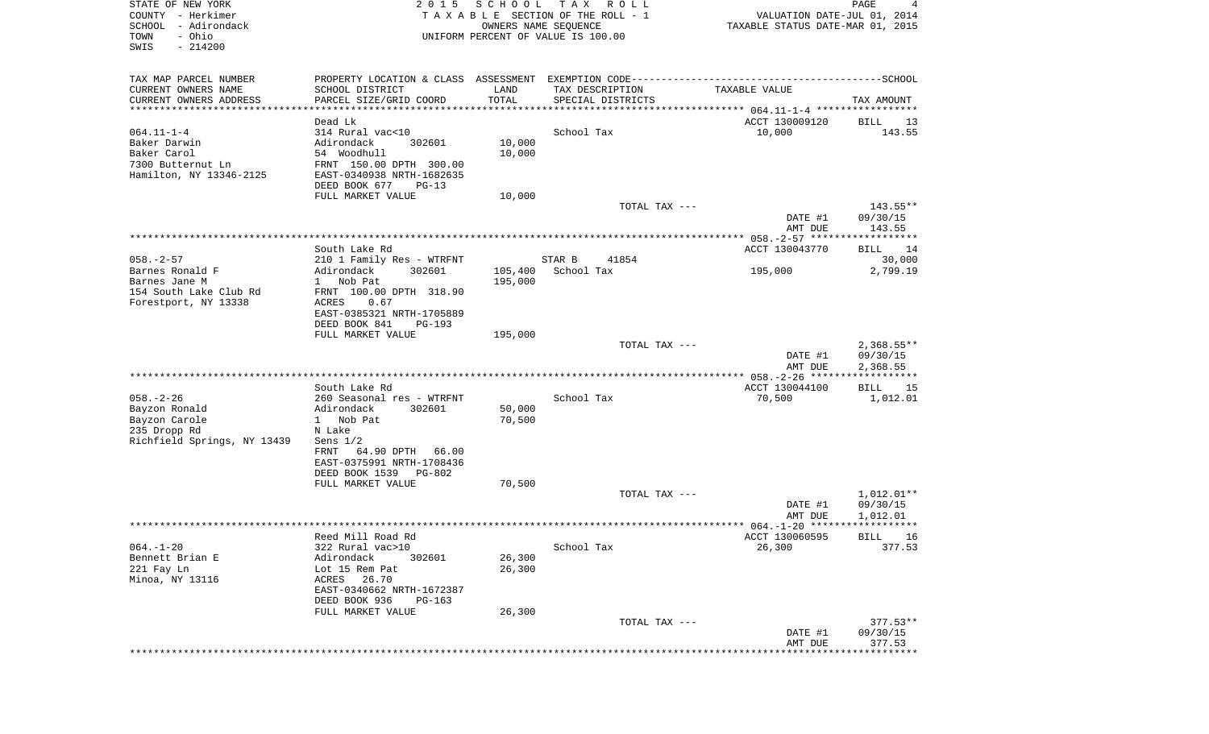STATE OF NEW YORK
COUNTY - Herkimer
SCHOOL - Adirondack
TOWN - Ohio
SWIS - 214200

2015 SCHOOL TAX ROLL
TAXABLE SECTION OF THE ROLL - 1
OWNERS NAME SEQUENCE
UNIFORM PERCENT OF VALUE IS 100.00

VALUATION DATE-JUL 01, 2014
TAXABLE STATUS DATE-MAR 01, 2015

| TAX MAP PARCEL NUMBER / CURRENT OWNERS NAME / CURRENT OWNERS ADDRESS | PROPERTY LOCATION & CLASS / SCHOOL DISTRICT / PARCEL SIZE/GRID COORD | ASSESSMENT LAND / TOTAL | EXEMPTION CODE / TAX DESCRIPTION / SPECIAL DISTRICTS | TAXABLE VALUE | SCHOOL TAX AMOUNT |
|---|---|---|---|---|---|
| **064.11-1-4** | Dead Lk | | | ACCT 130009120 | BILL 13 |
| 064.11-1-4 | 314 Rural vac<10 | | School Tax | 10,000 | 143.55 |
| Baker Darwin | Adirondack 302601 | 10,000 | | | |
| Baker Carol | 54 Woodhull | 10,000 | | | |
| 7300 Butternut Ln | FRNT 150.00 DPTH 300.00 | | | | |
| Hamilton, NY 13346-2125 | EAST-0340938 NRTH-1682635 | | | | |
| | DEED BOOK 677 PG-13 | | | | |
| | FULL MARKET VALUE | 10,000 | | | |
| | | | TOTAL TAX --- | | 143.55** |
| | | | | DATE #1 | 09/30/15 |
| | | | | AMT DUE | 143.55 |
| **058.-2-57** | South Lake Rd | | | ACCT 130043770 | BILL 14 |
| 058.-2-57 | 210 1 Family Res - WTRFNT | | STAR B 41854 | | 30,000 |
| Barnes Ronald F | Adirondack 302601 | 105,400 | School Tax | 195,000 | 2,799.19 |
| Barnes Jane M | 1 Nob Pat | 195,000 | | | |
| 154 South Lake Club Rd | FRNT 100.00 DPTH 318.90 | | | | |
| Forestport, NY 13338 | ACRES 0.67 | | | | |
| | EAST-0385321 NRTH-1705889 | | | | |
| | DEED BOOK 841 PG-193 | | | | |
| | FULL MARKET VALUE | 195,000 | | | |
| | | | TOTAL TAX --- | | 2,368.55** |
| | | | | DATE #1 | 09/30/15 |
| | | | | AMT DUE | 2,368.55 |
| **058.-2-26** | South Lake Rd | | | ACCT 130044100 | BILL 15 |
| 058.-2-26 | 260 Seasonal res - WTRFNT | | School Tax | 70,500 | 1,012.01 |
| Bayzon Ronald | Adirondack 302601 | 50,000 | | | |
| Bayzon Carole | 1 Nob Pat | 70,500 | | | |
| 235 Dropp Rd | N Lake | | | | |
| Richfield Springs, NY 13439 | Sens 1/2 | | | | |
| | FRNT 64.90 DPTH 66.00 | | | | |
| | EAST-0375991 NRTH-1708436 | | | | |
| | DEED BOOK 1539 PG-802 | | | | |
| | FULL MARKET VALUE | 70,500 | | | |
| | | | TOTAL TAX --- | | 1,012.01** |
| | | | | DATE #1 | 09/30/15 |
| | | | | AMT DUE | 1,012.01 |
| **064.-1-20** | Reed Mill Road Rd | | | ACCT 130060595 | BILL 16 |
| 064.-1-20 | 322 Rural vac>10 | | School Tax | 26,300 | 377.53 |
| Bennett Brian E | Adirondack 302601 | 26,300 | | | |
| 221 Fay Ln | Lot 15 Rem Pat | 26,300 | | | |
| Minoa, NY 13116 | ACRES 26.70 | | | | |
| | EAST-0340662 NRTH-1672387 | | | | |
| | DEED BOOK 936 PG-163 | | | | |
| | FULL MARKET VALUE | 26,300 | | | |
| | | | TOTAL TAX --- | | 377.53** |
| | | | | DATE #1 | 09/30/15 |
| | | | | AMT DUE | 377.53 |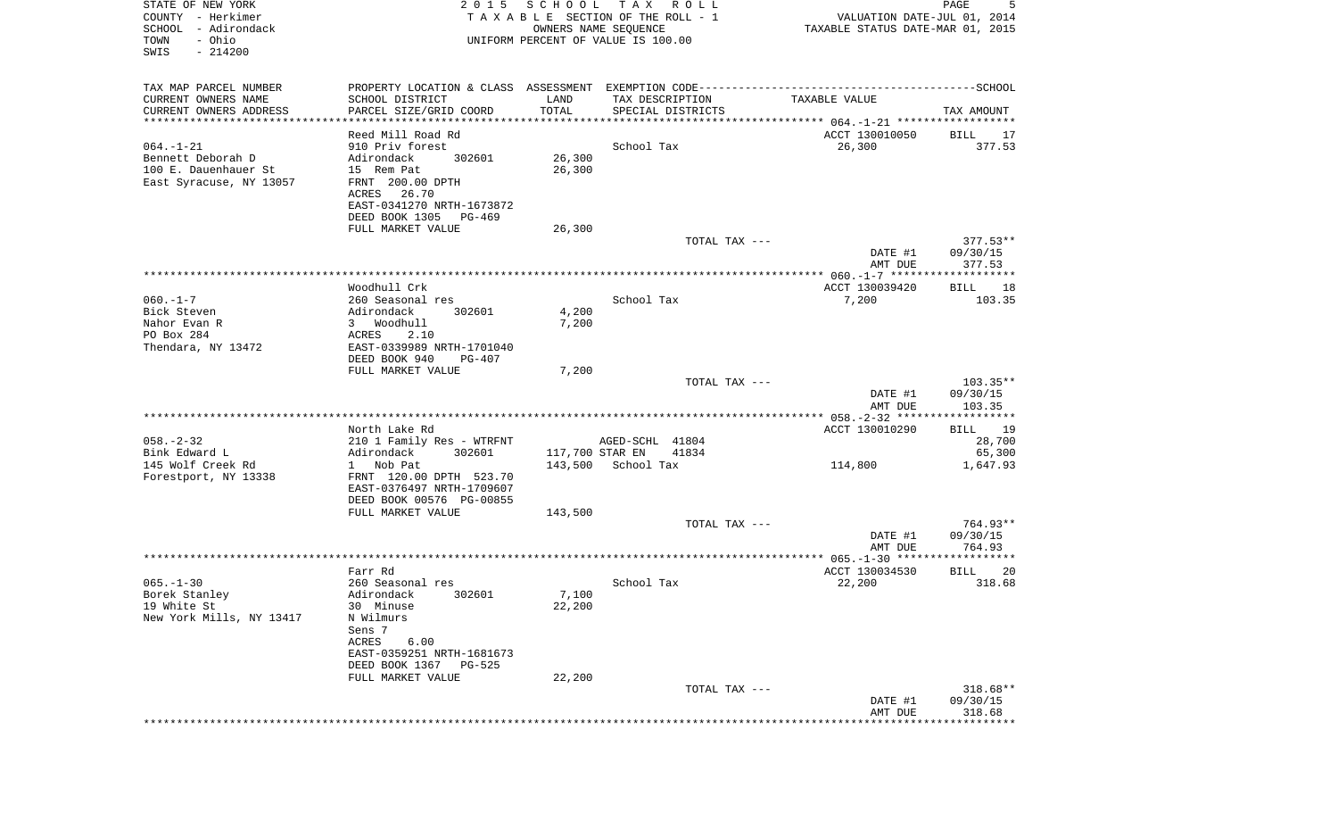STATE OF NEW YORK
COUNTY - Herkimer
SCHOOL - Adirondack
TOWN - Ohio
SWIS - 214200

2015 SCHOOL TAX ROLL
TAXABLE SECTION OF THE ROLL - 1
OWNERS NAME SEQUENCE
UNIFORM PERCENT OF VALUE IS 100.00

VALUATION DATE-JUL 01, 2014
TAXABLE STATUS DATE-MAR 01, 2015

| TAX MAP PARCEL NUMBER<br>CURRENT OWNERS NAME<br>CURRENT OWNERS ADDRESS | PROPERTY LOCATION & CLASS<br>SCHOOL DISTRICT<br>PARCEL SIZE/GRID COORD | ASSESSMENT<br>LAND<br>TOTAL | EXEMPTION CODE<br>TAX DESCRIPTION<br>SPECIAL DISTRICTS | TAXABLE VALUE | SCHOOL<br>TAX AMOUNT |
|---|---|---|---|---|---|
| | Reed Mill Road Rd | | | ACCT 130010050 | BILL 17 |
| 064.-1-21 | 910 Priv forest | | School Tax | 26,300 | 377.53 |
| Bennett Deborah D | Adirondack 302601 | 26,300 | | | |
| 100 E. Dauenhauer St | 15 Rem Pat | 26,300 | | | |
| East Syracuse, NY 13057 | FRNT 200.00 DPTH | | | | |
| | ACRES 26.70 | | | | |
| | EAST-0341270 NRTH-1673872 | | | | |
| | DEED BOOK 1305 PG-469 | | | | |
| | FULL MARKET VALUE | 26,300 | | | |
| | | | TOTAL TAX --- | | 377.53** |
| | | | | DATE #1 | 09/30/15 |
| | | | | AMT DUE | 377.53 |
| | Woodhull Crk | | | ACCT 130039420 | BILL 18 |
| 060.-1-7 | 260 Seasonal res | | School Tax | 7,200 | 103.35 |
| Bick Steven | Adirondack 302601 | 4,200 | | | |
| Nahor Evan R | 3 Woodhull | 7,200 | | | |
| PO Box 284 | ACRES 2.10 | | | | |
| Thendara, NY 13472 | EAST-0339989 NRTH-1701040 | | | | |
| | DEED BOOK 940 PG-407 | | | | |
| | FULL MARKET VALUE | 7,200 | | | |
| | | | TOTAL TAX --- | | 103.35** |
| | | | | DATE #1 | 09/30/15 |
| | | | | AMT DUE | 103.35 |
| | North Lake Rd | | | ACCT 130010290 | BILL 19 |
| 058.-2-32 | 210 1 Family Res - WTRFNT | | AGED-SCHL 41804 | | 28,700 |
| Bink Edward L | Adirondack 302601 | 117,700 | STAR EN 41834 | | 65,300 |
| 145 Wolf Creek Rd | 1 Nob Pat | 143,500 | School Tax | 114,800 | 1,647.93 |
| Forestport, NY 13338 | FRNT 120.00 DPTH 523.70 | | | | |
| | EAST-0376497 NRTH-1709607 | | | | |
| | DEED BOOK 00576 PG-00855 | | | | |
| | FULL MARKET VALUE | 143,500 | | | |
| | | | TOTAL TAX --- | | 764.93** |
| | | | | DATE #1 | 09/30/15 |
| | | | | AMT DUE | 764.93 |
| | Farr Rd | | | ACCT 130034530 | BILL 20 |
| 065.-1-30 | 260 Seasonal res | | School Tax | 22,200 | 318.68 |
| Borek Stanley | Adirondack 302601 | 7,100 | | | |
| 19 White St | 30 Minuse | 22,200 | | | |
| New York Mills, NY 13417 | N Wilmurs | | | | |
| | Sens 7 | | | | |
| | ACRES 6.00 | | | | |
| | EAST-0359251 NRTH-1681673 | | | | |
| | DEED BOOK 1367 PG-525 | | | | |
| | FULL MARKET VALUE | 22,200 | | | |
| | | | TOTAL TAX --- | | 318.68** |
| | | | | DATE #1 | 09/30/15 |
| | | | | AMT DUE | 318.68 |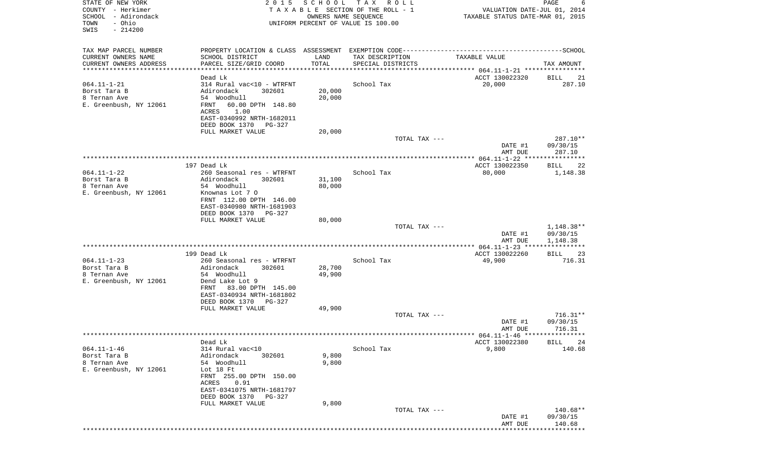STATE OF NEW YORK
COUNTY - Herkimer
SCHOOL - Adirondack
TOWN - Ohio
SWIS - 214200

**2015 SCHOOL TAX ROLL**
TAXABLE SECTION OF THE ROLL - 1
OWNERS NAME SEQUENCE
UNIFORM PERCENT OF VALUE IS 100.00

VALUATION DATE-JUL 01, 2014
TAXABLE STATUS DATE-MAR 01, 2015

| TAX MAP PARCEL NUMBER / CURRENT OWNERS NAME / CURRENT OWNERS ADDRESS | PROPERTY LOCATION & CLASS / SCHOOL DISTRICT / PARCEL SIZE/GRID COORD | ASSESSMENT LAND / TOTAL | EXEMPTION CODE / TAX DESCRIPTION / SPECIAL DISTRICTS | TAXABLE VALUE | SCHOOL TAX AMOUNT |
|---|---|---|---|---|---|
| 064.11-1-21 | Dead Lk | | | ACCT 130022320 | BILL 21 |
| Borst Tara B | 314 Rural vac<10 - WTRFNT | | School Tax | 20,000 | 287.10 |
| 8 Ternan Ave | Adirondack 302601 | 20,000 | | | |
| E. Greenbush, NY 12061 | 54 Woodhull | 20,000 | | | |
| | FRNT 60.00 DPTH 148.80 | | | | |
| | ACRES 1.00 | | | | |
| | EAST-0340992 NRTH-1682011 | | | | |
| | DEED BOOK 1370 PG-327 | | | | |
| | FULL MARKET VALUE | 20,000 | | | |
| | | | TOTAL TAX --- | | 287.10** |
| | | | | DATE #1 | 09/30/15 |
| | | | | AMT DUE | 287.10 |
| 064.11-1-22 | 197 Dead Lk | | | ACCT 130022350 | BILL 22 |
| Borst Tara B | 260 Seasonal res - WTRFNT | | School Tax | 80,000 | 1,148.38 |
| 8 Ternan Ave | Adirondack 302601 | 31,100 | | | |
| E. Greenbush, NY 12061 | 54 Woodhull | 80,000 | | | |
| | Knownas Lot 7 O | | | | |
| | FRNT 112.00 DPTH 146.00 | | | | |
| | EAST-0340980 NRTH-1681903 | | | | |
| | DEED BOOK 1370 PG-327 | | | | |
| | FULL MARKET VALUE | 80,000 | | | |
| | | | TOTAL TAX --- | | 1,148.38** |
| | | | | DATE #1 | 09/30/15 |
| | | | | AMT DUE | 1,148.38 |
| 064.11-1-23 | 199 Dead Lk | | | ACCT 130022260 | BILL 23 |
| Borst Tara B | 260 Seasonal res - WTRFNT | | School Tax | 49,900 | 716.31 |
| 8 Ternan Ave | Adirondack 302601 | 28,700 | | | |
| E. Greenbush, NY 12061 | 54 Woodhull | 49,900 | | | |
| | Dend Lake Lot 9 | | | | |
| | FRNT 83.00 DPTH 145.00 | | | | |
| | EAST-0340934 NRTH-1681802 | | | | |
| | DEED BOOK 1370 PG-327 | | | | |
| | FULL MARKET VALUE | 49,900 | | | |
| | | | TOTAL TAX --- | | 716.31** |
| | | | | DATE #1 | 09/30/15 |
| | | | | AMT DUE | 716.31 |
| 064.11-1-46 | Dead Lk | | | ACCT 130022380 | BILL 24 |
| Borst Tara B | 314 Rural vac<10 | | School Tax | 9,800 | 140.68 |
| 8 Ternan Ave | Adirondack 302601 | 9,800 | | | |
| E. Greenbush, NY 12061 | 54 Woodhull | 9,800 | | | |
| | Lot 18 Ft | | | | |
| | FRNT 255.00 DPTH 150.00 | | | | |
| | ACRES 0.91 | | | | |
| | EAST-0341075 NRTH-1681797 | | | | |
| | DEED BOOK 1370 PG-327 | | | | |
| | FULL MARKET VALUE | 9,800 | | | |
| | | | TOTAL TAX --- | | 140.68** |
| | | | | DATE #1 | 09/30/15 |
| | | | | AMT DUE | 140.68 |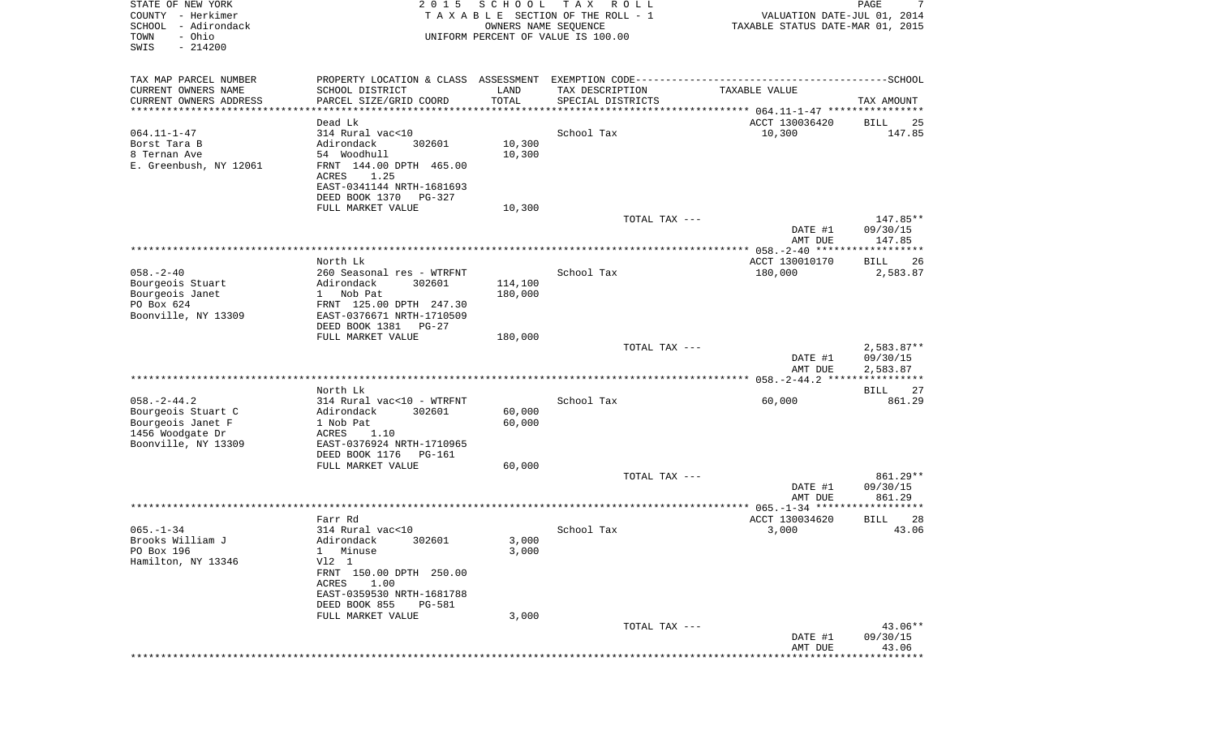STATE OF NEW YORK
COUNTY - Herkimer
SCHOOL - Adirondack
TOWN - Ohio
SWIS - 214200

2015 SCHOOL TAX ROLL
TAXABLE SECTION OF THE ROLL - 1
OWNERS NAME SEQUENCE
UNIFORM PERCENT OF VALUE IS 100.00

VALUATION DATE-JUL 01, 2014
TAXABLE STATUS DATE-MAR 01, 2015

| TAX MAP PARCEL NUMBER / CURRENT OWNERS NAME / CURRENT OWNERS ADDRESS | PROPERTY LOCATION & CLASS / SCHOOL DISTRICT / PARCEL SIZE/GRID COORD | ASSESSMENT LAND / TOTAL | EXEMPTION CODE / TAX DESCRIPTION / SPECIAL DISTRICTS | TAXABLE VALUE | TAX AMOUNT |
|---|---|---|---|---|---|
| **064.11-1-47** | Dead Lk | | | ACCT 130036420 | BILL 25 |
| 064.11-1-47 | 314 Rural vac<10 | | School Tax | 10,300 | 147.85 |
| Borst Tara B | Adirondack 302601 | 10,300 | | | |
| 8 Ternan Ave | 54 Woodhull | 10,300 | | | |
| E. Greenbush, NY 12061 | FRNT 144.00 DPTH 465.00 | | | | |
| | ACRES 1.25 | | | | |
| | EAST-0341144 NRTH-1681693 | | | | |
| | DEED BOOK 1370 PG-327 | | | | |
| | FULL MARKET VALUE | 10,300 | | | |
| | | | TOTAL TAX --- | | 147.85** |
| | | | | DATE #1 | 09/30/15 |
| | | | | AMT DUE | 147.85 |
| **058.-2-40** | North Lk | | | ACCT 130010170 | BILL 26 |
| 058.-2-40 | 260 Seasonal res - WTRFNT | | School Tax | 180,000 | 2,583.87 |
| Bourgeois Stuart | Adirondack 302601 | 114,100 | | | |
| Bourgeois Janet | 1 Nob Pat | 180,000 | | | |
| PO Box 624 | FRNT 125.00 DPTH 247.30 | | | | |
| Boonville, NY 13309 | EAST-0376671 NRTH-1710509 | | | | |
| | DEED BOOK 1381 PG-27 | | | | |
| | FULL MARKET VALUE | 180,000 | | | |
| | | | TOTAL TAX --- | | 2,583.87** |
| | | | | DATE #1 | 09/30/15 |
| | | | | AMT DUE | 2,583.87 |
| **058.-2-44.2** | North Lk | | | | BILL 27 |
| 058.-2-44.2 | 314 Rural vac<10 - WTRFNT | | School Tax | 60,000 | 861.29 |
| Bourgeois Stuart C | Adirondack 302601 | 60,000 | | | |
| Bourgeois Janet F | 1 Nob Pat | 60,000 | | | |
| 1456 Woodgate Dr | ACRES 1.10 | | | | |
| Boonville, NY 13309 | EAST-0376924 NRTH-1710965 | | | | |
| | DEED BOOK 1176 PG-161 | | | | |
| | FULL MARKET VALUE | 60,000 | | | |
| | | | TOTAL TAX --- | | 861.29** |
| | | | | DATE #1 | 09/30/15 |
| | | | | AMT DUE | 861.29 |
| **065.-1-34** | Farr Rd | | | ACCT 130034620 | BILL 28 |
| 065.-1-34 | 314 Rural vac<10 | | School Tax | 3,000 | 43.06 |
| Brooks William J | Adirondack 302601 | 3,000 | | | |
| PO Box 196 | 1 Minuse | 3,000 | | | |
| Hamilton, NY 13346 | Vl2 1 | | | | |
| | FRNT 150.00 DPTH 250.00 | | | | |
| | ACRES 1.00 | | | | |
| | EAST-0359530 NRTH-1681788 | | | | |
| | DEED BOOK 855 PG-581 | | | | |
| | FULL MARKET VALUE | 3,000 | | | |
| | | | TOTAL TAX --- | | 43.06** |
| | | | | DATE #1 | 09/30/15 |
| | | | | AMT DUE | 43.06 |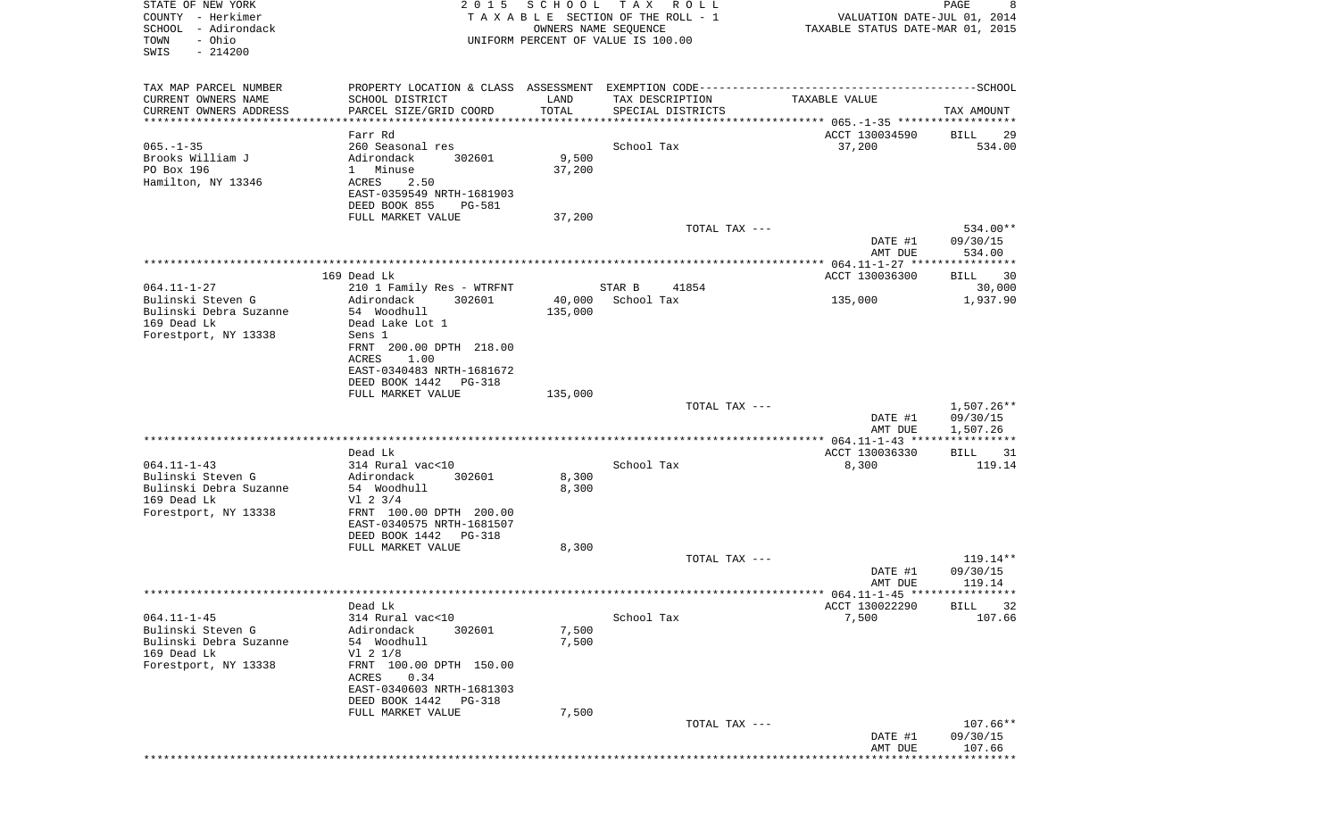STATE OF NEW YORK | COUNTY - Herkimer | SCHOOL - Adirondack | TOWN - Ohio | SWIS - 214200

2015 SCHOOL TAX ROLL
TAXABLE SECTION OF THE ROLL - 1
OWNERS NAME SEQUENCE
UNIFORM PERCENT OF VALUE IS 100.00

VALUATION DATE-JUL 01, 2014
TAXABLE STATUS DATE-MAR 01, 2015

| TAX MAP PARCEL NUMBER / CURRENT OWNERS NAME / CURRENT OWNERS ADDRESS | PROPERTY LOCATION & CLASS / SCHOOL DISTRICT / PARCEL SIZE/GRID COORD | ASSESSMENT LAND | TOTAL | EXEMPTION CODE / TAX DESCRIPTION / SPECIAL DISTRICTS | TAXABLE VALUE | TAX AMOUNT |
|---|---|---|---|---|---|---|
| 065.-1-35 | Farr Rd | | | | ACCT 130034590 | BILL 29 |
| Brooks William J | 260 Seasonal res | | | School Tax | 37,200 | 534.00 |
| PO Box 196 | Adirondack 302601 | 9,500 | | | | |
| Hamilton, NY 13346 | 1 Minuse | | 37,200 | | | |
| | ACRES 2.50 | | | | | |
| | EAST-0359549 NRTH-1681903 | | | | | |
| | DEED BOOK 855 PG-581 | | | | | |
| | FULL MARKET VALUE | | 37,200 | | | |
| | | | | TOTAL TAX --- | | 534.00** |
| | | | | | DATE #1 | 09/30/15 |
| | | | | | AMT DUE | 534.00 |
| 064.11-1-27 | 169 Dead Lk | | | | ACCT 130036300 | BILL 30 |
| Bulinski Steven G | 210 1 Family Res - WTRFNT | | | STAR B 41854 | | 30,000 |
| Bulinski Debra Suzanne | Adirondack 302601 | 40,000 | | School Tax | 135,000 | 1,937.90 |
| 169 Dead Lk | 54 Woodhull | | 135,000 | | | |
| Forestport, NY 13338 | Dead Lake Lot 1 | | | | | |
| | Sens 1 | | | | | |
| | FRNT 200.00 DPTH 218.00 | | | | | |
| | ACRES 1.00 | | | | | |
| | EAST-0340483 NRTH-1681672 | | | | | |
| | DEED BOOK 1442 PG-318 | | | | | |
| | FULL MARKET VALUE | | 135,000 | | | |
| | | | | TOTAL TAX --- | | 1,507.26** |
| | | | | | DATE #1 | 09/30/15 |
| | | | | | AMT DUE | 1,507.26 |
| 064.11-1-43 | Dead Lk | | | | ACCT 130036330 | BILL 31 |
| Bulinski Steven G | 314 Rural vac<10 | | | School Tax | 8,300 | 119.14 |
| Bulinski Debra Suzanne | Adirondack 302601 | 8,300 | | | | |
| 169 Dead Lk | 54 Woodhull | | 8,300 | | | |
| Forestport, NY 13338 | Vl 2 3/4 | | | | | |
| | FRNT 100.00 DPTH 200.00 | | | | | |
| | EAST-0340575 NRTH-1681507 | | | | | |
| | DEED BOOK 1442 PG-318 | | | | | |
| | FULL MARKET VALUE | | 8,300 | | | |
| | | | | TOTAL TAX --- | | 119.14** |
| | | | | | DATE #1 | 09/30/15 |
| | | | | | AMT DUE | 119.14 |
| 064.11-1-45 | Dead Lk | | | | ACCT 130022290 | BILL 32 |
| Bulinski Steven G | 314 Rural vac<10 | | | School Tax | 7,500 | 107.66 |
| Bulinski Debra Suzanne | Adirondack 302601 | 7,500 | | | | |
| 169 Dead Lk | 54 Woodhull | | 7,500 | | | |
| Forestport, NY 13338 | Vl 2 1/8 | | | | | |
| | FRNT 100.00 DPTH 150.00 | | | | | |
| | ACRES 0.34 | | | | | |
| | EAST-0340603 NRTH-1681303 | | | | | |
| | DEED BOOK 1442 PG-318 | | | | | |
| | FULL MARKET VALUE | | 7,500 | | | |
| | | | | TOTAL TAX --- | | 107.66** |
| | | | | | DATE #1 | 09/30/15 |
| | | | | | AMT DUE | 107.66 |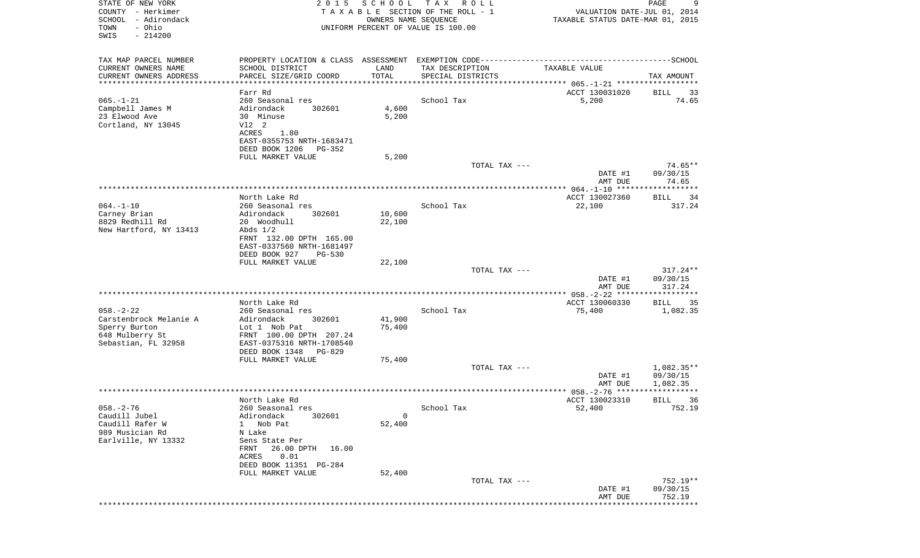STATE OF NEW YORK
COUNTY - Herkimer
SCHOOL - Adirondack
TOWN - Ohio
SWIS - 214200

2 0 1 5 S C H O O L T A X R O L L
T A X A B L E SECTION OF THE ROLL - 1
OWNERS NAME SEQUENCE
UNIFORM PERCENT OF VALUE IS 100.00

VALUATION DATE-JUL 01, 2014
TAXABLE STATUS DATE-MAR 01, 2015

| TAX MAP PARCEL NUMBER / CURRENT OWNERS NAME / CURRENT OWNERS ADDRESS | PROPERTY LOCATION & CLASS / SCHOOL DISTRICT / PARCEL SIZE/GRID COORD | ASSESSMENT LAND / TOTAL | EXEMPTION CODE / TAX DESCRIPTION / SPECIAL DISTRICTS | TAXABLE VALUE | SCHOOL TAX AMOUNT |
|---|---|---|---|---|---|
| 065.-1-21 | Farr Rd | | | ACCT 130031020 | BILL 33 |
| Campbell James M | 260 Seasonal res | | School Tax | 5,200 | 74.65 |
| 23 Elwood Ave | Adirondack 302601 | 4,600 | | | |
| Cortland, NY 13045 | 30 Minuse | 5,200 | | | |
| | Vl2 2 | | | | |
| | ACRES 1.80 | | | | |
| | EAST-0355753 NRTH-1683471 | | | | |
| | DEED BOOK 1206 PG-352 | | | | |
| | FULL MARKET VALUE | 5,200 | | | |
| | | | TOTAL TAX --- | | 74.65** |
| | | | | DATE #1 | 09/30/15 |
| | | | | AMT DUE | 74.65 |
| 064.-1-10 | North Lake Rd | | | ACCT 130027360 | BILL 34 |
| Carney Brian | 260 Seasonal res | | School Tax | 22,100 | 317.24 |
| 8829 Redhill Rd | Adirondack 302601 | 10,600 | | | |
| New Hartford, NY 13413 | 20 Woodhull | 22,100 | | | |
| | Abds 1/2 | | | | |
| | FRNT 132.00 DPTH 165.00 | | | | |
| | EAST-0337560 NRTH-1681497 | | | | |
| | DEED BOOK 927 PG-530 | | | | |
| | FULL MARKET VALUE | 22,100 | | | |
| | | | TOTAL TAX --- | | 317.24** |
| | | | | DATE #1 | 09/30/15 |
| | | | | AMT DUE | 317.24 |
| 058.-2-22 | North Lake Rd | | | ACCT 130060330 | BILL 35 |
| Carstenbrock Melanie A | 260 Seasonal res | | School Tax | 75,400 | 1,082.35 |
| Sperry Burton | Adirondack 302601 | 41,900 | | | |
| 648 Mulberry St | Lot 1 Nob Pat | 75,400 | | | |
| Sebastian, FL 32958 | FRNT 100.00 DPTH 207.24 | | | | |
| | EAST-0375316 NRTH-1708540 | | | | |
| | DEED BOOK 1348 PG-829 | | | | |
| | FULL MARKET VALUE | 75,400 | | | |
| | | | TOTAL TAX --- | | 1,082.35** |
| | | | | DATE #1 | 09/30/15 |
| | | | | AMT DUE | 1,082.35 |
| 058.-2-76 | North Lake Rd | | | ACCT 130023310 | BILL 36 |
| Caudill Jubel | 260 Seasonal res | | School Tax | 52,400 | 752.19 |
| Caudill Rafer W | Adirondack 302601 | 0 | | | |
| 989 Musician Rd | 1 Nob Pat | 52,400 | | | |
| Earlville, NY 13332 | N Lake | | | | |
| | Sens State Per | | | | |
| | FRNT 26.00 DPTH 16.00 | | | | |
| | ACRES 0.01 | | | | |
| | DEED BOOK 11351 PG-284 | | | | |
| | FULL MARKET VALUE | 52,400 | | | |
| | | | TOTAL TAX --- | | 752.19** |
| | | | | DATE #1 | 09/30/15 |
| | | | | AMT DUE | 752.19 |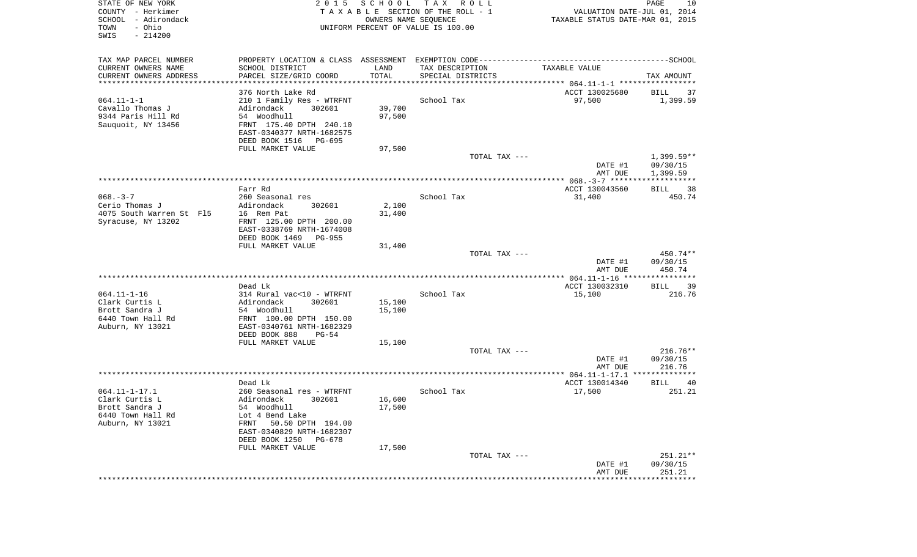STATE OF NEW YORK
COUNTY - Herkimer
SCHOOL - Adirondack
TOWN - Ohio
SWIS - 214200

2015 SCHOOL TAX ROLL
TAXABLE SECTION OF THE ROLL - 1
OWNERS NAME SEQUENCE
UNIFORM PERCENT OF VALUE IS 100.00

VALUATION DATE-JUL 01, 2014
TAXABLE STATUS DATE-MAR 01, 2015

| TAX MAP PARCEL NUMBER / CURRENT OWNERS NAME / CURRENT OWNERS ADDRESS | PROPERTY LOCATION & CLASS / SCHOOL DISTRICT / PARCEL SIZE/GRID COORD | ASSESSMENT LAND / TOTAL | EXEMPTION CODE / TAX DESCRIPTION / SPECIAL DISTRICTS | TAXABLE VALUE | TAX AMOUNT |
|---|---|---|---|---|---|
| | 376 North Lake Rd | | | ACCT 130025680 | BILL 37 |
| 064.11-1-1 | 210 1 Family Res - WTRFNT | | School Tax | 97,500 | 1,399.59 |
| Cavallo Thomas J | Adirondack 302601 | 39,700 | | | |
| 9344 Paris Hill Rd | 54 Woodhull | 97,500 | | | |
| Sauquoit, NY 13456 | FRNT 175.40 DPTH 240.10 | | | | |
| | EAST-0340377 NRTH-1682575 | | | | |
| | DEED BOOK 1516 PG-695 | | | | |
| | FULL MARKET VALUE | 97,500 | | | |
| | | | TOTAL TAX --- | | 1,399.59** |
| | | | | DATE #1 | 09/30/15 |
| | | | | AMT DUE | 1,399.59 |
| | Farr Rd | | | ACCT 130043560 | BILL 38 |
| 068.-3-7 | 260 Seasonal res | | School Tax | 31,400 | 450.74 |
| Cerio Thomas J | Adirondack 302601 | 2,100 | | | |
| 4075 South Warren St Fl5 | 16 Rem Pat | 31,400 | | | |
| Syracuse, NY 13202 | FRNT 125.00 DPTH 200.00 | | | | |
| | EAST-0338769 NRTH-1674008 | | | | |
| | DEED BOOK 1469 PG-955 | | | | |
| | FULL MARKET VALUE | 31,400 | | | |
| | | | TOTAL TAX --- | | 450.74** |
| | | | | DATE #1 | 09/30/15 |
| | | | | AMT DUE | 450.74 |
| | Dead Lk | | | ACCT 130032310 | BILL 39 |
| 064.11-1-16 | 314 Rural vac<10 - WTRFNT | | School Tax | 15,100 | 216.76 |
| Clark Curtis L | Adirondack 302601 | 15,100 | | | |
| Brott Sandra J | 54 Woodhull | 15,100 | | | |
| 6440 Town Hall Rd | FRNT 100.00 DPTH 150.00 | | | | |
| Auburn, NY 13021 | EAST-0340761 NRTH-1682329 | | | | |
| | DEED BOOK 888 PG-54 | | | | |
| | FULL MARKET VALUE | 15,100 | | | |
| | | | TOTAL TAX --- | | 216.76** |
| | | | | DATE #1 | 09/30/15 |
| | | | | AMT DUE | 216.76 |
| | Dead Lk | | | ACCT 130014340 | BILL 40 |
| 064.11-1-17.1 | 260 Seasonal res - WTRFNT | | School Tax | 17,500 | 251.21 |
| Clark Curtis L | Adirondack 302601 | 16,600 | | | |
| Brott Sandra J | 54 Woodhull | 17,500 | | | |
| 6440 Town Hall Rd | Lot 4 Bend Lake | | | | |
| Auburn, NY 13021 | FRNT 50.50 DPTH 194.00 | | | | |
| | EAST-0340829 NRTH-1682307 | | | | |
| | DEED BOOK 1250 PG-678 | | | | |
| | FULL MARKET VALUE | 17,500 | | | |
| | | | TOTAL TAX --- | | 251.21** |
| | | | | DATE #1 | 09/30/15 |
| | | | | AMT DUE | 251.21 |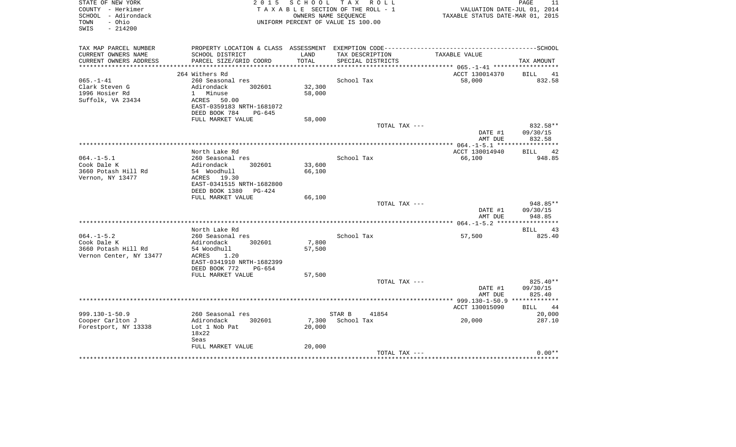STATE OF NEW YORK
COUNTY - Herkimer
SCHOOL - Adirondack
TOWN - Ohio
SWIS - 214200

2 0 1 5 S C H O O L T A X R O L L
T A X A B L E SECTION OF THE ROLL - 1
OWNERS NAME SEQUENCE
UNIFORM PERCENT OF VALUE IS 100.00

VALUATION DATE-JUL 01, 2014
TAXABLE STATUS DATE-MAR 01, 2015

| TAX MAP PARCEL NUMBER<br>CURRENT OWNERS NAME<br>CURRENT OWNERS ADDRESS | PROPERTY LOCATION & CLASS<br>SCHOOL DISTRICT<br>PARCEL SIZE/GRID COORD | ASSESSMENT<br>LAND<br>TOTAL | EXEMPTION CODE<br>TAX DESCRIPTION<br>SPECIAL DISTRICTS | SCHOOL<br>TAXABLE VALUE | TAX AMOUNT |
|---|---|---|---|---|---|
| 065.-1-41 | 264 Withers Rd | | | ACCT 130014370 | BILL 41 |
| 065.-1-41 | 260 Seasonal res | | School Tax | 58,000 | 832.58 |
| Clark Steven G | Adirondack 302601 | 32,300 | | | |
| 1996 Hosier Rd | 1 Minuse | 58,000 | | | |
| Suffolk, VA 23434 | ACRES 50.00 | | | | |
| | EAST-0359183 NRTH-1681072 | | | | |
| | DEED BOOK 784 PG-645 | | | | |
| | FULL MARKET VALUE | 58,000 | | | |
| | | | TOTAL TAX --- | | 832.58** |
| | | | | DATE #1 | 09/30/15 |
| | | | | AMT DUE | 832.58 |
| 064.-1-5.1 | North Lake Rd | | | ACCT 130014940 | BILL 42 |
| 064.-1-5.1 | 260 Seasonal res | | School Tax | 66,100 | 948.85 |
| Cook Dale K | Adirondack 302601 | 33,600 | | | |
| 3660 Potash Hill Rd | 54 Woodhull | 66,100 | | | |
| Vernon, NY 13477 | ACRES 19.30 | | | | |
| | EAST-0341515 NRTH-1682800 | | | | |
| | DEED BOOK 1380 PG-424 | | | | |
| | FULL MARKET VALUE | 66,100 | | | |
| | | | TOTAL TAX --- | | 948.85** |
| | | | | DATE #1 | 09/30/15 |
| | | | | AMT DUE | 948.85 |
| 064.-1-5.2 | North Lake Rd | | | | BILL 43 |
| 064.-1-5.2 | 260 Seasonal res | | School Tax | 57,500 | 825.40 |
| Cook Dale K | Adirondack 302601 | 7,800 | | | |
| 3660 Potash Hill Rd | 54 Woodhull | 57,500 | | | |
| Vernon Center, NY 13477 | ACRES 1.20 | | | | |
| | EAST-0341910 NRTH-1682399 | | | | |
| | DEED BOOK 772 PG-654 | | | | |
| | FULL MARKET VALUE | 57,500 | | | |
| | | | TOTAL TAX --- | | 825.40** |
| | | | | DATE #1 | 09/30/15 |
| | | | | AMT DUE | 825.40 |
| 999.130-1-50.9 | | | | ACCT 130015090 | BILL 44 |
| 999.130-1-50.9 | 260 Seasonal res | | STAR B 41854 | | 20,000 |
| Cooper Carlton J | Adirondack 302601 | 7,300 | School Tax | 20,000 | 287.10 |
| Forestport, NY 13338 | Lot 1 Nob Pat | 20,000 | | | |
| | 18x22 | | | | |
| | Seas | | | | |
| | FULL MARKET VALUE | 20,000 | | | |
| | | | TOTAL TAX --- | | 0.00** |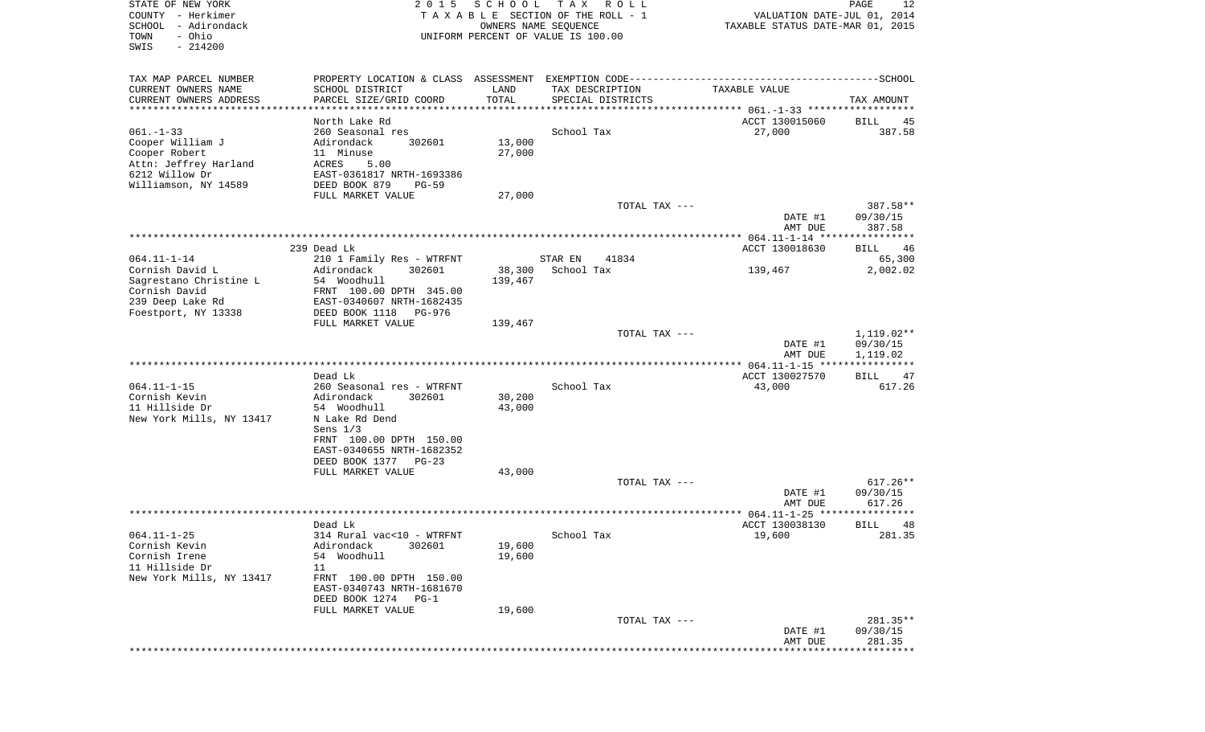STATE OF NEW YORK
COUNTY - Herkimer
SCHOOL - Adirondack
TOWN - Ohio
SWIS - 214200

2 0 1 5 S C H O O L T A X R O L L
T A X A B L E SECTION OF THE ROLL - 1
OWNERS NAME SEQUENCE
UNIFORM PERCENT OF VALUE IS 100.00

VALUATION DATE-JUL 01, 2014
TAXABLE STATUS DATE-MAR 01, 2015

| TAX MAP PARCEL NUMBER / CURRENT OWNERS NAME / CURRENT OWNERS ADDRESS | PROPERTY LOCATION & CLASS / SCHOOL DISTRICT / PARCEL SIZE/GRID COORD | ASSESSMENT LAND / TOTAL | EXEMPTION CODE / TAX DESCRIPTION / SPECIAL DISTRICTS | TAXABLE VALUE | SCHOOL TAX AMOUNT |
|---|---|---|---|---|---|
| | North Lake Rd | | | ACCT 130015060 | BILL 45 |
| 061.-1-33 | 260 Seasonal res | | School Tax | 27,000 | 387.58 |
| Cooper William J | Adirondack 302601 | 13,000 | | | |
| Cooper Robert | 11 Minuse | 27,000 | | | |
| Attn: Jeffrey Harland | ACRES 5.00 | | | | |
| 6212 Willow Dr | EAST-0361817 NRTH-1693386 | | | | |
| Williamson, NY 14589 | DEED BOOK 879 PG-59 | | | | |
| | FULL MARKET VALUE | 27,000 | | | |
| | | | TOTAL TAX --- | | 387.58** |
| | | | | DATE #1 | 09/30/15 |
| | | | | AMT DUE | 387.58 |
| | 239 Dead Lk | | | ACCT 130018630 | BILL 46 |
| 064.11-1-14 | 210 1 Family Res - WTRFNT | | STAR EN 41834 | | 65,300 |
| Cornish David L | Adirondack 302601 | 38,300 | School Tax | 139,467 | 2,002.02 |
| Sagrestano Christine L | 54 Woodhull | 139,467 | | | |
| Cornish David | FRNT 100.00 DPTH 345.00 | | | | |
| 239 Deep Lake Rd | EAST-0340607 NRTH-1682435 | | | | |
| Foestport, NY 13338 | DEED BOOK 1118 PG-976 | | | | |
| | FULL MARKET VALUE | 139,467 | | | |
| | | | TOTAL TAX --- | | 1,119.02** |
| | | | | DATE #1 | 09/30/15 |
| | | | | AMT DUE | 1,119.02 |
| | Dead Lk | | | ACCT 130027570 | BILL 47 |
| 064.11-1-15 | 260 Seasonal res - WTRFNT | | School Tax | 43,000 | 617.26 |
| Cornish Kevin | Adirondack 302601 | 30,200 | | | |
| 11 Hillside Dr | 54 Woodhull | 43,000 | | | |
| New York Mills, NY 13417 | N Lake Rd Dend | | | | |
| | Sens 1/3 | | | | |
| | FRNT 100.00 DPTH 150.00 | | | | |
| | EAST-0340655 NRTH-1682352 | | | | |
| | DEED BOOK 1377 PG-23 | | | | |
| | FULL MARKET VALUE | 43,000 | | | |
| | | | TOTAL TAX --- | | 617.26** |
| | | | | DATE #1 | 09/30/15 |
| | | | | AMT DUE | 617.26 |
| | Dead Lk | | | ACCT 130038130 | BILL 48 |
| 064.11-1-25 | 314 Rural vac<10 - WTRFNT | | School Tax | 19,600 | 281.35 |
| Cornish Kevin | Adirondack 302601 | 19,600 | | | |
| Cornish Irene | 54 Woodhull | 19,600 | | | |
| 11 Hillside Dr | 11 | | | | |
| New York Mills, NY 13417 | FRNT 100.00 DPTH 150.00 | | | | |
| | EAST-0340743 NRTH-1681670 | | | | |
| | DEED BOOK 1274 PG-1 | | | | |
| | FULL MARKET VALUE | 19,600 | | | |
| | | | TOTAL TAX --- | | 281.35** |
| | | | | DATE #1 | 09/30/15 |
| | | | | AMT DUE | 281.35 |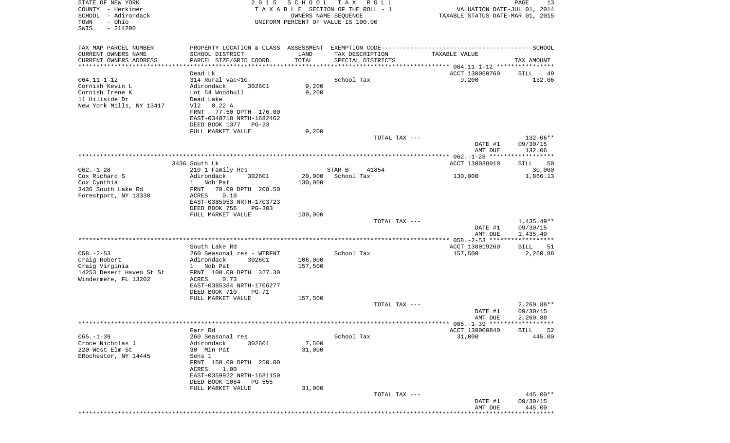STATE OF NEW YORK
COUNTY - Herkimer
SCHOOL - Adirondack
TOWN - Ohio
SWIS - 214200

2015 SCHOOL TAX ROLL
TAXABLE SECTION OF THE ROLL - 1
OWNERS NAME SEQUENCE
UNIFORM PERCENT OF VALUE IS 100.00

VALUATION DATE-JUL 01, 2014
TAXABLE STATUS DATE-MAR 01, 2015

| TAX MAP PARCEL NUMBER / CURRENT OWNERS NAME / CURRENT OWNERS ADDRESS | PROPERTY LOCATION & CLASS / SCHOOL DISTRICT / PARCEL SIZE/GRID COORD | ASSESSMENT LAND / TOTAL | EXEMPTION CODE / TAX DESCRIPTION / SPECIAL DISTRICTS | TAXABLE VALUE | TAX AMOUNT |
|---|---|---|---|---|---|
| **064.11-1-12** | Dead Lk | | | ACCT 130060760 | BILL 49 |
| Cornish Kevin L | 314 Rural vac<10 | | School Tax | 9,200 | 132.06 |
| Cornish Irene K | Adirondack 302601 | 9,200 | | | |
| 11 Hillside Dr | Lot 54 Woodhull | 9,200 | | | |
| New York Mills, NY 13417 | Dead Lake | | | | |
| | Vl2 0.22 A | | | | |
| | FRNT 77.50 DPTH 176.00 | | | | |
| | EAST-0340718 NRTH-1682462 | | | | |
| | DEED BOOK 1377 PG-23 | | | | |
| | FULL MARKET VALUE | 9,200 | | | |
| | | | TOTAL TAX --- | | 132.06** |
| | | | | DATE #1 | 09/30/15 |
| | | | | AMT DUE | 132.06 |
| **062.-1-28** | 3436 South Lk | | | ACCT 130038010 | BILL 50 |
| Cox Richard S | 210 1 Family Res | | STAR B 41854 | | 30,000 |
| Cox Cynthia | Adirondack 302601 | 20,000 | School Tax | 130,000 | 1,866.13 |
| 3436 South Lake Rd | 1 Nob Pat | 130,000 | | | |
| Forestport, NY 13338 | FRNT 70.00 DPTH 208.50 | | | | |
| | ACRES 0.10 | | | | |
| | EAST-0385053 NRTH-1703723 | | | | |
| | DEED BOOK 756 PG-303 | | | | |
| | FULL MARKET VALUE | 130,000 | | | |
| | | | TOTAL TAX --- | | 1,435.49** |
| | | | | DATE #1 | 09/30/15 |
| | | | | AMT DUE | 1,435.49 |
| **058.-2-53** | South Lake Rd | | | ACCT 130019260 | BILL 51 |
| Craig Robert | 260 Seasonal res - WTRFNT | | School Tax | 157,500 | 2,260.88 |
| Craig Virginia | Adirondack 302601 | 106,000 | | | |
| 14253 Desert Haven St St | 1 Nob Pat | 157,500 | | | |
| Windermere, FL 13202 | FRNT 100.00 DPTH 327.30 | | | | |
| | ACRES 0.73 | | | | |
| | EAST-0385384 NRTH-1706277 | | | | |
| | DEED BOOK 710 PG-71 | | | | |
| | FULL MARKET VALUE | 157,500 | | | |
| | | | TOTAL TAX --- | | 2,260.88** |
| | | | | DATE #1 | 09/30/15 |
| | | | | AMT DUE | 2,260.88 |
| **065.-1-39** | Farr Rd | | | ACCT 130000840 | BILL 52 |
| Croce Nicholas J | 260 Seasonal res | | School Tax | 31,000 | 445.00 |
| 220 West Elm St | Adirondack 302601 | 7,500 | | | |
| ERochester, NY 14445 | 30 Min Pat | 31,000 | | | |
| | Sens 1 | | | | |
| | FRNT 150.00 DPTH 250.00 | | | | |
| | ACRES 1.00 | | | | |
| | EAST-0359922 NRTH-1681150 | | | | |
| | DEED BOOK 1084 PG-555 | | | | |
| | FULL MARKET VALUE | 31,000 | | | |
| | | | TOTAL TAX --- | | 445.00** |
| | | | | DATE #1 | 09/30/15 |
| | | | | AMT DUE | 445.00 |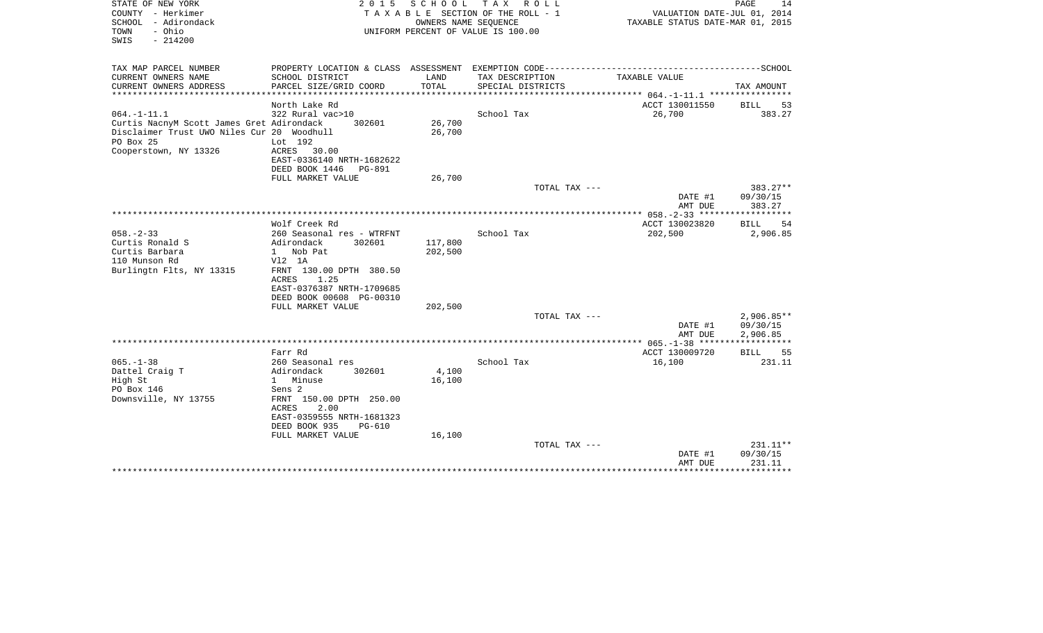STATE OF NEW YORK
COUNTY - Herkimer
SCHOOL - Adirondack
TOWN - Ohio
SWIS - 214200

2015 SCHOOL TAX ROLL
TAXABLE SECTION OF THE ROLL - 1
OWNERS NAME SEQUENCE
UNIFORM PERCENT OF VALUE IS 100.00

VALUATION DATE-JUL 01, 2014
TAXABLE STATUS DATE-MAR 01, 2015

| TAX MAP PARCEL NUMBER / CURRENT OWNERS NAME / CURRENT OWNERS ADDRESS | PROPERTY LOCATION & CLASS / SCHOOL DISTRICT / PARCEL SIZE/GRID COORD | ASSESSMENT LAND / TOTAL | EXEMPTION CODE / TAX DESCRIPTION / SPECIAL DISTRICTS | TAXABLE VALUE | TAX AMOUNT |
|---|---|---|---|---|---|
| | North Lake Rd | | | ACCT 130011550 | BILL 53 |
| 064.-1-11.1 | 322 Rural vac>10 | | School Tax | 26,700 | 383.27 |
| Curtis NacnyM Scott James Gret | Adirondack 302601 | 26,700 | | | |
| Disclaimer Trust UWO Niles Cur | 20 Woodhull | 26,700 | | | |
| PO Box 25 | Lot 192 | | | | |
| Cooperstown, NY 13326 | ACRES 30.00 | | | | |
| | EAST-0336140 NRTH-1682622 | | | | |
| | DEED BOOK 1446 PG-891 | | | | |
| | FULL MARKET VALUE | 26,700 | | | |
| | | | TOTAL TAX --- | | 383.27** |
| | | | | DATE #1 | 09/30/15 |
| | | | | AMT DUE | 383.27 |
| | Wolf Creek Rd | | | ACCT 130023820 | BILL 54 |
| 058.-2-33 | 260 Seasonal res - WTRFNT | | School Tax | 202,500 | 2,906.85 |
| Curtis Ronald S | Adirondack 302601 | 117,800 | | | |
| Curtis Barbara | 1 Nob Pat | 202,500 | | | |
| 110 Munson Rd | Vl2 1A | | | | |
| Burlingtn Flts, NY 13315 | FRNT 130.00 DPTH 380.50 | | | | |
| | ACRES 1.25 | | | | |
| | EAST-0376387 NRTH-1709685 | | | | |
| | DEED BOOK 00608 PG-00310 | | | | |
| | FULL MARKET VALUE | 202,500 | | | |
| | | | TOTAL TAX --- | | 2,906.85** |
| | | | | DATE #1 | 09/30/15 |
| | | | | AMT DUE | 2,906.85 |
| | Farr Rd | | | ACCT 130009720 | BILL 55 |
| 065.-1-38 | 260 Seasonal res | | School Tax | 16,100 | 231.11 |
| Dattel Craig T | Adirondack 302601 | 4,100 | | | |
| High St | 1 Minuse | 16,100 | | | |
| PO Box 146 | Sens 2 | | | | |
| Downsville, NY 13755 | FRNT 150.00 DPTH 250.00 | | | | |
| | ACRES 2.00 | | | | |
| | EAST-0359555 NRTH-1681323 | | | | |
| | DEED BOOK 935 PG-610 | | | | |
| | FULL MARKET VALUE | 16,100 | | | |
| | | | TOTAL TAX --- | | 231.11** |
| | | | | DATE #1 | 09/30/15 |
| | | | | AMT DUE | 231.11 |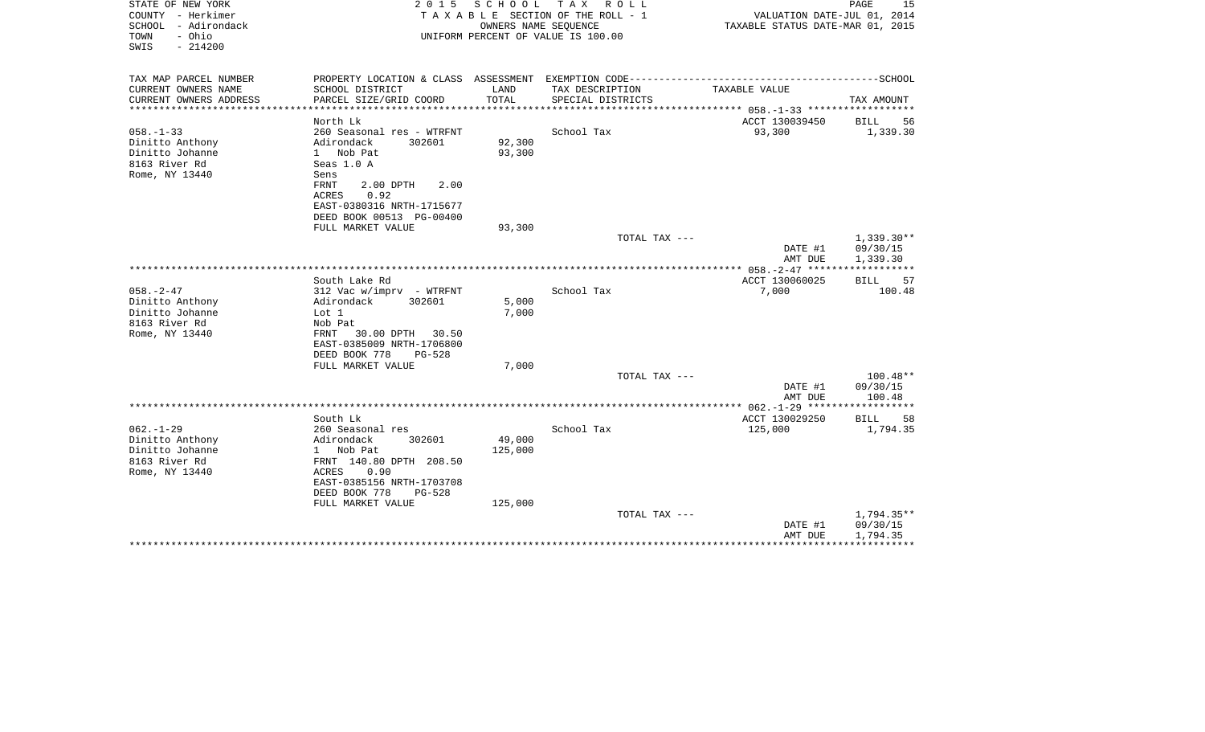STATE OF NEW YORK
COUNTY - Herkimer
SCHOOL - Adirondack
TOWN - Ohio
SWIS - 214200

2 0 1 5 S C H O O L T A X R O L L
T A X A B L E SECTION OF THE ROLL - 1
OWNERS NAME SEQUENCE
UNIFORM PERCENT OF VALUE IS 100.00

VALUATION DATE-JUL 01, 2014
TAXABLE STATUS DATE-MAR 01, 2015

| TAX MAP PARCEL NUMBER<br>CURRENT OWNERS NAME<br>CURRENT OWNERS ADDRESS | PROPERTY LOCATION & CLASS<br>SCHOOL DISTRICT<br>PARCEL SIZE/GRID COORD | ASSESSMENT<br>LAND<br>TOTAL | EXEMPTION CODE<br>TAX DESCRIPTION<br>SPECIAL DISTRICTS | SCHOOL<br>TAXABLE VALUE | <br><br>TAX AMOUNT |
|---|---|---|---|---|---|
| | North Lk | | | ACCT 130039450 | BILL 56 |
| 058.-1-33 | 260 Seasonal res - WTRFNT | | School Tax | 93,300 | 1,339.30 |
| Dinitto Anthony | Adirondack 302601 | 92,300 | | | |
| Dinitto Johanne | 1 Nob Pat | 93,300 | | | |
| 8163 River Rd | Seas 1.0 A | | | | |
| Rome, NY 13440 | Sens | | | | |
| | FRNT 2.00 DPTH 2.00 | | | | |
| | ACRES 0.92 | | | | |
| | EAST-0380316 NRTH-1715677 | | | | |
| | DEED BOOK 00513 PG-00400 | | | | |
| | FULL MARKET VALUE | 93,300 | | | |
| | | | TOTAL TAX --- | | 1,339.30** |
| | | | | DATE #1 | 09/30/15 |
| | | | | AMT DUE | 1,339.30 |
| | South Lake Rd | | | ACCT 130060025 | BILL 57 |
| 058.-2-47 | 312 Vac w/imprv - WTRFNT | | School Tax | 7,000 | 100.48 |
| Dinitto Anthony | Adirondack 302601 | 5,000 | | | |
| Dinitto Johanne | Lot 1 | 7,000 | | | |
| 8163 River Rd | Nob Pat | | | | |
| Rome, NY 13440 | FRNT 30.00 DPTH 30.50 | | | | |
| | EAST-0385009 NRTH-1706800 | | | | |
| | DEED BOOK 778 PG-528 | | | | |
| | FULL MARKET VALUE | 7,000 | | | |
| | | | TOTAL TAX --- | | 100.48** |
| | | | | DATE #1 | 09/30/15 |
| | | | | AMT DUE | 100.48 |
| | South Lk | | | ACCT 130029250 | BILL 58 |
| 062.-1-29 | 260 Seasonal res | | School Tax | 125,000 | 1,794.35 |
| Dinitto Anthony | Adirondack 302601 | 49,000 | | | |
| Dinitto Johanne | 1 Nob Pat | 125,000 | | | |
| 8163 River Rd | FRNT 140.80 DPTH 208.50 | | | | |
| Rome, NY 13440 | ACRES 0.90 | | | | |
| | EAST-0385156 NRTH-1703708 | | | | |
| | DEED BOOK 778 PG-528 | | | | |
| | FULL MARKET VALUE | 125,000 | | | |
| | | | TOTAL TAX --- | | 1,794.35** |
| | | | | DATE #1 | 09/30/15 |
| | | | | AMT DUE | 1,794.35 |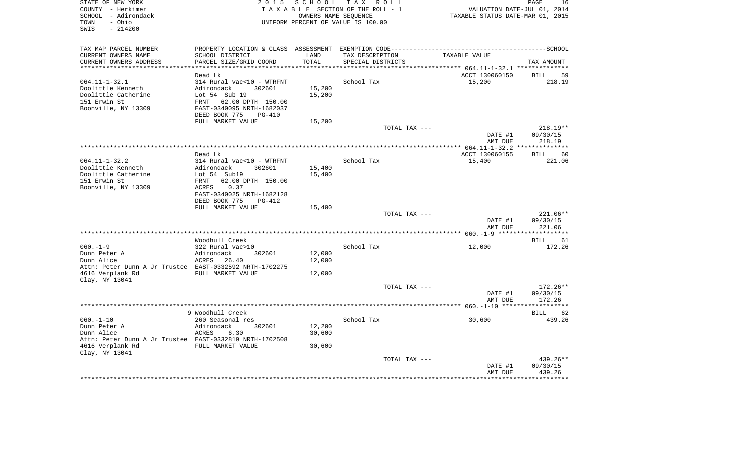STATE OF NEW YORK
COUNTY - Herkimer
SCHOOL - Adirondack
TOWN - Ohio
SWIS - 214200

2 0 1 5 S C H O O L T A X R O L L
T A X A B L E SECTION OF THE ROLL - 1
OWNERS NAME SEQUENCE
UNIFORM PERCENT OF VALUE IS 100.00

VALUATION DATE-JUL 01, 2014
TAXABLE STATUS DATE-MAR 01, 2015

| TAX MAP PARCEL NUMBER<br>CURRENT OWNERS NAME<br>CURRENT OWNERS ADDRESS | PROPERTY LOCATION & CLASS<br>SCHOOL DISTRICT<br>PARCEL SIZE/GRID COORD | ASSESSMENT<br>LAND<br>TOTAL | EXEMPTION CODE<br>TAX DESCRIPTION<br>SPECIAL DISTRICTS | TAXABLE VALUE | SCHOOL<br>TAX AMOUNT |
|---|---|---|---|---|---|
| **064.11-1-32.1** | Dead Lk | | | ACCT 130060150 | BILL 59 |
| 064.11-1-32.1 | 314 Rural vac<10 - WTRFNT | | School Tax | 15,200 | 218.19 |
| Doolittle Kenneth | Adirondack 302601 | 15,200 | | | |
| Doolittle Catherine | Lot 54 Sub 19 | 15,200 | | | |
| 151 Erwin St | FRNT 62.00 DPTH 150.00 | | | | |
| Boonville, NY 13309 | EAST-0340095 NRTH-1682037 | | | | |
| | DEED BOOK 775 PG-410 | | | | |
| | FULL MARKET VALUE | 15,200 | | | |
| | | | TOTAL TAX --- | | 218.19** |
| | | | | DATE #1 | 09/30/15 |
| | | | | AMT DUE | 218.19 |
| **064.11-1-32.2** | Dead Lk | | | ACCT 130060155 | BILL 60 |
| 064.11-1-32.2 | 314 Rural vac<10 - WTRFNT | | School Tax | 15,400 | 221.06 |
| Doolittle Kenneth | Adirondack 302601 | 15,400 | | | |
| Doolittle Catherine | Lot 54 Sub19 | 15,400 | | | |
| 151 Erwin St | FRNT 62.00 DPTH 150.00 | | | | |
| Boonville, NY 13309 | ACRES 0.37 | | | | |
| | EAST-0340025 NRTH-1682128 | | | | |
| | DEED BOOK 775 PG-412 | | | | |
| | FULL MARKET VALUE | 15,400 | | | |
| | | | TOTAL TAX --- | | 221.06** |
| | | | | DATE #1 | 09/30/15 |
| | | | | AMT DUE | 221.06 |
| **060.-1-9** | Woodhull Creek | | | | BILL 61 |
| 060.-1-9 | 322 Rural vac>10 | | School Tax | 12,000 | 172.26 |
| Dunn Peter A | Adirondack 302601 | 12,000 | | | |
| Dunn Alice | ACRES 26.40 | 12,000 | | | |
| Attn: Peter Dunn A Jr Trustee | EAST-0332592 NRTH-1702275 | | | | |
| 4616 Verplank Rd | FULL MARKET VALUE | 12,000 | | | |
| Clay, NY 13041 | | | | | |
| | | | TOTAL TAX --- | | 172.26** |
| | | | | DATE #1 | 09/30/15 |
| | | | | AMT DUE | 172.26 |
| **060.-1-10** | 9 Woodhull Creek | | | | BILL 62 |
| 060.-1-10 | 260 Seasonal res | | School Tax | 30,600 | 439.26 |
| Dunn Peter A | Adirondack 302601 | 12,200 | | | |
| Dunn Alice | ACRES 6.30 | 30,600 | | | |
| Attn: Peter Dunn A Jr Trustee | EAST-0332819 NRTH-1702508 | | | | |
| 4616 Verplank Rd | FULL MARKET VALUE | 30,600 | | | |
| Clay, NY 13041 | | | | | |
| | | | TOTAL TAX --- | | 439.26** |
| | | | | DATE #1 | 09/30/15 |
| | | | | AMT DUE | 439.26 |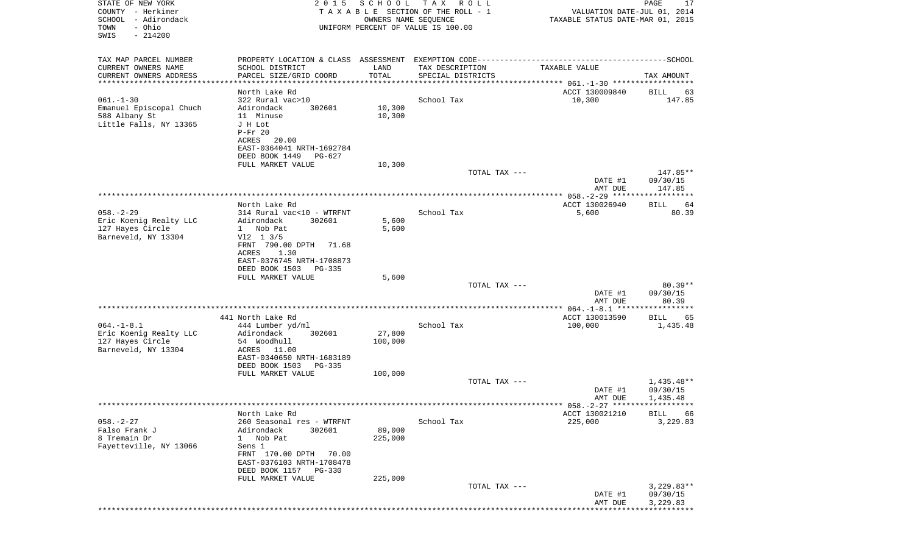STATE OF NEW YORK | COUNTY - Herkimer | SCHOOL - Adirondack | TOWN - Ohio | SWIS - 214200

2015 SCHOOL TAX ROLL
TAXABLE SECTION OF THE ROLL - 1
OWNERS NAME SEQUENCE
UNIFORM PERCENT OF VALUE IS 100.00

VALUATION DATE-JUL 01, 2014
TAXABLE STATUS DATE-MAR 01, 2015

| TAX MAP PARCEL NUMBER / CURRENT OWNERS NAME / CURRENT OWNERS ADDRESS | PROPERTY LOCATION & CLASS / SCHOOL DISTRICT / PARCEL SIZE/GRID COORD | ASSESSMENT LAND | TOTAL | EXEMPTION CODE / TAX DESCRIPTION / SPECIAL DISTRICTS | TAXABLE VALUE | TAX AMOUNT |
|---|---|---|---|---|---|---|
| 061.-1-30 | North Lake Rd | | | | ACCT 130009840 | BILL 63 |
| Emanuel Episcopal Chuch | 322 Rural vac>10 | | | School Tax | 10,300 | 147.85 |
| 588 Albany St | Adirondack 302601 | 10,300 | 10,300 | | | |
| Little Falls, NY 13365 | 11 Minuse | | | | | |
| | J H Lot | | | | | |
| | P-Fr 20 | | | | | |
| | ACRES 20.00 | | | | | |
| | EAST-0364041 NRTH-1692784 | | | | | |
| | DEED BOOK 1449 PG-627 | | | | | |
| | FULL MARKET VALUE | | 10,300 | | | |
| | | | | TOTAL TAX --- | | 147.85** |
| | | | | | DATE #1 | 09/30/15 |
| | | | | | AMT DUE | 147.85 |
| 058.-2-29 | North Lake Rd | | | | ACCT 130026940 | BILL 64 |
| Eric Koenig Realty LLC | 314 Rural vac<10 - WTRFNT | | | School Tax | 5,600 | 80.39 |
| 127 Hayes Circle | Adirondack 302601 | 5,600 | 5,600 | | | |
| Barneveld, NY 13304 | 1 Nob Pat | | | | | |
| | Vl2 1 3/5 | | | | | |
| | FRNT 790.00 DPTH 71.68 | | | | | |
| | ACRES 1.30 | | | | | |
| | EAST-0376745 NRTH-1708873 | | | | | |
| | DEED BOOK 1503 PG-335 | | | | | |
| | FULL MARKET VALUE | | 5,600 | | | |
| | | | | TOTAL TAX --- | | 80.39** |
| | | | | | DATE #1 | 09/30/15 |
| | | | | | AMT DUE | 80.39 |
| 064.-1-8.1 | 441 North Lake Rd | | | | ACCT 130013590 | BILL 65 |
| Eric Koenig Realty LLC | 444 Lumber yd/ml | | | School Tax | 100,000 | 1,435.48 |
| 127 Hayes Circle | Adirondack 302601 | 27,800 | 100,000 | | | |
| Barneveld, NY 13304 | 54 Woodhull | | | | | |
| | ACRES 11.00 | | | | | |
| | EAST-0340650 NRTH-1683189 | | | | | |
| | DEED BOOK 1503 PG-335 | | | | | |
| | FULL MARKET VALUE | | 100,000 | | | |
| | | | | TOTAL TAX --- | | 1,435.48** |
| | | | | | DATE #1 | 09/30/15 |
| | | | | | AMT DUE | 1,435.48 |
| 058.-2-27 | North Lake Rd | | | | ACCT 130021210 | BILL 66 |
| Falso Frank J | 260 Seasonal res - WTRFNT | | | School Tax | 225,000 | 3,229.83 |
| 8 Tremain Dr | Adirondack 302601 | 89,000 | 225,000 | | | |
| Fayetteville, NY 13066 | 1 Nob Pat | | | | | |
| | Sens 1 | | | | | |
| | FRNT 170.00 DPTH 70.00 | | | | | |
| | EAST-0376103 NRTH-1708478 | | | | | |
| | DEED BOOK 1157 PG-330 | | | | | |
| | FULL MARKET VALUE | | 225,000 | | | |
| | | | | TOTAL TAX --- | | 3,229.83** |
| | | | | | DATE #1 | 09/30/15 |
| | | | | | AMT DUE | 3,229.83 |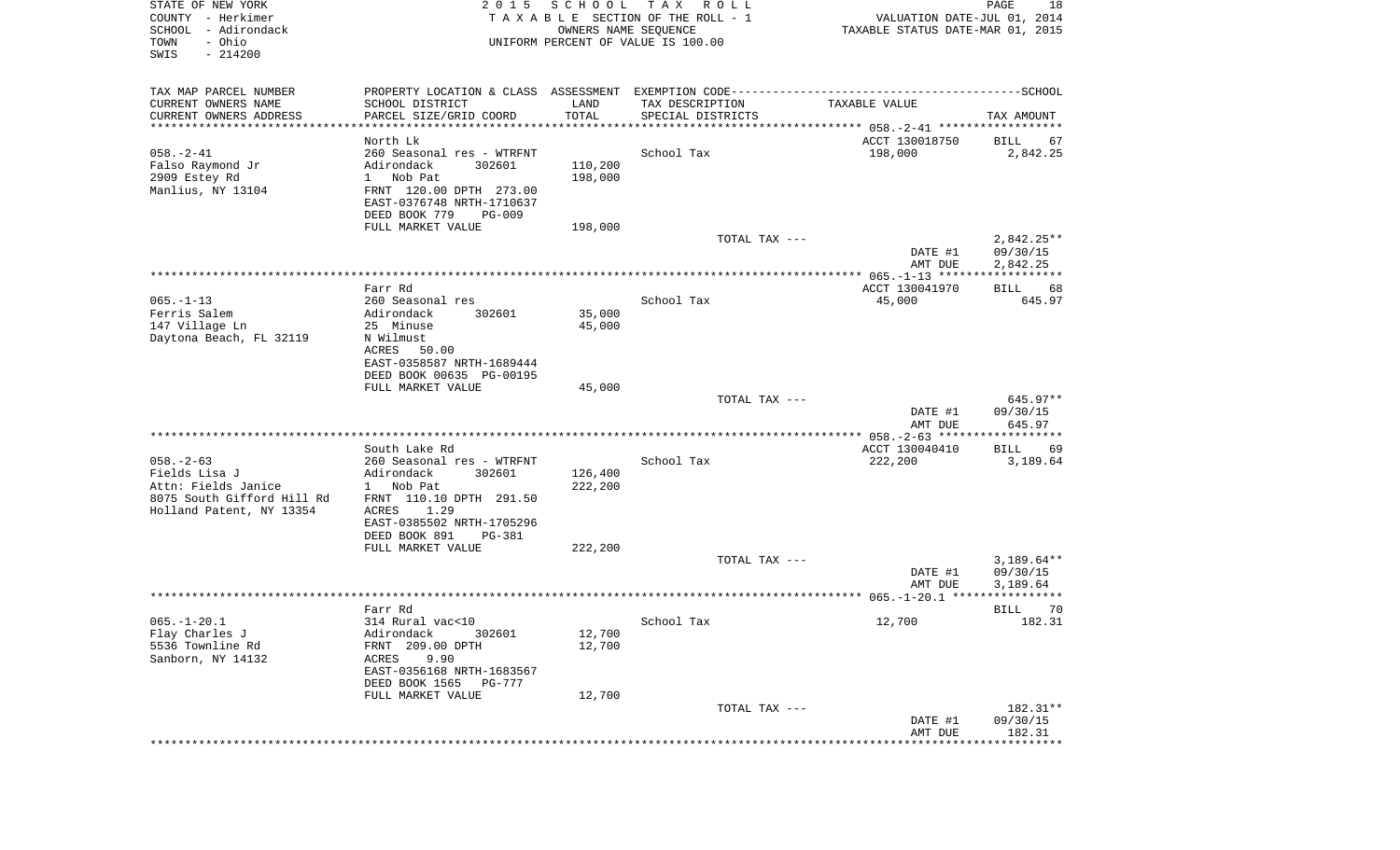STATE OF NEW YORK
COUNTY - Herkimer
SCHOOL - Adirondack
TOWN - Ohio
SWIS - 214200

2 0 1 5 S C H O O L T A X R O L L
T A X A B L E SECTION OF THE ROLL - 1
OWNERS NAME SEQUENCE
UNIFORM PERCENT OF VALUE IS 100.00

VALUATION DATE-JUL 01, 2014
TAXABLE STATUS DATE-MAR 01, 2015

| TAX MAP PARCEL NUMBER / CURRENT OWNERS NAME / CURRENT OWNERS ADDRESS | PROPERTY LOCATION & CLASS / SCHOOL DISTRICT / PARCEL SIZE/GRID COORD | ASSESSMENT LAND / TOTAL | EXEMPTION CODE / TAX DESCRIPTION / SPECIAL DISTRICTS | TAXABLE VALUE | TAX AMOUNT |
|---|---|---|---|---|---|
| 058.-2-41 | North Lk | | | ACCT 130018750 | BILL 67 |
| Falso Raymond Jr | 260 Seasonal res - WTRFNT | | School Tax | 198,000 | 2,842.25 |
| 2909 Estey Rd | Adirondack 302601 | 110,200 | | | |
| Manlius, NY 13104 | 1 Nob Pat | 198,000 | | | |
| | FRNT 120.00 DPTH 273.00 | | | | |
| | EAST-0376748 NRTH-1710637 | | | | |
| | DEED BOOK 779 PG-009 | | | | |
| | FULL MARKET VALUE | 198,000 | | | |
| | | | TOTAL TAX --- | | 2,842.25** |
| | | | | DATE #1 | 09/30/15 |
| | | | | AMT DUE | 2,842.25 |
| 065.-1-13 | Farr Rd | | | ACCT 130041970 | BILL 68 |
| Ferris Salem | 260 Seasonal res | | School Tax | 45,000 | 645.97 |
| 147 Village Ln | Adirondack 302601 | 35,000 | | | |
| Daytona Beach, FL 32119 | 25 Minuse | 45,000 | | | |
| | N Wilmust | | | | |
| | ACRES 50.00 | | | | |
| | EAST-0358587 NRTH-1689444 | | | | |
| | DEED BOOK 00635 PG-00195 | | | | |
| | FULL MARKET VALUE | 45,000 | | | |
| | | | TOTAL TAX --- | | 645.97** |
| | | | | DATE #1 | 09/30/15 |
| | | | | AMT DUE | 645.97 |
| 058.-2-63 | South Lake Rd | | | ACCT 130040410 | BILL 69 |
| Fields Lisa J | 260 Seasonal res - WTRFNT | | School Tax | 222,200 | 3,189.64 |
| Attn: Fields Janice | Adirondack 302601 | 126,400 | | | |
| 8075 South Gifford Hill Rd | 1 Nob Pat | 222,200 | | | |
| Holland Patent, NY 13354 | FRNT 110.10 DPTH 291.50 | | | | |
| | ACRES 1.29 | | | | |
| | EAST-0385502 NRTH-1705296 | | | | |
| | DEED BOOK 891 PG-381 | | | | |
| | FULL MARKET VALUE | 222,200 | | | |
| | | | TOTAL TAX --- | | 3,189.64** |
| | | | | DATE #1 | 09/30/15 |
| | | | | AMT DUE | 3,189.64 |
| 065.-1-20.1 | Farr Rd | | | | BILL 70 |
| Flay Charles J | 314 Rural vac<10 | | School Tax | 12,700 | 182.31 |
| 5536 Townline Rd | Adirondack 302601 | 12,700 | | | |
| Sanborn, NY 14132 | FRNT 209.00 DPTH | 12,700 | | | |
| | ACRES 9.90 | | | | |
| | EAST-0356168 NRTH-1683567 | | | | |
| | DEED BOOK 1565 PG-777 | | | | |
| | FULL MARKET VALUE | 12,700 | | | |
| | | | TOTAL TAX --- | | 182.31** |
| | | | | DATE #1 | 09/30/15 |
| | | | | AMT DUE | 182.31 |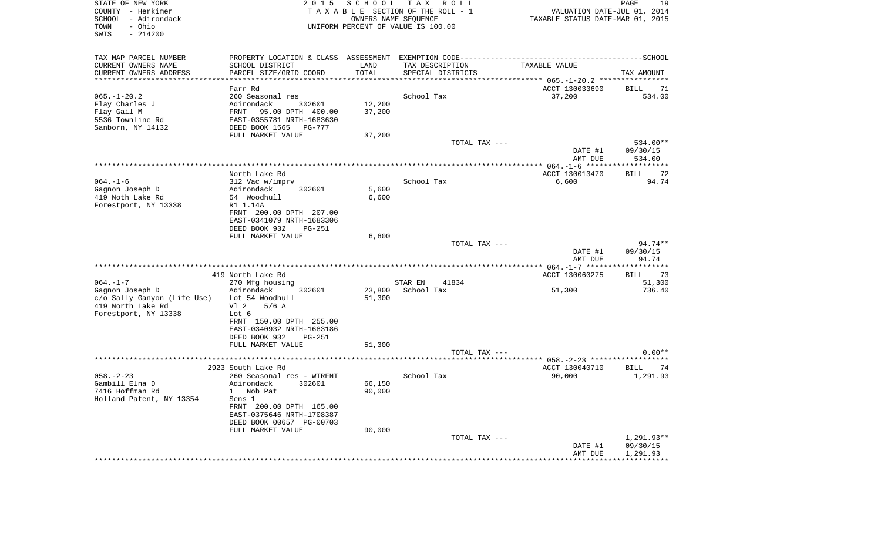STATE OF NEW YORK · 2015 SCHOOL TAX ROLL
COUNTY - Herkimer · TAXABLE SECTION OF THE ROLL - 1 · VALUATION DATE-JUL 01, 2014
SCHOOL - Adirondack · OWNERS NAME SEQUENCE · TAXABLE STATUS DATE-MAR 01, 2015
TOWN - Ohio · UNIFORM PERCENT OF VALUE IS 100.00
SWIS - 214200

| TAX MAP PARCEL NUMBER / CURRENT OWNERS NAME / CURRENT OWNERS ADDRESS | PROPERTY LOCATION & CLASS / SCHOOL DISTRICT / PARCEL SIZE/GRID COORD | ASSESSMENT LAND / TOTAL | EXEMPTION CODE / TAX DESCRIPTION / SPECIAL DISTRICTS | TAXABLE VALUE | TAX AMOUNT |
|---|---|---|---|---|---|
| **065.-1-20.2** | Farr Rd | | | ACCT 130033690 | BILL 71 |
| 065.-1-20.2 | 260 Seasonal res | | School Tax | 37,200 | 534.00 |
| Flay Charles J | Adirondack 302601 | 12,200 | | | |
| Flay Gail M | FRNT 95.00 DPTH 400.00 | 37,200 | | | |
| 5536 Townline Rd | EAST-0355781 NRTH-1683630 | | | | |
| Sanborn, NY 14132 | DEED BOOK 1565 PG-777 | | | | |
| | FULL MARKET VALUE | 37,200 | | | |
| | | | TOTAL TAX --- | | 534.00** |
| | | | | DATE #1 | 09/30/15 |
| | | | | AMT DUE | 534.00 |
| **064.-1-6** | North Lake Rd | | | ACCT 130013470 | BILL 72 |
| 064.-1-6 | 312 Vac w/imprv | | School Tax | 6,600 | 94.74 |
| Gagnon Joseph D | Adirondack 302601 | 5,600 | | | |
| 419 Noth Lake Rd | 54 Woodhull | 6,600 | | | |
| Forestport, NY 13338 | R1 1.14A | | | | |
| | FRNT 200.00 DPTH 207.00 | | | | |
| | EAST-0341079 NRTH-1683306 | | | | |
| | DEED BOOK 932 PG-251 | | | | |
| | FULL MARKET VALUE | 6,600 | | | |
| | | | TOTAL TAX --- | | 94.74** |
| | | | | DATE #1 | 09/30/15 |
| | | | | AMT DUE | 94.74 |
| **064.-1-7** | 419 North Lake Rd | | | ACCT 130060275 | BILL 73 |
| 064.-1-7 | 270 Mfg housing | | STAR EN 41834 | | 51,300 |
| Gagnon Joseph D | Adirondack 302601 | 23,800 | School Tax | 51,300 | 736.40 |
| c/o Sally Ganyon (Life Use) | Lot 54 Woodhull | 51,300 | | | |
| 419 North Lake Rd | Vl 2 5/6 A | | | | |
| Forestport, NY 13338 | Lot 6 | | | | |
| | FRNT 150.00 DPTH 255.00 | | | | |
| | EAST-0340932 NRTH-1683186 | | | | |
| | DEED BOOK 932 PG-251 | | | | |
| | FULL MARKET VALUE | 51,300 | | | |
| | | | TOTAL TAX --- | | 0.00** |
| **058.-2-23** | 2923 South Lake Rd | | | ACCT 130040710 | BILL 74 |
| 058.-2-23 | 260 Seasonal res - WTRFNT | | School Tax | 90,000 | 1,291.93 |
| Gambill Elna D | Adirondack 302601 | 66,150 | | | |
| 7416 Hoffman Rd | 1 Nob Pat | 90,000 | | | |
| Holland Patent, NY 13354 | Sens 1 | | | | |
| | FRNT 200.00 DPTH 165.00 | | | | |
| | EAST-0375646 NRTH-1708387 | | | | |
| | DEED BOOK 00657 PG-00703 | | | | |
| | FULL MARKET VALUE | 90,000 | | | |
| | | | TOTAL TAX --- | | 1,291.93** |
| | | | | DATE #1 | 09/30/15 |
| | | | | AMT DUE | 1,291.93 |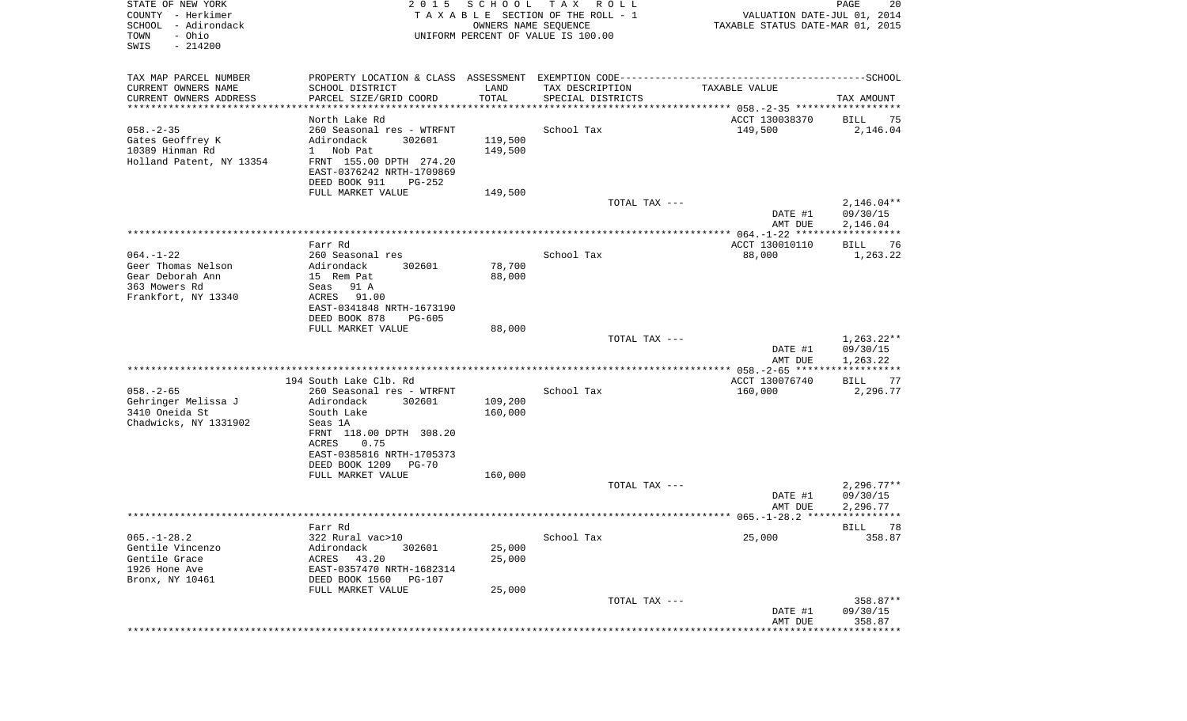STATE OF NEW YORK
COUNTY - Herkimer
SCHOOL - Adirondack
TOWN - Ohio
SWIS - 214200

2015 SCHOOL TAX ROLL
TAXABLE SECTION OF THE ROLL - 1
OWNERS NAME SEQUENCE
UNIFORM PERCENT OF VALUE IS 100.00

VALUATION DATE-JUL 01, 2014
TAXABLE STATUS DATE-MAR 01, 2015

| TAX MAP PARCEL NUMBER / CURRENT OWNERS NAME / CURRENT OWNERS ADDRESS | PROPERTY LOCATION & CLASS / SCHOOL DISTRICT / PARCEL SIZE/GRID COORD | ASSESSMENT LAND / TOTAL | EXEMPTION CODE / TAX DESCRIPTION / SPECIAL DISTRICTS | TAXABLE VALUE | TAX AMOUNT |
|---|---|---|---|---|---|
| 058.-2-35 | North Lake Rd | | | ACCT 130038370 | BILL 75 |
| Gates Geoffrey K | 260 Seasonal res - WTRFNT | | School Tax | 149,500 | 2,146.04 |
| 10389 Hinman Rd | Adirondack 302601 | 119,500 | | | |
| Holland Patent, NY 13354 | 1 Nob Pat | 149,500 | | | |
| | FRNT 155.00 DPTH 274.20 | | | | |
| | EAST-0376242 NRTH-1709869 | | | | |
| | DEED BOOK 911 PG-252 | | | | |
| | FULL MARKET VALUE | 149,500 | | | |
| | | | TOTAL TAX --- | | 2,146.04** |
| | | | | DATE #1 | 09/30/15 |
| | | | | AMT DUE | 2,146.04 |
| 064.-1-22 | Farr Rd | | | ACCT 130010110 | BILL 76 |
| Geer Thomas Nelson | 260 Seasonal res | | School Tax | 88,000 | 1,263.22 |
| Gear Deborah Ann | Adirondack 302601 | 78,700 | | | |
| 363 Mowers Rd | 15 Rem Pat | 88,000 | | | |
| Frankfort, NY 13340 | Seas 91 A | | | | |
| | ACRES 91.00 | | | | |
| | EAST-0341848 NRTH-1673190 | | | | |
| | DEED BOOK 878 PG-605 | | | | |
| | FULL MARKET VALUE | 88,000 | | | |
| | | | TOTAL TAX --- | | 1,263.22** |
| | | | | DATE #1 | 09/30/15 |
| | | | | AMT DUE | 1,263.22 |
| 058.-2-65 | 194 South Lake Clb. Rd | | | ACCT 130076740 | BILL 77 |
| Gehringer Melissa J | 260 Seasonal res - WTRFNT | | School Tax | 160,000 | 2,296.77 |
| 3410 Oneida St | Adirondack 302601 | 109,200 | | | |
| Chadwicks, NY 1331902 | South Lake | 160,000 | | | |
| | Seas 1A | | | | |
| | FRNT 118.00 DPTH 308.20 | | | | |
| | ACRES 0.75 | | | | |
| | EAST-0385816 NRTH-1705373 | | | | |
| | DEED BOOK 1209 PG-70 | | | | |
| | FULL MARKET VALUE | 160,000 | | | |
| | | | TOTAL TAX --- | | 2,296.77** |
| | | | | DATE #1 | 09/30/15 |
| | | | | AMT DUE | 2,296.77 |
| 065.-1-28.2 | Farr Rd | | | | BILL 78 |
| Gentile Vincenzo | 322 Rural vac>10 | | School Tax | 25,000 | 358.87 |
| Gentile Grace | Adirondack 302601 | 25,000 | | | |
| 1926 Hone Ave | ACRES 43.20 | 25,000 | | | |
| Bronx, NY 10461 | EAST-0357470 NRTH-1682314 | | | | |
| | DEED BOOK 1560 PG-107 | | | | |
| | FULL MARKET VALUE | 25,000 | | | |
| | | | TOTAL TAX --- | | 358.87** |
| | | | | DATE #1 | 09/30/15 |
| | | | | AMT DUE | 358.87 |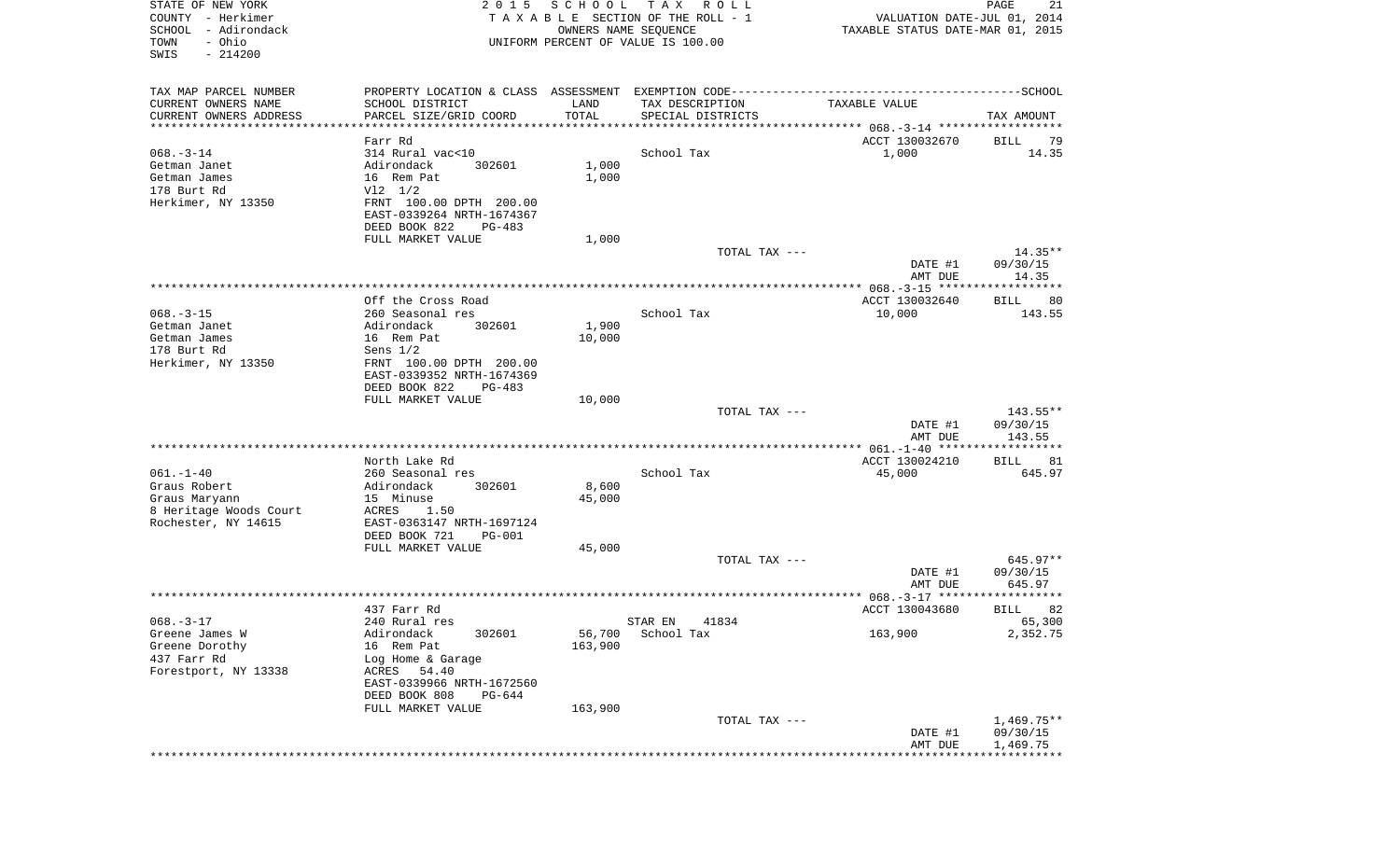STATE OF NEW YORK
COUNTY - Herkimer
SCHOOL - Adirondack
TOWN - Ohio
SWIS - 214200

2015 SCHOOL TAX ROLL
TAXABLE SECTION OF THE ROLL - 1
OWNERS NAME SEQUENCE
UNIFORM PERCENT OF VALUE IS 100.00

VALUATION DATE-JUL 01, 2014
TAXABLE STATUS DATE-MAR 01, 2015

| TAX MAP PARCEL NUMBER / CURRENT OWNERS NAME / CURRENT OWNERS ADDRESS | PROPERTY LOCATION & CLASS / SCHOOL DISTRICT / PARCEL SIZE/GRID COORD | ASSESSMENT LAND / TOTAL | EXEMPTION CODE / TAX DESCRIPTION / SPECIAL DISTRICTS | TAXABLE VALUE | TAX AMOUNT |
|---|---|---|---|---|---|
| | Farr Rd | | | ACCT 130032670 | BILL 79 |
| 068.-3-14 | 314 Rural vac<10 | | School Tax | 1,000 | 14.35 |
| Getman Janet | Adirondack 302601 | 1,000 | | | |
| Getman James | 16 Rem Pat | 1,000 | | | |
| 178 Burt Rd | Vl2 1/2 | | | | |
| Herkimer, NY 13350 | FRNT 100.00 DPTH 200.00 | | | | |
| | EAST-0339264 NRTH-1674367 | | | | |
| | DEED BOOK 822 PG-483 | | | | |
| | FULL MARKET VALUE | 1,000 | | | |
| | | | TOTAL TAX --- | | 14.35** |
| | | | | DATE #1 | 09/30/15 |
| | | | | AMT DUE | 14.35 |
| | Off the Cross Road | | | ACCT 130032640 | BILL 80 |
| 068.-3-15 | 260 Seasonal res | | School Tax | 10,000 | 143.55 |
| Getman Janet | Adirondack 302601 | 1,900 | | | |
| Getman James | 16 Rem Pat | 10,000 | | | |
| 178 Burt Rd | Sens 1/2 | | | | |
| Herkimer, NY 13350 | FRNT 100.00 DPTH 200.00 | | | | |
| | EAST-0339352 NRTH-1674369 | | | | |
| | DEED BOOK 822 PG-483 | | | | |
| | FULL MARKET VALUE | 10,000 | | | |
| | | | TOTAL TAX --- | | 143.55** |
| | | | | DATE #1 | 09/30/15 |
| | | | | AMT DUE | 143.55 |
| | North Lake Rd | | | ACCT 130024210 | BILL 81 |
| 061.-1-40 | 260 Seasonal res | | School Tax | 45,000 | 645.97 |
| Graus Robert | Adirondack 302601 | 8,600 | | | |
| Graus Maryann | 15 Minuse | 45,000 | | | |
| 8 Heritage Woods Court | ACRES 1.50 | | | | |
| Rochester, NY 14615 | EAST-0363147 NRTH-1697124 | | | | |
| | DEED BOOK 721 PG-001 | | | | |
| | FULL MARKET VALUE | 45,000 | | | |
| | | | TOTAL TAX --- | | 645.97** |
| | | | | DATE #1 | 09/30/15 |
| | | | | AMT DUE | 645.97 |
| | 437 Farr Rd | | | ACCT 130043680 | BILL 82 |
| 068.-3-17 | 240 Rural res | | STAR EN 41834 | | 65,300 |
| Greene James W | Adirondack 302601 | 56,700 | School Tax | 163,900 | 2,352.75 |
| Greene Dorothy | 16 Rem Pat | 163,900 | | | |
| 437 Farr Rd | Log Home & Garage | | | | |
| Forestport, NY 13338 | ACRES 54.40 | | | | |
| | EAST-0339966 NRTH-1672560 | | | | |
| | DEED BOOK 808 PG-644 | | | | |
| | FULL MARKET VALUE | 163,900 | | | |
| | | | TOTAL TAX --- | | 1,469.75** |
| | | | | DATE #1 | 09/30/15 |
| | | | | AMT DUE | 1,469.75 |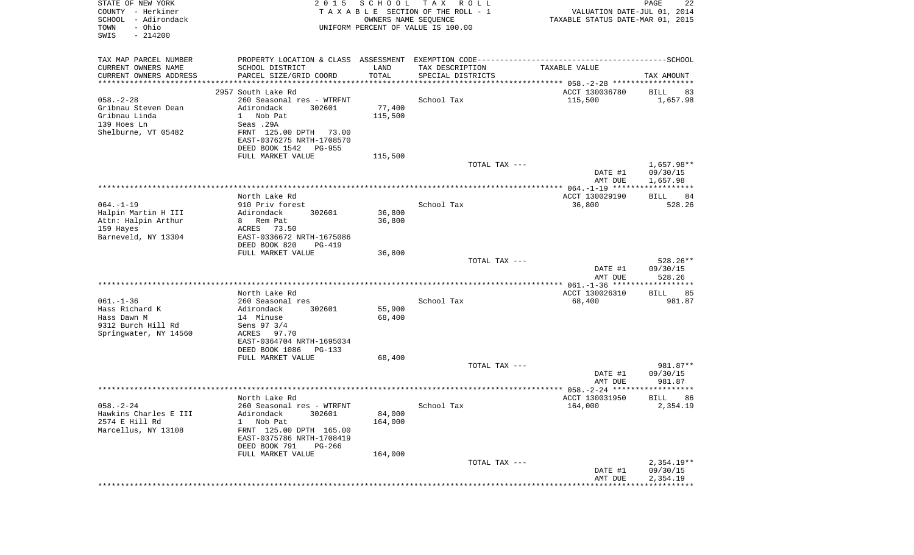STATE OF NEW YORK
COUNTY - Herkimer
SCHOOL - Adirondack
TOWN - Ohio
SWIS - 214200

2015 SCHOOL TAX ROLL
TAXABLE SECTION OF THE ROLL - 1
OWNERS NAME SEQUENCE
UNIFORM PERCENT OF VALUE IS 100.00

VALUATION DATE-JUL 01, 2014
TAXABLE STATUS DATE-MAR 01, 2015

| TAX MAP PARCEL NUMBER / CURRENT OWNERS NAME / CURRENT OWNERS ADDRESS | PROPERTY LOCATION & CLASS / SCHOOL DISTRICT / PARCEL SIZE/GRID COORD | ASSESSMENT LAND / TOTAL | EXEMPTION CODE / TAX DESCRIPTION / SPECIAL DISTRICTS | TAXABLE VALUE | SCHOOL TAX AMOUNT |
|---|---|---|---|---|---|
| 058.-2-28 | 2957 South Lake Rd | | | ACCT 130036780 | BILL 83 |
| Gribnau Steven Dean | 260 Seasonal res - WTRFNT | | School Tax | 115,500 | 1,657.98 |
| Gribnau Linda | Adirondack 302601 | 77,400 | | | |
| 139 Hoes Ln | 1 Nob Pat | 115,500 | | | |
| Shelburne, VT 05482 | Seas .29A | | | | |
| | FRNT 125.00 DPTH 73.00 | | | | |
| | EAST-0376275 NRTH-1708570 | | | | |
| | DEED BOOK 1542 PG-955 | | | | |
| | FULL MARKET VALUE | 115,500 | | | |
| | | | TOTAL TAX --- | | 1,657.98** |
| | | | | DATE #1 | 09/30/15 |
| | | | | AMT DUE | 1,657.98 |
| 064.-1-19 | North Lake Rd | | | ACCT 130029190 | BILL 84 |
| Halpin Martin H III | 910 Priv forest | | School Tax | 36,800 | 528.26 |
| Attn: Halpin Arthur | Adirondack 302601 | 36,800 | | | |
| 159 Hayes | 8 Rem Pat | 36,800 | | | |
| Barneveld, NY 13304 | ACRES 73.50 | | | | |
| | EAST-0336672 NRTH-1675086 | | | | |
| | DEED BOOK 820 PG-419 | | | | |
| | FULL MARKET VALUE | 36,800 | | | |
| | | | TOTAL TAX --- | | 528.26** |
| | | | | DATE #1 | 09/30/15 |
| | | | | AMT DUE | 528.26 |
| 061.-1-36 | North Lake Rd | | | ACCT 130026310 | BILL 85 |
| Hass Richard K | 260 Seasonal res | | School Tax | 68,400 | 981.87 |
| Hass Dawn M | Adirondack 302601 | 55,900 | | | |
| 9312 Burch Hill Rd | 14 Minuse | 68,400 | | | |
| Springwater, NY 14560 | Sens 97 3/4 | | | | |
| | ACRES 97.70 | | | | |
| | EAST-0364704 NRTH-1695034 | | | | |
| | DEED BOOK 1086 PG-133 | | | | |
| | FULL MARKET VALUE | 68,400 | | | |
| | | | TOTAL TAX --- | | 981.87** |
| | | | | DATE #1 | 09/30/15 |
| | | | | AMT DUE | 981.87 |
| 058.-2-24 | North Lake Rd | | | ACCT 130031950 | BILL 86 |
| Hawkins Charles E III | 260 Seasonal res - WTRFNT | | School Tax | 164,000 | 2,354.19 |
| 2574 E Hill Rd | Adirondack 302601 | 84,000 | | | |
| Marcellus, NY 13108 | 1 Nob Pat | 164,000 | | | |
| | FRNT 125.00 DPTH 165.00 | | | | |
| | EAST-0375786 NRTH-1708419 | | | | |
| | DEED BOOK 791 PG-266 | | | | |
| | FULL MARKET VALUE | 164,000 | | | |
| | | | TOTAL TAX --- | | 2,354.19** |
| | | | | DATE #1 | 09/30/15 |
| | | | | AMT DUE | 2,354.19 |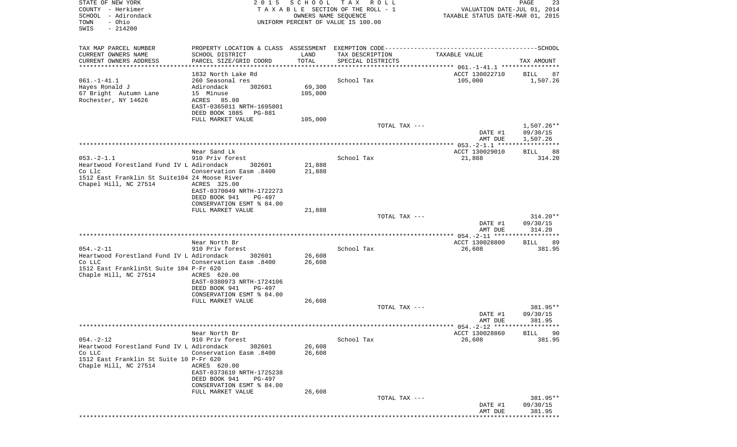STATE OF NEW YORK
COUNTY - Herkimer
SCHOOL - Adirondack
TOWN - Ohio
SWIS - 214200

2015 SCHOOL TAX ROLL
TAXABLE SECTION OF THE ROLL - 1
OWNERS NAME SEQUENCE
UNIFORM PERCENT OF VALUE IS 100.00

VALUATION DATE-JUL 01, 2014
TAXABLE STATUS DATE-MAR 01, 2015

| TAX MAP PARCEL NUMBER<br>CURRENT OWNERS NAME<br>CURRENT OWNERS ADDRESS | PROPERTY LOCATION & CLASS<br>SCHOOL DISTRICT<br>PARCEL SIZE/GRID COORD | ASSESSMENT<br>LAND<br>TOTAL | EXEMPTION CODE<br>TAX DESCRIPTION<br>SPECIAL DISTRICTS | TAXABLE VALUE | SCHOOL<br>TAX AMOUNT |
|---|---|---|---|---|---|
| **061.-1-41.1** | 1832 North Lake Rd | | | ACCT 130022710 | BILL 87 |
| 061.-1-41.1 | 260 Seasonal res | | School Tax | 105,000 | 1,507.26 |
| Hayes Ronald J | Adirondack 302601 | 69,300 | | | |
| 67 Bright Autumn Lane | 15 Minuse | 105,000 | | | |
| Rochester, NY 14626 | ACRES 85.80 | | | | |
| | EAST-0365011 NRTH-1695801 | | | | |
| | DEED BOOK 1085 PG-881 | | | | |
| | FULL MARKET VALUE | 105,000 | | | |
| | | | TOTAL TAX --- | | 1,507.26** |
| | | | | DATE #1 | 09/30/15 |
| | | | | AMT DUE | 1,507.26 |
| **053.-2-1.1** | Near Sand Lk | | | ACCT 130029010 | BILL 88 |
| 053.-2-1.1 | 910 Priv forest | | School Tax | 21,888 | 314.20 |
| Heartwood Forestland Fund IV L | Adirondack 302601 | 21,888 | | | |
| Co Llc | Conservation Easm .8400 | 21,888 | | | |
| 1512 East Franklin St Suite104 | 24 Moose River | | | | |
| Chapel Hill, NC 27514 | ACRES 325.00 | | | | |
| | EAST-0370049 NRTH-1722273 | | | | |
| | DEED BOOK 941 PG-497 | | | | |
| | CONSERVATION ESMT % 84.00 | | | | |
| | FULL MARKET VALUE | 21,888 | | | |
| | | | TOTAL TAX --- | | 314.20** |
| | | | | DATE #1 | 09/30/15 |
| | | | | AMT DUE | 314.20 |
| **054.-2-11** | Near North Br | | | ACCT 130028800 | BILL 89 |
| 054.-2-11 | 910 Priv forest | | School Tax | 26,608 | 381.95 |
| Heartwood Forestland Fund IV L | Adirondack 302601 | 26,608 | | | |
| Co LLC | Conservation Easm .8400 | 26,608 | | | |
| 1512 East FranklinSt Suite 104 | P-Fr 620 | | | | |
| Chaple Hill, NC 27514 | ACRES 620.00 | | | | |
| | EAST-0380973 NRTH-1724106 | | | | |
| | DEED BOOK 941 PG-497 | | | | |
| | CONSERVATION ESMT % 84.00 | | | | |
| | FULL MARKET VALUE | 26,608 | | | |
| | | | TOTAL TAX --- | | 381.95** |
| | | | | DATE #1 | 09/30/15 |
| | | | | AMT DUE | 381.95 |
| **054.-2-12** | Near North Br | | | ACCT 130028860 | BILL 90 |
| 054.-2-12 | 910 Priv forest | | School Tax | 26,608 | 381.95 |
| Heartwood Forestland Fund IV L | Adirondack 302601 | 26,608 | | | |
| Co LLC | Conservation Easm .8400 | 26,608 | | | |
| 1512 East Franklin St Suite 10 | P-Fr 620 | | | | |
| Chaple Hill, NC 27514 | ACRES 620.00 | | | | |
| | EAST-0373610 NRTH-1725238 | | | | |
| | DEED BOOK 941 PG-497 | | | | |
| | CONSERVATION ESMT % 84.00 | | | | |
| | FULL MARKET VALUE | 26,608 | | | |
| | | | TOTAL TAX --- | | 381.95** |
| | | | | DATE #1 | 09/30/15 |
| | | | | AMT DUE | 381.95 |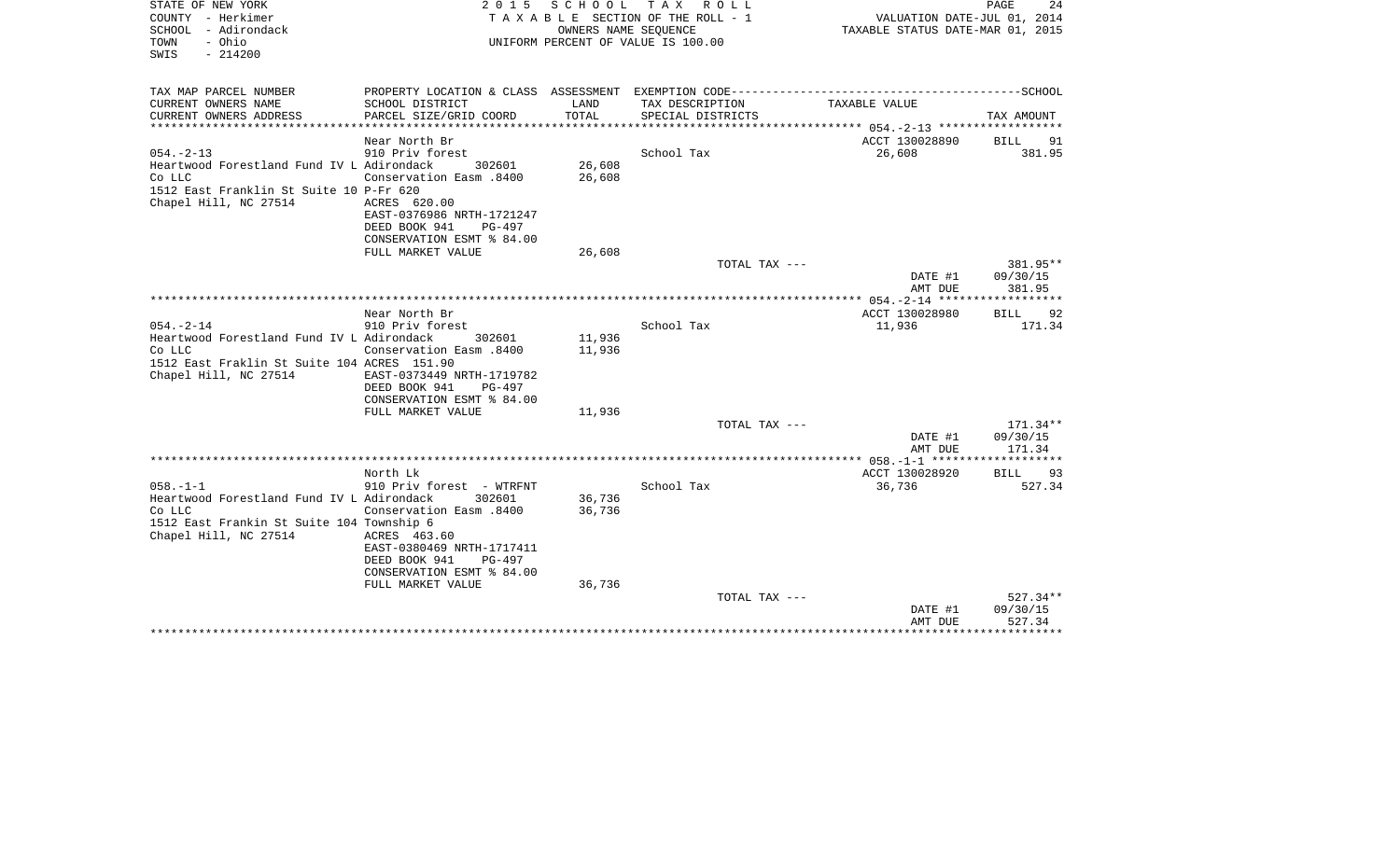STATE OF NEW YORK
COUNTY - Herkimer
SCHOOL - Adirondack
TOWN - Ohio
SWIS - 214200

2 0 1 5 S C H O O L T A X R O L L
T A X A B L E SECTION OF THE ROLL - 1
OWNERS NAME SEQUENCE
UNIFORM PERCENT OF VALUE IS 100.00

VALUATION DATE-JUL 01, 2014
TAXABLE STATUS DATE-MAR 01, 2015

| TAX MAP PARCEL NUMBER<br>CURRENT OWNERS NAME<br>CURRENT OWNERS ADDRESS | PROPERTY LOCATION & CLASS<br>SCHOOL DISTRICT<br>PARCEL SIZE/GRID COORD | ASSESSMENT<br>LAND<br>TOTAL | EXEMPTION CODE----SCHOOL<br>TAX DESCRIPTION<br>SPECIAL DISTRICTS | TAXABLE VALUE | TAX AMOUNT |
|---|---|---|---|---|---|
| ***** 054.-2-13 ***** | | | | | |
| | Near North Br | | | ACCT 130028890 | BILL 91 |
| 054.-2-13 | 910 Priv forest | | School Tax | 26,608 | 381.95 |
| Heartwood Forestland Fund IV L | Adirondack 302601 | 26,608 | | | |
| Co LLC | Conservation Easm .8400 | 26,608 | | | |
| 1512 East Franklin St Suite 10 | P-Fr 620 | | | | |
| Chapel Hill, NC 27514 | ACRES 620.00 | | | | |
| | EAST-0376986 NRTH-1721247 | | | | |
| | DEED BOOK 941 PG-497 | | | | |
| | CONSERVATION ESMT % 84.00 | | | | |
| | FULL MARKET VALUE | 26,608 | | | |
| | | | TOTAL TAX --- | | 381.95** |
| | | | | DATE #1 | 09/30/15 |
| | | | | AMT DUE | 381.95 |
| ***** 054.-2-14 ***** | | | | | |
| | Near North Br | | | ACCT 130028980 | BILL 92 |
| 054.-2-14 | 910 Priv forest | | School Tax | 11,936 | 171.34 |
| Heartwood Forestland Fund IV L | Adirondack 302601 | 11,936 | | | |
| Co LLC | Conservation Easm .8400 | 11,936 | | | |
| 1512 East Fraklin St Suite 104 | ACRES 151.90 | | | | |
| Chapel Hill, NC 27514 | EAST-0373449 NRTH-1719782 | | | | |
| | DEED BOOK 941 PG-497 | | | | |
| | CONSERVATION ESMT % 84.00 | | | | |
| | FULL MARKET VALUE | 11,936 | | | |
| | | | TOTAL TAX --- | | 171.34** |
| | | | | DATE #1 | 09/30/15 |
| | | | | AMT DUE | 171.34 |
| ***** 058.-1-1 ***** | | | | | |
| | North Lk | | | ACCT 130028920 | BILL 93 |
| 058.-1-1 | 910 Priv forest - WTRFNT | | School Tax | 36,736 | 527.34 |
| Heartwood Forestland Fund IV L | Adirondack 302601 | 36,736 | | | |
| Co LLC | Conservation Easm .8400 | 36,736 | | | |
| 1512 East Frankin St Suite 104 | Township 6 | | | | |
| Chapel Hill, NC 27514 | ACRES 463.60 | | | | |
| | EAST-0380469 NRTH-1717411 | | | | |
| | DEED BOOK 941 PG-497 | | | | |
| | CONSERVATION ESMT % 84.00 | | | | |
| | FULL MARKET VALUE | 36,736 | | | |
| | | | TOTAL TAX --- | | 527.34** |
| | | | | DATE #1 | 09/30/15 |
| | | | | AMT DUE | 527.34 |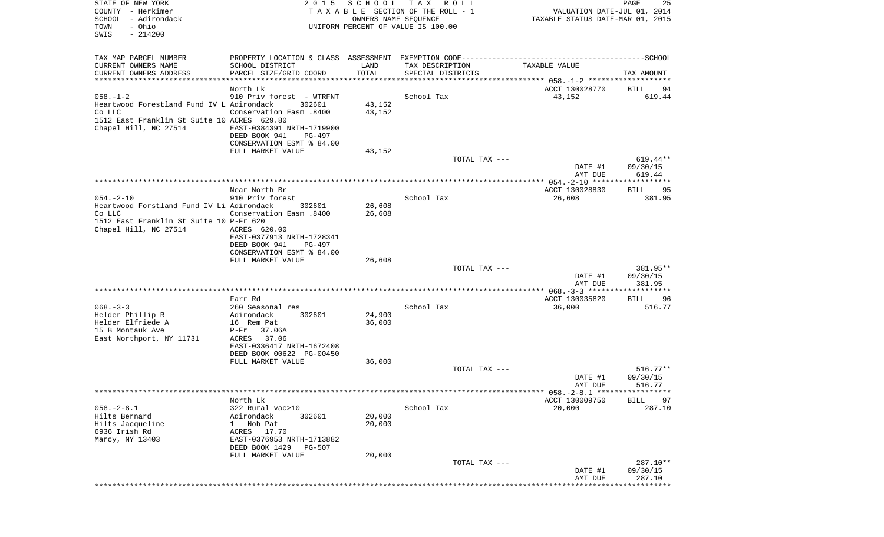STATE OF NEW YORK | COUNTY - Herkimer | SCHOOL - Adirondack | TOWN - Ohio | SWIS - 214200

**2015 SCHOOL TAX ROLL**
TAXABLE SECTION OF THE ROLL - 1
OWNERS NAME SEQUENCE
UNIFORM PERCENT OF VALUE IS 100.00

VALUATION DATE-JUL 01, 2014
TAXABLE STATUS DATE-MAR 01, 2015

| TAX MAP PARCEL NUMBER / CURRENT OWNERS NAME / CURRENT OWNERS ADDRESS | PROPERTY LOCATION & CLASS / SCHOOL DISTRICT / PARCEL SIZE/GRID COORD | ASSESSMENT LAND / TOTAL | EXEMPTION CODE / TAX DESCRIPTION / SPECIAL DISTRICTS | TAXABLE VALUE | TAX AMOUNT |
|---|---|---|---|---|---|
| 058.-1-2 | North Lk | | | ACCT 130028770 | BILL 94 |
| | 910 Priv forest - WTRFNT | | School Tax | 43,152 | 619.44 |
| Heartwood Forestland Fund IV L | Adirondack 302601 | 43,152 | | | |
| Co LLC | Conservation Easm .8400 | 43,152 | | | |
| 1512 East Franklin St Suite 10 | ACRES 629.80 | | | | |
| Chapel Hill, NC 27514 | EAST-0384391 NRTH-1719900 | | | | |
| | DEED BOOK 941 PG-497 | | | | |
| | CONSERVATION ESMT % 84.00 | | | | |
| | FULL MARKET VALUE | 43,152 | | | |
| | | | TOTAL TAX --- | | 619.44** |
| | | | | DATE #1 | 09/30/15 |
| | | | | AMT DUE | 619.44 |
| 054.-2-10 | Near North Br | | | ACCT 130028830 | BILL 95 |
| | 910 Priv forest | | School Tax | 26,608 | 381.95 |
| Heartwood Forstland Fund IV Li | Adirondack 302601 | 26,608 | | | |
| Co LLC | Conservation Easm .8400 | 26,608 | | | |
| 1512 East Franklin St Suite 10 | P-Fr 620 | | | | |
| Chapel Hill, NC 27514 | ACRES 620.00 | | | | |
| | EAST-0377913 NRTH-1728341 | | | | |
| | DEED BOOK 941 PG-497 | | | | |
| | CONSERVATION ESMT % 84.00 | | | | |
| | FULL MARKET VALUE | 26,608 | | | |
| | | | TOTAL TAX --- | | 381.95** |
| | | | | DATE #1 | 09/30/15 |
| | | | | AMT DUE | 381.95 |
| 068.-3-3 | Farr Rd | | | ACCT 130035820 | BILL 96 |
| | 260 Seasonal res | | School Tax | 36,000 | 516.77 |
| Helder Phillip R | Adirondack 302601 | 24,900 | | | |
| Helder Elfriede A | 16 Rem Pat | 36,000 | | | |
| 15 B Montauk Ave | P-Fr 37.06A | | | | |
| East Northport, NY 11731 | ACRES 37.06 | | | | |
| | EAST-0336417 NRTH-1672408 | | | | |
| | DEED BOOK 00622 PG-00450 | | | | |
| | FULL MARKET VALUE | 36,000 | | | |
| | | | TOTAL TAX --- | | 516.77** |
| | | | | DATE #1 | 09/30/15 |
| | | | | AMT DUE | 516.77 |
| 058.-2-8.1 | North Lk | | | ACCT 130009750 | BILL 97 |
| | 322 Rural vac>10 | | School Tax | 20,000 | 287.10 |
| Hilts Bernard | Adirondack 302601 | 20,000 | | | |
| Hilts Jacqueline | 1 Nob Pat | 20,000 | | | |
| 6936 Irish Rd | ACRES 17.70 | | | | |
| Marcy, NY 13403 | EAST-0376953 NRTH-1713882 | | | | |
| | DEED BOOK 1429 PG-507 | | | | |
| | FULL MARKET VALUE | 20,000 | | | |
| | | | TOTAL TAX --- | | 287.10** |
| | | | | DATE #1 | 09/30/15 |
| | | | | AMT DUE | 287.10 |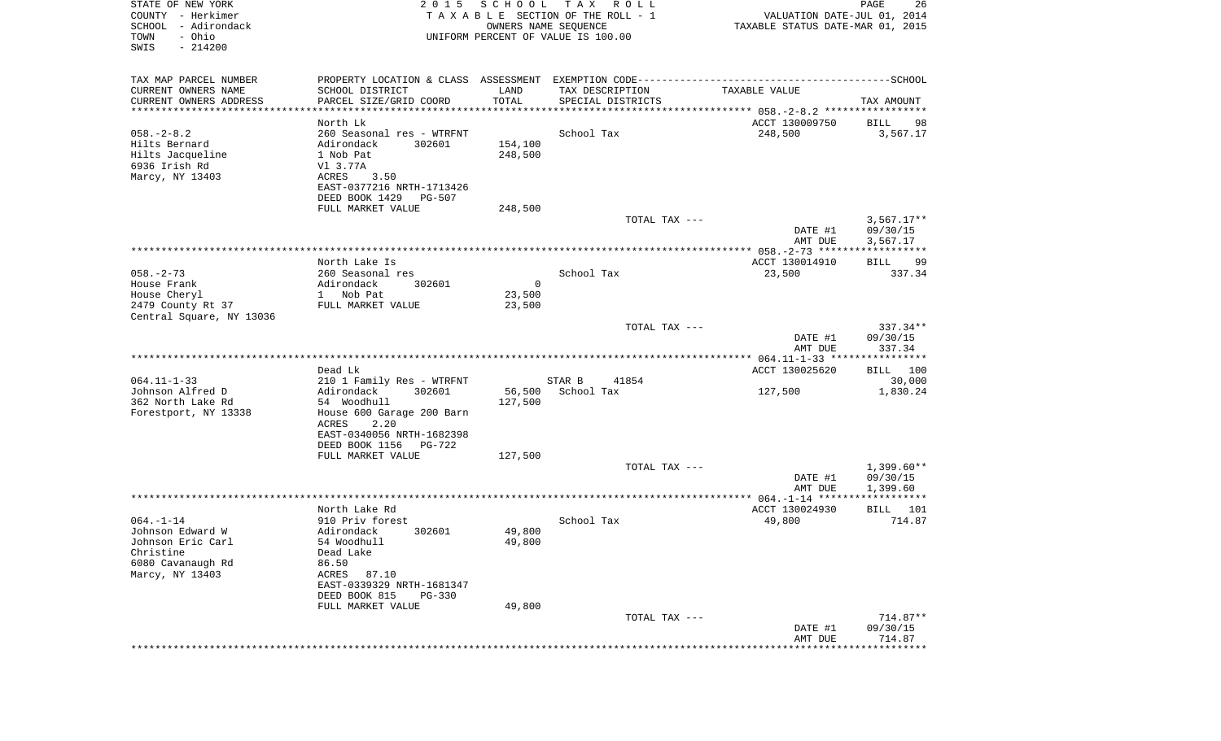STATE OF NEW YORK
COUNTY - Herkimer
SCHOOL - Adirondack
TOWN - Ohio
SWIS - 214200

2015 SCHOOL TAX ROLL
TAXABLE SECTION OF THE ROLL - 1
OWNERS NAME SEQUENCE
UNIFORM PERCENT OF VALUE IS 100.00

VALUATION DATE-JUL 01, 2014
TAXABLE STATUS DATE-MAR 01, 2015

| TAX MAP PARCEL NUMBER / CURRENT OWNERS NAME / CURRENT OWNERS ADDRESS | PROPERTY LOCATION & CLASS / SCHOOL DISTRICT / PARCEL SIZE/GRID COORD | ASSESSMENT LAND / TOTAL | EXEMPTION CODE / TAX DESCRIPTION / SPECIAL DISTRICTS | TAXABLE VALUE | TAX AMOUNT |
|---|---|---|---|---|---|
| 058.-2-8.2 | North Lk | | | ACCT 130009750 | BILL 98 |
| Hilts Bernard | 260 Seasonal res - WTRFNT | | School Tax | 248,500 | 3,567.17 |
| Hilts Jacqueline | Adirondack 302601 | 154,100 | | | |
| 6936 Irish Rd | 1 Nob Pat | 248,500 | | | |
| Marcy, NY 13403 | Vl 3.77A | | | | |
| | ACRES 3.50 | | | | |
| | EAST-0377216 NRTH-1713426 | | | | |
| | DEED BOOK 1429 PG-507 | | | | |
| | FULL MARKET VALUE | 248,500 | | | |
| | | | TOTAL TAX --- | | 3,567.17** |
| | | | | DATE #1 | 09/30/15 |
| | | | | AMT DUE | 3,567.17 |
| 058.-2-73 | North Lake Is | | | ACCT 130014910 | BILL 99 |
| House Frank | 260 Seasonal res | | School Tax | 23,500 | 337.34 |
| House Cheryl | Adirondack 302601 | 0 | | | |
| 2479 County Rt 37 | 1 Nob Pat | 23,500 | | | |
| Central Square, NY 13036 | FULL MARKET VALUE | 23,500 | | | |
| | | | TOTAL TAX --- | | 337.34** |
| | | | | DATE #1 | 09/30/15 |
| | | | | AMT DUE | 337.34 |
| 064.11-1-33 | Dead Lk | | | ACCT 130025620 | BILL 100 |
| Johnson Alfred D | 210 1 Family Res - WTRFNT | | STAR B 41854 | | 30,000 |
| 362 North Lake Rd | Adirondack 302601 | 56,500 | School Tax | 127,500 | 1,830.24 |
| Forestport, NY 13338 | 54 Woodhull | 127,500 | | | |
| | House 600 Garage 200 Barn | | | | |
| | ACRES 2.20 | | | | |
| | EAST-0340056 NRTH-1682398 | | | | |
| | DEED BOOK 1156 PG-722 | | | | |
| | FULL MARKET VALUE | 127,500 | | | |
| | | | TOTAL TAX --- | | 1,399.60** |
| | | | | DATE #1 | 09/30/15 |
| | | | | AMT DUE | 1,399.60 |
| 064.-1-14 | North Lake Rd | | | ACCT 130024930 | BILL 101 |
| Johnson Edward W | 910 Priv forest | | School Tax | 49,800 | 714.87 |
| Johnson Eric Carl | Adirondack 302601 | 49,800 | | | |
| Christine | 54 Woodhull | 49,800 | | | |
| 6080 Cavanaugh Rd | Dead Lake | | | | |
| Marcy, NY 13403 | 86.50 | | | | |
| | ACRES 87.10 | | | | |
| | EAST-0339329 NRTH-1681347 | | | | |
| | DEED BOOK 815 PG-330 | | | | |
| | FULL MARKET VALUE | 49,800 | | | |
| | | | TOTAL TAX --- | | 714.87** |
| | | | | DATE #1 | 09/30/15 |
| | | | | AMT DUE | 714.87 |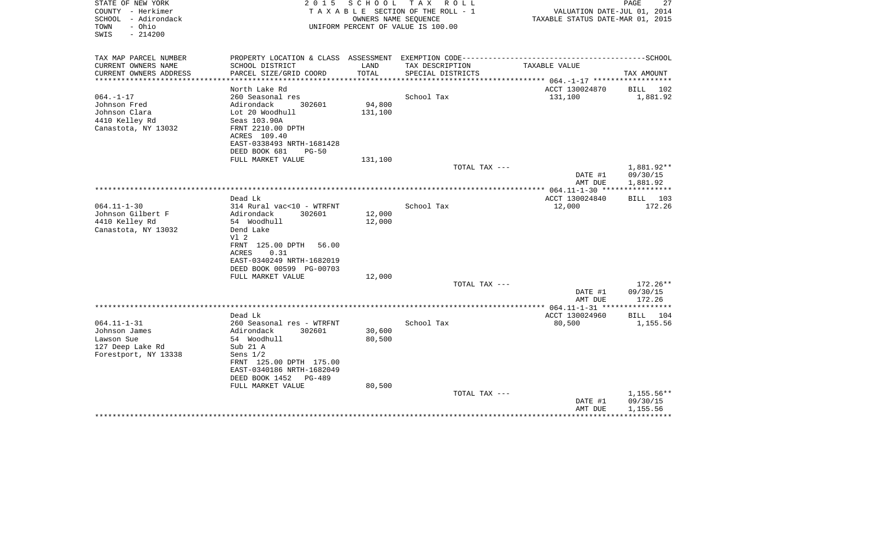STATE OF NEW YORK
COUNTY - Herkimer
SCHOOL - Adirondack
TOWN - Ohio
SWIS - 214200

2015 SCHOOL TAX ROLL
TAXABLE SECTION OF THE ROLL - 1
OWNERS NAME SEQUENCE
UNIFORM PERCENT OF VALUE IS 100.00

VALUATION DATE-JUL 01, 2014
TAXABLE STATUS DATE-MAR 01, 2015

| TAX MAP PARCEL NUMBER<br>CURRENT OWNERS NAME<br>CURRENT OWNERS ADDRESS | PROPERTY LOCATION & CLASS<br>SCHOOL DISTRICT<br>PARCEL SIZE/GRID COORD | ASSESSMENT<br>LAND<br>TOTAL | EXEMPTION CODE<br>TAX DESCRIPTION<br>SPECIAL DISTRICTS | TAXABLE VALUE | SCHOOL<br>TAX AMOUNT |
|---|---|---|---|---|---|
| 064.-1-17 | North Lake Rd | | | ACCT 130024870 | BILL 102 |
| Johnson Fred | 260 Seasonal res | | School Tax | 131,100 | 1,881.92 |
| Johnson Clara | Adirondack 302601 | 94,800 | | | |
| 4410 Kelley Rd | Lot 20 Woodhull | 131,100 | | | |
| Canastota, NY 13032 | Seas 103.90A | | | | |
| | FRNT 2210.00 DPTH | | | | |
| | ACRES 109.40 | | | | |
| | EAST-0338493 NRTH-1681428 | | | | |
| | DEED BOOK 681 PG-50 | | | | |
| | FULL MARKET VALUE | 131,100 | | | |
| | | | TOTAL TAX --- | | 1,881.92** |
| | | | | DATE #1 | 09/30/15 |
| | | | | AMT DUE | 1,881.92 |
| 064.11-1-30 | Dead Lk | | | ACCT 130024840 | BILL 103 |
| Johnson Gilbert F | 314 Rural vac<10 - WTRFNT | | School Tax | 12,000 | 172.26 |
| 4410 Kelley Rd | Adirondack 302601 | 12,000 | | | |
| Canastota, NY 13032 | 54 Woodhull | 12,000 | | | |
| | Dend Lake | | | | |
| | Vl 2 | | | | |
| | FRNT 125.00 DPTH 56.00 | | | | |
| | ACRES 0.31 | | | | |
| | EAST-0340249 NRTH-1682019 | | | | |
| | DEED BOOK 00599 PG-00703 | | | | |
| | FULL MARKET VALUE | 12,000 | | | |
| | | | TOTAL TAX --- | | 172.26** |
| | | | | DATE #1 | 09/30/15 |
| | | | | AMT DUE | 172.26 |
| 064.11-1-31 | Dead Lk | | | ACCT 130024960 | BILL 104 |
| Johnson James | 260 Seasonal res - WTRFNT | | School Tax | 80,500 | 1,155.56 |
| Lawson Sue | Adirondack 302601 | 30,600 | | | |
| 127 Deep Lake Rd | 54 Woodhull | 80,500 | | | |
| Forestport, NY 13338 | Sub 21 A | | | | |
| | Sens 1/2 | | | | |
| | FRNT 125.00 DPTH 175.00 | | | | |
| | EAST-0340186 NRTH-1682049 | | | | |
| | DEED BOOK 1452 PG-489 | | | | |
| | FULL MARKET VALUE | 80,500 | | | |
| | | | TOTAL TAX --- | | 1,155.56** |
| | | | | DATE #1 | 09/30/15 |
| | | | | AMT DUE | 1,155.56 |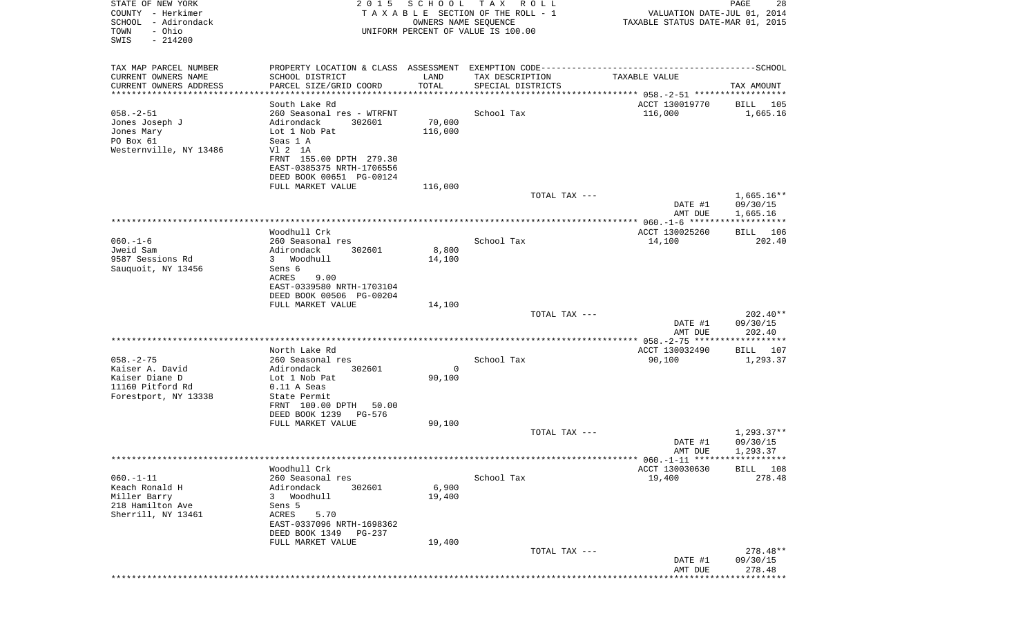STATE OF NEW YORK
COUNTY - Herkimer
SCHOOL - Adirondack
TOWN - Ohio
SWIS - 214200

2015 SCHOOL TAX ROLL
TAXABLE SECTION OF THE ROLL - 1
OWNERS NAME SEQUENCE
UNIFORM PERCENT OF VALUE IS 100.00

VALUATION DATE-JUL 01, 2014
TAXABLE STATUS DATE-MAR 01, 2015

| TAX MAP PARCEL NUMBER / CURRENT OWNERS NAME / CURRENT OWNERS ADDRESS | PROPERTY LOCATION & CLASS / SCHOOL DISTRICT / PARCEL SIZE/GRID COORD | ASSESSMENT LAND / TOTAL | EXEMPTION CODE / TAX DESCRIPTION / SPECIAL DISTRICTS | TAXABLE VALUE | TAX AMOUNT |
|---|---|---|---|---|---|
| 058.-2-51 | South Lake Rd | | | ACCT 130019770 | BILL 105 |
| Jones Joseph J | 260 Seasonal res - WTRFNT | | School Tax | 116,000 | 1,665.16 |
| Jones Mary | Adirondack 302601 | 70,000 | | | |
| PO Box 61 | Lot 1 Nob Pat | 116,000 | | | |
| Westernville, NY 13486 | Seas 1 A | | | | |
| | Vl 2 1A | | | | |
| | FRNT 155.00 DPTH 279.30 | | | | |
| | EAST-0385375 NRTH-1706556 | | | | |
| | DEED BOOK 00651 PG-00124 | | | | |
| | FULL MARKET VALUE | 116,000 | | | |
| | | | TOTAL TAX --- | | 1,665.16** |
| | | | | DATE #1 | 09/30/15 |
| | | | | AMT DUE | 1,665.16 |
| 060.-1-6 | Woodhull Crk | | | ACCT 130025260 | BILL 106 |
| Jweid Sam | 260 Seasonal res | | School Tax | 14,100 | 202.40 |
| 9587 Sessions Rd | Adirondack 302601 | 8,800 | | | |
| Sauquoit, NY 13456 | 3 Woodhull | 14,100 | | | |
| | Sens 6 | | | | |
| | ACRES 9.00 | | | | |
| | EAST-0339580 NRTH-1703104 | | | | |
| | DEED BOOK 00506 PG-00204 | | | | |
| | FULL MARKET VALUE | 14,100 | | | |
| | | | TOTAL TAX --- | | 202.40** |
| | | | | DATE #1 | 09/30/15 |
| | | | | AMT DUE | 202.40 |
| 058.-2-75 | North Lake Rd | | | ACCT 130032490 | BILL 107 |
| Kaiser A. David | 260 Seasonal res | | School Tax | 90,100 | 1,293.37 |
| Kaiser Diane D | Adirondack 302601 | 0 | | | |
| 11160 Pitford Rd | Lot 1 Nob Pat | 90,100 | | | |
| Forestport, NY 13338 | 0.11 A Seas | | | | |
| | State Permit | | | | |
| | FRNT 100.00 DPTH 50.00 | | | | |
| | DEED BOOK 1239 PG-576 | | | | |
| | FULL MARKET VALUE | 90,100 | | | |
| | | | TOTAL TAX --- | | 1,293.37** |
| | | | | DATE #1 | 09/30/15 |
| | | | | AMT DUE | 1,293.37 |
| 060.-1-11 | Woodhull Crk | | | ACCT 130030630 | BILL 108 |
| Keach Ronald H | 260 Seasonal res | | School Tax | 19,400 | 278.48 |
| Miller Barry | Adirondack 302601 | 6,900 | | | |
| 218 Hamilton Ave | 3 Woodhull | 19,400 | | | |
| Sherrill, NY 13461 | Sens 5 | | | | |
| | ACRES 5.70 | | | | |
| | EAST-0337096 NRTH-1698362 | | | | |
| | DEED BOOK 1349 PG-237 | | | | |
| | FULL MARKET VALUE | 19,400 | | | |
| | | | TOTAL TAX --- | | 278.48** |
| | | | | DATE #1 | 09/30/15 |
| | | | | AMT DUE | 278.48 |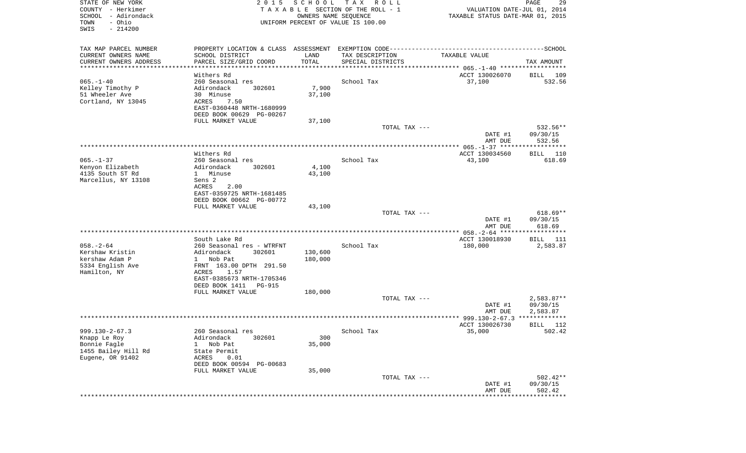STATE OF NEW YORK
COUNTY - Herkimer
SCHOOL - Adirondack
TOWN - Ohio
SWIS - 214200

2 0 1 5 S C H O O L T A X R O L L
T A X A B L E SECTION OF THE ROLL - 1
OWNERS NAME SEQUENCE
UNIFORM PERCENT OF VALUE IS 100.00

VALUATION DATE-JUL 01, 2014
TAXABLE STATUS DATE-MAR 01, 2015

| TAX MAP PARCEL NUMBER / CURRENT OWNERS NAME / CURRENT OWNERS ADDRESS | PROPERTY LOCATION & CLASS / SCHOOL DISTRICT / PARCEL SIZE/GRID COORD | ASSESSMENT LAND / TOTAL | EXEMPTION CODE / TAX DESCRIPTION / SPECIAL DISTRICTS | TAXABLE VALUE | SCHOOL TAX AMOUNT |
|---|---|---|---|---|---|
| **065.-1-40** | Withers Rd | | | ACCT 130026070 | BILL 109 |
| 065.-1-40 | 260 Seasonal res | | School Tax | 37,100 | 532.56 |
| Kelley Timothy P | Adirondack 302601 | 7,900 | | | |
| 51 Wheeler Ave | 30 Minuse | 37,100 | | | |
| Cortland, NY 13045 | ACRES 7.50 | | | | |
| | EAST-0360448 NRTH-1680999 | | | | |
| | DEED BOOK 00629 PG-00267 | | | | |
| | FULL MARKET VALUE | 37,100 | | | |
| | | | TOTAL TAX --- | | 532.56** |
| | | | | DATE #1 | 09/30/15 |
| | | | | AMT DUE | 532.56 |
| **065.-1-37** | Withers Rd | | | ACCT 130034560 | BILL 110 |
| 065.-1-37 | 260 Seasonal res | | School Tax | 43,100 | 618.69 |
| Kenyon Elizabeth | Adirondack 302601 | 4,100 | | | |
| 4135 South ST Rd | 1 Minuse | 43,100 | | | |
| Marcellus, NY 13108 | Sens 2 | | | | |
| | ACRES 2.00 | | | | |
| | EAST-0359725 NRTH-1681485 | | | | |
| | DEED BOOK 00662 PG-00772 | | | | |
| | FULL MARKET VALUE | 43,100 | | | |
| | | | TOTAL TAX --- | | 618.69** |
| | | | | DATE #1 | 09/30/15 |
| | | | | AMT DUE | 618.69 |
| **058.-2-64** | South Lake Rd | | | ACCT 130018930 | BILL 111 |
| 058.-2-64 | 260 Seasonal res - WTRFNT | | School Tax | 180,000 | 2,583.87 |
| Kershaw Kristin | Adirondack 302601 | 130,600 | | | |
| kershaw Adam P | 1 Nob Pat | 180,000 | | | |
| 5334 English Ave | FRNT 163.00 DPTH 291.50 | | | | |
| Hamilton, NY | ACRES 1.57 | | | | |
| | EAST-0385673 NRTH-1705346 | | | | |
| | DEED BOOK 1411 PG-915 | | | | |
| | FULL MARKET VALUE | 180,000 | | | |
| | | | TOTAL TAX --- | | 2,583.87** |
| | | | | DATE #1 | 09/30/15 |
| | | | | AMT DUE | 2,583.87 |
| **999.130-2-67.3** | | | | ACCT 130026730 | BILL 112 |
| 999.130-2-67.3 | 260 Seasonal res | | School Tax | 35,000 | 502.42 |
| Knapp Le Roy | Adirondack 302601 | 300 | | | |
| Bonnie Fagle | 1 Nob Pat | 35,000 | | | |
| 1455 Bailey Hill Rd | State Permit | | | | |
| Eugene, OR 91402 | ACRES 0.01 | | | | |
| | DEED BOOK 00594 PG-00683 | | | | |
| | FULL MARKET VALUE | 35,000 | | | |
| | | | TOTAL TAX --- | | 502.42** |
| | | | | DATE #1 | 09/30/15 |
| | | | | AMT DUE | 502.42 |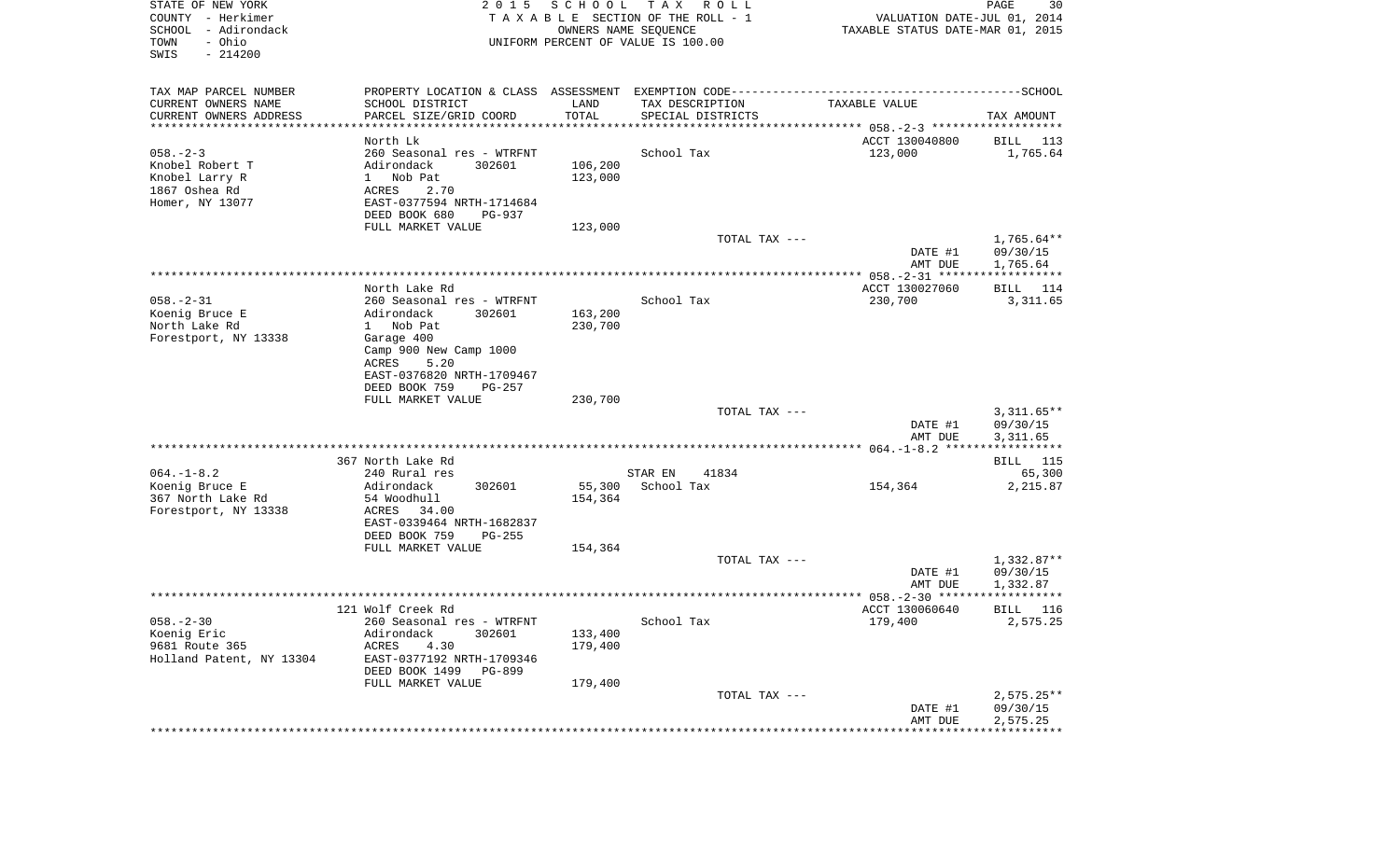STATE OF NEW YORK
COUNTY - Herkimer
SCHOOL - Adirondack
TOWN - Ohio
SWIS - 214200

2 0 1 5 S C H O O L T A X R O L L
T A X A B L E SECTION OF THE ROLL - 1
OWNERS NAME SEQUENCE
UNIFORM PERCENT OF VALUE IS 100.00

VALUATION DATE-JUL 01, 2014
TAXABLE STATUS DATE-MAR 01, 2015

| TAX MAP PARCEL NUMBER / CURRENT OWNERS NAME / CURRENT OWNERS ADDRESS | PROPERTY LOCATION & CLASS / SCHOOL DISTRICT / PARCEL SIZE/GRID COORD | ASSESSMENT LAND | TOTAL | EXEMPTION CODE / TAX DESCRIPTION / SPECIAL DISTRICTS | TAXABLE VALUE | SCHOOL TAX AMOUNT |
|---|---|---|---|---|---|---|
| 058.-2-3 | North Lk | | | | ACCT 130040800 | BILL 113 |
| Knobel Robert T | 260 Seasonal res - WTRFNT | | | School Tax | 123,000 | 1,765.64 |
| Knobel Larry R | Adirondack 302601 | 106,200 | 123,000 | | | |
| 1867 Oshea Rd | 1 Nob Pat | | | | | |
| Homer, NY 13077 | ACRES 2.70 | | | | | |
| | EAST-0377594 NRTH-1714684 | | | | | |
| | DEED BOOK 680 PG-937 | | | | | |
| | FULL MARKET VALUE | | 123,000 | | | |
| | | | | TOTAL TAX --- | | 1,765.64** |
| | | | | | DATE #1 | 09/30/15 |
| | | | | | AMT DUE | 1,765.64 |
| 058.-2-31 | North Lake Rd | | | | ACCT 130027060 | BILL 114 |
| Koenig Bruce E | 260 Seasonal res - WTRFNT | | | School Tax | 230,700 | 3,311.65 |
| North Lake Rd | Adirondack 302601 | 163,200 | 230,700 | | | |
| Forestport, NY 13338 | 1 Nob Pat | | | | | |
| | Garage 400 | | | | | |
| | Camp 900 New Camp 1000 | | | | | |
| | ACRES 5.20 | | | | | |
| | EAST-0376820 NRTH-1709467 | | | | | |
| | DEED BOOK 759 PG-257 | | | | | |
| | FULL MARKET VALUE | | 230,700 | | | |
| | | | | TOTAL TAX --- | | 3,311.65** |
| | | | | | DATE #1 | 09/30/15 |
| | | | | | AMT DUE | 3,311.65 |
| 064.-1-8.2 | 367 North Lake Rd | | | | | BILL 115 |
| Koenig Bruce E | 240 Rural res | | | STAR EN 41834 | | 65,300 |
| 367 North Lake Rd | Adirondack 302601 | 55,300 | 154,364 | School Tax | 154,364 | 2,215.87 |
| Forestport, NY 13338 | 54 Woodhull | | | | | |
| | ACRES 34.00 | | | | | |
| | EAST-0339464 NRTH-1682837 | | | | | |
| | DEED BOOK 759 PG-255 | | | | | |
| | FULL MARKET VALUE | | 154,364 | | | |
| | | | | TOTAL TAX --- | | 1,332.87** |
| | | | | | DATE #1 | 09/30/15 |
| | | | | | AMT DUE | 1,332.87 |
| 058.-2-30 | 121 Wolf Creek Rd | | | | ACCT 130060640 | BILL 116 |
| Koenig Eric | 260 Seasonal res - WTRFNT | | | School Tax | 179,400 | 2,575.25 |
| 9681 Route 365 | Adirondack 302601 | 133,400 | 179,400 | | | |
| Holland Patent, NY 13304 | ACRES 4.30 | | | | | |
| | EAST-0377192 NRTH-1709346 | | | | | |
| | DEED BOOK 1499 PG-899 | | | | | |
| | FULL MARKET VALUE | | 179,400 | | | |
| | | | | TOTAL TAX --- | | 2,575.25** |
| | | | | | DATE #1 | 09/30/15 |
| | | | | | AMT DUE | 2,575.25 |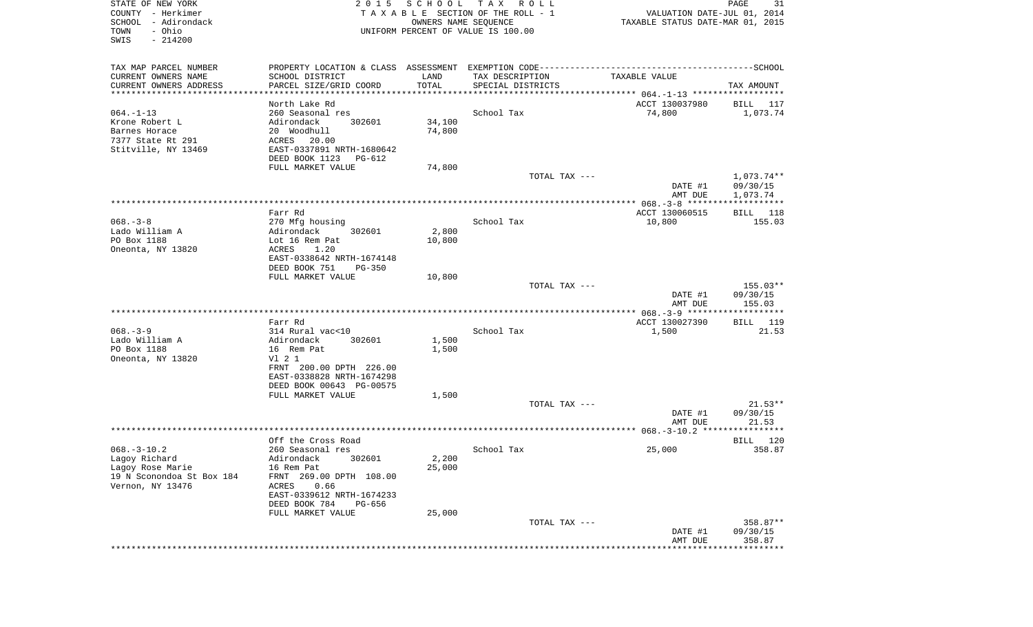STATE OF NEW YORK — COUNTY - Herkimer — SCHOOL - Adirondack — TOWN - Ohio — SWIS - 214200

**2015 SCHOOL TAX ROLL**
TAXABLE SECTION OF THE ROLL - 1
OWNERS NAME SEQUENCE
UNIFORM PERCENT OF VALUE IS 100.00

VALUATION DATE-JUL 01, 2014
TAXABLE STATUS DATE-MAR 01, 2015

| TAX MAP PARCEL NUMBER / CURRENT OWNERS NAME / CURRENT OWNERS ADDRESS | PROPERTY LOCATION & CLASS / SCHOOL DISTRICT / PARCEL SIZE/GRID COORD | ASSESSMENT LAND / TOTAL | EXEMPTION CODE / TAX DESCRIPTION / SPECIAL DISTRICTS | TAXABLE VALUE | TAX AMOUNT |
|---|---|---|---|---|---|
| **064.-1-13** | North Lake Rd | | | ACCT 130037980 | BILL 117 |
| 064.-1-13 | 260 Seasonal res | | School Tax | 74,800 | 1,073.74 |
| Krone Robert L | Adirondack 302601 | 34,100 | | | |
| Barnes Horace | 20 Woodhull | 74,800 | | | |
| 7377 State Rt 291 | ACRES 20.00 | | | | |
| Stitville, NY 13469 | EAST-0337891 NRTH-1680642 | | | | |
| | DEED BOOK 1123 PG-612 | | | | |
| | FULL MARKET VALUE | 74,800 | | | |
| | | | TOTAL TAX --- | | 1,073.74** |
| | | | | DATE #1 | 09/30/15 |
| | | | | AMT DUE | 1,073.74 |
| **068.-3-8** | Farr Rd | | | ACCT 130060515 | BILL 118 |
| 068.-3-8 | 270 Mfg housing | | School Tax | 10,800 | 155.03 |
| Lado William A | Adirondack 302601 | 2,800 | | | |
| PO Box 1188 | Lot 16 Rem Pat | 10,800 | | | |
| Oneonta, NY 13820 | ACRES 1.20 | | | | |
| | EAST-0338642 NRTH-1674148 | | | | |
| | DEED BOOK 751 PG-350 | | | | |
| | FULL MARKET VALUE | 10,800 | | | |
| | | | TOTAL TAX --- | | 155.03** |
| | | | | DATE #1 | 09/30/15 |
| | | | | AMT DUE | 155.03 |
| **068.-3-9** | Farr Rd | | | ACCT 130027390 | BILL 119 |
| 068.-3-9 | 314 Rural vac<10 | | School Tax | 1,500 | 21.53 |
| Lado William A | Adirondack 302601 | 1,500 | | | |
| PO Box 1188 | 16 Rem Pat | 1,500 | | | |
| Oneonta, NY 13820 | Vl 2 1 | | | | |
| | FRNT 200.00 DPTH 226.00 | | | | |
| | EAST-0338828 NRTH-1674298 | | | | |
| | DEED BOOK 00643 PG-00575 | | | | |
| | FULL MARKET VALUE | 1,500 | | | |
| | | | TOTAL TAX --- | | 21.53** |
| | | | | DATE #1 | 09/30/15 |
| | | | | AMT DUE | 21.53 |
| **068.-3-10.2** | Off the Cross Road | | | | BILL 120 |
| 068.-3-10.2 | 260 Seasonal res | | School Tax | 25,000 | 358.87 |
| Lagoy Richard | Adirondack 302601 | 2,200 | | | |
| Lagoy Rose Marie | 16 Rem Pat | 25,000 | | | |
| 19 N Sconondoa St Box 184 | FRNT 269.00 DPTH 108.00 | | | | |
| Vernon, NY 13476 | ACRES 0.66 | | | | |
| | EAST-0339612 NRTH-1674233 | | | | |
| | DEED BOOK 784 PG-656 | | | | |
| | FULL MARKET VALUE | 25,000 | | | |
| | | | TOTAL TAX --- | | 358.87** |
| | | | | DATE #1 | 09/30/15 |
| | | | | AMT DUE | 358.87 |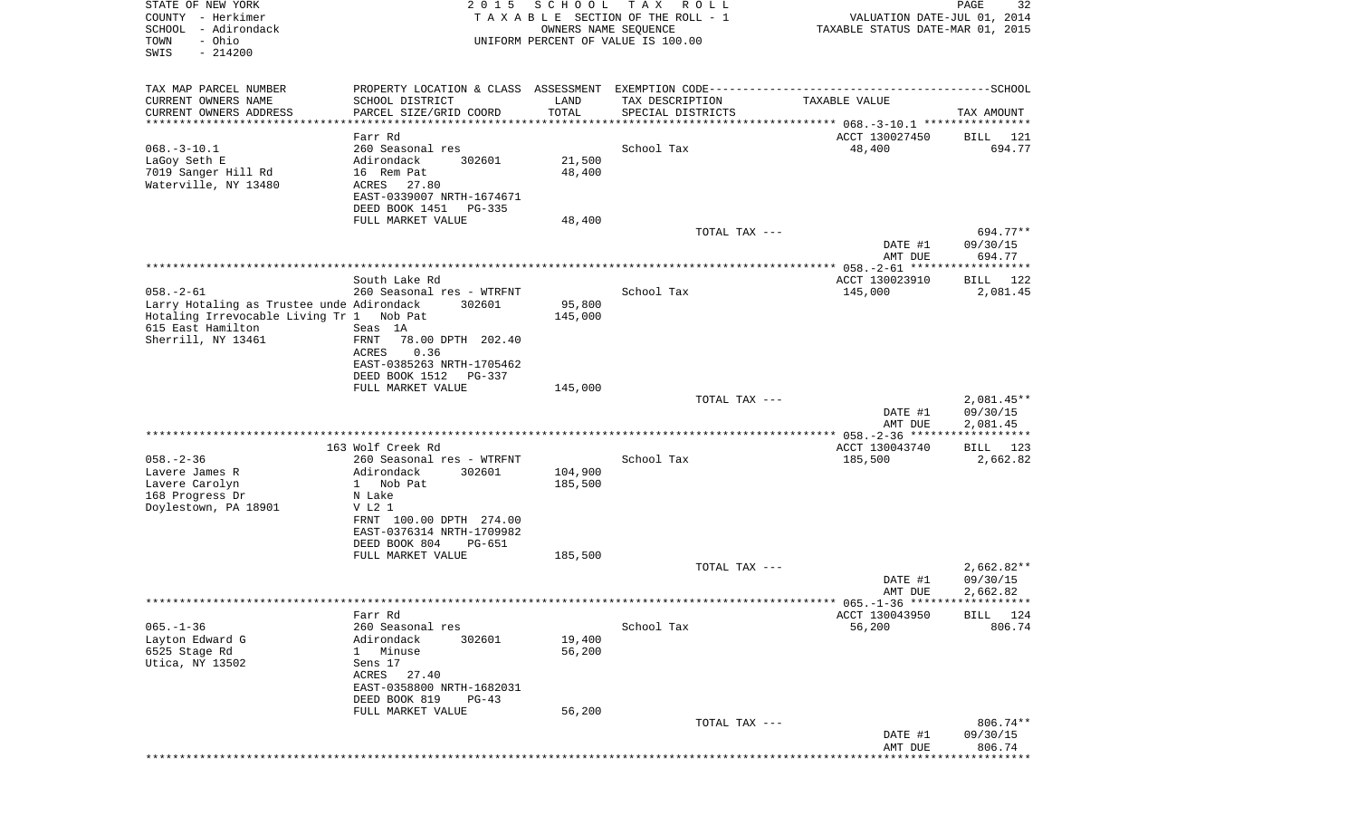STATE OF NEW YORK
COUNTY - Herkimer
SCHOOL - Adirondack
TOWN - Ohio
SWIS - 214200

2015 SCHOOL TAX ROLL
TAXABLE SECTION OF THE ROLL - 1
OWNERS NAME SEQUENCE
UNIFORM PERCENT OF VALUE IS 100.00

VALUATION DATE-JUL 01, 2014
TAXABLE STATUS DATE-MAR 01, 2015

| TAX MAP PARCEL NUMBER<br>CURRENT OWNERS NAME<br>CURRENT OWNERS ADDRESS | PROPERTY LOCATION & CLASS<br>SCHOOL DISTRICT<br>PARCEL SIZE/GRID COORD | ASSESSMENT<br>LAND<br>TOTAL | EXEMPTION CODE<br>TAX DESCRIPTION<br>SPECIAL DISTRICTS | TAXABLE VALUE | SCHOOL<br>TAX AMOUNT |
|---|---|---|---|---|---|
| 068.-3-10.1 | Farr Rd | | | ACCT 130027450 | BILL 121 |
| 068.-3-10.1 | 260 Seasonal res | | School Tax | 48,400 | 694.77 |
| LaGoy Seth E | Adirondack 302601 | 21,500 | | | |
| 7019 Sanger Hill Rd | 16 Rem Pat | 48,400 | | | |
| Waterville, NY 13480 | ACRES 27.80 | | | | |
| | EAST-0339007 NRTH-1674671 | | | | |
| | DEED BOOK 1451 PG-335 | | | | |
| | FULL MARKET VALUE | 48,400 | | | |
| | | | TOTAL TAX --- | | 694.77** |
| | | | | DATE #1 | 09/30/15 |
| | | | | AMT DUE | 694.77 |
| 058.-2-61 | South Lake Rd | | | ACCT 130023910 | BILL 122 |
| 058.-2-61 | 260 Seasonal res - WTRFNT | | School Tax | 145,000 | 2,081.45 |
| Larry Hotaling as Trustee unde | Adirondack 302601 | 95,800 | | | |
| Hotaling Irrevocable Living Tr | 1 Nob Pat | 145,000 | | | |
| 615 East Hamilton | Seas 1A | | | | |
| Sherrill, NY 13461 | FRNT 78.00 DPTH 202.40 | | | | |
| | ACRES 0.36 | | | | |
| | EAST-0385263 NRTH-1705462 | | | | |
| | DEED BOOK 1512 PG-337 | | | | |
| | FULL MARKET VALUE | 145,000 | | | |
| | | | TOTAL TAX --- | | 2,081.45** |
| | | | | DATE #1 | 09/30/15 |
| | | | | AMT DUE | 2,081.45 |
| 058.-2-36 | 163 Wolf Creek Rd | | | ACCT 130043740 | BILL 123 |
| 058.-2-36 | 260 Seasonal res - WTRFNT | | School Tax | 185,500 | 2,662.82 |
| Lavere James R | Adirondack 302601 | 104,900 | | | |
| Lavere Carolyn | 1 Nob Pat | 185,500 | | | |
| 168 Progress Dr | N Lake | | | | |
| Doylestown, PA 18901 | V L2 1 | | | | |
| | FRNT 100.00 DPTH 274.00 | | | | |
| | EAST-0376314 NRTH-1709982 | | | | |
| | DEED BOOK 804 PG-651 | | | | |
| | FULL MARKET VALUE | 185,500 | | | |
| | | | TOTAL TAX --- | | 2,662.82** |
| | | | | DATE #1 | 09/30/15 |
| | | | | AMT DUE | 2,662.82 |
| 065.-1-36 | Farr Rd | | | ACCT 130043950 | BILL 124 |
| 065.-1-36 | 260 Seasonal res | | School Tax | 56,200 | 806.74 |
| Layton Edward G | Adirondack 302601 | 19,400 | | | |
| 6525 Stage Rd | 1 Minuse | 56,200 | | | |
| Utica, NY 13502 | Sens 17 | | | | |
| | ACRES 27.40 | | | | |
| | EAST-0358800 NRTH-1682031 | | | | |
| | DEED BOOK 819 PG-43 | | | | |
| | FULL MARKET VALUE | 56,200 | | | |
| | | | TOTAL TAX --- | | 806.74** |
| | | | | DATE #1 | 09/30/15 |
| | | | | AMT DUE | 806.74 |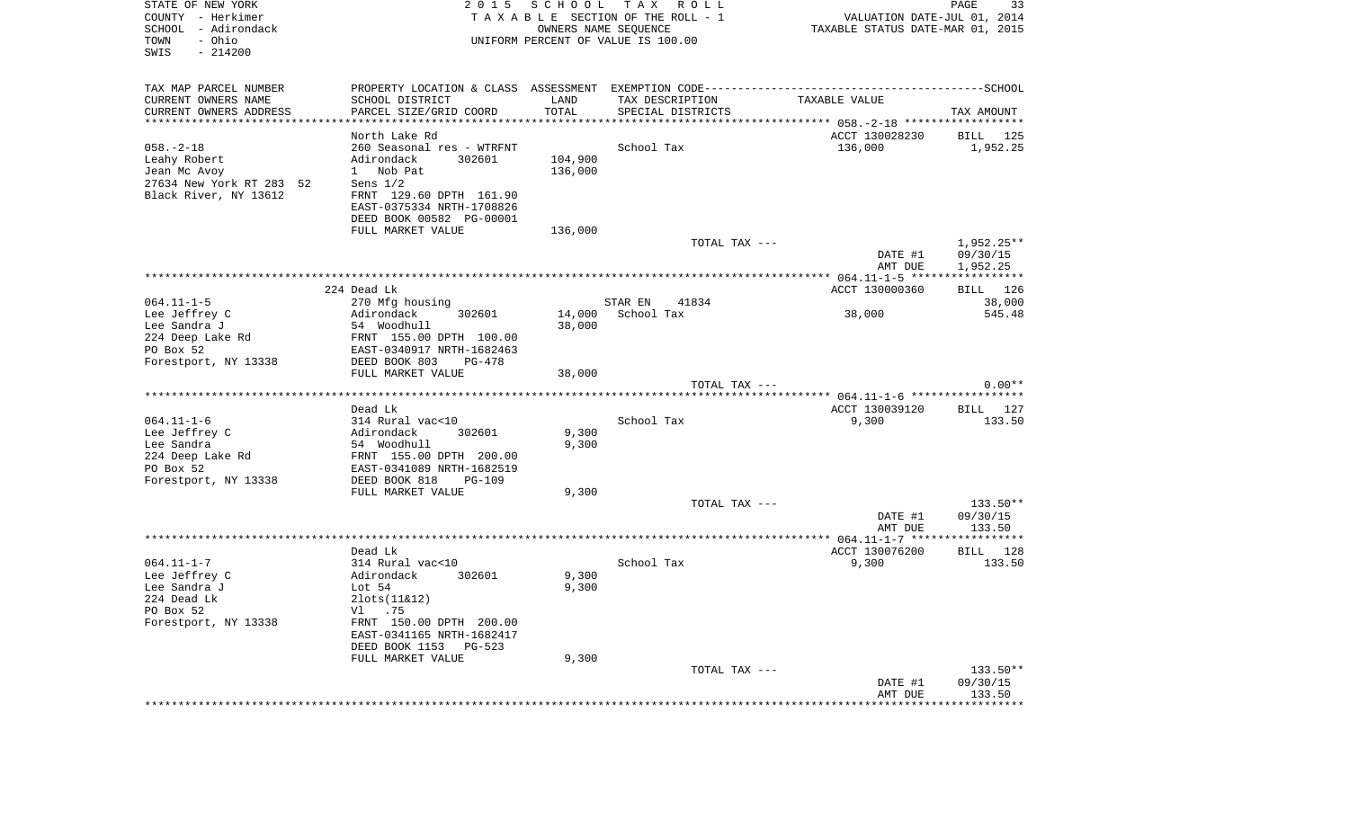STATE OF NEW YORK
COUNTY - Herkimer
SCHOOL - Adirondack
TOWN - Ohio
SWIS - 214200

2015 SCHOOL TAX ROLL
TAXABLE SECTION OF THE ROLL - 1
OWNERS NAME SEQUENCE
UNIFORM PERCENT OF VALUE IS 100.00

VALUATION DATE-JUL 01, 2014
TAXABLE STATUS DATE-MAR 01, 2015

| TAX MAP PARCEL NUMBER / CURRENT OWNERS NAME / CURRENT OWNERS ADDRESS | PROPERTY LOCATION & CLASS / SCHOOL DISTRICT / PARCEL SIZE/GRID COORD | ASSESSMENT LAND / TOTAL | EXEMPTION CODE / TAX DESCRIPTION / SPECIAL DISTRICTS | TAXABLE VALUE | TAX AMOUNT |
|---|---|---|---|---|---|
| | North Lake Rd | | | ACCT 130028230 | BILL 125 |
| 058.-2-18 | 260 Seasonal res - WTRFNT | | School Tax | 136,000 | 1,952.25 |
| Leahy Robert | Adirondack 302601 | 104,900 | | | |
| Jean Mc Avoy | 1 Nob Pat | 136,000 | | | |
| 27634 New York RT 283 52 | Sens 1/2 | | | | |
| Black River, NY 13612 | FRNT 129.60 DPTH 161.90 | | | | |
| | EAST-0375334 NRTH-1708826 | | | | |
| | DEED BOOK 00582 PG-00001 | | | | |
| | FULL MARKET VALUE | 136,000 | | | |
| | | | TOTAL TAX --- | | 1,952.25** |
| | | | | DATE #1 | 09/30/15 |
| | | | | AMT DUE | 1,952.25 |
| | 224 Dead Lk | | | ACCT 130000360 | BILL 126 |
| 064.11-1-5 | 270 Mfg housing | | STAR EN 41834 | | 38,000 |
| Lee Jeffrey C | Adirondack 302601 | 14,000 | School Tax | 38,000 | 545.48 |
| Lee Sandra J | 54 Woodhull | 38,000 | | | |
| 224 Deep Lake Rd | FRNT 155.00 DPTH 100.00 | | | | |
| PO Box 52 | EAST-0340917 NRTH-1682463 | | | | |
| Forestport, NY 13338 | DEED BOOK 803 PG-478 | | | | |
| | FULL MARKET VALUE | 38,000 | | | |
| | | | TOTAL TAX --- | | 0.00** |
| | Dead Lk | | | ACCT 130039120 | BILL 127 |
| 064.11-1-6 | 314 Rural vac<10 | | School Tax | 9,300 | 133.50 |
| Lee Jeffrey C | Adirondack 302601 | 9,300 | | | |
| Lee Sandra | 54 Woodhull | 9,300 | | | |
| 224 Deep Lake Rd | FRNT 155.00 DPTH 200.00 | | | | |
| PO Box 52 | EAST-0341089 NRTH-1682519 | | | | |
| Forestport, NY 13338 | DEED BOOK 818 PG-109 | | | | |
| | FULL MARKET VALUE | 9,300 | | | |
| | | | TOTAL TAX --- | | 133.50** |
| | | | | DATE #1 | 09/30/15 |
| | | | | AMT DUE | 133.50 |
| | Dead Lk | | | ACCT 130076200 | BILL 128 |
| 064.11-1-7 | 314 Rural vac<10 | | School Tax | 9,300 | 133.50 |
| Lee Jeffrey C | Adirondack 302601 | 9,300 | | | |
| Lee Sandra J | Lot 54 | 9,300 | | | |
| 224 Dead Lk | 2lots(11&12) | | | | |
| PO Box 52 | Vl .75 | | | | |
| Forestport, NY 13338 | FRNT 150.00 DPTH 200.00 | | | | |
| | EAST-0341165 NRTH-1682417 | | | | |
| | DEED BOOK 1153 PG-523 | | | | |
| | FULL MARKET VALUE | 9,300 | | | |
| | | | TOTAL TAX --- | | 133.50** |
| | | | | DATE #1 | 09/30/15 |
| | | | | AMT DUE | 133.50 |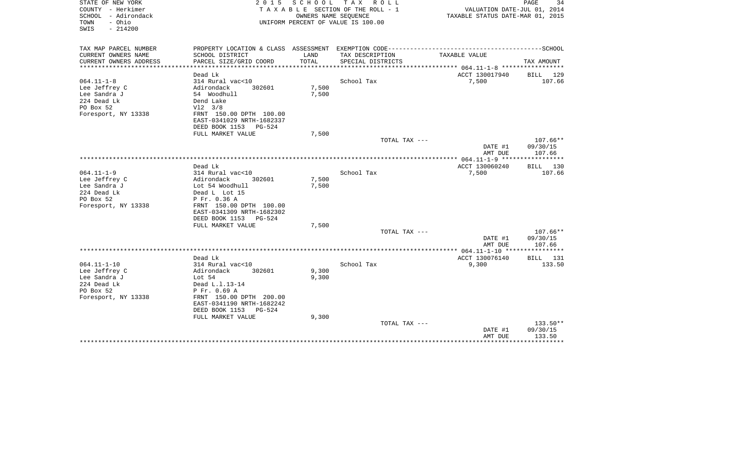STATE OF NEW YORK
COUNTY - Herkimer
SCHOOL - Adirondack
TOWN - Ohio
SWIS - 214200

2015 SCHOOL TAX ROLL
TAXABLE SECTION OF THE ROLL - 1
OWNERS NAME SEQUENCE
UNIFORM PERCENT OF VALUE IS 100.00

VALUATION DATE-JUL 01, 2014
TAXABLE STATUS DATE-MAR 01, 2015

| TAX MAP PARCEL NUMBER / CURRENT OWNERS NAME / CURRENT OWNERS ADDRESS | PROPERTY LOCATION & CLASS / SCHOOL DISTRICT / PARCEL SIZE/GRID COORD | ASSESSMENT LAND / TOTAL | EXEMPTION CODE / TAX DESCRIPTION / SPECIAL DISTRICTS | TAXABLE VALUE | TAX AMOUNT |
|---|---|---|---|---|---|
| **064.11-1-8** | Dead Lk | | | ACCT 130017940 | BILL 129 |
| 064.11-1-8 | 314 Rural vac<10 | | School Tax | 7,500 | 107.66 |
| Lee Jeffrey C | Adirondack 302601 | 7,500 | | | |
| Lee Sandra J | 54 Woodhull | 7,500 | | | |
| 224 Dead Lk | Dend Lake | | | | |
| PO Box 52 | Vl2 3/8 | | | | |
| Foresport, NY 13338 | FRNT 150.00 DPTH 100.00 | | | | |
| | EAST-0341029 NRTH-1682337 | | | | |
| | DEED BOOK 1153 PG-524 | | | | |
| | FULL MARKET VALUE | 7,500 | | | |
| | | | TOTAL TAX --- | | 107.66** |
| | | | | DATE #1 | 09/30/15 |
| | | | | AMT DUE | 107.66 |
| **064.11-1-9** | Dead Lk | | | ACCT 130060240 | BILL 130 |
| 064.11-1-9 | 314 Rural vac<10 | | School Tax | 7,500 | 107.66 |
| Lee Jeffrey C | Adirondack 302601 | 7,500 | | | |
| Lee Sandra J | Lot 54 Woodhull | 7,500 | | | |
| 224 Dead Lk | Dead L Lot 15 | | | | |
| PO Box 52 | P Fr. 0.36 A | | | | |
| Foresport, NY 13338 | FRNT 150.00 DPTH 100.00 | | | | |
| | EAST-0341309 NRTH-1682302 | | | | |
| | DEED BOOK 1153 PG-524 | | | | |
| | FULL MARKET VALUE | 7,500 | | | |
| | | | TOTAL TAX --- | | 107.66** |
| | | | | DATE #1 | 09/30/15 |
| | | | | AMT DUE | 107.66 |
| **064.11-1-10** | Dead Lk | | | ACCT 130076140 | BILL 131 |
| 064.11-1-10 | 314 Rural vac<10 | | School Tax | 9,300 | 133.50 |
| Lee Jeffrey C | Adirondack 302601 | 9,300 | | | |
| Lee Sandra J | Lot 54 | 9,300 | | | |
| 224 Dead Lk | Dead L.l.13-14 | | | | |
| PO Box 52 | P Fr. 0.69 A | | | | |
| Foresport, NY 13338 | FRNT 150.00 DPTH 200.00 | | | | |
| | EAST-0341190 NRTH-1682242 | | | | |
| | DEED BOOK 1153 PG-524 | | | | |
| | FULL MARKET VALUE | 9,300 | | | |
| | | | TOTAL TAX --- | | 133.50** |
| | | | | DATE #1 | 09/30/15 |
| | | | | AMT DUE | 133.50 |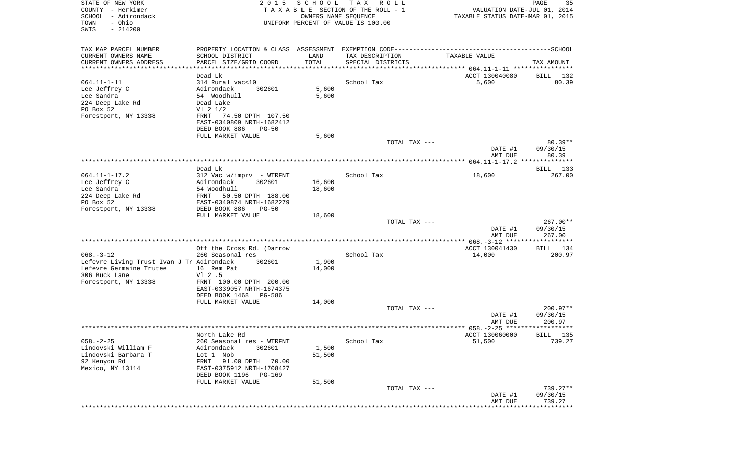STATE OF NEW YORK
COUNTY - Herkimer
SCHOOL - Adirondack
TOWN - Ohio
SWIS - 214200

2015 SCHOOL TAX ROLL
TAXABLE SECTION OF THE ROLL - 1
OWNERS NAME SEQUENCE
UNIFORM PERCENT OF VALUE IS 100.00

VALUATION DATE-JUL 01, 2014
TAXABLE STATUS DATE-MAR 01, 2015

| TAX MAP PARCEL NUMBER / CURRENT OWNERS NAME / CURRENT OWNERS ADDRESS | PROPERTY LOCATION & CLASS / SCHOOL DISTRICT / PARCEL SIZE/GRID COORD | ASSESSMENT LAND / TOTAL | EXEMPTION CODE / TAX DESCRIPTION / SPECIAL DISTRICTS | TAXABLE VALUE | TAX AMOUNT |
|---|---|---|---|---|---|
| 064.11-1-11 | Dead Lk | | | ACCT 130040080 | BILL 132 |
| | 314 Rural vac<10 | | School Tax | 5,600 | 80.39 |
| Lee Jeffrey C | Adirondack 302601 | 5,600 | | | |
| Lee Sandra | 54 Woodhull | 5,600 | | | |
| 224 Deep Lake Rd | Dead Lake | | | | |
| PO Box 52 | Vl 2 1/2 | | | | |
| Forestport, NY 13338 | FRNT 74.50 DPTH 107.50 | | | | |
| | EAST-0340809 NRTH-1682412 | | | | |
| | DEED BOOK 886 PG-50 | | | | |
| | FULL MARKET VALUE | 5,600 | | | |
| | | | TOTAL TAX --- | | 80.39** |
| | | | | DATE #1 | 09/30/15 |
| | | | | AMT DUE | 80.39 |
| 064.11-1-17.2 | Dead Lk | | | | BILL 133 |
| | 312 Vac w/imprv - WTRFNT | | School Tax | 18,600 | 267.00 |
| Lee Jeffrey C | Adirondack 302601 | 16,600 | | | |
| Lee Sandra | 54 Woodhull | 18,600 | | | |
| 224 Deep Lake Rd | FRNT 50.50 DPTH 188.00 | | | | |
| PO Box 52 | EAST-0340874 NRTH-1682279 | | | | |
| Forestport, NY 13338 | DEED BOOK 886 PG-50 | | | | |
| | FULL MARKET VALUE | 18,600 | | | |
| | | | TOTAL TAX --- | | 267.00** |
| | | | | DATE #1 | 09/30/15 |
| | | | | AMT DUE | 267.00 |
| 068.-3-12 | Off the Cross Rd. (Darrow | | | ACCT 130041430 | BILL 134 |
| | 260 Seasonal res | | School Tax | 14,000 | 200.97 |
| Lefevre Living Trust Ivan J Tr | Adirondack 302601 | 1,900 | | | |
| Lefevre Germaine Trutee | 16 Rem Pat | 14,000 | | | |
| 306 Buck Lane | Vl 2 .5 | | | | |
| Forestport, NY 13338 | FRNT 100.00 DPTH 200.00 | | | | |
| | EAST-0339057 NRTH-1674375 | | | | |
| | DEED BOOK 1468 PG-586 | | | | |
| | FULL MARKET VALUE | 14,000 | | | |
| | | | TOTAL TAX --- | | 200.97** |
| | | | | DATE #1 | 09/30/15 |
| | | | | AMT DUE | 200.97 |
| 058.-2-25 | North Lake Rd | | | ACCT 130060000 | BILL 135 |
| | 260 Seasonal res - WTRFNT | | School Tax | 51,500 | 739.27 |
| Lindovski William F | Adirondack 302601 | 1,500 | | | |
| Lindovski Barbara T | Lot 1 Nob | 51,500 | | | |
| 92 Kenyon Rd | FRNT 91.00 DPTH 70.00 | | | | |
| Mexico, NY 13114 | EAST-0375912 NRTH-1708427 | | | | |
| | DEED BOOK 1196 PG-169 | | | | |
| | FULL MARKET VALUE | 51,500 | | | |
| | | | TOTAL TAX --- | | 739.27** |
| | | | | DATE #1 | 09/30/15 |
| | | | | AMT DUE | 739.27 |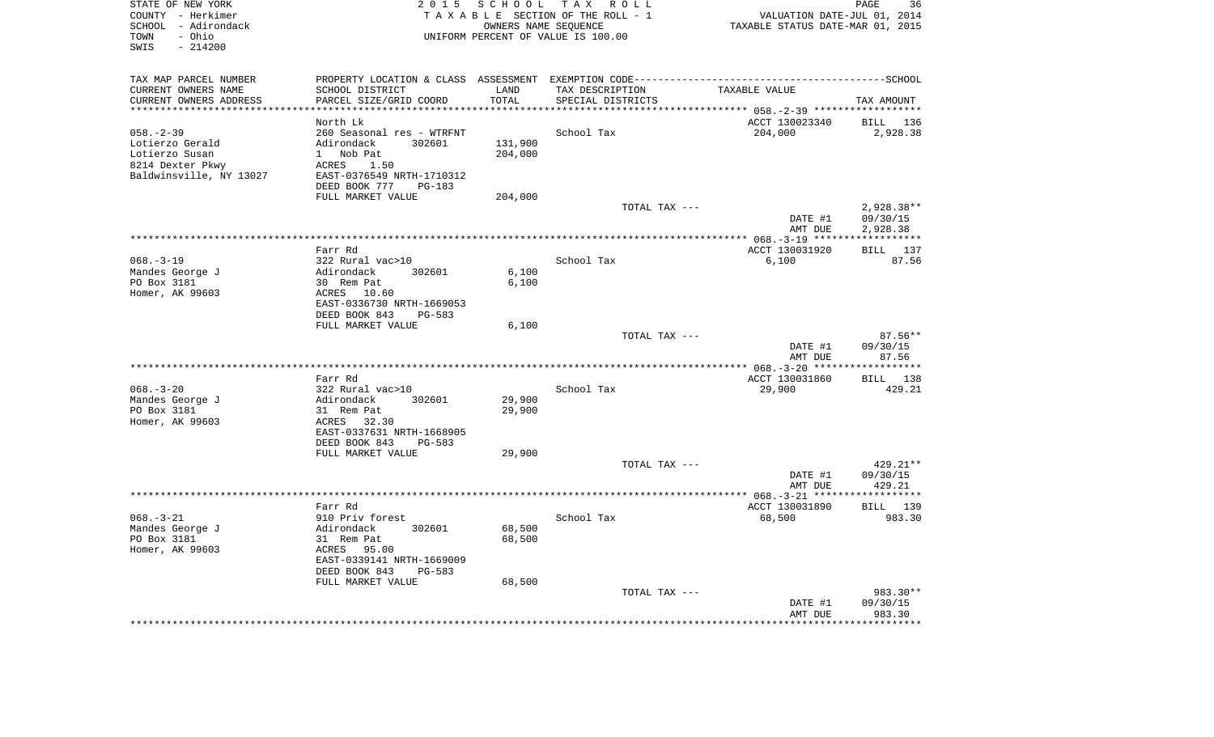STATE OF NEW YORK
COUNTY - Herkimer
SCHOOL - Adirondack
TOWN - Ohio
SWIS - 214200

2015 SCHOOL TAX ROLL
TAXABLE SECTION OF THE ROLL - 1
OWNERS NAME SEQUENCE
UNIFORM PERCENT OF VALUE IS 100.00

VALUATION DATE-JUL 01, 2014
TAXABLE STATUS DATE-MAR 01, 2015

| TAX MAP PARCEL NUMBER / CURRENT OWNERS NAME / CURRENT OWNERS ADDRESS | PROPERTY LOCATION & CLASS / SCHOOL DISTRICT / PARCEL SIZE/GRID COORD | ASSESSMENT LAND / TOTAL | EXEMPTION CODE / TAX DESCRIPTION / SPECIAL DISTRICTS | TAXABLE VALUE | TAX AMOUNT |
|---|---|---|---|---|---|
| | North Lk | | | ACCT 130023340 | BILL 136 |
| 058.-2-39 | 260 Seasonal res - WTRFNT | | School Tax | 204,000 | 2,928.38 |
| Lotierzo Gerald | Adirondack 302601 | 131,900 | | | |
| Lotierzo Susan | 1 Nob Pat | 204,000 | | | |
| 8214 Dexter Pkwy | ACRES 1.50 | | | | |
| Baldwinsville, NY 13027 | EAST-0376549 NRTH-1710312 | | | | |
| | DEED BOOK 777 PG-183 | | | | |
| | FULL MARKET VALUE | 204,000 | | | |
| | | | TOTAL TAX --- | | 2,928.38** |
| | | | | DATE #1 | 09/30/15 |
| | | | | AMT DUE | 2,928.38 |
| | Farr Rd | | | ACCT 130031920 | BILL 137 |
| 068.-3-19 | 322 Rural vac>10 | | School Tax | 6,100 | 87.56 |
| Mandes George J | Adirondack 302601 | 6,100 | | | |
| PO Box 3181 | 30 Rem Pat | 6,100 | | | |
| Homer, AK 99603 | ACRES 10.60 | | | | |
| | EAST-0336730 NRTH-1669053 | | | | |
| | DEED BOOK 843 PG-583 | | | | |
| | FULL MARKET VALUE | 6,100 | | | |
| | | | TOTAL TAX --- | | 87.56** |
| | | | | DATE #1 | 09/30/15 |
| | | | | AMT DUE | 87.56 |
| | Farr Rd | | | ACCT 130031860 | BILL 138 |
| 068.-3-20 | 322 Rural vac>10 | | School Tax | 29,900 | 429.21 |
| Mandes George J | Adirondack 302601 | 29,900 | | | |
| PO Box 3181 | 31 Rem Pat | 29,900 | | | |
| Homer, AK 99603 | ACRES 32.30 | | | | |
| | EAST-0337631 NRTH-1668905 | | | | |
| | DEED BOOK 843 PG-583 | | | | |
| | FULL MARKET VALUE | 29,900 | | | |
| | | | TOTAL TAX --- | | 429.21** |
| | | | | DATE #1 | 09/30/15 |
| | | | | AMT DUE | 429.21 |
| | Farr Rd | | | ACCT 130031890 | BILL 139 |
| 068.-3-21 | 910 Priv forest | | School Tax | 68,500 | 983.30 |
| Mandes George J | Adirondack 302601 | 68,500 | | | |
| PO Box 3181 | 31 Rem Pat | 68,500 | | | |
| Homer, AK 99603 | ACRES 95.00 | | | | |
| | EAST-0339141 NRTH-1669009 | | | | |
| | DEED BOOK 843 PG-583 | | | | |
| | FULL MARKET VALUE | 68,500 | | | |
| | | | TOTAL TAX --- | | 983.30** |
| | | | | DATE #1 | 09/30/15 |
| | | | | AMT DUE | 983.30 |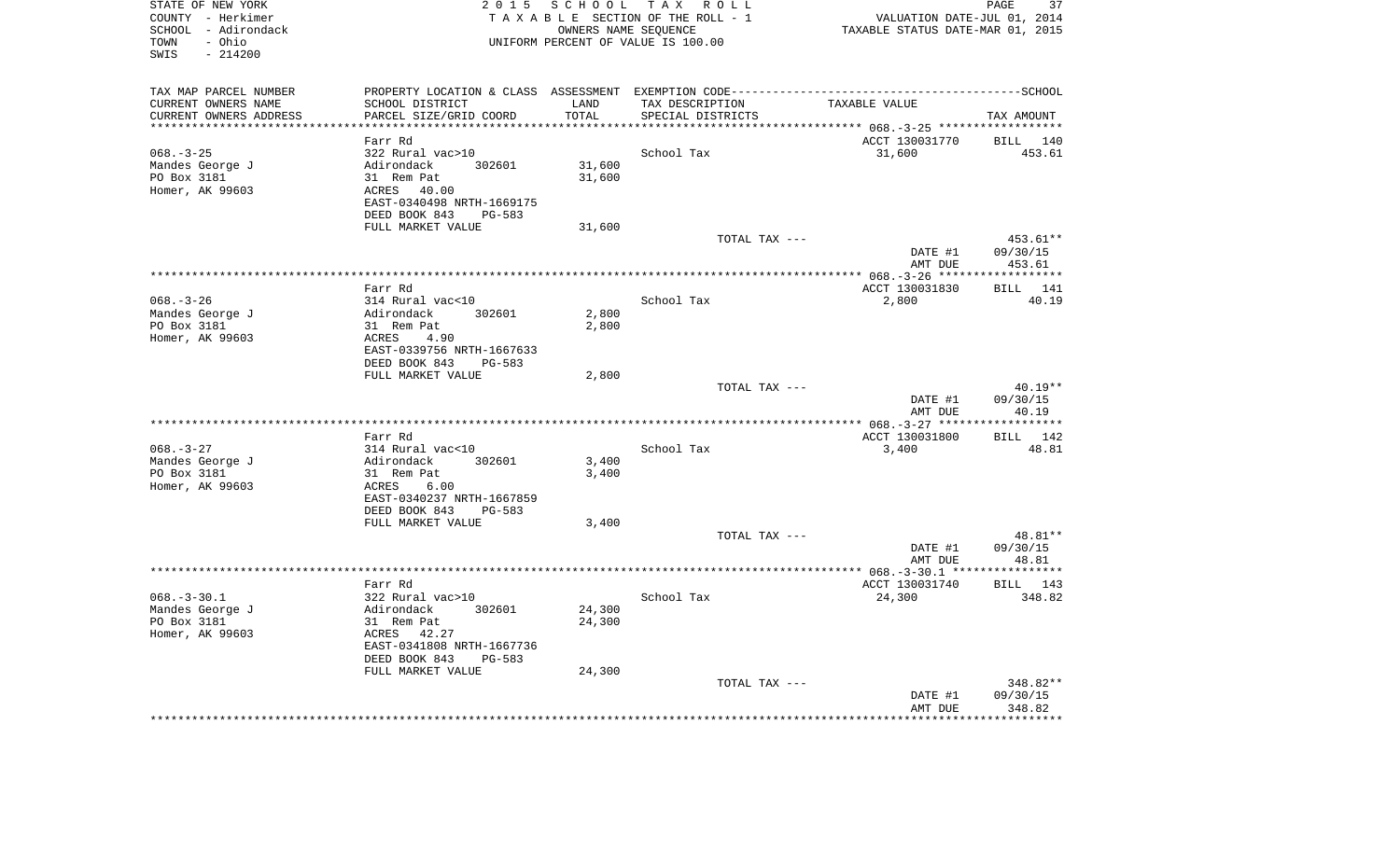STATE OF NEW YORK
COUNTY - Herkimer
SCHOOL - Adirondack
TOWN - Ohio
SWIS - 214200

2015 SCHOOL TAX ROLL
TAXABLE SECTION OF THE ROLL - 1
OWNERS NAME SEQUENCE
UNIFORM PERCENT OF VALUE IS 100.00

VALUATION DATE-JUL 01, 2014
TAXABLE STATUS DATE-MAR 01, 2015

| TAX MAP PARCEL NUMBER<br>CURRENT OWNERS NAME<br>CURRENT OWNERS ADDRESS | PROPERTY LOCATION & CLASS<br>SCHOOL DISTRICT<br>PARCEL SIZE/GRID COORD | ASSESSMENT<br>LAND<br>TOTAL | EXEMPTION CODE<br>TAX DESCRIPTION<br>SPECIAL DISTRICTS | TAXABLE VALUE | SCHOOL<br>TAX AMOUNT |
|---|---|---|---|---|---|
| | Farr Rd | | | ACCT 130031770 | BILL 140 |
| 068.-3-25 | 322 Rural vac>10 | | School Tax | 31,600 | 453.61 |
| Mandes George J | Adirondack 302601 | 31,600 | | | |
| PO Box 3181 | 31 Rem Pat | 31,600 | | | |
| Homer, AK 99603 | ACRES 40.00 | | | | |
| | EAST-0340498 NRTH-1669175 | | | | |
| | DEED BOOK 843 PG-583 | | | | |
| | FULL MARKET VALUE | 31,600 | | | |
| | | | TOTAL TAX --- | | 453.61** |
| | | | | DATE #1 | 09/30/15 |
| | | | | AMT DUE | 453.61 |
| | Farr Rd | | | ACCT 130031830 | BILL 141 |
| 068.-3-26 | 314 Rural vac<10 | | School Tax | 2,800 | 40.19 |
| Mandes George J | Adirondack 302601 | 2,800 | | | |
| PO Box 3181 | 31 Rem Pat | 2,800 | | | |
| Homer, AK 99603 | ACRES 4.90 | | | | |
| | EAST-0339756 NRTH-1667633 | | | | |
| | DEED BOOK 843 PG-583 | | | | |
| | FULL MARKET VALUE | 2,800 | | | |
| | | | TOTAL TAX --- | | 40.19** |
| | | | | DATE #1 | 09/30/15 |
| | | | | AMT DUE | 40.19 |
| | Farr Rd | | | ACCT 130031800 | BILL 142 |
| 068.-3-27 | 314 Rural vac<10 | | School Tax | 3,400 | 48.81 |
| Mandes George J | Adirondack 302601 | 3,400 | | | |
| PO Box 3181 | 31 Rem Pat | 3,400 | | | |
| Homer, AK 99603 | ACRES 6.00 | | | | |
| | EAST-0340237 NRTH-1667859 | | | | |
| | DEED BOOK 843 PG-583 | | | | |
| | FULL MARKET VALUE | 3,400 | | | |
| | | | TOTAL TAX --- | | 48.81** |
| | | | | DATE #1 | 09/30/15 |
| | | | | AMT DUE | 48.81 |
| | Farr Rd | | | ACCT 130031740 | BILL 143 |
| 068.-3-30.1 | 322 Rural vac>10 | | School Tax | 24,300 | 348.82 |
| Mandes George J | Adirondack 302601 | 24,300 | | | |
| PO Box 3181 | 31 Rem Pat | 24,300 | | | |
| Homer, AK 99603 | ACRES 42.27 | | | | |
| | EAST-0341808 NRTH-1667736 | | | | |
| | DEED BOOK 843 PG-583 | | | | |
| | FULL MARKET VALUE | 24,300 | | | |
| | | | TOTAL TAX --- | | 348.82** |
| | | | | DATE #1 | 09/30/15 |
| | | | | AMT DUE | 348.82 |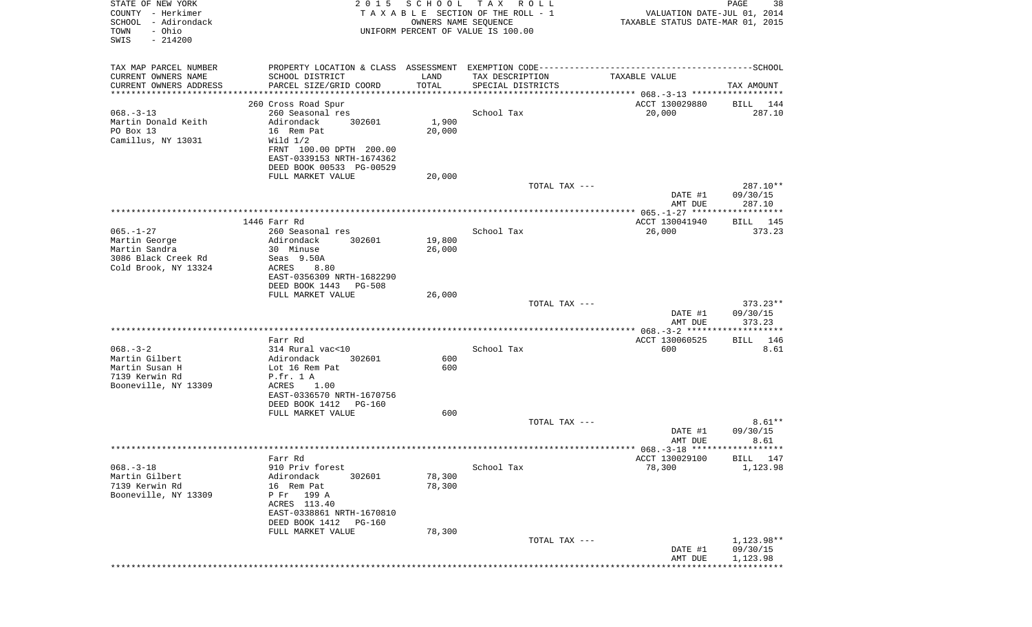STATE OF NEW YORK
COUNTY - Herkimer
SCHOOL - Adirondack
TOWN - Ohio
SWIS - 214200

2015 SCHOOL TAX ROLL
TAXABLE SECTION OF THE ROLL - 1
OWNERS NAME SEQUENCE
UNIFORM PERCENT OF VALUE IS 100.00

VALUATION DATE-JUL 01, 2014
TAXABLE STATUS DATE-MAR 01, 2015

| TAX MAP PARCEL NUMBER / CURRENT OWNERS NAME / CURRENT OWNERS ADDRESS | PROPERTY LOCATION & CLASS / SCHOOL DISTRICT / PARCEL SIZE/GRID COORD | ASSESSMENT LAND / TOTAL | EXEMPTION CODE / TAX DESCRIPTION / SPECIAL DISTRICTS | TAXABLE VALUE | TAX AMOUNT |
|---|---|---|---|---|---|
| | 260 Cross Road Spur | | | ACCT 130029880 | BILL 144 |
| 068.-3-13 | 260 Seasonal res | | School Tax | 20,000 | 287.10 |
| Martin Donald Keith | Adirondack 302601 | 1,900 | | | |
| PO Box 13 | 16 Rem Pat | 20,000 | | | |
| Camillus, NY 13031 | Wild 1/2 | | | | |
| | FRNT 100.00 DPTH 200.00 | | | | |
| | EAST-0339153 NRTH-1674362 | | | | |
| | DEED BOOK 00533 PG-00529 | | | | |
| | FULL MARKET VALUE | 20,000 | | | |
| | | | TOTAL TAX --- | | 287.10** |
| | | | | DATE #1 | 09/30/15 |
| | | | | AMT DUE | 287.10 |
| | 1446 Farr Rd | | | ACCT 130041940 | BILL 145 |
| 065.-1-27 | 260 Seasonal res | | School Tax | 26,000 | 373.23 |
| Martin George | Adirondack 302601 | 19,800 | | | |
| Martin Sandra | 30 Minuse | 26,000 | | | |
| 3086 Black Creek Rd | Seas 9.50A | | | | |
| Cold Brook, NY 13324 | ACRES 8.80 | | | | |
| | EAST-0356309 NRTH-1682290 | | | | |
| | DEED BOOK 1443 PG-508 | | | | |
| | FULL MARKET VALUE | 26,000 | | | |
| | | | TOTAL TAX --- | | 373.23** |
| | | | | DATE #1 | 09/30/15 |
| | | | | AMT DUE | 373.23 |
| | Farr Rd | | | ACCT 130060525 | BILL 146 |
| 068.-3-2 | 314 Rural vac<10 | | School Tax | 600 | 8.61 |
| Martin Gilbert | Adirondack 302601 | 600 | | | |
| Martin Susan H | Lot 16 Rem Pat | 600 | | | |
| 7139 Kerwin Rd | P.fr. 1 A | | | | |
| Booneville, NY 13309 | ACRES 1.00 | | | | |
| | EAST-0336570 NRTH-1670756 | | | | |
| | DEED BOOK 1412 PG-160 | | | | |
| | FULL MARKET VALUE | 600 | | | |
| | | | TOTAL TAX --- | | 8.61** |
| | | | | DATE #1 | 09/30/15 |
| | | | | AMT DUE | 8.61 |
| | Farr Rd | | | ACCT 130029100 | BILL 147 |
| 068.-3-18 | 910 Priv forest | | School Tax | 78,300 | 1,123.98 |
| Martin Gilbert | Adirondack 302601 | 78,300 | | | |
| 7139 Kerwin Rd | 16 Rem Pat | 78,300 | | | |
| Booneville, NY 13309 | P Fr 199 A | | | | |
| | ACRES 113.40 | | | | |
| | EAST-0338861 NRTH-1670810 | | | | |
| | DEED BOOK 1412 PG-160 | | | | |
| | FULL MARKET VALUE | 78,300 | | | |
| | | | TOTAL TAX --- | | 1,123.98** |
| | | | | DATE #1 | 09/30/15 |
| | | | | AMT DUE | 1,123.98 |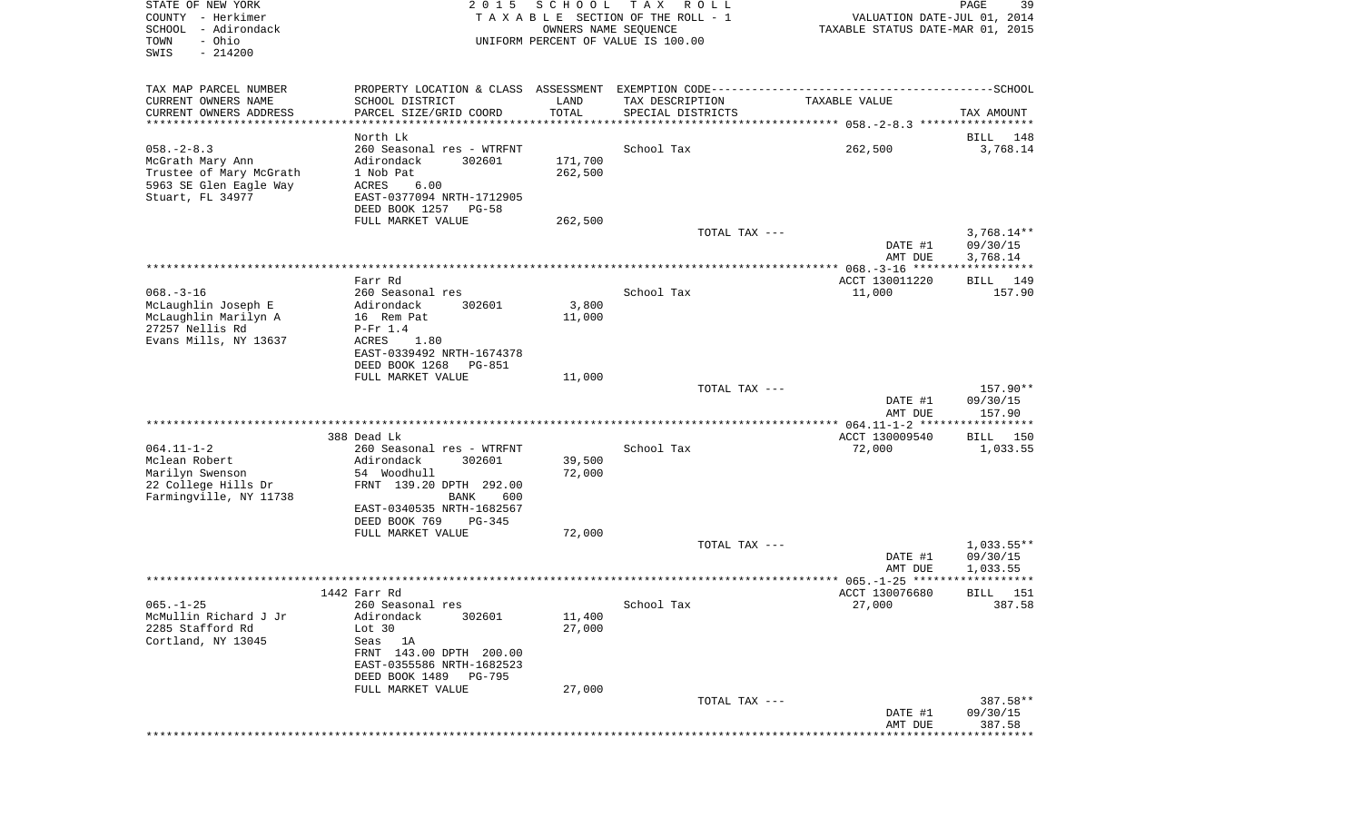STATE OF NEW YORK — 2015 SCHOOL TAX ROLL
COUNTY - Herkimer — TAXABLE SECTION OF THE ROLL - 1 — VALUATION DATE-JUL 01, 2014
SCHOOL - Adirondack — OWNERS NAME SEQUENCE — TAXABLE STATUS DATE-MAR 01, 2015
TOWN - Ohio — UNIFORM PERCENT OF VALUE IS 100.00
SWIS - 214200

| TAX MAP PARCEL NUMBER / CURRENT OWNERS NAME / CURRENT OWNERS ADDRESS | PROPERTY LOCATION & CLASS / SCHOOL DISTRICT / PARCEL SIZE/GRID COORD | ASSESSMENT LAND / TOTAL | EXEMPTION CODE / TAX DESCRIPTION / SPECIAL DISTRICTS | TAXABLE VALUE | SCHOOL TAX AMOUNT |
|---|---|---|---|---|---|
| | North Lk | | | | BILL 148 |
| 058.-2-8.3 | 260 Seasonal res - WTRFNT | | School Tax | 262,500 | 3,768.14 |
| McGrath Mary Ann | Adirondack 302601 | 171,700 | | | |
| Trustee of Mary McGrath | 1 Nob Pat | 262,500 | | | |
| 5963 SE Glen Eagle Way | ACRES 6.00 | | | | |
| Stuart, FL 34977 | EAST-0377094 NRTH-1712905 | | | | |
| | DEED BOOK 1257 PG-58 | | | | |
| | FULL MARKET VALUE | 262,500 | | | |
| | | | TOTAL TAX --- | | 3,768.14** |
| | | | | DATE #1 | 09/30/15 |
| | | | | AMT DUE | 3,768.14 |
| | Farr Rd | | | ACCT 130011220 | BILL 149 |
| 068.-3-16 | 260 Seasonal res | | School Tax | 11,000 | 157.90 |
| McLaughlin Joseph E | Adirondack 302601 | 3,800 | | | |
| McLaughlin Marilyn A | 16 Rem Pat | 11,000 | | | |
| 27257 Nellis Rd | P-Fr 1.4 | | | | |
| Evans Mills, NY 13637 | ACRES 1.80 | | | | |
| | EAST-0339492 NRTH-1674378 | | | | |
| | DEED BOOK 1268 PG-851 | | | | |
| | FULL MARKET VALUE | 11,000 | | | |
| | | | TOTAL TAX --- | | 157.90** |
| | | | | DATE #1 | 09/30/15 |
| | | | | AMT DUE | 157.90 |
| | 388 Dead Lk | | | ACCT 130009540 | BILL 150 |
| 064.11-1-2 | 260 Seasonal res - WTRFNT | | School Tax | 72,000 | 1,033.55 |
| Mclean Robert | Adirondack 302601 | 39,500 | | | |
| Marilyn Swenson | 54 Woodhull | 72,000 | | | |
| 22 College Hills Dr | FRNT 139.20 DPTH 292.00 | | | | |
| Farmingville, NY 11738 | BANK 600 | | | | |
| | EAST-0340535 NRTH-1682567 | | | | |
| | DEED BOOK 769 PG-345 | | | | |
| | FULL MARKET VALUE | 72,000 | | | |
| | | | TOTAL TAX --- | | 1,033.55** |
| | | | | DATE #1 | 09/30/15 |
| | | | | AMT DUE | 1,033.55 |
| | 1442 Farr Rd | | | ACCT 130076680 | BILL 151 |
| 065.-1-25 | 260 Seasonal res | | School Tax | 27,000 | 387.58 |
| McMullin Richard J Jr | Adirondack 302601 | 11,400 | | | |
| 2285 Stafford Rd | Lot 30 | 27,000 | | | |
| Cortland, NY 13045 | Seas 1A | | | | |
| | FRNT 143.00 DPTH 200.00 | | | | |
| | EAST-0355586 NRTH-1682523 | | | | |
| | DEED BOOK 1489 PG-795 | | | | |
| | FULL MARKET VALUE | 27,000 | | | |
| | | | TOTAL TAX --- | | 387.58** |
| | | | | DATE #1 | 09/30/15 |
| | | | | AMT DUE | 387.58 |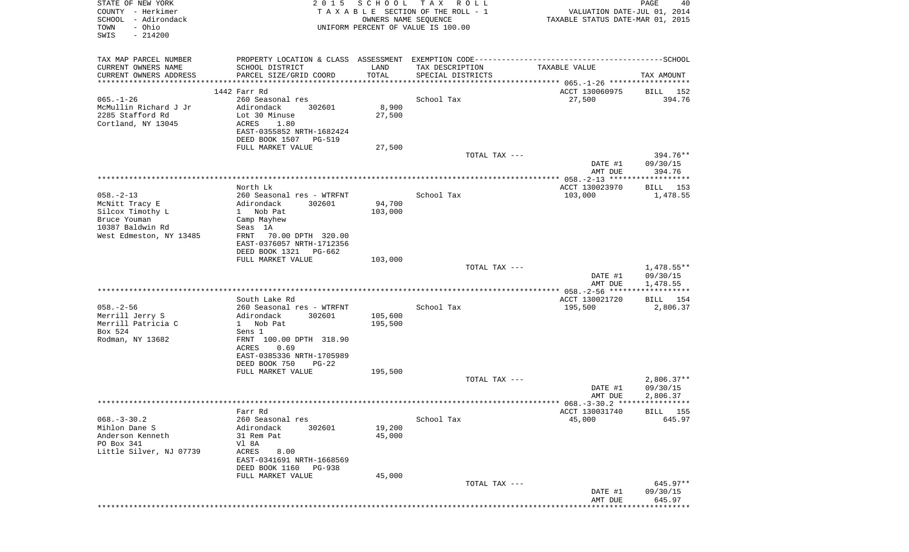STATE OF NEW YORK
COUNTY - Herkimer
SCHOOL - Adirondack
TOWN - Ohio
SWIS - 214200

2 0 1 5 S C H O O L T A X R O L L
T A X A B L E SECTION OF THE ROLL - 1
OWNERS NAME SEQUENCE
UNIFORM PERCENT OF VALUE IS 100.00

VALUATION DATE-JUL 01, 2014
TAXABLE STATUS DATE-MAR 01, 2015

| TAX MAP PARCEL NUMBER<br>CURRENT OWNERS NAME<br>CURRENT OWNERS ADDRESS | PROPERTY LOCATION & CLASS<br>SCHOOL DISTRICT<br>PARCEL SIZE/GRID COORD | ASSESSMENT<br>LAND<br>TOTAL | EXEMPTION CODE<br>TAX DESCRIPTION<br>SPECIAL DISTRICTS | TAXABLE VALUE | SCHOOL<br>TAX AMOUNT |
|---|---|---|---|---|---|
| | 1442 Farr Rd | | | ACCT 130060975 | BILL 152 |
| 065.-1-26 | 260 Seasonal res | | School Tax | 27,500 | 394.76 |
| McMullin Richard J Jr | Adirondack 302601 | 8,900 | | | |
| 2285 Stafford Rd | Lot 30 Minuse | 27,500 | | | |
| Cortland, NY 13045 | ACRES 1.80 | | | | |
| | EAST-0355852 NRTH-1682424 | | | | |
| | DEED BOOK 1507 PG-519 | | | | |
| | FULL MARKET VALUE | 27,500 | | | |
| | | | TOTAL TAX --- | | 394.76** |
| | | | | DATE #1 | 09/30/15 |
| | | | | AMT DUE | 394.76 |
| | North Lk | | | ACCT 130023970 | BILL 153 |
| 058.-2-13 | 260 Seasonal res - WTRFNT | | School Tax | 103,000 | 1,478.55 |
| McNitt Tracy E | Adirondack 302601 | 94,700 | | | |
| Silcox Timothy L | 1 Nob Pat | 103,000 | | | |
| Bruce Youman | Camp Mayhew | | | | |
| 10387 Baldwin Rd | Seas 1A | | | | |
| West Edmeston, NY 13485 | FRNT 70.00 DPTH 320.00 | | | | |
| | EAST-0376057 NRTH-1712356 | | | | |
| | DEED BOOK 1321 PG-662 | | | | |
| | FULL MARKET VALUE | 103,000 | | | |
| | | | TOTAL TAX --- | | 1,478.55** |
| | | | | DATE #1 | 09/30/15 |
| | | | | AMT DUE | 1,478.55 |
| | South Lake Rd | | | ACCT 130021720 | BILL 154 |
| 058.-2-56 | 260 Seasonal res - WTRFNT | | School Tax | 195,500 | 2,806.37 |
| Merrill Jerry S | Adirondack 302601 | 105,600 | | | |
| Merrill Patricia C | 1 Nob Pat | 195,500 | | | |
| Box 524 | Sens 1 | | | | |
| Rodman, NY 13682 | FRNT 100.00 DPTH 318.90 | | | | |
| | ACRES 0.69 | | | | |
| | EAST-0385336 NRTH-1705989 | | | | |
| | DEED BOOK 750 PG-22 | | | | |
| | FULL MARKET VALUE | 195,500 | | | |
| | | | TOTAL TAX --- | | 2,806.37** |
| | | | | DATE #1 | 09/30/15 |
| | | | | AMT DUE | 2,806.37 |
| | Farr Rd | | | ACCT 130031740 | BILL 155 |
| 068.-3-30.2 | 260 Seasonal res | | School Tax | 45,000 | 645.97 |
| Mihlon Dane S | Adirondack 302601 | 19,200 | | | |
| Anderson Kenneth | 31 Rem Pat | 45,000 | | | |
| PO Box 341 | Vl 8A | | | | |
| Little Silver, NJ 07739 | ACRES 8.00 | | | | |
| | EAST-0341691 NRTH-1668569 | | | | |
| | DEED BOOK 1160 PG-938 | | | | |
| | FULL MARKET VALUE | 45,000 | | | |
| | | | TOTAL TAX --- | | 645.97** |
| | | | | DATE #1 | 09/30/15 |
| | | | | AMT DUE | 645.97 |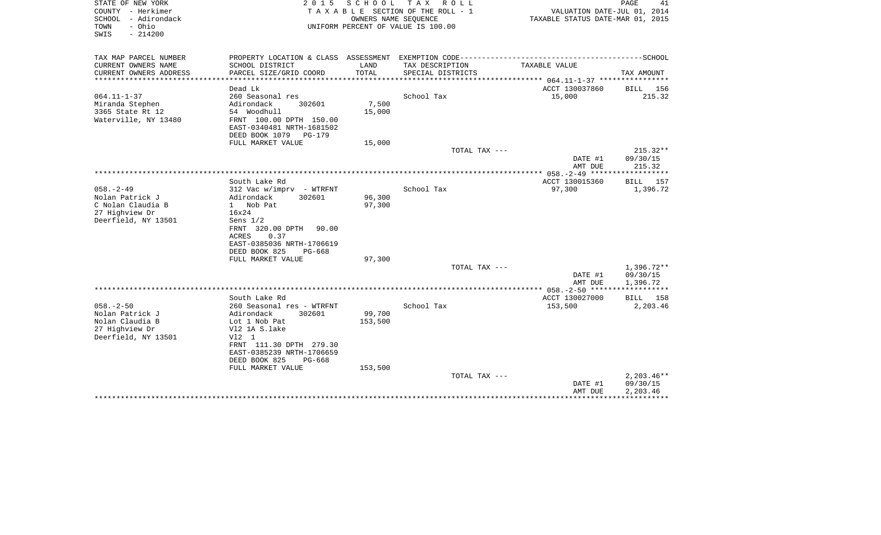STATE OF NEW YORK
COUNTY - Herkimer
SCHOOL - Adirondack
TOWN - Ohio
SWIS - 214200

2015 SCHOOL TAX ROLL
TAXABLE SECTION OF THE ROLL - 1
OWNERS NAME SEQUENCE
UNIFORM PERCENT OF VALUE IS 100.00

VALUATION DATE-JUL 01, 2014
TAXABLE STATUS DATE-MAR 01, 2015

| TAX MAP PARCEL NUMBER / CURRENT OWNERS NAME / CURRENT OWNERS ADDRESS | PROPERTY LOCATION & CLASS / SCHOOL DISTRICT / PARCEL SIZE/GRID COORD | ASSESSMENT LAND / TOTAL | EXEMPTION CODE / TAX DESCRIPTION / SPECIAL DISTRICTS | TAXABLE VALUE | TAX AMOUNT |
|---|---|---|---|---|---|
| 064.11-1-37 | Dead Lk | | | ACCT 130037860 | BILL 156 |
| Miranda Stephen | 260 Seasonal res | | School Tax | 15,000 | 215.32 |
| 3365 State Rt 12 | Adirondack 302601 | 7,500 | | | |
| Waterville, NY 13480 | 54 Woodhull | 15,000 | | | |
| | FRNT 100.00 DPTH 150.00 | | | | |
| | EAST-0340481 NRTH-1681502 | | | | |
| | DEED BOOK 1079 PG-179 | | | | |
| | FULL MARKET VALUE | 15,000 | | | |
| | | | TOTAL TAX --- | | 215.32** |
| | | | | DATE #1 | 09/30/15 |
| | | | | AMT DUE | 215.32 |
| 058.-2-49 | South Lake Rd | | | ACCT 130015360 | BILL 157 |
| Nolan Patrick J | 312 Vac w/imprv - WTRFNT | | School Tax | 97,300 | 1,396.72 |
| C Nolan Claudia B | Adirondack 302601 | 96,300 | | | |
| 27 Highview Dr | 1 Nob Pat | 97,300 | | | |
| Deerfield, NY 13501 | 16x24 | | | | |
| | Sens 1/2 | | | | |
| | FRNT 320.00 DPTH 90.00 | | | | |
| | ACRES 0.37 | | | | |
| | EAST-0385036 NRTH-1706619 | | | | |
| | DEED BOOK 825 PG-668 | | | | |
| | FULL MARKET VALUE | 97,300 | | | |
| | | | TOTAL TAX --- | | 1,396.72** |
| | | | | DATE #1 | 09/30/15 |
| | | | | AMT DUE | 1,396.72 |
| 058.-2-50 | South Lake Rd | | | ACCT 130027000 | BILL 158 |
| Nolan Patrick J | 260 Seasonal res - WTRFNT | | School Tax | 153,500 | 2,203.46 |
| Nolan Claudia B | Adirondack 302601 | 99,700 | | | |
| 27 Highview Dr | Lot 1 Nob Pat | 153,500 | | | |
| Deerfield, NY 13501 | Vl2 1A S.lake | | | | |
| | Vl2 1 | | | | |
| | FRNT 111.30 DPTH 279.30 | | | | |
| | EAST-0385239 NRTH-1706659 | | | | |
| | DEED BOOK 825 PG-668 | | | | |
| | FULL MARKET VALUE | 153,500 | | | |
| | | | TOTAL TAX --- | | 2,203.46** |
| | | | | DATE #1 | 09/30/15 |
| | | | | AMT DUE | 2,203.46 |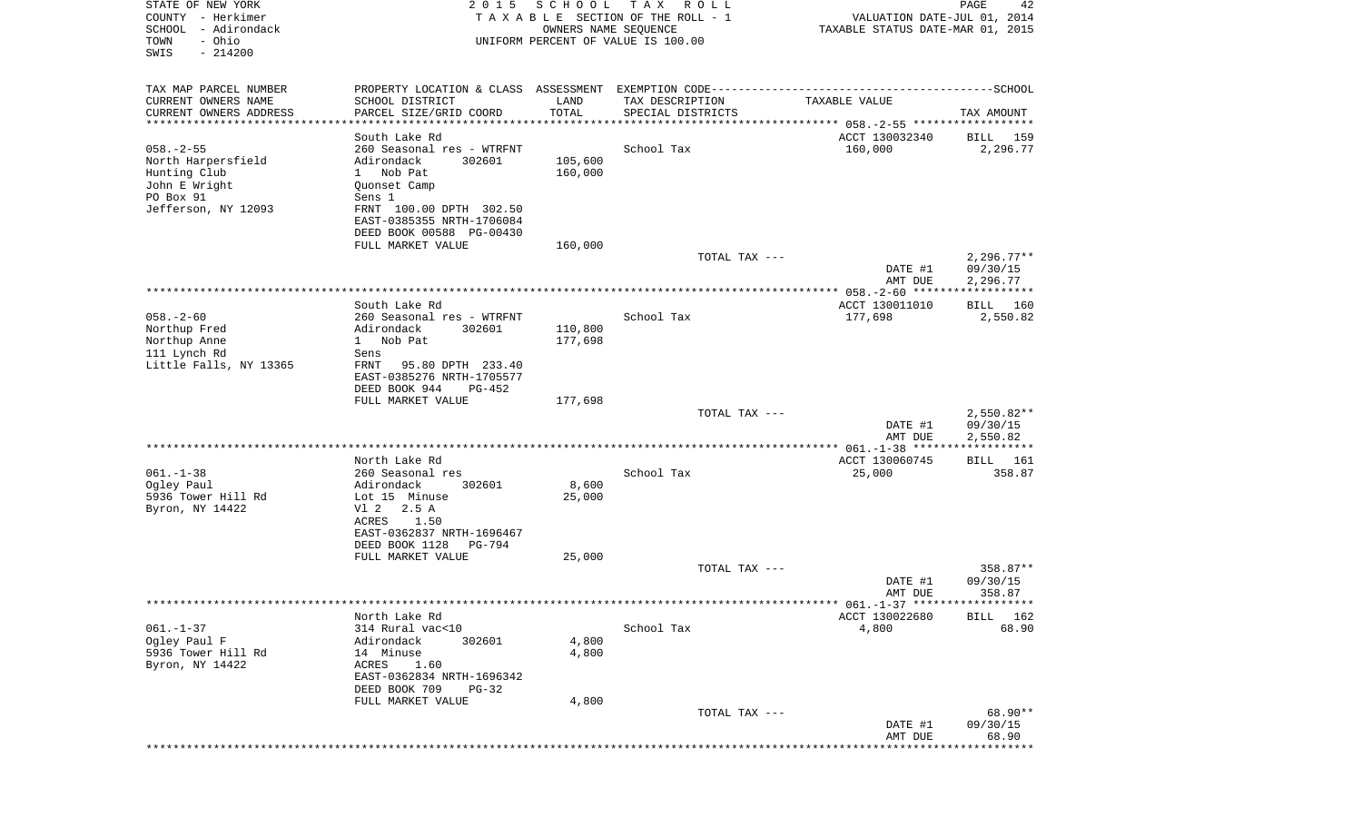STATE OF NEW YORK
COUNTY - Herkimer
SCHOOL - Adirondack
TOWN - Ohio
SWIS - 214200

2015 SCHOOL TAX ROLL
TAXABLE SECTION OF THE ROLL - 1
OWNERS NAME SEQUENCE
UNIFORM PERCENT OF VALUE IS 100.00

VALUATION DATE-JUL 01, 2014
TAXABLE STATUS DATE-MAR 01, 2015

| TAX MAP PARCEL NUMBER / CURRENT OWNERS NAME / CURRENT OWNERS ADDRESS | PROPERTY LOCATION & CLASS / SCHOOL DISTRICT / PARCEL SIZE/GRID COORD | ASSESSMENT LAND | TOTAL | EXEMPTION CODE / TAX DESCRIPTION / SPECIAL DISTRICTS | TAXABLE VALUE | TAX AMOUNT |
|---|---|---|---|---|---|---|
| **058.-2-55** | South Lake Rd | | | | ACCT 130032340 | BILL 159 |
| North Harpersfield | 260 Seasonal res - WTRFNT | | | School Tax | 160,000 | 2,296.77 |
| Hunting Club | Adirondack 302601 | 105,600 | | | | |
| John E Wright | 1 Nob Pat | | 160,000 | | | |
| PO Box 91 | Quonset Camp | | | | | |
| Jefferson, NY 12093 | Sens 1 | | | | | |
| | FRNT 100.00 DPTH 302.50 | | | | | |
| | EAST-0385355 NRTH-1706084 | | | | | |
| | DEED BOOK 00588 PG-00430 | | | | | |
| | FULL MARKET VALUE | | 160,000 | | | |
| | | | | TOTAL TAX --- | | 2,296.77** |
| | | | | | DATE #1 | 09/30/15 |
| | | | | | AMT DUE | 2,296.77 |
| **058.-2-60** | South Lake Rd | | | | ACCT 130011010 | BILL 160 |
| Northup Fred | 260 Seasonal res - WTRFNT | | | School Tax | 177,698 | 2,550.82 |
| Northup Anne | Adirondack 302601 | 110,800 | | | | |
| 111 Lynch Rd | 1 Nob Pat | | 177,698 | | | |
| Little Falls, NY 13365 | Sens | | | | | |
| | FRNT 95.80 DPTH 233.40 | | | | | |
| | EAST-0385276 NRTH-1705577 | | | | | |
| | DEED BOOK 944 PG-452 | | | | | |
| | FULL MARKET VALUE | | 177,698 | | | |
| | | | | TOTAL TAX --- | | 2,550.82** |
| | | | | | DATE #1 | 09/30/15 |
| | | | | | AMT DUE | 2,550.82 |
| **061.-1-38** | North Lake Rd | | | | ACCT 130060745 | BILL 161 |
| Ogley Paul | 260 Seasonal res | | | School Tax | 25,000 | 358.87 |
| 5936 Tower Hill Rd | Adirondack 302601 | 8,600 | | | | |
| Byron, NY 14422 | Lot 15 Minuse | | 25,000 | | | |
| | Vl 2 2.5 A | | | | | |
| | ACRES 1.50 | | | | | |
| | EAST-0362837 NRTH-1696467 | | | | | |
| | DEED BOOK 1128 PG-794 | | | | | |
| | FULL MARKET VALUE | | 25,000 | | | |
| | | | | TOTAL TAX --- | | 358.87** |
| | | | | | DATE #1 | 09/30/15 |
| | | | | | AMT DUE | 358.87 |
| **061.-1-37** | North Lake Rd | | | | ACCT 130022680 | BILL 162 |
| Ogley Paul F | 314 Rural vac<10 | | | School Tax | 4,800 | 68.90 |
| 5936 Tower Hill Rd | Adirondack 302601 | 4,800 | | | | |
| Byron, NY 14422 | 14 Minuse | | 4,800 | | | |
| | ACRES 1.60 | | | | | |
| | EAST-0362834 NRTH-1696342 | | | | | |
| | DEED BOOK 709 PG-32 | | | | | |
| | FULL MARKET VALUE | | 4,800 | | | |
| | | | | TOTAL TAX --- | | 68.90** |
| | | | | | DATE #1 | 09/30/15 |
| | | | | | AMT DUE | 68.90 |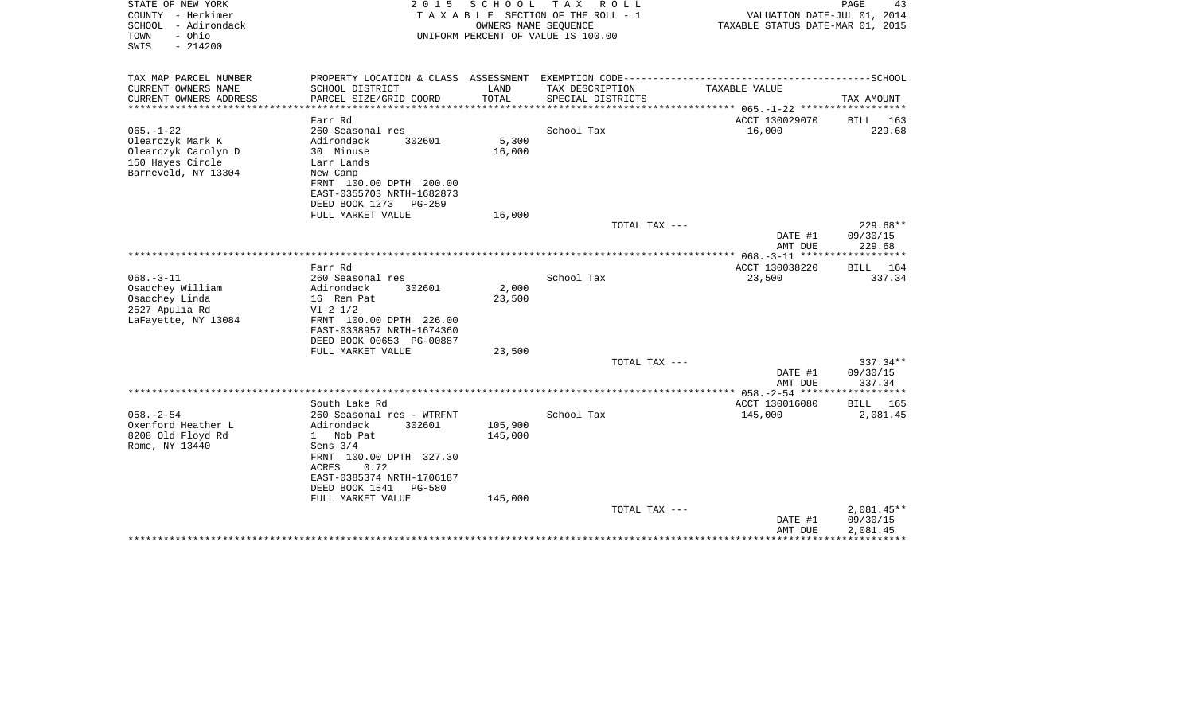STATE OF NEW YORK | COUNTY - Herkimer | SCHOOL - Adirondack | TOWN - Ohio | SWIS - 214200

**2015 SCHOOL TAX ROLL**
TAXABLE SECTION OF THE ROLL - 1
OWNERS NAME SEQUENCE
UNIFORM PERCENT OF VALUE IS 100.00

VALUATION DATE-JUL 01, 2014
TAXABLE STATUS DATE-MAR 01, 2015

| TAX MAP PARCEL NUMBER / CURRENT OWNERS NAME / CURRENT OWNERS ADDRESS | PROPERTY LOCATION & CLASS / SCHOOL DISTRICT / PARCEL SIZE/GRID COORD | ASSESSMENT LAND / TOTAL | EXEMPTION CODE / TAX DESCRIPTION / SPECIAL DISTRICTS | TAXABLE VALUE | TAX AMOUNT |
|---|---|---|---|---|---|
| 065.-1-22 | Farr Rd | | | ACCT 130029070 | BILL 163 |
| Olearczyk Mark K | 260 Seasonal res | | School Tax | 16,000 | 229.68 |
| Olearczyk Carolyn D | Adirondack 302601 | 5,300 | | | |
| 150 Hayes Circle | 30 Minuse | 16,000 | | | |
| Barneveld, NY 13304 | Larr Lands | | | | |
| | New Camp | | | | |
| | FRNT 100.00 DPTH 200.00 | | | | |
| | EAST-0355703 NRTH-1682873 | | | | |
| | DEED BOOK 1273 PG-259 | | | | |
| | FULL MARKET VALUE | 16,000 | | | |
| | | | TOTAL TAX --- | | 229.68** |
| | | | | DATE #1 | 09/30/15 |
| | | | | AMT DUE | 229.68 |
| 068.-3-11 | Farr Rd | | | ACCT 130038220 | BILL 164 |
| Osadchey William | 260 Seasonal res | | School Tax | 23,500 | 337.34 |
| Osadchey Linda | Adirondack 302601 | 2,000 | | | |
| 2527 Apulia Rd | 16 Rem Pat | 23,500 | | | |
| LaFayette, NY 13084 | Vl 2 1/2 | | | | |
| | FRNT 100.00 DPTH 226.00 | | | | |
| | EAST-0338957 NRTH-1674360 | | | | |
| | DEED BOOK 00653 PG-00887 | | | | |
| | FULL MARKET VALUE | 23,500 | | | |
| | | | TOTAL TAX --- | | 337.34** |
| | | | | DATE #1 | 09/30/15 |
| | | | | AMT DUE | 337.34 |
| 058.-2-54 | South Lake Rd | | | ACCT 130016080 | BILL 165 |
| Oxenford Heather L | 260 Seasonal res - WTRFNT | | School Tax | 145,000 | 2,081.45 |
| 8208 Old Floyd Rd | Adirondack 302601 | 105,900 | | | |
| Rome, NY 13440 | 1 Nob Pat | 145,000 | | | |
| | Sens 3/4 | | | | |
| | FRNT 100.00 DPTH 327.30 | | | | |
| | ACRES 0.72 | | | | |
| | EAST-0385374 NRTH-1706187 | | | | |
| | DEED BOOK 1541 PG-580 | | | | |
| | FULL MARKET VALUE | 145,000 | | | |
| | | | TOTAL TAX --- | | 2,081.45** |
| | | | | DATE #1 | 09/30/15 |
| | | | | AMT DUE | 2,081.45 |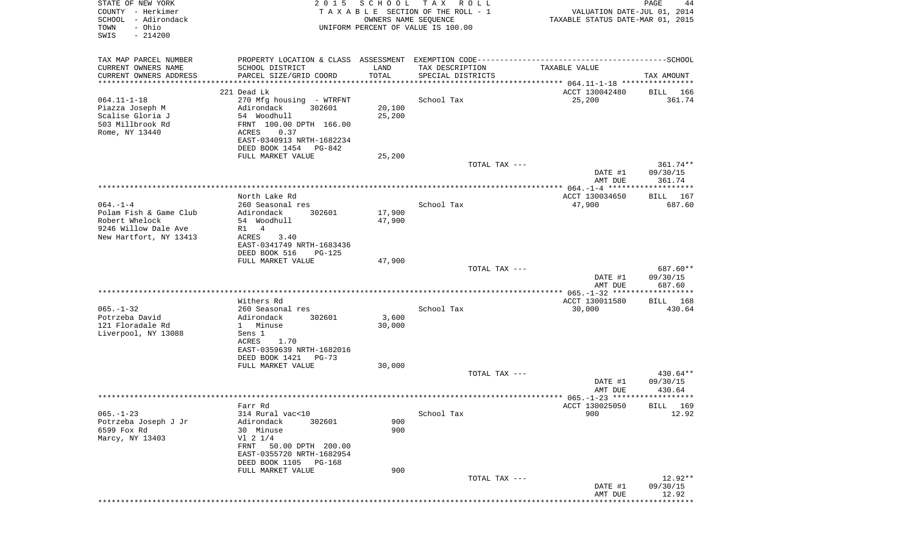STATE OF NEW YORK
COUNTY - Herkimer
SCHOOL - Adirondack
TOWN - Ohio
SWIS - 214200

2 0 1 5 S C H O O L T A X R O L L
T A X A B L E SECTION OF THE ROLL - 1
OWNERS NAME SEQUENCE
UNIFORM PERCENT OF VALUE IS 100.00

VALUATION DATE-JUL 01, 2014
TAXABLE STATUS DATE-MAR 01, 2015

| TAX MAP PARCEL NUMBER / CURRENT OWNERS NAME / CURRENT OWNERS ADDRESS | PROPERTY LOCATION & CLASS / SCHOOL DISTRICT / PARCEL SIZE/GRID COORD | ASSESSMENT LAND / TOTAL | EXEMPTION CODE / TAX DESCRIPTION / SPECIAL DISTRICTS | TAXABLE VALUE | TAX AMOUNT |
|---|---|---|---|---|---|
| 064.11-1-18 | 221 Dead Lk | | | ACCT 130042480 | BILL 166 |
| Piazza Joseph M | 270 Mfg housing - WTRFNT | | School Tax | 25,200 | 361.74 |
| Scalise Gloria J | Adirondack 302601 | 20,100 | | | |
| 503 Millbrook Rd | 54 Woodhull | 25,200 | | | |
| Rome, NY 13440 | FRNT 100.00 DPTH 166.00 | | | | |
| | ACRES 0.37 | | | | |
| | EAST-0340913 NRTH-1682234 | | | | |
| | DEED BOOK 1454 PG-842 | | | | |
| | FULL MARKET VALUE | 25,200 | | | |
| | | | TOTAL TAX --- | | 361.74** |
| | | | | DATE #1 | 09/30/15 |
| | | | | AMT DUE | 361.74 |
| 064.-1-4 | North Lake Rd | | | ACCT 130034650 | BILL 167 |
| Polam Fish & Game Club | 260 Seasonal res | | School Tax | 47,900 | 687.60 |
| Robert Whelock | Adirondack 302601 | 17,900 | | | |
| 9246 Willow Dale Ave | 54 Woodhull | 47,900 | | | |
| New Hartfort, NY 13413 | R1 4 | | | | |
| | ACRES 3.40 | | | | |
| | EAST-0341749 NRTH-1683436 | | | | |
| | DEED BOOK 516 PG-125 | | | | |
| | FULL MARKET VALUE | 47,900 | | | |
| | | | TOTAL TAX --- | | 687.60** |
| | | | | DATE #1 | 09/30/15 |
| | | | | AMT DUE | 687.60 |
| 065.-1-32 | Withers Rd | | | ACCT 130011580 | BILL 168 |
| Potrzeba David | 260 Seasonal res | | School Tax | 30,000 | 430.64 |
| 121 Floradale Rd | Adirondack 302601 | 3,600 | | | |
| Liverpool, NY 13088 | 1 Minuse | 30,000 | | | |
| | Sens 1 | | | | |
| | ACRES 1.70 | | | | |
| | EAST-0359639 NRTH-1682016 | | | | |
| | DEED BOOK 1421 PG-73 | | | | |
| | FULL MARKET VALUE | 30,000 | | | |
| | | | TOTAL TAX --- | | 430.64** |
| | | | | DATE #1 | 09/30/15 |
| | | | | AMT DUE | 430.64 |
| 065.-1-23 | Farr Rd | | | ACCT 130025050 | BILL 169 |
| Potrzeba Joseph J Jr | 314 Rural vac<10 | | School Tax | 900 | 12.92 |
| 6599 Fox Rd | Adirondack 302601 | 900 | | | |
| Marcy, NY 13403 | 30 Minuse | 900 | | | |
| | Vl 2 1/4 | | | | |
| | FRNT 50.00 DPTH 200.00 | | | | |
| | EAST-0355720 NRTH-1682954 | | | | |
| | DEED BOOK 1105 PG-168 | | | | |
| | FULL MARKET VALUE | 900 | | | |
| | | | TOTAL TAX --- | | 12.92** |
| | | | | DATE #1 | 09/30/15 |
| | | | | AMT DUE | 12.92 |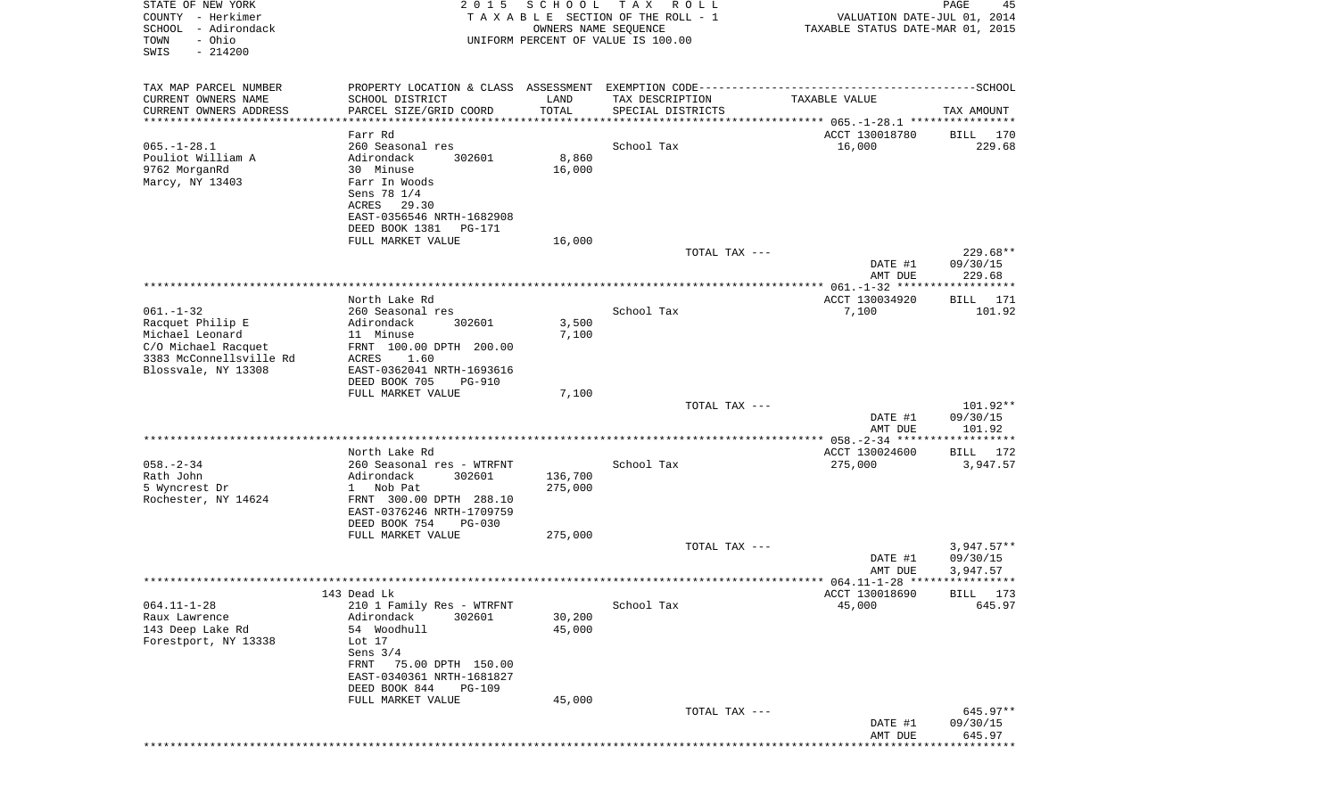STATE OF NEW YORK
COUNTY - Herkimer
SCHOOL - Adirondack
TOWN - Ohio
SWIS - 214200

2015 SCHOOL TAX ROLL
TAXABLE SECTION OF THE ROLL - 1
OWNERS NAME SEQUENCE
UNIFORM PERCENT OF VALUE IS 100.00

VALUATION DATE-JUL 01, 2014
TAXABLE STATUS DATE-MAR 01, 2015

| TAX MAP PARCEL NUMBER<br>CURRENT OWNERS NAME<br>CURRENT OWNERS ADDRESS | PROPERTY LOCATION & CLASS<br>SCHOOL DISTRICT<br>PARCEL SIZE/GRID COORD | ASSESSMENT<br>LAND<br>TOTAL | EXEMPTION CODE<br>TAX DESCRIPTION<br>SPECIAL DISTRICTS | TAXABLE VALUE | SCHOOL<br>TAX AMOUNT |
|---|---|---|---|---|---|
| 065.-1-28.1 | Farr Rd | | | ACCT 130018780 | BILL 170 |
| Pouliot William A | 260 Seasonal res | | School Tax | 16,000 | 229.68 |
| 9762 MorganRd | Adirondack 302601 | 8,860 | | | |
| Marcy, NY 13403 | 30 Minuse | 16,000 | | | |
| | Farr In Woods | | | | |
| | Sens 78 1/4 | | | | |
| | ACRES 29.30 | | | | |
| | EAST-0356546 NRTH-1682908 | | | | |
| | DEED BOOK 1381 PG-171 | | | | |
| | FULL MARKET VALUE | 16,000 | | | |
| | | | TOTAL TAX --- | | 229.68** |
| | | | | DATE #1 | 09/30/15 |
| | | | | AMT DUE | 229.68 |
| 061.-1-32 | North Lake Rd | | | ACCT 130034920 | BILL 171 |
| Racquet Philip E | 260 Seasonal res | | School Tax | 7,100 | 101.92 |
| Michael Leonard | Adirondack 302601 | 3,500 | | | |
| C/O Michael Racquet | 11 Minuse | 7,100 | | | |
| 3383 McConnellsville Rd | FRNT 100.00 DPTH 200.00 | | | | |
| Blossvale, NY 13308 | ACRES 1.60 | | | | |
| | EAST-0362041 NRTH-1693616 | | | | |
| | DEED BOOK 705 PG-910 | | | | |
| | FULL MARKET VALUE | 7,100 | | | |
| | | | TOTAL TAX --- | | 101.92** |
| | | | | DATE #1 | 09/30/15 |
| | | | | AMT DUE | 101.92 |
| 058.-2-34 | North Lake Rd | | | ACCT 130024600 | BILL 172 |
| Rath John | 260 Seasonal res - WTRFNT | | School Tax | 275,000 | 3,947.57 |
| 5 Wyncrest Dr | Adirondack 302601 | 136,700 | | | |
| Rochester, NY 14624 | 1 Nob Pat | 275,000 | | | |
| | FRNT 300.00 DPTH 288.10 | | | | |
| | EAST-0376246 NRTH-1709759 | | | | |
| | DEED BOOK 754 PG-030 | | | | |
| | FULL MARKET VALUE | 275,000 | | | |
| | | | TOTAL TAX --- | | 3,947.57** |
| | | | | DATE #1 | 09/30/15 |
| | | | | AMT DUE | 3,947.57 |
| 064.11-1-28 | 143 Dead Lk | | | ACCT 130018690 | BILL 173 |
| Raux Lawrence | 210 1 Family Res - WTRFNT | | School Tax | 45,000 | 645.97 |
| 143 Deep Lake Rd | Adirondack 302601 | 30,200 | | | |
| Forestport, NY 13338 | 54 Woodhull | 45,000 | | | |
| | Lot 17 | | | | |
| | Sens 3/4 | | | | |
| | FRNT 75.00 DPTH 150.00 | | | | |
| | EAST-0340361 NRTH-1681827 | | | | |
| | DEED BOOK 844 PG-109 | | | | |
| | FULL MARKET VALUE | 45,000 | | | |
| | | | TOTAL TAX --- | | 645.97** |
| | | | | DATE #1 | 09/30/15 |
| | | | | AMT DUE | 645.97 |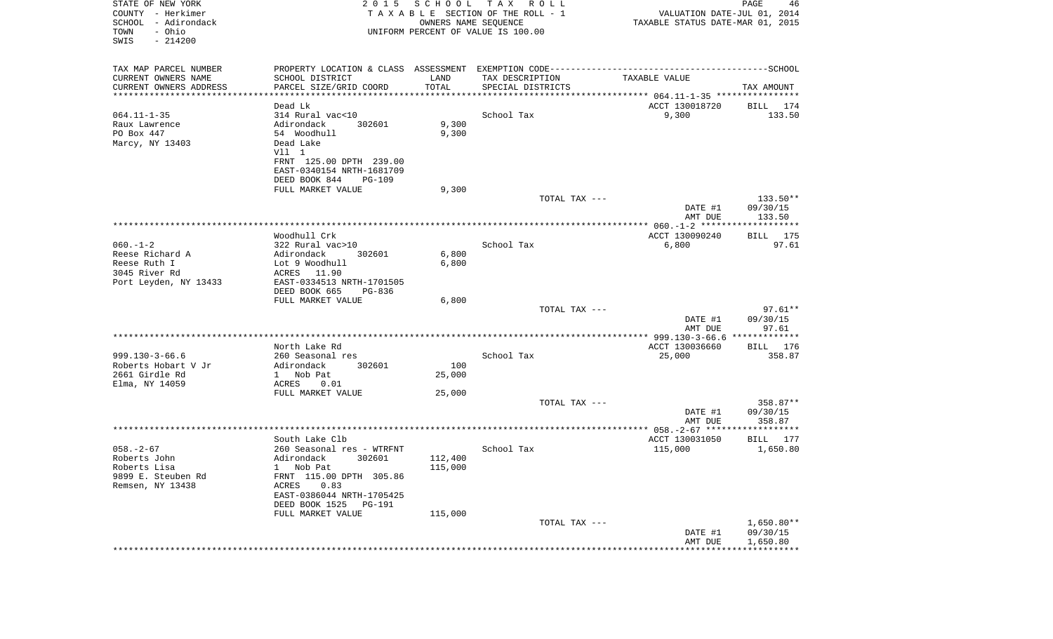STATE OF NEW YORK
COUNTY - Herkimer
SCHOOL - Adirondack
TOWN - Ohio
SWIS - 214200

2015 SCHOOL TAX ROLL
TAXABLE SECTION OF THE ROLL - 1
OWNERS NAME SEQUENCE
UNIFORM PERCENT OF VALUE IS 100.00

VALUATION DATE-JUL 01, 2014
TAXABLE STATUS DATE-MAR 01, 2015

| TAX MAP PARCEL NUMBER / CURRENT OWNERS NAME / CURRENT OWNERS ADDRESS | PROPERTY LOCATION & CLASS / SCHOOL DISTRICT / PARCEL SIZE/GRID COORD | ASSESSMENT LAND / TOTAL | EXEMPTION CODE / TAX DESCRIPTION / SPECIAL DISTRICTS | TAXABLE VALUE | SCHOOL TAX AMOUNT |
|---|---|---|---|---|---|
| 064.11-1-35 | Dead Lk | | | ACCT 130018720 | BILL 174 |
| 064.11-1-35 | 314 Rural vac<10 | | School Tax | 9,300 | 133.50 |
| Raux Lawrence | Adirondack 302601 | 9,300 | | | |
| PO Box 447 | 54 Woodhull | 9,300 | | | |
| Marcy, NY 13403 | Dead Lake | | | | |
| | Vll 1 | | | | |
| | FRNT 125.00 DPTH 239.00 | | | | |
| | EAST-0340154 NRTH-1681709 | | | | |
| | DEED BOOK 844 PG-109 | | | | |
| | FULL MARKET VALUE | 9,300 | | | |
| | | | TOTAL TAX --- | | 133.50** |
| | | | | DATE #1 | 09/30/15 |
| | | | | AMT DUE | 133.50 |
| 060.-1-2 | Woodhull Crk | | | ACCT 130090240 | BILL 175 |
| 060.-1-2 | 322 Rural vac>10 | | School Tax | 6,800 | 97.61 |
| Reese Richard A | Adirondack 302601 | 6,800 | | | |
| Reese Ruth I | Lot 9 Woodhull | 6,800 | | | |
| 3045 River Rd | ACRES 11.90 | | | | |
| Port Leyden, NY 13433 | EAST-0334513 NRTH-1701505 | | | | |
| | DEED BOOK 665 PG-836 | | | | |
| | FULL MARKET VALUE | 6,800 | | | |
| | | | TOTAL TAX --- | | 97.61** |
| | | | | DATE #1 | 09/30/15 |
| | | | | AMT DUE | 97.61 |
| 999.130-3-66.6 | North Lake Rd | | | ACCT 130036660 | BILL 176 |
| 999.130-3-66.6 | 260 Seasonal res | | School Tax | 25,000 | 358.87 |
| Roberts Hobart V Jr | Adirondack 302601 | 100 | | | |
| 2661 Girdle Rd | 1 Nob Pat | 25,000 | | | |
| Elma, NY 14059 | ACRES 0.01 | | | | |
| | FULL MARKET VALUE | 25,000 | | | |
| | | | TOTAL TAX --- | | 358.87** |
| | | | | DATE #1 | 09/30/15 |
| | | | | AMT DUE | 358.87 |
| 058.-2-67 | South Lake Clb | | | ACCT 130031050 | BILL 177 |
| 058.-2-67 | 260 Seasonal res - WTRFNT | | School Tax | 115,000 | 1,650.80 |
| Roberts John | Adirondack 302601 | 112,400 | | | |
| Roberts Lisa | 1 Nob Pat | 115,000 | | | |
| 9899 E. Steuben Rd | FRNT 115.00 DPTH 305.86 | | | | |
| Remsen, NY 13438 | ACRES 0.83 | | | | |
| | EAST-0386044 NRTH-1705425 | | | | |
| | DEED BOOK 1525 PG-191 | | | | |
| | FULL MARKET VALUE | 115,000 | | | |
| | | | TOTAL TAX --- | | 1,650.80** |
| | | | | DATE #1 | 09/30/15 |
| | | | | AMT DUE | 1,650.80 |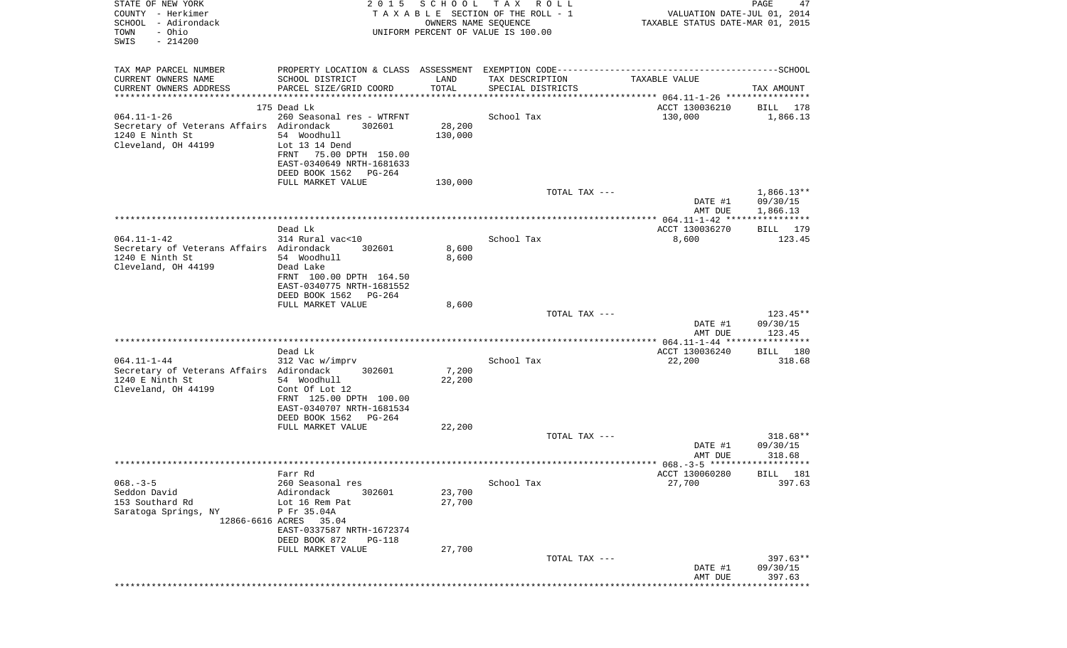STATE OF NEW YORK  
COUNTY - Herkimer  
SCHOOL - Adirondack  
TOWN - Ohio  
SWIS - 214200

2 0 1 5 S C H O O L T A X R O L L  
T A X A B L E SECTION OF THE ROLL - 1  
OWNERS NAME SEQUENCE  
UNIFORM PERCENT OF VALUE IS 100.00

VALUATION DATE-JUL 01, 2014  
TAXABLE STATUS DATE-MAR 01, 2015

| TAX MAP PARCEL NUMBER / CURRENT OWNERS NAME / CURRENT OWNERS ADDRESS | PROPERTY LOCATION & CLASS / SCHOOL DISTRICT / PARCEL SIZE/GRID COORD | ASSESSMENT LAND / TOTAL | EXEMPTION CODE / TAX DESCRIPTION / SPECIAL DISTRICTS | TAXABLE VALUE | TAX AMOUNT |
|---|---|---|---|---|---|
| **064.11-1-26** | 175 Dead Lk | | | ACCT 130036210 | BILL 178 |
| 064.11-1-26 | 260 Seasonal res - WTRFNT | | School Tax | 130,000 | 1,866.13 |
| Secretary of Veterans Affairs | Adirondack 302601 | 28,200 | | | |
| 1240 E Ninth St | 54 Woodhull | 130,000 | | | |
| Cleveland, OH 44199 | Lot 13 14 Dend | | | | |
| | FRNT 75.00 DPTH 150.00 | | | | |
| | EAST-0340649 NRTH-1681633 | | | | |
| | DEED BOOK 1562 PG-264 | | | | |
| | FULL MARKET VALUE | 130,000 | | | |
| | | | TOTAL TAX --- | | 1,866.13** |
| | | | | DATE #1 | 09/30/15 |
| | | | | AMT DUE | 1,866.13 |
| **064.11-1-42** | Dead Lk | | | ACCT 130036270 | BILL 179 |
| 064.11-1-42 | 314 Rural vac<10 | | School Tax | 8,600 | 123.45 |
| Secretary of Veterans Affairs | Adirondack 302601 | 8,600 | | | |
| 1240 E Ninth St | 54 Woodhull | 8,600 | | | |
| Cleveland, OH 44199 | Dead Lake | | | | |
| | FRNT 100.00 DPTH 164.50 | | | | |
| | EAST-0340775 NRTH-1681552 | | | | |
| | DEED BOOK 1562 PG-264 | | | | |
| | FULL MARKET VALUE | 8,600 | | | |
| | | | TOTAL TAX --- | | 123.45** |
| | | | | DATE #1 | 09/30/15 |
| | | | | AMT DUE | 123.45 |
| **064.11-1-44** | Dead Lk | | | ACCT 130036240 | BILL 180 |
| 064.11-1-44 | 312 Vac w/imprv | | School Tax | 22,200 | 318.68 |
| Secretary of Veterans Affairs | Adirondack 302601 | 7,200 | | | |
| 1240 E Ninth St | 54 Woodhull | 22,200 | | | |
| Cleveland, OH 44199 | Cont Of Lot 12 | | | | |
| | FRNT 125.00 DPTH 100.00 | | | | |
| | EAST-0340707 NRTH-1681534 | | | | |
| | DEED BOOK 1562 PG-264 | | | | |
| | FULL MARKET VALUE | 22,200 | | | |
| | | | TOTAL TAX --- | | 318.68** |
| | | | | DATE #1 | 09/30/15 |
| | | | | AMT DUE | 318.68 |
| **068.-3-5** | Farr Rd | | | ACCT 130060280 | BILL 181 |
| 068.-3-5 | 260 Seasonal res | | School Tax | 27,700 | 397.63 |
| Seddon David | Adirondack 302601 | 23,700 | | | |
| 153 Southard Rd | Lot 16 Rem Pat | 27,700 | | | |
| Saratoga Springs, NY | P Fr 35.04A | | | | |
| 12866-6616 | ACRES 35.04 | | | | |
| | EAST-0337587 NRTH-1672374 | | | | |
| | DEED BOOK 872 PG-118 | | | | |
| | FULL MARKET VALUE | 27,700 | | | |
| | | | TOTAL TAX --- | | 397.63** |
| | | | | DATE #1 | 09/30/15 |
| | | | | AMT DUE | 397.63 |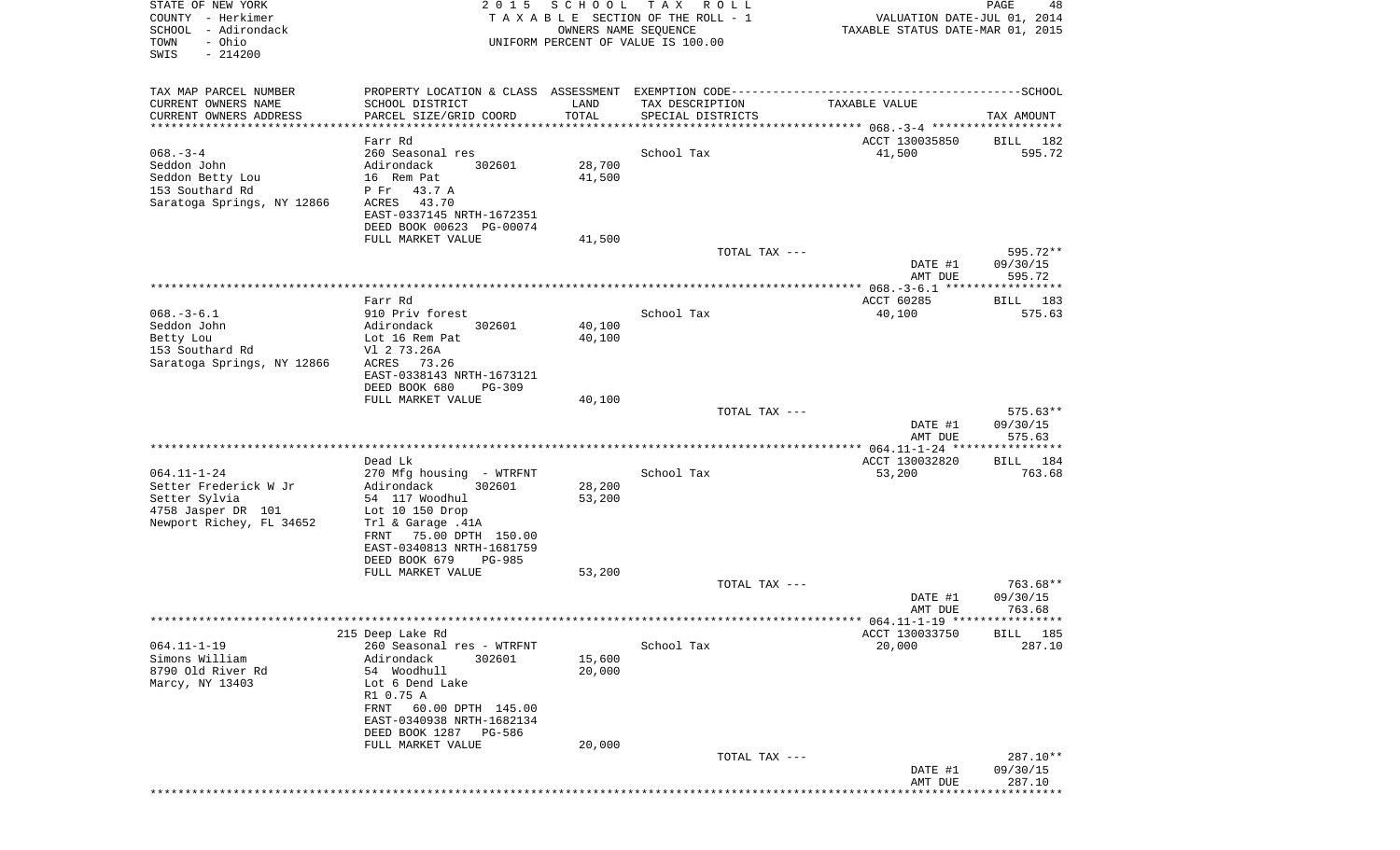STATE OF NEW YORK
COUNTY - Herkimer
SCHOOL - Adirondack
TOWN - Ohio
SWIS - 214200

2015 SCHOOL TAX ROLL
TAXABLE SECTION OF THE ROLL - 1
OWNERS NAME SEQUENCE
UNIFORM PERCENT OF VALUE IS 100.00

VALUATION DATE-JUL 01, 2014
TAXABLE STATUS DATE-MAR 01, 2015

| TAX MAP PARCEL NUMBER<br>CURRENT OWNERS NAME<br>CURRENT OWNERS ADDRESS | PROPERTY LOCATION & CLASS<br>SCHOOL DISTRICT<br>PARCEL SIZE/GRID COORD | ASSESSMENT<br>LAND<br>TOTAL | EXEMPTION CODE<br>TAX DESCRIPTION<br>SPECIAL DISTRICTS | TAXABLE VALUE | SCHOOL<br>TAX AMOUNT |
|---|---|---|---|---|---|
| | Farr Rd | | | ACCT 130035850 | BILL 182 |
| 068.-3-4 | 260 Seasonal res | | School Tax | 41,500 | 595.72 |
| Seddon John | Adirondack 302601 | 28,700 | | | |
| Seddon Betty Lou | 16 Rem Pat | 41,500 | | | |
| 153 Southard Rd | P Fr 43.7 A | | | | |
| Saratoga Springs, NY 12866 | ACRES 43.70 | | | | |
| | EAST-0337145 NRTH-1672351 | | | | |
| | DEED BOOK 00623 PG-00074 | | | | |
| | FULL MARKET VALUE | 41,500 | | | |
| | | | TOTAL TAX --- | | 595.72** |
| | | | | DATE #1 | 09/30/15 |
| | | | | AMT DUE | 595.72 |
| | Farr Rd | | | ACCT 60285 | BILL 183 |
| 068.-3-6.1 | 910 Priv forest | | School Tax | 40,100 | 575.63 |
| Seddon John | Adirondack 302601 | 40,100 | | | |
| Betty Lou | Lot 16 Rem Pat | 40,100 | | | |
| 153 Southard Rd | Vl 2 73.26A | | | | |
| Saratoga Springs, NY 12866 | ACRES 73.26 | | | | |
| | EAST-0338143 NRTH-1673121 | | | | |
| | DEED BOOK 680 PG-309 | | | | |
| | FULL MARKET VALUE | 40,100 | | | |
| | | | TOTAL TAX --- | | 575.63** |
| | | | | DATE #1 | 09/30/15 |
| | | | | AMT DUE | 575.63 |
| | Dead Lk | | | ACCT 130032820 | BILL 184 |
| 064.11-1-24 | 270 Mfg housing - WTRFNT | | School Tax | 53,200 | 763.68 |
| Setter Frederick W Jr | Adirondack 302601 | 28,200 | | | |
| Setter Sylvia | 54 117 Woodhul | 53,200 | | | |
| 4758 Jasper DR 101 | Lot 10 150 Drop | | | | |
| Newport Richey, FL 34652 | Trl & Garage .41A | | | | |
| | FRNT 75.00 DPTH 150.00 | | | | |
| | EAST-0340813 NRTH-1681759 | | | | |
| | DEED BOOK 679 PG-985 | | | | |
| | FULL MARKET VALUE | 53,200 | | | |
| | | | TOTAL TAX --- | | 763.68** |
| | | | | DATE #1 | 09/30/15 |
| | | | | AMT DUE | 763.68 |
| | 215 Deep Lake Rd | | | ACCT 130033750 | BILL 185 |
| 064.11-1-19 | 260 Seasonal res - WTRFNT | | School Tax | 20,000 | 287.10 |
| Simons William | Adirondack 302601 | 15,600 | | | |
| 8790 Old River Rd | 54 Woodhull | 20,000 | | | |
| Marcy, NY 13403 | Lot 6 Dend Lake | | | | |
| | R1 0.75 A | | | | |
| | FRNT 60.00 DPTH 145.00 | | | | |
| | EAST-0340938 NRTH-1682134 | | | | |
| | DEED BOOK 1287 PG-586 | | | | |
| | FULL MARKET VALUE | 20,000 | | | |
| | | | TOTAL TAX --- | | 287.10** |
| | | | | DATE #1 | 09/30/15 |
| | | | | AMT DUE | 287.10 |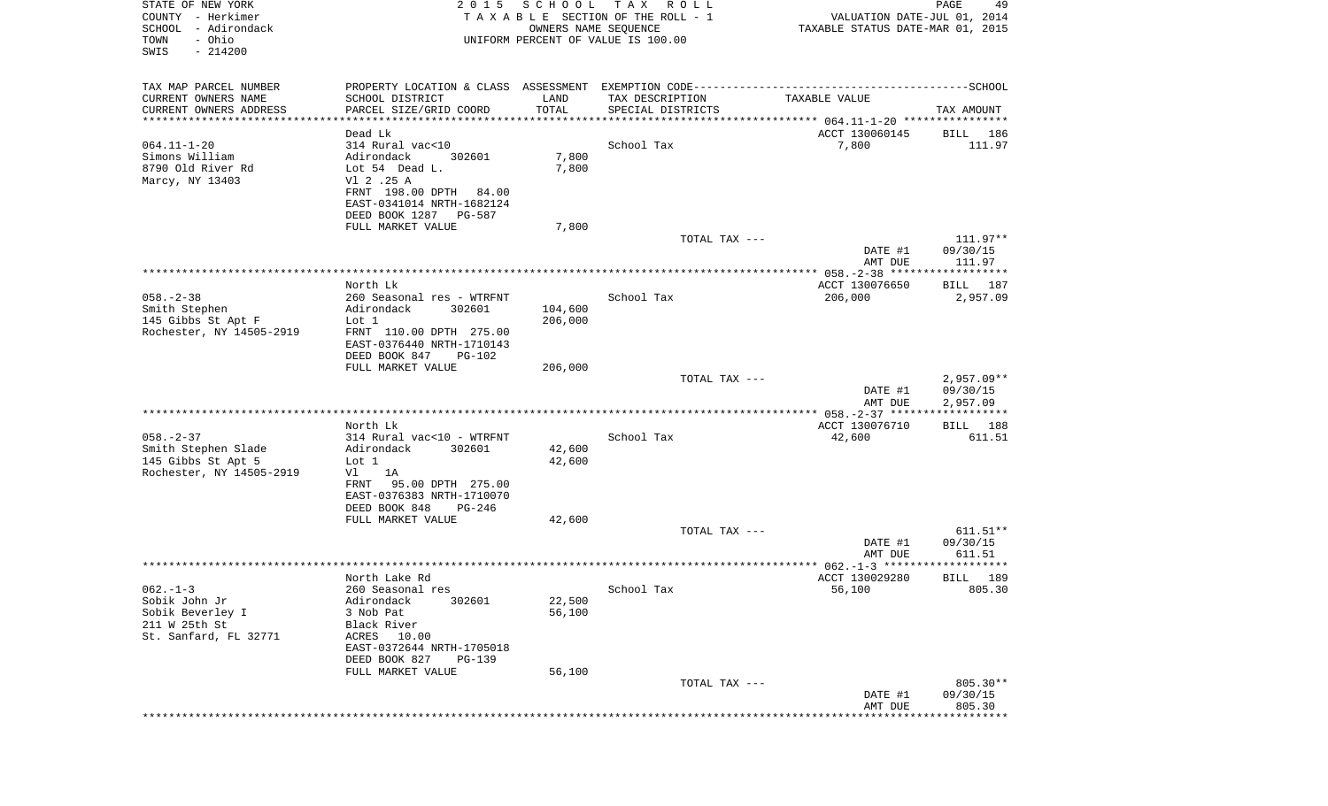STATE OF NEW YORK — 2015 SCHOOL TAX ROLL — VALUATION DATE-JUL 01, 2014
COUNTY - Herkimer — TAXABLE SECTION OF THE ROLL - 1 — TAXABLE STATUS DATE-MAR 01, 2015
SCHOOL - Adirondack — OWNERS NAME SEQUENCE
TOWN - Ohio — UNIFORM PERCENT OF VALUE IS 100.00
SWIS - 214200

| TAX MAP PARCEL NUMBER / CURRENT OWNERS NAME / CURRENT OWNERS ADDRESS | PROPERTY LOCATION & CLASS / SCHOOL DISTRICT / PARCEL SIZE/GRID COORD | ASSESSMENT LAND / TOTAL | EXEMPTION CODE / TAX DESCRIPTION / SPECIAL DISTRICTS | TAXABLE VALUE | TAX AMOUNT |
|---|---|---|---|---|---|
| **064.11-1-20** | Dead Lk | | | ACCT 130060145 | BILL 186 |
| 064.11-1-20 | 314 Rural vac<10 | | School Tax | 7,800 | 111.97 |
| Simons William | Adirondack 302601 | 7,800 | | | |
| 8790 Old River Rd | Lot 54 Dead L. | 7,800 | | | |
| Marcy, NY 13403 | Vl 2 .25 A | | | | |
| | FRNT 198.00 DPTH 84.00 | | | | |
| | EAST-0341014 NRTH-1682124 | | | | |
| | DEED BOOK 1287 PG-587 | | | | |
| | FULL MARKET VALUE | 7,800 | | | |
| | | | TOTAL TAX --- | | 111.97** |
| | | | | DATE #1 | 09/30/15 |
| | | | | AMT DUE | 111.97 |
| **058.-2-38** | North Lk | | | ACCT 130076650 | BILL 187 |
| 058.-2-38 | 260 Seasonal res - WTRFNT | | School Tax | 206,000 | 2,957.09 |
| Smith Stephen | Adirondack 302601 | 104,600 | | | |
| 145 Gibbs St Apt F | Lot 1 | 206,000 | | | |
| Rochester, NY 14505-2919 | FRNT 110.00 DPTH 275.00 | | | | |
| | EAST-0376440 NRTH-1710143 | | | | |
| | DEED BOOK 847 PG-102 | | | | |
| | FULL MARKET VALUE | 206,000 | | | |
| | | | TOTAL TAX --- | | 2,957.09** |
| | | | | DATE #1 | 09/30/15 |
| | | | | AMT DUE | 2,957.09 |
| **058.-2-37** | North Lk | | | ACCT 130076710 | BILL 188 |
| 058.-2-37 | 314 Rural vac<10 - WTRFNT | | School Tax | 42,600 | 611.51 |
| Smith Stephen Slade | Adirondack 302601 | 42,600 | | | |
| 145 Gibbs St Apt 5 | Lot 1 | 42,600 | | | |
| Rochester, NY 14505-2919 | Vl 1A | | | | |
| | FRNT 95.00 DPTH 275.00 | | | | |
| | EAST-0376383 NRTH-1710070 | | | | |
| | DEED BOOK 848 PG-246 | | | | |
| | FULL MARKET VALUE | 42,600 | | | |
| | | | TOTAL TAX --- | | 611.51** |
| | | | | DATE #1 | 09/30/15 |
| | | | | AMT DUE | 611.51 |
| **062.-1-3** | North Lake Rd | | | ACCT 130029280 | BILL 189 |
| 062.-1-3 | 260 Seasonal res | | School Tax | 56,100 | 805.30 |
| Sobik John Jr | Adirondack 302601 | 22,500 | | | |
| Sobik Beverley I | 3 Nob Pat | 56,100 | | | |
| 211 W 25th St | Black River | | | | |
| St. Sanfard, FL 32771 | ACRES 10.00 | | | | |
| | EAST-0372644 NRTH-1705018 | | | | |
| | DEED BOOK 827 PG-139 | | | | |
| | FULL MARKET VALUE | 56,100 | | | |
| | | | TOTAL TAX --- | | 805.30** |
| | | | | DATE #1 | 09/30/15 |
| | | | | AMT DUE | 805.30 |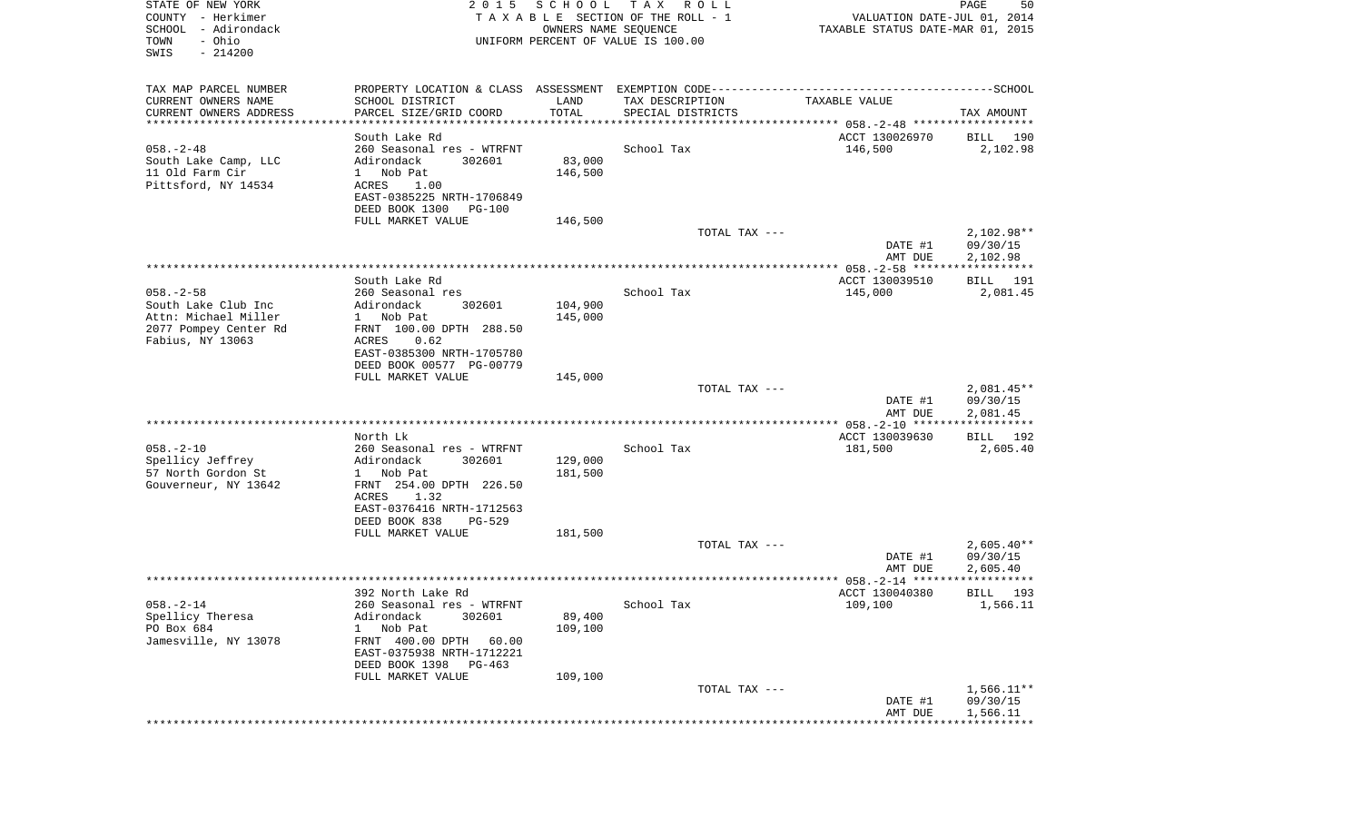STATE OF NEW YORK
COUNTY - Herkimer
SCHOOL - Adirondack
TOWN - Ohio
SWIS - 214200

2015 SCHOOL TAX ROLL
TAXABLE SECTION OF THE ROLL - 1
OWNERS NAME SEQUENCE
UNIFORM PERCENT OF VALUE IS 100.00

VALUATION DATE-JUL 01, 2014
TAXABLE STATUS DATE-MAR 01, 2015

| TAX MAP PARCEL NUMBER<br>CURRENT OWNERS NAME<br>CURRENT OWNERS ADDRESS | PROPERTY LOCATION & CLASS<br>SCHOOL DISTRICT<br>PARCEL SIZE/GRID COORD | ASSESSMENT<br>LAND<br>TOTAL | EXEMPTION CODE<br>TAX DESCRIPTION<br>SPECIAL DISTRICTS | TAXABLE VALUE | SCHOOL<br>TAX AMOUNT |
|---|---|---|---|---|---|
| | South Lake Rd | | | ACCT 130026970 | BILL 190 |
| 058.-2-48 | 260 Seasonal res - WTRFNT | | School Tax | 146,500 | 2,102.98 |
| South Lake Camp, LLC | Adirondack 302601 | 83,000 | | | |
| 11 Old Farm Cir | 1 Nob Pat | 146,500 | | | |
| Pittsford, NY 14534 | ACRES 1.00 | | | | |
| | EAST-0385225 NRTH-1706849 | | | | |
| | DEED BOOK 1300 PG-100 | | | | |
| | FULL MARKET VALUE | 146,500 | | | |
| | | | TOTAL TAX --- | | 2,102.98** |
| | | | | DATE #1 | 09/30/15 |
| | | | | AMT DUE | 2,102.98 |
| | South Lake Rd | | | ACCT 130039510 | BILL 191 |
| 058.-2-58 | 260 Seasonal res | | School Tax | 145,000 | 2,081.45 |
| South Lake Club Inc | Adirondack 302601 | 104,900 | | | |
| Attn: Michael Miller | 1 Nob Pat | 145,000 | | | |
| 2077 Pompey Center Rd | FRNT 100.00 DPTH 288.50 | | | | |
| Fabius, NY 13063 | ACRES 0.62 | | | | |
| | EAST-0385300 NRTH-1705780 | | | | |
| | DEED BOOK 00577 PG-00779 | | | | |
| | FULL MARKET VALUE | 145,000 | | | |
| | | | TOTAL TAX --- | | 2,081.45** |
| | | | | DATE #1 | 09/30/15 |
| | | | | AMT DUE | 2,081.45 |
| | North Lk | | | ACCT 130039630 | BILL 192 |
| 058.-2-10 | 260 Seasonal res - WTRFNT | | School Tax | 181,500 | 2,605.40 |
| Spellicy Jeffrey | Adirondack 302601 | 129,000 | | | |
| 57 North Gordon St | 1 Nob Pat | 181,500 | | | |
| Gouverneur, NY 13642 | FRNT 254.00 DPTH 226.50 | | | | |
| | ACRES 1.32 | | | | |
| | EAST-0376416 NRTH-1712563 | | | | |
| | DEED BOOK 838 PG-529 | | | | |
| | FULL MARKET VALUE | 181,500 | | | |
| | | | TOTAL TAX --- | | 2,605.40** |
| | | | | DATE #1 | 09/30/15 |
| | | | | AMT DUE | 2,605.40 |
| | 392 North Lake Rd | | | ACCT 130040380 | BILL 193 |
| 058.-2-14 | 260 Seasonal res - WTRFNT | | School Tax | 109,100 | 1,566.11 |
| Spellicy Theresa | Adirondack 302601 | 89,400 | | | |
| PO Box 684 | 1 Nob Pat | 109,100 | | | |
| Jamesville, NY 13078 | FRNT 400.00 DPTH 60.00 | | | | |
| | EAST-0375938 NRTH-1712221 | | | | |
| | DEED BOOK 1398 PG-463 | | | | |
| | FULL MARKET VALUE | 109,100 | | | |
| | | | TOTAL TAX --- | | 1,566.11** |
| | | | | DATE #1 | 09/30/15 |
| | | | | AMT DUE | 1,566.11 |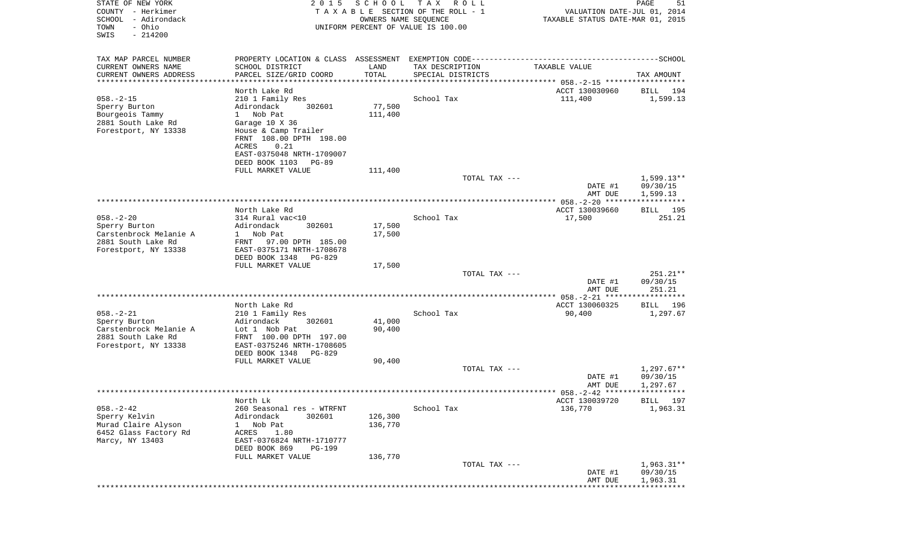STATE OF NEW YORK
COUNTY - Herkimer
SCHOOL - Adirondack
TOWN - Ohio
SWIS - 214200

2015 SCHOOL TAX ROLL
TAXABLE SECTION OF THE ROLL - 1
OWNERS NAME SEQUENCE
UNIFORM PERCENT OF VALUE IS 100.00

VALUATION DATE-JUL 01, 2014
TAXABLE STATUS DATE-MAR 01, 2015

| TAX MAP PARCEL NUMBER / CURRENT OWNERS NAME / CURRENT OWNERS ADDRESS | PROPERTY LOCATION & CLASS / SCHOOL DISTRICT / PARCEL SIZE/GRID COORD | ASSESSMENT LAND / TOTAL | EXEMPTION CODE / TAX DESCRIPTION / SPECIAL DISTRICTS | TAXABLE VALUE | TAX AMOUNT |
|---|---|---|---|---|---|
| | North Lake Rd | | | ACCT 130030960 | BILL 194 |
| 058.-2-15 | 210 1 Family Res | | School Tax | 111,400 | 1,599.13 |
| Sperry Burton | Adirondack 302601 | 77,500 | | | |
| Bourgeois Tammy | 1 Nob Pat | 111,400 | | | |
| 2881 South Lake Rd | Garage 10 X 36 | | | | |
| Forestport, NY 13338 | House & Camp Trailer | | | | |
| | FRNT 108.00 DPTH 198.00 | | | | |
| | ACRES 0.21 | | | | |
| | EAST-0375048 NRTH-1709007 | | | | |
| | DEED BOOK 1103 PG-89 | | | | |
| | FULL MARKET VALUE | 111,400 | | | |
| | | | TOTAL TAX --- | | 1,599.13** |
| | | | | DATE #1 | 09/30/15 |
| | | | | AMT DUE | 1,599.13 |
| | North Lake Rd | | | ACCT 130039660 | BILL 195 |
| 058.-2-20 | 314 Rural vac<10 | | School Tax | 17,500 | 251.21 |
| Sperry Burton | Adirondack 302601 | 17,500 | | | |
| Carstenbrock Melanie A | 1 Nob Pat | 17,500 | | | |
| 2881 South Lake Rd | FRNT 97.00 DPTH 185.00 | | | | |
| Forestport, NY 13338 | EAST-0375171 NRTH-1708678 | | | | |
| | DEED BOOK 1348 PG-829 | | | | |
| | FULL MARKET VALUE | 17,500 | | | |
| | | | TOTAL TAX --- | | 251.21** |
| | | | | DATE #1 | 09/30/15 |
| | | | | AMT DUE | 251.21 |
| | North Lake Rd | | | ACCT 130060325 | BILL 196 |
| 058.-2-21 | 210 1 Family Res | | School Tax | 90,400 | 1,297.67 |
| Sperry Burton | Adirondack 302601 | 41,000 | | | |
| Carstenbrock Melanie A | Lot 1 Nob Pat | 90,400 | | | |
| 2881 South Lake Rd | FRNT 100.00 DPTH 197.00 | | | | |
| Forestport, NY 13338 | EAST-0375246 NRTH-1708605 | | | | |
| | DEED BOOK 1348 PG-829 | | | | |
| | FULL MARKET VALUE | 90,400 | | | |
| | | | TOTAL TAX --- | | 1,297.67** |
| | | | | DATE #1 | 09/30/15 |
| | | | | AMT DUE | 1,297.67 |
| | North Lk | | | ACCT 130039720 | BILL 197 |
| 058.-2-42 | 260 Seasonal res - WTRFNT | | School Tax | 136,770 | 1,963.31 |
| Sperry Kelvin | Adirondack 302601 | 126,300 | | | |
| Murad Claire Alyson | 1 Nob Pat | 136,770 | | | |
| 6452 Glass Factory Rd | ACRES 1.80 | | | | |
| Marcy, NY 13403 | EAST-0376824 NRTH-1710777 | | | | |
| | DEED BOOK 869 PG-199 | | | | |
| | FULL MARKET VALUE | 136,770 | | | |
| | | | TOTAL TAX --- | | 1,963.31** |
| | | | | DATE #1 | 09/30/15 |
| | | | | AMT DUE | 1,963.31 |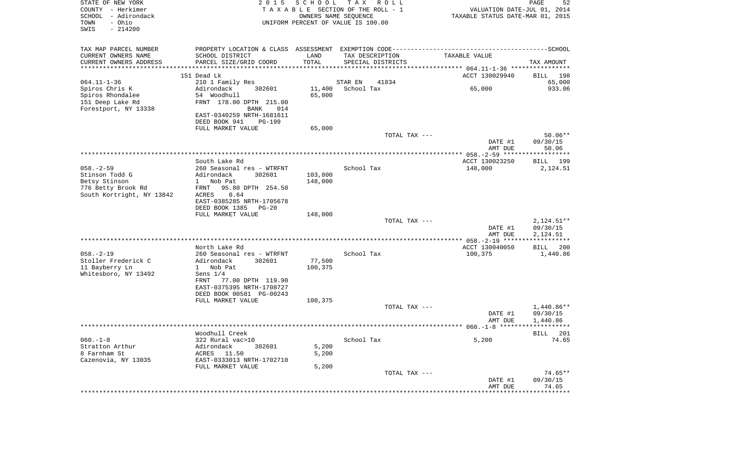STATE OF NEW YORK
COUNTY - Herkimer
SCHOOL - Adirondack
TOWN - Ohio
SWIS - 214200

2015 SCHOOL TAX ROLL
TAXABLE SECTION OF THE ROLL - 1
OWNERS NAME SEQUENCE
UNIFORM PERCENT OF VALUE IS 100.00

VALUATION DATE-JUL 01, 2014
TAXABLE STATUS DATE-MAR 01, 2015

| TAX MAP PARCEL NUMBER / CURRENT OWNERS NAME / CURRENT OWNERS ADDRESS | PROPERTY LOCATION & CLASS / SCHOOL DISTRICT / PARCEL SIZE/GRID COORD | ASSESSMENT LAND / TOTAL | EXEMPTION CODE / TAX DESCRIPTION / SPECIAL DISTRICTS | TAXABLE VALUE | TAX AMOUNT |
|---|---|---|---|---|---|
| 064.11-1-36 | 151 Dead Lk | | | ACCT 130029940 | BILL 198 |
| 064.11-1-36 | 210 1 Family Res | | STAR EN 41834 | | 65,000 |
| Spiros Chris K | Adirondack 302601 | 11,400 | School Tax | 65,000 | 933.06 |
| Spiros Rhondalee | 54 Woodhull | 65,000 | | | |
| 151 Deep Lake Rd | FRNT 178.00 DPTH 215.00 | | | | |
| Forestport, NY 13338 | BANK 014 | | | | |
| | EAST-0340259 NRTH-1681611 | | | | |
| | DEED BOOK 941 PG-199 | | | | |
| | FULL MARKET VALUE | 65,000 | | | |
| | | | TOTAL TAX --- | | 50.06** |
| | | | | DATE #1 | 09/30/15 |
| | | | | AMT DUE | 50.06 |
| 058.-2-59 | South Lake Rd | | | ACCT 130023250 | BILL 199 |
| 058.-2-59 | 260 Seasonal res - WTRFNT | | School Tax | 148,000 | 2,124.51 |
| Stinson Todd G | Adirondack 302601 | 103,800 | | | |
| Betsy Stinson | 1 Nob Pat | 148,000 | | | |
| 776 Betty Brook Rd | FRNT 95.80 DPTH 254.50 | | | | |
| South Kortright, NY 13842 | ACRES 0.64 | | | | |
| | EAST-0385285 NRTH-1705678 | | | | |
| | DEED BOOK 1385 PG-20 | | | | |
| | FULL MARKET VALUE | 148,000 | | | |
| | | | TOTAL TAX --- | | 2,124.51** |
| | | | | DATE #1 | 09/30/15 |
| | | | | AMT DUE | 2,124.51 |
| 058.-2-19 | North Lake Rd | | | ACCT 130040050 | BILL 200 |
| 058.-2-19 | 260 Seasonal res - WTRFNT | | School Tax | 100,375 | 1,440.86 |
| Stoller Frederick C | Adirondack 302601 | 77,500 | | | |
| 11 Bayberry Ln | 1 Nob Pat | 100,375 | | | |
| Whitesboro, NY 13492 | Sens 1/4 | | | | |
| | FRNT 77.00 DPTH 119.90 | | | | |
| | EAST-0375395 NRTH-1708727 | | | | |
| | DEED BOOK 00581 PG-00243 | | | | |
| | FULL MARKET VALUE | 100,375 | | | |
| | | | TOTAL TAX --- | | 1,440.86** |
| | | | | DATE #1 | 09/30/15 |
| | | | | AMT DUE | 1,440.86 |
| 060.-1-8 | Woodhull Creek | | | | BILL 201 |
| 060.-1-8 | 322 Rural vac>10 | | School Tax | 5,200 | 74.65 |
| Stratton Arthur | Adirondack 302601 | 5,200 | | | |
| 8 Farnham St | ACRES 11.50 | 5,200 | | | |
| Cazenovia, NY 13035 | EAST-0333013 NRTH-1702710 | | | | |
| | FULL MARKET VALUE | 5,200 | | | |
| | | | TOTAL TAX --- | | 74.65** |
| | | | | DATE #1 | 09/30/15 |
| | | | | AMT DUE | 74.65 |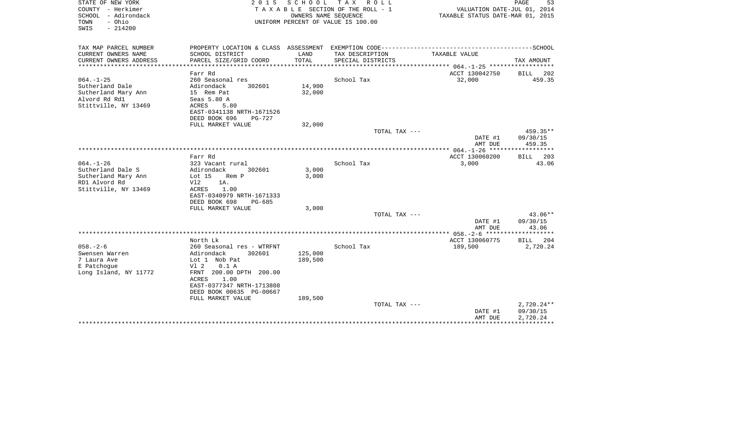STATE OF NEW YORK
COUNTY - Herkimer
SCHOOL - Adirondack
TOWN - Ohio
SWIS - 214200

2 0 1 5 S C H O O L T A X R O L L
T A X A B L E SECTION OF THE ROLL - 1
OWNERS NAME SEQUENCE
UNIFORM PERCENT OF VALUE IS 100.00

VALUATION DATE-JUL 01, 2014
TAXABLE STATUS DATE-MAR 01, 2015

| TAX MAP PARCEL NUMBER / CURRENT OWNERS NAME / CURRENT OWNERS ADDRESS | PROPERTY LOCATION & CLASS / SCHOOL DISTRICT / PARCEL SIZE/GRID COORD | ASSESSMENT LAND / TOTAL | EXEMPTION CODE / TAX DESCRIPTION / SPECIAL DISTRICTS | TAXABLE VALUE | TAX AMOUNT |
|---|---|---|---|---|---|
| 064.-1-25 | Farr Rd | | | ACCT 130042750 | BILL 202 |
| | 260 Seasonal res | | School Tax | 32,000 | 459.35 |
| Sutherland Dale | Adirondack 302601 | 14,900 | | | |
| Sutherland Mary Ann | 15 Rem Pat | 32,000 | | | |
| Alvord Rd Rd1 | Seas 5.80 A | | | | |
| Stittville, NY 13469 | ACRES 5.80 | | | | |
| | EAST-0341138 NRTH-1671526 | | | | |
| | DEED BOOK 696 PG-727 | | | | |
| | FULL MARKET VALUE | 32,000 | | | |
| | | | TOTAL TAX --- | | 459.35** |
| | | | | DATE #1 | 09/30/15 |
| | | | | AMT DUE | 459.35 |
| 064.-1-26 | Farr Rd | | | ACCT 130060200 | BILL 203 |
| | 323 Vacant rural | | School Tax | 3,000 | 43.06 |
| Sutherland Dale S | Adirondack 302601 | 3,000 | | | |
| Sutherland Mary Ann | Lot 15 Rem P | 3,000 | | | |
| RD1 Alvord Rd | Vl2 1A. | | | | |
| Stittville, NY 13469 | ACRES 1.00 | | | | |
| | EAST-0340979 NRTH-1671333 | | | | |
| | DEED BOOK 698 PG-685 | | | | |
| | FULL MARKET VALUE | 3,000 | | | |
| | | | TOTAL TAX --- | | 43.06** |
| | | | | DATE #1 | 09/30/15 |
| | | | | AMT DUE | 43.06 |
| 058.-2-6 | North Lk | | | ACCT 130060775 | BILL 204 |
| | 260 Seasonal res - WTRFNT | | School Tax | 189,500 | 2,720.24 |
| Swensen Warren | Adirondack 302601 | 125,000 | | | |
| 7 Laura Ave | Lot 1 Nob Pat | 189,500 | | | |
| E Patchogue | Vl 2 0.1 A | | | | |
| Long Island, NY 11772 | FRNT 200.00 DPTH 200.00 | | | | |
| | ACRES 1.00 | | | | |
| | EAST-0377347 NRTH-1713808 | | | | |
| | DEED BOOK 00635 PG-00667 | | | | |
| | FULL MARKET VALUE | 189,500 | | | |
| | | | TOTAL TAX --- | | 2,720.24** |
| | | | | DATE #1 | 09/30/15 |
| | | | | AMT DUE | 2,720.24 |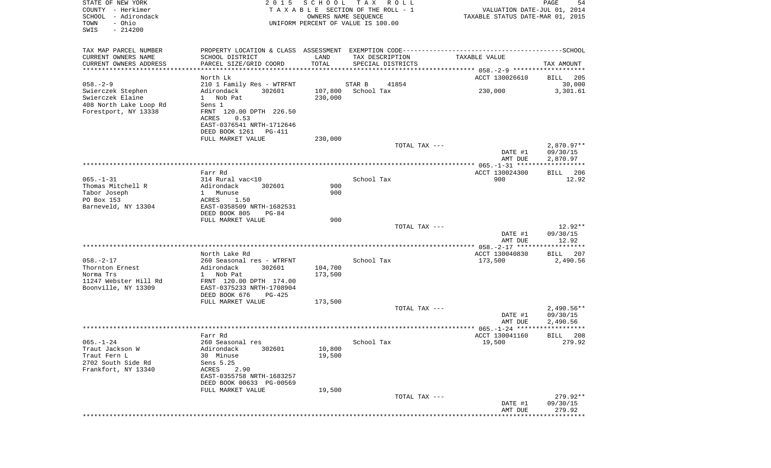STATE OF NEW YORK
COUNTY - Herkimer
SCHOOL - Adirondack
TOWN - Ohio
SWIS - 214200

2 0 1 5 S C H O O L T A X R O L L
T A X A B L E SECTION OF THE ROLL - 1
OWNERS NAME SEQUENCE
UNIFORM PERCENT OF VALUE IS 100.00

VALUATION DATE-JUL 01, 2014
TAXABLE STATUS DATE-MAR 01, 2015

| TAX MAP PARCEL NUMBER<br>CURRENT OWNERS NAME<br>CURRENT OWNERS ADDRESS | PROPERTY LOCATION & CLASS<br>SCHOOL DISTRICT<br>PARCEL SIZE/GRID COORD | ASSESSMENT<br>LAND<br>TOTAL | EXEMPTION CODE<br>TAX DESCRIPTION<br>SPECIAL DISTRICTS | TAXABLE VALUE | SCHOOL<br>TAX AMOUNT |
|---|---|---|---|---|---|
| | North Lk | | | ACCT 130026610 | BILL 205 |
| 058.-2-9 | 210 1 Family Res - WTRFNT | | STAR B 41854 | | 30,000 |
| Swierczek Stephen | Adirondack 302601 | 107,800 | School Tax | 230,000 | 3,301.61 |
| Swierczek Elaine | 1 Nob Pat | 230,000 | | | |
| 408 North Lake Loop Rd | Sens 1 | | | | |
| Forestport, NY 13338 | FRNT 120.00 DPTH 226.50 | | | | |
| | ACRES 0.53 | | | | |
| | EAST-0376541 NRTH-1712646 | | | | |
| | DEED BOOK 1261 PG-411 | | | | |
| | FULL MARKET VALUE | 230,000 | | | |
| | | | TOTAL TAX --- | | 2,870.97** |
| | | | | DATE #1 | 09/30/15 |
| | | | | AMT DUE | 2,870.97 |
| | Farr Rd | | | ACCT 130024300 | BILL 206 |
| 065.-1-31 | 314 Rural vac<10 | | School Tax | 900 | 12.92 |
| Thomas Mitchell R | Adirondack 302601 | 900 | | | |
| Tabor Joseph | 1 Munuse | 900 | | | |
| PO Box 153 | ACRES 1.50 | | | | |
| Barneveld, NY 13304 | EAST-0358509 NRTH-1682531 | | | | |
| | DEED BOOK 805 PG-84 | | | | |
| | FULL MARKET VALUE | 900 | | | |
| | | | TOTAL TAX --- | | 12.92** |
| | | | | DATE #1 | 09/30/15 |
| | | | | AMT DUE | 12.92 |
| | North Lake Rd | | | ACCT 130040830 | BILL 207 |
| 058.-2-17 | 260 Seasonal res - WTRFNT | | School Tax | 173,500 | 2,490.56 |
| Thornton Ernest | Adirondack 302601 | 104,700 | | | |
| Norma Trs | 1 Nob Pat | 173,500 | | | |
| 11247 Webster Hill Rd | FRNT 120.00 DPTH 174.00 | | | | |
| Boonville, NY 13309 | EAST-0375233 NRTH-1708904 | | | | |
| | DEED BOOK 676 PG-425 | | | | |
| | FULL MARKET VALUE | 173,500 | | | |
| | | | TOTAL TAX --- | | 2,490.56** |
| | | | | DATE #1 | 09/30/15 |
| | | | | AMT DUE | 2,490.56 |
| | Farr Rd | | | ACCT 130041160 | BILL 208 |
| 065.-1-24 | 260 Seasonal res | | School Tax | 19,500 | 279.92 |
| Traut Jackson W | Adirondack 302601 | 10,800 | | | |
| Traut Fern L | 30 Minuse | 19,500 | | | |
| 2702 South Side Rd | Sens 5.25 | | | | |
| Frankfort, NY 13340 | ACRES 2.90 | | | | |
| | EAST-0355758 NRTH-1683257 | | | | |
| | DEED BOOK 00633 PG-00569 | | | | |
| | FULL MARKET VALUE | 19,500 | | | |
| | | | TOTAL TAX --- | | 279.92** |
| | | | | DATE #1 | 09/30/15 |
| | | | | AMT DUE | 279.92 |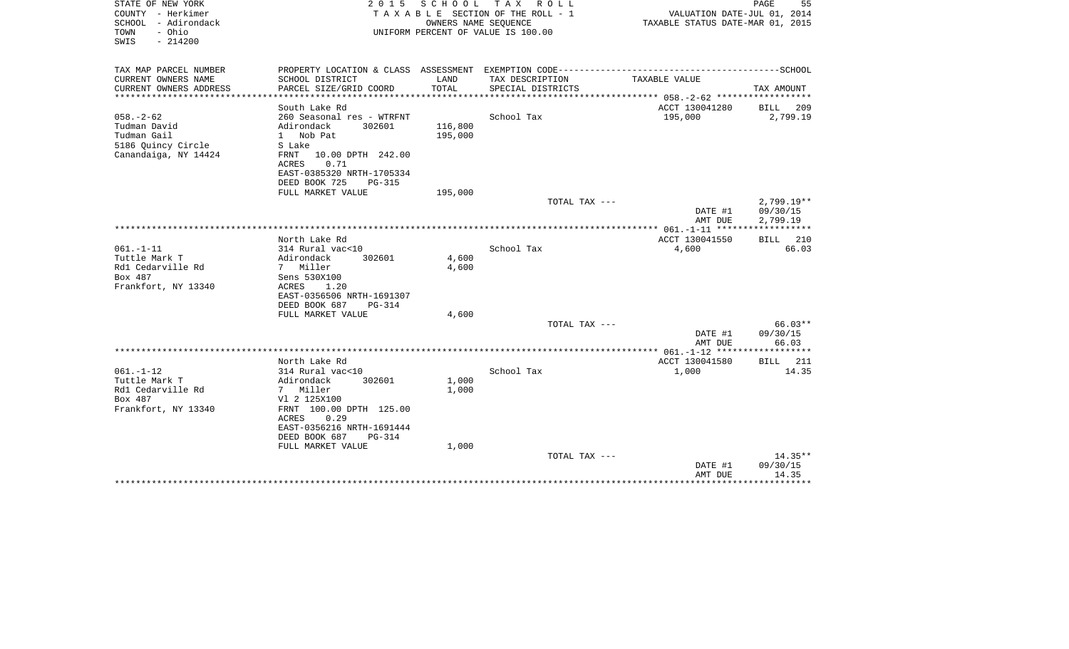STATE OF NEW YORK
COUNTY - Herkimer
SCHOOL - Adirondack
TOWN - Ohio
SWIS - 214200

2 0 1 5 S C H O O L T A X R O L L
T A X A B L E SECTION OF THE ROLL - 1
OWNERS NAME SEQUENCE
UNIFORM PERCENT OF VALUE IS 100.00

VALUATION DATE-JUL 01, 2014
TAXABLE STATUS DATE-MAR 01, 2015

| TAX MAP PARCEL NUMBER<br>CURRENT OWNERS NAME<br>CURRENT OWNERS ADDRESS | PROPERTY LOCATION & CLASS<br>SCHOOL DISTRICT<br>PARCEL SIZE/GRID COORD | ASSESSMENT<br>LAND<br>TOTAL | EXEMPTION CODE<br>TAX DESCRIPTION<br>SPECIAL DISTRICTS | TAXABLE VALUE | SCHOOL<br>TAX AMOUNT |
|---|---|---|---|---|---|
| 058.-2-62 | South Lake Rd | | | ACCT 130041280 | BILL 209 |
| 058.-2-62 | 260 Seasonal res - WTRFNT | | School Tax | 195,000 | 2,799.19 |
| Tudman David | Adirondack 302601 | 116,800 | | | |
| Tudman Gail | 1 Nob Pat | 195,000 | | | |
| 5186 Quincy Circle | S Lake | | | | |
| Canandaiga, NY 14424 | FRNT 10.00 DPTH 242.00 | | | | |
| | ACRES 0.71 | | | | |
| | EAST-0385320 NRTH-1705334 | | | | |
| | DEED BOOK 725 PG-315 | | | | |
| | FULL MARKET VALUE | 195,000 | | | |
| | | | TOTAL TAX --- | | 2,799.19** |
| | | | | DATE #1 | 09/30/15 |
| | | | | AMT DUE | 2,799.19 |
| 061.-1-11 | North Lake Rd | | | ACCT 130041550 | BILL 210 |
| 061.-1-11 | 314 Rural vac<10 | | School Tax | 4,600 | 66.03 |
| Tuttle Mark T | Adirondack 302601 | 4,600 | | | |
| Rd1 Cedarville Rd | 7 Miller | 4,600 | | | |
| Box 487 | Sens 530X100 | | | | |
| Frankfort, NY 13340 | ACRES 1.20 | | | | |
| | EAST-0356506 NRTH-1691307 | | | | |
| | DEED BOOK 687 PG-314 | | | | |
| | FULL MARKET VALUE | 4,600 | | | |
| | | | TOTAL TAX --- | | 66.03** |
| | | | | DATE #1 | 09/30/15 |
| | | | | AMT DUE | 66.03 |
| 061.-1-12 | North Lake Rd | | | ACCT 130041580 | BILL 211 |
| 061.-1-12 | 314 Rural vac<10 | | School Tax | 1,000 | 14.35 |
| Tuttle Mark T | Adirondack 302601 | 1,000 | | | |
| Rd1 Cedarville Rd | 7 Miller | 1,000 | | | |
| Box 487 | Vl 2 125X100 | | | | |
| Frankfort, NY 13340 | FRNT 100.00 DPTH 125.00 | | | | |
| | ACRES 0.29 | | | | |
| | EAST-0356216 NRTH-1691444 | | | | |
| | DEED BOOK 687 PG-314 | | | | |
| | FULL MARKET VALUE | 1,000 | | | |
| | | | TOTAL TAX --- | | 14.35** |
| | | | | DATE #1 | 09/30/15 |
| | | | | AMT DUE | 14.35 |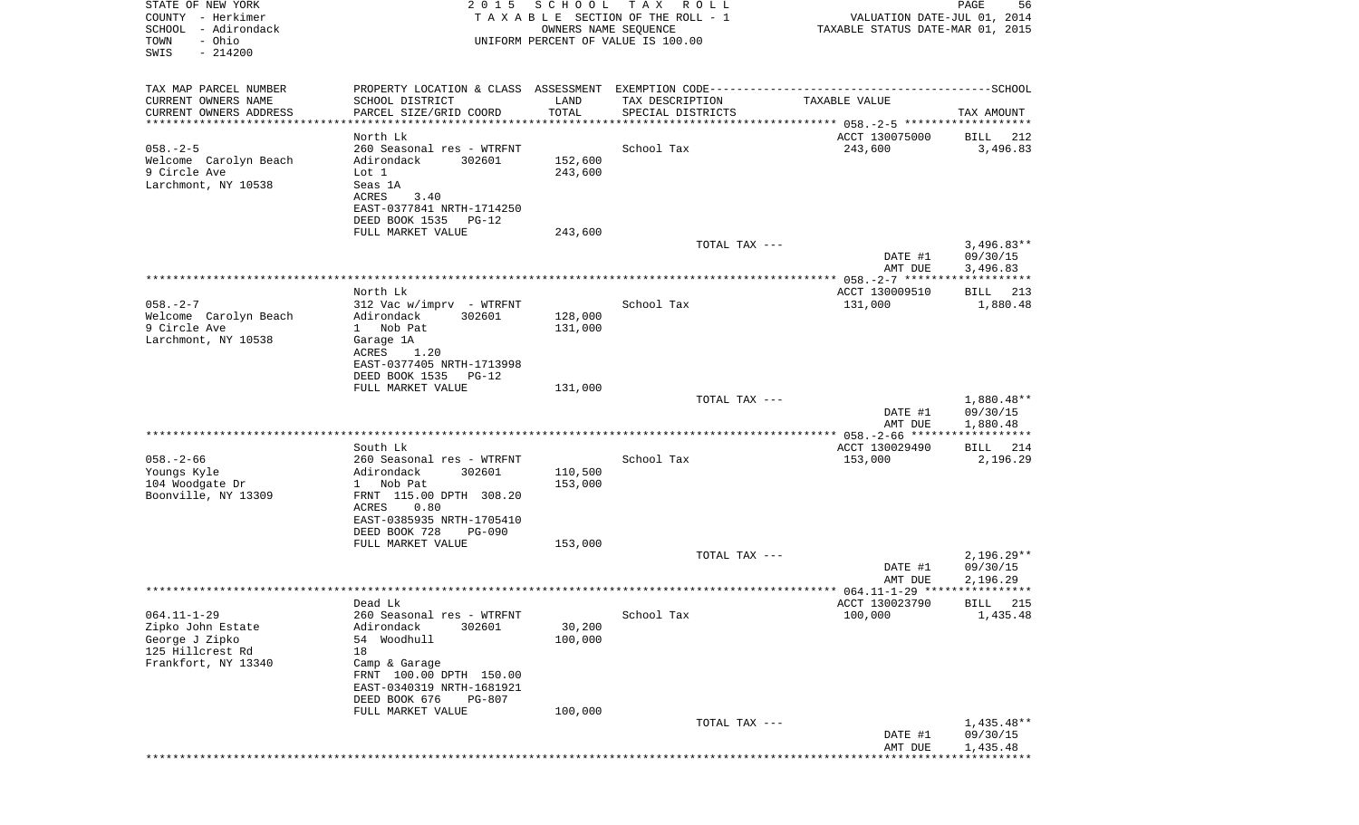STATE OF NEW YORK
COUNTY - Herkimer
SCHOOL - Adirondack
TOWN - Ohio
SWIS - 214200

2015 SCHOOL TAX ROLL
TAXABLE SECTION OF THE ROLL - 1
OWNERS NAME SEQUENCE
UNIFORM PERCENT OF VALUE IS 100.00

VALUATION DATE-JUL 01, 2014
TAXABLE STATUS DATE-MAR 01, 2015

| TAX MAP PARCEL NUMBER<br>CURRENT OWNERS NAME<br>CURRENT OWNERS ADDRESS | PROPERTY LOCATION & CLASS<br>SCHOOL DISTRICT<br>PARCEL SIZE/GRID COORD | ASSESSMENT<br>LAND<br>TOTAL | EXEMPTION CODE<br>TAX DESCRIPTION<br>SPECIAL DISTRICTS | SCHOOL<br>TAXABLE VALUE | TAX AMOUNT |
|---|---|---|---|---|---|
| 058.-2-5 | North Lk | | | ACCT 130075000 | BILL 212 |
| Welcome Carolyn Beach | 260 Seasonal res - WTRFNT | | School Tax | 243,600 | 3,496.83 |
| 9 Circle Ave | Adirondack 302601 | 152,600 | | | |
| Larchmont, NY 10538 | Lot 1 | 243,600 | | | |
| | Seas 1A | | | | |
| | ACRES 3.40 | | | | |
| | EAST-0377841 NRTH-1714250 | | | | |
| | DEED BOOK 1535 PG-12 | | | | |
| | FULL MARKET VALUE | 243,600 | | | |
| | | | TOTAL TAX --- | | 3,496.83** |
| | | | | DATE #1 | 09/30/15 |
| | | | | AMT DUE | 3,496.83 |
| 058.-2-7 | North Lk | | | ACCT 130009510 | BILL 213 |
| Welcome Carolyn Beach | 312 Vac w/imprv - WTRFNT | | School Tax | 131,000 | 1,880.48 |
| 9 Circle Ave | Adirondack 302601 | 128,000 | | | |
| Larchmont, NY 10538 | 1 Nob Pat | 131,000 | | | |
| | Garage 1A | | | | |
| | ACRES 1.20 | | | | |
| | EAST-0377405 NRTH-1713998 | | | | |
| | DEED BOOK 1535 PG-12 | | | | |
| | FULL MARKET VALUE | 131,000 | | | |
| | | | TOTAL TAX --- | | 1,880.48** |
| | | | | DATE #1 | 09/30/15 |
| | | | | AMT DUE | 1,880.48 |
| 058.-2-66 | South Lk | | | ACCT 130029490 | BILL 214 |
| Youngs Kyle | 260 Seasonal res - WTRFNT | | School Tax | 153,000 | 2,196.29 |
| 104 Woodgate Dr | Adirondack 302601 | 110,500 | | | |
| Boonville, NY 13309 | 1 Nob Pat | 153,000 | | | |
| | FRNT 115.00 DPTH 308.20 | | | | |
| | ACRES 0.80 | | | | |
| | EAST-0385935 NRTH-1705410 | | | | |
| | DEED BOOK 728 PG-090 | | | | |
| | FULL MARKET VALUE | 153,000 | | | |
| | | | TOTAL TAX --- | | 2,196.29** |
| | | | | DATE #1 | 09/30/15 |
| | | | | AMT DUE | 2,196.29 |
| 064.11-1-29 | Dead Lk | | | ACCT 130023790 | BILL 215 |
| Zipko John Estate | 260 Seasonal res - WTRFNT | | School Tax | 100,000 | 1,435.48 |
| George J Zipko | Adirondack 302601 | 30,200 | | | |
| 125 Hillcrest Rd | 54 Woodhull | 100,000 | | | |
| Frankfort, NY 13340 | 18 | | | | |
| | Camp & Garage | | | | |
| | FRNT 100.00 DPTH 150.00 | | | | |
| | EAST-0340319 NRTH-1681921 | | | | |
| | DEED BOOK 676 PG-807 | | | | |
| | FULL MARKET VALUE | 100,000 | | | |
| | | | TOTAL TAX --- | | 1,435.48** |
| | | | | DATE #1 | 09/30/15 |
| | | | | AMT DUE | 1,435.48 |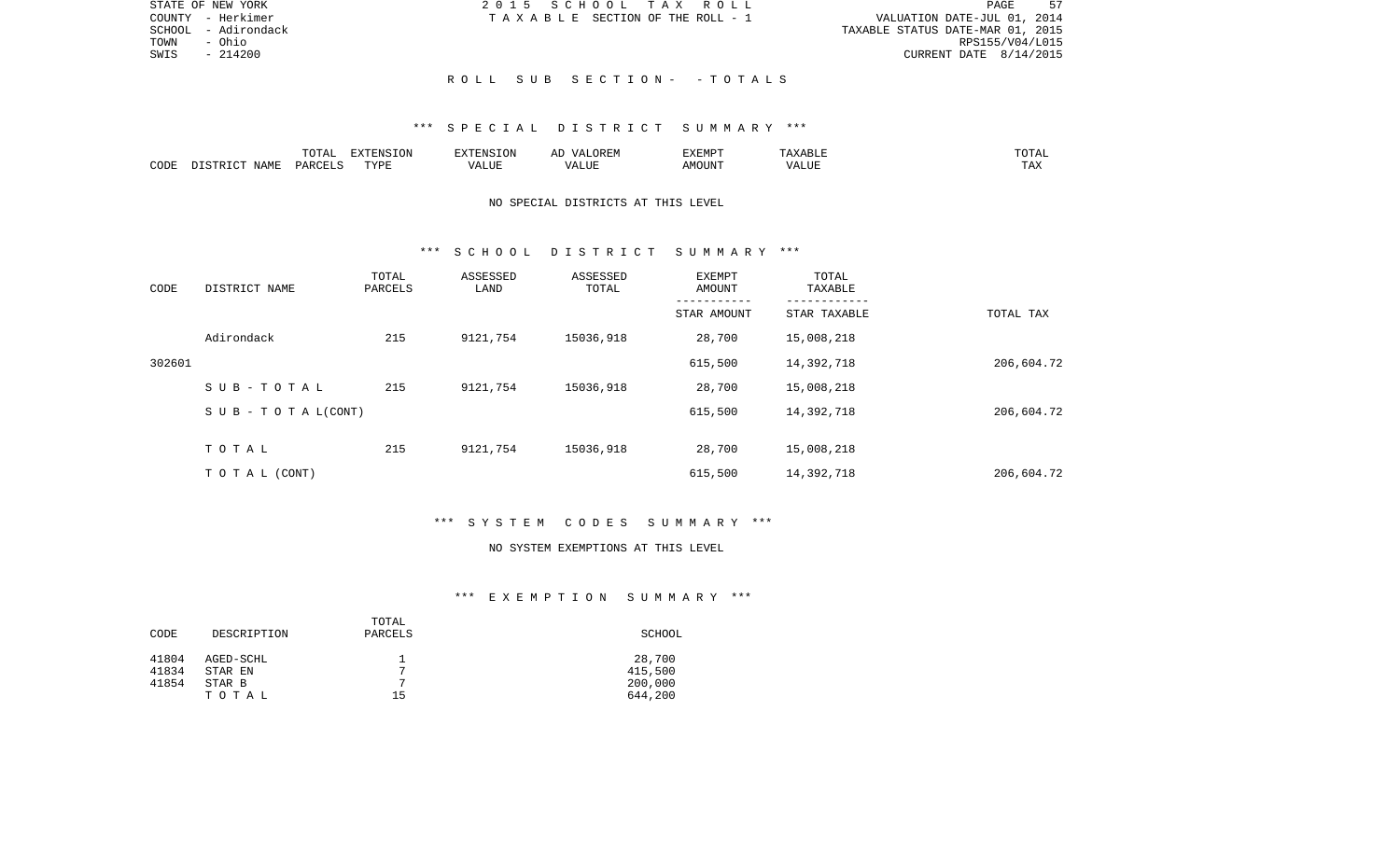STATE OF NEW YORK
COUNTY - Herkimer
SCHOOL - Adirondack
TOWN - Ohio
SWIS - 214200

2015 SCHOOL TAX ROLL
TAXABLE SECTION OF THE ROLL - 1

VALUATION DATE-JUL 01, 2014
TAXABLE STATUS DATE-MAR 01, 2015
RPS155/V04/L015
CURRENT DATE 8/14/2015

## ROLL SUB SECTION- - TOTALS

### *** SPECIAL DISTRICT SUMMARY ***

| CODE | DISTRICT NAME | TOTAL PARCELS | EXTENSION TYPE | EXTENSION VALUE | AD VALOREM VALUE | EXEMPT AMOUNT | TAXABLE VALUE | TOTAL TAX |
|---|---|---|---|---|---|---|---|---|

NO SPECIAL DISTRICTS AT THIS LEVEL

### *** SCHOOL DISTRICT SUMMARY ***

| CODE | DISTRICT NAME | TOTAL PARCELS | ASSESSED LAND | ASSESSED TOTAL | EXEMPT AMOUNT / STAR AMOUNT | TOTAL TAXABLE / STAR TAXABLE | TOTAL TAX |
|---|---|---|---|---|---|---|---|
| | Adirondack | 215 | 9121,754 | 15036,918 | 28,700 | 15,008,218 | |
| 302601 | | | | | 615,500 | 14,392,718 | 206,604.72 |
| | SUB-TOTAL | 215 | 9121,754 | 15036,918 | 28,700 | 15,008,218 | |
| | SUB-TOTAL(CONT) | | | | 615,500 | 14,392,718 | 206,604.72 |
| | TOTAL | 215 | 9121,754 | 15036,918 | 28,700 | 15,008,218 | |
| | TOTAL (CONT) | | | | 615,500 | 14,392,718 | 206,604.72 |

### *** SYSTEM CODES SUMMARY ***

NO SYSTEM EXEMPTIONS AT THIS LEVEL

### *** EXEMPTION SUMMARY ***

| CODE | DESCRIPTION | TOTAL PARCELS | SCHOOL |
|---|---|---|---|
| 41804 | AGED-SCHL | 1 | 28,700 |
| 41834 | STAR EN | 7 | 415,500 |
| 41854 | STAR B | 7 | 200,000 |
| | TOTAL | 15 | 644,200 |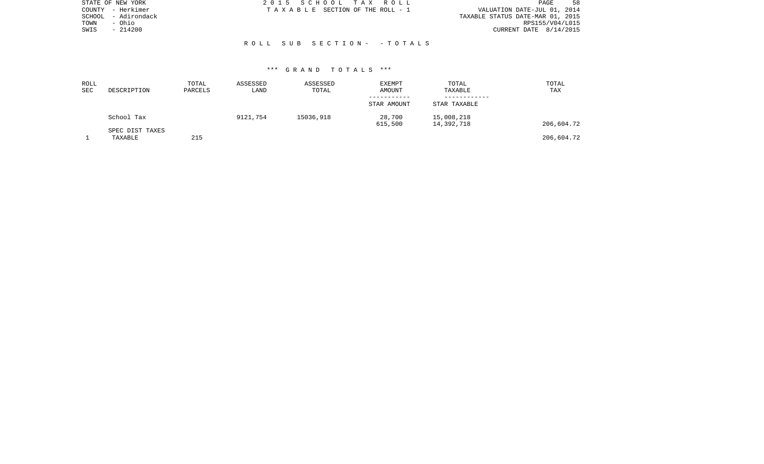STATE OF NEW YORK
COUNTY - Herkimer
SCHOOL - Adirondack
TOWN - Ohio
SWIS - 214200

2 0 1 5 S C H O O L T A X R O L L
T A X A B L E SECTION OF THE ROLL - 1

VALUATION DATE-JUL 01, 2014
TAXABLE STATUS DATE-MAR 01, 2015
RPS155/V04/L015
CURRENT DATE 8/14/2015

R O L L S U B S E C T I O N - - T O T A L S

*** G R A N D T O T A L S ***

| ROLL SEC | DESCRIPTION | TOTAL PARCELS | ASSESSED LAND | ASSESSED TOTAL | EXEMPT AMOUNT / STAR AMOUNT | TOTAL TAXABLE / STAR TAXABLE | TOTAL TAX |
|---|---|---|---|---|---|---|---|
| | School Tax | | 9121,754 | 15036,918 | 28,700 | 15,008,218 | |
| | | | | | 615,500 | 14,392,718 | 206,604.72 |
| | SPEC DIST TAXES | | | | | | |
| 1 | TAXABLE | 215 | | | | | 206,604.72 |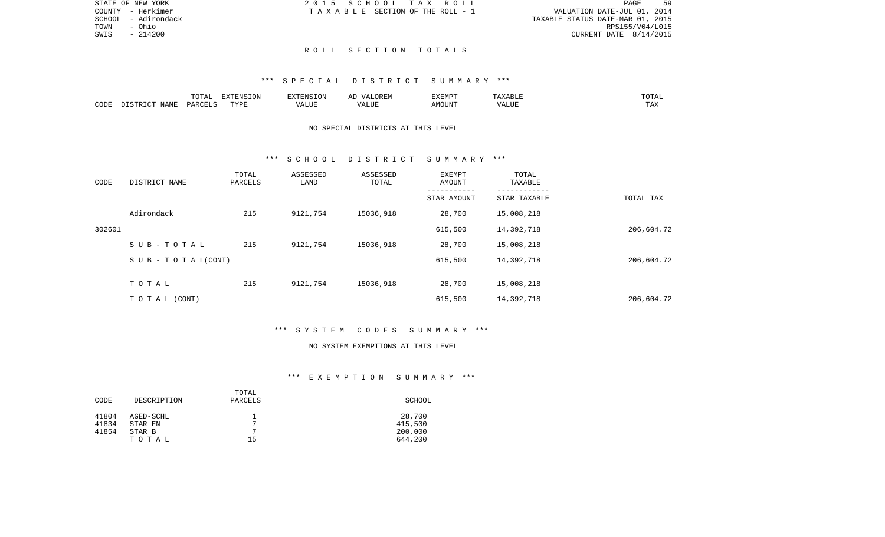STATE OF NEW YORK
COUNTY - Herkimer
SCHOOL - Adirondack
TOWN - Ohio
SWIS - 214200

2 0 1 5 S C H O O L T A X R O L L
T A X A B L E SECTION OF THE ROLL - 1

VALUATION DATE-JUL 01, 2014
TAXABLE STATUS DATE-MAR 01, 2015
RPS155/V04/L015
CURRENT DATE 8/14/2015

## R O L L S E C T I O N T O T A L S

### *** S P E C I A L D I S T R I C T S U M M A R Y ***

| CODE | DISTRICT NAME | TOTAL PARCELS | EXTENSION TYPE | EXTENSION VALUE | AD VALOREM VALUE | EXEMPT AMOUNT | TAXABLE VALUE | TOTAL TAX |
|---|---|---|---|---|---|---|---|---|

NO SPECIAL DISTRICTS AT THIS LEVEL

### *** S C H O O L D I S T R I C T S U M M A R Y ***

| CODE | DISTRICT NAME | TOTAL PARCELS | ASSESSED LAND | ASSESSED TOTAL | EXEMPT AMOUNT / STAR AMOUNT | TOTAL TAXABLE / STAR TAXABLE | TOTAL TAX |
|---|---|---|---|---|---|---|---|
| | Adirondack | 215 | 9121,754 | 15036,918 | 28,700 | 15,008,218 | |
| 302601 | | | | | 615,500 | 14,392,718 | 206,604.72 |
| | S U B - T O T A L | 215 | 9121,754 | 15036,918 | 28,700 | 15,008,218 | |
| | S U B - T O T A L(CONT) | | | | 615,500 | 14,392,718 | 206,604.72 |
| | T O T A L | 215 | 9121,754 | 15036,918 | 28,700 | 15,008,218 | |
| | T O T A L (CONT) | | | | 615,500 | 14,392,718 | 206,604.72 |

### *** S Y S T E M C O D E S S U M M A R Y ***

NO SYSTEM EXEMPTIONS AT THIS LEVEL

### *** E X E M P T I O N S U M M A R Y ***

| CODE | DESCRIPTION | TOTAL PARCELS | SCHOOL |
|---|---|---|---|
| 41804 | AGED-SCHL | 1 | 28,700 |
| 41834 | STAR EN | 7 | 415,500 |
| 41854 | STAR B | 7 | 200,000 |
| | T O T A L | 15 | 644,200 |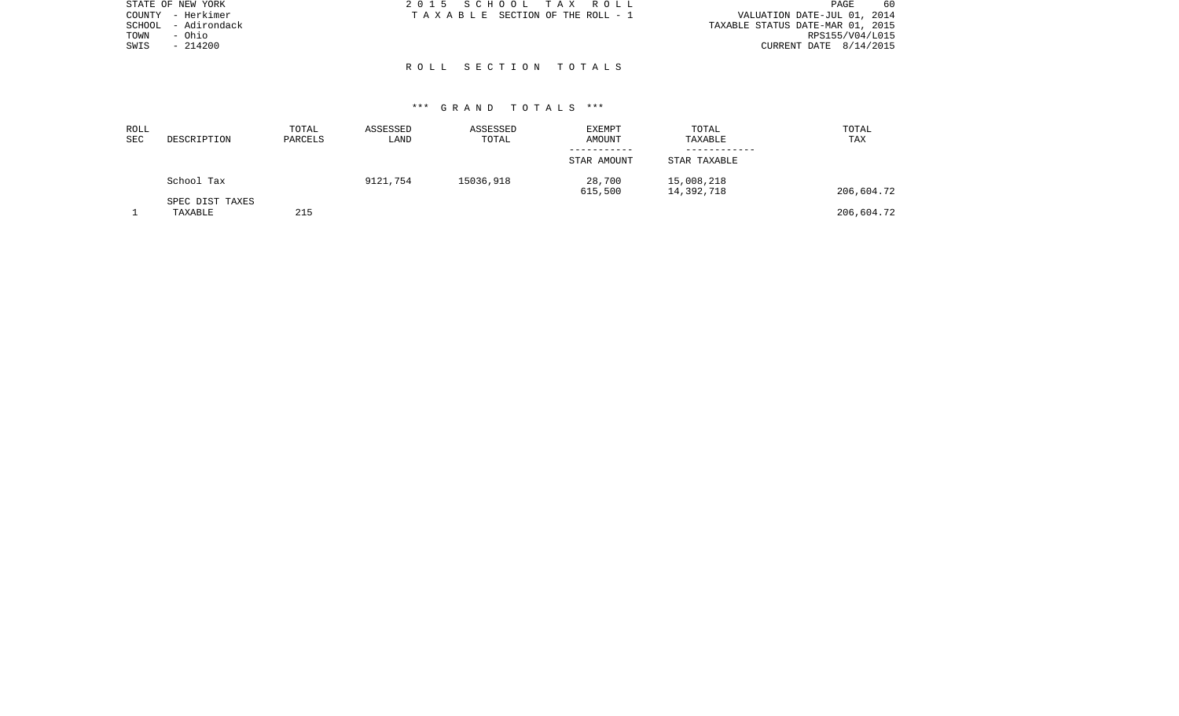STATE OF NEW YORK
COUNTY - Herkimer
SCHOOL - Adirondack
TOWN - Ohio
SWIS - 214200

2 0 1 5 S C H O O L T A X R O L L
T A X A B L E SECTION OF THE ROLL - 1

VALUATION DATE-JUL 01, 2014
TAXABLE STATUS DATE-MAR 01, 2015
RPS155/V04/L015
CURRENT DATE 8/14/2015

## R O L L S E C T I O N T O T A L S

### \*\*\* G R A N D T O T A L S \*\*\*

| ROLL SEC | DESCRIPTION | TOTAL PARCELS | ASSESSED LAND | ASSESSED TOTAL | EXEMPT AMOUNT<br>-----------<br>STAR AMOUNT | TOTAL TAXABLE<br>------------<br>STAR TAXABLE | TOTAL TAX |
|---|---|---|---|---|---|---|---|
| | School Tax | | 9121,754 | 15036,918 | 28,700<br>615,500 | 15,008,218<br>14,392,718 | 206,604.72 |
| | SPEC DIST TAXES | | | | | | |
| 1 | TAXABLE | 215 | | | | | 206,604.72 |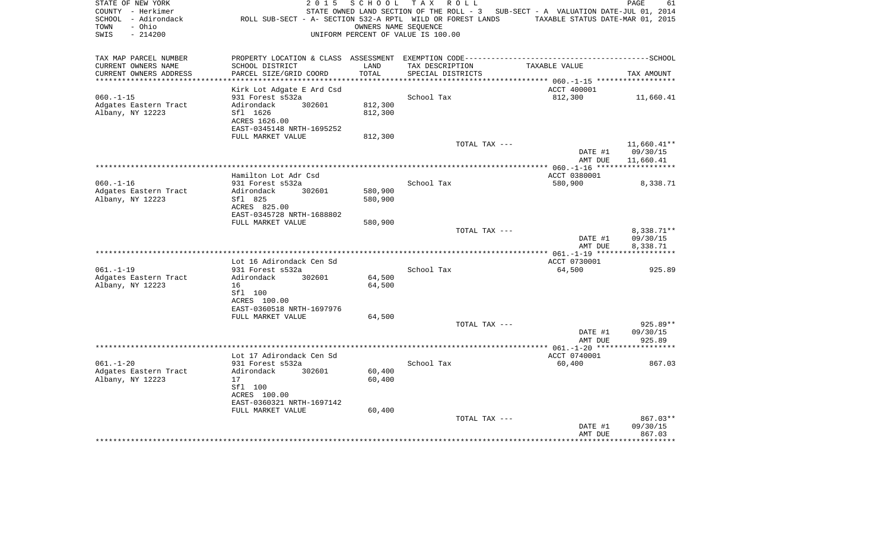STATE OF NEW YORK
COUNTY - Herkimer
SCHOOL - Adirondack
TOWN - Ohio
SWIS - 214200

2 0 1 5 S C H O O L T A X R O L L
STATE OWNED LAND SECTION OF THE ROLL - 3 SUB-SECT - A VALUATION DATE-JUL 01, 2014
ROLL SUB-SECT - A- SECTION 532-A RPTL WILD OR FOREST LANDS TAXABLE STATUS DATE-MAR 01, 2015
OWNERS NAME SEQUENCE
UNIFORM PERCENT OF VALUE IS 100.00

| TAX MAP PARCEL NUMBER / CURRENT OWNERS NAME / CURRENT OWNERS ADDRESS | PROPERTY LOCATION & CLASS / SCHOOL DISTRICT / PARCEL SIZE/GRID COORD | ASSESSMENT LAND / TOTAL | EXEMPTION CODE / TAX DESCRIPTION / SPECIAL DISTRICTS | TAXABLE VALUE | TAX AMOUNT |
|---|---|---|---|---|---|
| 060.-1-15 | Kirk Lot Adgate E Ard Csd | | | ACCT 400001 | |
| | 931 Forest s532a | | School Tax | 812,300 | 11,660.41 |
| Adgates Eastern Tract | Adirondack 302601 | 812,300 | | | |
| Albany, NY 12223 | Sfl 1626 | 812,300 | | | |
| | ACRES 1626.00 | | | | |
| | EAST-0345148 NRTH-1695252 | | | | |
| | FULL MARKET VALUE | 812,300 | | | |
| | | | TOTAL TAX --- | | 11,660.41** |
| | | | | DATE #1 | 09/30/15 |
| | | | | AMT DUE | 11,660.41 |
| 060.-1-16 | Hamilton Lot Adr Csd | | | ACCT 0380001 | |
| | 931 Forest s532a | | School Tax | 580,900 | 8,338.71 |
| Adgates Eastern Tract | Adirondack 302601 | 580,900 | | | |
| Albany, NY 12223 | Sfl 825 | 580,900 | | | |
| | ACRES 825.00 | | | | |
| | EAST-0345728 NRTH-1688802 | | | | |
| | FULL MARKET VALUE | 580,900 | | | |
| | | | TOTAL TAX --- | | 8,338.71** |
| | | | | DATE #1 | 09/30/15 |
| | | | | AMT DUE | 8,338.71 |
| 061.-1-19 | Lot 16 Adirondack Cen Sd | | | ACCT 0730001 | |
| | 931 Forest s532a | | School Tax | 64,500 | 925.89 |
| Adgates Eastern Tract | Adirondack 302601 | 64,500 | | | |
| Albany, NY 12223 | 16 | 64,500 | | | |
| | Sfl 100 | | | | |
| | ACRES 100.00 | | | | |
| | EAST-0360518 NRTH-1697976 | | | | |
| | FULL MARKET VALUE | 64,500 | | | |
| | | | TOTAL TAX --- | | 925.89** |
| | | | | DATE #1 | 09/30/15 |
| | | | | AMT DUE | 925.89 |
| 061.-1-20 | Lot 17 Adirondack Cen Sd | | | ACCT 0740001 | |
| | 931 Forest s532a | | School Tax | 60,400 | 867.03 |
| Adgates Eastern Tract | Adirondack 302601 | 60,400 | | | |
| Albany, NY 12223 | 17 | 60,400 | | | |
| | Sfl 100 | | | | |
| | ACRES 100.00 | | | | |
| | EAST-0360321 NRTH-1697142 | | | | |
| | FULL MARKET VALUE | 60,400 | | | |
| | | | TOTAL TAX --- | | 867.03** |
| | | | | DATE #1 | 09/30/15 |
| | | | | AMT DUE | 867.03 |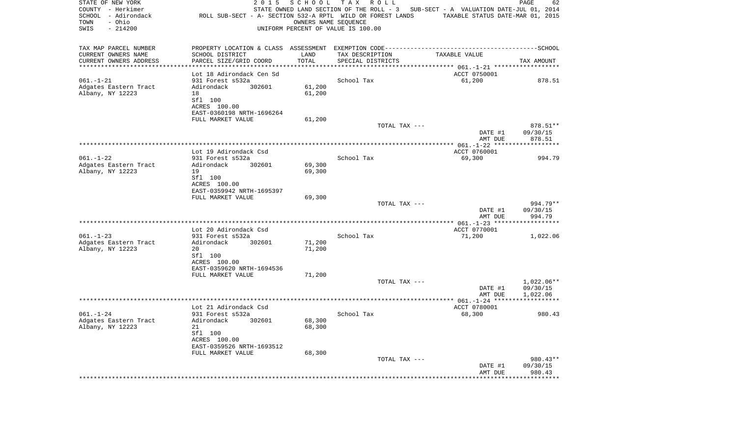STATE OF NEW YORK | 2 0 1 5 S C H O O L T A X R O L L
COUNTY - Herkimer | STATE OWNED LAND SECTION OF THE ROLL - 3 SUB-SECT - A VALUATION DATE-JUL 01, 2014
SCHOOL - Adirondack | ROLL SUB-SECT - A- SECTION 532-A RPTL WILD OR FOREST LANDS TAXABLE STATUS DATE-MAR 01, 2015
TOWN - Ohio | OWNERS NAME SEQUENCE
SWIS - 214200 | UNIFORM PERCENT OF VALUE IS 100.00

| TAX MAP PARCEL NUMBER / CURRENT OWNERS NAME / CURRENT OWNERS ADDRESS | PROPERTY LOCATION & CLASS / SCHOOL DISTRICT / PARCEL SIZE/GRID COORD | ASSESSMENT LAND / TOTAL | EXEMPTION CODE / TAX DESCRIPTION / SPECIAL DISTRICTS | TAXABLE VALUE | TAX AMOUNT |
|---|---|---|---|---|---|
| 061.-1-21 | Lot 18 Adirondack Cen Sd | | | ACCT 0750001 | |
| | 931 Forest s532a | | School Tax | 61,200 | 878.51 |
| Adgates Eastern Tract | Adirondack 302601 | 61,200 | | | |
| Albany, NY 12223 | 18 | 61,200 | | | |
| | Sfl 100 | | | | |
| | ACRES 100.00 | | | | |
| | EAST-0360198 NRTH-1696264 | | | | |
| | FULL MARKET VALUE | 61,200 | | | |
| | | | TOTAL TAX --- | | 878.51** |
| | | | | DATE #1 | 09/30/15 |
| | | | | AMT DUE | 878.51 |
| 061.-1-22 | Lot 19 Adirondack Csd | | | ACCT 0760001 | |
| | 931 Forest s532a | | School Tax | 69,300 | 994.79 |
| Adgates Eastern Tract | Adirondack 302601 | 69,300 | | | |
| Albany, NY 12223 | 19 | 69,300 | | | |
| | Sfl 100 | | | | |
| | ACRES 100.00 | | | | |
| | EAST-0359942 NRTH-1695397 | | | | |
| | FULL MARKET VALUE | 69,300 | | | |
| | | | TOTAL TAX --- | | 994.79** |
| | | | | DATE #1 | 09/30/15 |
| | | | | AMT DUE | 994.79 |
| 061.-1-23 | Lot 20 Adirondack Csd | | | ACCT 0770001 | |
| | 931 Forest s532a | | School Tax | 71,200 | 1,022.06 |
| Adgates Eastern Tract | Adirondack 302601 | 71,200 | | | |
| Albany, NY 12223 | 20 | 71,200 | | | |
| | Sfl 100 | | | | |
| | ACRES 100.00 | | | | |
| | EAST-0359620 NRTH-1694536 | | | | |
| | FULL MARKET VALUE | 71,200 | | | |
| | | | TOTAL TAX --- | | 1,022.06** |
| | | | | DATE #1 | 09/30/15 |
| | | | | AMT DUE | 1,022.06 |
| 061.-1-24 | Lot 21 Adirondack Csd | | | ACCT 0780001 | |
| | 931 Forest s532a | | School Tax | 68,300 | 980.43 |
| Adgates Eastern Tract | Adirondack 302601 | 68,300 | | | |
| Albany, NY 12223 | 21 | 68,300 | | | |
| | Sfl 100 | | | | |
| | ACRES 100.00 | | | | |
| | EAST-0359526 NRTH-1693512 | | | | |
| | FULL MARKET VALUE | 68,300 | | | |
| | | | TOTAL TAX --- | | 980.43** |
| | | | | DATE #1 | 09/30/15 |
| | | | | AMT DUE | 980.43 |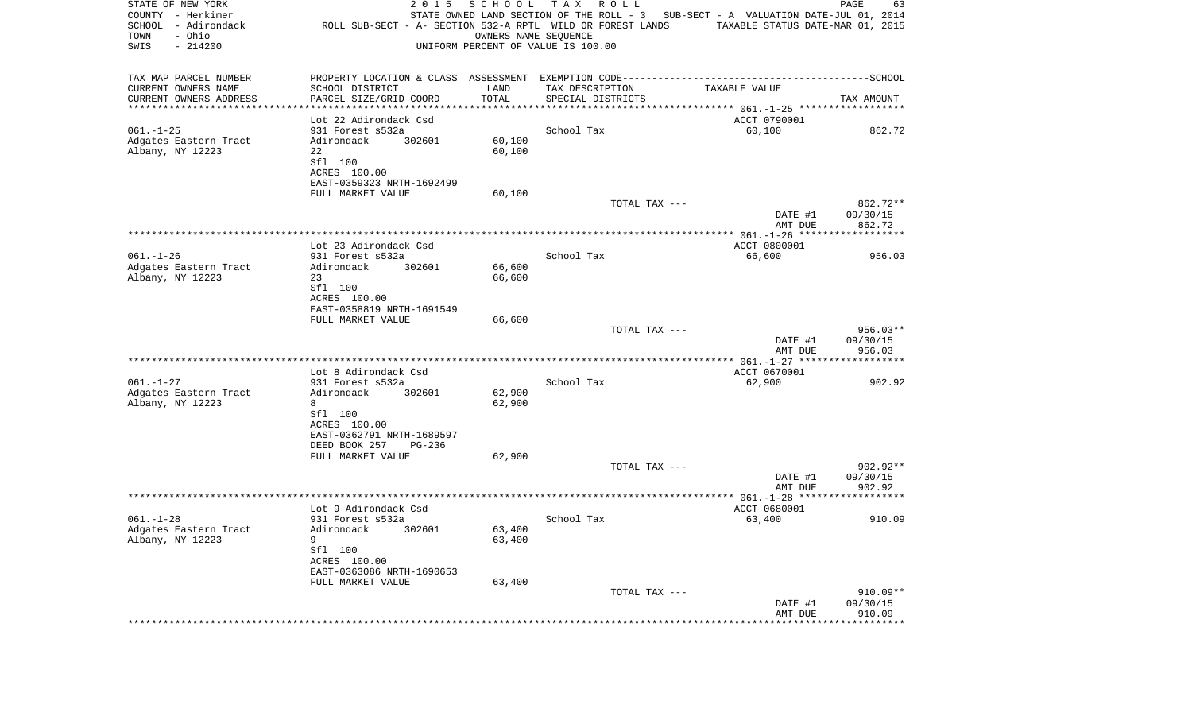STATE OF NEW YORK | 2 0 1 5 S C H O O L T A X R O L L
COUNTY - Herkimer | STATE OWNED LAND SECTION OF THE ROLL - 3 SUB-SECT - A VALUATION DATE-JUL 01, 2014
SCHOOL - Adirondack | ROLL SUB-SECT - A- SECTION 532-A RPTL WILD OR FOREST LANDS TAXABLE STATUS DATE-MAR 01, 2015
TOWN - Ohio | OWNERS NAME SEQUENCE
SWIS - 214200 | UNIFORM PERCENT OF VALUE IS 100.00

| TAX MAP PARCEL NUMBER / CURRENT OWNERS NAME / CURRENT OWNERS ADDRESS | PROPERTY LOCATION & CLASS / SCHOOL DISTRICT / PARCEL SIZE/GRID COORD | ASSESSMENT LAND / TOTAL | EXEMPTION CODE / TAX DESCRIPTION / SPECIAL DISTRICTS | TAXABLE VALUE | SCHOOL TAX AMOUNT |
|---|---|---|---|---|---|
| ****** 061.-1-25 ****** | | | | | |
| | Lot 22 Adirondack Csd | | | ACCT 0790001 | |
| 061.-1-25 | 931 Forest s532a | | School Tax | 60,100 | 862.72 |
| Adgates Eastern Tract | Adirondack 302601 | 60,100 | | | |
| Albany, NY 12223 | 22 | 60,100 | | | |
| | Sfl 100 | | | | |
| | ACRES 100.00 | | | | |
| | EAST-0359323 NRTH-1692499 | | | | |
| | FULL MARKET VALUE | 60,100 | | | |
| | | | TOTAL TAX --- | | 862.72** |
| | | | | DATE #1 | 09/30/15 |
| | | | | AMT DUE | 862.72 |
| ****** 061.-1-26 ****** | | | | | |
| | Lot 23 Adirondack Csd | | | ACCT 0800001 | |
| 061.-1-26 | 931 Forest s532a | | School Tax | 66,600 | 956.03 |
| Adgates Eastern Tract | Adirondack 302601 | 66,600 | | | |
| Albany, NY 12223 | 23 | 66,600 | | | |
| | Sfl 100 | | | | |
| | ACRES 100.00 | | | | |
| | EAST-0358819 NRTH-1691549 | | | | |
| | FULL MARKET VALUE | 66,600 | | | |
| | | | TOTAL TAX --- | | 956.03** |
| | | | | DATE #1 | 09/30/15 |
| | | | | AMT DUE | 956.03 |
| ****** 061.-1-27 ****** | | | | | |
| | Lot 8 Adirondack Csd | | | ACCT 0670001 | |
| 061.-1-27 | 931 Forest s532a | | School Tax | 62,900 | 902.92 |
| Adgates Eastern Tract | Adirondack 302601 | 62,900 | | | |
| Albany, NY 12223 | 8 | 62,900 | | | |
| | Sfl 100 | | | | |
| | ACRES 100.00 | | | | |
| | EAST-0362791 NRTH-1689597 | | | | |
| | DEED BOOK 257 PG-236 | | | | |
| | FULL MARKET VALUE | 62,900 | | | |
| | | | TOTAL TAX --- | | 902.92** |
| | | | | DATE #1 | 09/30/15 |
| | | | | AMT DUE | 902.92 |
| ****** 061.-1-28 ****** | | | | | |
| | Lot 9 Adirondack Csd | | | ACCT 0680001 | |
| 061.-1-28 | 931 Forest s532a | | School Tax | 63,400 | 910.09 |
| Adgates Eastern Tract | Adirondack 302601 | 63,400 | | | |
| Albany, NY 12223 | 9 | 63,400 | | | |
| | Sfl 100 | | | | |
| | ACRES 100.00 | | | | |
| | EAST-0363086 NRTH-1690653 | | | | |
| | FULL MARKET VALUE | 63,400 | | | |
| | | | TOTAL TAX --- | | 910.09** |
| | | | | DATE #1 | 09/30/15 |
| | | | | AMT DUE | 910.09 |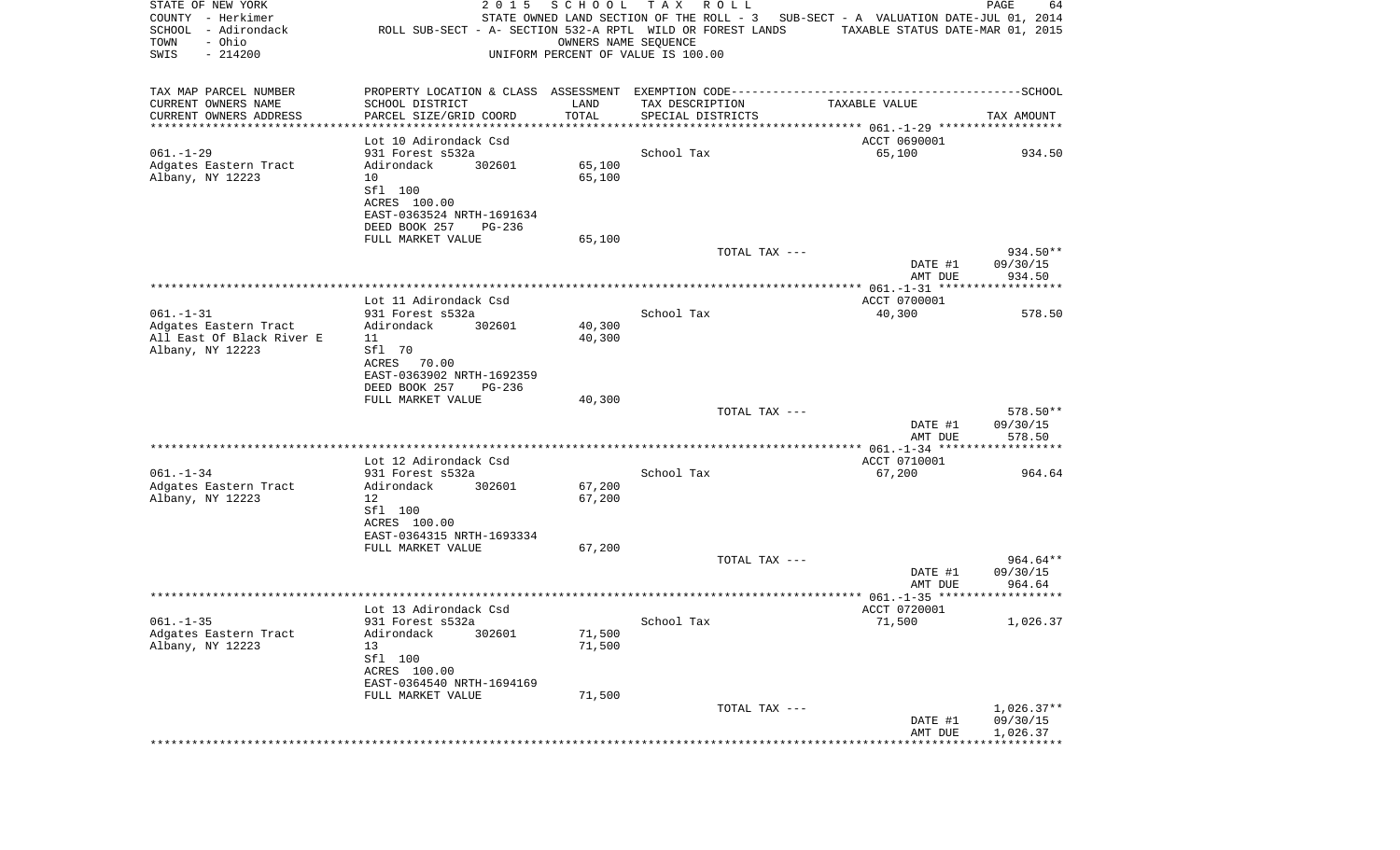STATE OF NEW YORK | 2 0 1 5 S C H O O L T A X R O L L | PAGE 64
COUNTY - Herkimer | STATE OWNED LAND SECTION OF THE ROLL - 3 SUB-SECT - A VALUATION DATE-JUL 01, 2014
SCHOOL - Adirondack | ROLL SUB-SECT - A- SECTION 532-A RPTL WILD OR FOREST LANDS | TAXABLE STATUS DATE-MAR 01, 2015
TOWN - Ohio | OWNERS NAME SEQUENCE
SWIS - 214200 | UNIFORM PERCENT OF VALUE IS 100.00

| TAX MAP PARCEL NUMBER / CURRENT OWNERS NAME / CURRENT OWNERS ADDRESS | PROPERTY LOCATION & CLASS / SCHOOL DISTRICT / PARCEL SIZE/GRID COORD | ASSESSMENT LAND / TOTAL | EXEMPTION CODE / TAX DESCRIPTION / SPECIAL DISTRICTS | TAXABLE VALUE | TAX AMOUNT |
|---|---|---|---|---|---|
| **061.-1-29** | Lot 10 Adirondack Csd | | | ACCT 0690001 | |
| 061.-1-29 | 931 Forest s532a | | School Tax | 65,100 | 934.50 |
| Adgates Eastern Tract | Adirondack 302601 | 65,100 | | | |
| Albany, NY 12223 | 10 | 65,100 | | | |
| | Sfl 100 | | | | |
| | ACRES 100.00 | | | | |
| | EAST-0363524 NRTH-1691634 | | | | |
| | DEED BOOK 257 PG-236 | | | | |
| | FULL MARKET VALUE | 65,100 | | | |
| | | | TOTAL TAX --- | | 934.50** |
| | | | | DATE #1 | 09/30/15 |
| | | | | AMT DUE | 934.50 |
| **061.-1-31** | Lot 11 Adirondack Csd | | | ACCT 0700001 | |
| 061.-1-31 | 931 Forest s532a | | School Tax | 40,300 | 578.50 |
| Adgates Eastern Tract | Adirondack 302601 | 40,300 | | | |
| All East Of Black River E | 11 | 40,300 | | | |
| Albany, NY 12223 | Sfl 70 | | | | |
| | ACRES 70.00 | | | | |
| | EAST-0363902 NRTH-1692359 | | | | |
| | DEED BOOK 257 PG-236 | | | | |
| | FULL MARKET VALUE | 40,300 | | | |
| | | | TOTAL TAX --- | | 578.50** |
| | | | | DATE #1 | 09/30/15 |
| | | | | AMT DUE | 578.50 |
| **061.-1-34** | Lot 12 Adirondack Csd | | | ACCT 0710001 | |
| 061.-1-34 | 931 Forest s532a | | School Tax | 67,200 | 964.64 |
| Adgates Eastern Tract | Adirondack 302601 | 67,200 | | | |
| Albany, NY 12223 | 12 | 67,200 | | | |
| | Sfl 100 | | | | |
| | ACRES 100.00 | | | | |
| | EAST-0364315 NRTH-1693334 | | | | |
| | FULL MARKET VALUE | 67,200 | | | |
| | | | TOTAL TAX --- | | 964.64** |
| | | | | DATE #1 | 09/30/15 |
| | | | | AMT DUE | 964.64 |
| **061.-1-35** | Lot 13 Adirondack Csd | | | ACCT 0720001 | |
| 061.-1-35 | 931 Forest s532a | | School Tax | 71,500 | 1,026.37 |
| Adgates Eastern Tract | Adirondack 302601 | 71,500 | | | |
| Albany, NY 12223 | 13 | 71,500 | | | |
| | Sfl 100 | | | | |
| | ACRES 100.00 | | | | |
| | EAST-0364540 NRTH-1694169 | | | | |
| | FULL MARKET VALUE | 71,500 | | | |
| | | | TOTAL TAX --- | | 1,026.37** |
| | | | | DATE #1 | 09/30/15 |
| | | | | AMT DUE | 1,026.37 |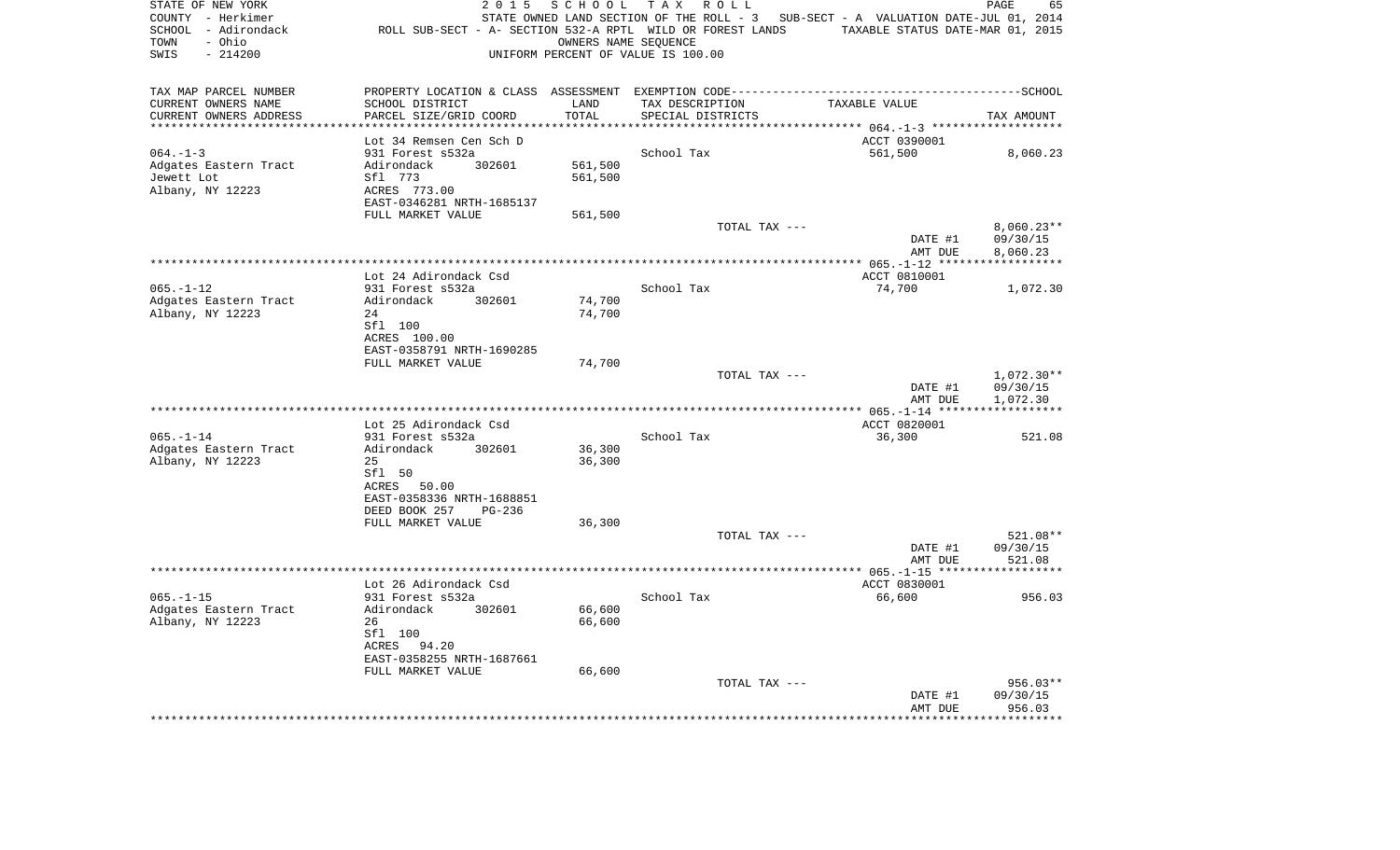STATE OF NEW YORK — 2015 SCHOOL TAX ROLL
COUNTY - Herkimer — STATE OWNED LAND SECTION OF THE ROLL - 3 — SUB-SECT - A VALUATION DATE-JUL 01, 2014
SCHOOL - Adirondack — ROLL SUB-SECT - A- SECTION 532-A RPTL WILD OR FOREST LANDS — TAXABLE STATUS DATE-MAR 01, 2015
TOWN - Ohio — OWNERS NAME SEQUENCE
SWIS - 214200 — UNIFORM PERCENT OF VALUE IS 100.00

| TAX MAP PARCEL NUMBER / CURRENT OWNERS NAME / CURRENT OWNERS ADDRESS | PROPERTY LOCATION & CLASS / SCHOOL DISTRICT / PARCEL SIZE/GRID COORD | ASSESSMENT LAND / TOTAL | EXEMPTION CODE / TAX DESCRIPTION / SPECIAL DISTRICTS | TAXABLE VALUE | TAX AMOUNT |
|---|---|---|---|---|---|
| 064.-1-3 | Lot 34 Remsen Cen Sch D | | | ACCT 0390001 | |
| | 931 Forest s532a | | School Tax | 561,500 | 8,060.23 |
| Adgates Eastern Tract | Adirondack 302601 | 561,500 | | | |
| Jewett Lot | Sfl 773 | 561,500 | | | |
| Albany, NY 12223 | ACRES 773.00 | | | | |
| | EAST-0346281 NRTH-1685137 | | | | |
| | FULL MARKET VALUE | 561,500 | | | |
| | | | TOTAL TAX --- | | 8,060.23** |
| | | | | DATE #1 | 09/30/15 |
| | | | | AMT DUE | 8,060.23 |
| 065.-1-12 | Lot 24 Adirondack Csd | | | ACCT 0810001 | |
| | 931 Forest s532a | | School Tax | 74,700 | 1,072.30 |
| Adgates Eastern Tract | Adirondack 302601 | 74,700 | | | |
| Albany, NY 12223 | 24 | 74,700 | | | |
| | Sfl 100 | | | | |
| | ACRES 100.00 | | | | |
| | EAST-0358791 NRTH-1690285 | | | | |
| | FULL MARKET VALUE | 74,700 | | | |
| | | | TOTAL TAX --- | | 1,072.30** |
| | | | | DATE #1 | 09/30/15 |
| | | | | AMT DUE | 1,072.30 |
| 065.-1-14 | Lot 25 Adirondack Csd | | | ACCT 0820001 | |
| | 931 Forest s532a | | School Tax | 36,300 | 521.08 |
| Adgates Eastern Tract | Adirondack 302601 | 36,300 | | | |
| Albany, NY 12223 | 25 | 36,300 | | | |
| | Sfl 50 | | | | |
| | ACRES 50.00 | | | | |
| | EAST-0358336 NRTH-1688851 | | | | |
| | DEED BOOK 257 PG-236 | | | | |
| | FULL MARKET VALUE | 36,300 | | | |
| | | | TOTAL TAX --- | | 521.08** |
| | | | | DATE #1 | 09/30/15 |
| | | | | AMT DUE | 521.08 |
| 065.-1-15 | Lot 26 Adirondack Csd | | | ACCT 0830001 | |
| | 931 Forest s532a | | School Tax | 66,600 | 956.03 |
| Adgates Eastern Tract | Adirondack 302601 | 66,600 | | | |
| Albany, NY 12223 | 26 | 66,600 | | | |
| | Sfl 100 | | | | |
| | ACRES 94.20 | | | | |
| | EAST-0358255 NRTH-1687661 | | | | |
| | FULL MARKET VALUE | 66,600 | | | |
| | | | TOTAL TAX --- | | 956.03** |
| | | | | DATE #1 | 09/30/15 |
| | | | | AMT DUE | 956.03 |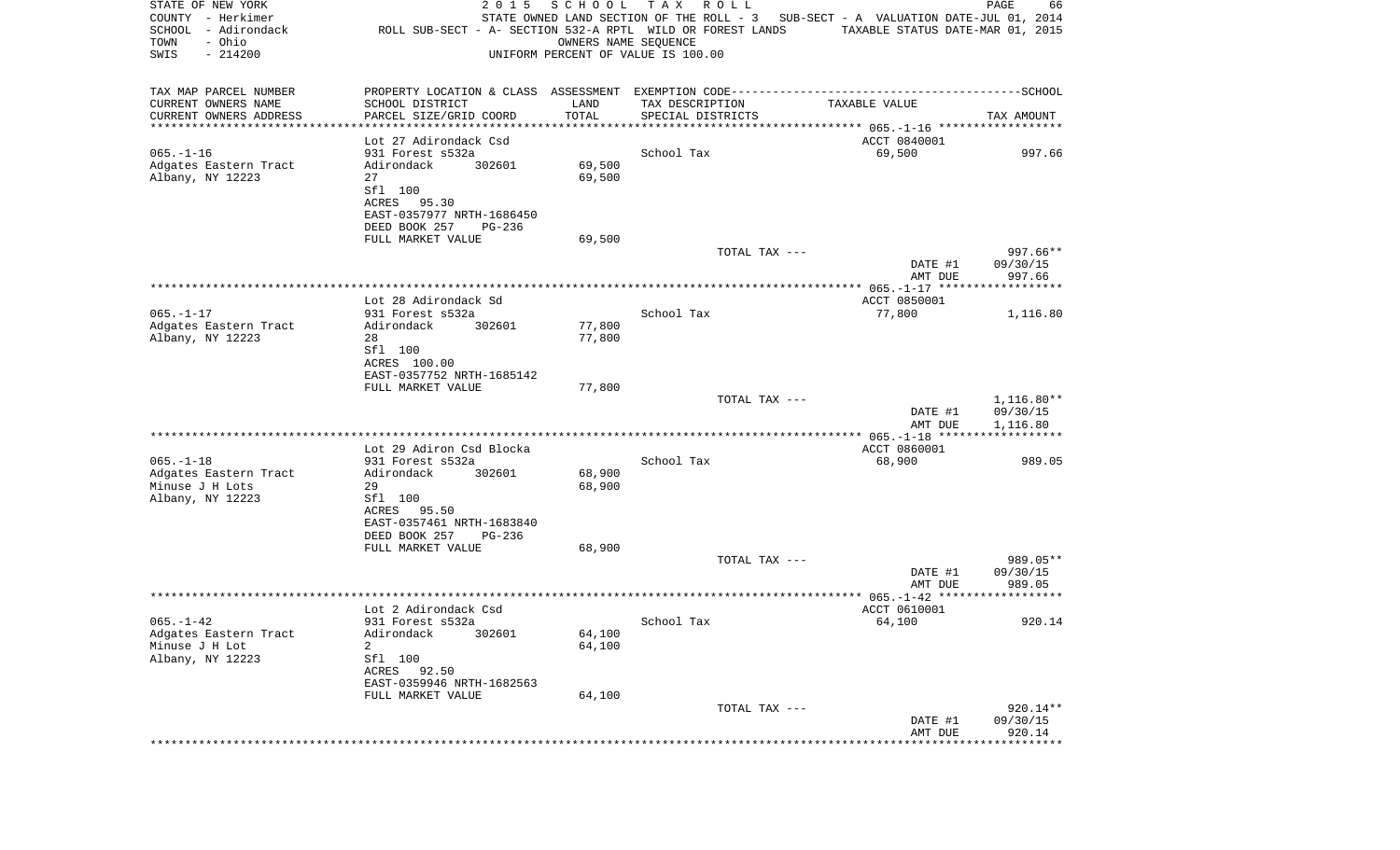STATE OF NEW YORK — 2015 SCHOOL TAX ROLL

COUNTY - Herkimer — STATE OWNED LAND SECTION OF THE ROLL - 3 — SUB-SECT - A VALUATION DATE-JUL 01, 2014

SCHOOL - Adirondack — ROLL SUB-SECT - A- SECTION 532-A RPTL WILD OR FOREST LANDS — TAXABLE STATUS DATE-MAR 01, 2015

TOWN - Ohio — OWNERS NAME SEQUENCE

SWIS - 214200 — UNIFORM PERCENT OF VALUE IS 100.00

| TAX MAP PARCEL NUMBER / CURRENT OWNERS NAME / CURRENT OWNERS ADDRESS | PROPERTY LOCATION & CLASS / SCHOOL DISTRICT / PARCEL SIZE/GRID COORD | ASSESSMENT LAND / TOTAL | EXEMPTION CODE / TAX DESCRIPTION / SPECIAL DISTRICTS | TAXABLE VALUE | TAX AMOUNT |
|---|---|---|---|---|---|
| **065.-1-16** | Lot 27 Adirondack Csd | | | ACCT 0840001 | |
| 065.-1-16 | 931 Forest s532a | | School Tax | 69,500 | 997.66 |
| Adgates Eastern Tract | Adirondack 302601 | 69,500 | | | |
| Albany, NY 12223 | 27 | 69,500 | | | |
| | Sfl 100 | | | | |
| | ACRES 95.30 | | | | |
| | EAST-0357977 NRTH-1686450 | | | | |
| | DEED BOOK 257 PG-236 | | | | |
| | FULL MARKET VALUE | 69,500 | | | |
| | | | TOTAL TAX --- | | 997.66** |
| | | | | DATE #1 | 09/30/15 |
| | | | | AMT DUE | 997.66 |
| **065.-1-17** | Lot 28 Adirondack Sd | | | ACCT 0850001 | |
| 065.-1-17 | 931 Forest s532a | | School Tax | 77,800 | 1,116.80 |
| Adgates Eastern Tract | Adirondack 302601 | 77,800 | | | |
| Albany, NY 12223 | 28 | 77,800 | | | |
| | Sfl 100 | | | | |
| | ACRES 100.00 | | | | |
| | EAST-0357752 NRTH-1685142 | | | | |
| | FULL MARKET VALUE | 77,800 | | | |
| | | | TOTAL TAX --- | | 1,116.80** |
| | | | | DATE #1 | 09/30/15 |
| | | | | AMT DUE | 1,116.80 |
| **065.-1-18** | Lot 29 Adiron Csd Blocka | | | ACCT 0860001 | |
| 065.-1-18 | 931 Forest s532a | | School Tax | 68,900 | 989.05 |
| Adgates Eastern Tract | Adirondack 302601 | 68,900 | | | |
| Minuse J H Lots | 29 | 68,900 | | | |
| Albany, NY 12223 | Sfl 100 | | | | |
| | ACRES 95.50 | | | | |
| | EAST-0357461 NRTH-1683840 | | | | |
| | DEED BOOK 257 PG-236 | | | | |
| | FULL MARKET VALUE | 68,900 | | | |
| | | | TOTAL TAX --- | | 989.05** |
| | | | | DATE #1 | 09/30/15 |
| | | | | AMT DUE | 989.05 |
| **065.-1-42** | Lot 2 Adirondack Csd | | | ACCT 0610001 | |
| 065.-1-42 | 931 Forest s532a | | School Tax | 64,100 | 920.14 |
| Adgates Eastern Tract | Adirondack 302601 | 64,100 | | | |
| Minuse J H Lot | 2 | 64,100 | | | |
| Albany, NY 12223 | Sfl 100 | | | | |
| | ACRES 92.50 | | | | |
| | EAST-0359946 NRTH-1682563 | | | | |
| | FULL MARKET VALUE | 64,100 | | | |
| | | | TOTAL TAX --- | | 920.14** |
| | | | | DATE #1 | 09/30/15 |
| | | | | AMT DUE | 920.14 |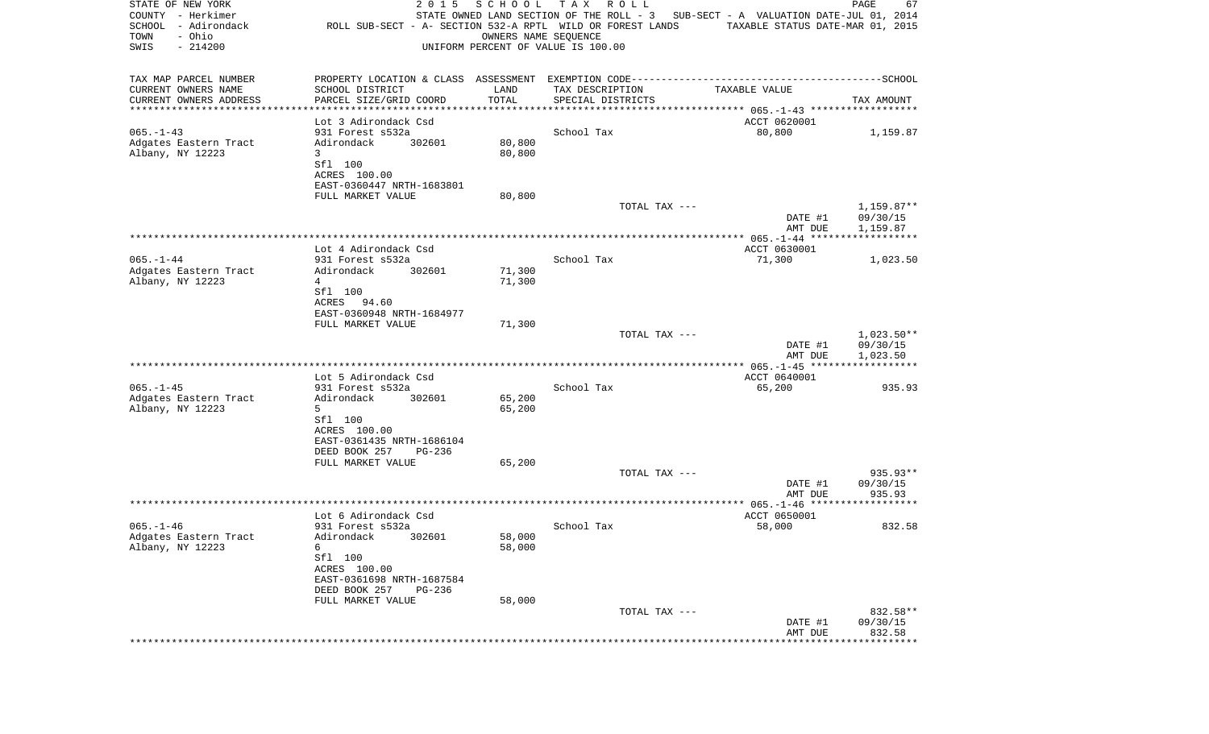STATE OF NEW YORK
COUNTY - Herkimer
SCHOOL - Adirondack
TOWN - Ohio
SWIS - 214200

2015 SCHOOL TAX ROLL
STATE OWNED LAND SECTION OF THE ROLL - 3 SUB-SECT - A VALUATION DATE-JUL 01, 2014
ROLL SUB-SECT - A- SECTION 532-A RPTL WILD OR FOREST LANDS TAXABLE STATUS DATE-MAR 01, 2015
OWNERS NAME SEQUENCE
UNIFORM PERCENT OF VALUE IS 100.00

| TAX MAP PARCEL NUMBER / CURRENT OWNERS NAME / CURRENT OWNERS ADDRESS | PROPERTY LOCATION & CLASS / SCHOOL DISTRICT / PARCEL SIZE/GRID COORD | ASSESSMENT LAND / TOTAL | EXEMPTION CODE / TAX DESCRIPTION / SPECIAL DISTRICTS | TAXABLE VALUE | TAX AMOUNT |
|---|---|---|---|---|---|
| 065.-1-43 | Lot 3 Adirondack Csd | | | ACCT 0620001 | |
| 065.-1-43 | 931 Forest s532a | | School Tax | 80,800 | 1,159.87 |
| Adgates Eastern Tract | Adirondack 302601 | 80,800 | | | |
| Albany, NY 12223 | 3 | 80,800 | | | |
| | Sfl 100 | | | | |
| | ACRES 100.00 | | | | |
| | EAST-0360447 NRTH-1683801 | | | | |
| | FULL MARKET VALUE | 80,800 | | | |
| | | | TOTAL TAX --- | | 1,159.87** |
| | | | | DATE #1 | 09/30/15 |
| | | | | AMT DUE | 1,159.87 |
| 065.-1-44 | Lot 4 Adirondack Csd | | | ACCT 0630001 | |
| 065.-1-44 | 931 Forest s532a | | School Tax | 71,300 | 1,023.50 |
| Adgates Eastern Tract | Adirondack 302601 | 71,300 | | | |
| Albany, NY 12223 | 4 | 71,300 | | | |
| | Sfl 100 | | | | |
| | ACRES 94.60 | | | | |
| | EAST-0360948 NRTH-1684977 | | | | |
| | FULL MARKET VALUE | 71,300 | | | |
| | | | TOTAL TAX --- | | 1,023.50** |
| | | | | DATE #1 | 09/30/15 |
| | | | | AMT DUE | 1,023.50 |
| 065.-1-45 | Lot 5 Adirondack Csd | | | ACCT 0640001 | |
| 065.-1-45 | 931 Forest s532a | | School Tax | 65,200 | 935.93 |
| Adgates Eastern Tract | Adirondack 302601 | 65,200 | | | |
| Albany, NY 12223 | 5 | 65,200 | | | |
| | Sfl 100 | | | | |
| | ACRES 100.00 | | | | |
| | EAST-0361435 NRTH-1686104 | | | | |
| | DEED BOOK 257 PG-236 | | | | |
| | FULL MARKET VALUE | 65,200 | | | |
| | | | TOTAL TAX --- | | 935.93** |
| | | | | DATE #1 | 09/30/15 |
| | | | | AMT DUE | 935.93 |
| 065.-1-46 | Lot 6 Adirondack Csd | | | ACCT 0650001 | |
| 065.-1-46 | 931 Forest s532a | | School Tax | 58,000 | 832.58 |
| Adgates Eastern Tract | Adirondack 302601 | 58,000 | | | |
| Albany, NY 12223 | 6 | 58,000 | | | |
| | Sfl 100 | | | | |
| | ACRES 100.00 | | | | |
| | EAST-0361698 NRTH-1687584 | | | | |
| | DEED BOOK 257 PG-236 | | | | |
| | FULL MARKET VALUE | 58,000 | | | |
| | | | TOTAL TAX --- | | 832.58** |
| | | | | DATE #1 | 09/30/15 |
| | | | | AMT DUE | 832.58 |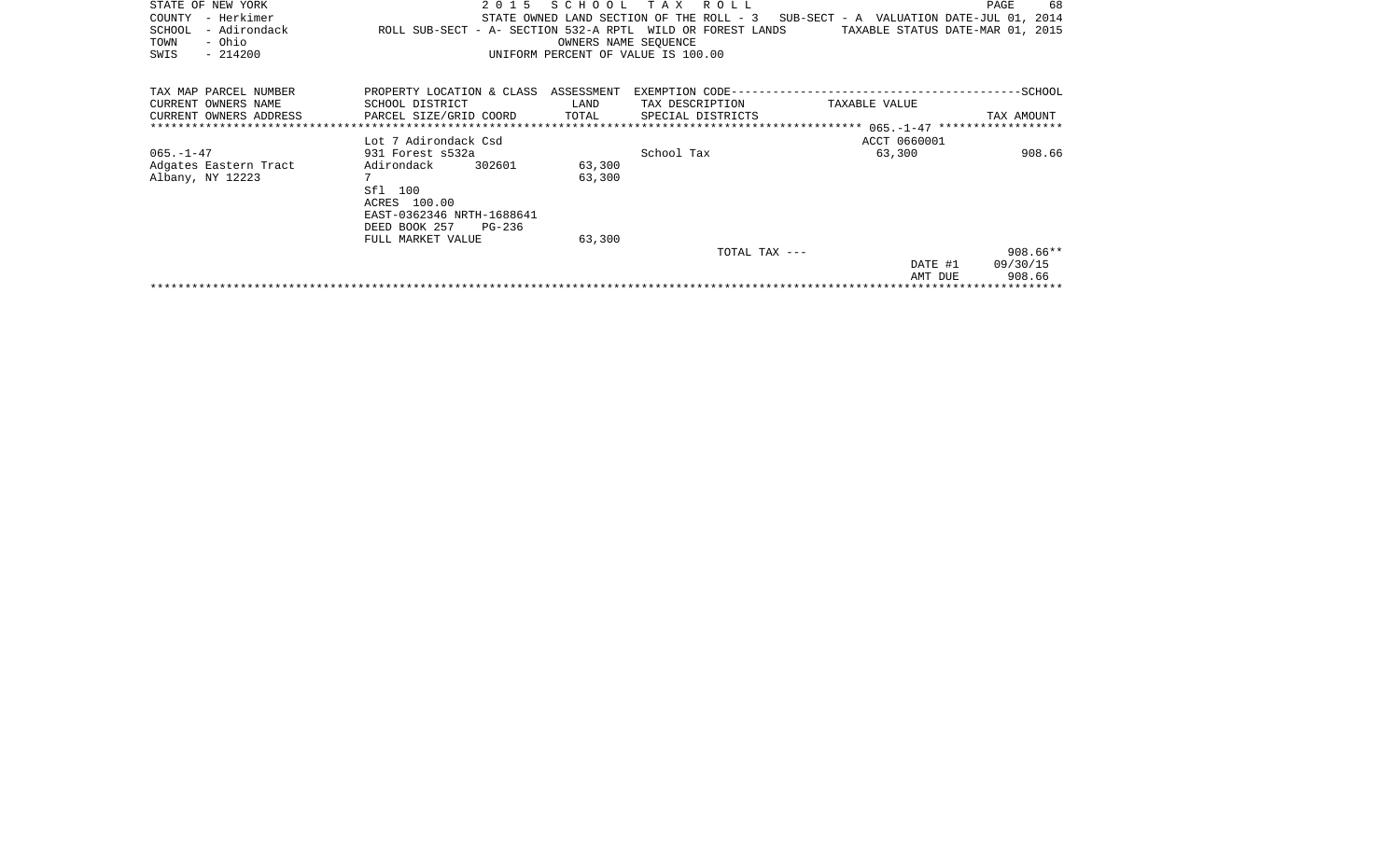STATE OF NEW YORK | 2 0 1 5 S C H O O L T A X R O L L | PAGE 68
COUNTY - Herkimer | STATE OWNED LAND SECTION OF THE ROLL - 3 SUB-SECT - A VALUATION DATE-JUL 01, 2014
SCHOOL - Adirondack | ROLL SUB-SECT - A- SECTION 532-A RPTL WILD OR FOREST LANDS | TAXABLE STATUS DATE-MAR 01, 2015
TOWN - Ohio | OWNERS NAME SEQUENCE
SWIS - 214200 | UNIFORM PERCENT OF VALUE IS 100.00

| TAX MAP PARCEL NUMBER<br>CURRENT OWNERS NAME<br>CURRENT OWNERS ADDRESS | PROPERTY LOCATION & CLASS<br>SCHOOL DISTRICT<br>PARCEL SIZE/GRID COORD | ASSESSMENT<br>LAND<br>TOTAL | EXEMPTION CODE---SCHOOL<br>TAX DESCRIPTION<br>SPECIAL DISTRICTS | TAXABLE VALUE | TAX AMOUNT |
|---|---|---|---|---|---|
| | | | ************ 065.-1-47 ************ | | |
| | Lot 7 Adirondack Csd | | | ACCT 0660001 | |
| 065.-1-47 | 931 Forest s532a | | School Tax | 63,300 | 908.66 |
| Adgates Eastern Tract | Adirondack 302601 | 63,300 | | | |
| Albany, NY 12223 | 7 | 63,300 | | | |
| | Sfl 100 | | | | |
| | ACRES 100.00 | | | | |
| | EAST-0362346 NRTH-1688641 | | | | |
| | DEED BOOK 257 PG-236 | | | | |
| | FULL MARKET VALUE | 63,300 | | | |
| | | | TOTAL TAX --- | | 908.66** |
| | | | | DATE #1 | 09/30/15 |
| | | | | AMT DUE | 908.66 |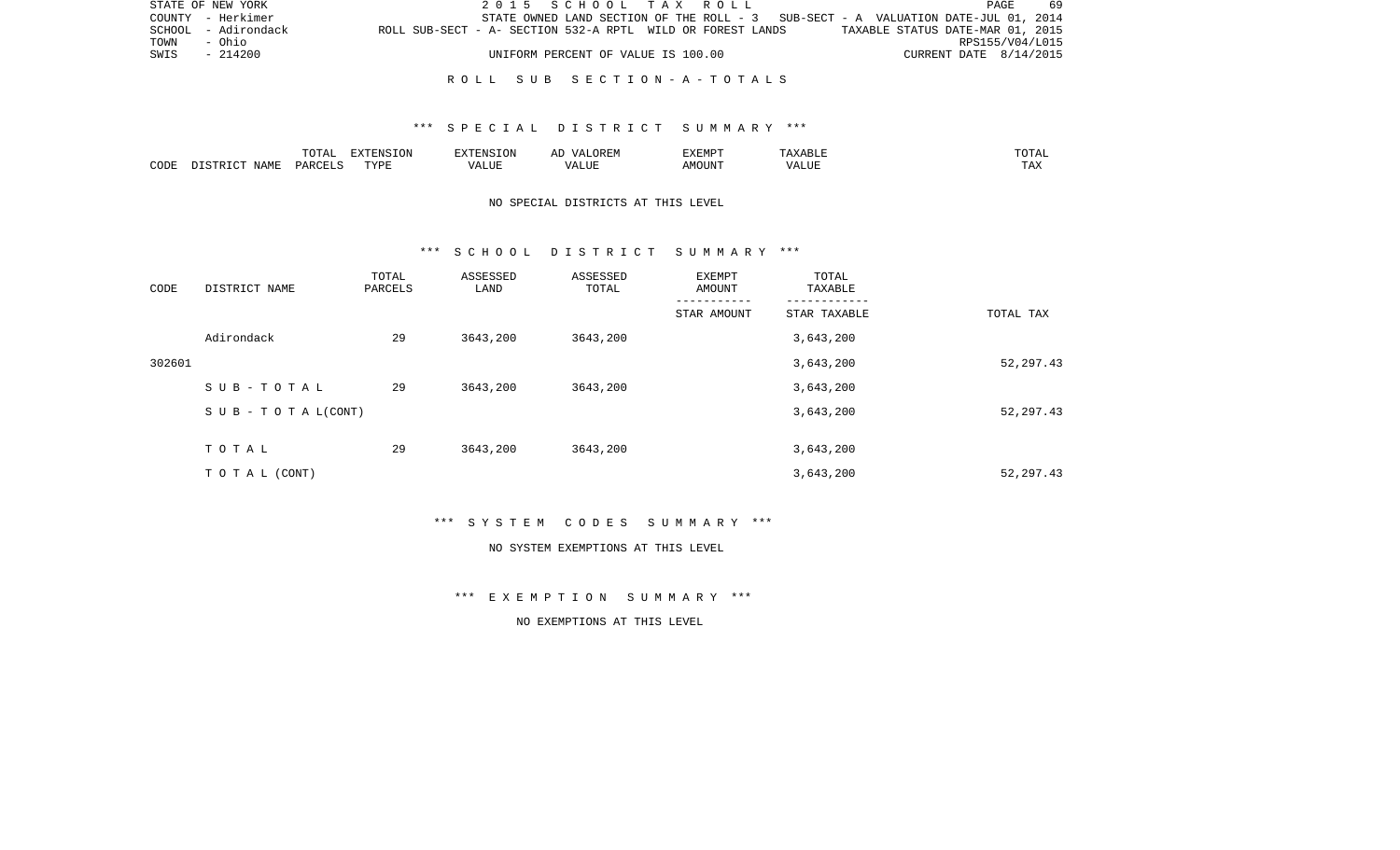STATE OF NEW YORK — 2 0 1 5 S C H O O L T A X R O L L
COUNTY - Herkimer — STATE OWNED LAND SECTION OF THE ROLL - 3 SUB-SECT - A VALUATION DATE-JUL 01, 2014
SCHOOL - Adirondack — ROLL SUB-SECT - A- SECTION 532-A RPTL WILD OR FOREST LANDS — TAXABLE STATUS DATE-MAR 01, 2015
TOWN - Ohio — RPS155/V04/L015
SWIS - 214200 — UNIFORM PERCENT OF VALUE IS 100.00 — CURRENT DATE 8/14/2015

## R O L L S U B S E C T I O N - A - T O T A L S

### *** S P E C I A L D I S T R I C T S U M M A R Y ***

| CODE | DISTRICT NAME | TOTAL PARCELS | EXTENSION TYPE | EXTENSION VALUE | AD VALOREM VALUE | EXEMPT AMOUNT | TAXABLE VALUE | TOTAL TAX |
|---|---|---|---|---|---|---|---|---|

NO SPECIAL DISTRICTS AT THIS LEVEL

### *** S C H O O L D I S T R I C T S U M M A R Y ***

| CODE | DISTRICT NAME | TOTAL PARCELS | ASSESSED LAND | ASSESSED TOTAL | EXEMPT AMOUNT / STAR AMOUNT | TOTAL TAXABLE / STAR TAXABLE | TOTAL TAX |
|---|---|---|---|---|---|---|---|
| | Adirondack | 29 | 3643,200 | 3643,200 | | 3,643,200 | |
| 302601 | | | | | | 3,643,200 | 52,297.43 |
| | S U B - T O T A L | 29 | 3643,200 | 3643,200 | | 3,643,200 | |
| | S U B - T O T A L(CONT) | | | | | 3,643,200 | 52,297.43 |
| | T O T A L | 29 | 3643,200 | 3643,200 | | 3,643,200 | |
| | T O T A L (CONT) | | | | | 3,643,200 | 52,297.43 |

### *** S Y S T E M C O D E S S U M M A R Y ***

NO SYSTEM EXEMPTIONS AT THIS LEVEL

### *** E X E M P T I O N S U M M A R Y ***

NO EXEMPTIONS AT THIS LEVEL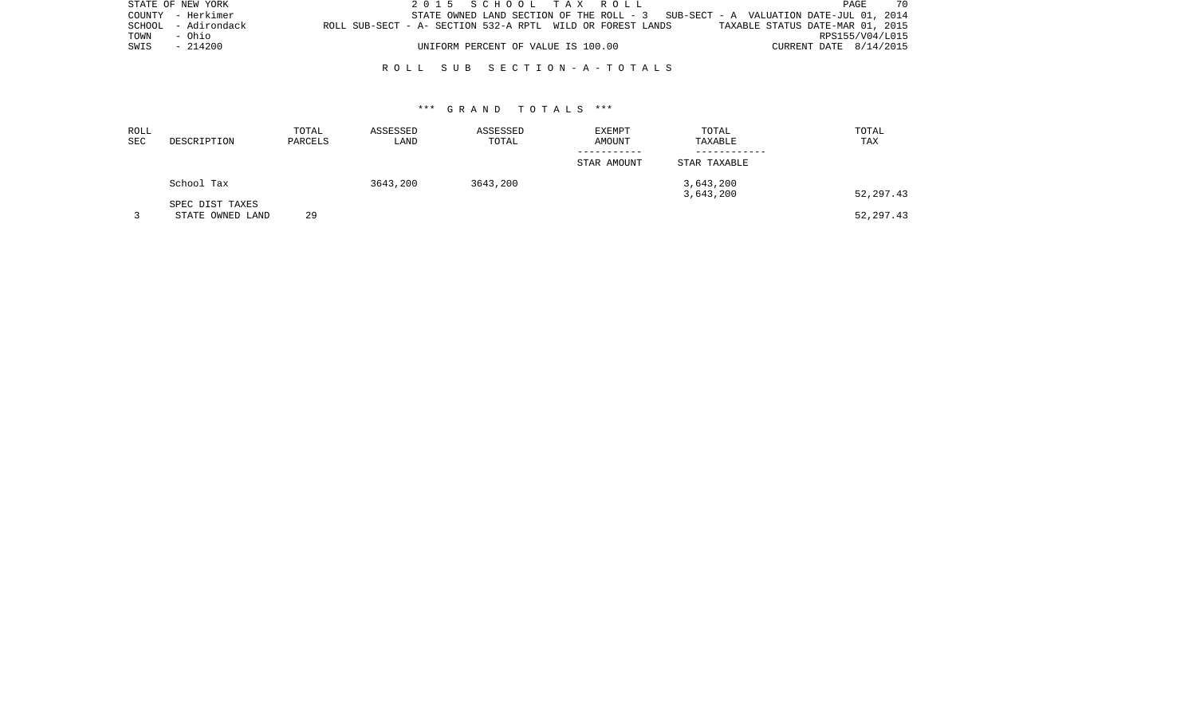STATE OF NEW YORK
COUNTY - Herkimer
SCHOOL - Adirondack
TOWN - Ohio
SWIS - 214200

2015 SCHOOL TAX ROLL

STATE OWNED LAND SECTION OF THE ROLL - 3 SUB-SECT - A VALUATION DATE-JUL 01, 2014

ROLL SUB-SECT - A- SECTION 532-A RPTL WILD OR FOREST LANDS TAXABLE STATUS DATE-MAR 01, 2015

RPS155/V04/L015

UNIFORM PERCENT OF VALUE IS 100.00 CURRENT DATE 8/14/2015

ROLL SUB SECTION-A-TOTALS

*** GRAND TOTALS ***

| ROLL SEC | DESCRIPTION | TOTAL PARCELS | ASSESSED LAND | ASSESSED TOTAL | EXEMPT AMOUNT / STAR AMOUNT | TOTAL TAXABLE / STAR TAXABLE | TOTAL TAX |
|---|---|---|---|---|---|---|---|
| | School Tax | | 3643,200 | 3643,200 | | 3,643,200 | |
| | | | | | | 3,643,200 | 52,297.43 |
| | SPEC DIST TAXES | | | | | | |
| 3 | STATE OWNED LAND | 29 | | | | | 52,297.43 |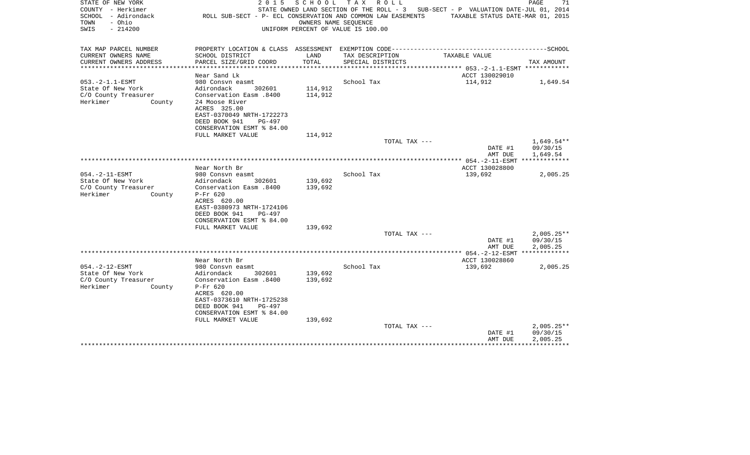STATE OF NEW YORK　　　2 0 1 5　S C H O O L　T A X　R O L L
COUNTY - Herkimer　　　STATE OWNED LAND SECTION OF THE ROLL - 3　SUB-SECT - P　VALUATION DATE-JUL 01, 2014
SCHOOL - Adirondack　　　ROLL SUB-SECT - P- ECL CONSERVATION AND COMMON LAW EASEMENTS　TAXABLE STATUS DATE-MAR 01, 2015
TOWN - Ohio　　　OWNERS NAME SEQUENCE
SWIS - 214200　　　UNIFORM PERCENT OF VALUE IS 100.00

| TAX MAP PARCEL NUMBER / CURRENT OWNERS NAME / CURRENT OWNERS ADDRESS | PROPERTY LOCATION & CLASS / SCHOOL DISTRICT / PARCEL SIZE/GRID COORD | ASSESSMENT LAND / TOTAL | EXEMPTION CODE / TAX DESCRIPTION / SPECIAL DISTRICTS | TAXABLE VALUE | TAX AMOUNT |
|---|---|---|---|---|---|
| **053.-2-1.1-ESMT** | Near Sand Lk | | | ACCT 130029010 | |
| 053.-2-1.1-ESMT | 980 Consvn easmt | | School Tax | 114,912 | 1,649.54 |
| State Of New York | Adirondack 302601 | 114,912 | | | |
| C/O County Treasurer | Conservation Easm .8400 | 114,912 | | | |
| Herkimer County | 24 Moose River | | | | |
| | ACRES 325.00 | | | | |
| | EAST-0370049 NRTH-1722273 | | | | |
| | DEED BOOK 941 PG-497 | | | | |
| | CONSERVATION ESMT % 84.00 | | | | |
| | FULL MARKET VALUE | 114,912 | | | |
| | | | TOTAL TAX --- | | 1,649.54** |
| | | | | DATE #1 | 09/30/15 |
| | | | | AMT DUE | 1,649.54 |
| **054.-2-11-ESMT** | Near North Br | | | ACCT 130028800 | |
| 054.-2-11-ESMT | 980 Consvn easmt | | School Tax | 139,692 | 2,005.25 |
| State Of New York | Adirondack 302601 | 139,692 | | | |
| C/O County Treasurer | Conservation Easm .8400 | 139,692 | | | |
| Herkimer County | P-Fr 620 | | | | |
| | ACRES 620.00 | | | | |
| | EAST-0380973 NRTH-1724106 | | | | |
| | DEED BOOK 941 PG-497 | | | | |
| | CONSERVATION ESMT % 84.00 | | | | |
| | FULL MARKET VALUE | 139,692 | | | |
| | | | TOTAL TAX --- | | 2,005.25** |
| | | | | DATE #1 | 09/30/15 |
| | | | | AMT DUE | 2,005.25 |
| **054.-2-12-ESMT** | Near North Br | | | ACCT 130028860 | |
| 054.-2-12-ESMT | 980 Consvn easmt | | School Tax | 139,692 | 2,005.25 |
| State Of New York | Adirondack 302601 | 139,692 | | | |
| C/O County Treasurer | Conservation Easm .8400 | 139,692 | | | |
| Herkimer County | P-Fr 620 | | | | |
| | ACRES 620.00 | | | | |
| | EAST-0373610 NRTH-1725238 | | | | |
| | DEED BOOK 941 PG-497 | | | | |
| | CONSERVATION ESMT % 84.00 | | | | |
| | FULL MARKET VALUE | 139,692 | | | |
| | | | TOTAL TAX --- | | 2,005.25** |
| | | | | DATE #1 | 09/30/15 |
| | | | | AMT DUE | 2,005.25 |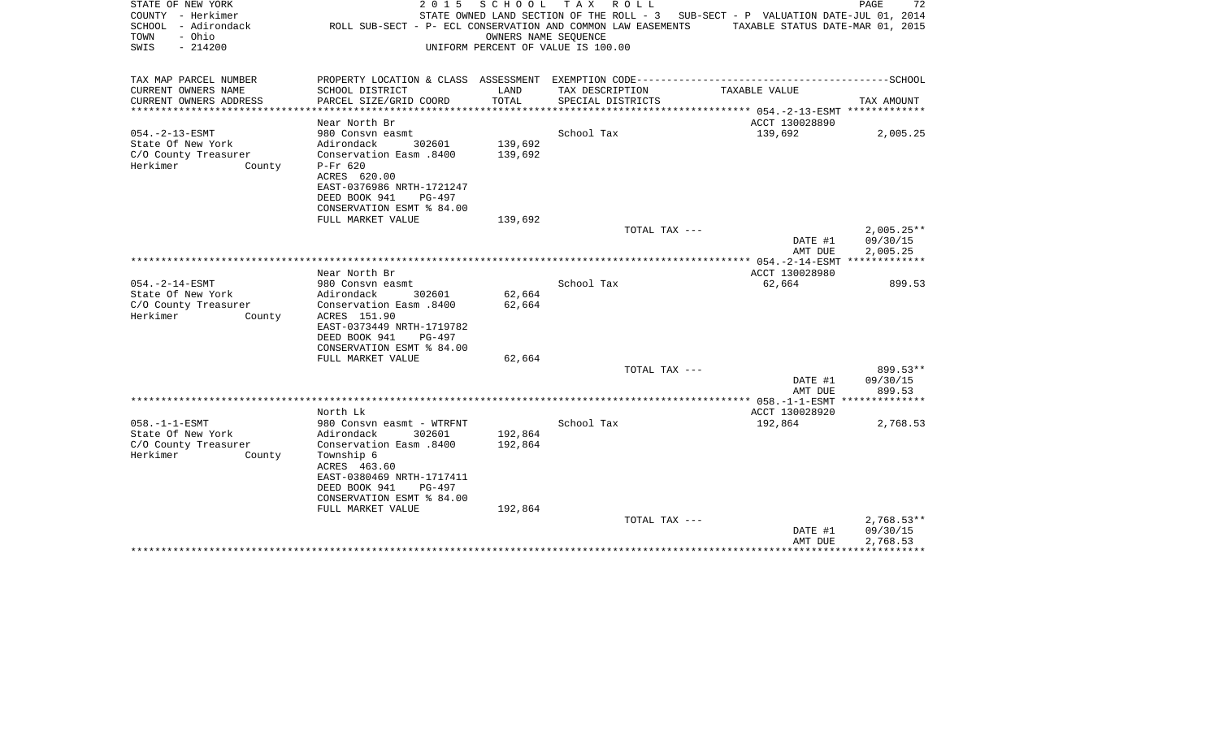STATE OF NEW YORK — 2015 SCHOOL TAX ROLL

COUNTY - Herkimer — STATE OWNED LAND SECTION OF THE ROLL - 3 — SUB-SECT - P VALUATION DATE-JUL 01, 2014

SCHOOL - Adirondack — ROLL SUB-SECT - P- ECL CONSERVATION AND COMMON LAW EASEMENTS — TAXABLE STATUS DATE-MAR 01, 2015

TOWN - Ohio — OWNERS NAME SEQUENCE

SWIS - 214200 — UNIFORM PERCENT OF VALUE IS 100.00

| TAX MAP PARCEL NUMBER / CURRENT OWNERS NAME / CURRENT OWNERS ADDRESS | PROPERTY LOCATION & CLASS / SCHOOL DISTRICT / PARCEL SIZE/GRID COORD | ASSESSMENT LAND | TOTAL | EXEMPTION CODE / TAX DESCRIPTION / SPECIAL DISTRICTS | TAXABLE VALUE | TAX AMOUNT |
|---|---|---|---|---|---|---|
| **054.-2-13-ESMT** | Near North Br | | | | ACCT 130028890 | |
| 054.-2-13-ESMT | 980 Consvn easmt | | | School Tax | 139,692 | 2,005.25 |
| State Of New York | Adirondack 302601 | 139,692 | | | | |
| C/O County Treasurer | Conservation Easm .8400 | | 139,692 | | | |
| Herkimer County | P-Fr 620 | | | | | |
| | ACRES 620.00 | | | | | |
| | EAST-0376986 NRTH-1721247 | | | | | |
| | DEED BOOK 941 PG-497 | | | | | |
| | CONSERVATION ESMT % 84.00 | | | | | |
| | FULL MARKET VALUE | 139,692 | | | | |
| | | | | TOTAL TAX --- | | 2,005.25** |
| | | | | | DATE #1 | 09/30/15 |
| | | | | | AMT DUE | 2,005.25 |
| **054.-2-14-ESMT** | Near North Br | | | | ACCT 130028980 | |
| 054.-2-14-ESMT | 980 Consvn easmt | | | School Tax | 62,664 | 899.53 |
| State Of New York | Adirondack 302601 | 62,664 | | | | |
| C/O County Treasurer | Conservation Easm .8400 | | 62,664 | | | |
| Herkimer County | ACRES 151.90 | | | | | |
| | EAST-0373449 NRTH-1719782 | | | | | |
| | DEED BOOK 941 PG-497 | | | | | |
| | CONSERVATION ESMT % 84.00 | | | | | |
| | FULL MARKET VALUE | 62,664 | | | | |
| | | | | TOTAL TAX --- | | 899.53** |
| | | | | | DATE #1 | 09/30/15 |
| | | | | | AMT DUE | 899.53 |
| **058.-1-1-ESMT** | North Lk | | | | ACCT 130028920 | |
| 058.-1-1-ESMT | 980 Consvn easmt - WTRFNT | | | School Tax | 192,864 | 2,768.53 |
| State Of New York | Adirondack 302601 | 192,864 | | | | |
| C/O County Treasurer | Conservation Easm .8400 | | 192,864 | | | |
| Herkimer County | Township 6 | | | | | |
| | ACRES 463.60 | | | | | |
| | EAST-0380469 NRTH-1717411 | | | | | |
| | DEED BOOK 941 PG-497 | | | | | |
| | CONSERVATION ESMT % 84.00 | | | | | |
| | FULL MARKET VALUE | 192,864 | | | | |
| | | | | TOTAL TAX --- | | 2,768.53** |
| | | | | | DATE #1 | 09/30/15 |
| | | | | | AMT DUE | 2,768.53 |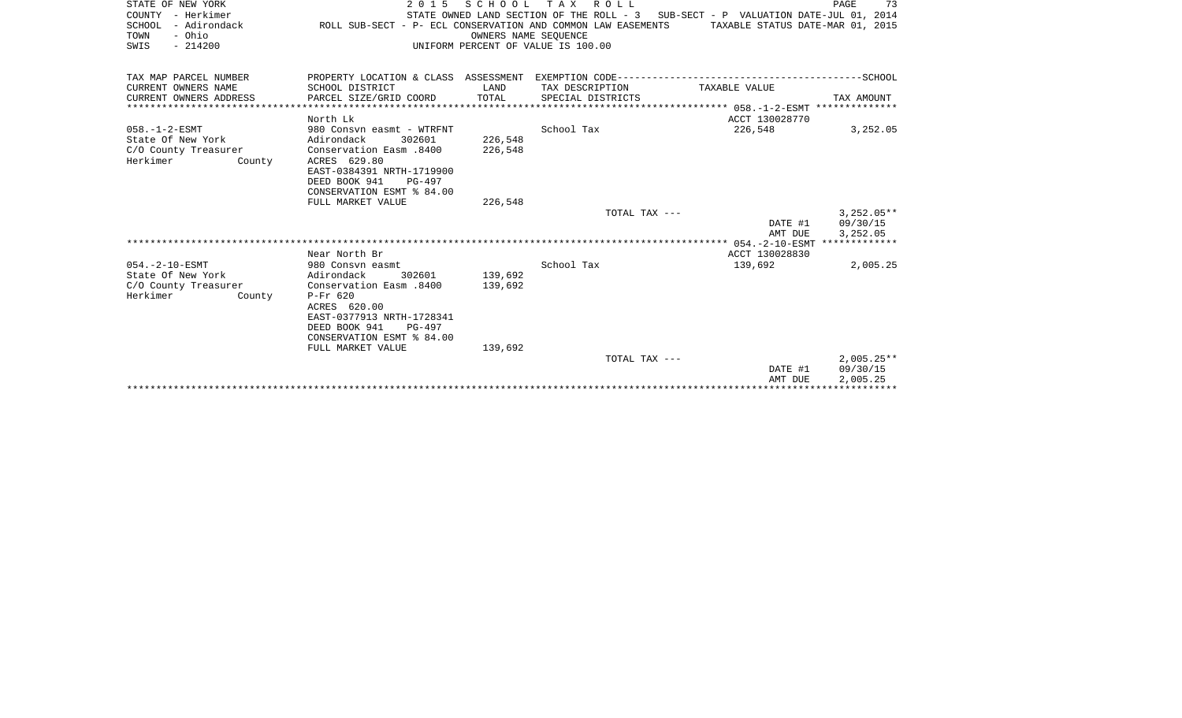STATE OF NEW YORK
COUNTY - Herkimer
SCHOOL - Adirondack
TOWN - Ohio
SWIS - 214200

2 0 1 5 S C H O O L T A X R O L L
STATE OWNED LAND SECTION OF THE ROLL - 3 SUB-SECT - P VALUATION DATE-JUL 01, 2014
ROLL SUB-SECT - P- ECL CONSERVATION AND COMMON LAW EASEMENTS TAXABLE STATUS DATE-MAR 01, 2015
OWNERS NAME SEQUENCE
UNIFORM PERCENT OF VALUE IS 100.00

| TAX MAP PARCEL NUMBER / CURRENT OWNERS NAME / CURRENT OWNERS ADDRESS | PROPERTY LOCATION & CLASS / SCHOOL DISTRICT / PARCEL SIZE/GRID COORD | ASSESSMENT LAND / TOTAL | EXEMPTION CODE / TAX DESCRIPTION / SPECIAL DISTRICTS | TAXABLE VALUE | SCHOOL TAX AMOUNT |
|---|---|---|---|---|---|
| 058.-1-2-ESMT | North Lk | | | ACCT 130028770 | |
| 058.-1-2-ESMT | 980 Consvn easmt - WTRFNT | | School Tax | 226,548 | 3,252.05 |
| State Of New York | Adirondack 302601 | 226,548 | | | |
| C/O County Treasurer | Conservation Easm .8400 | 226,548 | | | |
| Herkimer County | ACRES 629.80 | | | | |
| | EAST-0384391 NRTH-1719900 | | | | |
| | DEED BOOK 941 PG-497 | | | | |
| | CONSERVATION ESMT % 84.00 | | | | |
| | FULL MARKET VALUE | 226,548 | | | |
| | | | TOTAL TAX --- | | 3,252.05** |
| | | | | DATE #1 | 09/30/15 |
| | | | | AMT DUE | 3,252.05 |
| 054.-2-10-ESMT | Near North Br | | | ACCT 130028830 | |
| 054.-2-10-ESMT | 980 Consvn easmt | | School Tax | 139,692 | 2,005.25 |
| State Of New York | Adirondack 302601 | 139,692 | | | |
| C/O County Treasurer | Conservation Easm .8400 | 139,692 | | | |
| Herkimer County | P-Fr 620 | | | | |
| | ACRES 620.00 | | | | |
| | EAST-0377913 NRTH-1728341 | | | | |
| | DEED BOOK 941 PG-497 | | | | |
| | CONSERVATION ESMT % 84.00 | | | | |
| | FULL MARKET VALUE | 139,692 | | | |
| | | | TOTAL TAX --- | | 2,005.25** |
| | | | | DATE #1 | 09/30/15 |
| | | | | AMT DUE | 2,005.25 |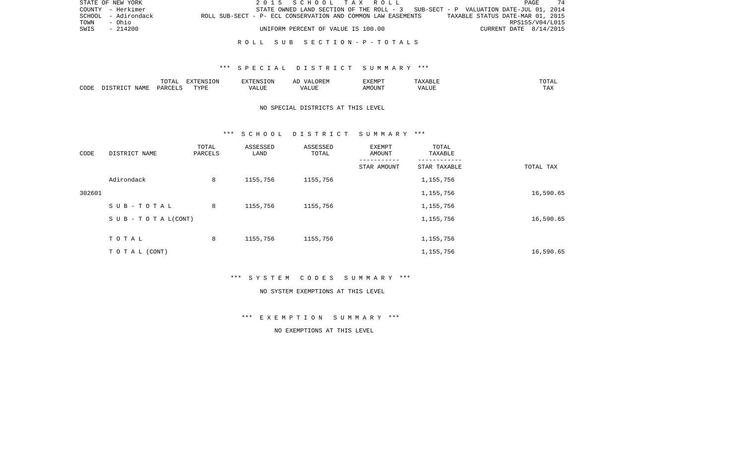STATE OF NEW YORK 2 0 1 5 S C H O O L T A X R O L L
COUNTY - Herkimer STATE OWNED LAND SECTION OF THE ROLL - 3 SUB-SECT - P VALUATION DATE-JUL 01, 2014
SCHOOL - Adirondack ROLL SUB-SECT - P- ECL CONSERVATION AND COMMON LAW EASEMENTS TAXABLE STATUS DATE-MAR 01, 2015
TOWN - Ohio RPS155/V04/L015
SWIS - 214200 UNIFORM PERCENT OF VALUE IS 100.00 CURRENT DATE 8/14/2015

R O L L S U B S E C T I O N - P - T O T A L S

*** S P E C I A L D I S T R I C T S U M M A R Y ***

| CODE | DISTRICT NAME | TOTAL PARCELS | EXTENSION TYPE | EXTENSION VALUE | AD VALOREM VALUE | EXEMPT AMOUNT | TAXABLE VALUE | TOTAL TAX |
|---|---|---|---|---|---|---|---|---|

NO SPECIAL DISTRICTS AT THIS LEVEL

*** S C H O O L D I S T R I C T S U M M A R Y ***

| CODE | DISTRICT NAME | TOTAL PARCELS | ASSESSED LAND | ASSESSED TOTAL | EXEMPT AMOUNT / STAR AMOUNT | TOTAL TAXABLE / STAR TAXABLE | TOTAL TAX |
|---|---|---|---|---|---|---|---|
| | Adirondack | 8 | 1155,756 | 1155,756 | | 1,155,756 | |
| 302601 | | | | | | 1,155,756 | 16,590.65 |
| | S U B - T O T A L | 8 | 1155,756 | 1155,756 | | 1,155,756 | |
| | S U B - T O T A L(CONT) | | | | | 1,155,756 | 16,590.65 |
| | T O T A L | 8 | 1155,756 | 1155,756 | | 1,155,756 | |
| | T O T A L (CONT) | | | | | 1,155,756 | 16,590.65 |

*** S Y S T E M C O D E S S U M M A R Y ***

NO SYSTEM EXEMPTIONS AT THIS LEVEL

*** E X E M P T I O N S U M M A R Y ***

NO EXEMPTIONS AT THIS LEVEL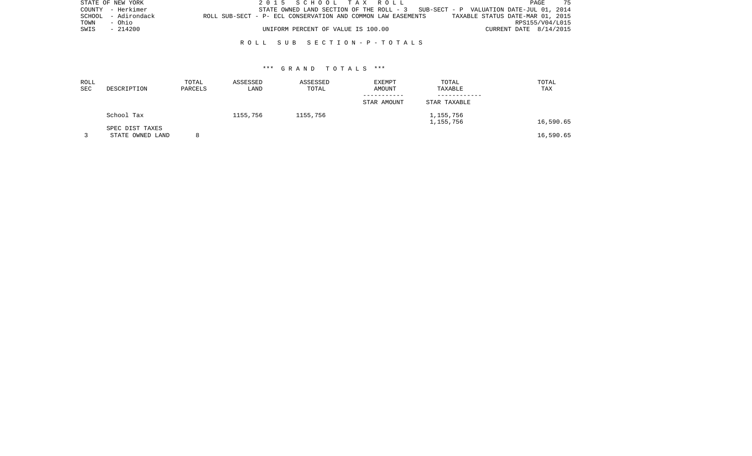STATE OF NEW YORK
COUNTY - Herkimer
SCHOOL - Adirondack
TOWN - Ohio
SWIS - 214200

2015 SCHOOL TAX ROLL
STATE OWNED LAND SECTION OF THE ROLL - 3 SUB-SECT - P VALUATION DATE-JUL 01, 2014
ROLL SUB-SECT - P- ECL CONSERVATION AND COMMON LAW EASEMENTS TAXABLE STATUS DATE-MAR 01, 2015
RPS155/V04/L015
UNIFORM PERCENT OF VALUE IS 100.00 CURRENT DATE 8/14/2015

## ROLL SUB SECTION - P - TOTALS

### *** GRAND TOTALS ***

| ROLL SEC | DESCRIPTION | TOTAL PARCELS | ASSESSED LAND | ASSESSED TOTAL | EXEMPT AMOUNT / STAR AMOUNT | TOTAL TAXABLE / STAR TAXABLE | TOTAL TAX |
|---|---|---|---|---|---|---|---|
| | School Tax | | 1155,756 | 1155,756 | | 1,155,756 | |
| | | | | | | 1,155,756 | 16,590.65 |
| | SPEC DIST TAXES | | | | | | |
| 3 | STATE OWNED LAND | 8 | | | | | 16,590.65 |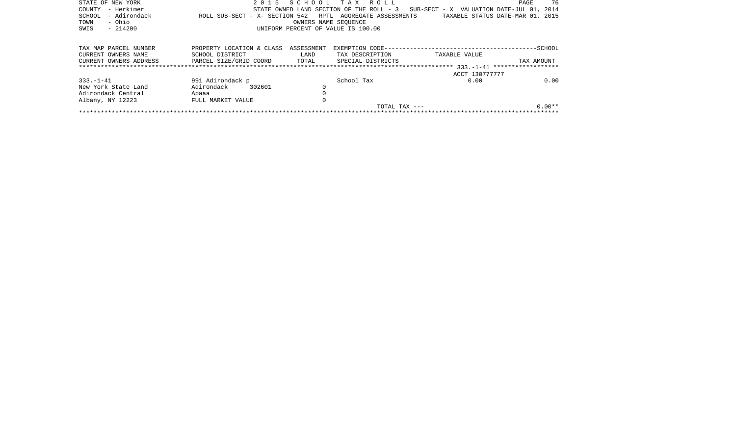STATE OF NEW YORK
COUNTY - Herkimer
SCHOOL - Adirondack
TOWN - Ohio
SWIS - 214200

2 0 1 5 S C H O O L T A X R O L L
STATE OWNED LAND SECTION OF THE ROLL - 3 SUB-SECT - X VALUATION DATE-JUL 01, 2014
ROLL SUB-SECT - X- SECTION 542 RPTL AGGREGATE ASSESSMENTS TAXABLE STATUS DATE-MAR 01, 2015
OWNERS NAME SEQUENCE
UNIFORM PERCENT OF VALUE IS 100.00

| TAX MAP PARCEL NUMBER<br>CURRENT OWNERS NAME<br>CURRENT OWNERS ADDRESS | PROPERTY LOCATION & CLASS<br>SCHOOL DISTRICT<br>PARCEL SIZE/GRID COORD | ASSESSMENT<br>LAND<br>TOTAL | EXEMPTION CODE---SCHOOL<br>TAX DESCRIPTION<br>SPECIAL DISTRICTS | TAXABLE VALUE | TAX AMOUNT |
|---|---|---|---|---|---|
| ****** 333.-1-41 ****** | | | | ACCT 130777777 | |
| 333.-1-41 | 991 Adirondack p | | School Tax | 0.00 | 0.00 |
| New York State Land | Adirondack 302601 | 0 | | | |
| Adirondack Central | Apaaa | 0 | | | |
| Albany, NY 12223 | FULL MARKET VALUE | 0 | | | |
| | | | TOTAL TAX --- | | 0.00** |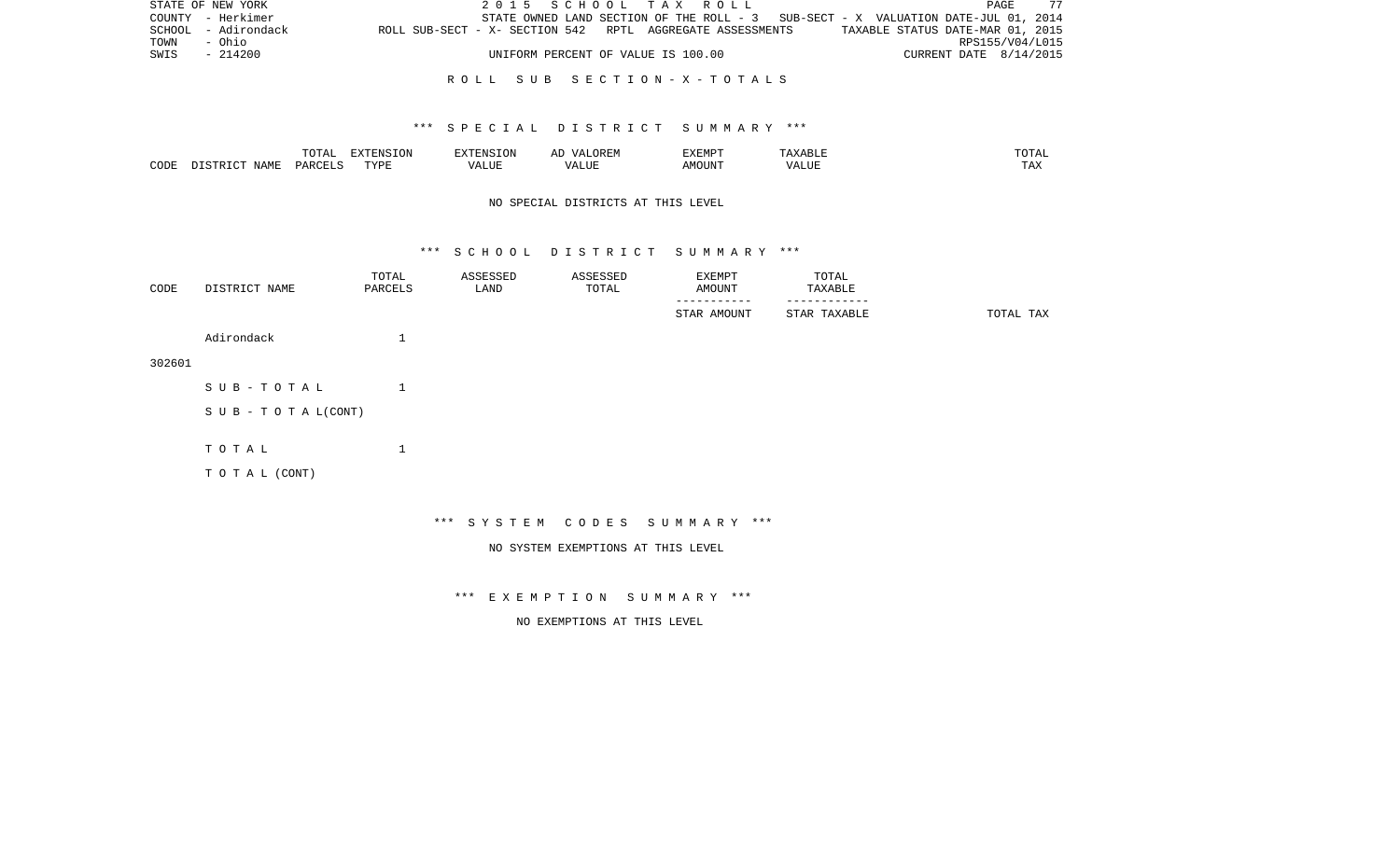STATE OF NEW YORK 2 0 1 5 S C H O O L T A X R O L L
COUNTY - Herkimer STATE OWNED LAND SECTION OF THE ROLL - 3 SUB-SECT - X VALUATION DATE-JUL 01, 2014
SCHOOL - Adirondack ROLL SUB-SECT - X- SECTION 542 RPTL AGGREGATE ASSESSMENTS TAXABLE STATUS DATE-MAR 01, 2015
TOWN - Ohio RPS155/V04/L015
SWIS - 214200 UNIFORM PERCENT OF VALUE IS 100.00 CURRENT DATE 8/14/2015

R O L L S U B S E C T I O N - X - T O T A L S

*** S P E C I A L D I S T R I C T S U M M A R Y ***

| CODE | DISTRICT NAME | TOTAL PARCELS | EXTENSION TYPE | EXTENSION VALUE | AD VALOREM VALUE | EXEMPT AMOUNT | TAXABLE VALUE | TOTAL TAX |
|---|---|---|---|---|---|---|---|---|

NO SPECIAL DISTRICTS AT THIS LEVEL

*** S C H O O L D I S T R I C T S U M M A R Y ***

| CODE | DISTRICT NAME | TOTAL PARCELS | ASSESSED LAND | ASSESSED TOTAL | EXEMPT AMOUNT / STAR AMOUNT | TOTAL TAXABLE / STAR TAXABLE | TOTAL TAX |
|---|---|---|---|---|---|---|---|
| 302601 | Adirondack | 1 | | | | | |
| | S U B - T O T A L | 1 | | | | | |
| | S U B - T O T A L(CONT) | | | | | | |
| | T O T A L | 1 | | | | | |
| | T O T A L (CONT) | | | | | | |

*** S Y S T E M C O D E S S U M M A R Y ***

NO SYSTEM EXEMPTIONS AT THIS LEVEL

*** E X E M P T I O N S U M M A R Y ***

NO EXEMPTIONS AT THIS LEVEL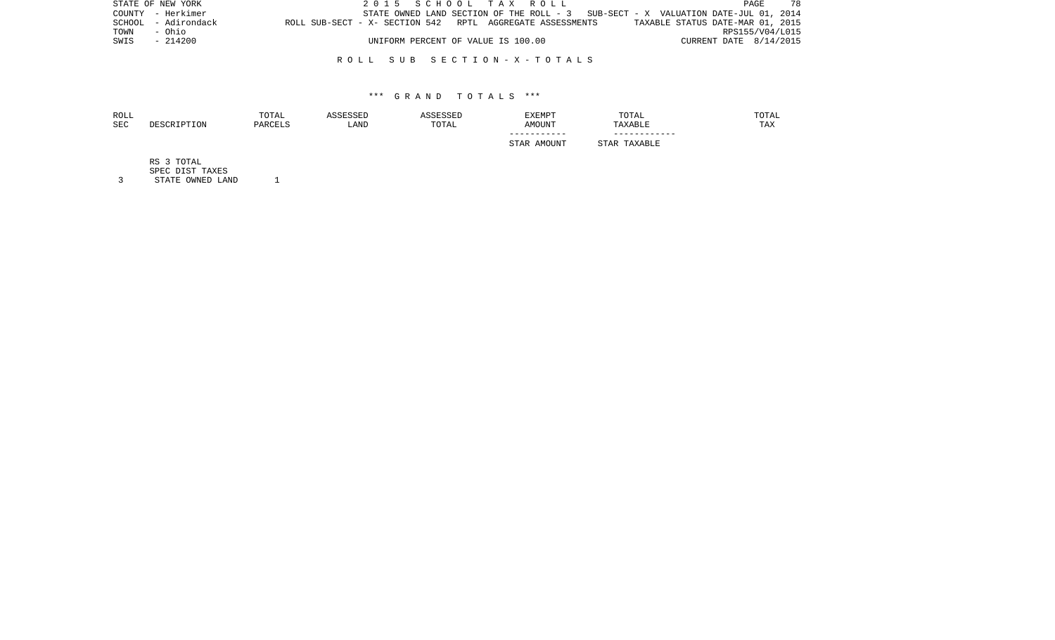STATE OF NEW YORK
COUNTY - Herkimer
SCHOOL - Adirondack
TOWN - Ohio
SWIS - 214200

2 0 1 5 S C H O O L T A X R O L L

STATE OWNED LAND SECTION OF THE ROLL - 3 SUB-SECT - X VALUATION DATE-JUL 01, 2014

ROLL SUB-SECT - X- SECTION 542 RPTL AGGREGATE ASSESSMENTS TAXABLE STATUS DATE-MAR 01, 2015

RPS155/V04/L015

UNIFORM PERCENT OF VALUE IS 100.00 CURRENT DATE 8/14/2015

## R O L L S U B S E C T I O N - X - T O T A L S

### *** G R A N D T O T A L S ***

| ROLL SEC | DESCRIPTION | TOTAL PARCELS | ASSESSED LAND | ASSESSED TOTAL | EXEMPT AMOUNT<br>-----------<br>STAR AMOUNT | TOTAL TAXABLE<br>------------<br>STAR TAXABLE | TOTAL TAX |
|---|---|---|---|---|---|---|---|
| | RS 3 TOTAL | | | | | | |
| | SPEC DIST TAXES | | | | | | |
| 3 | STATE OWNED LAND | 1 | | | | | |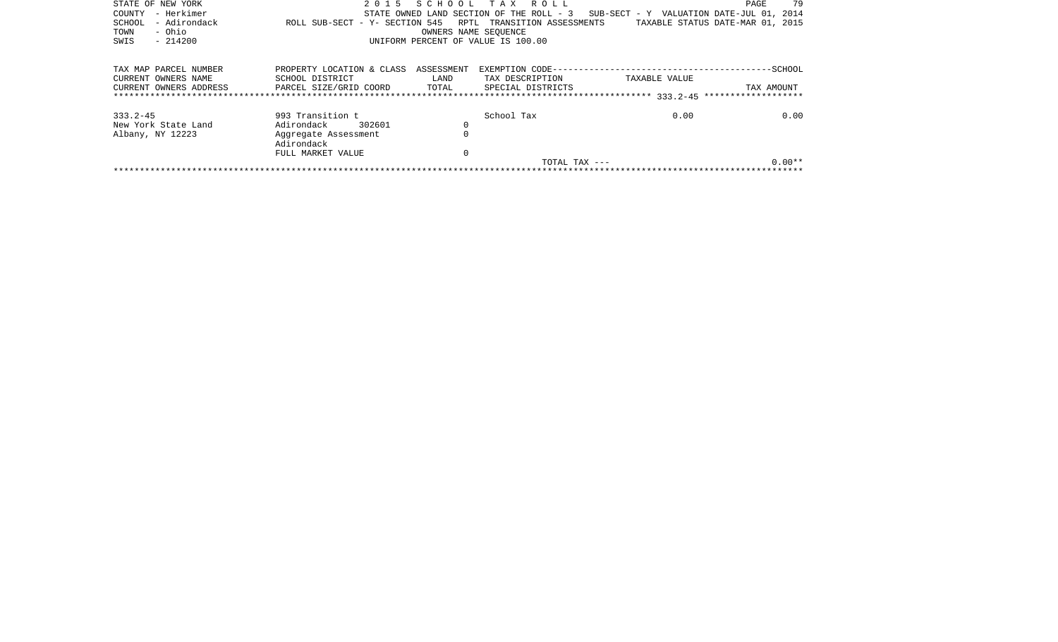STATE OF NEW YORK
COUNTY - Herkimer
SCHOOL - Adirondack
TOWN - Ohio
SWIS - 214200

2 0 1 5 S C H O O L T A X R O L L
STATE OWNED LAND SECTION OF THE ROLL - 3 SUB-SECT - Y VALUATION DATE-JUL 01, 2014
ROLL SUB-SECT - Y- SECTION 545 RPTL TRANSITION ASSESSMENTS TAXABLE STATUS DATE-MAR 01, 2015
OWNERS NAME SEQUENCE
UNIFORM PERCENT OF VALUE IS 100.00

| TAX MAP PARCEL NUMBER / CURRENT OWNERS NAME / CURRENT OWNERS ADDRESS | PROPERTY LOCATION & CLASS / SCHOOL DISTRICT / PARCEL SIZE/GRID COORD | ASSESSMENT LAND / TOTAL | EXEMPTION CODE / TAX DESCRIPTION / SPECIAL DISTRICTS | TAXABLE VALUE | TAX AMOUNT |
|---|---|---|---|---|---|
| 333.2-45 | 993 Transition t | | School Tax | 0.00 | 0.00 |
| New York State Land | Adirondack 302601 | 0 | | | |
| Albany, NY 12223 | Aggregate Assessment | 0 | | | |
| | Adirondack | | | | |
| | FULL MARKET VALUE | 0 | | | |
| | | | TOTAL TAX --- | | 0.00** |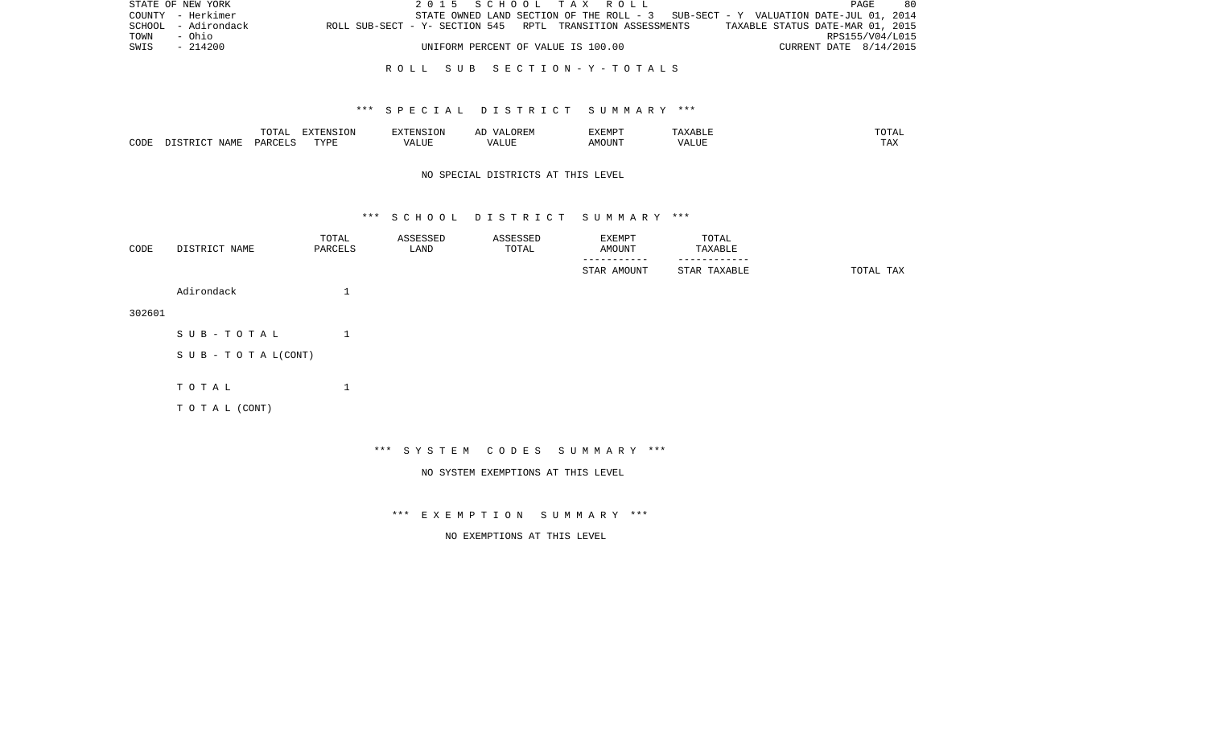STATE OF NEW YORK
COUNTY - Herkimer
SCHOOL - Adirondack
TOWN - Ohio
SWIS - 214200

2 0 1 5 S C H O O L T A X R O L L
STATE OWNED LAND SECTION OF THE ROLL - 3 SUB-SECT - Y VALUATION DATE-JUL 01, 2014
ROLL SUB-SECT - Y- SECTION 545 RPTL TRANSITION ASSESSMENTS TAXABLE STATUS DATE-MAR 01, 2015
RPS155/V04/L015
UNIFORM PERCENT OF VALUE IS 100.00 CURRENT DATE 8/14/2015

R O L L S U B S E C T I O N - Y - T O T A L S

*** S P E C I A L D I S T R I C T S U M M A R Y ***

| CODE | DISTRICT NAME | TOTAL PARCELS | EXTENSION TYPE | EXTENSION VALUE | AD VALOREM VALUE | EXEMPT AMOUNT | TAXABLE VALUE | TOTAL TAX |
|---|---|---|---|---|---|---|---|---|

NO SPECIAL DISTRICTS AT THIS LEVEL

*** S C H O O L D I S T R I C T S U M M A R Y ***

| CODE | DISTRICT NAME | TOTAL PARCELS | ASSESSED LAND | ASSESSED TOTAL | EXEMPT AMOUNT / STAR AMOUNT | TOTAL TAXABLE / STAR TAXABLE | TOTAL TAX |
|---|---|---|---|---|---|---|---|
| 302601 | Adirondack | 1 | | | | | |
| | S U B - T O T A L | 1 | | | | | |
| | S U B - T O T A L(CONT) | | | | | | |
| | T O T A L | 1 | | | | | |
| | T O T A L (CONT) | | | | | | |

*** S Y S T E M C O D E S S U M M A R Y ***

NO SYSTEM EXEMPTIONS AT THIS LEVEL

*** E X E M P T I O N S U M M A R Y ***

NO EXEMPTIONS AT THIS LEVEL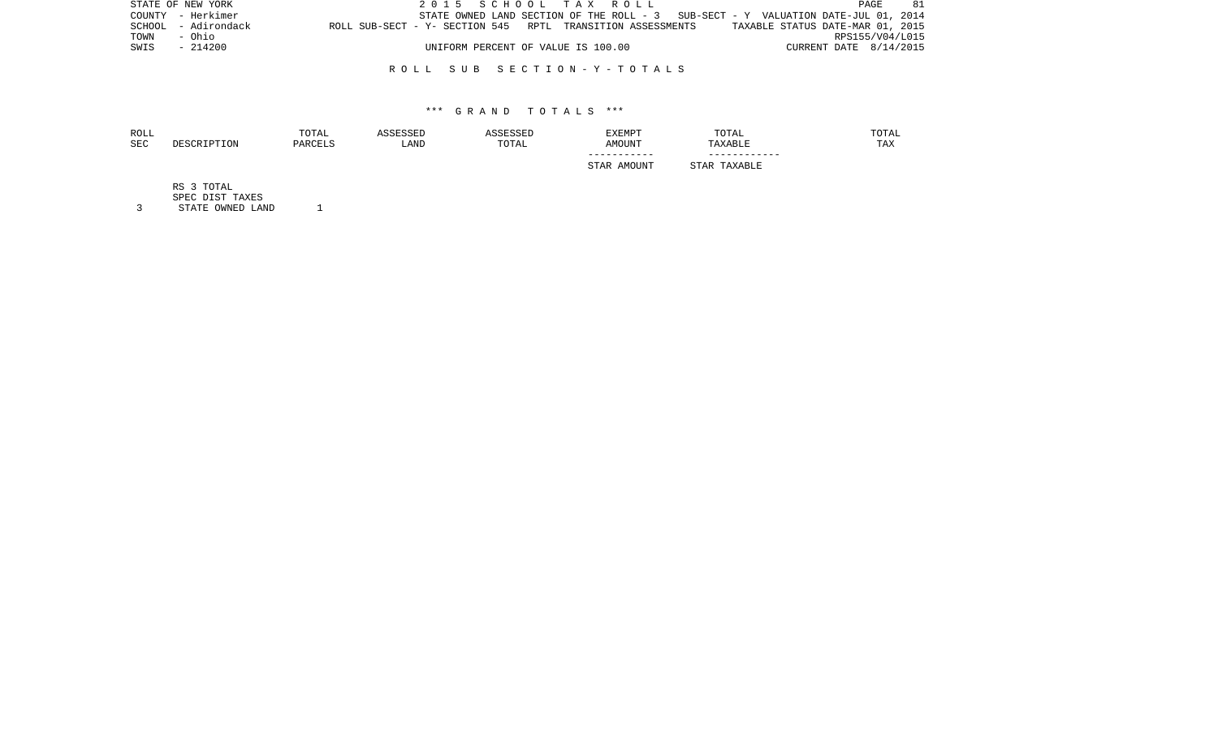STATE OF NEW YORK
COUNTY - Herkimer
SCHOOL - Adirondack
TOWN - Ohio
SWIS - 214200

2 0 1 5 S C H O O L T A X R O L L

STATE OWNED LAND SECTION OF THE ROLL - 3 SUB-SECT - Y VALUATION DATE-JUL 01, 2014

ROLL SUB-SECT - Y- SECTION 545 RPTL TRANSITION ASSESSMENTS TAXABLE STATUS DATE-MAR 01, 2015

RPS155/V04/L015

UNIFORM PERCENT OF VALUE IS 100.00 CURRENT DATE 8/14/2015

R O L L S U B S E C T I O N - Y - T O T A L S

\*\*\* G R A N D T O T A L S \*\*\*

| ROLL SEC | DESCRIPTION | TOTAL PARCELS | ASSESSED LAND | ASSESSED TOTAL | EXEMPT AMOUNT<br>-----------<br>STAR AMOUNT | TOTAL TAXABLE<br>------------<br>STAR TAXABLE | TOTAL TAX |
|---|---|---|---|---|---|---|---|
| | RS 3 TOTAL | | | | | | |
| | SPEC DIST TAXES | | | | | | |
| 3 | STATE OWNED LAND | 1 | | | | | |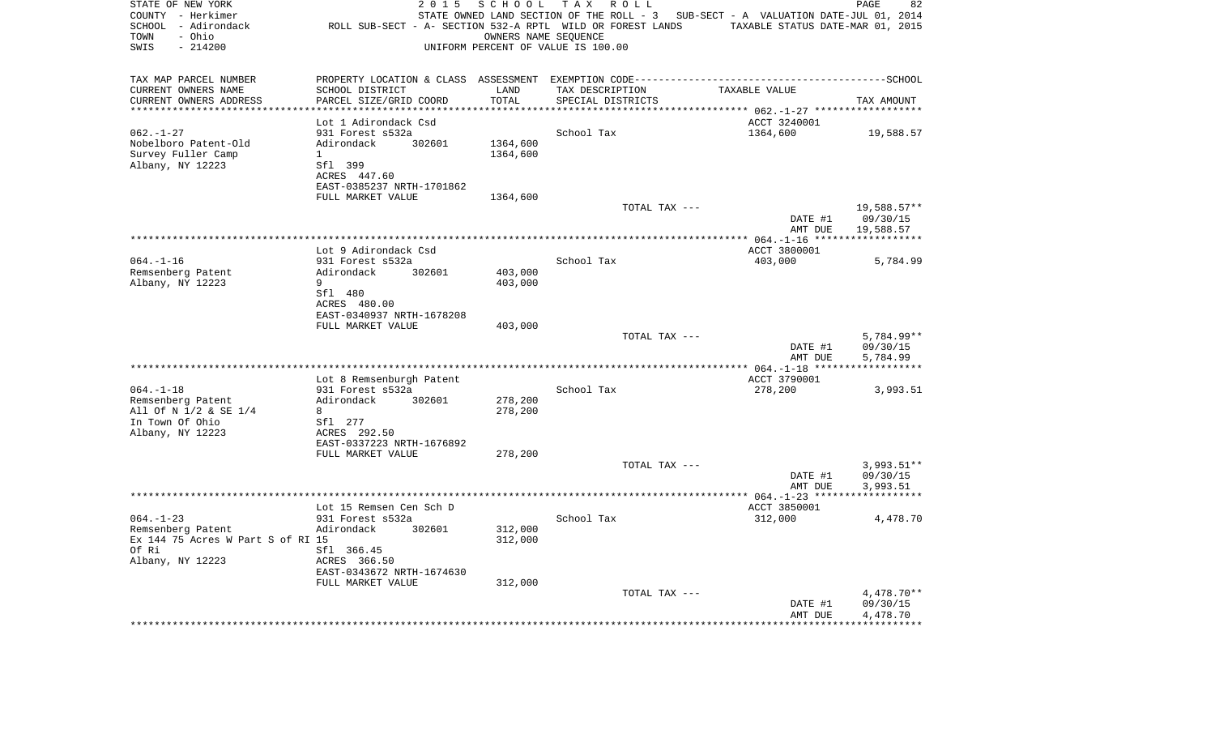STATE OF NEW YORK
COUNTY - Herkimer
SCHOOL - Adirondack
TOWN - Ohio
SWIS - 214200

2 0 1 5 S C H O O L T A X R O L L
STATE OWNED LAND SECTION OF THE ROLL - 3 SUB-SECT - A VALUATION DATE-JUL 01, 2014
ROLL SUB-SECT - A- SECTION 532-A RPTL WILD OR FOREST LANDS TAXABLE STATUS DATE-MAR 01, 2015
OWNERS NAME SEQUENCE
UNIFORM PERCENT OF VALUE IS 100.00

| TAX MAP PARCEL NUMBER / CURRENT OWNERS NAME / CURRENT OWNERS ADDRESS | PROPERTY LOCATION & CLASS / SCHOOL DISTRICT / PARCEL SIZE/GRID COORD | ASSESSMENT LAND / TOTAL | EXEMPTION CODE / TAX DESCRIPTION / SPECIAL DISTRICTS | TAXABLE VALUE | TAX AMOUNT |
|---|---|---|---|---|---|
| 062.-1-27 | Lot 1 Adirondack Csd | | | ACCT 3240001 | |
| Nobelboro Patent-Old | 931 Forest s532a | | School Tax | 1364,600 | 19,588.57 |
| Survey Fuller Camp | Adirondack 302601 | 1364,600 | | | |
| Albany, NY 12223 | 1 | 1364,600 | | | |
| | Sfl 399 | | | | |
| | ACRES 447.60 | | | | |
| | EAST-0385237 NRTH-1701862 | | | | |
| | FULL MARKET VALUE | 1364,600 | | | |
| | | | TOTAL TAX --- | | 19,588.57** |
| | | | | DATE #1 | 09/30/15 |
| | | | | AMT DUE | 19,588.57 |
| 064.-1-16 | Lot 9 Adirondack Csd | | | ACCT 3800001 | |
| Remsenberg Patent | 931 Forest s532a | | School Tax | 403,000 | 5,784.99 |
| Albany, NY 12223 | Adirondack 302601 | 403,000 | | | |
| | 9 | 403,000 | | | |
| | Sfl 480 | | | | |
| | ACRES 480.00 | | | | |
| | EAST-0340937 NRTH-1678208 | | | | |
| | FULL MARKET VALUE | 403,000 | | | |
| | | | TOTAL TAX --- | | 5,784.99** |
| | | | | DATE #1 | 09/30/15 |
| | | | | AMT DUE | 5,784.99 |
| 064.-1-18 | Lot 8 Remsenburgh Patent | | | ACCT 3790001 | |
| Remsenberg Patent | 931 Forest s532a | | School Tax | 278,200 | 3,993.51 |
| All Of N 1/2 & SE 1/4 | Adirondack 302601 | 278,200 | | | |
| In Town Of Ohio | 8 | 278,200 | | | |
| Albany, NY 12223 | Sfl 277 | | | | |
| | ACRES 292.50 | | | | |
| | EAST-0337223 NRTH-1676892 | | | | |
| | FULL MARKET VALUE | 278,200 | | | |
| | | | TOTAL TAX --- | | 3,993.51** |
| | | | | DATE #1 | 09/30/15 |
| | | | | AMT DUE | 3,993.51 |
| 064.-1-23 | Lot 15 Remsen Cen Sch D | | | ACCT 3850001 | |
| Remsenberg Patent | 931 Forest s532a | | School Tax | 312,000 | 4,478.70 |
| Ex 144 75 Acres W Part S of RI | Adirondack 302601 | 312,000 | | | |
| Of Ri | 15 | 312,000 | | | |
| Albany, NY 12223 | Sfl 366.45 | | | | |
| | ACRES 366.50 | | | | |
| | EAST-0343672 NRTH-1674630 | | | | |
| | FULL MARKET VALUE | 312,000 | | | |
| | | | TOTAL TAX --- | | 4,478.70** |
| | | | | DATE #1 | 09/30/15 |
| | | | | AMT DUE | 4,478.70 |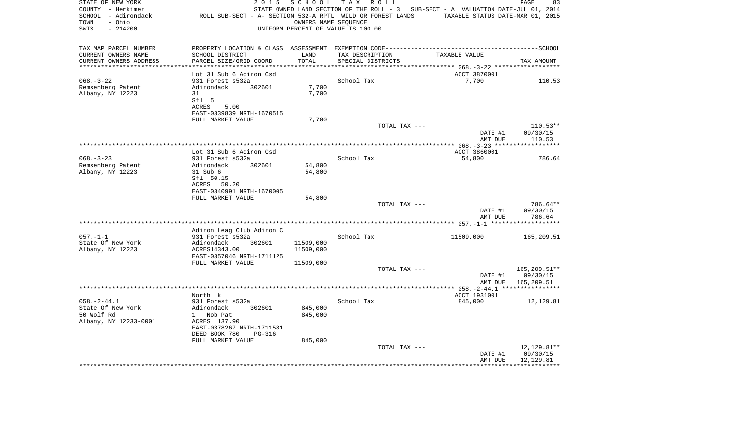STATE OF NEW YORK
COUNTY - Herkimer
SCHOOL - Adirondack
TOWN - Ohio
SWIS - 214200

2015 SCHOOL TAX ROLL
STATE OWNED LAND SECTION OF THE ROLL - 3 SUB-SECT - A VALUATION DATE-JUL 01, 2014
ROLL SUB-SECT - A- SECTION 532-A RPTL WILD OR FOREST LANDS TAXABLE STATUS DATE-MAR 01, 2015
OWNERS NAME SEQUENCE
UNIFORM PERCENT OF VALUE IS 100.00

| TAX MAP PARCEL NUMBER / CURRENT OWNERS NAME / CURRENT OWNERS ADDRESS | PROPERTY LOCATION & CLASS / SCHOOL DISTRICT / PARCEL SIZE/GRID COORD | ASSESSMENT LAND / TOTAL | EXEMPTION CODE / TAX DESCRIPTION / SPECIAL DISTRICTS | TAXABLE VALUE | TAX AMOUNT |
|---|---|---|---|---|---|
| **068.-3-22** | Lot 31 Sub 6 Adiron Csd | | | ACCT 3870001 | |
| 068.-3-22 | 931 Forest s532a | | School Tax | 7,700 | 110.53 |
| Remsenberg Patent | Adirondack 302601 | 7,700 | | | |
| Albany, NY 12223 | 31 | 7,700 | | | |
| | Sfl 5 | | | | |
| | ACRES 5.00 | | | | |
| | EAST-0339839 NRTH-1670515 | | | | |
| | FULL MARKET VALUE | 7,700 | | | |
| | | | TOTAL TAX --- | | 110.53** |
| | | | | DATE #1 | 09/30/15 |
| | | | | AMT DUE | 110.53 |
| **068.-3-23** | Lot 31 Sub 6 Adiron Csd | | | ACCT 3860001 | |
| 068.-3-23 | 931 Forest s532a | | School Tax | 54,800 | 786.64 |
| Remsenberg Patent | Adirondack 302601 | 54,800 | | | |
| Albany, NY 12223 | 31 Sub 6 | 54,800 | | | |
| | Sfl 50.15 | | | | |
| | ACRES 50.20 | | | | |
| | EAST-0340991 NRTH-1670005 | | | | |
| | FULL MARKET VALUE | 54,800 | | | |
| | | | TOTAL TAX --- | | 786.64** |
| | | | | DATE #1 | 09/30/15 |
| | | | | AMT DUE | 786.64 |
| **057.-1-1** | Adiron Leag Club Adiron C | | | | |
| 057.-1-1 | 931 Forest s532a | | School Tax | 11509,000 | 165,209.51 |
| State Of New York | Adirondack 302601 | 11509,000 | | | |
| Albany, NY 12223 | ACRES14343.00 | 11509,000 | | | |
| | EAST-0357046 NRTH-1711125 | | | | |
| | FULL MARKET VALUE | 11509,000 | | | |
| | | | TOTAL TAX --- | | 165,209.51** |
| | | | | DATE #1 | 09/30/15 |
| | | | | AMT DUE | 165,209.51 |
| **058.-2-44.1** | North Lk | | | ACCT 1931001 | |
| 058.-2-44.1 | 931 Forest s532a | | School Tax | 845,000 | 12,129.81 |
| State Of New York | Adirondack 302601 | 845,000 | | | |
| 50 Wolf Rd | 1 Nob Pat | 845,000 | | | |
| Albany, NY 12233-0001 | ACRES 137.90 | | | | |
| | EAST-0378267 NRTH-1711581 | | | | |
| | DEED BOOK 780 PG-316 | | | | |
| | FULL MARKET VALUE | 845,000 | | | |
| | | | TOTAL TAX --- | | 12,129.81** |
| | | | | DATE #1 | 09/30/15 |
| | | | | AMT DUE | 12,129.81 |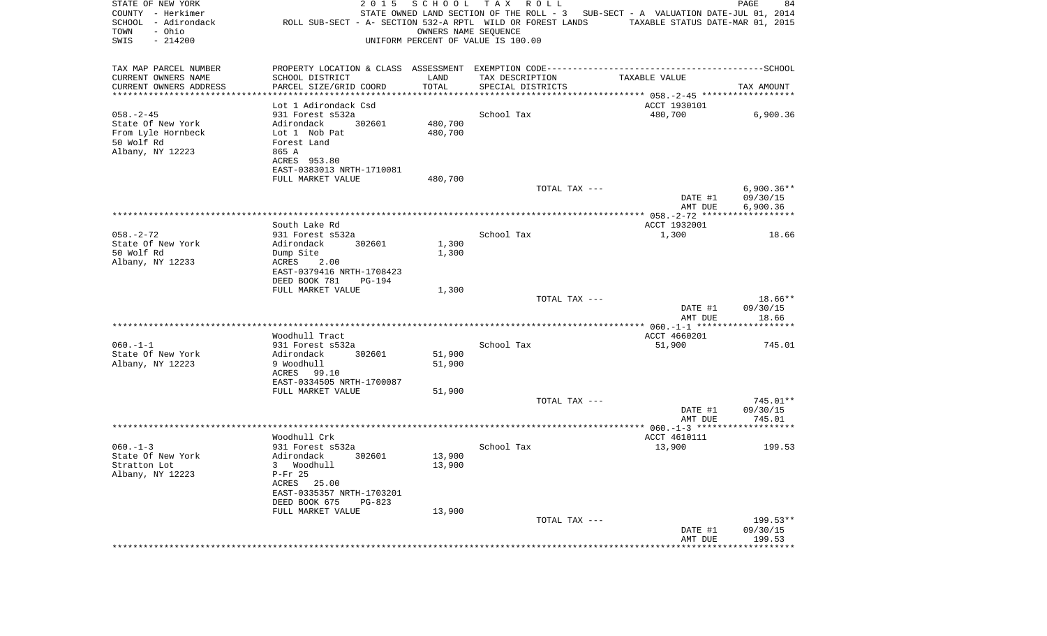STATE OF NEW YORK — 2015 SCHOOL TAX ROLL
COUNTY - Herkimer — STATE OWNED LAND SECTION OF THE ROLL - 3 — SUB-SECT - A VALUATION DATE-JUL 01, 2014
SCHOOL - Adirondack — ROLL SUB-SECT - A- SECTION 532-A RPTL WILD OR FOREST LANDS — TAXABLE STATUS DATE-MAR 01, 2015
TOWN - Ohio — OWNERS NAME SEQUENCE
SWIS - 214200 — UNIFORM PERCENT OF VALUE IS 100.00

| TAX MAP PARCEL NUMBER / CURRENT OWNERS NAME / CURRENT OWNERS ADDRESS | PROPERTY LOCATION & CLASS / SCHOOL DISTRICT / PARCEL SIZE/GRID COORD | ASSESSMENT LAND / TOTAL | EXEMPTION CODE / TAX DESCRIPTION / SPECIAL DISTRICTS | TAXABLE VALUE | TAX AMOUNT |
|---|---|---|---|---|---|
| 058.-2-45 | Lot 1 Adirondack Csd | | | ACCT 1930101 | |
| State Of New York | 931 Forest s532a | | School Tax | 480,700 | 6,900.36 |
| From Lyle Hornbeck | Adirondack 302601 | 480,700 | | | |
| 50 Wolf Rd | Lot 1 Nob Pat | 480,700 | | | |
| Albany, NY 12223 | Forest Land | | | | |
| | 865 A | | | | |
| | ACRES 953.80 | | | | |
| | EAST-0383013 NRTH-1710081 | | | | |
| | FULL MARKET VALUE | 480,700 | | | |
| | | | TOTAL TAX --- | | 6,900.36** |
| | | | | DATE #1 | 09/30/15 |
| | | | | AMT DUE | 6,900.36 |
| 058.-2-72 | South Lake Rd | | | ACCT 1932001 | |
| State Of New York | 931 Forest s532a | | School Tax | 1,300 | 18.66 |
| 50 Wolf Rd | Adirondack 302601 | 1,300 | | | |
| Albany, NY 12233 | Dump Site | 1,300 | | | |
| | ACRES 2.00 | | | | |
| | EAST-0379416 NRTH-1708423 | | | | |
| | DEED BOOK 781 PG-194 | | | | |
| | FULL MARKET VALUE | 1,300 | | | |
| | | | TOTAL TAX --- | | 18.66** |
| | | | | DATE #1 | 09/30/15 |
| | | | | AMT DUE | 18.66 |
| 060.-1-1 | Woodhull Tract | | | ACCT 4660201 | |
| State Of New York | 931 Forest s532a | | School Tax | 51,900 | 745.01 |
| Albany, NY 12223 | Adirondack 302601 | 51,900 | | | |
| | 9 Woodhull | 51,900 | | | |
| | ACRES 99.10 | | | | |
| | EAST-0334505 NRTH-1700087 | | | | |
| | FULL MARKET VALUE | 51,900 | | | |
| | | | TOTAL TAX --- | | 745.01** |
| | | | | DATE #1 | 09/30/15 |
| | | | | AMT DUE | 745.01 |
| 060.-1-3 | Woodhull Crk | | | ACCT 4610111 | |
| State Of New York | 931 Forest s532a | | School Tax | 13,900 | 199.53 |
| Stratton Lot | Adirondack 302601 | 13,900 | | | |
| Albany, NY 12223 | 3 Woodhull | 13,900 | | | |
| | P-Fr 25 | | | | |
| | ACRES 25.00 | | | | |
| | EAST-0335357 NRTH-1703201 | | | | |
| | DEED BOOK 675 PG-823 | | | | |
| | FULL MARKET VALUE | 13,900 | | | |
| | | | TOTAL TAX --- | | 199.53** |
| | | | | DATE #1 | 09/30/15 |
| | | | | AMT DUE | 199.53 |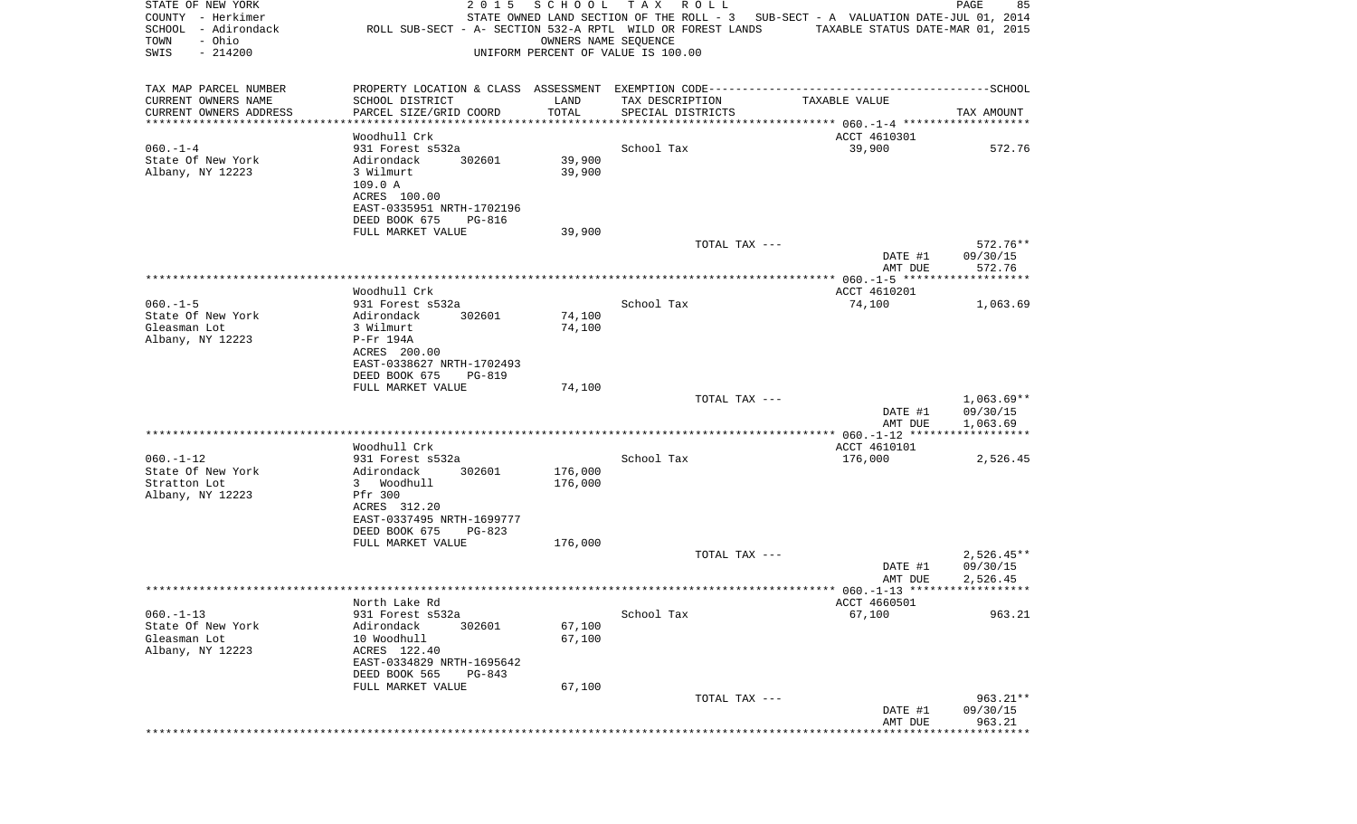STATE OF NEW YORK — 2015 SCHOOL TAX ROLL
COUNTY - Herkimer — STATE OWNED LAND SECTION OF THE ROLL - 3 — SUB-SECT - A VALUATION DATE-JUL 01, 2014
SCHOOL - Adirondack — ROLL SUB-SECT - A- SECTION 532-A RPTL WILD OR FOREST LANDS — TAXABLE STATUS DATE-MAR 01, 2015
TOWN - Ohio — OWNERS NAME SEQUENCE
SWIS - 214200 — UNIFORM PERCENT OF VALUE IS 100.00

| TAX MAP PARCEL NUMBER / CURRENT OWNERS NAME / CURRENT OWNERS ADDRESS | PROPERTY LOCATION & CLASS / SCHOOL DISTRICT / PARCEL SIZE/GRID COORD | ASSESSMENT LAND / TOTAL | EXEMPTION CODE / TAX DESCRIPTION / SPECIAL DISTRICTS | TAXABLE VALUE | TAX AMOUNT |
|---|---|---|---|---|---|
| 060.-1-4 | Woodhull Crk | | | ACCT 4610301 | |
| State Of New York | 931 Forest s532a | | School Tax | 39,900 | 572.76 |
| Albany, NY 12223 | Adirondack 302601 | 39,900 | | | |
| | 3 Wilmurt | 39,900 | | | |
| | 109.0 A | | | | |
| | ACRES 100.00 | | | | |
| | EAST-0335951 NRTH-1702196 | | | | |
| | DEED BOOK 675 PG-816 | | | | |
| | FULL MARKET VALUE | 39,900 | | | |
| | | | TOTAL TAX --- | | 572.76** |
| | | | | DATE #1 | 09/30/15 |
| | | | | AMT DUE | 572.76 |
| 060.-1-5 | Woodhull Crk | | | ACCT 4610201 | |
| State Of New York | 931 Forest s532a | | School Tax | 74,100 | 1,063.69 |
| Gleasman Lot | Adirondack 302601 | 74,100 | | | |
| Albany, NY 12223 | 3 Wilmurt | 74,100 | | | |
| | P-Fr 194A | | | | |
| | ACRES 200.00 | | | | |
| | EAST-0338627 NRTH-1702493 | | | | |
| | DEED BOOK 675 PG-819 | | | | |
| | FULL MARKET VALUE | 74,100 | | | |
| | | | TOTAL TAX --- | | 1,063.69** |
| | | | | DATE #1 | 09/30/15 |
| | | | | AMT DUE | 1,063.69 |
| 060.-1-12 | Woodhull Crk | | | ACCT 4610101 | |
| State Of New York | 931 Forest s532a | | School Tax | 176,000 | 2,526.45 |
| Stratton Lot | Adirondack 302601 | 176,000 | | | |
| Albany, NY 12223 | 3 Woodhull | 176,000 | | | |
| | Pfr 300 | | | | |
| | ACRES 312.20 | | | | |
| | EAST-0337495 NRTH-1699777 | | | | |
| | DEED BOOK 675 PG-823 | | | | |
| | FULL MARKET VALUE | 176,000 | | | |
| | | | TOTAL TAX --- | | 2,526.45** |
| | | | | DATE #1 | 09/30/15 |
| | | | | AMT DUE | 2,526.45 |
| 060.-1-13 | North Lake Rd | | | ACCT 4660501 | |
| State Of New York | 931 Forest s532a | | School Tax | 67,100 | 963.21 |
| Gleasman Lot | Adirondack 302601 | 67,100 | | | |
| Albany, NY 12223 | 10 Woodhull | 67,100 | | | |
| | ACRES 122.40 | | | | |
| | EAST-0334829 NRTH-1695642 | | | | |
| | DEED BOOK 565 PG-843 | | | | |
| | FULL MARKET VALUE | 67,100 | | | |
| | | | TOTAL TAX --- | | 963.21** |
| | | | | DATE #1 | 09/30/15 |
| | | | | AMT DUE | 963.21 |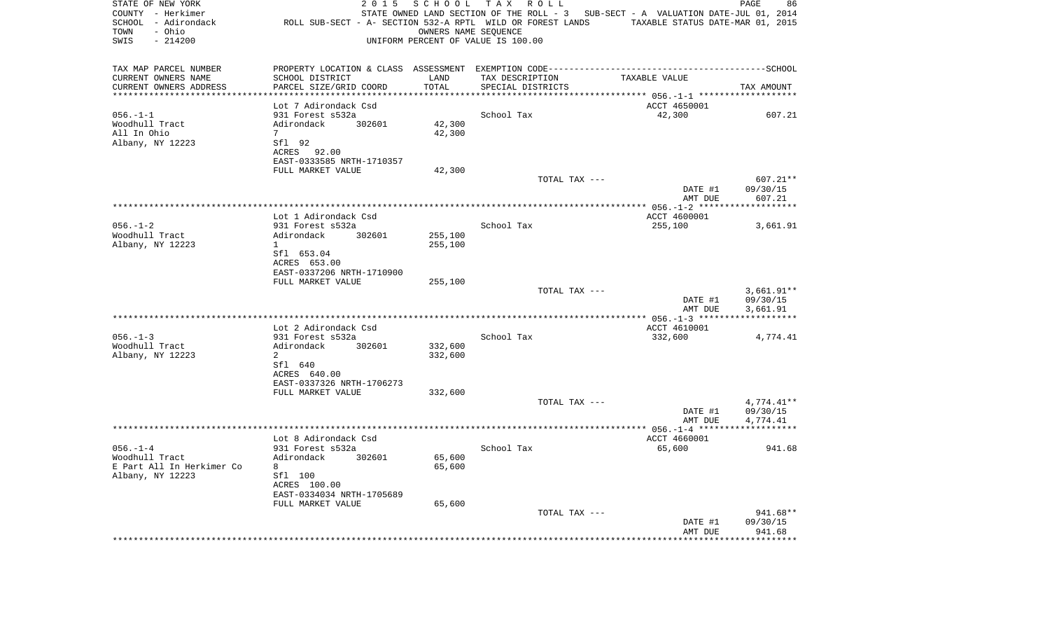STATE OF NEW YORK — 2015 SCHOOL TAX ROLL
COUNTY - Herkimer — STATE OWNED LAND SECTION OF THE ROLL - 3 — SUB-SECT - A VALUATION DATE-JUL 01, 2014
SCHOOL - Adirondack — ROLL SUB-SECT - A- SECTION 532-A RPTL WILD OR FOREST LANDS — TAXABLE STATUS DATE-MAR 01, 2015
TOWN - Ohio — OWNERS NAME SEQUENCE
SWIS - 214200 — UNIFORM PERCENT OF VALUE IS 100.00

| TAX MAP PARCEL NUMBER / CURRENT OWNERS NAME / CURRENT OWNERS ADDRESS | PROPERTY LOCATION & CLASS / SCHOOL DISTRICT / PARCEL SIZE/GRID COORD | ASSESSMENT LAND / TOTAL | EXEMPTION CODE / TAX DESCRIPTION / SPECIAL DISTRICTS | TAXABLE VALUE | TAX AMOUNT |
|---|---|---|---|---|---|
| 056.-1-1 | Lot 7 Adirondack Csd | | | ACCT 4650001 | |
| Woodhull Tract | 931 Forest s532a | | School Tax | 42,300 | 607.21 |
| All In Ohio | Adirondack 302601 | 42,300 | | | |
| Albany, NY 12223 | 7 | 42,300 | | | |
| | Sfl 92 | | | | |
| | ACRES 92.00 | | | | |
| | EAST-0333585 NRTH-1710357 | | | | |
| | FULL MARKET VALUE | 42,300 | | | |
| | | | TOTAL TAX --- | | 607.21** |
| | | | | DATE #1 | 09/30/15 |
| | | | | AMT DUE | 607.21 |
| 056.-1-2 | Lot 1 Adirondack Csd | | | ACCT 4600001 | |
| Woodhull Tract | 931 Forest s532a | | School Tax | 255,100 | 3,661.91 |
| Albany, NY 12223 | Adirondack 302601 | 255,100 | | | |
| | 1 | 255,100 | | | |
| | Sfl 653.04 | | | | |
| | ACRES 653.00 | | | | |
| | EAST-0337206 NRTH-1710900 | | | | |
| | FULL MARKET VALUE | 255,100 | | | |
| | | | TOTAL TAX --- | | 3,661.91** |
| | | | | DATE #1 | 09/30/15 |
| | | | | AMT DUE | 3,661.91 |
| 056.-1-3 | Lot 2 Adirondack Csd | | | ACCT 4610001 | |
| Woodhull Tract | 931 Forest s532a | | School Tax | 332,600 | 4,774.41 |
| Albany, NY 12223 | Adirondack 302601 | 332,600 | | | |
| | 2 | 332,600 | | | |
| | Sfl 640 | | | | |
| | ACRES 640.00 | | | | |
| | EAST-0337326 NRTH-1706273 | | | | |
| | FULL MARKET VALUE | 332,600 | | | |
| | | | TOTAL TAX --- | | 4,774.41** |
| | | | | DATE #1 | 09/30/15 |
| | | | | AMT DUE | 4,774.41 |
| 056.-1-4 | Lot 8 Adirondack Csd | | | ACCT 4660001 | |
| Woodhull Tract | 931 Forest s532a | | School Tax | 65,600 | 941.68 |
| E Part All In Herkimer Co | Adirondack 302601 | 65,600 | | | |
| Albany, NY 12223 | 8 | 65,600 | | | |
| | Sfl 100 | | | | |
| | ACRES 100.00 | | | | |
| | EAST-0334034 NRTH-1705689 | | | | |
| | FULL MARKET VALUE | 65,600 | | | |
| | | | TOTAL TAX --- | | 941.68** |
| | | | | DATE #1 | 09/30/15 |
| | | | | AMT DUE | 941.68 |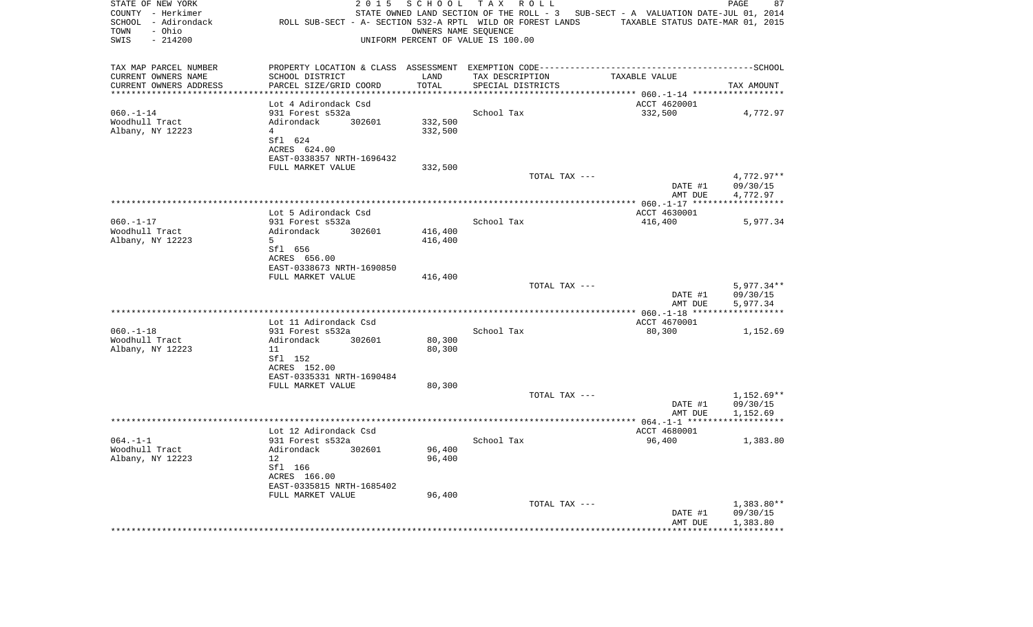STATE OF NEW YORK — 2015 SCHOOL TAX ROLL
COUNTY - Herkimer — STATE OWNED LAND SECTION OF THE ROLL - 3 SUB-SECT - A VALUATION DATE-JUL 01, 2014
SCHOOL - Adirondack — ROLL SUB-SECT - A- SECTION 532-A RPTL WILD OR FOREST LANDS — TAXABLE STATUS DATE-MAR 01, 2015
TOWN - Ohio — OWNERS NAME SEQUENCE
SWIS - 214200 — UNIFORM PERCENT OF VALUE IS 100.00

| TAX MAP PARCEL NUMBER / CURRENT OWNERS NAME / CURRENT OWNERS ADDRESS | PROPERTY LOCATION & CLASS / SCHOOL DISTRICT / PARCEL SIZE/GRID COORD | ASSESSMENT LAND / TOTAL | EXEMPTION CODE / TAX DESCRIPTION / SPECIAL DISTRICTS | TAXABLE VALUE | TAX AMOUNT |
|---|---|---|---|---|---|
| 060.-1-14 | Lot 4 Adirondack Csd | | | ACCT 4620001 | |
| Woodhull Tract | 931 Forest s532a | | School Tax | 332,500 | 4,772.97 |
| Albany, NY 12223 | Adirondack 302601 | 332,500 | | | |
| | 4 | 332,500 | | | |
| | Sfl 624 | | | | |
| | ACRES 624.00 | | | | |
| | EAST-0338357 NRTH-1696432 | | | | |
| | FULL MARKET VALUE | 332,500 | | | |
| | | | TOTAL TAX --- | | 4,772.97** |
| | | | | DATE #1 | 09/30/15 |
| | | | | AMT DUE | 4,772.97 |
| 060.-1-17 | Lot 5 Adirondack Csd | | | ACCT 4630001 | |
| Woodhull Tract | 931 Forest s532a | | School Tax | 416,400 | 5,977.34 |
| Albany, NY 12223 | Adirondack 302601 | 416,400 | | | |
| | 5 | 416,400 | | | |
| | Sfl 656 | | | | |
| | ACRES 656.00 | | | | |
| | EAST-0338673 NRTH-1690850 | | | | |
| | FULL MARKET VALUE | 416,400 | | | |
| | | | TOTAL TAX --- | | 5,977.34** |
| | | | | DATE #1 | 09/30/15 |
| | | | | AMT DUE | 5,977.34 |
| 060.-1-18 | Lot 11 Adirondack Csd | | | ACCT 4670001 | |
| Woodhull Tract | 931 Forest s532a | | School Tax | 80,300 | 1,152.69 |
| Albany, NY 12223 | Adirondack 302601 | 80,300 | | | |
| | 11 | 80,300 | | | |
| | Sfl 152 | | | | |
| | ACRES 152.00 | | | | |
| | EAST-0335331 NRTH-1690484 | | | | |
| | FULL MARKET VALUE | 80,300 | | | |
| | | | TOTAL TAX --- | | 1,152.69** |
| | | | | DATE #1 | 09/30/15 |
| | | | | AMT DUE | 1,152.69 |
| 064.-1-1 | Lot 12 Adirondack Csd | | | ACCT 4680001 | |
| Woodhull Tract | 931 Forest s532a | | School Tax | 96,400 | 1,383.80 |
| Albany, NY 12223 | Adirondack 302601 | 96,400 | | | |
| | 12 | 96,400 | | | |
| | Sfl 166 | | | | |
| | ACRES 166.00 | | | | |
| | EAST-0335815 NRTH-1685402 | | | | |
| | FULL MARKET VALUE | 96,400 | | | |
| | | | TOTAL TAX --- | | 1,383.80** |
| | | | | DATE #1 | 09/30/15 |
| | | | | AMT DUE | 1,383.80 |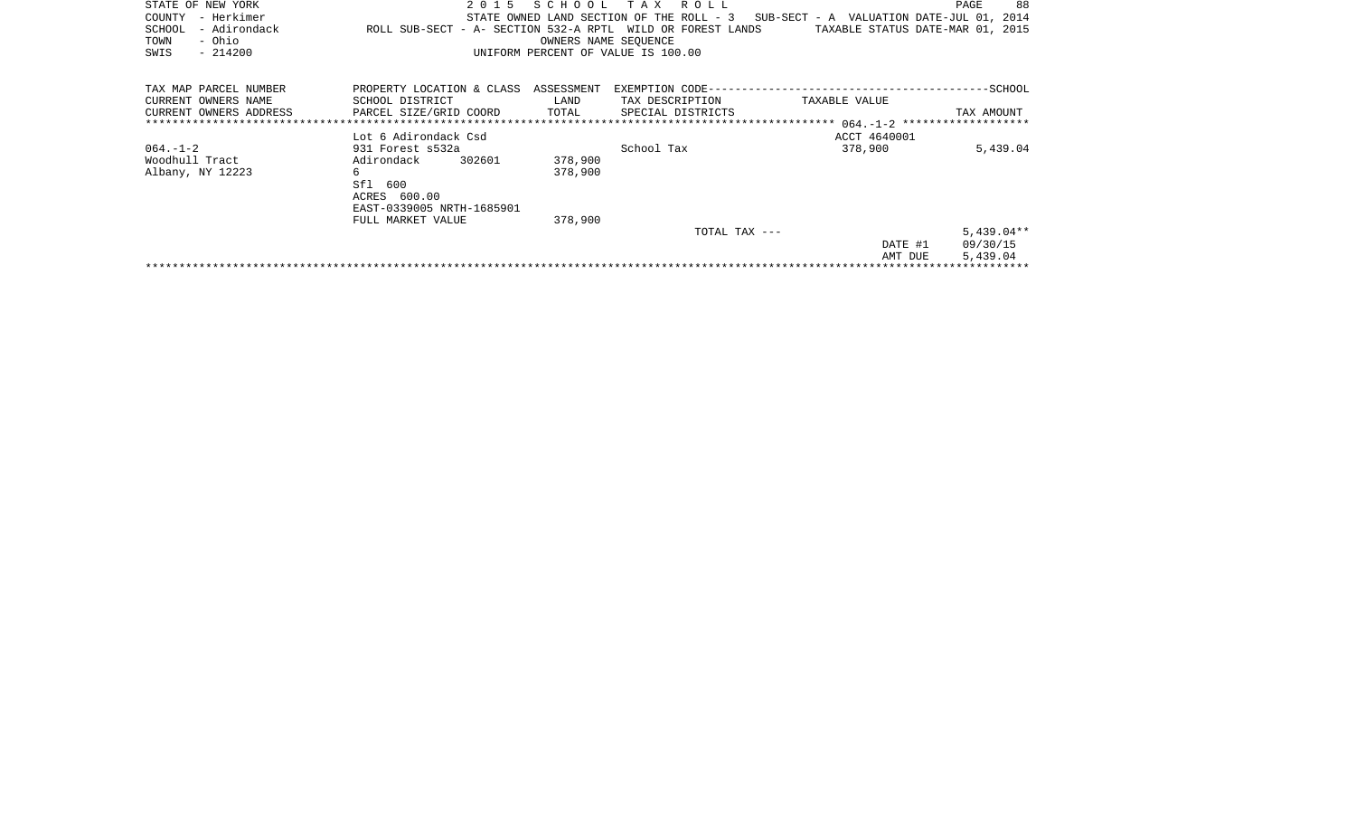STATE OF NEW YORK
COUNTY - Herkimer
SCHOOL - Adirondack
TOWN - Ohio
SWIS - 214200

2 0 1 5 S C H O O L T A X R O L L
STATE OWNED LAND SECTION OF THE ROLL - 3 SUB-SECT - A VALUATION DATE-JUL 01, 2014
ROLL SUB-SECT - A- SECTION 532-A RPTL WILD OR FOREST LANDS TAXABLE STATUS DATE-MAR 01, 2015
OWNERS NAME SEQUENCE
UNIFORM PERCENT OF VALUE IS 100.00

| TAX MAP PARCEL NUMBER / CURRENT OWNERS NAME / CURRENT OWNERS ADDRESS | PROPERTY LOCATION & CLASS / SCHOOL DISTRICT / PARCEL SIZE/GRID COORD | ASSESSMENT LAND / TOTAL | EXEMPTION CODE / TAX DESCRIPTION / SPECIAL DISTRICTS | TAXABLE VALUE | TAX AMOUNT |
|---|---|---|---|---|---|
| | | | | 064.-1-2 | |
| | Lot 6 Adirondack Csd | | | ACCT 4640001 | |
| 064.-1-2 | 931 Forest s532a | | School Tax | 378,900 | 5,439.04 |
| Woodhull Tract | Adirondack 302601 | 378,900 | | | |
| Albany, NY 12223 | 6 | 378,900 | | | |
| | Sfl 600 | | | | |
| | ACRES 600.00 | | | | |
| | EAST-0339005 NRTH-1685901 | | | | |
| | FULL MARKET VALUE | 378,900 | | | |
| | | | TOTAL TAX --- | | 5,439.04** |
| | | | | DATE #1 | 09/30/15 |
| | | | | AMT DUE | 5,439.04 |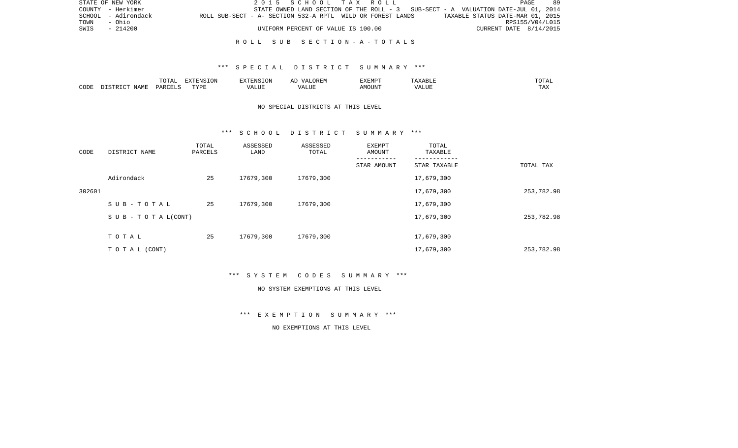STATE OF NEW YORK 2 0 1 5 S C H O O L T A X R O L L
COUNTY - Herkimer STATE OWNED LAND SECTION OF THE ROLL - 3 SUB-SECT - A VALUATION DATE-JUL 01, 2014
SCHOOL - Adirondack ROLL SUB-SECT - A- SECTION 532-A RPTL WILD OR FOREST LANDS TAXABLE STATUS DATE-MAR 01, 2015
TOWN - Ohio RPS155/V04/L015
SWIS - 214200 UNIFORM PERCENT OF VALUE IS 100.00 CURRENT DATE 8/14/2015

R O L L S U B S E C T I O N - A - T O T A L S

*** S P E C I A L D I S T R I C T S U M M A R Y ***

| CODE | DISTRICT NAME | TOTAL PARCELS | EXTENSION TYPE | EXTENSION VALUE | AD VALOREM VALUE | EXEMPT AMOUNT | TAXABLE VALUE | TOTAL TAX |
|---|---|---|---|---|---|---|---|---|

NO SPECIAL DISTRICTS AT THIS LEVEL

*** S C H O O L D I S T R I C T S U M M A R Y ***

| CODE | DISTRICT NAME | TOTAL PARCELS | ASSESSED LAND | ASSESSED TOTAL | EXEMPT AMOUNT<br>-----------<br>STAR AMOUNT | TOTAL TAXABLE<br>------------<br>STAR TAXABLE | TOTAL TAX |
|---|---|---|---|---|---|---|---|
| | Adirondack | 25 | 17679,300 | 17679,300 | | 17,679,300 | |
| 302601 | | | | | | 17,679,300 | 253,782.98 |
| | S U B - T O T A L | 25 | 17679,300 | 17679,300 | | 17,679,300 | |
| | S U B - T O T A L(CONT) | | | | | 17,679,300 | 253,782.98 |
| | T O T A L | 25 | 17679,300 | 17679,300 | | 17,679,300 | |
| | T O T A L (CONT) | | | | | 17,679,300 | 253,782.98 |

*** S Y S T E M C O D E S S U M M A R Y ***

NO SYSTEM EXEMPTIONS AT THIS LEVEL

*** E X E M P T I O N S U M M A R Y ***

NO EXEMPTIONS AT THIS LEVEL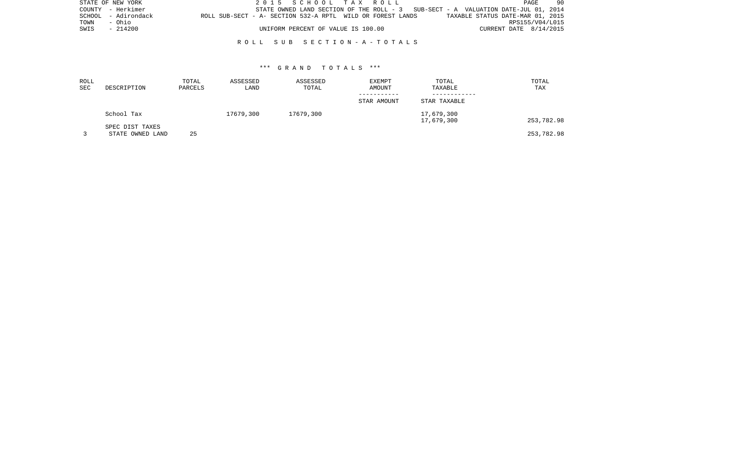STATE OF NEW YORK
COUNTY - Herkimer
SCHOOL - Adirondack
TOWN - Ohio
SWIS - 214200

2 0 1 5 S C H O O L T A X R O L L

STATE OWNED LAND SECTION OF THE ROLL - 3 SUB-SECT - A VALUATION DATE-JUL 01, 2014

ROLL SUB-SECT - A- SECTION 532-A RPTL WILD OR FOREST LANDS TAXABLE STATUS DATE-MAR 01, 2015

RPS155/V04/L015

UNIFORM PERCENT OF VALUE IS 100.00 CURRENT DATE 8/14/2015

R O L L S U B S E C T I O N - A - T O T A L S

\*\*\* G R A N D T O T A L S \*\*\*

| ROLL SEC | DESCRIPTION | TOTAL PARCELS | ASSESSED LAND | ASSESSED TOTAL | EXEMPT AMOUNT<br>-----------<br>STAR AMOUNT | TOTAL TAXABLE<br>------------<br>STAR TAXABLE | TOTAL TAX |
|---|---|---|---|---|---|---|---|
| | School Tax | | 17679,300 | 17679,300 | | 17,679,300<br>17,679,300 | 253,782.98 |
| | SPEC DIST TAXES | | | | | | |
| 3 | STATE OWNED LAND | 25 | | | | | 253,782.98 |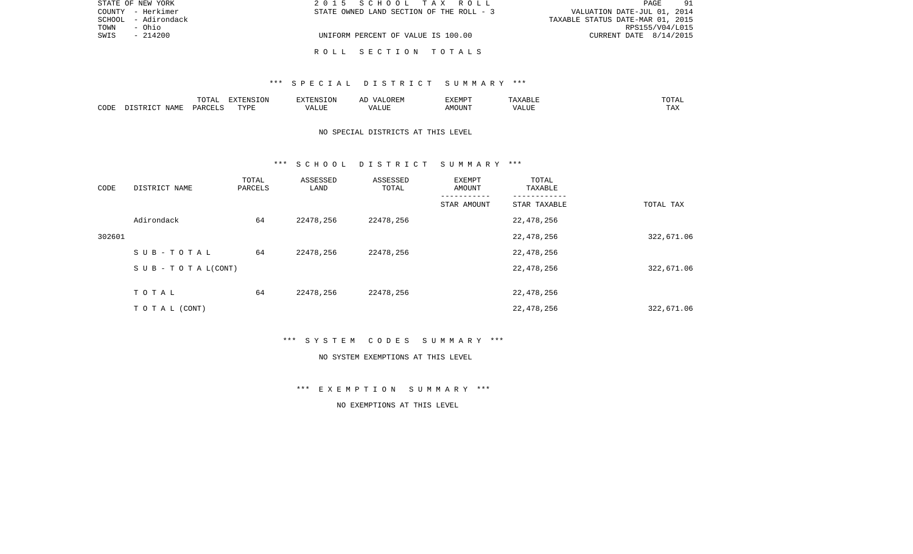STATE OF NEW YORK
COUNTY - Herkimer
SCHOOL - Adirondack
TOWN - Ohio
SWIS - 214200

2 0 1 5 S C H O O L T A X R O L L
STATE OWNED LAND SECTION OF THE ROLL - 3
UNIFORM PERCENT OF VALUE IS 100.00

VALUATION DATE-JUL 01, 2014
TAXABLE STATUS DATE-MAR 01, 2015
RPS155/V04/L015
CURRENT DATE 8/14/2015

R O L L S E C T I O N T O T A L S

*** S P E C I A L D I S T R I C T S U M M A R Y ***

| CODE | DISTRICT NAME | TOTAL PARCELS | EXTENSION TYPE | EXTENSION VALUE | AD VALOREM VALUE | EXEMPT AMOUNT | TAXABLE VALUE | TOTAL TAX |
|---|---|---|---|---|---|---|---|---|

NO SPECIAL DISTRICTS AT THIS LEVEL

*** S C H O O L D I S T R I C T S U M M A R Y ***

| CODE | DISTRICT NAME | TOTAL PARCELS | ASSESSED LAND | ASSESSED TOTAL | EXEMPT AMOUNT / STAR AMOUNT | TOTAL TAXABLE / STAR TAXABLE | TOTAL TAX |
|---|---|---|---|---|---|---|---|
| | Adirondack | 64 | 22478,256 | 22478,256 | | 22,478,256 | |
| 302601 | | | | | | 22,478,256 | 322,671.06 |
| | S U B - T O T A L | 64 | 22478,256 | 22478,256 | | 22,478,256 | |
| | S U B - T O T A L(CONT) | | | | | 22,478,256 | 322,671.06 |
| | T O T A L | 64 | 22478,256 | 22478,256 | | 22,478,256 | |
| | T O T A L (CONT) | | | | | 22,478,256 | 322,671.06 |

*** S Y S T E M C O D E S S U M M A R Y ***

NO SYSTEM EXEMPTIONS AT THIS LEVEL

*** E X E M P T I O N S U M M A R Y ***

NO EXEMPTIONS AT THIS LEVEL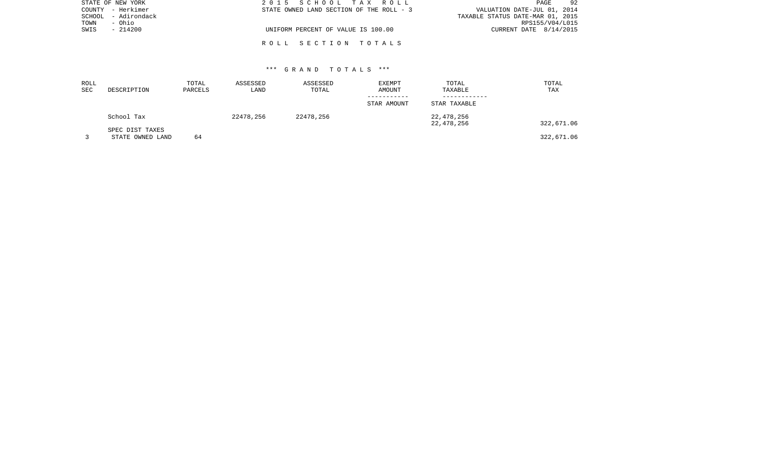STATE OF NEW YORK
COUNTY - Herkimer
SCHOOL - Adirondack
TOWN - Ohio
SWIS - 214200

2015 SCHOOL TAX ROLL
STATE OWNED LAND SECTION OF THE ROLL - 3

UNIFORM PERCENT OF VALUE IS 100.00

VALUATION DATE-JUL 01, 2014
TAXABLE STATUS DATE-MAR 01, 2015
RPS155/V04/L015
CURRENT DATE 8/14/2015

R O L L   S E C T I O N   T O T A L S

*** G R A N D   T O T A L S ***

| ROLL SEC | DESCRIPTION | TOTAL PARCELS | ASSESSED LAND | ASSESSED TOTAL | EXEMPT AMOUNT / STAR AMOUNT | TOTAL TAXABLE / STAR TAXABLE | TOTAL TAX |
|---|---|---|---|---|---|---|---|
| | School Tax | | 22478,256 | 22478,256 | | 22,478,256<br>22,478,256 | 322,671.06 |
| | SPEC DIST TAXES | | | | | | |
| 3 | STATE OWNED LAND | 64 | | | | | 322,671.06 |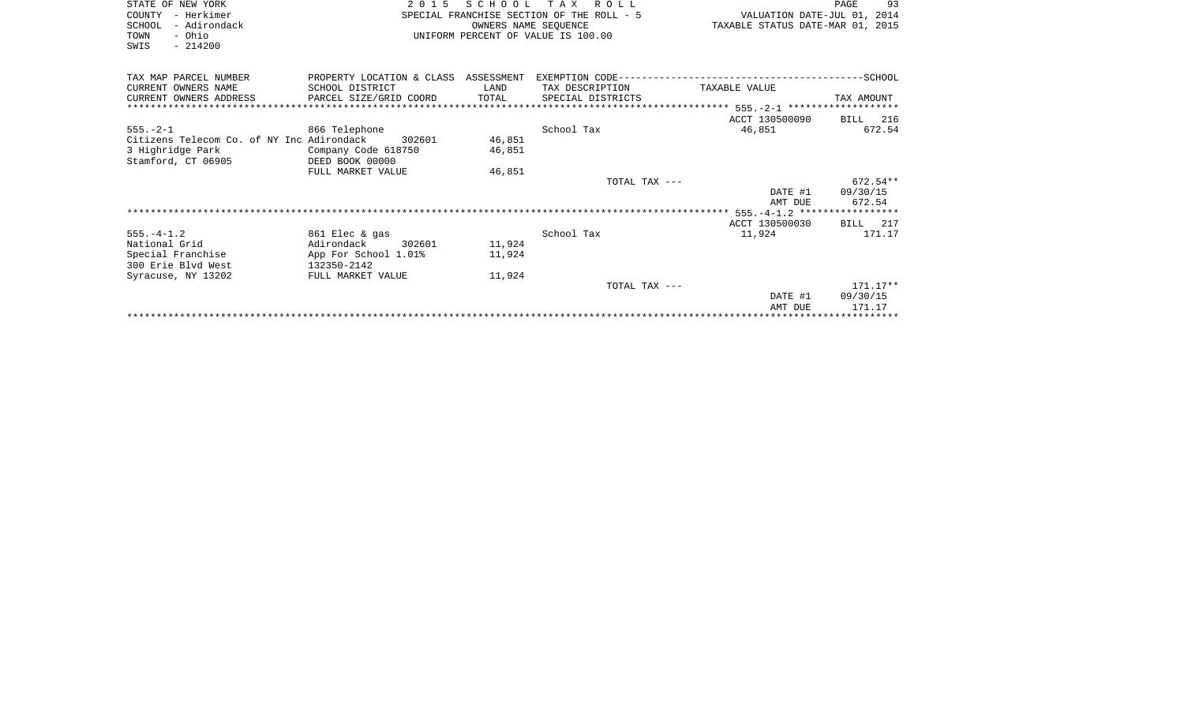STATE OF NEW YORK
COUNTY - Herkimer
SCHOOL - Adirondack
TOWN - Ohio
SWIS - 214200

2 0 1 5 S C H O O L T A X R O L L
SPECIAL FRANCHISE SECTION OF THE ROLL - 5
OWNERS NAME SEQUENCE
UNIFORM PERCENT OF VALUE IS 100.00

VALUATION DATE-JUL 01, 2014
TAXABLE STATUS DATE-MAR 01, 2015

| TAX MAP PARCEL NUMBER / CURRENT OWNERS NAME / CURRENT OWNERS ADDRESS | PROPERTY LOCATION & CLASS / SCHOOL DISTRICT / PARCEL SIZE/GRID COORD | ASSESSMENT LAND / TOTAL | EXEMPTION CODE / TAX DESCRIPTION / SPECIAL DISTRICTS | TAXABLE VALUE | TAX AMOUNT |
|---|---|---|---|---|---|
| 555.-2-1 | | | | ACCT 130500090 | BILL 216 |
| 555.-2-1 | 866 Telephone | | School Tax | 46,851 | 672.54 |
| Citizens Telecom Co. of NY Inc | Adirondack 302601 | 46,851 | | | |
| 3 Highridge Park | Company Code 618750 | 46,851 | | | |
| Stamford, CT 06905 | DEED BOOK 00000 | | | | |
| | FULL MARKET VALUE | 46,851 | | | |
| | | | TOTAL TAX --- | | 672.54** |
| | | | | DATE #1 | 09/30/15 |
| | | | | AMT DUE | 672.54 |
| 555.-4-1.2 | | | | ACCT 130500030 | BILL 217 |
| 555.-4-1.2 | 861 Elec & gas | | School Tax | 11,924 | 171.17 |
| National Grid | Adirondack 302601 | 11,924 | | | |
| Special Franchise | App For School 1.01% | 11,924 | | | |
| 300 Erie Blvd West | 132350-2142 | | | | |
| Syracuse, NY 13202 | FULL MARKET VALUE | 11,924 | | | |
| | | | TOTAL TAX --- | | 171.17** |
| | | | | DATE #1 | 09/30/15 |
| | | | | AMT DUE | 171.17 |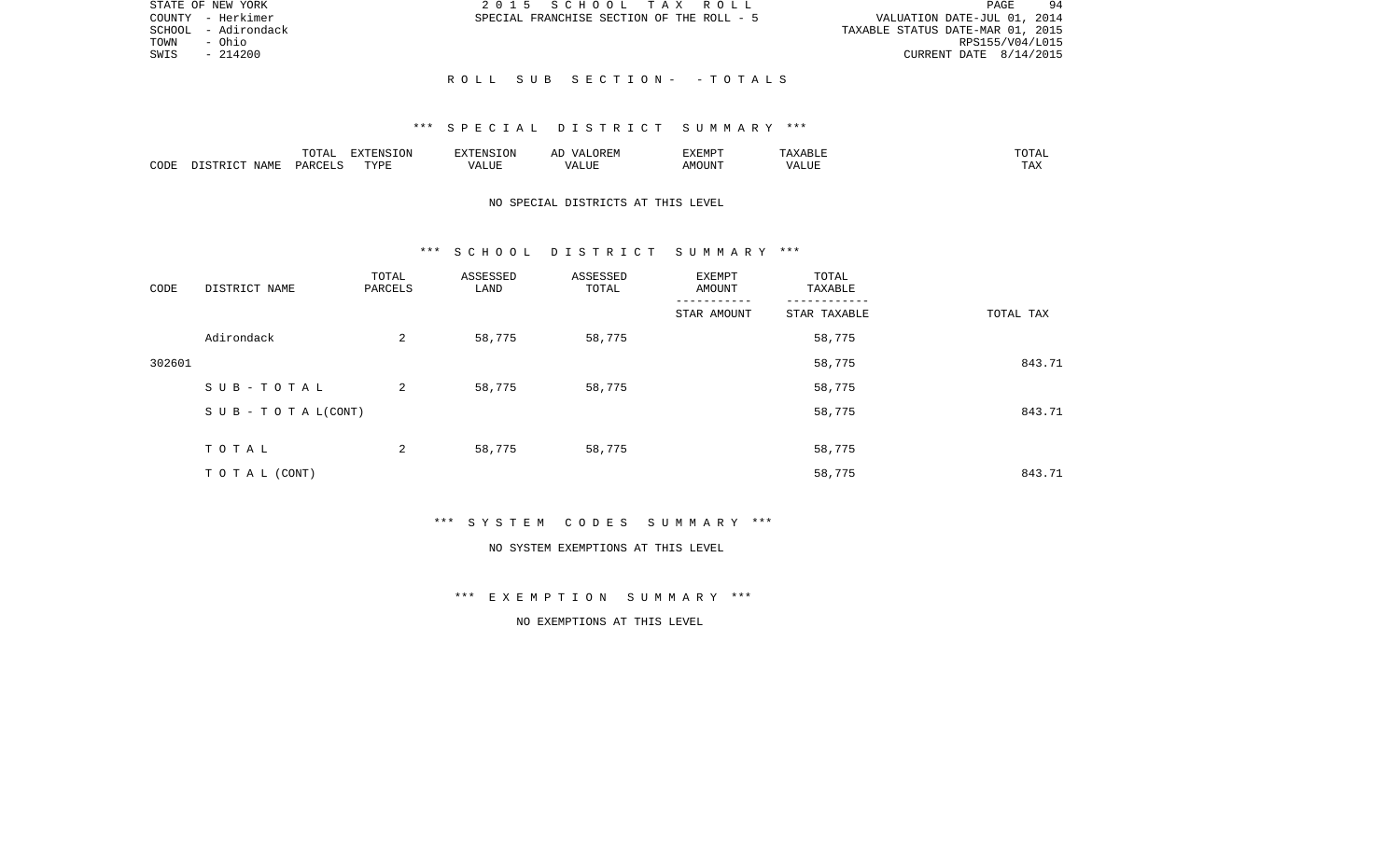STATE OF NEW YORK
COUNTY - Herkimer
SCHOOL - Adirondack
TOWN - Ohio
SWIS - 214200

2 0 1 5 S C H O O L T A X R O L L
SPECIAL FRANCHISE SECTION OF THE ROLL - 5

VALUATION DATE-JUL 01, 2014
TAXABLE STATUS DATE-MAR 01, 2015
RPS155/V04/L015
CURRENT DATE 8/14/2015

R O L L S U B S E C T I O N - - T O T A L S

*** S P E C I A L D I S T R I C T S U M M A R Y ***

| CODE | DISTRICT NAME | TOTAL PARCELS | EXTENSION TYPE | EXTENSION VALUE | AD VALOREM VALUE | EXEMPT AMOUNT | TAXABLE VALUE | TOTAL TAX |
|---|---|---|---|---|---|---|---|---|

NO SPECIAL DISTRICTS AT THIS LEVEL

*** S C H O O L D I S T R I C T S U M M A R Y ***

| CODE | DISTRICT NAME | TOTAL PARCELS | ASSESSED LAND | ASSESSED TOTAL | EXEMPT AMOUNT / STAR AMOUNT | TOTAL TAXABLE / STAR TAXABLE | TOTAL TAX |
|---|---|---|---|---|---|---|---|
| | Adirondack | 2 | 58,775 | 58,775 | | 58,775 | |
| 302601 | | | | | | 58,775 | 843.71 |
| | S U B - T O T A L | 2 | 58,775 | 58,775 | | 58,775 | |
| | S U B - T O T A L(CONT) | | | | | 58,775 | 843.71 |
| | T O T A L | 2 | 58,775 | 58,775 | | 58,775 | |
| | T O T A L (CONT) | | | | | 58,775 | 843.71 |

*** S Y S T E M C O D E S S U M M A R Y ***

NO SYSTEM EXEMPTIONS AT THIS LEVEL

*** E X E M P T I O N S U M M A R Y ***

NO EXEMPTIONS AT THIS LEVEL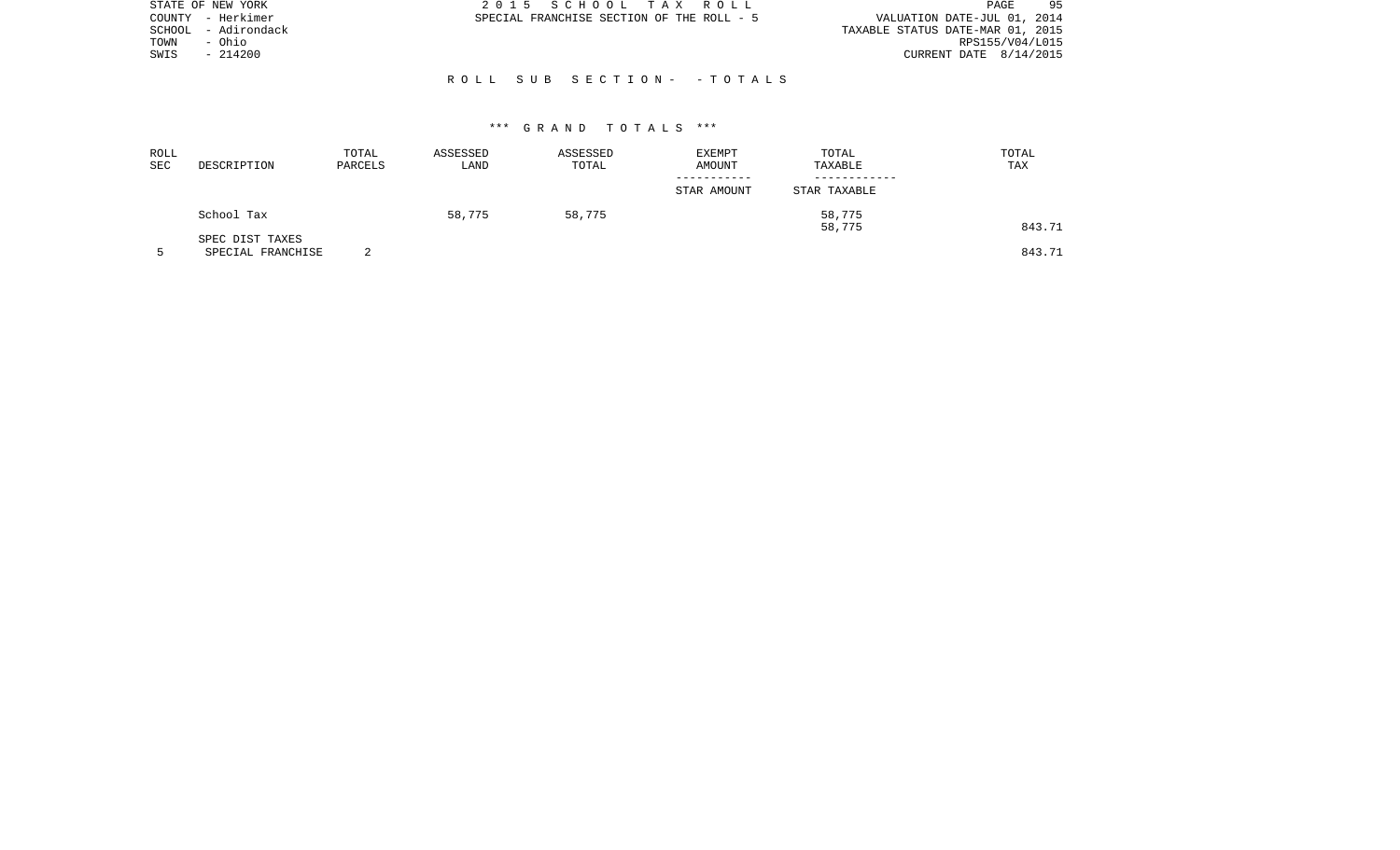STATE OF NEW YORK
COUNTY - Herkimer
SCHOOL - Adirondack
TOWN - Ohio
SWIS - 214200

2 0 1 5 S C H O O L T A X R O L L
SPECIAL FRANCHISE SECTION OF THE ROLL - 5

VALUATION DATE-JUL 01, 2014
TAXABLE STATUS DATE-MAR 01, 2015
RPS155/V04/L015
CURRENT DATE 8/14/2015

R O L L S U B S E C T I O N - - T O T A L S

*** G R A N D T O T A L S ***

| ROLL SEC | DESCRIPTION | TOTAL PARCELS | ASSESSED LAND | ASSESSED TOTAL | EXEMPT AMOUNT / STAR AMOUNT | TOTAL TAXABLE / STAR TAXABLE | TOTAL TAX |
|---|---|---|---|---|---|---|---|
| | School Tax | | 58,775 | 58,775 | | 58,775 | |
| | | | | | | 58,775 | 843.71 |
| | SPEC DIST TAXES | | | | | | |
| 5 | SPECIAL FRANCHISE | 2 | | | | | 843.71 |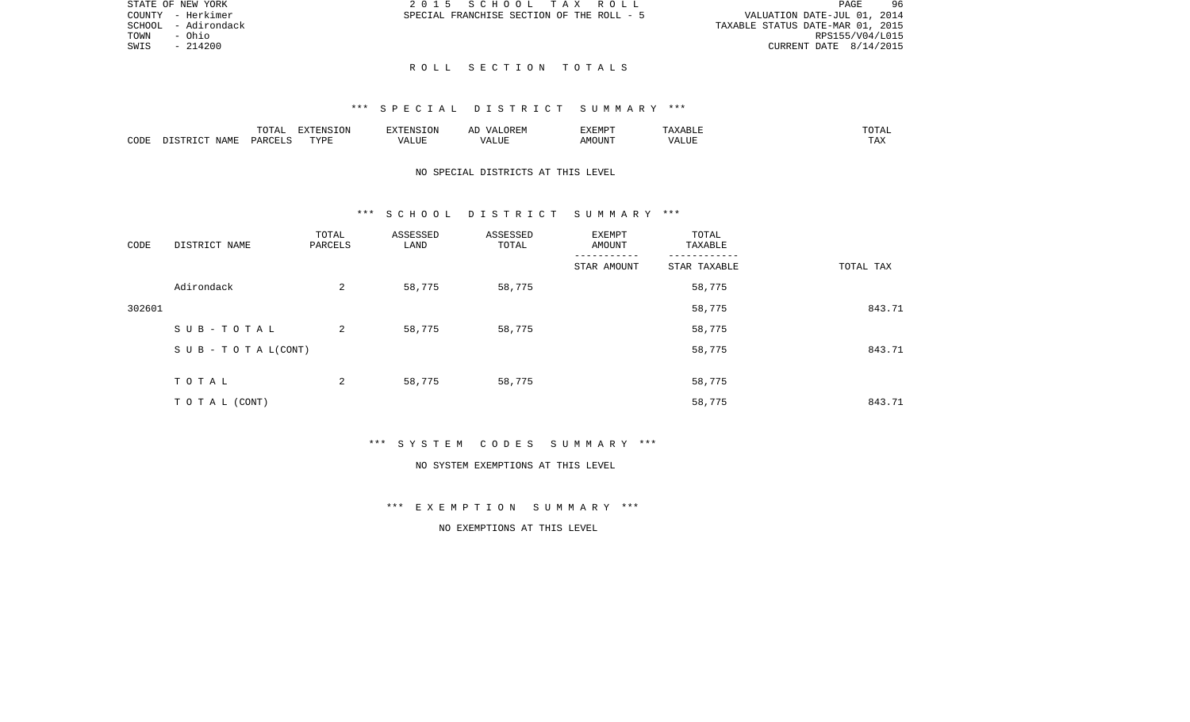STATE OF NEW YORK
COUNTY - Herkimer
SCHOOL - Adirondack
TOWN - Ohio
SWIS - 214200

2 0 1 5 S C H O O L T A X R O L L
SPECIAL FRANCHISE SECTION OF THE ROLL - 5

VALUATION DATE-JUL 01, 2014
TAXABLE STATUS DATE-MAR 01, 2015
RPS155/V04/L015
CURRENT DATE 8/14/2015

R O L L S E C T I O N T O T A L S

*** S P E C I A L D I S T R I C T S U M M A R Y ***

| CODE | DISTRICT NAME | TOTAL PARCELS | EXTENSION TYPE | EXTENSION VALUE | AD VALOREM VALUE | EXEMPT AMOUNT | TAXABLE VALUE | TOTAL TAX |
|---|---|---|---|---|---|---|---|---|

NO SPECIAL DISTRICTS AT THIS LEVEL

*** S C H O O L D I S T R I C T S U M M A R Y ***

| CODE | DISTRICT NAME | TOTAL PARCELS | ASSESSED LAND | ASSESSED TOTAL | EXEMPT AMOUNT / STAR AMOUNT | TOTAL TAXABLE / STAR TAXABLE | TOTAL TAX |
|---|---|---|---|---|---|---|---|
| | Adirondack | 2 | 58,775 | 58,775 | | 58,775 | |
| 302601 | | | | | | 58,775 | 843.71 |
| | S U B - T O T A L | 2 | 58,775 | 58,775 | | 58,775 | |
| | S U B - T O T A L(CONT) | | | | | 58,775 | 843.71 |
| | T O T A L | 2 | 58,775 | 58,775 | | 58,775 | |
| | T O T A L (CONT) | | | | | 58,775 | 843.71 |

*** S Y S T E M C O D E S S U M M A R Y ***

NO SYSTEM EXEMPTIONS AT THIS LEVEL

*** E X E M P T I O N S U M M A R Y ***

NO EXEMPTIONS AT THIS LEVEL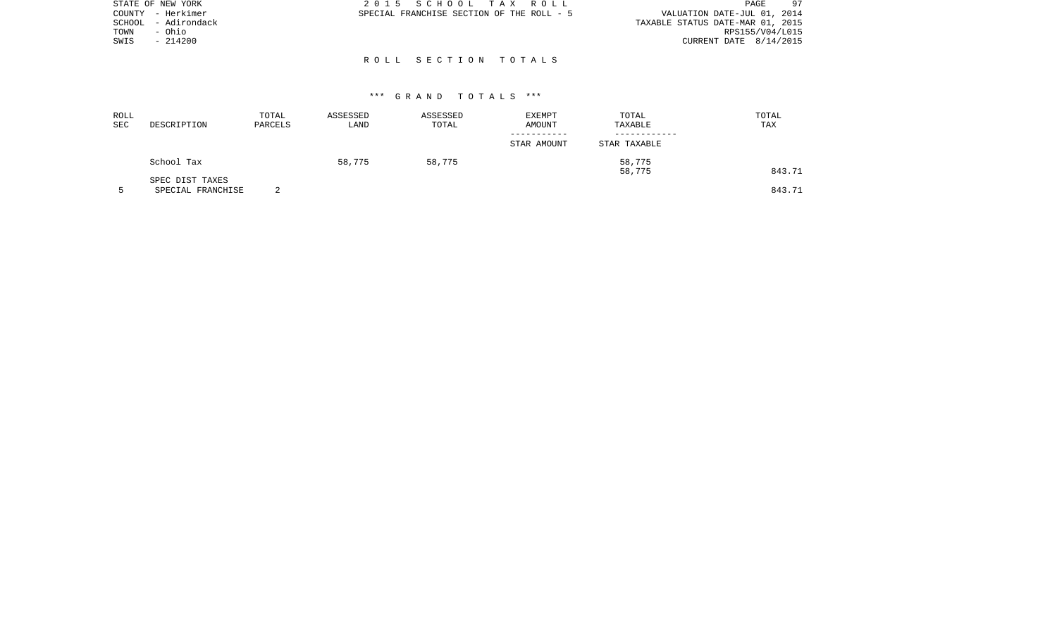STATE OF NEW YORK
COUNTY - Herkimer
SCHOOL - Adirondack
TOWN - Ohio
SWIS - 214200

2 0 1 5 S C H O O L T A X R O L L
SPECIAL FRANCHISE SECTION OF THE ROLL - 5

VALUATION DATE-JUL 01, 2014
TAXABLE STATUS DATE-MAR 01, 2015
RPS155/V04/L015
CURRENT DATE 8/14/2015

R O L L S E C T I O N T O T A L S

*** G R A N D T O T A L S ***

| ROLL SEC | DESCRIPTION | TOTAL PARCELS | ASSESSED LAND | ASSESSED TOTAL | EXEMPT AMOUNT / STAR AMOUNT | TOTAL TAXABLE / STAR TAXABLE | TOTAL TAX |
|---|---|---|---|---|---|---|---|
| | School Tax | | 58,775 | 58,775 | | 58,775 | |
| | | | | | | 58,775 | 843.71 |
| | SPEC DIST TAXES | | | | | | |
| 5 | SPECIAL FRANCHISE | 2 | | | | | 843.71 |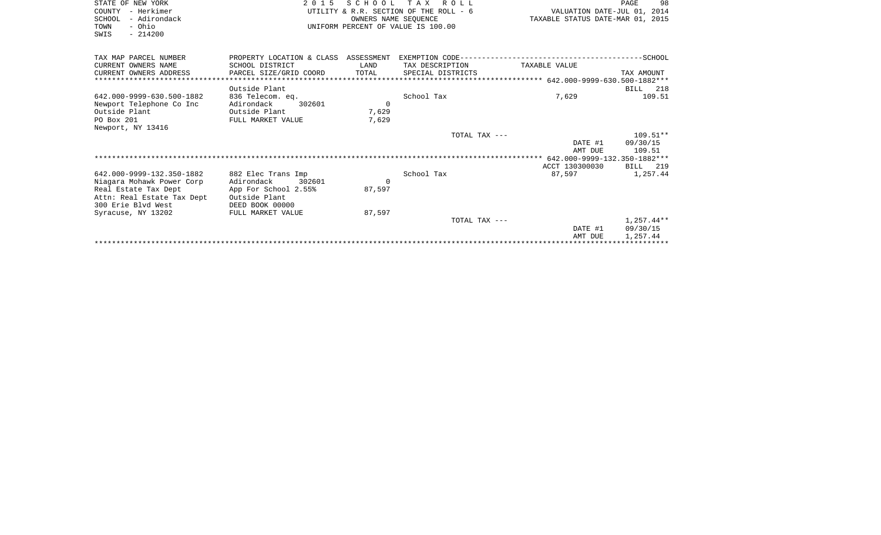STATE OF NEW YORK
COUNTY - Herkimer
SCHOOL - Adirondack
TOWN - Ohio
SWIS - 214200

2015 SCHOOL TAX ROLL
UTILITY & R.R. SECTION OF THE ROLL - 6
OWNERS NAME SEQUENCE
UNIFORM PERCENT OF VALUE IS 100.00

VALUATION DATE-JUL 01, 2014
TAXABLE STATUS DATE-MAR 01, 2015

| TAX MAP PARCEL NUMBER / CURRENT OWNERS NAME / CURRENT OWNERS ADDRESS | PROPERTY LOCATION & CLASS / SCHOOL DISTRICT / PARCEL SIZE/GRID COORD | ASSESSMENT LAND / TOTAL | EXEMPTION CODE / TAX DESCRIPTION / SPECIAL DISTRICTS | TAXABLE VALUE | TAX AMOUNT |
|---|---|---|---|---|---|
| **642.000-9999-630.500-1882** | | | | | BILL 218 |
| | Outside Plant | | | | |
| 642.000-9999-630.500-1882 | 836 Telecom. eq. | | School Tax | 7,629 | 109.51 |
| Newport Telephone Co Inc | Adirondack 302601 | 0 | | | |
| Outside Plant | Outside Plant | 7,629 | | | |
| PO Box 201 | FULL MARKET VALUE | 7,629 | | | |
| Newport, NY 13416 | | | | | |
| | | | TOTAL TAX --- | | 109.51** |
| | | | | DATE #1 | 09/30/15 |
| | | | | AMT DUE | 109.51 |
| **642.000-9999-132.350-1882** | | | | ACCT 130300030 | BILL 219 |
| 642.000-9999-132.350-1882 | 882 Elec Trans Imp | | School Tax | 87,597 | 1,257.44 |
| Niagara Mohawk Power Corp | Adirondack 302601 | 0 | | | |
| Real Estate Tax Dept | App For School 2.55% | 87,597 | | | |
| Attn: Real Estate Tax Dept | Outside Plant | | | | |
| 300 Erie Blvd West | DEED BOOK 00000 | | | | |
| Syracuse, NY 13202 | FULL MARKET VALUE | 87,597 | | | |
| | | | TOTAL TAX --- | | 1,257.44** |
| | | | | DATE #1 | 09/30/15 |
| | | | | AMT DUE | 1,257.44 |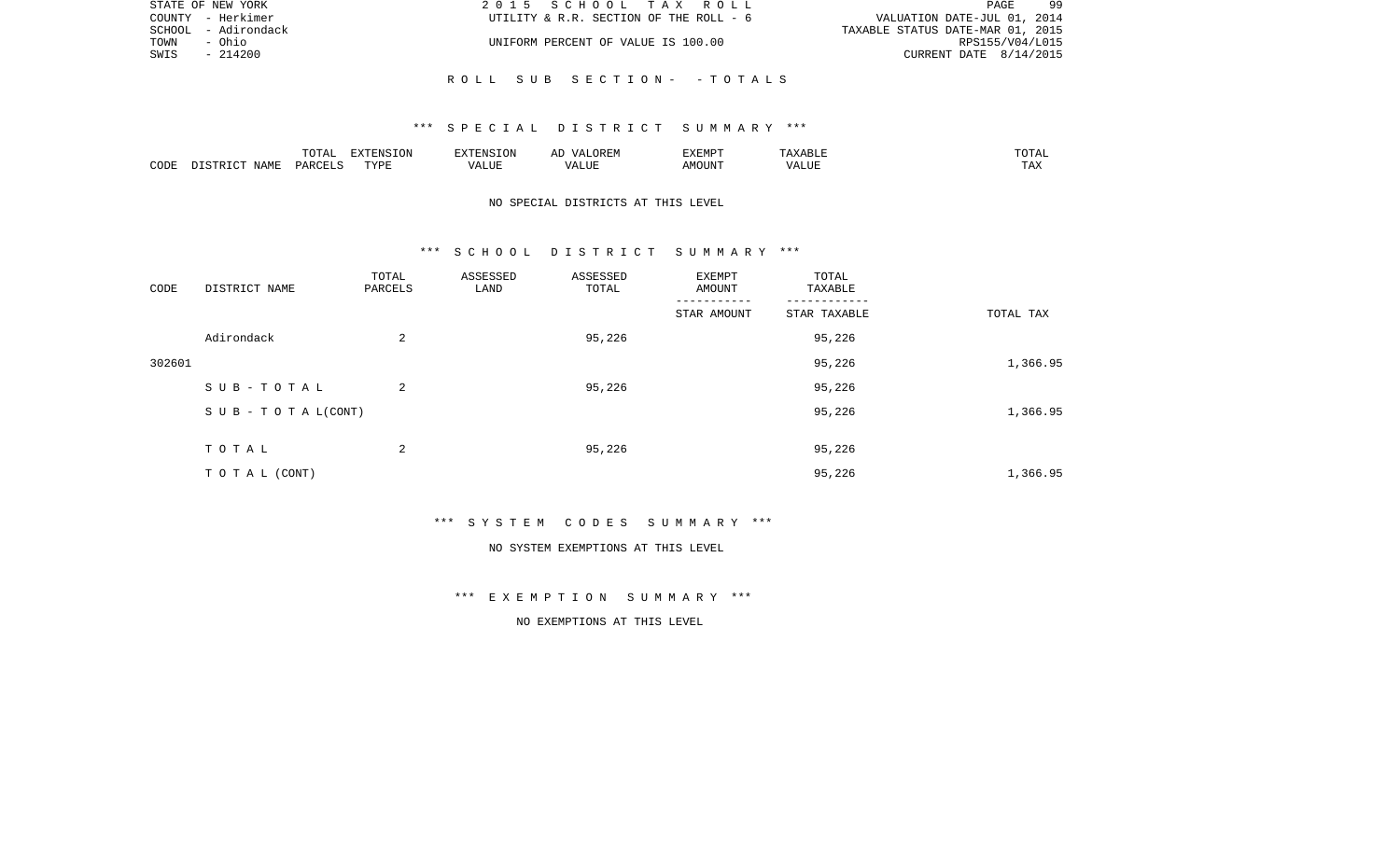STATE OF NEW YORK
COUNTY - Herkimer
SCHOOL - Adirondack
TOWN - Ohio
SWIS - 214200

2 0 1 5 S C H O O L T A X R O L L
UTILITY & R.R. SECTION OF THE ROLL - 6
UNIFORM PERCENT OF VALUE IS 100.00

VALUATION DATE-JUL 01, 2014
TAXABLE STATUS DATE-MAR 01, 2015
RPS155/V04/L015
CURRENT DATE 8/14/2015

R O L L S U B S E C T I O N - - T O T A L S

*** S P E C I A L D I S T R I C T S U M M A R Y ***

| CODE | DISTRICT NAME | TOTAL PARCELS | EXTENSION TYPE | EXTENSION VALUE | AD VALOREM VALUE | EXEMPT AMOUNT | TAXABLE VALUE | TOTAL TAX |
|---|---|---|---|---|---|---|---|---|

NO SPECIAL DISTRICTS AT THIS LEVEL

*** S C H O O L D I S T R I C T S U M M A R Y ***

| CODE | DISTRICT NAME | TOTAL PARCELS | ASSESSED LAND | ASSESSED TOTAL | EXEMPT AMOUNT / STAR AMOUNT | TOTAL TAXABLE / STAR TAXABLE | TOTAL TAX |
|---|---|---|---|---|---|---|---|
| | Adirondack | 2 | | 95,226 | | 95,226 | |
| 302601 | | | | | | 95,226 | 1,366.95 |
| | S U B - T O T A L | 2 | | 95,226 | | 95,226 | |
| | S U B - T O T A L(CONT) | | | | | 95,226 | 1,366.95 |
| | T O T A L | 2 | | 95,226 | | 95,226 | |
| | T O T A L (CONT) | | | | | 95,226 | 1,366.95 |

*** S Y S T E M C O D E S S U M M A R Y ***

NO SYSTEM EXEMPTIONS AT THIS LEVEL

*** E X E M P T I O N S U M M A R Y ***

NO EXEMPTIONS AT THIS LEVEL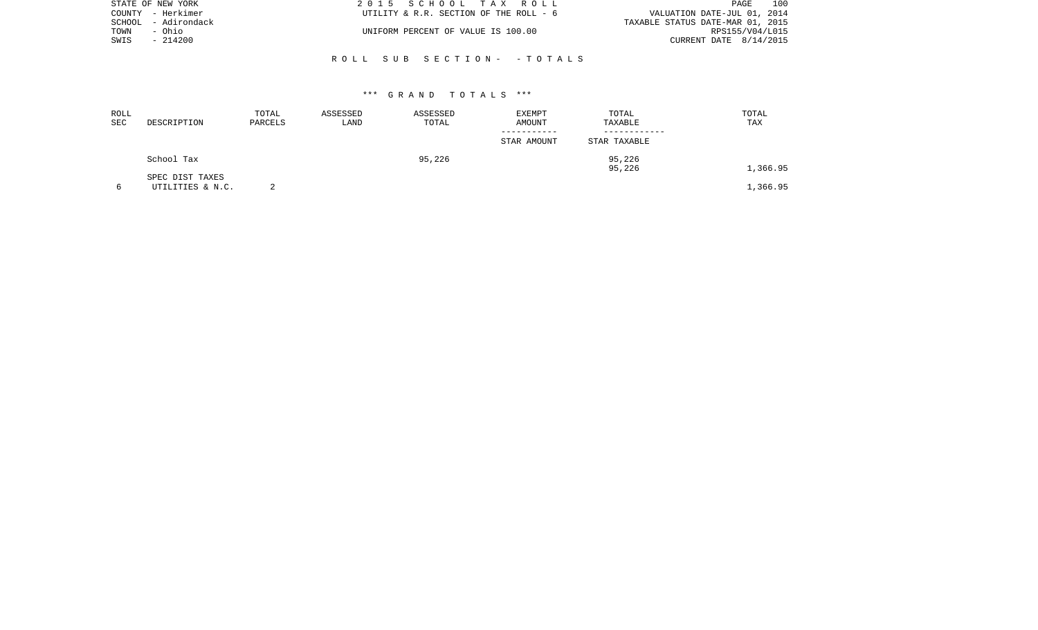STATE OF NEW YORK
COUNTY - Herkimer
SCHOOL - Adirondack
TOWN - Ohio
SWIS - 214200

2 0 1 5 S C H O O L T A X R O L L
UTILITY & R.R. SECTION OF THE ROLL - 6

UNIFORM PERCENT OF VALUE IS 100.00

VALUATION DATE-JUL 01, 2014
TAXABLE STATUS DATE-MAR 01, 2015
RPS155/V04/L015
CURRENT DATE 8/14/2015

R O L L S U B S E C T I O N - - T O T A L S

*** G R A N D T O T A L S ***

| ROLL SEC | DESCRIPTION | TOTAL PARCELS | ASSESSED LAND | ASSESSED TOTAL | EXEMPT AMOUNT / STAR AMOUNT | TOTAL TAXABLE / STAR TAXABLE | TOTAL TAX |
|---|---|---|---|---|---|---|---|
| | School Tax | | | 95,226 | | 95,226 | |
| | | | | | | 95,226 | 1,366.95 |
| | SPEC DIST TAXES | | | | | | |
| 6 | UTILITIES & N.C. | 2 | | | | | 1,366.95 |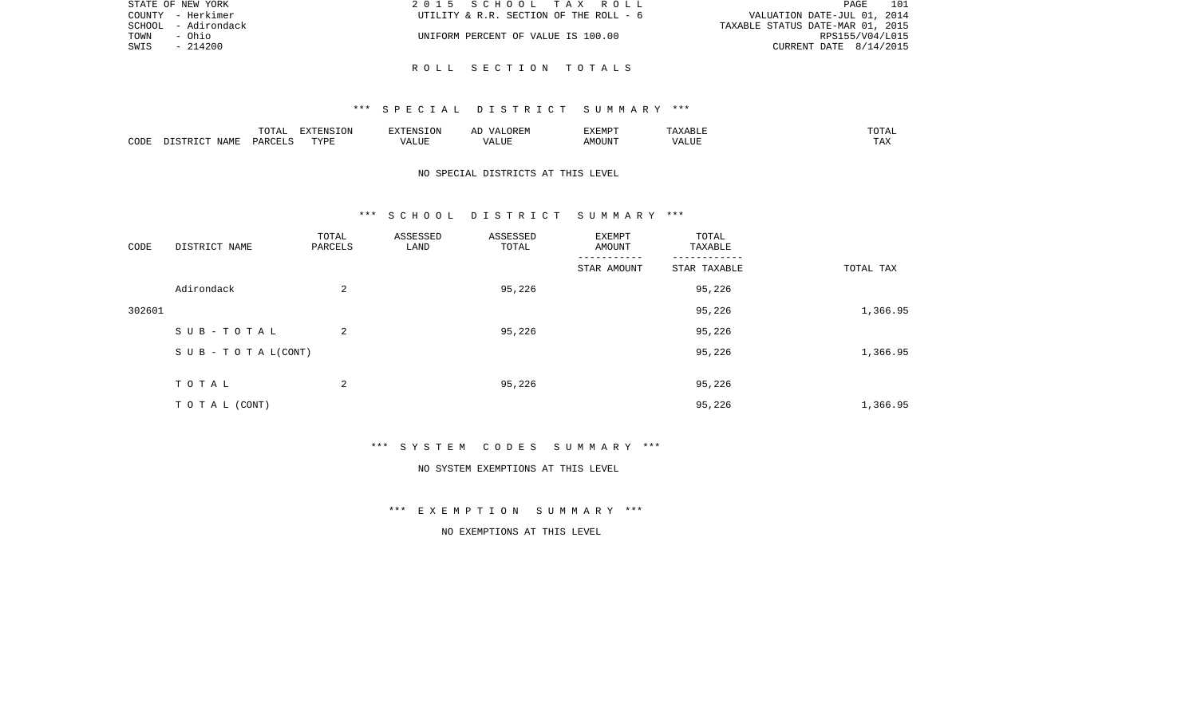STATE OF NEW YORK
COUNTY - Herkimer
SCHOOL - Adirondack
TOWN - Ohio
SWIS - 214200

2 0 1 5 S C H O O L T A X R O L L
UTILITY & R.R. SECTION OF THE ROLL - 6
UNIFORM PERCENT OF VALUE IS 100.00

VALUATION DATE-JUL 01, 2014
TAXABLE STATUS DATE-MAR 01, 2015
RPS155/V04/L015
CURRENT DATE 8/14/2015

R O L L S E C T I O N T O T A L S

*** S P E C I A L D I S T R I C T S U M M A R Y ***

| CODE | DISTRICT NAME | TOTAL PARCELS | EXTENSION TYPE | EXTENSION VALUE | AD VALOREM VALUE | EXEMPT AMOUNT | TAXABLE VALUE | TOTAL TAX |
|---|---|---|---|---|---|---|---|---|

NO SPECIAL DISTRICTS AT THIS LEVEL

*** S C H O O L D I S T R I C T S U M M A R Y ***

| CODE | DISTRICT NAME | TOTAL PARCELS | ASSESSED LAND | ASSESSED TOTAL | EXEMPT AMOUNT / STAR AMOUNT | TOTAL TAXABLE / STAR TAXABLE | TOTAL TAX |
|---|---|---|---|---|---|---|---|
| | Adirondack | 2 | | 95,226 | | 95,226 | |
| 302601 | | | | | | 95,226 | 1,366.95 |
| | S U B - T O T A L | 2 | | 95,226 | | 95,226 | |
| | S U B - T O T A L(CONT) | | | | | 95,226 | 1,366.95 |
| | T O T A L | 2 | | 95,226 | | 95,226 | |
| | T O T A L (CONT) | | | | | 95,226 | 1,366.95 |

*** S Y S T E M C O D E S S U M M A R Y ***

NO SYSTEM EXEMPTIONS AT THIS LEVEL

*** E X E M P T I O N S U M M A R Y ***

NO EXEMPTIONS AT THIS LEVEL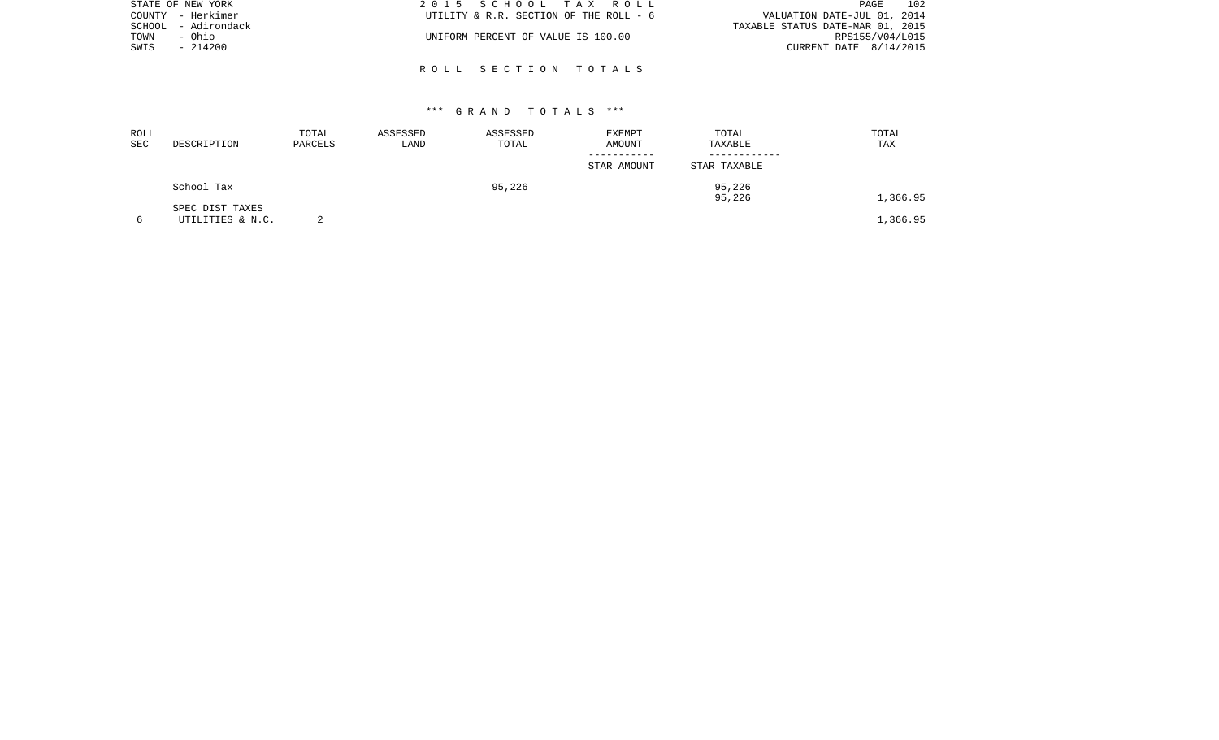STATE OF NEW YORK
COUNTY - Herkimer
SCHOOL - Adirondack
TOWN - Ohio
SWIS - 214200

2 0 1 5 S C H O O L T A X R O L L
UTILITY & R.R. SECTION OF THE ROLL - 6
UNIFORM PERCENT OF VALUE IS 100.00

VALUATION DATE-JUL 01, 2014
TAXABLE STATUS DATE-MAR 01, 2015
RPS155/V04/L015
CURRENT DATE 8/14/2015

## R O L L S E C T I O N T O T A L S

### \*\*\* G R A N D T O T A L S \*\*\*

| ROLL SEC | DESCRIPTION | TOTAL PARCELS | ASSESSED LAND | ASSESSED TOTAL | EXEMPT AMOUNT / STAR AMOUNT | TOTAL TAXABLE / STAR TAXABLE | TOTAL TAX |
|---|---|---|---|---|---|---|---|
| | School Tax | | | 95,226 | | 95,226 | |
| | | | | | | 95,226 | 1,366.95 |
| | SPEC DIST TAXES | | | | | | |
| 6 | UTILITIES & N.C. | 2 | | | | | 1,366.95 |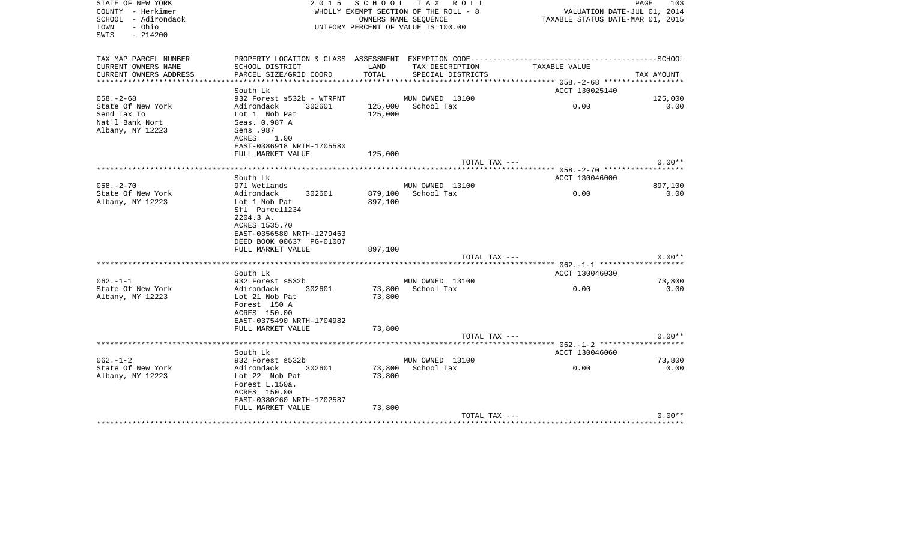STATE OF NEW YORK
COUNTY - Herkimer
SCHOOL - Adirondack
TOWN - Ohio
SWIS - 214200

2015 SCHOOL TAX ROLL
WHOLLY EXEMPT SECTION OF THE ROLL - 8
OWNERS NAME SEQUENCE
UNIFORM PERCENT OF VALUE IS 100.00

VALUATION DATE-JUL 01, 2014
TAXABLE STATUS DATE-MAR 01, 2015

| TAX MAP PARCEL NUMBER / CURRENT OWNERS NAME / CURRENT OWNERS ADDRESS | PROPERTY LOCATION & CLASS / SCHOOL DISTRICT / PARCEL SIZE/GRID COORD | ASSESSMENT LAND / TOTAL | EXEMPTION CODE / TAX DESCRIPTION / SPECIAL DISTRICTS | TAXABLE VALUE | SCHOOL / TAX AMOUNT |
|---|---|---|---|---|---|
| 058.-2-68 | South Lk | | | ACCT 130025140 | |
| | 932 Forest s532b - WTRFNT | | MUN OWNED 13100 | | 125,000 |
| State Of New York | Adirondack 302601 | 125,000 | School Tax | 0.00 | 0.00 |
| Send Tax To | Lot 1 Nob Pat | 125,000 | | | |
| Nat'l Bank Nort | Seas. 0.987 A | | | | |
| Albany, NY 12223 | Sens .987 | | | | |
| | ACRES 1.00 | | | | |
| | EAST-0386918 NRTH-1705580 | | | | |
| | FULL MARKET VALUE | 125,000 | | | |
| | | | TOTAL TAX --- | | 0.00** |
| 058.-2-70 | South Lk | | | ACCT 130046000 | |
| | 971 Wetlands | | MUN OWNED 13100 | | 897,100 |
| State Of New York | Adirondack 302601 | 879,100 | School Tax | 0.00 | 0.00 |
| Albany, NY 12223 | Lot 1 Nob Pat | 897,100 | | | |
| | Sfl Parcel1234 | | | | |
| | 2204.3 A. | | | | |
| | ACRES 1535.70 | | | | |
| | EAST-0356580 NRTH-1279463 | | | | |
| | DEED BOOK 00637 PG-01007 | | | | |
| | FULL MARKET VALUE | 897,100 | | | |
| | | | TOTAL TAX --- | | 0.00** |
| 062.-1-1 | South Lk | | | ACCT 130046030 | |
| | 932 Forest s532b | | MUN OWNED 13100 | | 73,800 |
| State Of New York | Adirondack 302601 | 73,800 | School Tax | 0.00 | 0.00 |
| Albany, NY 12223 | Lot 21 Nob Pat | 73,800 | | | |
| | Forest 150 A | | | | |
| | ACRES 150.00 | | | | |
| | EAST-0375490 NRTH-1704982 | | | | |
| | FULL MARKET VALUE | 73,800 | | | |
| | | | TOTAL TAX --- | | 0.00** |
| 062.-1-2 | South Lk | | | ACCT 130046060 | |
| | 932 Forest s532b | | MUN OWNED 13100 | | 73,800 |
| State Of New York | Adirondack 302601 | 73,800 | School Tax | 0.00 | 0.00 |
| Albany, NY 12223 | Lot 22 Nob Pat | 73,800 | | | |
| | Forest L.150a. | | | | |
| | ACRES 150.00 | | | | |
| | EAST-0380260 NRTH-1702587 | | | | |
| | FULL MARKET VALUE | 73,800 | | | |
| | | | TOTAL TAX --- | | 0.00** |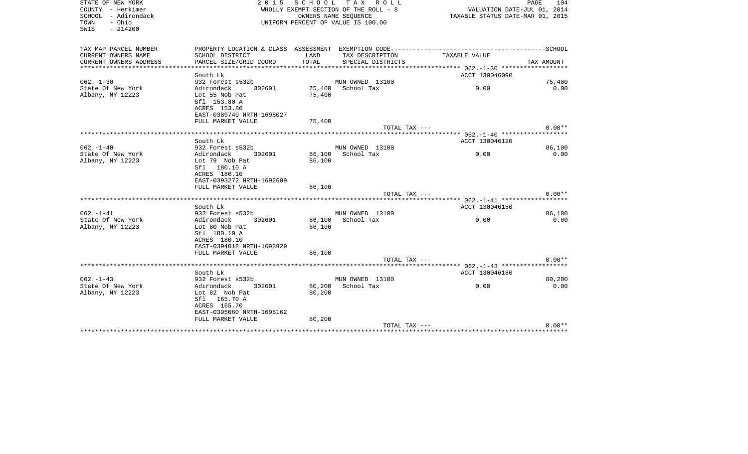STATE OF NEW YORK
COUNTY - Herkimer
SCHOOL - Adirondack
TOWN - Ohio
SWIS - 214200

2 0 1 5 S C H O O L T A X R O L L
WHOLLY EXEMPT SECTION OF THE ROLL - 8
OWNERS NAME SEQUENCE
UNIFORM PERCENT OF VALUE IS 100.00

VALUATION DATE-JUL 01, 2014
TAXABLE STATUS DATE-MAR 01, 2015

| TAX MAP PARCEL NUMBER / CURRENT OWNERS NAME / CURRENT OWNERS ADDRESS | PROPERTY LOCATION & CLASS / SCHOOL DISTRICT / PARCEL SIZE/GRID COORD | ASSESSMENT LAND / TOTAL | EXEMPTION CODE / TAX DESCRIPTION / SPECIAL DISTRICTS | TAXABLE VALUE | TAX AMOUNT (SCHOOL) |
|---|---|---|---|---|---|
| 062.-1-30 | South Lk | | | ACCT 130046090 | |
| State Of New York | 932 Forest s532b | | MUN OWNED 13100 | | 75,400 |
| Albany, NY 12223 | Adirondack 302601 | 75,400 | School Tax | 0.00 | 0.00 |
| | Lot 55 Nob Pat | 75,400 | | | |
| | Sfl 153.80 A | | | | |
| | ACRES 153.80 | | | | |
| | EAST-0389740 NRTH-1698027 | | | | |
| | FULL MARKET VALUE | 75,400 | | | |
| | | | TOTAL TAX --- | | 0.00** |
| 062.-1-40 | South Lk | | | ACCT 130046120 | |
| State Of New York | 932 Forest s532b | | MUN OWNED 13100 | | 86,100 |
| Albany, NY 12223 | Adirondack 302601 | 86,100 | School Tax | 0.00 | 0.00 |
| | Lot 79 Nob Pat | 86,100 | | | |
| | Sfl 180.10 A | | | | |
| | ACRES 180.10 | | | | |
| | EAST-0393272 NRTH-1692609 | | | | |
| | FULL MARKET VALUE | 86,100 | | | |
| | | | TOTAL TAX --- | | 0.00** |
| 062.-1-41 | South Lk | | | ACCT 130046150 | |
| State Of New York | 932 Forest s532b | | MUN OWNED 13100 | | 86,100 |
| Albany, NY 12223 | Adirondack 302601 | 86,100 | School Tax | 0.00 | 0.00 |
| | Lot 80 Nob Pat | 86,100 | | | |
| | Sfl 180.10 A | | | | |
| | ACRES 180.10 | | | | |
| | EAST-0394018 NRTH-1693929 | | | | |
| | FULL MARKET VALUE | 86,100 | | | |
| | | | TOTAL TAX --- | | 0.00** |
| 062.-1-43 | South Lk | | | ACCT 130046180 | |
| State Of New York | 932 Forest s532b | | MUN OWNED 13100 | | 80,200 |
| Albany, NY 12223 | Adirondack 302601 | 80,200 | School Tax | 0.00 | 0.00 |
| | Lot 82 Nob Pat | 80,200 | | | |
| | Sfl 165.70 A | | | | |
| | ACRES 165.70 | | | | |
| | EAST-0395060 NRTH-1696162 | | | | |
| | FULL MARKET VALUE | 80,200 | | | |
| | | | TOTAL TAX --- | | 0.00** |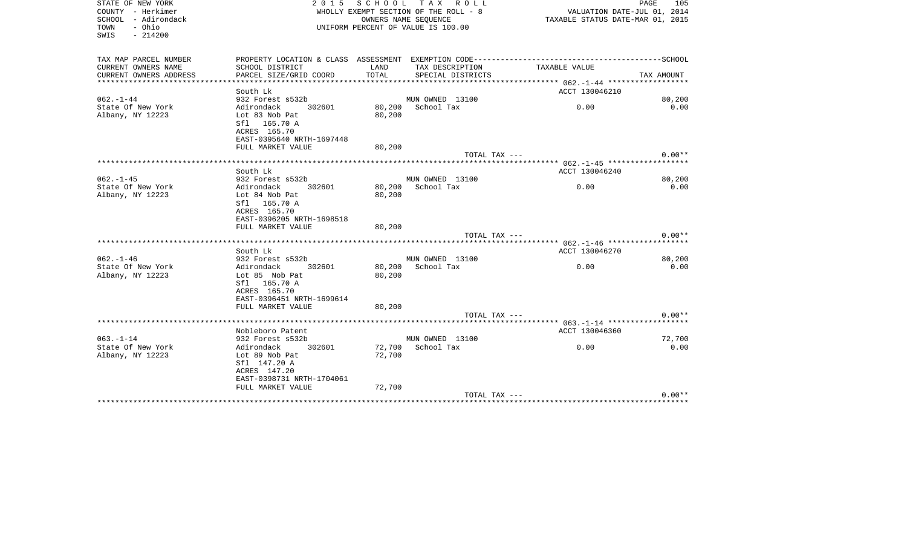STATE OF NEW YORK
COUNTY - Herkimer
SCHOOL - Adirondack
TOWN - Ohio
SWIS - 214200

2 0 1 5 S C H O O L T A X R O L L
WHOLLY EXEMPT SECTION OF THE ROLL - 8
OWNERS NAME SEQUENCE
UNIFORM PERCENT OF VALUE IS 100.00

VALUATION DATE-JUL 01, 2014
TAXABLE STATUS DATE-MAR 01, 2015

| TAX MAP PARCEL NUMBER / CURRENT OWNERS NAME / CURRENT OWNERS ADDRESS | PROPERTY LOCATION & CLASS / SCHOOL DISTRICT / PARCEL SIZE/GRID COORD | ASSESSMENT LAND / TOTAL | EXEMPTION CODE / TAX DESCRIPTION / SPECIAL DISTRICTS | TAXABLE VALUE | SCHOOL / TAX AMOUNT |
|---|---|---|---|---|---|
| 062.-1-44 | South Lk | | | ACCT 130046210 | |
| | 932 Forest s532b | | MUN OWNED 13100 | | 80,200 |
| State Of New York | Adirondack 302601 | 80,200 | School Tax | 0.00 | 0.00 |
| Albany, NY 12223 | Lot 83 Nob Pat | 80,200 | | | |
| | Sfl 165.70 A | | | | |
| | ACRES 165.70 | | | | |
| | EAST-0395640 NRTH-1697448 | | | | |
| | FULL MARKET VALUE | 80,200 | | | |
| | | | TOTAL TAX --- | | 0.00** |
| 062.-1-45 | South Lk | | | ACCT 130046240 | |
| | 932 Forest s532b | | MUN OWNED 13100 | | 80,200 |
| State Of New York | Adirondack 302601 | 80,200 | School Tax | 0.00 | 0.00 |
| Albany, NY 12223 | Lot 84 Nob Pat | 80,200 | | | |
| | Sfl 165.70 A | | | | |
| | ACRES 165.70 | | | | |
| | EAST-0396205 NRTH-1698518 | | | | |
| | FULL MARKET VALUE | 80,200 | | | |
| | | | TOTAL TAX --- | | 0.00** |
| 062.-1-46 | South Lk | | | ACCT 130046270 | |
| | 932 Forest s532b | | MUN OWNED 13100 | | 80,200 |
| State Of New York | Adirondack 302601 | 80,200 | School Tax | 0.00 | 0.00 |
| Albany, NY 12223 | Lot 85 Nob Pat | 80,200 | | | |
| | Sfl 165.70 A | | | | |
| | ACRES 165.70 | | | | |
| | EAST-0396451 NRTH-1699614 | | | | |
| | FULL MARKET VALUE | 80,200 | | | |
| | | | TOTAL TAX --- | | 0.00** |
| 063.-1-14 | Nobleboro Patent | | | ACCT 130046360 | |
| | 932 Forest s532b | | MUN OWNED 13100 | | 72,700 |
| State Of New York | Adirondack 302601 | 72,700 | School Tax | 0.00 | 0.00 |
| Albany, NY 12223 | Lot 89 Nob Pat | 72,700 | | | |
| | Sfl 147.20 A | | | | |
| | ACRES 147.20 | | | | |
| | EAST-0398731 NRTH-1704061 | | | | |
| | FULL MARKET VALUE | 72,700 | | | |
| | | | TOTAL TAX --- | | 0.00** |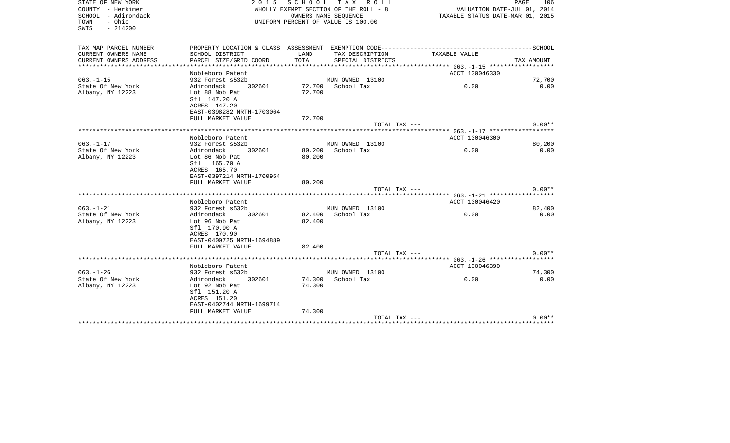STATE OF NEW YORK
COUNTY - Herkimer
SCHOOL - Adirondack
TOWN - Ohio
SWIS - 214200

2 0 1 5 S C H O O L T A X R O L L
WHOLLY EXEMPT SECTION OF THE ROLL - 8
OWNERS NAME SEQUENCE
UNIFORM PERCENT OF VALUE IS 100.00

VALUATION DATE-JUL 01, 2014
TAXABLE STATUS DATE-MAR 01, 2015

| TAX MAP PARCEL NUMBER / CURRENT OWNERS NAME / CURRENT OWNERS ADDRESS | PROPERTY LOCATION & CLASS / SCHOOL DISTRICT / PARCEL SIZE/GRID COORD | ASSESSMENT LAND / TOTAL | EXEMPTION CODE / TAX DESCRIPTION / SPECIAL DISTRICTS | TAXABLE VALUE | SCHOOL TAX AMOUNT |
|---|---|---|---|---|---|
| 063.-1-15 | Nobleboro Patent | | | ACCT 130046330 | |
| | 932 Forest s532b | | MUN OWNED 13100 | | 72,700 |
| State Of New York | Adirondack 302601 | 72,700 | School Tax | 0.00 | 0.00 |
| Albany, NY 12223 | Lot 88 Nob Pat | 72,700 | | | |
| | Sfl 147.20 A | | | | |
| | ACRES 147.20 | | | | |
| | EAST-0398282 NRTH-1703064 | | | | |
| | FULL MARKET VALUE | 72,700 | | | |
| | | | TOTAL TAX --- | | 0.00** |
| 063.-1-17 | Nobleboro Patent | | | ACCT 130046300 | |
| | 932 Forest s532b | | MUN OWNED 13100 | | 80,200 |
| State Of New York | Adirondack 302601 | 80,200 | School Tax | 0.00 | 0.00 |
| Albany, NY 12223 | Lot 86 Nob Pat | 80,200 | | | |
| | Sfl 165.70 A | | | | |
| | ACRES 165.70 | | | | |
| | EAST-0397214 NRTH-1700954 | | | | |
| | FULL MARKET VALUE | 80,200 | | | |
| | | | TOTAL TAX --- | | 0.00** |
| 063.-1-21 | Nobleboro Patent | | | ACCT 130046420 | |
| | 932 Forest s532b | | MUN OWNED 13100 | | 82,400 |
| State Of New York | Adirondack 302601 | 82,400 | School Tax | 0.00 | 0.00 |
| Albany, NY 12223 | Lot 96 Nob Pat | 82,400 | | | |
| | Sfl 170.90 A | | | | |
| | ACRES 170.90 | | | | |
| | EAST-0400725 NRTH-1694889 | | | | |
| | FULL MARKET VALUE | 82,400 | | | |
| | | | TOTAL TAX --- | | 0.00** |
| 063.-1-26 | Nobleboro Patent | | | ACCT 130046390 | |
| | 932 Forest s532b | | MUN OWNED 13100 | | 74,300 |
| State Of New York | Adirondack 302601 | 74,300 | School Tax | 0.00 | 0.00 |
| Albany, NY 12223 | Lot 92 Nob Pat | 74,300 | | | |
| | Sfl 151.20 A | | | | |
| | ACRES 151.20 | | | | |
| | EAST-0402744 NRTH-1699714 | | | | |
| | FULL MARKET VALUE | 74,300 | | | |
| | | | TOTAL TAX --- | | 0.00** |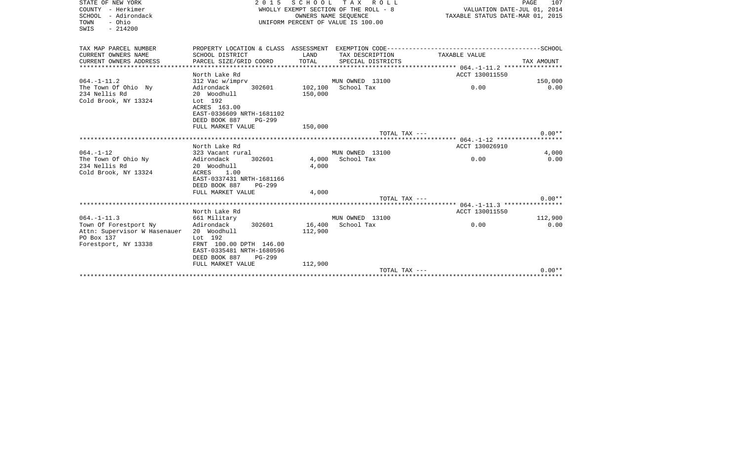STATE OF NEW YORK
COUNTY - Herkimer
SCHOOL - Adirondack
TOWN - Ohio
SWIS - 214200

2 0 1 5 S C H O O L T A X R O L L
WHOLLY EXEMPT SECTION OF THE ROLL - 8
OWNERS NAME SEQUENCE
UNIFORM PERCENT OF VALUE IS 100.00

VALUATION DATE-JUL 01, 2014
TAXABLE STATUS DATE-MAR 01, 2015

| TAX MAP PARCEL NUMBER / CURRENT OWNERS NAME / CURRENT OWNERS ADDRESS | PROPERTY LOCATION & CLASS / SCHOOL DISTRICT / PARCEL SIZE/GRID COORD | ASSESSMENT LAND / TOTAL | EXEMPTION CODE / TAX DESCRIPTION / SPECIAL DISTRICTS | TAXABLE VALUE | SCHOOL / TAX AMOUNT |
|---|---|---|---|---|---|
| 064.-1-11.2 | North Lake Rd | | | ACCT 130011550 | |
| 064.-1-11.2 | 312 Vac w/imprv | | MUN OWNED 13100 | | 150,000 |
| The Town Of Ohio Ny | Adirondack 302601 | 102,100 | School Tax | 0.00 | 0.00 |
| 234 Nellis Rd | 20 Woodhull | 150,000 | | | |
| Cold Brook, NY 13324 | Lot 192 | | | | |
| | ACRES 163.00 | | | | |
| | EAST-0336609 NRTH-1681102 | | | | |
| | DEED BOOK 887 PG-299 | | | | |
| | FULL MARKET VALUE | 150,000 | | | |
| | | | TOTAL TAX --- | | 0.00** |
| 064.-1-12 | North Lake Rd | | | ACCT 130026910 | |
| 064.-1-12 | 323 Vacant rural | | MUN OWNED 13100 | | 4,000 |
| The Town Of Ohio Ny | Adirondack 302601 | 4,000 | School Tax | 0.00 | 0.00 |
| 234 Nellis Rd | 20 Woodhull | 4,000 | | | |
| Cold Brook, NY 13324 | ACRES 1.00 | | | | |
| | EAST-0337431 NRTH-1681166 | | | | |
| | DEED BOOK 887 PG-299 | | | | |
| | FULL MARKET VALUE | 4,000 | | | |
| | | | TOTAL TAX --- | | 0.00** |
| 064.-1-11.3 | North Lake Rd | | | ACCT 130011550 | |
| 064.-1-11.3 | 661 Military | | MUN OWNED 13100 | | 112,900 |
| Town Of Forestport Ny | Adirondack 302601 | 16,400 | School Tax | 0.00 | 0.00 |
| Attn: Supervisor W Hasenauer | 20 Woodhull | 112,900 | | | |
| PO Box 137 | Lot 192 | | | | |
| Forestport, NY 13338 | FRNT 100.00 DPTH 146.00 | | | | |
| | EAST-0335481 NRTH-1680596 | | | | |
| | DEED BOOK 887 PG-299 | | | | |
| | FULL MARKET VALUE | 112,900 | | | |
| | | | TOTAL TAX --- | | 0.00** |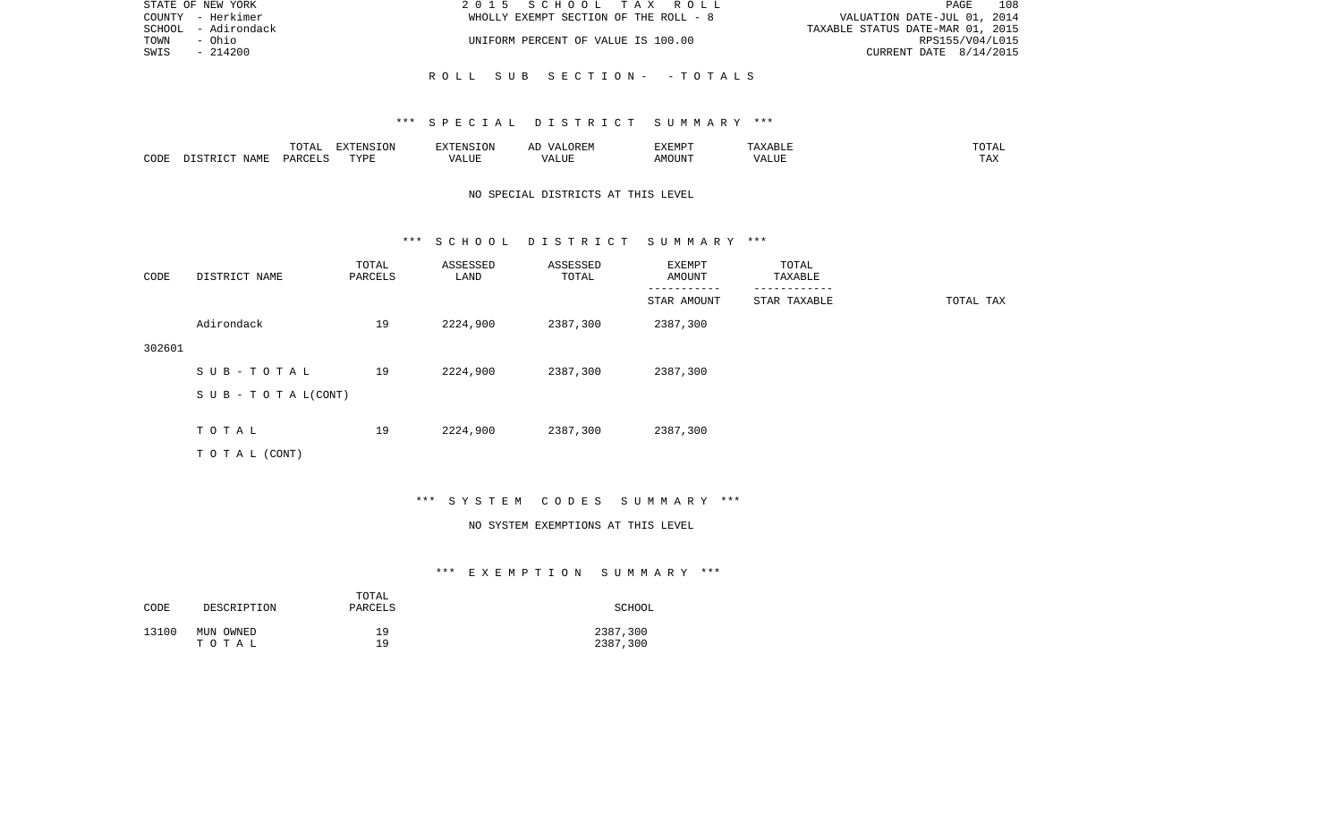ROLL SUB SECTION- - TOTALS

*** SPECIAL DISTRICT SUMMARY ***

| CODE | DISTRICT NAME | TOTAL PARCELS | EXTENSION TYPE | EXTENSION VALUE | AD VALOREM VALUE | EXEMPT AMOUNT | TAXABLE VALUE | TOTAL TAX |
|---|---|---|---|---|---|---|---|---|

NO SPECIAL DISTRICTS AT THIS LEVEL

*** SCHOOL DISTRICT SUMMARY ***

| CODE | DISTRICT NAME | TOTAL PARCELS | ASSESSED LAND | ASSESSED TOTAL | EXEMPT AMOUNT / STAR AMOUNT | TOTAL TAXABLE / STAR TAXABLE | TOTAL TAX |
|---|---|---|---|---|---|---|---|
| 302601 | Adirondack | 19 | 2224,900 | 2387,300 | 2387,300 | | |
| | SUB-TOTAL | 19 | 2224,900 | 2387,300 | 2387,300 | | |
| | SUB-TOTAL(CONT) | | | | | | |
| | TOTAL | 19 | 2224,900 | 2387,300 | 2387,300 | | |
| | TOTAL (CONT) | | | | | | |

*** SYSTEM CODES SUMMARY ***

NO SYSTEM EXEMPTIONS AT THIS LEVEL

*** EXEMPTION SUMMARY ***

| CODE | DESCRIPTION | TOTAL PARCELS | SCHOOL |
|---|---|---|---|
| 13100 | MUN OWNED | 19 | 2387,300 |
| | TOTAL | 19 | 2387,300 |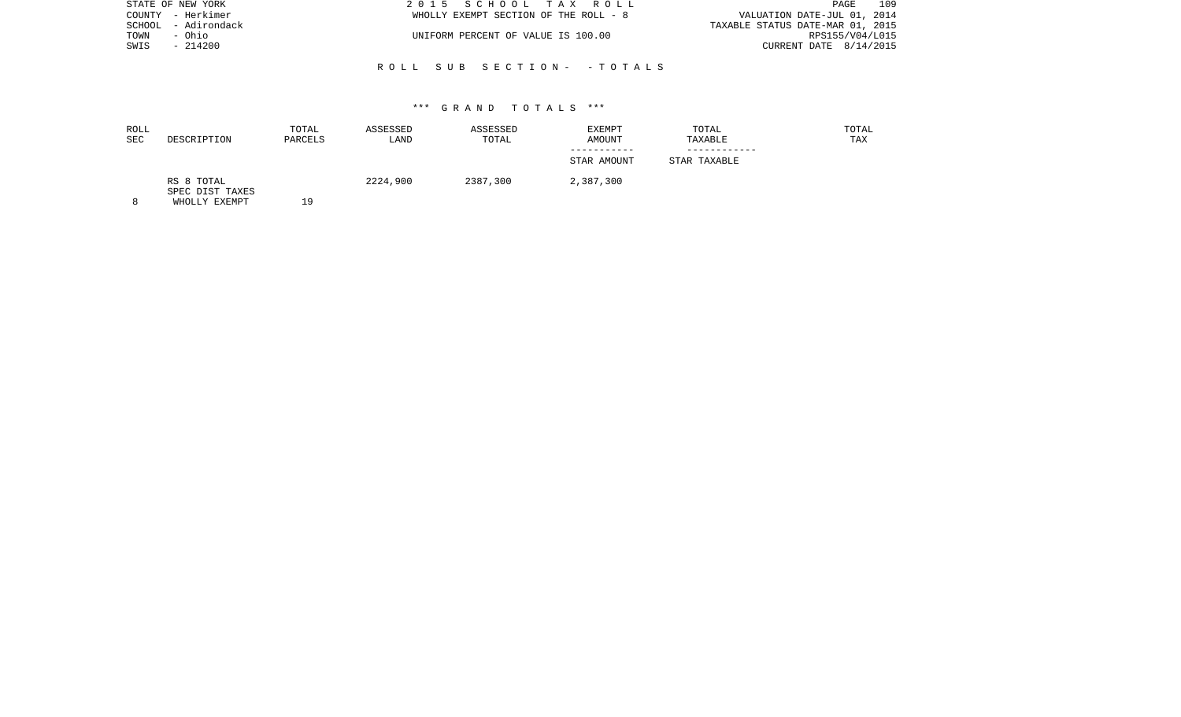STATE OF NEW YORK
COUNTY - Herkimer
SCHOOL - Adirondack
TOWN - Ohio
SWIS - 214200

2 0 1 5 S C H O O L T A X R O L L
WHOLLY EXEMPT SECTION OF THE ROLL - 8

UNIFORM PERCENT OF VALUE IS 100.00

VALUATION DATE-JUL 01, 2014
TAXABLE STATUS DATE-MAR 01, 2015
RPS155/V04/L015
CURRENT DATE 8/14/2015

R O L L S U B S E C T I O N - - T O T A L S

*** G R A N D T O T A L S ***

| ROLL SEC | DESCRIPTION | TOTAL PARCELS | ASSESSED LAND | ASSESSED TOTAL | EXEMPT AMOUNT / STAR AMOUNT | TOTAL TAXABLE / STAR TAXABLE | TOTAL TAX |
|---|---|---|---|---|---|---|---|
| 8 | RS 8 TOTAL SPEC DIST TAXES WHOLLY EXEMPT | 19 | 2224,900 | 2387,300 | 2,387,300 | | |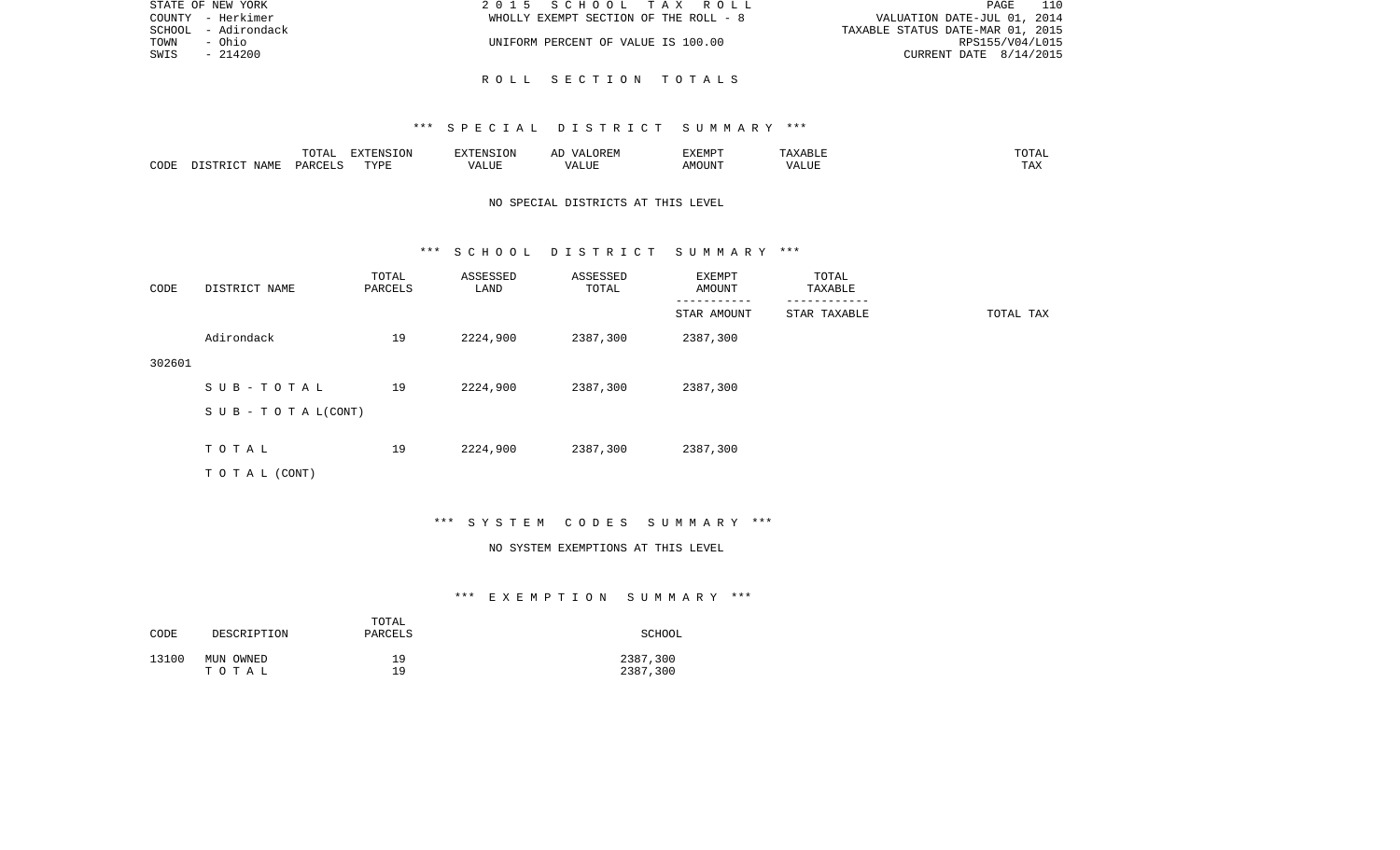STATE OF NEW YORK
COUNTY - Herkimer
SCHOOL - Adirondack
TOWN - Ohio
SWIS - 214200

2 0 1 5 S C H O O L T A X R O L L
WHOLLY EXEMPT SECTION OF THE ROLL - 8
UNIFORM PERCENT OF VALUE IS 100.00

VALUATION DATE-JUL 01, 2014
TAXABLE STATUS DATE-MAR 01, 2015
RPS155/V04/L015
CURRENT DATE 8/14/2015

R O L L S E C T I O N T O T A L S

*** S P E C I A L D I S T R I C T S U M M A R Y ***

| CODE | DISTRICT NAME | TOTAL PARCELS | EXTENSION TYPE | EXTENSION VALUE | AD VALOREM VALUE | EXEMPT AMOUNT | TAXABLE VALUE | TOTAL TAX |
|---|---|---|---|---|---|---|---|---|

NO SPECIAL DISTRICTS AT THIS LEVEL

*** S C H O O L D I S T R I C T S U M M A R Y ***

| CODE | DISTRICT NAME | TOTAL PARCELS | ASSESSED LAND | ASSESSED TOTAL | EXEMPT AMOUNT / STAR AMOUNT | TOTAL TAXABLE / STAR TAXABLE | TOTAL TAX |
|---|---|---|---|---|---|---|---|
| 302601 | Adirondack | 19 | 2224,900 | 2387,300 | 2387,300 | | |
| | S U B - T O T A L | 19 | 2224,900 | 2387,300 | 2387,300 | | |
| | S U B - T O T A L(CONT) | | | | | | |
| | T O T A L | 19 | 2224,900 | 2387,300 | 2387,300 | | |
| | T O T A L (CONT) | | | | | | |

*** S Y S T E M C O D E S S U M M A R Y ***

NO SYSTEM EXEMPTIONS AT THIS LEVEL

*** E X E M P T I O N S U M M A R Y ***

| CODE | DESCRIPTION | TOTAL PARCELS | SCHOOL |
|---|---|---|---|
| 13100 | MUN OWNED | 19 | 2387,300 |
| | T O T A L | 19 | 2387,300 |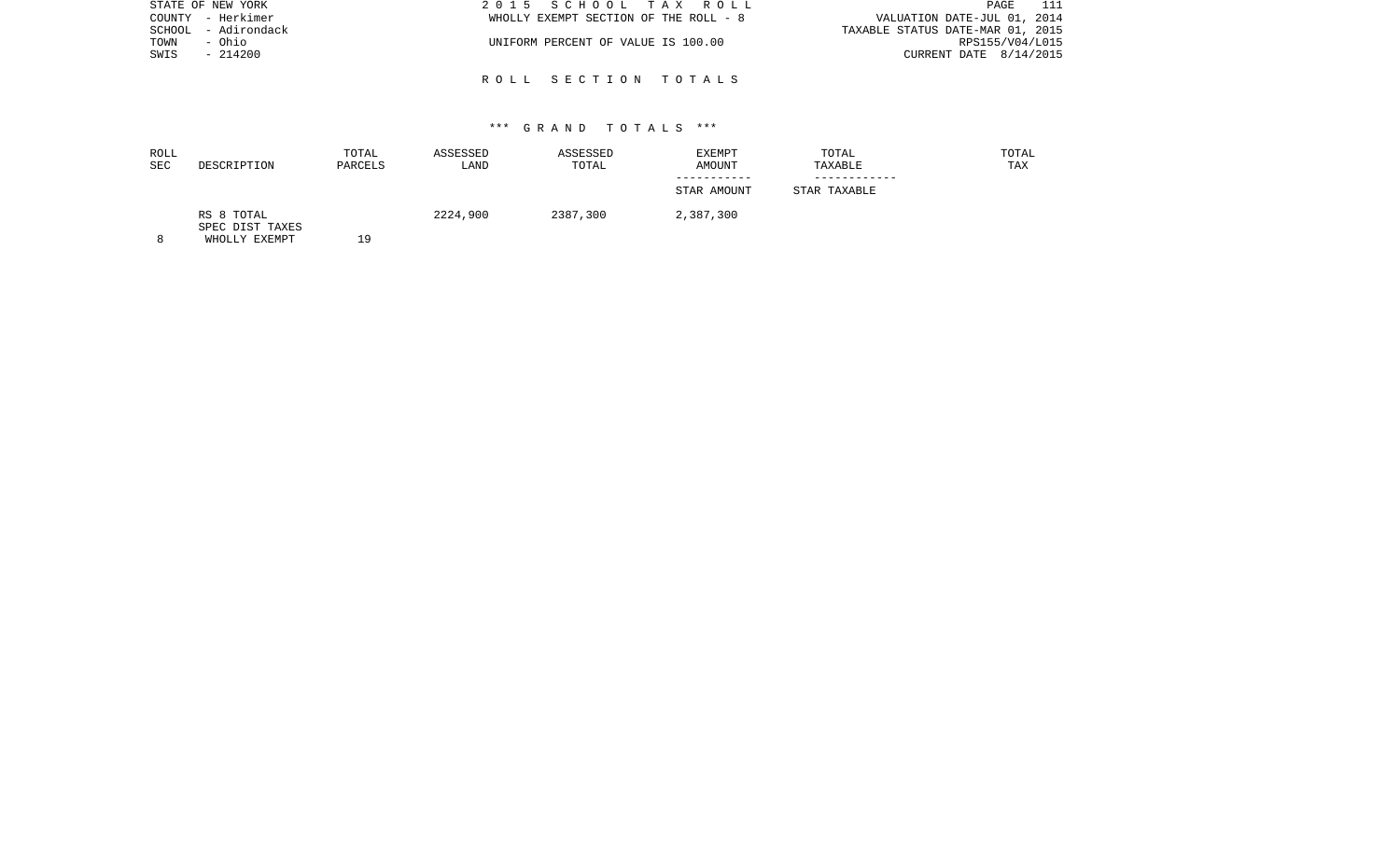STATE OF NEW YORK
COUNTY - Herkimer
SCHOOL - Adirondack
TOWN - Ohio
SWIS - 214200

2 0 1 5 S C H O O L T A X R O L L
WHOLLY EXEMPT SECTION OF THE ROLL - 8

UNIFORM PERCENT OF VALUE IS 100.00

VALUATION DATE-JUL 01, 2014
TAXABLE STATUS DATE-MAR 01, 2015
RPS155/V04/L015
CURRENT DATE 8/14/2015

R O L L S E C T I O N T O T A L S

*** G R A N D T O T A L S ***

| ROLL SEC | DESCRIPTION | TOTAL PARCELS | ASSESSED LAND | ASSESSED TOTAL | EXEMPT AMOUNT / STAR AMOUNT | TOTAL TAXABLE / STAR TAXABLE | TOTAL TAX |
|---|---|---|---|---|---|---|---|
| | RS 8 TOTAL | | 2224,900 | 2387,300 | 2,387,300 | | |
| | SPEC DIST TAXES | | | | | | |
| 8 | WHOLLY EXEMPT | 19 | | | | | |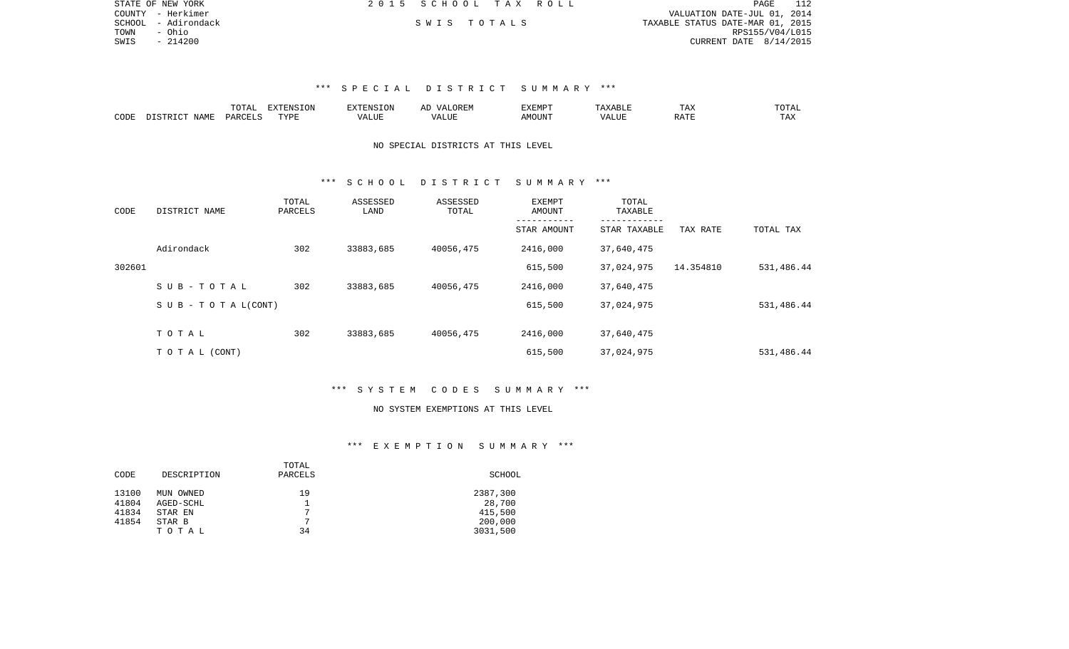STATE OF NEW YORK
COUNTY - Herkimer
SCHOOL - Adirondack
TOWN - Ohio
SWIS - 214200

2 0 1 5 S C H O O L T A X R O L L

S W I S T O T A L S

VALUATION DATE-JUL 01, 2014
TAXABLE STATUS DATE-MAR 01, 2015
RPS155/V04/L015
CURRENT DATE 8/14/2015

### *** S P E C I A L D I S T R I C T S U M M A R Y ***

| CODE | DISTRICT NAME | TOTAL PARCELS | EXTENSION TYPE | EXTENSION VALUE | AD VALOREM VALUE | EXEMPT AMOUNT | TAXABLE VALUE | TAX RATE | TOTAL TAX |
|---|---|---|---|---|---|---|---|---|---|

NO SPECIAL DISTRICTS AT THIS LEVEL

### *** S C H O O L D I S T R I C T S U M M A R Y ***

| CODE | DISTRICT NAME | TOTAL PARCELS | ASSESSED LAND | ASSESSED TOTAL | EXEMPT AMOUNT / STAR AMOUNT | TOTAL TAXABLE / STAR TAXABLE | TAX RATE | TOTAL TAX |
|---|---|---|---|---|---|---|---|---|
| | Adirondack | 302 | 33883,685 | 40056,475 | 2416,000 | 37,640,475 | | |
| 302601 | | | | | 615,500 | 37,024,975 | 14.354810 | 531,486.44 |
| | S U B - T O T A L | 302 | 33883,685 | 40056,475 | 2416,000 | 37,640,475 | | |
| | S U B - T O T A L(CONT) | | | | 615,500 | 37,024,975 | | 531,486.44 |
| | T O T A L | 302 | 33883,685 | 40056,475 | 2416,000 | 37,640,475 | | |
| | T O T A L (CONT) | | | | 615,500 | 37,024,975 | | 531,486.44 |

### *** S Y S T E M C O D E S S U M M A R Y ***

NO SYSTEM EXEMPTIONS AT THIS LEVEL

### *** E X E M P T I O N S U M M A R Y ***

| CODE | DESCRIPTION | TOTAL PARCELS | SCHOOL |
|---|---|---|---|
| 13100 | MUN OWNED | 19 | 2387,300 |
| 41804 | AGED-SCHL | 1 | 28,700 |
| 41834 | STAR EN | 7 | 415,500 |
| 41854 | STAR B | 7 | 200,000 |
| | T O T A L | 34 | 3031,500 |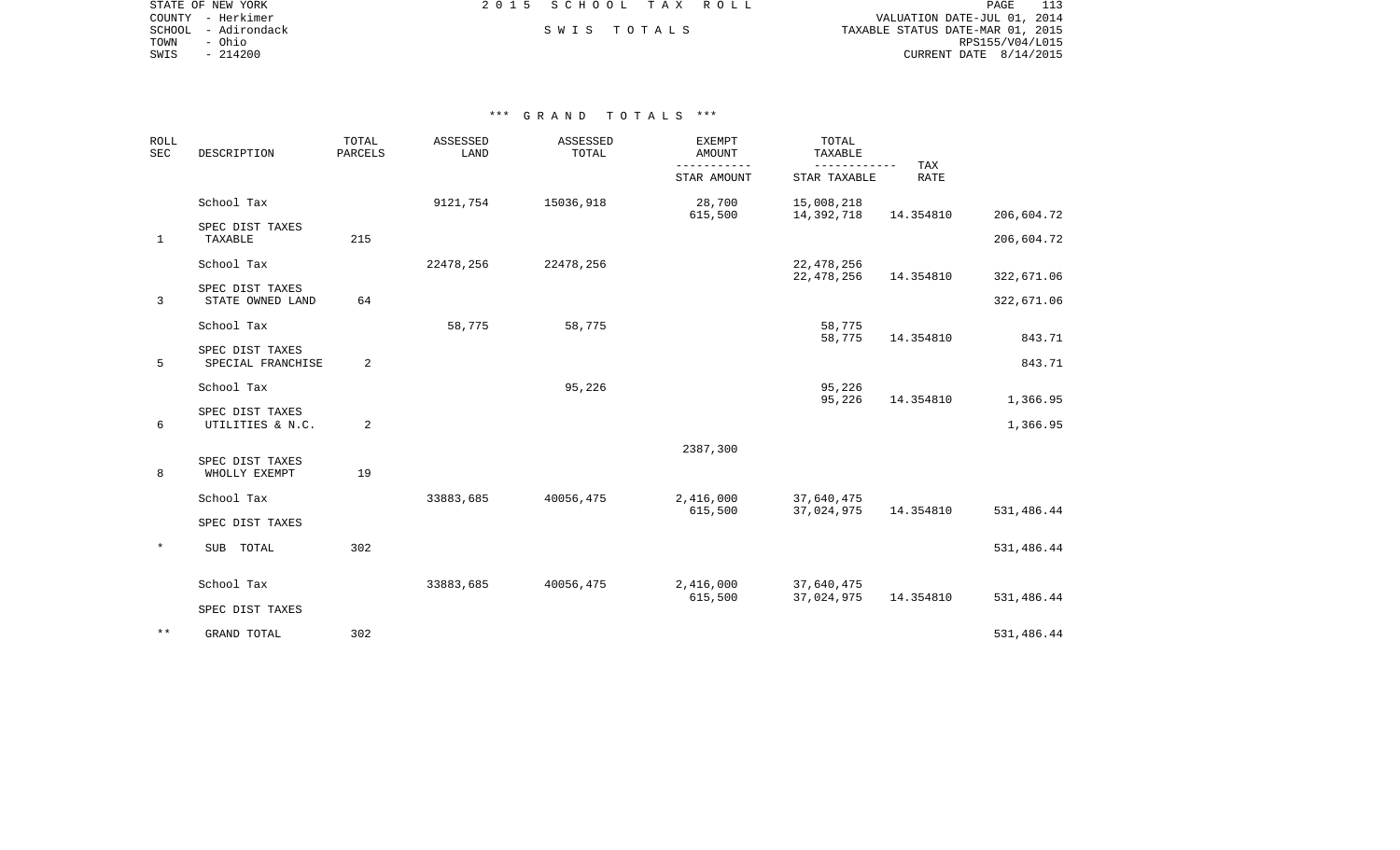STATE OF NEW YORK | 2015 SCHOOL TAX ROLL | PAGE 113
COUNTY - Herkimer | | VALUATION DATE-JUL 01, 2014
SCHOOL - Adirondack | SWIS TOTALS | TAXABLE STATUS DATE-MAR 01, 2015
TOWN - Ohio | | RPS155/V04/L015
SWIS - 214200 | | CURRENT DATE 8/14/2015

### *** GRAND TOTALS ***

| ROLL SEC | DESCRIPTION | TOTAL PARCELS | ASSESSED LAND | ASSESSED TOTAL | EXEMPT AMOUNT / STAR AMOUNT | TOTAL TAXABLE / STAR TAXABLE | TAX RATE | |
|---|---|---|---|---|---|---|---|---|
| | School Tax | | 9121,754 | 15036,918 | 28,700 | 15,008,218 | | |
| | | | | | 615,500 | 14,392,718 | 14.354810 | 206,604.72 |
| | SPEC DIST TAXES | | | | | | | |
| 1 | TAXABLE | 215 | | | | | | 206,604.72 |
| | School Tax | | 22478,256 | 22478,256 | | 22,478,256 | | |
| | | | | | | 22,478,256 | 14.354810 | 322,671.06 |
| | SPEC DIST TAXES | | | | | | | |
| 3 | STATE OWNED LAND | 64 | | | | | | 322,671.06 |
| | School Tax | | 58,775 | 58,775 | | 58,775 | | |
| | | | | | | 58,775 | 14.354810 | 843.71 |
| | SPEC DIST TAXES | | | | | | | |
| 5 | SPECIAL FRANCHISE | 2 | | | | | | 843.71 |
| | School Tax | | | 95,226 | | 95,226 | | |
| | | | | | | 95,226 | 14.354810 | 1,366.95 |
| | SPEC DIST TAXES | | | | | | | |
| 6 | UTILITIES & N.C. | 2 | | | | | | 1,366.95 |
| | | | | | 2387,300 | | | |
| | SPEC DIST TAXES | | | | | | | |
| 8 | WHOLLY EXEMPT | 19 | | | | | | |
| | School Tax | | 33883,685 | 40056,475 | 2,416,000 | 37,640,475 | | |
| | | | | | 615,500 | 37,024,975 | 14.354810 | 531,486.44 |
| | SPEC DIST TAXES | | | | | | | |
| * | SUB TOTAL | 302 | | | | | | 531,486.44 |
| | School Tax | | 33883,685 | 40056,475 | 2,416,000 | 37,640,475 | | |
| | | | | | 615,500 | 37,024,975 | 14.354810 | 531,486.44 |
| | SPEC DIST TAXES | | | | | | | |
| ** | GRAND TOTAL | 302 | | | | | | 531,486.44 |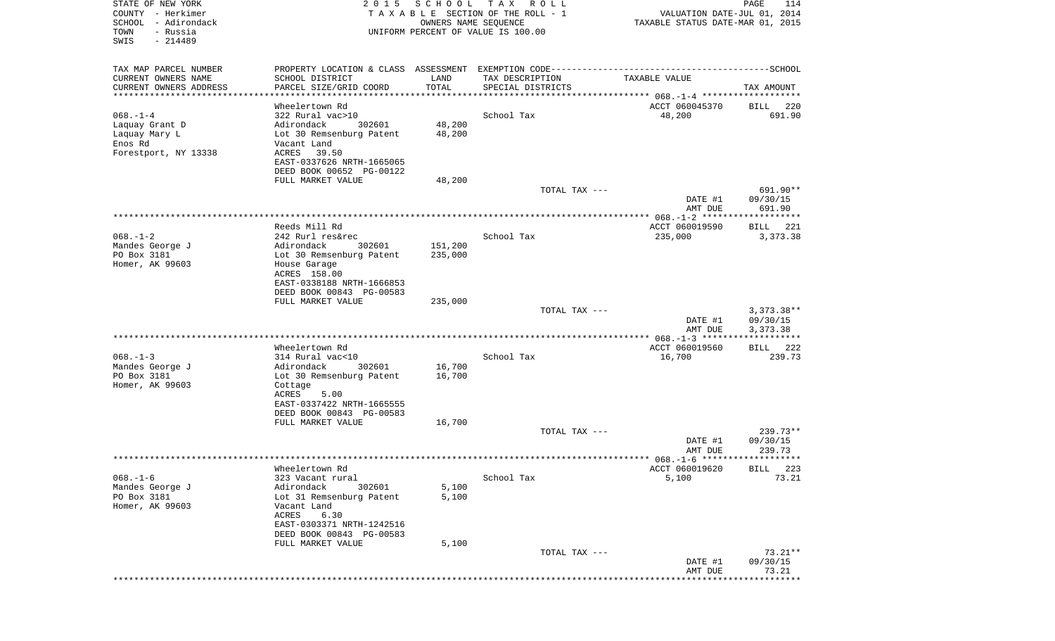STATE OF NEW YORK
COUNTY - Herkimer
SCHOOL - Adirondack
TOWN - Russia
SWIS - 214489

2015 SCHOOL TAX ROLL
TAXABLE SECTION OF THE ROLL - 1
OWNERS NAME SEQUENCE
UNIFORM PERCENT OF VALUE IS 100.00

VALUATION DATE-JUL 01, 2014
TAXABLE STATUS DATE-MAR 01, 2015

| TAX MAP PARCEL NUMBER / CURRENT OWNERS NAME / CURRENT OWNERS ADDRESS | PROPERTY LOCATION & CLASS / SCHOOL DISTRICT / PARCEL SIZE/GRID COORD | ASSESSMENT LAND / TOTAL | EXEMPTION CODE / TAX DESCRIPTION / SPECIAL DISTRICTS | TAXABLE VALUE | TAX AMOUNT |
|---|---|---|---|---|---|
| | Wheelertown Rd | | | ACCT 060045370 | BILL 220 |
| 068.-1-4 | 322 Rural vac>10 | | School Tax | 48,200 | 691.90 |
| Laquay Grant D | Adirondack 302601 | 48,200 | | | |
| Laquay Mary L | Lot 30 Remsenburg Patent | 48,200 | | | |
| Enos Rd | Vacant Land | | | | |
| Forestport, NY 13338 | ACRES 39.50 | | | | |
| | EAST-0337626 NRTH-1665065 | | | | |
| | DEED BOOK 00652 PG-00122 | | | | |
| | FULL MARKET VALUE | 48,200 | | | |
| | | | TOTAL TAX --- | | 691.90** |
| | | | | DATE #1 | 09/30/15 |
| | | | | AMT DUE | 691.90 |
| | Reeds Mill Rd | | | ACCT 060019590 | BILL 221 |
| 068.-1-2 | 242 Rurl res&rec | | School Tax | 235,000 | 3,373.38 |
| Mandes George J | Adirondack 302601 | 151,200 | | | |
| PO Box 3181 | Lot 30 Remsenburg Patent | 235,000 | | | |
| Homer, AK 99603 | House Garage | | | | |
| | ACRES 158.00 | | | | |
| | EAST-0338188 NRTH-1666853 | | | | |
| | DEED BOOK 00843 PG-00583 | | | | |
| | FULL MARKET VALUE | 235,000 | | | |
| | | | TOTAL TAX --- | | 3,373.38** |
| | | | | DATE #1 | 09/30/15 |
| | | | | AMT DUE | 3,373.38 |
| | Wheelertown Rd | | | ACCT 060019560 | BILL 222 |
| 068.-1-3 | 314 Rural vac<10 | | School Tax | 16,700 | 239.73 |
| Mandes George J | Adirondack 302601 | 16,700 | | | |
| PO Box 3181 | Lot 30 Remsenburg Patent | 16,700 | | | |
| Homer, AK 99603 | Cottage | | | | |
| | ACRES 5.00 | | | | |
| | EAST-0337422 NRTH-1665555 | | | | |
| | DEED BOOK 00843 PG-00583 | | | | |
| | FULL MARKET VALUE | 16,700 | | | |
| | | | TOTAL TAX --- | | 239.73** |
| | | | | DATE #1 | 09/30/15 |
| | | | | AMT DUE | 239.73 |
| | Wheelertown Rd | | | ACCT 060019620 | BILL 223 |
| 068.-1-6 | 323 Vacant rural | | School Tax | 5,100 | 73.21 |
| Mandes George J | Adirondack 302601 | 5,100 | | | |
| PO Box 3181 | Lot 31 Remsenburg Patent | 5,100 | | | |
| Homer, AK 99603 | Vacant Land | | | | |
| | ACRES 6.30 | | | | |
| | EAST-0303371 NRTH-1242516 | | | | |
| | DEED BOOK 00843 PG-00583 | | | | |
| | FULL MARKET VALUE | 5,100 | | | |
| | | | TOTAL TAX --- | | 73.21** |
| | | | | DATE #1 | 09/30/15 |
| | | | | AMT DUE | 73.21 |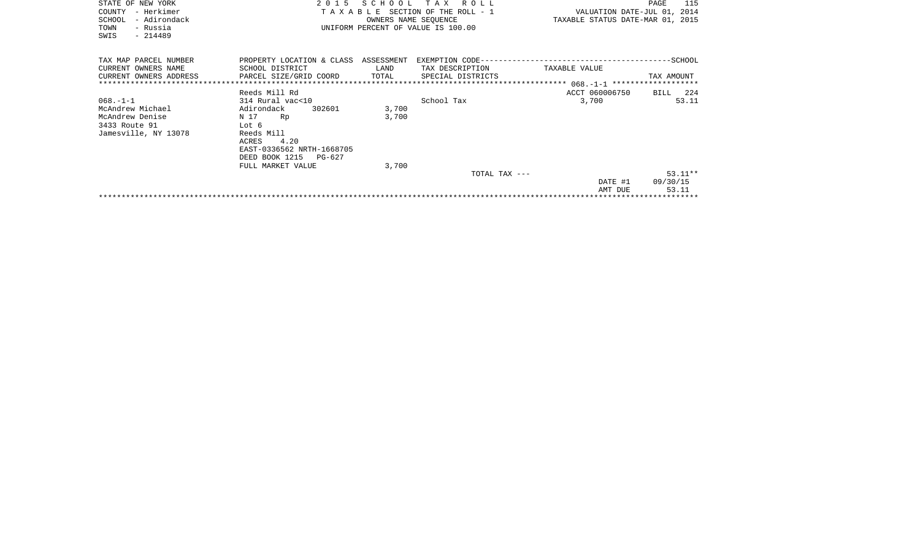STATE OF NEW YORK
COUNTY - Herkimer
SCHOOL - Adirondack
TOWN - Russia
SWIS - 214489

2 0 1 5 S C H O O L T A X R O L L
T A X A B L E SECTION OF THE ROLL - 1
OWNERS NAME SEQUENCE
UNIFORM PERCENT OF VALUE IS 100.00

VALUATION DATE-JUL 01, 2014
TAXABLE STATUS DATE-MAR 01, 2015

| TAX MAP PARCEL NUMBER<br>CURRENT OWNERS NAME<br>CURRENT OWNERS ADDRESS | PROPERTY LOCATION & CLASS<br>SCHOOL DISTRICT<br>PARCEL SIZE/GRID COORD | ASSESSMENT<br>LAND<br>TOTAL | EXEMPTION CODE<br>TAX DESCRIPTION<br>SPECIAL DISTRICTS | TAXABLE VALUE | SCHOOL<br>TAX AMOUNT |
|---|---|---|---|---|---|
| | Reeds Mill Rd | | | ACCT 060006750 | BILL 224 |
| 068.-1-1 | 314 Rural vac<10 | | School Tax | 3,700 | 53.11 |
| McAndrew Michael | Adirondack 302601 | 3,700 | | | |
| McAndrew Denise | N 17 Rp | 3,700 | | | |
| 3433 Route 91 | Lot 6 | | | | |
| Jamesville, NY 13078 | Reeds Mill | | | | |
| | ACRES 4.20 | | | | |
| | EAST-0336562 NRTH-1668705 | | | | |
| | DEED BOOK 1215 PG-627 | | | | |
| | FULL MARKET VALUE | 3,700 | | | |
| | | | TOTAL TAX --- | | 53.11** |
| | | | | DATE #1 | 09/30/15 |
| | | | | AMT DUE | 53.11 |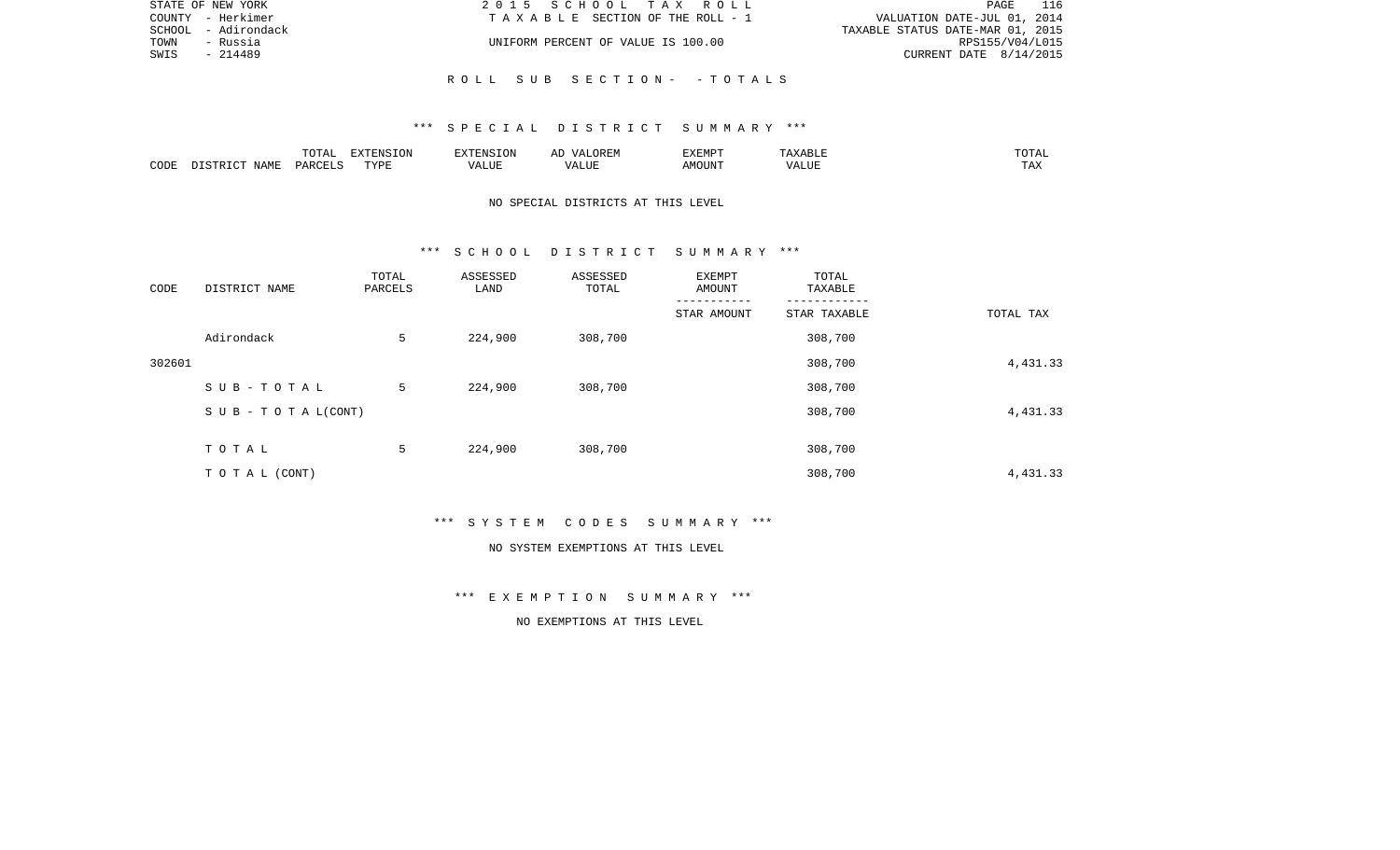STATE OF NEW YORK
COUNTY - Herkimer
SCHOOL - Adirondack
TOWN - Russia
SWIS - 214489

2 0 1 5 S C H O O L T A X R O L L
T A X A B L E SECTION OF THE ROLL - 1
UNIFORM PERCENT OF VALUE IS 100.00

VALUATION DATE-JUL 01, 2014
TAXABLE STATUS DATE-MAR 01, 2015
RPS155/V04/L015
CURRENT DATE 8/14/2015

R O L L S U B S E C T I O N - - T O T A L S

*** S P E C I A L D I S T R I C T S U M M A R Y ***

| CODE | DISTRICT NAME | TOTAL PARCELS | EXTENSION TYPE | EXTENSION VALUE | AD VALOREM VALUE | EXEMPT AMOUNT | TAXABLE VALUE | TOTAL TAX |
|---|---|---|---|---|---|---|---|---|

NO SPECIAL DISTRICTS AT THIS LEVEL

*** S C H O O L D I S T R I C T S U M M A R Y ***

| CODE | DISTRICT NAME | TOTAL PARCELS | ASSESSED LAND | ASSESSED TOTAL | EXEMPT AMOUNT / STAR AMOUNT | TOTAL TAXABLE / STAR TAXABLE | TOTAL TAX |
|---|---|---|---|---|---|---|---|
| | Adirondack | 5 | 224,900 | 308,700 | | 308,700 | |
| 302601 | | | | | | 308,700 | 4,431.33 |
| | S U B - T O T A L | 5 | 224,900 | 308,700 | | 308,700 | |
| | S U B - T O T A L(CONT) | | | | | 308,700 | 4,431.33 |
| | T O T A L | 5 | 224,900 | 308,700 | | 308,700 | |
| | T O T A L (CONT) | | | | | 308,700 | 4,431.33 |

*** S Y S T E M C O D E S S U M M A R Y ***

NO SYSTEM EXEMPTIONS AT THIS LEVEL

*** E X E M P T I O N S U M M A R Y ***

NO EXEMPTIONS AT THIS LEVEL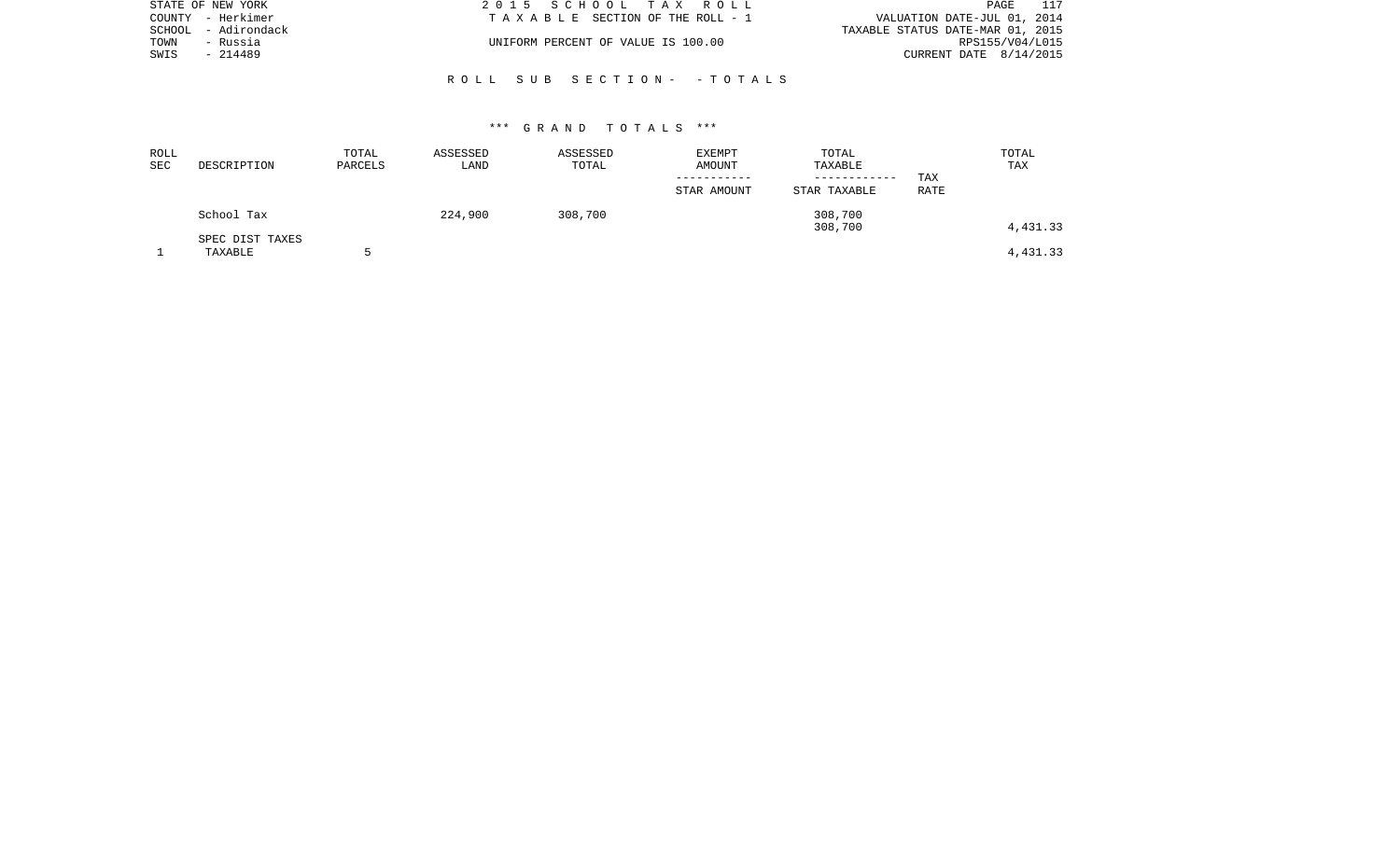STATE OF NEW YORK
COUNTY - Herkimer
SCHOOL - Adirondack
TOWN - Russia
SWIS - 214489

2015 SCHOOL TAX ROLL
TAXABLE SECTION OF THE ROLL - 1
UNIFORM PERCENT OF VALUE IS 100.00

VALUATION DATE-JUL 01, 2014
TAXABLE STATUS DATE-MAR 01, 2015
RPS155/V04/L015
CURRENT DATE 8/14/2015

ROLL SUB SECTION- - TOTALS

*** GRAND TOTALS ***

| ROLL SEC | DESCRIPTION | TOTAL PARCELS | ASSESSED LAND | ASSESSED TOTAL | EXEMPT AMOUNT / STAR AMOUNT | TOTAL TAXABLE / STAR TAXABLE | TAX RATE | TOTAL TAX |
|---|---|---|---|---|---|---|---|---|
| | School Tax | | 224,900 | 308,700 | | 308,700 | | |
| | | | | | | 308,700 | | 4,431.33 |
| | SPEC DIST TAXES | | | | | | | |
| 1 | TAXABLE | 5 | | | | | | 4,431.33 |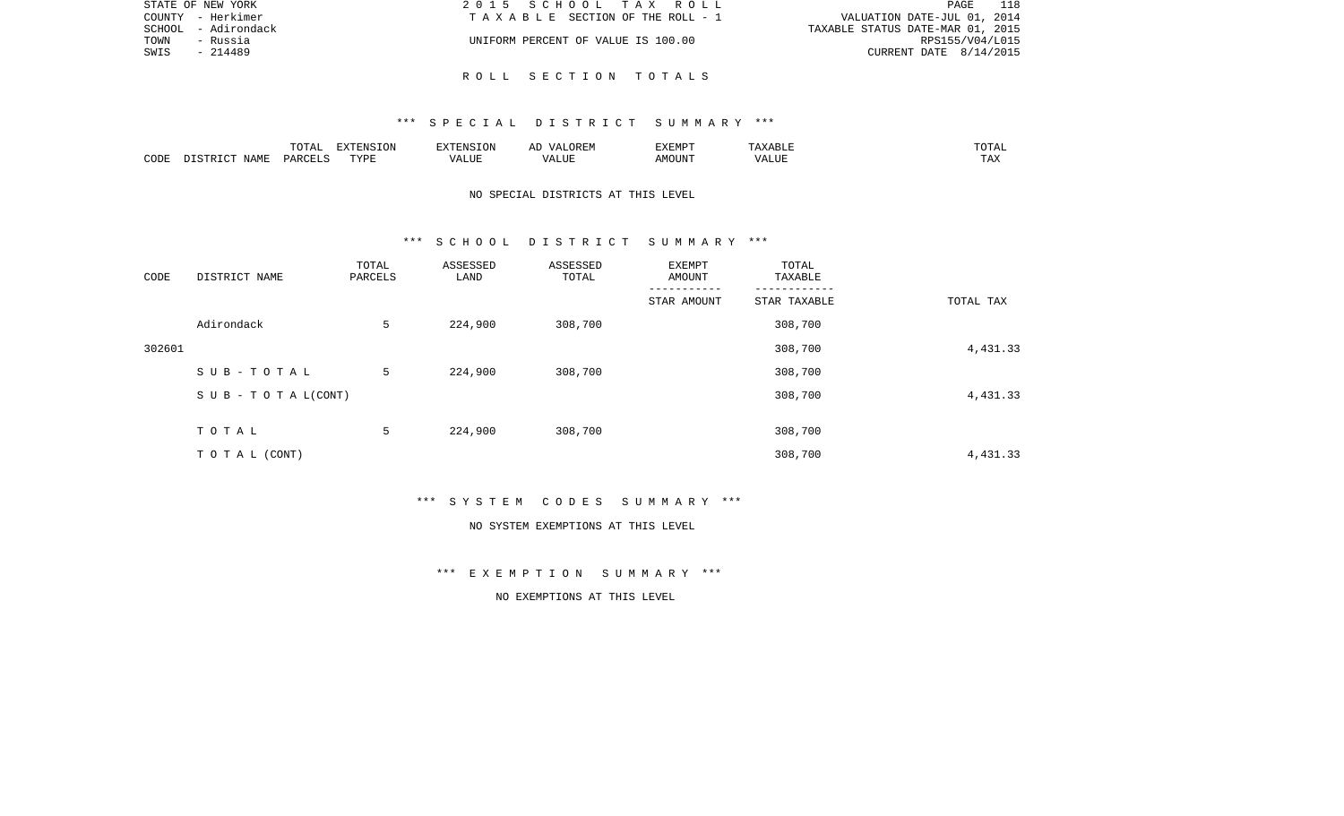STATE OF NEW YORK    2 0 1 5   S C H O O L   T A X   R O L L    PAGE 118
COUNTY - Herkimer    T A X A B L E   SECTION OF THE ROLL - 1    VALUATION DATE-JUL 01, 2014
SCHOOL - Adirondack    TAXABLE STATUS DATE-MAR 01, 2015
TOWN - Russia    UNIFORM PERCENT OF VALUE IS 100.00    RPS155/V04/L015
SWIS - 214489    CURRENT DATE 8/14/2015

R O L L   S E C T I O N   T O T A L S

*** S P E C I A L   D I S T R I C T   S U M M A R Y ***

| CODE | DISTRICT NAME | TOTAL PARCELS | EXTENSION TYPE | EXTENSION VALUE | AD VALOREM VALUE | EXEMPT AMOUNT | TAXABLE VALUE | TOTAL TAX |
|---|---|---|---|---|---|---|---|---|

NO SPECIAL DISTRICTS AT THIS LEVEL

*** S C H O O L   D I S T R I C T   S U M M A R Y ***

| CODE | DISTRICT NAME | TOTAL PARCELS | ASSESSED LAND | ASSESSED TOTAL | EXEMPT AMOUNT<br>STAR AMOUNT | TOTAL TAXABLE<br>STAR TAXABLE | TOTAL TAX |
|---|---|---|---|---|---|---|---|
| | Adirondack | 5 | 224,900 | 308,700 | | 308,700 | |
| 302601 | | | | | | 308,700 | 4,431.33 |
| | S U B - T O T A L | 5 | 224,900 | 308,700 | | 308,700 | |
| | S U B - T O T A L(CONT) | | | | | 308,700 | 4,431.33 |
| | T O T A L | 5 | 224,900 | 308,700 | | 308,700 | |
| | T O T A L (CONT) | | | | | 308,700 | 4,431.33 |

*** S Y S T E M   C O D E S   S U M M A R Y ***

NO SYSTEM EXEMPTIONS AT THIS LEVEL

*** E X E M P T I O N   S U M M A R Y ***

NO EXEMPTIONS AT THIS LEVEL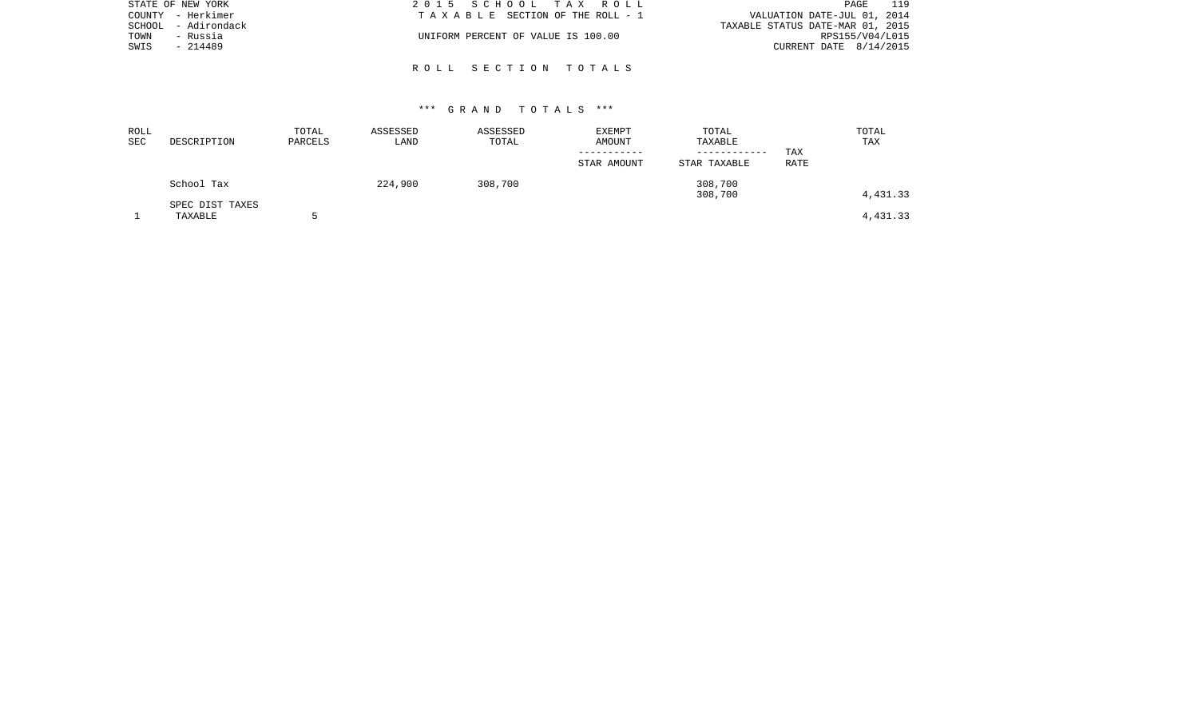STATE OF NEW YORK
COUNTY - Herkimer
SCHOOL - Adirondack
TOWN - Russia
SWIS - 214489

2015 SCHOOL TAX ROLL
TAXABLE SECTION OF THE ROLL - 1
UNIFORM PERCENT OF VALUE IS 100.00

VALUATION DATE-JUL 01, 2014
TAXABLE STATUS DATE-MAR 01, 2015
RPS155/V04/L015
CURRENT DATE 8/14/2015

## ROLL SECTION TOTALS

### *** GRAND TOTALS ***

| ROLL SEC | DESCRIPTION | TOTAL PARCELS | ASSESSED LAND | ASSESSED TOTAL | EXEMPT AMOUNT / STAR AMOUNT | TOTAL TAXABLE / STAR TAXABLE | TAX RATE | TOTAL TAX |
|---|---|---|---|---|---|---|---|---|
| | School Tax | | 224,900 | 308,700 | | 308,700 | | |
| | | | | | | 308,700 | | 4,431.33 |
| | SPEC DIST TAXES | | | | | | | |
| 1 | TAXABLE | 5 | | | | | | 4,431.33 |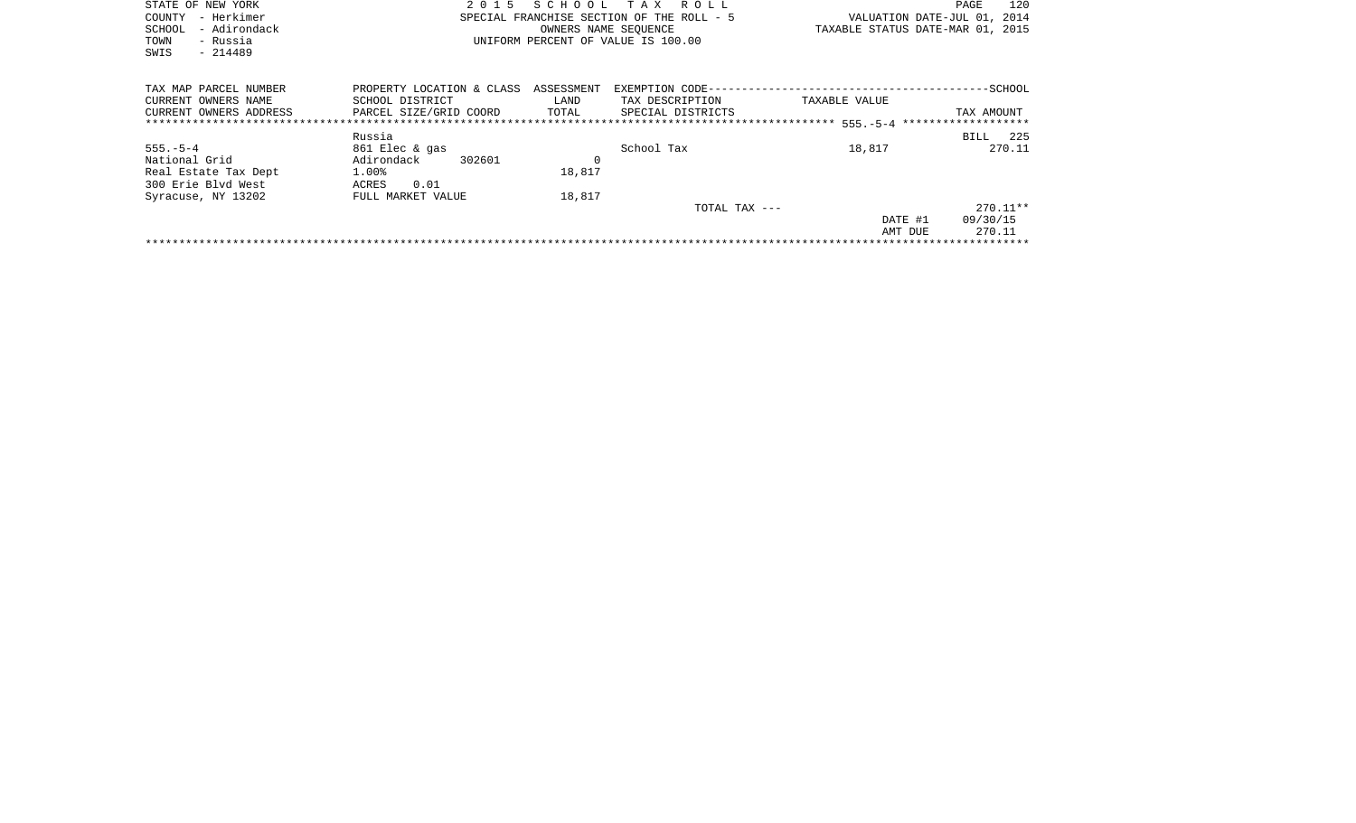STATE OF NEW YORK
COUNTY - Herkimer
SCHOOL - Adirondack
TOWN - Russia
SWIS - 214489

2 0 1 5 S C H O O L T A X R O L L
SPECIAL FRANCHISE SECTION OF THE ROLL - 5
OWNERS NAME SEQUENCE
UNIFORM PERCENT OF VALUE IS 100.00

VALUATION DATE-JUL 01, 2014
TAXABLE STATUS DATE-MAR 01, 2015

| TAX MAP PARCEL NUMBER | PROPERTY LOCATION & CLASS | ASSESSMENT | EXEMPTION CODE------SCHOOL | | |
|---|---|---|---|---|---|
| CURRENT OWNERS NAME | SCHOOL DISTRICT | LAND | TAX DESCRIPTION | TAXABLE VALUE | |
| CURRENT OWNERS ADDRESS | PARCEL SIZE/GRID COORD | TOTAL | SPECIAL DISTRICTS | | TAX AMOUNT |
| ******** 555.-5-4 ******** | | | | | |
| | Russia | | | | BILL 225 |
| 555.-5-4 | 861 Elec & gas | | School Tax | 18,817 | 270.11 |
| National Grid | Adirondack 302601 | 0 | | | |
| Real Estate Tax Dept | 1.00% | 18,817 | | | |
| 300 Erie Blvd West | ACRES 0.01 | | | | |
| Syracuse, NY 13202 | FULL MARKET VALUE | 18,817 | | | |
| | | | TOTAL TAX --- | | 270.11** |
| | | | | DATE #1 | 09/30/15 |
| | | | | AMT DUE | 270.11 |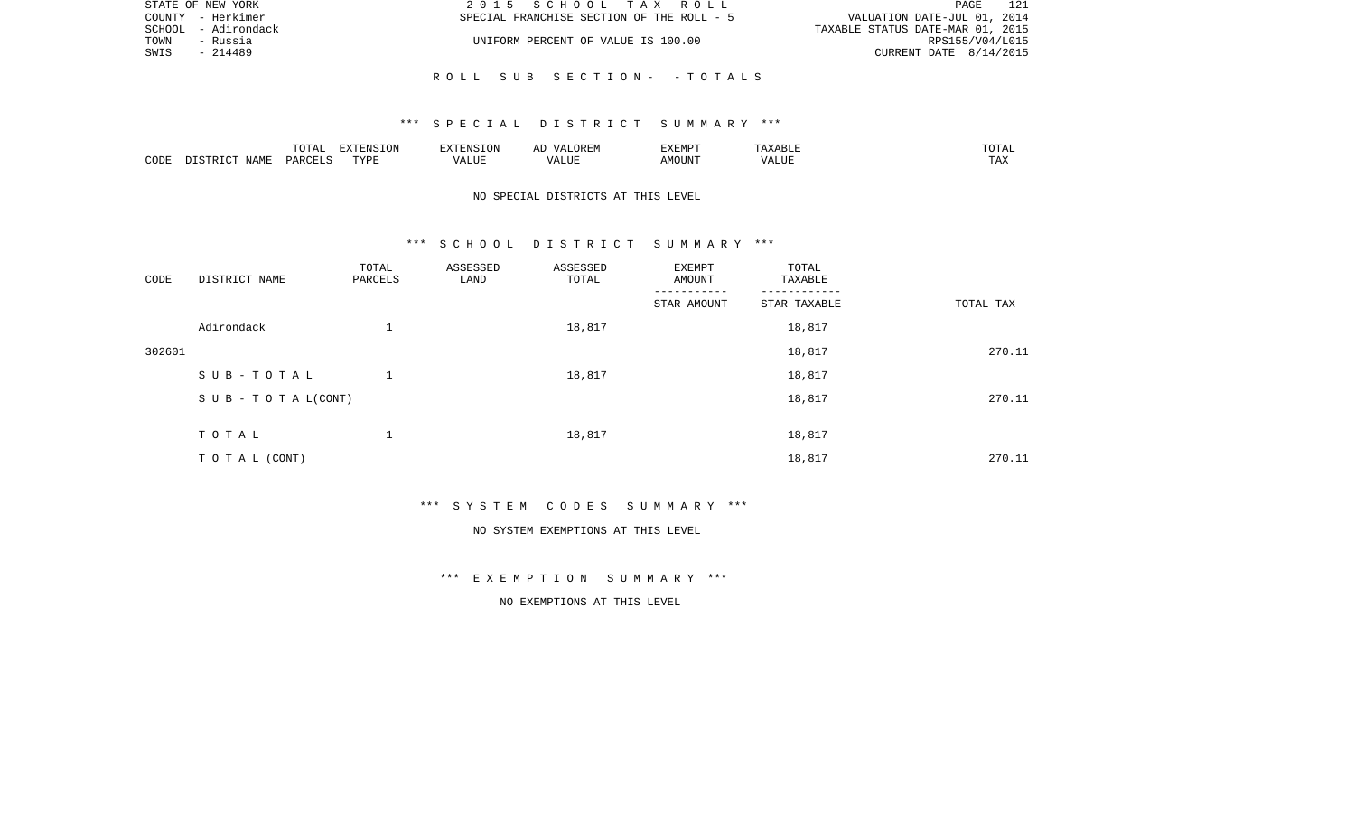STATE OF NEW YORK | 2 0 1 5 S C H O O L T A X R O L L | VALUATION DATE-JUL 01, 2014
COUNTY - Herkimer | SPECIAL FRANCHISE SECTION OF THE ROLL - 5 | TAXABLE STATUS DATE-MAR 01, 2015
SCHOOL - Adirondack
TOWN - Russia | UNIFORM PERCENT OF VALUE IS 100.00 | RPS155/V04/L015
SWIS - 214489 | CURRENT DATE 8/14/2015

R O L L S U B S E C T I O N - - T O T A L S

*** S P E C I A L D I S T R I C T S U M M A R Y ***

| CODE | DISTRICT NAME | TOTAL PARCELS | EXTENSION TYPE | EXTENSION VALUE | AD VALOREM VALUE | EXEMPT AMOUNT | TAXABLE VALUE | TOTAL TAX |
|---|---|---|---|---|---|---|---|---|

NO SPECIAL DISTRICTS AT THIS LEVEL

*** S C H O O L D I S T R I C T S U M M A R Y ***

| CODE | DISTRICT NAME | TOTAL PARCELS | ASSESSED LAND | ASSESSED TOTAL | EXEMPT AMOUNT / STAR AMOUNT | TOTAL TAXABLE / STAR TAXABLE | TOTAL TAX |
|---|---|---|---|---|---|---|---|
| | Adirondack | 1 | | 18,817 | | 18,817 | |
| 302601 | | | | | | 18,817 | 270.11 |
| | S U B - T O T A L | 1 | | 18,817 | | 18,817 | |
| | S U B - T O T A L(CONT) | | | | | 18,817 | 270.11 |
| | T O T A L | 1 | | 18,817 | | 18,817 | |
| | T O T A L (CONT) | | | | | 18,817 | 270.11 |

*** S Y S T E M C O D E S S U M M A R Y ***

NO SYSTEM EXEMPTIONS AT THIS LEVEL

*** E X E M P T I O N S U M M A R Y ***

NO EXEMPTIONS AT THIS LEVEL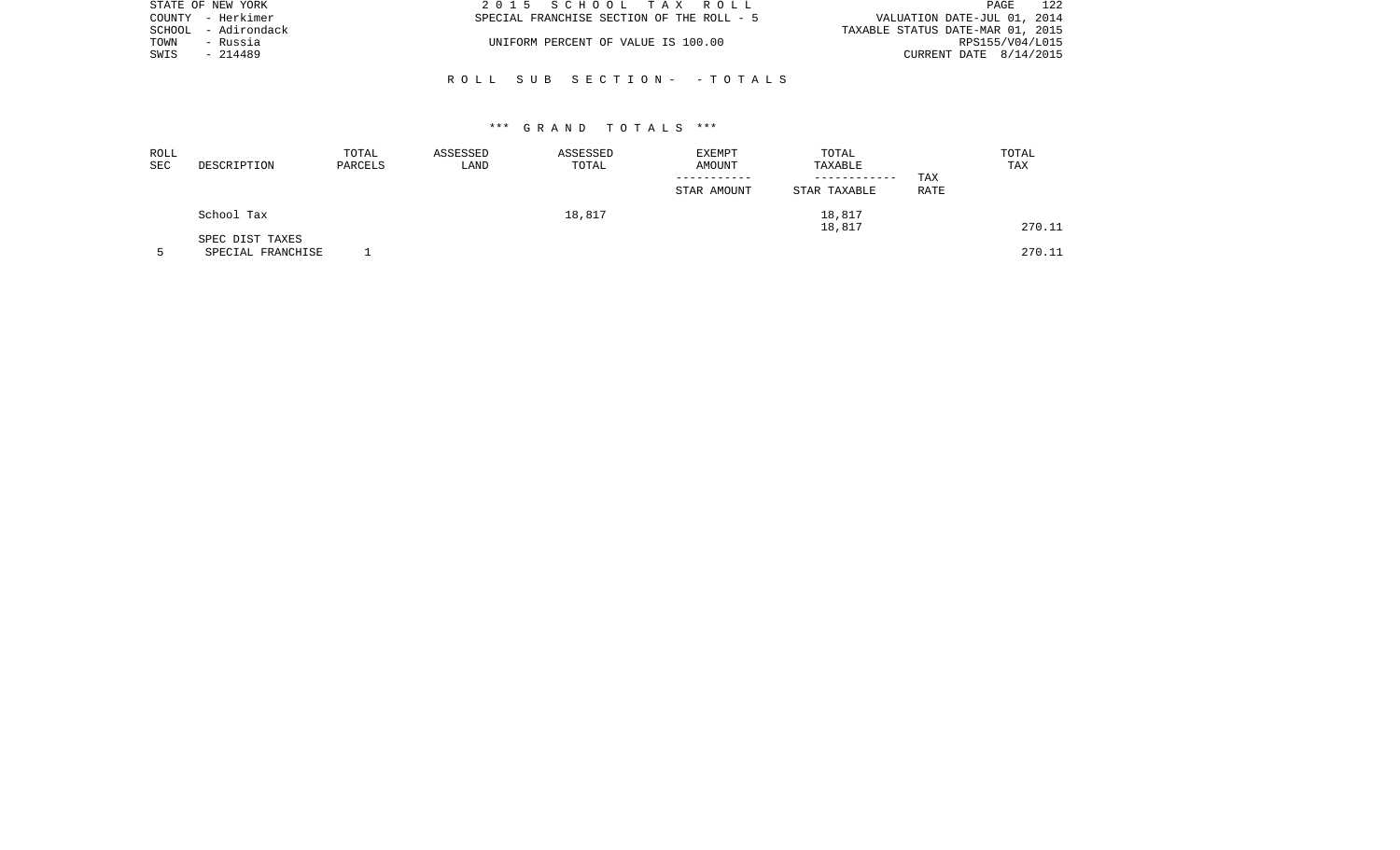STATE OF NEW YORK
COUNTY - Herkimer
SCHOOL - Adirondack
TOWN - Russia
SWIS - 214489

2 0 1 5 S C H O O L T A X R O L L
SPECIAL FRANCHISE SECTION OF THE ROLL - 5
UNIFORM PERCENT OF VALUE IS 100.00

VALUATION DATE-JUL 01, 2014
TAXABLE STATUS DATE-MAR 01, 2015
RPS155/V04/L015
CURRENT DATE 8/14/2015

R O L L S U B S E C T I O N - - T O T A L S

*** G R A N D T O T A L S ***

| ROLL SEC | DESCRIPTION | TOTAL PARCELS | ASSESSED LAND | ASSESSED TOTAL | EXEMPT AMOUNT ----------- STAR AMOUNT | TOTAL TAXABLE ------------ STAR TAXABLE | TAX RATE | TOTAL TAX |
|---|---|---|---|---|---|---|---|---|
| | School Tax | | | 18,817 | | 18,817 | | |
| | | | | | | 18,817 | | 270.11 |
| | SPEC DIST TAXES | | | | | | | |
| 5 | SPECIAL FRANCHISE | 1 | | | | | | 270.11 |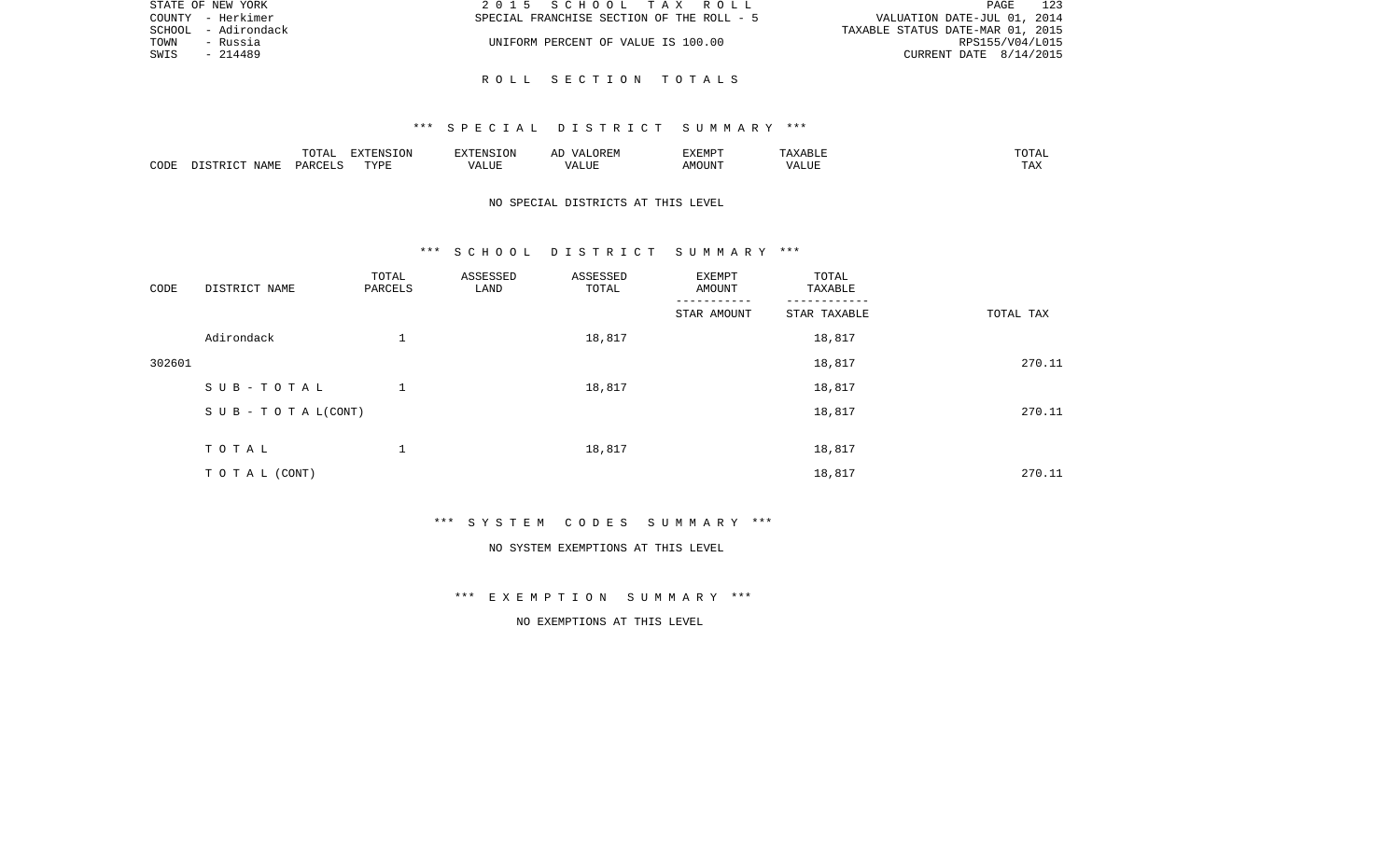STATE OF NEW YORK
COUNTY - Herkimer
SCHOOL - Adirondack
TOWN - Russia
SWIS - 214489

2 0 1 5 S C H O O L T A X R O L L
SPECIAL FRANCHISE SECTION OF THE ROLL - 5
UNIFORM PERCENT OF VALUE IS 100.00

VALUATION DATE-JUL 01, 2014
TAXABLE STATUS DATE-MAR 01, 2015
RPS155/V04/L015
CURRENT DATE 8/14/2015

R O L L S E C T I O N T O T A L S

*** S P E C I A L D I S T R I C T S U M M A R Y ***

| CODE | DISTRICT NAME | TOTAL PARCELS | EXTENSION TYPE | EXTENSION VALUE | AD VALOREM VALUE | EXEMPT AMOUNT | TAXABLE VALUE | TOTAL TAX |
|---|---|---|---|---|---|---|---|---|

NO SPECIAL DISTRICTS AT THIS LEVEL

*** S C H O O L D I S T R I C T S U M M A R Y ***

| CODE | DISTRICT NAME | TOTAL PARCELS | ASSESSED LAND | ASSESSED TOTAL | EXEMPT AMOUNT / STAR AMOUNT | TOTAL TAXABLE / STAR TAXABLE | TOTAL TAX |
|---|---|---|---|---|---|---|---|
| | Adirondack | 1 | | 18,817 | | 18,817 | |
| 302601 | | | | | | 18,817 | 270.11 |
| | S U B - T O T A L | 1 | | 18,817 | | 18,817 | |
| | S U B - T O T A L(CONT) | | | | | 18,817 | 270.11 |
| | T O T A L | 1 | | 18,817 | | 18,817 | |
| | T O T A L (CONT) | | | | | 18,817 | 270.11 |

*** S Y S T E M C O D E S S U M M A R Y ***

NO SYSTEM EXEMPTIONS AT THIS LEVEL

*** E X E M P T I O N S U M M A R Y ***

NO EXEMPTIONS AT THIS LEVEL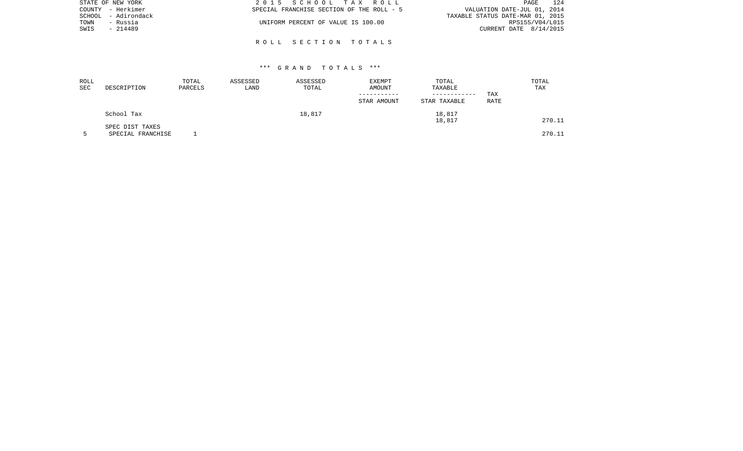STATE OF NEW YORK
COUNTY - Herkimer
SCHOOL - Adirondack
TOWN - Russia
SWIS - 214489

2 0 1 5 S C H O O L T A X R O L L
SPECIAL FRANCHISE SECTION OF THE ROLL - 5
UNIFORM PERCENT OF VALUE IS 100.00

VALUATION DATE-JUL 01, 2014
TAXABLE STATUS DATE-MAR 01, 2015
RPS155/V04/L015
CURRENT DATE 8/14/2015

R O L L S E C T I O N T O T A L S

\*\*\* G R A N D T O T A L S \*\*\*

| ROLL SEC | DESCRIPTION | TOTAL PARCELS | ASSESSED LAND | ASSESSED TOTAL | EXEMPT AMOUNT / STAR AMOUNT | TOTAL TAXABLE / STAR TAXABLE | TAX RATE | TOTAL TAX |
|---|---|---|---|---|---|---|---|---|
| | School Tax | | | 18,817 | | 18,817 | | |
| | | | | | | 18,817 | | 270.11 |
| | SPEC DIST TAXES | | | | | | | |
| 5 | SPECIAL FRANCHISE | 1 | | | | | | 270.11 |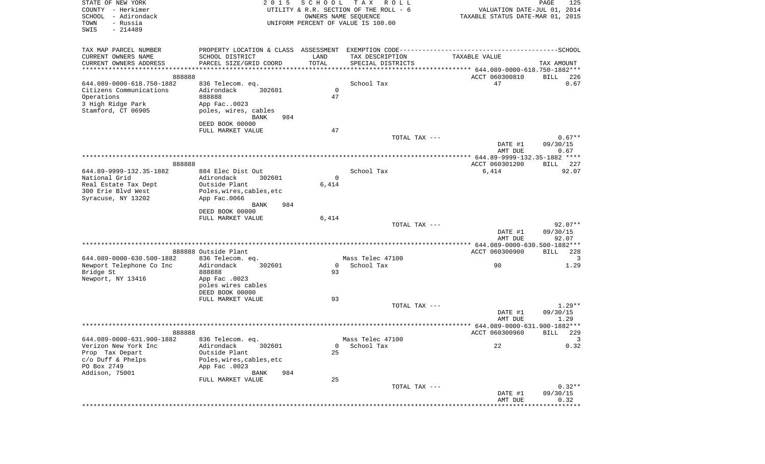STATE OF NEW YORK
COUNTY - Herkimer
SCHOOL - Adirondack
TOWN - Russia
SWIS - 214489

2 0 1 5 S C H O O L T A X R O L L
UTILITY & R.R. SECTION OF THE ROLL - 6
OWNERS NAME SEQUENCE
UNIFORM PERCENT OF VALUE IS 100.00

VALUATION DATE-JUL 01, 2014
TAXABLE STATUS DATE-MAR 01, 2015

| TAX MAP PARCEL NUMBER<br>CURRENT OWNERS NAME<br>CURRENT OWNERS ADDRESS | PROPERTY LOCATION & CLASS<br>SCHOOL DISTRICT<br>PARCEL SIZE/GRID COORD | ASSESSMENT<br>LAND<br>TOTAL | EXEMPTION CODE<br>TAX DESCRIPTION<br>SPECIAL DISTRICTS | SCHOOL<br>TAXABLE VALUE | TAX AMOUNT |
|---|---|---|---|---|---|
| 644.089-0000-618.750-1882 | 888888 | | | ACCT 060300810 | BILL 226 |
| 644.089-0000-618.750-1882 | 836 Telecom. eq. | | School Tax | 47 | 0.67 |
| Citizens Communications | Adirondack 302601 | 0 | | | |
| Operations | 888888 | 47 | | | |
| 3 High Ridge Park | App Fac..0023 | | | | |
| Stamford, CT 06905 | poles, wires, cables | | | | |
| | BANK 984 | | | | |
| | DEED BOOK 00000 | | | | |
| | FULL MARKET VALUE | 47 | | | |
| | | | TOTAL TAX --- | | 0.67** |
| | | | | DATE #1 | 09/30/15 |
| | | | | AMT DUE | 0.67 |
| 644.89-9999-132.35-1882 | 888888 | | | ACCT 060301200 | BILL 227 |
| 644.89-9999-132.35-1882 | 884 Elec Dist Out | | School Tax | 6,414 | 92.07 |
| National Grid | Adirondack 302601 | 0 | | | |
| Real Estate Tax Dept | Outside Plant | 6,414 | | | |
| 300 Erie Blvd West | Poles,wires,cables,etc | | | | |
| Syracuse, NY 13202 | App Fac.0066 | | | | |
| | BANK 984 | | | | |
| | DEED BOOK 00000 | | | | |
| | FULL MARKET VALUE | 6,414 | | | |
| | | | TOTAL TAX --- | | 92.07** |
| | | | | DATE #1 | 09/30/15 |
| | | | | AMT DUE | 92.07 |
| 644.089-0000-630.500-1882 | 888888 Outside Plant | | | ACCT 060300900 | BILL 228 |
| 644.089-0000-630.500-1882 | 836 Telecom. eq. | | Mass Telec 47100 | | 3 |
| Newport Telephone Co Inc | Adirondack 302601 | 0 | School Tax | 90 | 1.29 |
| Bridge St | 888888 | 93 | | | |
| Newport, NY 13416 | App Fac .0023 | | | | |
| | poles wires cables | | | | |
| | DEED BOOK 00000 | | | | |
| | FULL MARKET VALUE | 93 | | | |
| | | | TOTAL TAX --- | | 1.29** |
| | | | | DATE #1 | 09/30/15 |
| | | | | AMT DUE | 1.29 |
| 644.089-0000-631.900-1882 | 888888 | | | ACCT 060300960 | BILL 229 |
| 644.089-0000-631.900-1882 | 836 Telecom. eq. | | Mass Telec 47100 | | 3 |
| Verizon New York Inc | Adirondack 302601 | 0 | School Tax | 22 | 0.32 |
| Prop Tax Depart | Outside Plant | 25 | | | |
| c/o Duff & Phelps | Poles,wires,cables,etc | | | | |
| PO Box 2749 | App Fac .0023 | | | | |
| Addison, 75001 | BANK 984 | | | | |
| | FULL MARKET VALUE | 25 | | | |
| | | | TOTAL TAX --- | | 0.32** |
| | | | | DATE #1 | 09/30/15 |
| | | | | AMT DUE | 0.32 |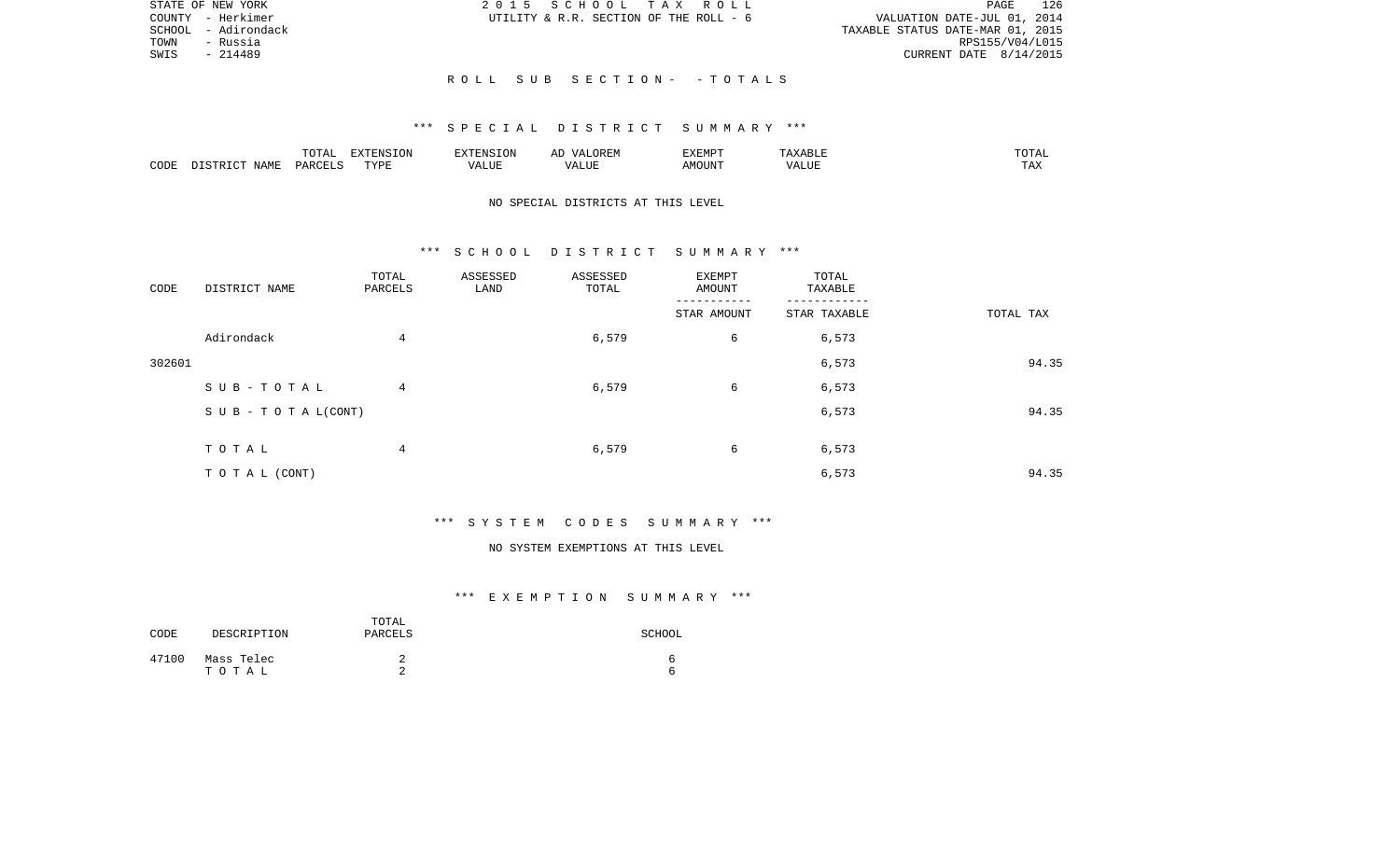STATE OF NEW YORK
COUNTY - Herkimer
SCHOOL - Adirondack
TOWN - Russia
SWIS - 214489

2 0 1 5 S C H O O L T A X R O L L
UTILITY & R.R. SECTION OF THE ROLL - 6

VALUATION DATE-JUL 01, 2014
TAXABLE STATUS DATE-MAR 01, 2015
RPS155/V04/L015
CURRENT DATE 8/14/2015

R O L L S U B S E C T I O N - - T O T A L S

*** S P E C I A L D I S T R I C T S U M M A R Y ***

| CODE | DISTRICT NAME | TOTAL PARCELS | EXTENSION TYPE | EXTENSION VALUE | AD VALOREM VALUE | EXEMPT AMOUNT | TAXABLE VALUE | TOTAL TAX |
|---|---|---|---|---|---|---|---|---|

NO SPECIAL DISTRICTS AT THIS LEVEL

*** S C H O O L D I S T R I C T S U M M A R Y ***

| CODE | DISTRICT NAME | TOTAL PARCELS | ASSESSED LAND | ASSESSED TOTAL | EXEMPT AMOUNT / STAR AMOUNT | TOTAL TAXABLE / STAR TAXABLE | TOTAL TAX |
|---|---|---|---|---|---|---|---|
| | Adirondack | 4 | | 6,579 | 6 | 6,573 | |
| 302601 | | | | | | 6,573 | 94.35 |
| | S U B - T O T A L | 4 | | 6,579 | 6 | 6,573 | |
| | S U B - T O T A L(CONT) | | | | | 6,573 | 94.35 |
| | T O T A L | 4 | | 6,579 | 6 | 6,573 | |
| | T O T A L (CONT) | | | | | 6,573 | 94.35 |

*** S Y S T E M C O D E S S U M M A R Y ***

NO SYSTEM EXEMPTIONS AT THIS LEVEL

*** E X E M P T I O N S U M M A R Y ***

| CODE | DESCRIPTION | TOTAL PARCELS | SCHOOL |
|---|---|---|---|
| 47100 | Mass Telec | 2 | 6 |
| | T O T A L | 2 | 6 |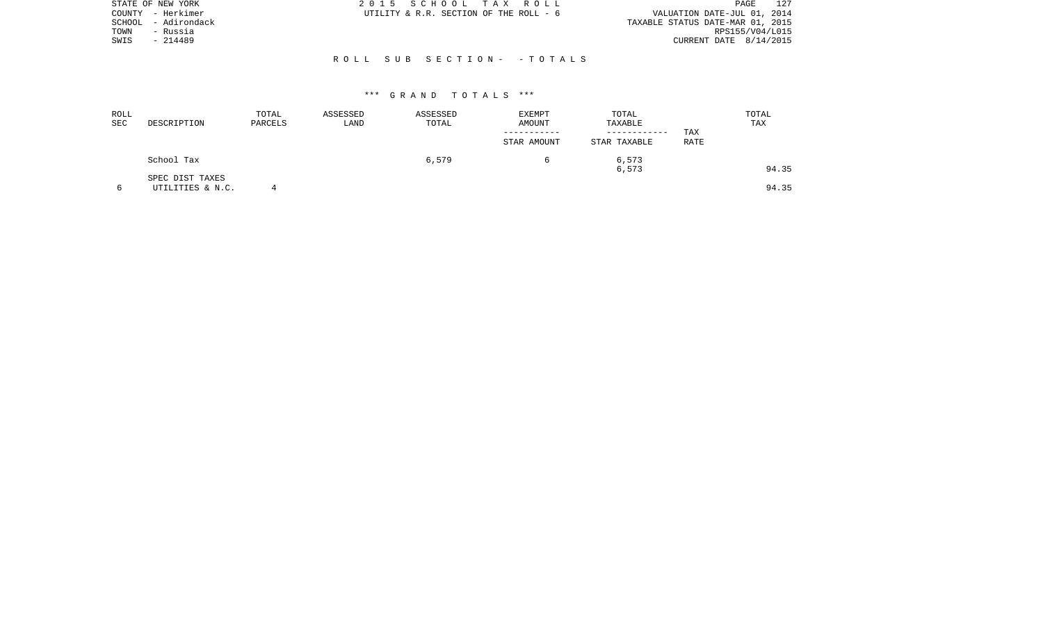STATE OF NEW YORK
COUNTY - Herkimer
SCHOOL - Adirondack
TOWN - Russia
SWIS - 214489

2015 SCHOOL TAX ROLL
UTILITY & R.R. SECTION OF THE ROLL - 6

VALUATION DATE-JUL 01, 2014
TAXABLE STATUS DATE-MAR 01, 2015
RPS155/V04/L015
CURRENT DATE 8/14/2015

ROLL SUB SECTION- - TOTALS

*** GRAND TOTALS ***

| ROLL SEC | DESCRIPTION | TOTAL PARCELS | ASSESSED LAND | ASSESSED TOTAL | EXEMPT AMOUNT / STAR AMOUNT | TOTAL TAXABLE / STAR TAXABLE | TAX RATE | TOTAL TAX |
|---|---|---|---|---|---|---|---|---|
| | School Tax | | | 6,579 | 6 | 6,573 | | |
| | | | | | | 6,573 | | 94.35 |
| | SPEC DIST TAXES | | | | | | | |
| 6 | UTILITIES & N.C. | 4 | | | | | | 94.35 |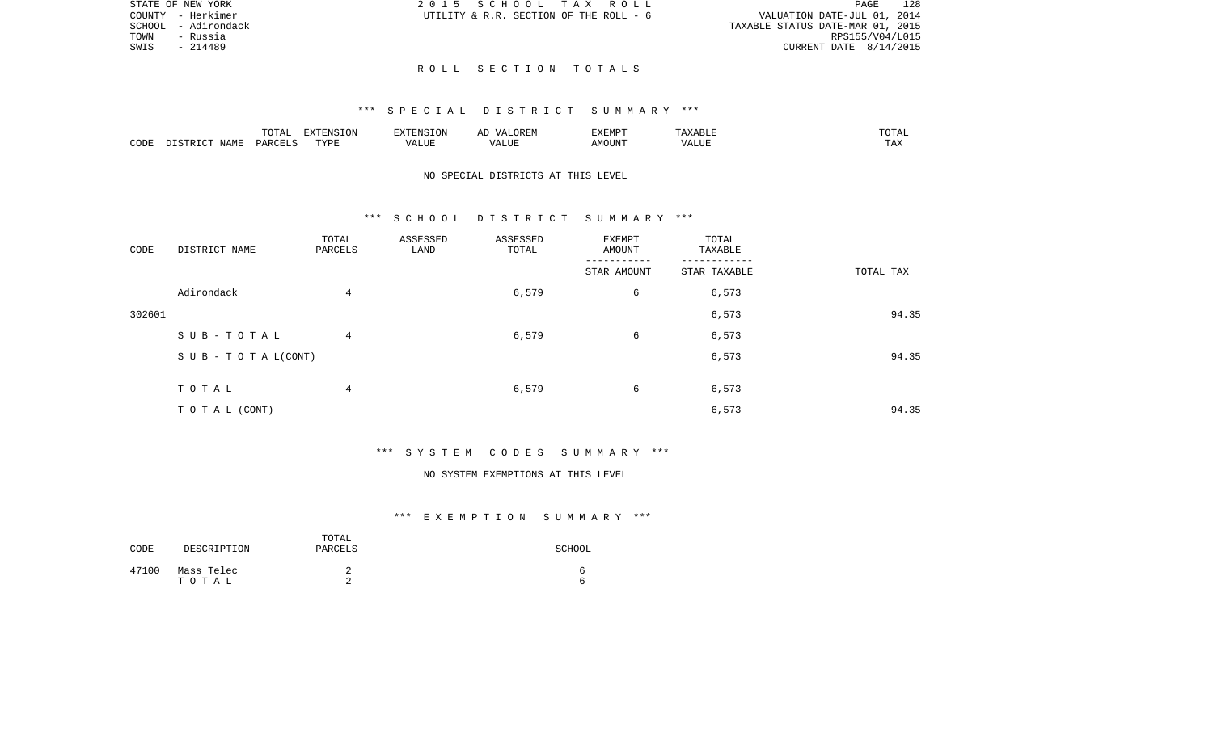STATE OF NEW YORK
COUNTY - Herkimer
SCHOOL - Adirondack
TOWN - Russia
SWIS - 214489

2015 SCHOOL TAX ROLL
UTILITY & R.R. SECTION OF THE ROLL - 6

VALUATION DATE-JUL 01, 2014
TAXABLE STATUS DATE-MAR 01, 2015
RPS155/V04/L015
CURRENT DATE 8/14/2015

## ROLL SECTION TOTALS

### *** SPECIAL DISTRICT SUMMARY ***

| CODE | DISTRICT NAME | TOTAL PARCELS | EXTENSION TYPE | EXTENSION VALUE | AD VALOREM VALUE | EXEMPT AMOUNT | TAXABLE VALUE | TOTAL TAX |
|---|---|---|---|---|---|---|---|---|

NO SPECIAL DISTRICTS AT THIS LEVEL

### *** SCHOOL DISTRICT SUMMARY ***

| CODE | DISTRICT NAME | TOTAL PARCELS | ASSESSED LAND | ASSESSED TOTAL | EXEMPT AMOUNT / STAR AMOUNT | TOTAL TAXABLE / STAR TAXABLE | TOTAL TAX |
|---|---|---|---|---|---|---|---|
| | Adirondack | 4 | | 6,579 | 6 | 6,573 | |
| 302601 | | | | | | 6,573 | 94.35 |
| | SUB-TOTAL | 4 | | 6,579 | 6 | 6,573 | |
| | SUB-TOTAL(CONT) | | | | | 6,573 | 94.35 |
| | TOTAL | 4 | | 6,579 | 6 | 6,573 | |
| | TOTAL (CONT) | | | | | 6,573 | 94.35 |

### *** SYSTEM CODES SUMMARY ***

NO SYSTEM EXEMPTIONS AT THIS LEVEL

### *** EXEMPTION SUMMARY ***

| CODE | DESCRIPTION | TOTAL PARCELS | SCHOOL |
|---|---|---|---|
| 47100 | Mass Telec | 2 | 6 |
| | TOTAL | 2 | 6 |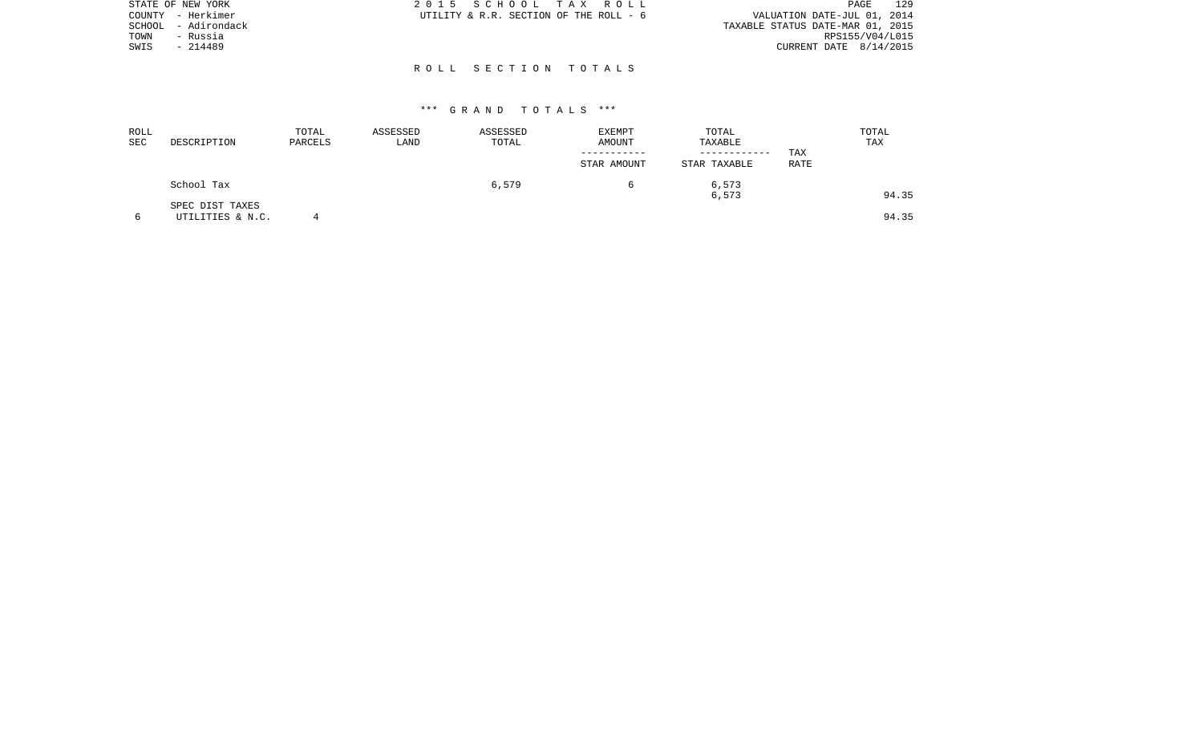STATE OF NEW YORK
COUNTY - Herkimer
SCHOOL - Adirondack
TOWN - Russia
SWIS - 214489

2015 SCHOOL TAX ROLL
UTILITY & R.R. SECTION OF THE ROLL - 6

VALUATION DATE-JUL 01, 2014
TAXABLE STATUS DATE-MAR 01, 2015
RPS155/V04/L015
CURRENT DATE 8/14/2015

## ROLL SECTION TOTALS

### *** GRAND TOTALS ***

| ROLL SEC | DESCRIPTION | TOTAL PARCELS | ASSESSED LAND | ASSESSED TOTAL | EXEMPT AMOUNT / STAR AMOUNT | TOTAL TAXABLE / STAR TAXABLE | TAX RATE | TOTAL TAX |
|---|---|---|---|---|---|---|---|---|
| | School Tax | | | 6,579 | 6 | 6,573 | | |
| | | | | | | 6,573 | | 94.35 |
| | SPEC DIST TAXES | | | | | | | |
| 6 | UTILITIES & N.C. | 4 | | | | | | 94.35 |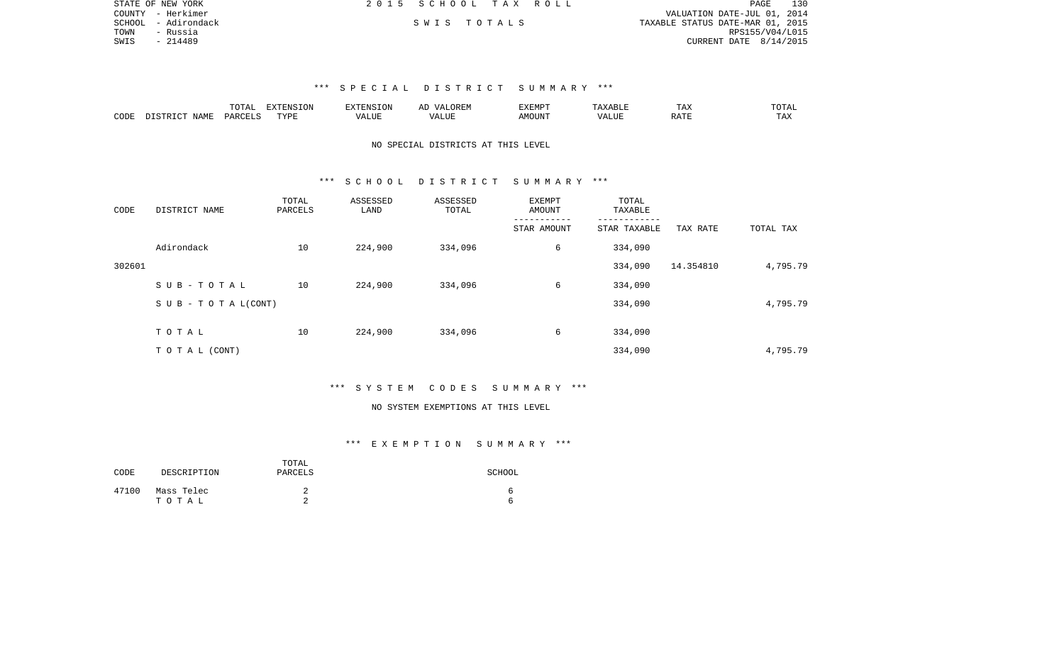STATE OF NEW YORK
COUNTY - Herkimer
SCHOOL - Adirondack
TOWN - Russia
SWIS - 214489

2 0 1 5 S C H O O L T A X R O L L

S W I S T O T A L S

VALUATION DATE-JUL 01, 2014
TAXABLE STATUS DATE-MAR 01, 2015
RPS155/V04/L015
CURRENT DATE 8/14/2015

### *** S P E C I A L D I S T R I C T S U M M A R Y ***

| CODE | DISTRICT NAME | TOTAL PARCELS | EXTENSION TYPE | EXTENSION VALUE | AD VALOREM VALUE | EXEMPT AMOUNT | TAXABLE VALUE | TAX RATE | TOTAL TAX |
|---|---|---|---|---|---|---|---|---|---|

NO SPECIAL DISTRICTS AT THIS LEVEL

### *** S C H O O L D I S T R I C T S U M M A R Y ***

| CODE | DISTRICT NAME | TOTAL PARCELS | ASSESSED LAND | ASSESSED TOTAL | EXEMPT AMOUNT / STAR AMOUNT | TOTAL TAXABLE / STAR TAXABLE | TAX RATE | TOTAL TAX |
|---|---|---|---|---|---|---|---|---|
| | Adirondack | 10 | 224,900 | 334,096 | 6 | 334,090 | | |
| 302601 | | | | | | 334,090 | 14.354810 | 4,795.79 |
| | S U B - T O T A L | 10 | 224,900 | 334,096 | 6 | 334,090 | | |
| | S U B - T O T A L(CONT) | | | | | 334,090 | | 4,795.79 |
| | T O T A L | 10 | 224,900 | 334,096 | 6 | 334,090 | | |
| | T O T A L (CONT) | | | | | 334,090 | | 4,795.79 |

### *** S Y S T E M C O D E S S U M M A R Y ***

NO SYSTEM EXEMPTIONS AT THIS LEVEL

### *** E X E M P T I O N S U M M A R Y ***

| CODE | DESCRIPTION | TOTAL PARCELS | SCHOOL |
|---|---|---|---|
| 47100 | Mass Telec | 2 | 6 |
| | T O T A L | 2 | 6 |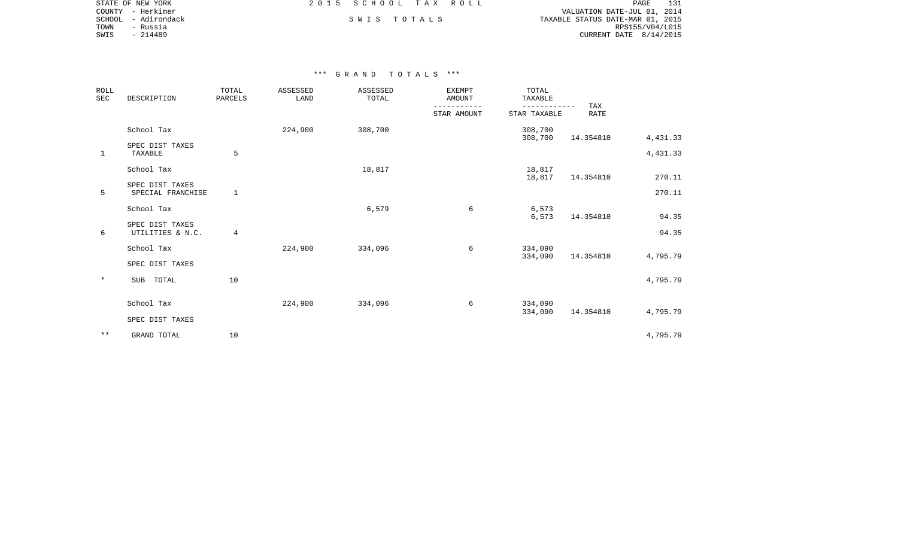STATE OF NEW YORK
COUNTY - Herkimer
SCHOOL - Adirondack
TOWN - Russia
SWIS - 214489

2015 SCHOOL TAX ROLL

SWIS TOTALS

VALUATION DATE-JUL 01, 2014
TAXABLE STATUS DATE-MAR 01, 2015
RPS155/V04/L015
CURRENT DATE 8/14/2015

*** GRAND TOTALS ***

| ROLL SEC | DESCRIPTION | TOTAL PARCELS | ASSESSED LAND | ASSESSED TOTAL | EXEMPT AMOUNT / STAR AMOUNT | TOTAL TAXABLE / STAR TAXABLE | TAX RATE | |
|---|---|---|---|---|---|---|---|---|
| | School Tax | | 224,900 | 308,700 | | 308,700 | | |
| | | | | | | 308,700 | 14.354810 | 4,431.33 |
| | SPEC DIST TAXES | | | | | | | |
| 1 | TAXABLE | 5 | | | | | | 4,431.33 |
| | School Tax | | | 18,817 | | 18,817 | | |
| | | | | | | 18,817 | 14.354810 | 270.11 |
| | SPEC DIST TAXES | | | | | | | |
| 5 | SPECIAL FRANCHISE | 1 | | | | | | 270.11 |
| | School Tax | | | 6,579 | 6 | 6,573 | | |
| | | | | | | 6,573 | 14.354810 | 94.35 |
| | SPEC DIST TAXES | | | | | | | |
| 6 | UTILITIES & N.C. | 4 | | | | | | 94.35 |
| | School Tax | | 224,900 | 334,096 | 6 | 334,090 | | |
| | | | | | | 334,090 | 14.354810 | 4,795.79 |
| | SPEC DIST TAXES | | | | | | | |
| * | SUB TOTAL | 10 | | | | | | 4,795.79 |
| | School Tax | | 224,900 | 334,096 | 6 | 334,090 | | |
| | | | | | | 334,090 | 14.354810 | 4,795.79 |
| | SPEC DIST TAXES | | | | | | | |
| ** | GRAND TOTAL | 10 | | | | | | 4,795.79 |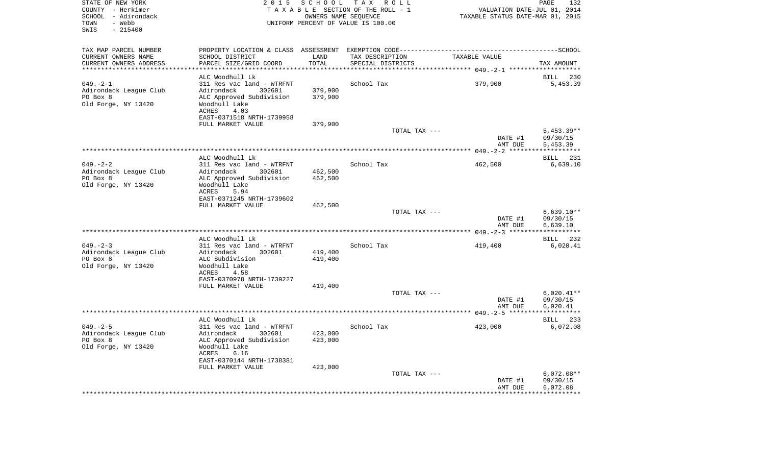STATE OF NEW YORK
COUNTY - Herkimer
SCHOOL - Adirondack
TOWN - Webb
SWIS - 215400

2 0 1 5 S C H O O L T A X R O L L
T A X A B L E SECTION OF THE ROLL - 1
OWNERS NAME SEQUENCE
UNIFORM PERCENT OF VALUE IS 100.00

VALUATION DATE-JUL 01, 2014
TAXABLE STATUS DATE-MAR 01, 2015

| TAX MAP PARCEL NUMBER / CURRENT OWNERS NAME / CURRENT OWNERS ADDRESS | PROPERTY LOCATION & CLASS / SCHOOL DISTRICT / PARCEL SIZE/GRID COORD | ASSESSMENT LAND | TOTAL | EXEMPTION CODE / TAX DESCRIPTION / SPECIAL DISTRICTS | TAXABLE VALUE | TAX AMOUNT |
|---|---|---|---|---|---|---|
| 049.-2-1 | ALC Woodhull Lk | | | | | BILL 230 |
| Adirondack League Club | 311 Res vac land - WTRFNT | | | School Tax | 379,900 | 5,453.39 |
| PO Box 8 | Adirondack 302601 | 379,900 | | | | |
| Old Forge, NY 13420 | ALC Approved Subdivision | | 379,900 | | | |
| | Woodhull Lake | | | | | |
| | ACRES 4.03 | | | | | |
| | EAST-0371518 NRTH-1739958 | | | | | |
| | FULL MARKET VALUE | 379,900 | | | | |
| | | | | TOTAL TAX --- | | 5,453.39** |
| | | | | | DATE #1 | 09/30/15 |
| | | | | | AMT DUE | 5,453.39 |
| 049.-2-2 | ALC Woodhull Lk | | | | | BILL 231 |
| Adirondack League Club | 311 Res vac land - WTRFNT | | | School Tax | 462,500 | 6,639.10 |
| PO Box 8 | Adirondack 302601 | 462,500 | | | | |
| Old Forge, NY 13420 | ALC Approved Subdivision | | 462,500 | | | |
| | Woodhull Lake | | | | | |
| | ACRES 5.94 | | | | | |
| | EAST-0371245 NRTH-1739602 | | | | | |
| | FULL MARKET VALUE | 462,500 | | | | |
| | | | | TOTAL TAX --- | | 6,639.10** |
| | | | | | DATE #1 | 09/30/15 |
| | | | | | AMT DUE | 6,639.10 |
| 049.-2-3 | ALC Woodhull Lk | | | | | BILL 232 |
| Adirondack League Club | 311 Res vac land - WTRFNT | | | School Tax | 419,400 | 6,020.41 |
| PO Box 8 | Adirondack 302601 | 419,400 | | | | |
| Old Forge, NY 13420 | ALC Subdivision | | 419,400 | | | |
| | Woodhull Lake | | | | | |
| | ACRES 4.58 | | | | | |
| | EAST-0370978 NRTH-1739227 | | | | | |
| | FULL MARKET VALUE | 419,400 | | | | |
| | | | | TOTAL TAX --- | | 6,020.41** |
| | | | | | DATE #1 | 09/30/15 |
| | | | | | AMT DUE | 6,020.41 |
| 049.-2-5 | ALC Woodhull Lk | | | | | BILL 233 |
| Adirondack League Club | 311 Res vac land - WTRFNT | | | School Tax | 423,000 | 6,072.08 |
| PO Box 8 | Adirondack 302601 | 423,000 | | | | |
| Old Forge, NY 13420 | ALC Approved Subdivision | | 423,000 | | | |
| | Woodhull Lake | | | | | |
| | ACRES 6.16 | | | | | |
| | EAST-0370144 NRTH-1738381 | | | | | |
| | FULL MARKET VALUE | 423,000 | | | | |
| | | | | TOTAL TAX --- | | 6,072.08** |
| | | | | | DATE #1 | 09/30/15 |
| | | | | | AMT DUE | 6,072.08 |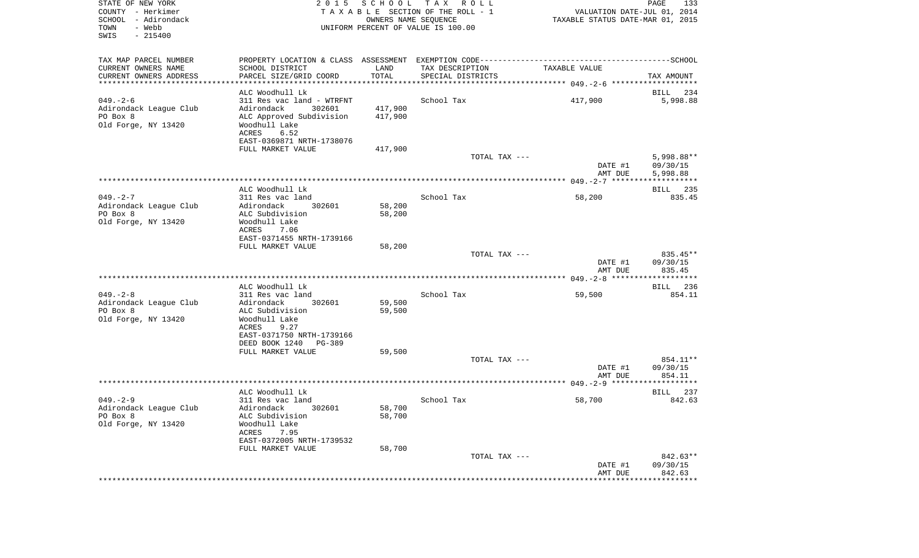STATE OF NEW YORK
COUNTY - Herkimer
SCHOOL - Adirondack
TOWN - Webb
SWIS - 215400

2 0 1 5 S C H O O L T A X R O L L
T A X A B L E SECTION OF THE ROLL - 1
OWNERS NAME SEQUENCE
UNIFORM PERCENT OF VALUE IS 100.00

VALUATION DATE-JUL 01, 2014
TAXABLE STATUS DATE-MAR 01, 2015

| TAX MAP PARCEL NUMBER / CURRENT OWNERS NAME / CURRENT OWNERS ADDRESS | PROPERTY LOCATION & CLASS / SCHOOL DISTRICT / PARCEL SIZE/GRID COORD | ASSESSMENT LAND / TOTAL | EXEMPTION CODE / TAX DESCRIPTION / SPECIAL DISTRICTS | TAXABLE VALUE | TAX AMOUNT |
|---|---|---|---|---|---|
| 049.-2-6 | ALC Woodhull Lk | | | | BILL 234 |
| Adirondack League Club | 311 Res vac land - WTRFNT | | School Tax | 417,900 | 5,998.88 |
| PO Box 8 | Adirondack 302601 | 417,900 | | | |
| Old Forge, NY 13420 | ALC Approved Subdivision | 417,900 | | | |
| | Woodhull Lake | | | | |
| | ACRES 6.52 | | | | |
| | EAST-0369871 NRTH-1738076 | | | | |
| | FULL MARKET VALUE | 417,900 | | | |
| | | | TOTAL TAX --- | | 5,998.88** |
| | | | | DATE #1 | 09/30/15 |
| | | | | AMT DUE | 5,998.88 |
| 049.-2-7 | ALC Woodhull Lk | | | | BILL 235 |
| Adirondack League Club | 311 Res vac land | | School Tax | 58,200 | 835.45 |
| PO Box 8 | Adirondack 302601 | 58,200 | | | |
| Old Forge, NY 13420 | ALC Subdivision | 58,200 | | | |
| | Woodhull Lake | | | | |
| | ACRES 7.06 | | | | |
| | EAST-0371455 NRTH-1739166 | | | | |
| | FULL MARKET VALUE | 58,200 | | | |
| | | | TOTAL TAX --- | | 835.45** |
| | | | | DATE #1 | 09/30/15 |
| | | | | AMT DUE | 835.45 |
| 049.-2-8 | ALC Woodhull Lk | | | | BILL 236 |
| Adirondack League Club | 311 Res vac land | | School Tax | 59,500 | 854.11 |
| PO Box 8 | Adirondack 302601 | 59,500 | | | |
| Old Forge, NY 13420 | ALC Subdivision | 59,500 | | | |
| | Woodhull Lake | | | | |
| | ACRES 9.27 | | | | |
| | EAST-0371750 NRTH-1739166 | | | | |
| | DEED BOOK 1240 PG-389 | | | | |
| | FULL MARKET VALUE | 59,500 | | | |
| | | | TOTAL TAX --- | | 854.11** |
| | | | | DATE #1 | 09/30/15 |
| | | | | AMT DUE | 854.11 |
| 049.-2-9 | ALC Woodhull Lk | | | | BILL 237 |
| Adirondack League Club | 311 Res vac land | | School Tax | 58,700 | 842.63 |
| PO Box 8 | Adirondack 302601 | 58,700 | | | |
| Old Forge, NY 13420 | ALC Subdivision | 58,700 | | | |
| | Woodhull Lake | | | | |
| | ACRES 7.95 | | | | |
| | EAST-0372005 NRTH-1739532 | | | | |
| | FULL MARKET VALUE | 58,700 | | | |
| | | | TOTAL TAX --- | | 842.63** |
| | | | | DATE #1 | 09/30/15 |
| | | | | AMT DUE | 842.63 |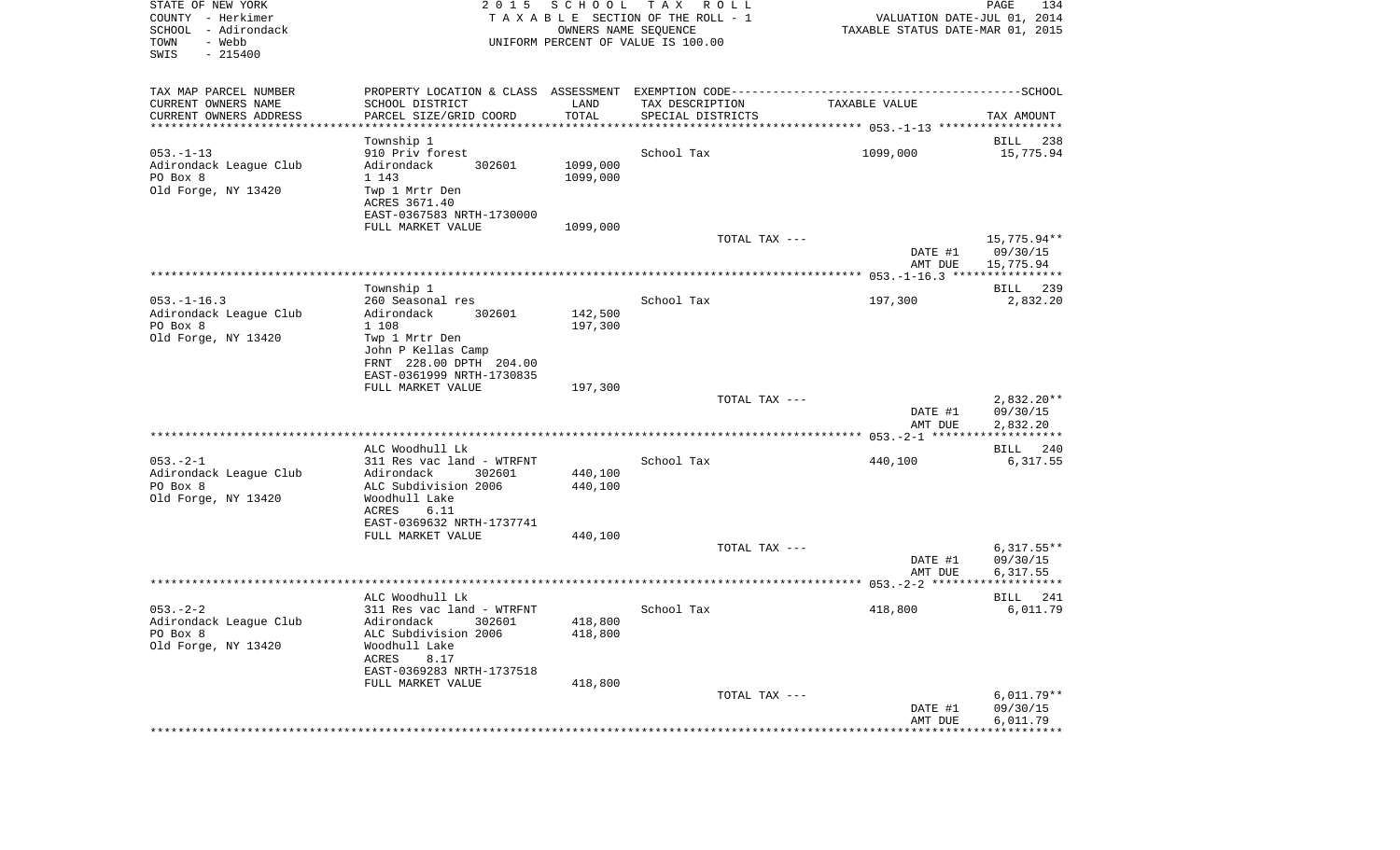STATE OF NEW YORK
COUNTY - Herkimer
SCHOOL - Adirondack
TOWN - Webb
SWIS - 215400

2 0 1 5 S C H O O L T A X R O L L
T A X A B L E SECTION OF THE ROLL - 1
OWNERS NAME SEQUENCE
UNIFORM PERCENT OF VALUE IS 100.00

VALUATION DATE-JUL 01, 2014
TAXABLE STATUS DATE-MAR 01, 2015

| TAX MAP PARCEL NUMBER<br>CURRENT OWNERS NAME<br>CURRENT OWNERS ADDRESS | PROPERTY LOCATION & CLASS<br>SCHOOL DISTRICT<br>PARCEL SIZE/GRID COORD | ASSESSMENT<br>LAND<br>TOTAL | EXEMPTION CODE<br>TAX DESCRIPTION<br>SPECIAL DISTRICTS | TAXABLE VALUE | SCHOOL<br>TAX AMOUNT |
|---|---|---|---|---|---|
| | Township 1 | | | | BILL 238 |
| 053.-1-13 | 910 Priv forest | | School Tax | 1099,000 | 15,775.94 |
| Adirondack League Club | Adirondack 302601 | 1099,000 | | | |
| PO Box 8 | 1 143 | 1099,000 | | | |
| Old Forge, NY 13420 | Twp 1 Mrtr Den | | | | |
| | ACRES 3671.40 | | | | |
| | EAST-0367583 NRTH-1730000 | | | | |
| | FULL MARKET VALUE | 1099,000 | | | |
| | | | TOTAL TAX --- | | 15,775.94** |
| | | | | DATE #1 | 09/30/15 |
| | | | | AMT DUE | 15,775.94 |
| | Township 1 | | | | BILL 239 |
| 053.-1-16.3 | 260 Seasonal res | | School Tax | 197,300 | 2,832.20 |
| Adirondack League Club | Adirondack 302601 | 142,500 | | | |
| PO Box 8 | 1 108 | 197,300 | | | |
| Old Forge, NY 13420 | Twp 1 Mrtr Den | | | | |
| | John P Kellas Camp | | | | |
| | FRNT 228.00 DPTH 204.00 | | | | |
| | EAST-0361999 NRTH-1730835 | | | | |
| | FULL MARKET VALUE | 197,300 | | | |
| | | | TOTAL TAX --- | | 2,832.20** |
| | | | | DATE #1 | 09/30/15 |
| | | | | AMT DUE | 2,832.20 |
| | ALC Woodhull Lk | | | | BILL 240 |
| 053.-2-1 | 311 Res vac land - WTRFNT | | School Tax | 440,100 | 6,317.55 |
| Adirondack League Club | Adirondack 302601 | 440,100 | | | |
| PO Box 8 | ALC Subdivision 2006 | 440,100 | | | |
| Old Forge, NY 13420 | Woodhull Lake | | | | |
| | ACRES 6.11 | | | | |
| | EAST-0369632 NRTH-1737741 | | | | |
| | FULL MARKET VALUE | 440,100 | | | |
| | | | TOTAL TAX --- | | 6,317.55** |
| | | | | DATE #1 | 09/30/15 |
| | | | | AMT DUE | 6,317.55 |
| | ALC Woodhull Lk | | | | BILL 241 |
| 053.-2-2 | 311 Res vac land - WTRFNT | | School Tax | 418,800 | 6,011.79 |
| Adirondack League Club | Adirondack 302601 | 418,800 | | | |
| PO Box 8 | ALC Subdivision 2006 | 418,800 | | | |
| Old Forge, NY 13420 | Woodhull Lake | | | | |
| | ACRES 8.17 | | | | |
| | EAST-0369283 NRTH-1737518 | | | | |
| | FULL MARKET VALUE | 418,800 | | | |
| | | | TOTAL TAX --- | | 6,011.79** |
| | | | | DATE #1 | 09/30/15 |
| | | | | AMT DUE | 6,011.79 |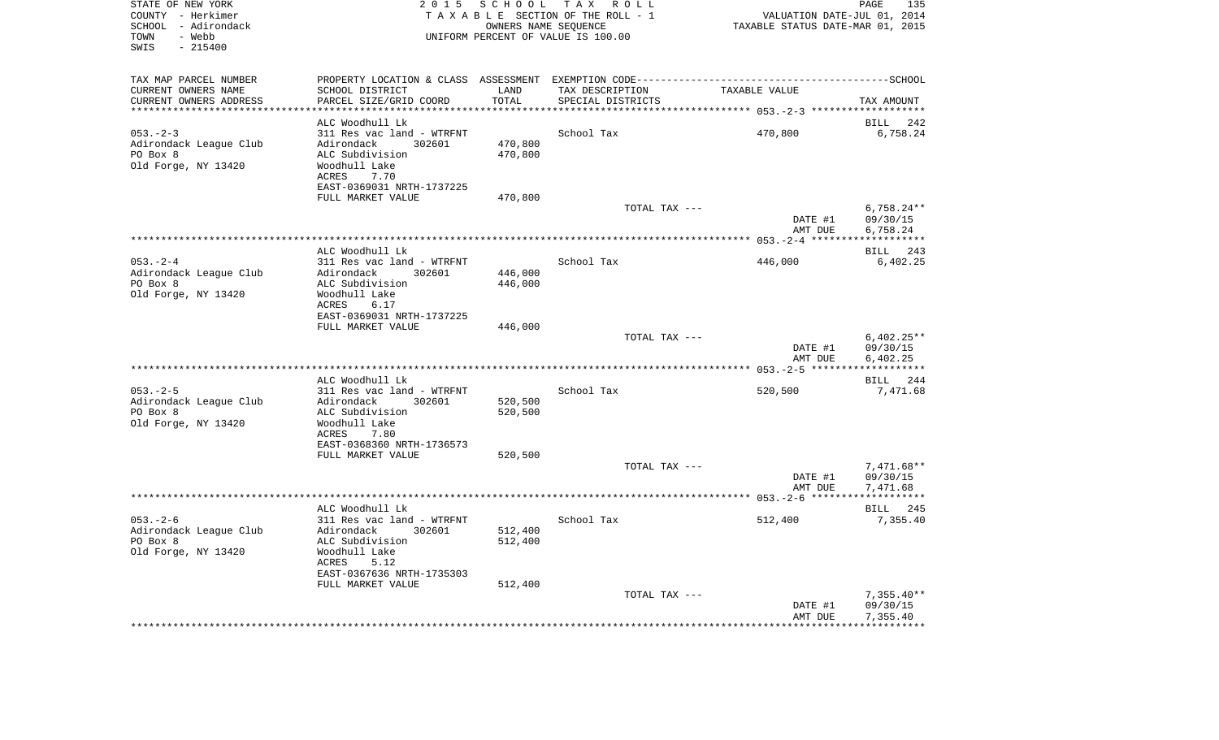STATE OF NEW YORK
COUNTY - Herkimer
SCHOOL - Adirondack
TOWN - Webb
SWIS - 215400

2015 SCHOOL TAX ROLL
TAXABLE SECTION OF THE ROLL - 1
OWNERS NAME SEQUENCE
UNIFORM PERCENT OF VALUE IS 100.00

VALUATION DATE-JUL 01, 2014
TAXABLE STATUS DATE-MAR 01, 2015

| TAX MAP PARCEL NUMBER / CURRENT OWNERS NAME / CURRENT OWNERS ADDRESS | PROPERTY LOCATION & CLASS / SCHOOL DISTRICT / PARCEL SIZE/GRID COORD | ASSESSMENT LAND / TOTAL | EXEMPTION CODE / TAX DESCRIPTION / SPECIAL DISTRICTS | TAXABLE VALUE | TAX AMOUNT |
|---|---|---|---|---|---|
| | ALC Woodhull Lk | | | | BILL 242 |
| 053.-2-3 | 311 Res vac land - WTRFNT | | School Tax | 470,800 | 6,758.24 |
| Adirondack League Club | Adirondack 302601 | 470,800 | | | |
| PO Box 8 | ALC Subdivision | 470,800 | | | |
| Old Forge, NY 13420 | Woodhull Lake | | | | |
| | ACRES 7.70 | | | | |
| | EAST-0369031 NRTH-1737225 | | | | |
| | FULL MARKET VALUE | 470,800 | | | |
| | | | TOTAL TAX --- | | 6,758.24** |
| | | | | DATE #1 | 09/30/15 |
| | | | | AMT DUE | 6,758.24 |
| | ALC Woodhull Lk | | | | BILL 243 |
| 053.-2-4 | 311 Res vac land - WTRFNT | | School Tax | 446,000 | 6,402.25 |
| Adirondack League Club | Adirondack 302601 | 446,000 | | | |
| PO Box 8 | ALC Subdivision | 446,000 | | | |
| Old Forge, NY 13420 | Woodhull Lake | | | | |
| | ACRES 6.17 | | | | |
| | EAST-0369031 NRTH-1737225 | | | | |
| | FULL MARKET VALUE | 446,000 | | | |
| | | | TOTAL TAX --- | | 6,402.25** |
| | | | | DATE #1 | 09/30/15 |
| | | | | AMT DUE | 6,402.25 |
| | ALC Woodhull Lk | | | | BILL 244 |
| 053.-2-5 | 311 Res vac land - WTRFNT | | School Tax | 520,500 | 7,471.68 |
| Adirondack League Club | Adirondack 302601 | 520,500 | | | |
| PO Box 8 | ALC Subdivision | 520,500 | | | |
| Old Forge, NY 13420 | Woodhull Lake | | | | |
| | ACRES 7.80 | | | | |
| | EAST-0368360 NRTH-1736573 | | | | |
| | FULL MARKET VALUE | 520,500 | | | |
| | | | TOTAL TAX --- | | 7,471.68** |
| | | | | DATE #1 | 09/30/15 |
| | | | | AMT DUE | 7,471.68 |
| | ALC Woodhull Lk | | | | BILL 245 |
| 053.-2-6 | 311 Res vac land - WTRFNT | | School Tax | 512,400 | 7,355.40 |
| Adirondack League Club | Adirondack 302601 | 512,400 | | | |
| PO Box 8 | ALC Subdivision | 512,400 | | | |
| Old Forge, NY 13420 | Woodhull Lake | | | | |
| | ACRES 5.12 | | | | |
| | EAST-0367636 NRTH-1735303 | | | | |
| | FULL MARKET VALUE | 512,400 | | | |
| | | | TOTAL TAX --- | | 7,355.40** |
| | | | | DATE #1 | 09/30/15 |
| | | | | AMT DUE | 7,355.40 |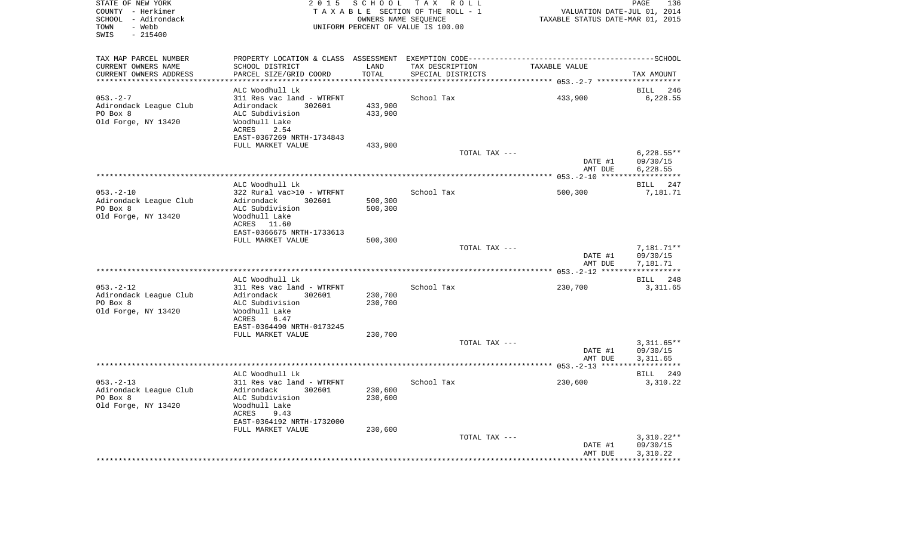STATE OF NEW YORK
COUNTY - Herkimer
SCHOOL - Adirondack
TOWN - Webb
SWIS - 215400

2 0 1 5 S C H O O L T A X R O L L
T A X A B L E SECTION OF THE ROLL - 1
OWNERS NAME SEQUENCE
UNIFORM PERCENT OF VALUE IS 100.00

VALUATION DATE-JUL 01, 2014
TAXABLE STATUS DATE-MAR 01, 2015

| TAX MAP PARCEL NUMBER / CURRENT OWNERS NAME / CURRENT OWNERS ADDRESS | PROPERTY LOCATION & CLASS / SCHOOL DISTRICT / PARCEL SIZE/GRID COORD | ASSESSMENT LAND / TOTAL | EXEMPTION CODE / TAX DESCRIPTION / SPECIAL DISTRICTS | TAXABLE VALUE | TAX AMOUNT |
|---|---|---|---|---|---|
| **053.-2-7** | ALC Woodhull Lk | | | | BILL 246 |
| 053.-2-7 | 311 Res vac land - WTRFNT | | School Tax | 433,900 | 6,228.55 |
| Adirondack League Club | Adirondack 302601 | 433,900 | | | |
| PO Box 8 | ALC Subdivision | 433,900 | | | |
| Old Forge, NY 13420 | Woodhull Lake | | | | |
| | ACRES 2.54 | | | | |
| | EAST-0367269 NRTH-1734843 | | | | |
| | FULL MARKET VALUE | 433,900 | | | |
| | | | TOTAL TAX --- | | 6,228.55** |
| | | | | DATE #1 | 09/30/15 |
| | | | | AMT DUE | 6,228.55 |
| **053.-2-10** | ALC Woodhull Lk | | | | BILL 247 |
| 053.-2-10 | 322 Rural vac>10 - WTRFNT | | School Tax | 500,300 | 7,181.71 |
| Adirondack League Club | Adirondack 302601 | 500,300 | | | |
| PO Box 8 | ALC Subdivision | 500,300 | | | |
| Old Forge, NY 13420 | Woodhull Lake | | | | |
| | ACRES 11.60 | | | | |
| | EAST-0366675 NRTH-1733613 | | | | |
| | FULL MARKET VALUE | 500,300 | | | |
| | | | TOTAL TAX --- | | 7,181.71** |
| | | | | DATE #1 | 09/30/15 |
| | | | | AMT DUE | 7,181.71 |
| **053.-2-12** | ALC Woodhull Lk | | | | BILL 248 |
| 053.-2-12 | 311 Res vac land - WTRFNT | | School Tax | 230,700 | 3,311.65 |
| Adirondack League Club | Adirondack 302601 | 230,700 | | | |
| PO Box 8 | ALC Subdivision | 230,700 | | | |
| Old Forge, NY 13420 | Woodhull Lake | | | | |
| | ACRES 6.47 | | | | |
| | EAST-0364490 NRTH-0173245 | | | | |
| | FULL MARKET VALUE | 230,700 | | | |
| | | | TOTAL TAX --- | | 3,311.65** |
| | | | | DATE #1 | 09/30/15 |
| | | | | AMT DUE | 3,311.65 |
| **053.-2-13** | ALC Woodhull Lk | | | | BILL 249 |
| 053.-2-13 | 311 Res vac land - WTRFNT | | School Tax | 230,600 | 3,310.22 |
| Adirondack League Club | Adirondack 302601 | 230,600 | | | |
| PO Box 8 | ALC Subdivision | 230,600 | | | |
| Old Forge, NY 13420 | Woodhull Lake | | | | |
| | ACRES 9.43 | | | | |
| | EAST-0364192 NRTH-1732000 | | | | |
| | FULL MARKET VALUE | 230,600 | | | |
| | | | TOTAL TAX --- | | 3,310.22** |
| | | | | DATE #1 | 09/30/15 |
| | | | | AMT DUE | 3,310.22 |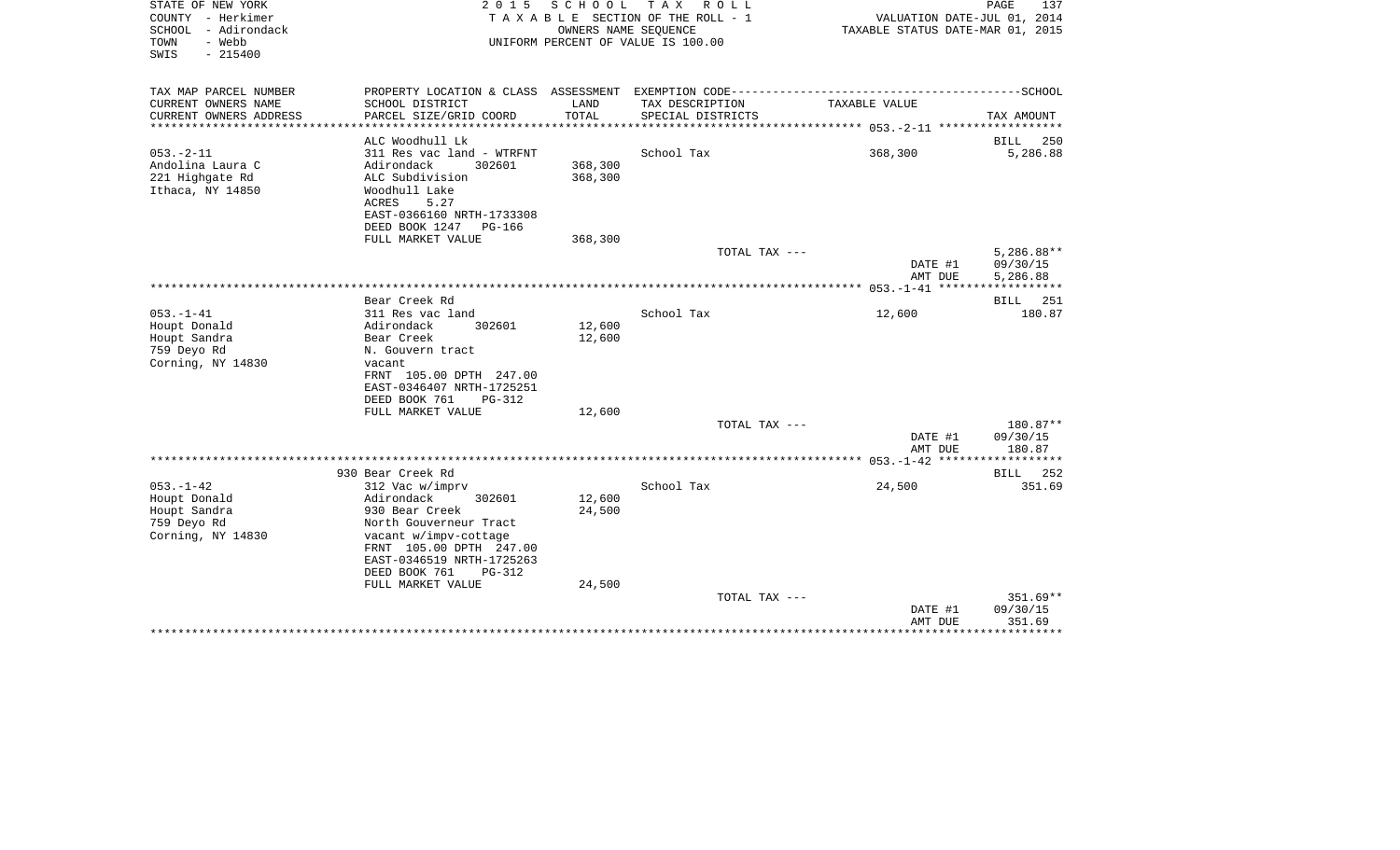STATE OF NEW YORK
COUNTY - Herkimer
SCHOOL - Adirondack
TOWN - Webb
SWIS - 215400

2 0 1 5 S C H O O L T A X R O L L
T A X A B L E SECTION OF THE ROLL - 1
OWNERS NAME SEQUENCE
UNIFORM PERCENT OF VALUE IS 100.00

VALUATION DATE-JUL 01, 2014
TAXABLE STATUS DATE-MAR 01, 2015

| TAX MAP PARCEL NUMBER<br>CURRENT OWNERS NAME<br>CURRENT OWNERS ADDRESS | PROPERTY LOCATION & CLASS<br>SCHOOL DISTRICT<br>PARCEL SIZE/GRID COORD | ASSESSMENT<br>LAND<br>TOTAL | EXEMPTION CODE<br>TAX DESCRIPTION<br>SPECIAL DISTRICTS | TAXABLE VALUE | SCHOOL<br>TAX AMOUNT |
|---|---|---|---|---|---|
| 053.-2-11 ****** | | | | | |
| | ALC Woodhull Lk | | | | BILL 250 |
| 053.-2-11 | 311 Res vac land - WTRFNT | | School Tax | 368,300 | 5,286.88 |
| Andolina Laura C | Adirondack 302601 | 368,300 | | | |
| 221 Highgate Rd | ALC Subdivision | 368,300 | | | |
| Ithaca, NY 14850 | Woodhull Lake | | | | |
| | ACRES 5.27 | | | | |
| | EAST-0366160 NRTH-1733308 | | | | |
| | DEED BOOK 1247 PG-166 | | | | |
| | FULL MARKET VALUE | 368,300 | | | |
| | | | TOTAL TAX --- | | 5,286.88** |
| | | | | DATE #1 | 09/30/15 |
| | | | | AMT DUE | 5,286.88 |
| 053.-1-41 ****** | | | | | |
| | Bear Creek Rd | | | | BILL 251 |
| 053.-1-41 | 311 Res vac land | | School Tax | 12,600 | 180.87 |
| Houpt Donald | Adirondack 302601 | 12,600 | | | |
| Houpt Sandra | Bear Creek | 12,600 | | | |
| 759 Deyo Rd | N. Gouvern tract | | | | |
| Corning, NY 14830 | vacant | | | | |
| | FRNT 105.00 DPTH 247.00 | | | | |
| | EAST-0346407 NRTH-1725251 | | | | |
| | DEED BOOK 761 PG-312 | | | | |
| | FULL MARKET VALUE | 12,600 | | | |
| | | | TOTAL TAX --- | | 180.87** |
| | | | | DATE #1 | 09/30/15 |
| | | | | AMT DUE | 180.87 |
| 053.-1-42 ****** | | | | | |
| | 930 Bear Creek Rd | | | | BILL 252 |
| 053.-1-42 | 312 Vac w/imprv | | School Tax | 24,500 | 351.69 |
| Houpt Donald | Adirondack 302601 | 12,600 | | | |
| Houpt Sandra | 930 Bear Creek | 24,500 | | | |
| 759 Deyo Rd | North Gouverneur Tract | | | | |
| Corning, NY 14830 | vacant w/impv-cottage | | | | |
| | FRNT 105.00 DPTH 247.00 | | | | |
| | EAST-0346519 NRTH-1725263 | | | | |
| | DEED BOOK 761 PG-312 | | | | |
| | FULL MARKET VALUE | 24,500 | | | |
| | | | TOTAL TAX --- | | 351.69** |
| | | | | DATE #1 | 09/30/15 |
| | | | | AMT DUE | 351.69 |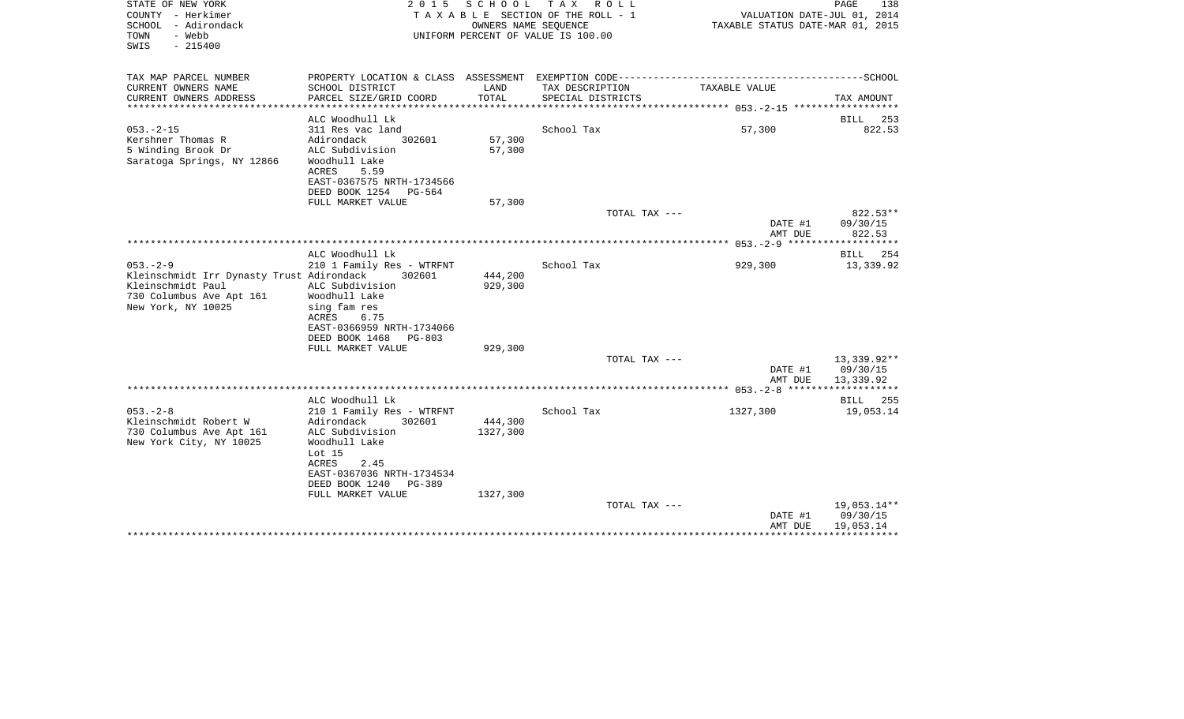STATE OF NEW YORK
COUNTY - Herkimer
SCHOOL - Adirondack
TOWN - Webb
SWIS - 215400

2015 SCHOOL TAX ROLL
TAXABLE SECTION OF THE ROLL - 1
OWNERS NAME SEQUENCE
UNIFORM PERCENT OF VALUE IS 100.00

VALUATION DATE-JUL 01, 2014
TAXABLE STATUS DATE-MAR 01, 2015

| TAX MAP PARCEL NUMBER / CURRENT OWNERS NAME / CURRENT OWNERS ADDRESS | PROPERTY LOCATION & CLASS / SCHOOL DISTRICT / PARCEL SIZE/GRID COORD | ASSESSMENT LAND / TOTAL | EXEMPTION CODE / TAX DESCRIPTION / SPECIAL DISTRICTS | TAXABLE VALUE | TAX AMOUNT |
|---|---|---|---|---|---|
| | ALC Woodhull Lk | | | | BILL 253 |
| 053.-2-15 | 311 Res vac land | | School Tax | 57,300 | 822.53 |
| Kershner Thomas R | Adirondack 302601 | 57,300 | | | |
| 5 Winding Brook Dr | ALC Subdivision | 57,300 | | | |
| Saratoga Springs, NY 12866 | Woodhull Lake | | | | |
| | ACRES 5.59 | | | | |
| | EAST-0367575 NRTH-1734566 | | | | |
| | DEED BOOK 1254 PG-564 | | | | |
| | FULL MARKET VALUE | 57,300 | | | |
| | | | TOTAL TAX --- | | 822.53** |
| | | | | DATE #1 | 09/30/15 |
| | | | | AMT DUE | 822.53 |
| | ALC Woodhull Lk | | | | BILL 254 |
| 053.-2-9 | 210 1 Family Res - WTRFNT | | School Tax | 929,300 | 13,339.92 |
| Kleinschmidt Irr Dynasty Trust | Adirondack 302601 | 444,200 | | | |
| Kleinschmidt Paul | ALC Subdivision | 929,300 | | | |
| 730 Columbus Ave Apt 161 | Woodhull Lake | | | | |
| New York, NY 10025 | sing fam res | | | | |
| | ACRES 6.75 | | | | |
| | EAST-0366959 NRTH-1734066 | | | | |
| | DEED BOOK 1468 PG-803 | | | | |
| | FULL MARKET VALUE | 929,300 | | | |
| | | | TOTAL TAX --- | | 13,339.92** |
| | | | | DATE #1 | 09/30/15 |
| | | | | AMT DUE | 13,339.92 |
| | ALC Woodhull Lk | | | | BILL 255 |
| 053.-2-8 | 210 1 Family Res - WTRFNT | | School Tax | 1327,300 | 19,053.14 |
| Kleinschmidt Robert W | Adirondack 302601 | 444,300 | | | |
| 730 Columbus Ave Apt 161 | ALC Subdivision | 1327,300 | | | |
| New York City, NY 10025 | Woodhull Lake | | | | |
| | Lot 15 | | | | |
| | ACRES 2.45 | | | | |
| | EAST-0367036 NRTH-1734534 | | | | |
| | DEED BOOK 1240 PG-389 | | | | |
| | FULL MARKET VALUE | 1327,300 | | | |
| | | | TOTAL TAX --- | | 19,053.14** |
| | | | | DATE #1 | 09/30/15 |
| | | | | AMT DUE | 19,053.14 |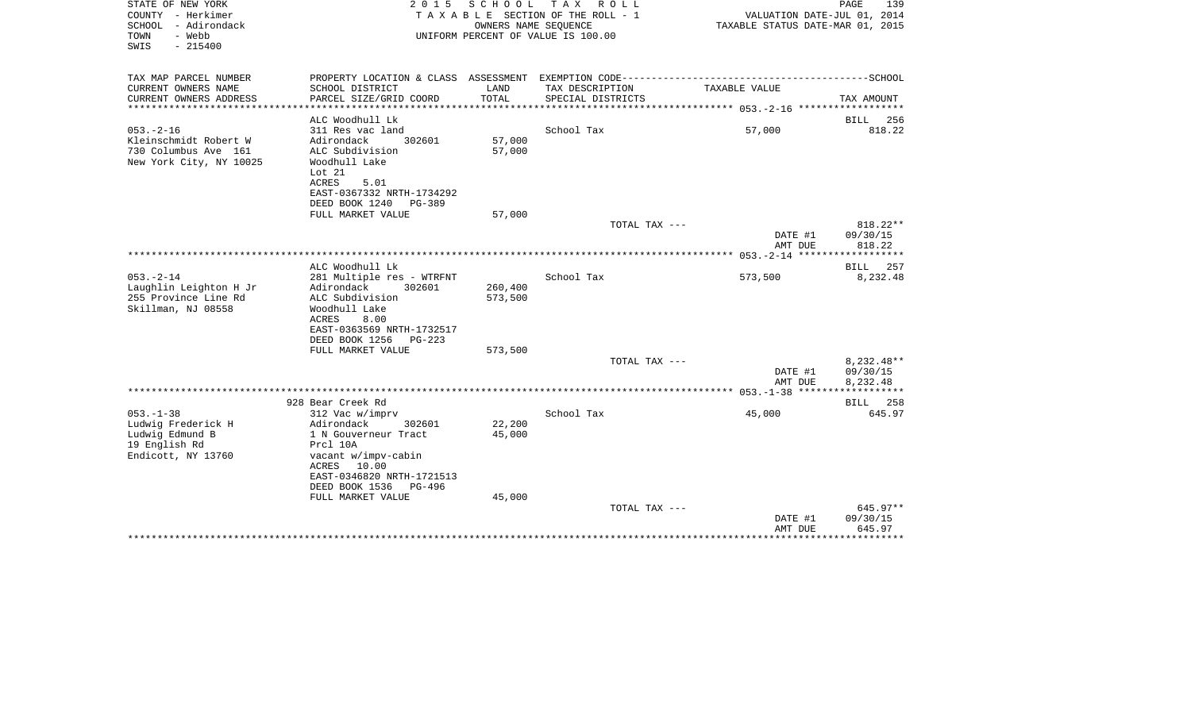STATE OF NEW YORK
COUNTY - Herkimer
SCHOOL - Adirondack
TOWN - Webb
SWIS - 215400

2 0 1 5 S C H O O L T A X R O L L
T A X A B L E SECTION OF THE ROLL - 1
OWNERS NAME SEQUENCE
UNIFORM PERCENT OF VALUE IS 100.00

VALUATION DATE-JUL 01, 2014
TAXABLE STATUS DATE-MAR 01, 2015

| TAX MAP PARCEL NUMBER<br>CURRENT OWNERS NAME<br>CURRENT OWNERS ADDRESS | PROPERTY LOCATION & CLASS<br>SCHOOL DISTRICT<br>PARCEL SIZE/GRID COORD | ASSESSMENT<br>LAND<br>TOTAL | EXEMPTION CODE<br>TAX DESCRIPTION<br>SPECIAL DISTRICTS | TAXABLE VALUE | SCHOOL<br>TAX AMOUNT |
|---|---|---|---|---|---|
| | ALC Woodhull Lk | | | | BILL 256 |
| 053.-2-16 | 311 Res vac land | | School Tax | 57,000 | 818.22 |
| Kleinschmidt Robert W | Adirondack 302601 | 57,000 | | | |
| 730 Columbus Ave 161 | ALC Subdivision | 57,000 | | | |
| New York City, NY 10025 | Woodhull Lake | | | | |
| | Lot 21 | | | | |
| | ACRES 5.01 | | | | |
| | EAST-0367332 NRTH-1734292 | | | | |
| | DEED BOOK 1240 PG-389 | | | | |
| | FULL MARKET VALUE | 57,000 | | | |
| | | | TOTAL TAX --- | | 818.22** |
| | | | | DATE #1 | 09/30/15 |
| | | | | AMT DUE | 818.22 |
| | ALC Woodhull Lk | | | | BILL 257 |
| 053.-2-14 | 281 Multiple res - WTRFNT | | School Tax | 573,500 | 8,232.48 |
| Laughlin Leighton H Jr | Adirondack 302601 | 260,400 | | | |
| 255 Province Line Rd | ALC Subdivision | 573,500 | | | |
| Skillman, NJ 08558 | Woodhull Lake | | | | |
| | ACRES 8.00 | | | | |
| | EAST-0363569 NRTH-1732517 | | | | |
| | DEED BOOK 1256 PG-223 | | | | |
| | FULL MARKET VALUE | 573,500 | | | |
| | | | TOTAL TAX --- | | 8,232.48** |
| | | | | DATE #1 | 09/30/15 |
| | | | | AMT DUE | 8,232.48 |
| | 928 Bear Creek Rd | | | | BILL 258 |
| 053.-1-38 | 312 Vac w/imprv | | School Tax | 45,000 | 645.97 |
| Ludwig Frederick H | Adirondack 302601 | 22,200 | | | |
| Ludwig Edmund B | 1 N Gouverneur Tract | 45,000 | | | |
| 19 English Rd | Prcl 10A | | | | |
| Endicott, NY 13760 | vacant w/impv-cabin | | | | |
| | ACRES 10.00 | | | | |
| | EAST-0346820 NRTH-1721513 | | | | |
| | DEED BOOK 1536 PG-496 | | | | |
| | FULL MARKET VALUE | 45,000 | | | |
| | | | TOTAL TAX --- | | 645.97** |
| | | | | DATE #1 | 09/30/15 |
| | | | | AMT DUE | 645.97 |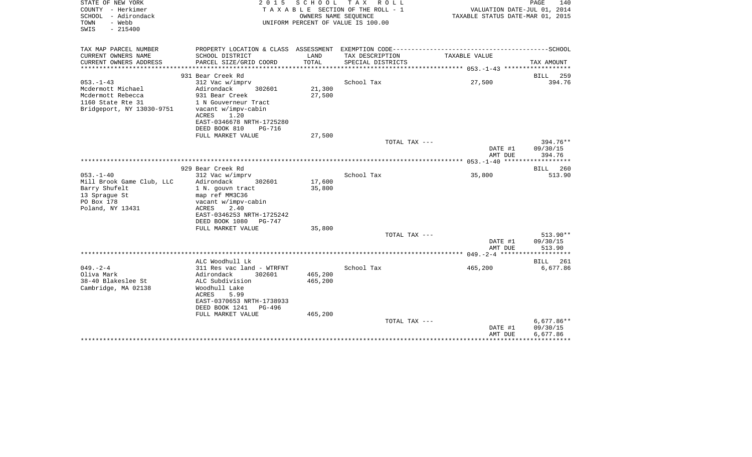STATE OF NEW YORK
COUNTY - Herkimer
SCHOOL - Adirondack
TOWN - Webb
SWIS - 215400

2015 SCHOOL TAX ROLL
TAXABLE SECTION OF THE ROLL - 1
OWNERS NAME SEQUENCE
UNIFORM PERCENT OF VALUE IS 100.00

VALUATION DATE-JUL 01, 2014
TAXABLE STATUS DATE-MAR 01, 2015

| TAX MAP PARCEL NUMBER / CURRENT OWNERS NAME / CURRENT OWNERS ADDRESS | PROPERTY LOCATION & CLASS / SCHOOL DISTRICT / PARCEL SIZE/GRID COORD | ASSESSMENT LAND / TOTAL | EXEMPTION CODE / TAX DESCRIPTION / SPECIAL DISTRICTS | TAXABLE VALUE | TAX AMOUNT |
|---|---|---|---|---|---|
| | 931 Bear Creek Rd | | | | BILL 259 |
| 053.-1-43 | 312 Vac w/imprv | | School Tax | 27,500 | 394.76 |
| Mcdermott Michael | Adirondack 302601 | 21,300 | | | |
| Mcdermott Rebecca | 931 Bear Creek | 27,500 | | | |
| 1160 State Rte 31 | 1 N Gouverneur Tract | | | | |
| Bridgeport, NY 13030-9751 | vacant w/impv-cabin | | | | |
| | ACRES 1.20 | | | | |
| | EAST-0346678 NRTH-1725280 | | | | |
| | DEED BOOK 810 PG-716 | | | | |
| | FULL MARKET VALUE | 27,500 | | | |
| | | | TOTAL TAX --- | | 394.76** |
| | | | | DATE #1 | 09/30/15 |
| | | | | AMT DUE | 394.76 |
| | 929 Bear Creek Rd | | | | BILL 260 |
| 053.-1-40 | 312 Vac w/imprv | | School Tax | 35,800 | 513.90 |
| Mill Brook Game Club, LLC | Adirondack 302601 | 17,600 | | | |
| Barry Shufelt | 1 N. gouvn tract | 35,800 | | | |
| 13 Sprague St | map ref MM3C36 | | | | |
| PO Box 178 | vacant w/impv-cabin | | | | |
| Poland, NY 13431 | ACRES 2.40 | | | | |
| | EAST-0346253 NRTH-1725242 | | | | |
| | DEED BOOK 1080 PG-747 | | | | |
| | FULL MARKET VALUE | 35,800 | | | |
| | | | TOTAL TAX --- | | 513.90** |
| | | | | DATE #1 | 09/30/15 |
| | | | | AMT DUE | 513.90 |
| | ALC Woodhull Lk | | | | BILL 261 |
| 049.-2-4 | 311 Res vac land - WTRFNT | | School Tax | 465,200 | 6,677.86 |
| Oliva Mark | Adirondack 302601 | 465,200 | | | |
| 38-40 Blakeslee St | ALC Subdivision | 465,200 | | | |
| Cambridge, MA 02138 | Woodhull Lake | | | | |
| | ACRES 5.99 | | | | |
| | EAST-0370653 NRTH-1738933 | | | | |
| | DEED BOOK 1241 PG-496 | | | | |
| | FULL MARKET VALUE | 465,200 | | | |
| | | | TOTAL TAX --- | | 6,677.86** |
| | | | | DATE #1 | 09/30/15 |
| | | | | AMT DUE | 6,677.86 |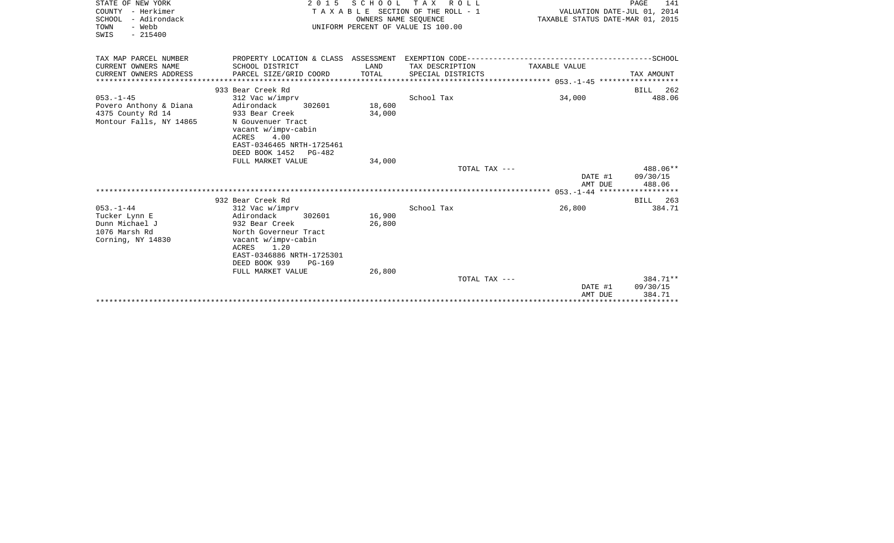STATE OF NEW YORK
COUNTY - Herkimer
SCHOOL - Adirondack
TOWN - Webb
SWIS - 215400

2015 SCHOOL TAX ROLL
TAXABLE SECTION OF THE ROLL - 1
OWNERS NAME SEQUENCE
UNIFORM PERCENT OF VALUE IS 100.00

VALUATION DATE-JUL 01, 2014
TAXABLE STATUS DATE-MAR 01, 2015

| TAX MAP PARCEL NUMBER / CURRENT OWNERS NAME / CURRENT OWNERS ADDRESS | PROPERTY LOCATION & CLASS / SCHOOL DISTRICT / PARCEL SIZE/GRID COORD | ASSESSMENT LAND / TOTAL | EXEMPTION CODE / TAX DESCRIPTION / SPECIAL DISTRICTS | TAXABLE VALUE | SCHOOL TAX AMOUNT |
|---|---|---|---|---|---|
| 053.-1-45 | 933 Bear Creek Rd | | | | BILL 262 |
| Povero Anthony & Diana | 312 Vac w/imprv | | School Tax | 34,000 | 488.06 |
| 4375 County Rd 14 | Adirondack 302601 | 18,600 | | | |
| Montour Falls, NY 14865 | 933 Bear Creek | 34,000 | | | |
| | N Gouvenuer Tract | | | | |
| | vacant w/impv-cabin | | | | |
| | ACRES 4.00 | | | | |
| | EAST-0346465 NRTH-1725461 | | | | |
| | DEED BOOK 1452 PG-482 | | | | |
| | FULL MARKET VALUE | 34,000 | | | |
| | | | TOTAL TAX --- | | 488.06** |
| | | | | DATE #1 | 09/30/15 |
| | | | | AMT DUE | 488.06 |
| 053.-1-44 | 932 Bear Creek Rd | | | | BILL 263 |
| Tucker Lynn E | 312 Vac w/imprv | | School Tax | 26,800 | 384.71 |
| Dunn Michael J | Adirondack 302601 | 16,900 | | | |
| 1076 Marsh Rd | 932 Bear Creek | 26,800 | | | |
| Corning, NY 14830 | North Governeur Tract | | | | |
| | vacant w/impv-cabin | | | | |
| | ACRES 1.20 | | | | |
| | EAST-0346886 NRTH-1725301 | | | | |
| | DEED BOOK 939 PG-169 | | | | |
| | FULL MARKET VALUE | 26,800 | | | |
| | | | TOTAL TAX --- | | 384.71** |
| | | | | DATE #1 | 09/30/15 |
| | | | | AMT DUE | 384.71 |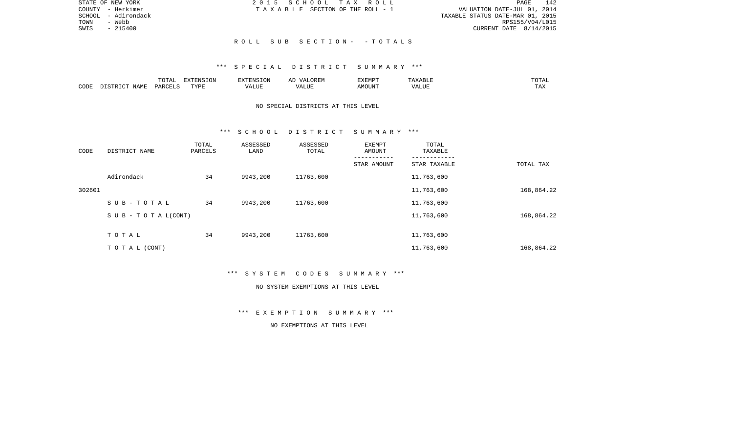STATE OF NEW YORK
COUNTY - Herkimer
SCHOOL - Adirondack
TOWN - Webb
SWIS - 215400

2015 SCHOOL TAX ROLL
TAXABLE SECTION OF THE ROLL - 1

VALUATION DATE-JUL 01, 2014
TAXABLE STATUS DATE-MAR 01, 2015
RPS155/V04/L015
CURRENT DATE 8/14/2015

ROLL SUB SECTION- - TOTALS

*** SPECIAL DISTRICT SUMMARY ***

| CODE | DISTRICT NAME | TOTAL PARCELS | EXTENSION TYPE | EXTENSION VALUE | AD VALOREM VALUE | EXEMPT AMOUNT | TAXABLE VALUE | TOTAL TAX |
|---|---|---|---|---|---|---|---|---|

NO SPECIAL DISTRICTS AT THIS LEVEL

*** SCHOOL DISTRICT SUMMARY ***

| CODE | DISTRICT NAME | TOTAL PARCELS | ASSESSED LAND | ASSESSED TOTAL | EXEMPT AMOUNT / STAR AMOUNT | TOTAL TAXABLE / STAR TAXABLE | TOTAL TAX |
|---|---|---|---|---|---|---|---|
| | Adirondack | 34 | 9943,200 | 11763,600 | | 11,763,600 | |
| 302601 | | | | | | 11,763,600 | 168,864.22 |
| | SUB-TOTAL | 34 | 9943,200 | 11763,600 | | 11,763,600 | |
| | SUB - TOTAL(CONT) | | | | | 11,763,600 | 168,864.22 |
| | TOTAL | 34 | 9943,200 | 11763,600 | | 11,763,600 | |
| | TOTAL (CONT) | | | | | 11,763,600 | 168,864.22 |

*** SYSTEM CODES SUMMARY ***

NO SYSTEM EXEMPTIONS AT THIS LEVEL

*** EXEMPTION SUMMARY ***

NO EXEMPTIONS AT THIS LEVEL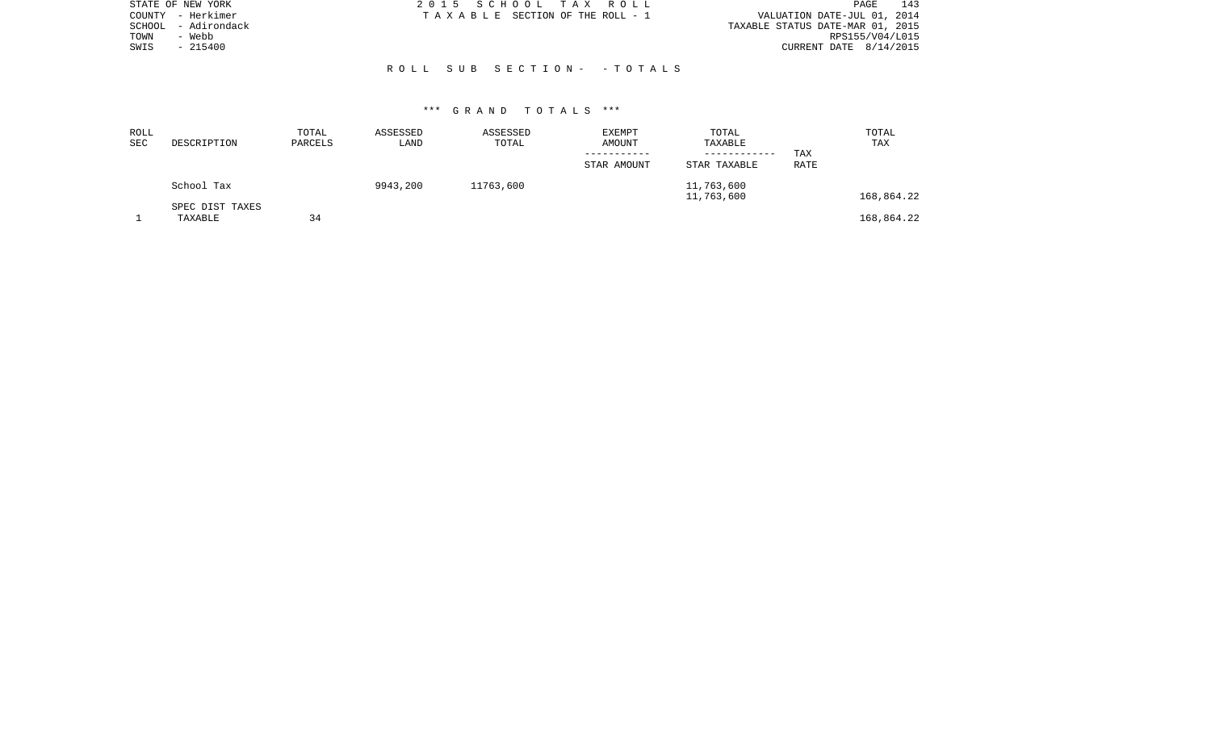STATE OF NEW YORK
COUNTY - Herkimer
SCHOOL - Adirondack
TOWN - Webb
SWIS - 215400

2015 SCHOOL TAX ROLL
TAXABLE SECTION OF THE ROLL - 1

VALUATION DATE-JUL 01, 2014
TAXABLE STATUS DATE-MAR 01, 2015
RPS155/V04/L015
CURRENT DATE 8/14/2015

ROLL SUB SECTION- - TOTALS

*** GRAND TOTALS ***

| ROLL SEC | DESCRIPTION | TOTAL PARCELS | ASSESSED LAND | ASSESSED TOTAL | EXEMPT AMOUNT / STAR AMOUNT | TOTAL TAXABLE / STAR TAXABLE | TAX RATE | TOTAL TAX |
|---|---|---|---|---|---|---|---|---|
| | School Tax | | 9943,200 | 11763,600 | | 11,763,600<br>11,763,600 | | 168,864.22 |
| | SPEC DIST TAXES | | | | | | | |
| 1 | TAXABLE | 34 | | | | | | 168,864.22 |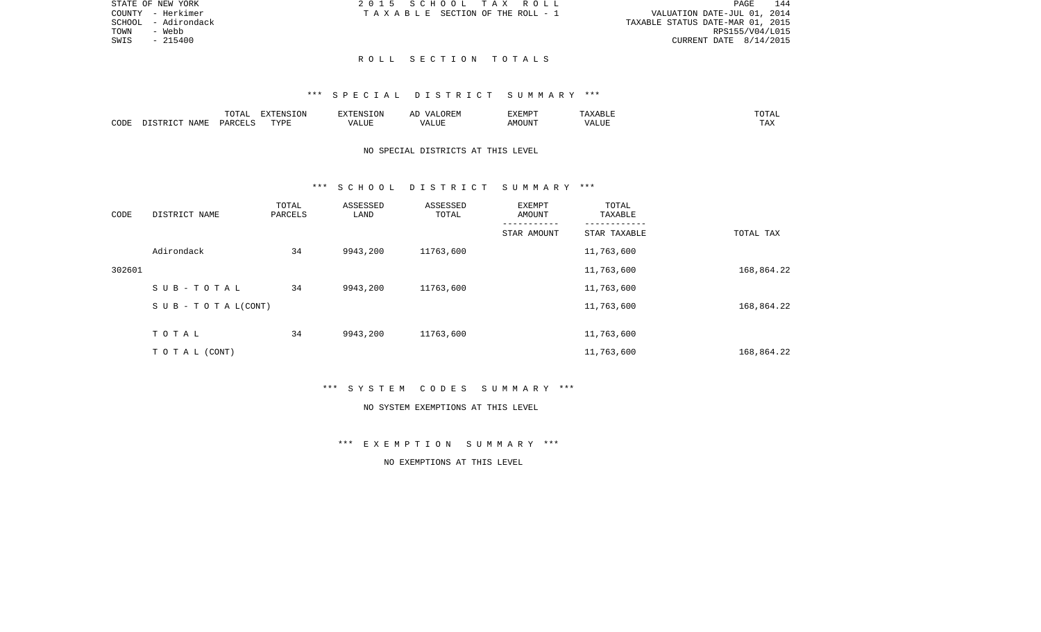STATE OF NEW YORK
COUNTY - Herkimer
SCHOOL - Adirondack
TOWN - Webb
SWIS - 215400

2 0 1 5 S C H O O L T A X R O L L
T A X A B L E SECTION OF THE ROLL - 1

VALUATION DATE-JUL 01, 2014
TAXABLE STATUS DATE-MAR 01, 2015
RPS155/V04/L015
CURRENT DATE 8/14/2015

## R O L L S E C T I O N T O T A L S

### *** S P E C I A L D I S T R I C T S U M M A R Y ***

| CODE | DISTRICT NAME | TOTAL PARCELS | EXTENSION TYPE | EXTENSION VALUE | AD VALOREM VALUE | EXEMPT AMOUNT | TAXABLE VALUE | TOTAL TAX |
|---|---|---|---|---|---|---|---|---|

NO SPECIAL DISTRICTS AT THIS LEVEL

### *** S C H O O L D I S T R I C T S U M M A R Y ***

| CODE | DISTRICT NAME | TOTAL PARCELS | ASSESSED LAND | ASSESSED TOTAL | EXEMPT AMOUNT / STAR AMOUNT | TOTAL TAXABLE / STAR TAXABLE | TOTAL TAX |
|---|---|---|---|---|---|---|---|
| | Adirondack | 34 | 9943,200 | 11763,600 | | 11,763,600 | |
| 302601 | | | | | | 11,763,600 | 168,864.22 |
| | S U B - T O T A L | 34 | 9943,200 | 11763,600 | | 11,763,600 | |
| | S U B - T O T A L(CONT) | | | | | 11,763,600 | 168,864.22 |
| | T O T A L | 34 | 9943,200 | 11763,600 | | 11,763,600 | |
| | T O T A L (CONT) | | | | | 11,763,600 | 168,864.22 |

### *** S Y S T E M C O D E S S U M M A R Y ***

NO SYSTEM EXEMPTIONS AT THIS LEVEL

### *** E X E M P T I O N S U M M A R Y ***

NO EXEMPTIONS AT THIS LEVEL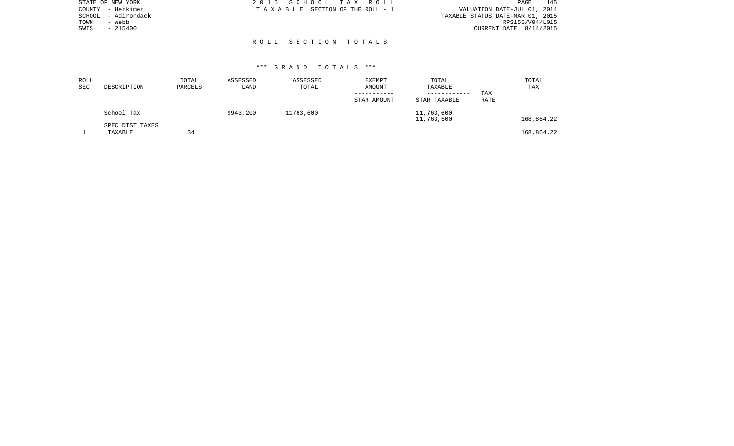STATE OF NEW YORK
COUNTY - Herkimer
SCHOOL - Adirondack
TOWN - Webb
SWIS - 215400

2 0 1 5 S C H O O L T A X R O L L
T A X A B L E SECTION OF THE ROLL - 1

VALUATION DATE-JUL 01, 2014
TAXABLE STATUS DATE-MAR 01, 2015
RPS155/V04/L015
CURRENT DATE 8/14/2015

## R O L L S E C T I O N T O T A L S

### *** G R A N D T O T A L S ***

| ROLL SEC | DESCRIPTION | TOTAL PARCELS | ASSESSED LAND | ASSESSED TOTAL | EXEMPT AMOUNT / STAR AMOUNT | TOTAL TAXABLE / STAR TAXABLE | TAX RATE | TOTAL TAX |
|---|---|---|---|---|---|---|---|---|
| | School Tax | | 9943,200 | 11763,600 | | 11,763,600<br>11,763,600 | | 168,864.22 |
| | SPEC DIST TAXES | | | | | | | |
| 1 | TAXABLE | 34 | | | | | | 168,864.22 |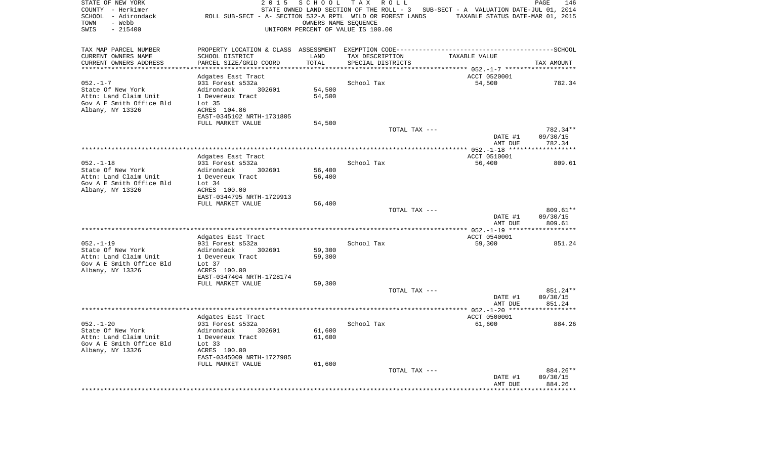STATE OF NEW YORK 2 0 1 5 S C H O O L T A X R O L L
COUNTY - Herkimer STATE OWNED LAND SECTION OF THE ROLL - 3 SUB-SECT - A VALUATION DATE-JUL 01, 2014
SCHOOL - Adirondack ROLL SUB-SECT - A- SECTION 532-A RPTL WILD OR FOREST LANDS TAXABLE STATUS DATE-MAR 01, 2015
TOWN - Webb OWNERS NAME SEQUENCE
SWIS - 215400 UNIFORM PERCENT OF VALUE IS 100.00

| TAX MAP PARCEL NUMBER / CURRENT OWNERS NAME / CURRENT OWNERS ADDRESS | PROPERTY LOCATION & CLASS / SCHOOL DISTRICT / PARCEL SIZE/GRID COORD | ASSESSMENT LAND / TOTAL | EXEMPTION CODE / TAX DESCRIPTION / SPECIAL DISTRICTS | TAXABLE VALUE | TAX AMOUNT |
|---|---|---|---|---|---|
| 052.-1-7 | Adgates East Tract | | | ACCT 0520001 | |
| State Of New York | 931 Forest s532a | | School Tax | 54,500 | 782.34 |
| Attn: Land Claim Unit | Adirondack 302601 | 54,500 | | | |
| Gov A E Smith Office Bld | 1 Devereux Tract | 54,500 | | | |
| Albany, NY 13326 | Lot 35 | | | | |
| | ACRES 104.86 | | | | |
| | EAST-0345102 NRTH-1731805 | | | | |
| | FULL MARKET VALUE | 54,500 | | | |
| | | | TOTAL TAX --- | | 782.34** |
| | | | | DATE #1 | 09/30/15 |
| | | | | AMT DUE | 782.34 |
| 052.-1-18 | Adgates East Tract | | | ACCT 0510001 | |
| State Of New York | 931 Forest s532a | | School Tax | 56,400 | 809.61 |
| Attn: Land Claim Unit | Adirondack 302601 | 56,400 | | | |
| Gov A E Smith Office Bld | 1 Devereux Tract | 56,400 | | | |
| Albany, NY 13326 | Lot 34 | | | | |
| | ACRES 100.00 | | | | |
| | EAST-0344795 NRTH-1729913 | | | | |
| | FULL MARKET VALUE | 56,400 | | | |
| | | | TOTAL TAX --- | | 809.61** |
| | | | | DATE #1 | 09/30/15 |
| | | | | AMT DUE | 809.61 |
| 052.-1-19 | Adgates East Tract | | | ACCT 0540001 | |
| State Of New York | 931 Forest s532a | | School Tax | 59,300 | 851.24 |
| Attn: Land Claim Unit | Adirondack 302601 | 59,300 | | | |
| Gov A E Smith Office Bld | 1 Devereux Tract | 59,300 | | | |
| Albany, NY 13326 | Lot 37 | | | | |
| | ACRES 100.00 | | | | |
| | EAST-0347404 NRTH-1728174 | | | | |
| | FULL MARKET VALUE | 59,300 | | | |
| | | | TOTAL TAX --- | | 851.24** |
| | | | | DATE #1 | 09/30/15 |
| | | | | AMT DUE | 851.24 |
| 052.-1-20 | Adgates East Tract | | | ACCT 0500001 | |
| State Of New York | 931 Forest s532a | | School Tax | 61,600 | 884.26 |
| Attn: Land Claim Unit | Adirondack 302601 | 61,600 | | | |
| Gov A E Smith Office Bld | 1 Devereux Tract | 61,600 | | | |
| Albany, NY 13326 | Lot 33 | | | | |
| | ACRES 100.00 | | | | |
| | EAST-0345009 NRTH-1727985 | | | | |
| | FULL MARKET VALUE | 61,600 | | | |
| | | | TOTAL TAX --- | | 884.26** |
| | | | | DATE #1 | 09/30/15 |
| | | | | AMT DUE | 884.26 |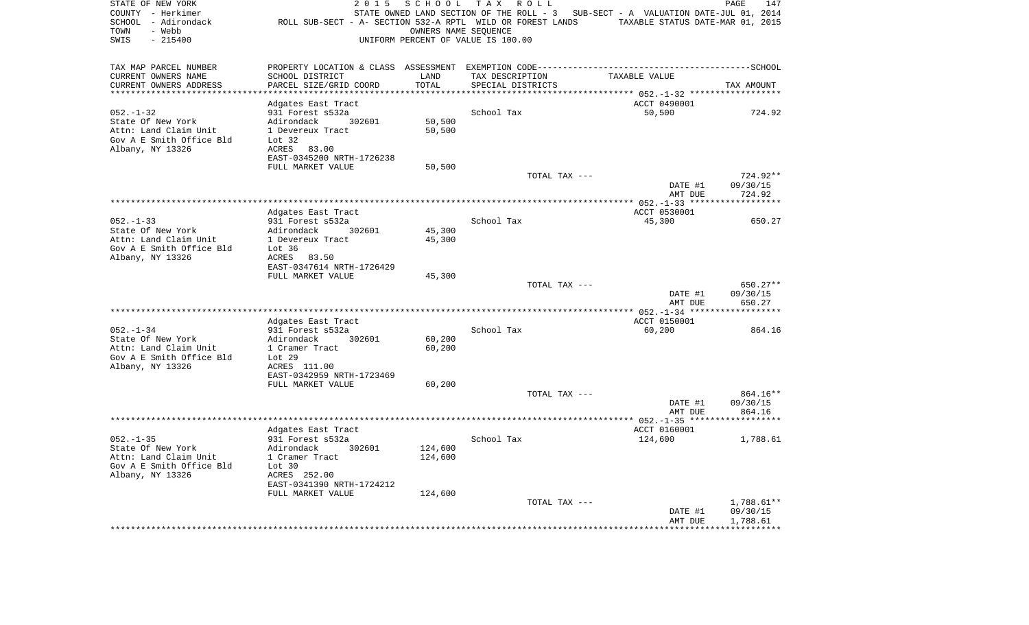STATE OF NEW YORK — 2 0 1 5 S C H O O L T A X R O L L
COUNTY - Herkimer — STATE OWNED LAND SECTION OF THE ROLL - 3 SUB-SECT - A VALUATION DATE-JUL 01, 2014
SCHOOL - Adirondack — ROLL SUB-SECT - A- SECTION 532-A RPTL WILD OR FOREST LANDS — TAXABLE STATUS DATE-MAR 01, 2015
TOWN - Webb — OWNERS NAME SEQUENCE
SWIS - 215400 — UNIFORM PERCENT OF VALUE IS 100.00

| TAX MAP PARCEL NUMBER / CURRENT OWNERS NAME / CURRENT OWNERS ADDRESS | PROPERTY LOCATION & CLASS / SCHOOL DISTRICT / PARCEL SIZE/GRID COORD | ASSESSMENT LAND / TOTAL | EXEMPTION CODE / TAX DESCRIPTION / SPECIAL DISTRICTS | TAXABLE VALUE | TAX AMOUNT |
|---|---|---|---|---|---|
| **052.-1-32** | Adgates East Tract | | | ACCT 0490001 | |
| 052.-1-32 | 931 Forest s532a | | School Tax | 50,500 | 724.92 |
| State Of New York | Adirondack 302601 | 50,500 | | | |
| Attn: Land Claim Unit | 1 Devereux Tract | 50,500 | | | |
| Gov A E Smith Office Bld | Lot 32 | | | | |
| Albany, NY 13326 | ACRES 83.00 | | | | |
| | EAST-0345200 NRTH-1726238 | | | | |
| | FULL MARKET VALUE | 50,500 | | | |
| | | | TOTAL TAX --- | | 724.92** |
| | | | | DATE #1 | 09/30/15 |
| | | | | AMT DUE | 724.92 |
| **052.-1-33** | Adgates East Tract | | | ACCT 0530001 | |
| 052.-1-33 | 931 Forest s532a | | School Tax | 45,300 | 650.27 |
| State Of New York | Adirondack 302601 | 45,300 | | | |
| Attn: Land Claim Unit | 1 Devereux Tract | 45,300 | | | |
| Gov A E Smith Office Bld | Lot 36 | | | | |
| Albany, NY 13326 | ACRES 83.50 | | | | |
| | EAST-0347614 NRTH-1726429 | | | | |
| | FULL MARKET VALUE | 45,300 | | | |
| | | | TOTAL TAX --- | | 650.27** |
| | | | | DATE #1 | 09/30/15 |
| | | | | AMT DUE | 650.27 |
| **052.-1-34** | Adgates East Tract | | | ACCT 0150001 | |
| 052.-1-34 | 931 Forest s532a | | School Tax | 60,200 | 864.16 |
| State Of New York | Adirondack 302601 | 60,200 | | | |
| Attn: Land Claim Unit | 1 Cramer Tract | 60,200 | | | |
| Gov A E Smith Office Bld | Lot 29 | | | | |
| Albany, NY 13326 | ACRES 111.00 | | | | |
| | EAST-0342959 NRTH-1723469 | | | | |
| | FULL MARKET VALUE | 60,200 | | | |
| | | | TOTAL TAX --- | | 864.16** |
| | | | | DATE #1 | 09/30/15 |
| | | | | AMT DUE | 864.16 |
| **052.-1-35** | Adgates East Tract | | | ACCT 0160001 | |
| 052.-1-35 | 931 Forest s532a | | School Tax | 124,600 | 1,788.61 |
| State Of New York | Adirondack 302601 | 124,600 | | | |
| Attn: Land Claim Unit | 1 Cramer Tract | 124,600 | | | |
| Gov A E Smith Office Bld | Lot 30 | | | | |
| Albany, NY 13326 | ACRES 252.00 | | | | |
| | EAST-0341390 NRTH-1724212 | | | | |
| | FULL MARKET VALUE | 124,600 | | | |
| | | | TOTAL TAX --- | | 1,788.61** |
| | | | | DATE #1 | 09/30/15 |
| | | | | AMT DUE | 1,788.61 |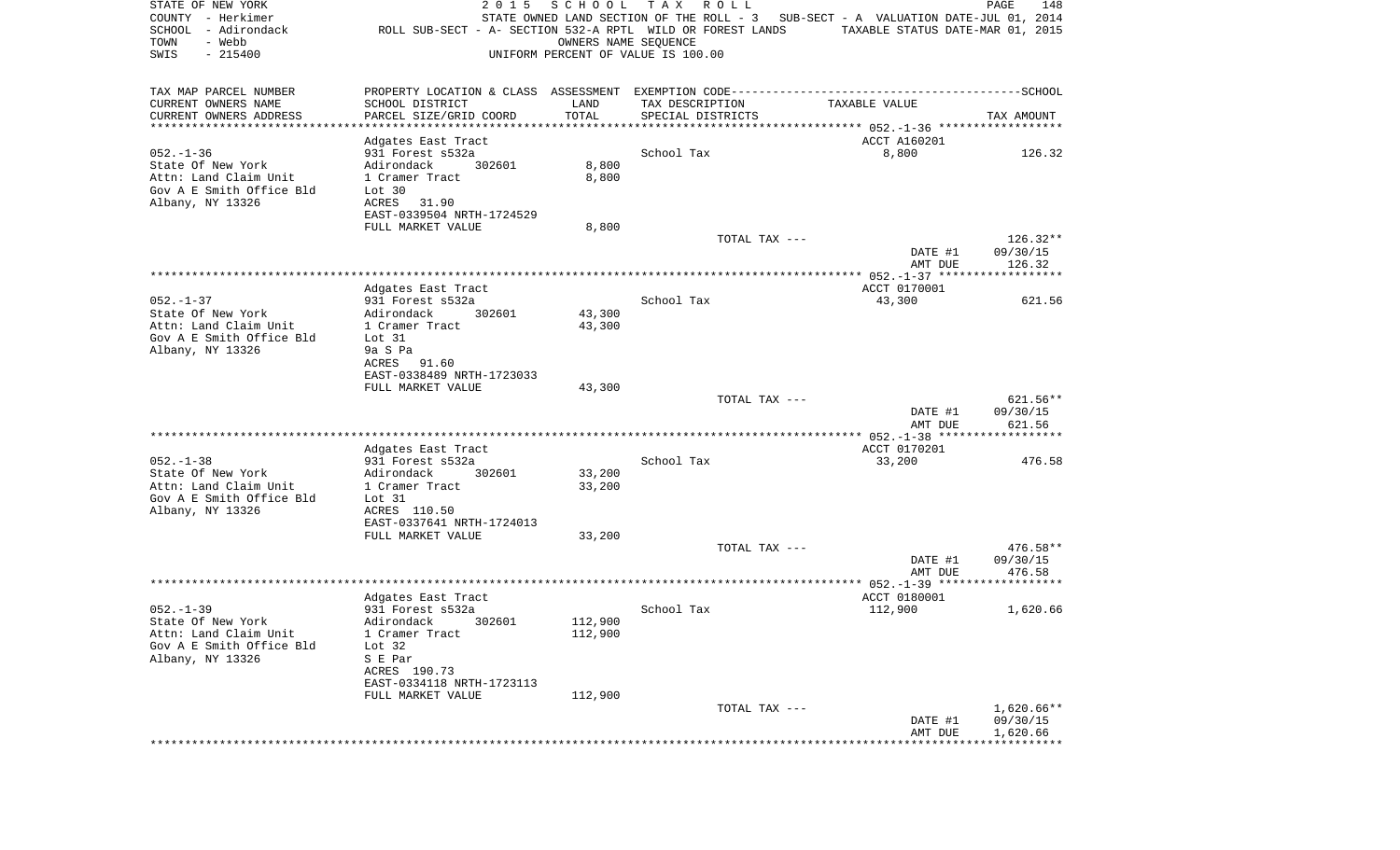STATE OF NEW YORK
COUNTY - Herkimer
SCHOOL - Adirondack
TOWN - Webb
SWIS - 215400

2015 SCHOOL TAX ROLL
STATE OWNED LAND SECTION OF THE ROLL - 3 SUB-SECT - A VALUATION DATE-JUL 01, 2014
ROLL SUB-SECT - A- SECTION 532-A RPTL WILD OR FOREST LANDS TAXABLE STATUS DATE-MAR 01, 2015
OWNERS NAME SEQUENCE
UNIFORM PERCENT OF VALUE IS 100.00

| TAX MAP PARCEL NUMBER / CURRENT OWNERS NAME / CURRENT OWNERS ADDRESS | PROPERTY LOCATION & CLASS / SCHOOL DISTRICT / PARCEL SIZE/GRID COORD | ASSESSMENT LAND / TOTAL | EXEMPTION CODE / TAX DESCRIPTION / SPECIAL DISTRICTS | TAXABLE VALUE | TAX AMOUNT |
|---|---|---|---|---|---|
| | Adgates East Tract | | | ACCT A160201 | |
| 052.-1-36 | 931 Forest s532a | | School Tax | 8,800 | 126.32 |
| State Of New York | Adirondack 302601 | 8,800 | | | |
| Attn: Land Claim Unit | 1 Cramer Tract | 8,800 | | | |
| Gov A E Smith Office Bld | Lot 30 | | | | |
| Albany, NY 13326 | ACRES 31.90 | | | | |
| | EAST-0339504 NRTH-1724529 | | | | |
| | FULL MARKET VALUE | 8,800 | | | |
| | | | TOTAL TAX --- | | 126.32** |
| | | | | DATE #1 | 09/30/15 |
| | | | | AMT DUE | 126.32 |
| | Adgates East Tract | | | ACCT 0170001 | |
| 052.-1-37 | 931 Forest s532a | | School Tax | 43,300 | 621.56 |
| State Of New York | Adirondack 302601 | 43,300 | | | |
| Attn: Land Claim Unit | 1 Cramer Tract | 43,300 | | | |
| Gov A E Smith Office Bld | Lot 31 | | | | |
| Albany, NY 13326 | 9a S Pa | | | | |
| | ACRES 91.60 | | | | |
| | EAST-0338489 NRTH-1723033 | | | | |
| | FULL MARKET VALUE | 43,300 | | | |
| | | | TOTAL TAX --- | | 621.56** |
| | | | | DATE #1 | 09/30/15 |
| | | | | AMT DUE | 621.56 |
| | Adgates East Tract | | | ACCT 0170201 | |
| 052.-1-38 | 931 Forest s532a | | School Tax | 33,200 | 476.58 |
| State Of New York | Adirondack 302601 | 33,200 | | | |
| Attn: Land Claim Unit | 1 Cramer Tract | 33,200 | | | |
| Gov A E Smith Office Bld | Lot 31 | | | | |
| Albany, NY 13326 | ACRES 110.50 | | | | |
| | EAST-0337641 NRTH-1724013 | | | | |
| | FULL MARKET VALUE | 33,200 | | | |
| | | | TOTAL TAX --- | | 476.58** |
| | | | | DATE #1 | 09/30/15 |
| | | | | AMT DUE | 476.58 |
| | Adgates East Tract | | | ACCT 0180001 | |
| 052.-1-39 | 931 Forest s532a | | School Tax | 112,900 | 1,620.66 |
| State Of New York | Adirondack 302601 | 112,900 | | | |
| Attn: Land Claim Unit | 1 Cramer Tract | 112,900 | | | |
| Gov A E Smith Office Bld | Lot 32 | | | | |
| Albany, NY 13326 | S E Par | | | | |
| | ACRES 190.73 | | | | |
| | EAST-0334118 NRTH-1723113 | | | | |
| | FULL MARKET VALUE | 112,900 | | | |
| | | | TOTAL TAX --- | | 1,620.66** |
| | | | | DATE #1 | 09/30/15 |
| | | | | AMT DUE | 1,620.66 |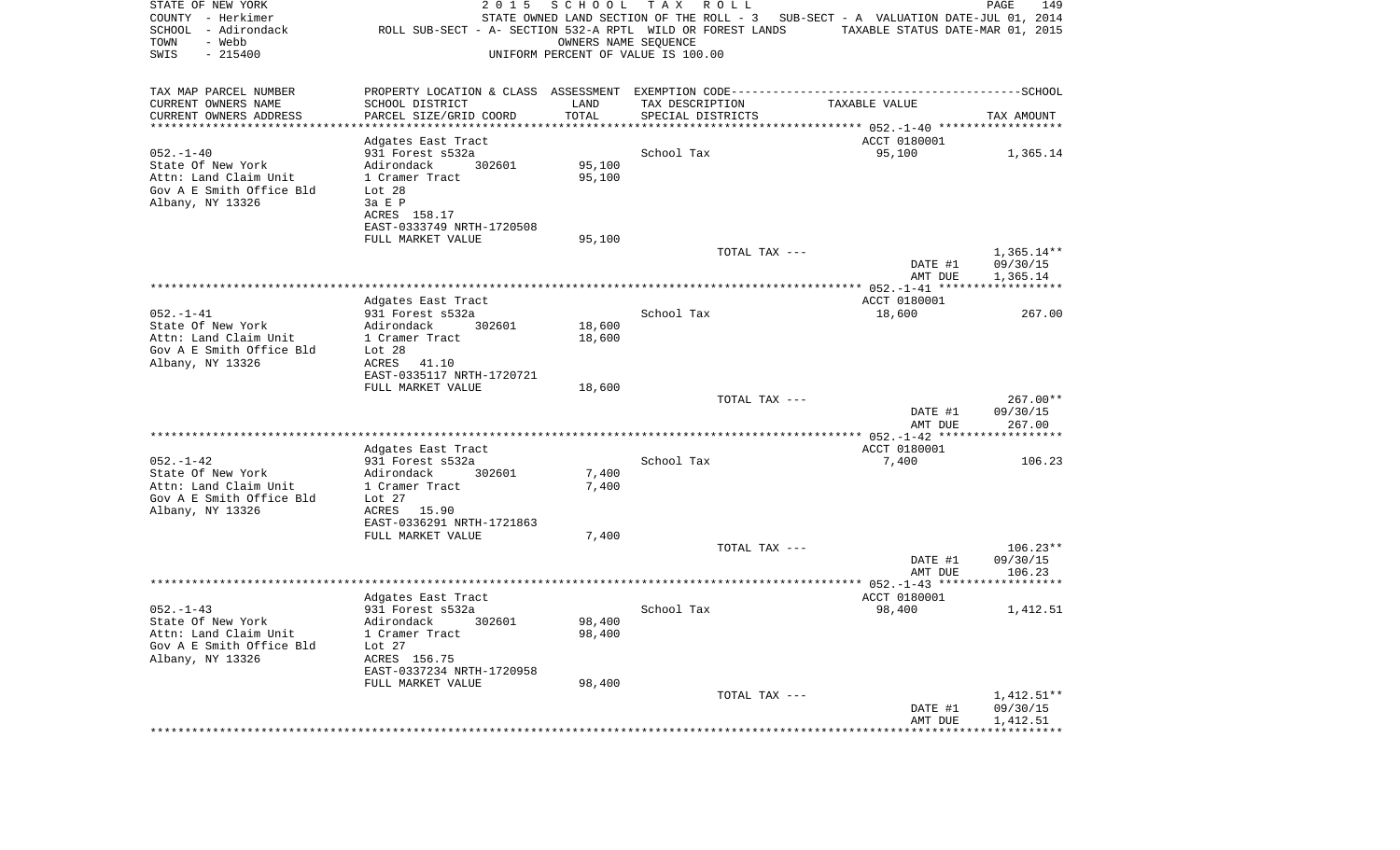STATE OF NEW YORK — 2015 SCHOOL TAX ROLL
COUNTY - Herkimer — STATE OWNED LAND SECTION OF THE ROLL - 3 — SUB-SECT - A VALUATION DATE-JUL 01, 2014
SCHOOL - Adirondack — ROLL SUB-SECT - A- SECTION 532-A RPTL WILD OR FOREST LANDS — TAXABLE STATUS DATE-MAR 01, 2015
TOWN - Webb — OWNERS NAME SEQUENCE
SWIS - 215400 — UNIFORM PERCENT OF VALUE IS 100.00

| TAX MAP PARCEL NUMBER / CURRENT OWNERS NAME / CURRENT OWNERS ADDRESS | PROPERTY LOCATION & CLASS / SCHOOL DISTRICT / PARCEL SIZE/GRID COORD | ASSESSMENT LAND / TOTAL | EXEMPTION CODE / TAX DESCRIPTION / SPECIAL DISTRICTS | TAXABLE VALUE | SCHOOL TAX AMOUNT |
|---|---|---|---|---|---|
| **052.-1-40** | Adgates East Tract | | | ACCT 0180001 | |
| State Of New York | 931 Forest s532a | | School Tax | 95,100 | 1,365.14 |
| Attn: Land Claim Unit | Adirondack 302601 | 95,100 | | | |
| Gov A E Smith Office Bld | 1 Cramer Tract | 95,100 | | | |
| Albany, NY 13326 | Lot 28 | | | | |
| | 3a E P | | | | |
| | ACRES 158.17 | | | | |
| | EAST-0333749 NRTH-1720508 | | | | |
| | FULL MARKET VALUE | 95,100 | | | |
| | | | TOTAL TAX --- | | 1,365.14** |
| | | | | DATE #1 | 09/30/15 |
| | | | | AMT DUE | 1,365.14 |
| **052.-1-41** | Adgates East Tract | | | ACCT 0180001 | |
| State Of New York | 931 Forest s532a | | School Tax | 18,600 | 267.00 |
| Attn: Land Claim Unit | Adirondack 302601 | 18,600 | | | |
| Gov A E Smith Office Bld | 1 Cramer Tract | 18,600 | | | |
| Albany, NY 13326 | Lot 28 | | | | |
| | ACRES 41.10 | | | | |
| | EAST-0335117 NRTH-1720721 | | | | |
| | FULL MARKET VALUE | 18,600 | | | |
| | | | TOTAL TAX --- | | 267.00** |
| | | | | DATE #1 | 09/30/15 |
| | | | | AMT DUE | 267.00 |
| **052.-1-42** | Adgates East Tract | | | ACCT 0180001 | |
| State Of New York | 931 Forest s532a | | School Tax | 7,400 | 106.23 |
| Attn: Land Claim Unit | Adirondack 302601 | 7,400 | | | |
| Gov A E Smith Office Bld | 1 Cramer Tract | 7,400 | | | |
| Albany, NY 13326 | Lot 27 | | | | |
| | ACRES 15.90 | | | | |
| | EAST-0336291 NRTH-1721863 | | | | |
| | FULL MARKET VALUE | 7,400 | | | |
| | | | TOTAL TAX --- | | 106.23** |
| | | | | DATE #1 | 09/30/15 |
| | | | | AMT DUE | 106.23 |
| **052.-1-43** | Adgates East Tract | | | ACCT 0180001 | |
| State Of New York | 931 Forest s532a | | School Tax | 98,400 | 1,412.51 |
| Attn: Land Claim Unit | Adirondack 302601 | 98,400 | | | |
| Gov A E Smith Office Bld | 1 Cramer Tract | 98,400 | | | |
| Albany, NY 13326 | Lot 27 | | | | |
| | ACRES 156.75 | | | | |
| | EAST-0337234 NRTH-1720958 | | | | |
| | FULL MARKET VALUE | 98,400 | | | |
| | | | TOTAL TAX --- | | 1,412.51** |
| | | | | DATE #1 | 09/30/15 |
| | | | | AMT DUE | 1,412.51 |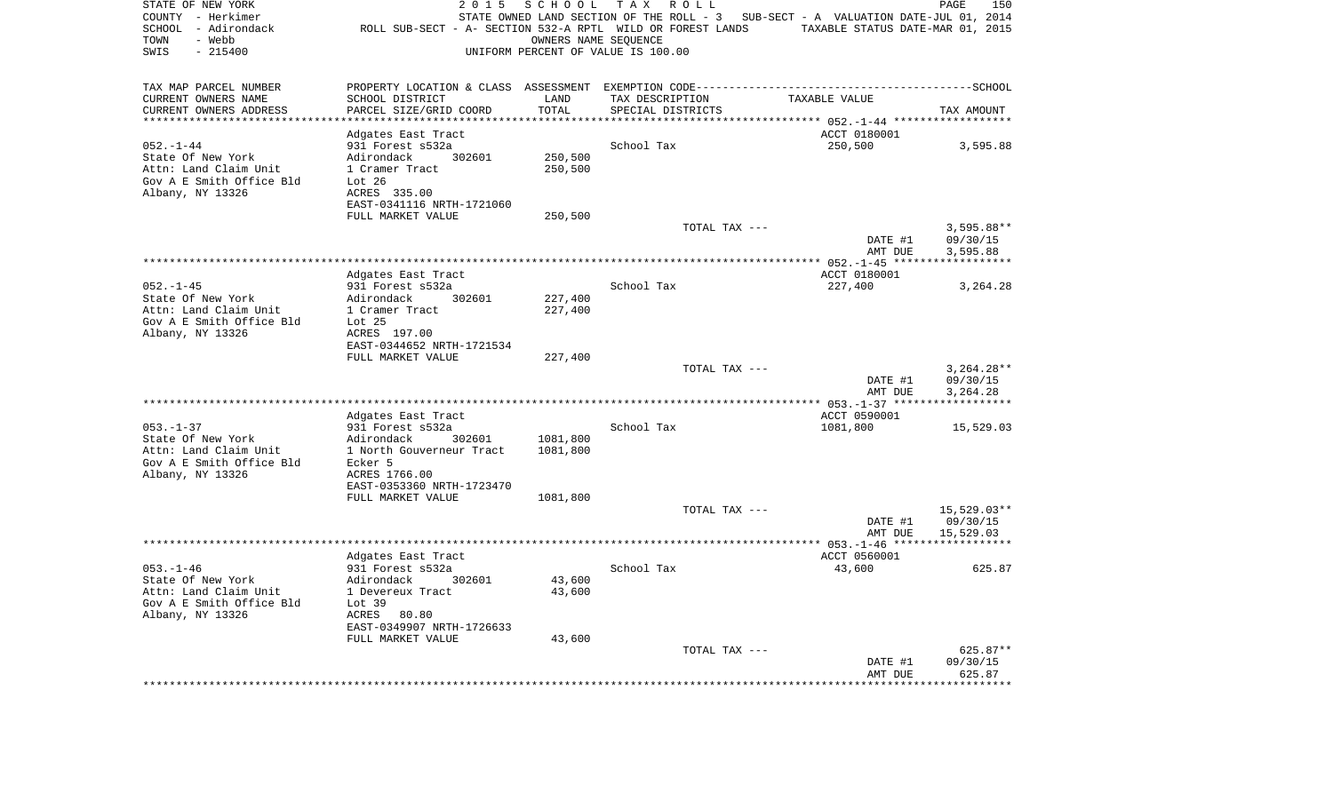STATE OF NEW YORK — 2015 SCHOOL TAX ROLL
COUNTY - Herkimer — STATE OWNED LAND SECTION OF THE ROLL - 3 — SUB-SECT - A VALUATION DATE-JUL 01, 2014
SCHOOL - Adirondack — ROLL SUB-SECT - A- SECTION 532-A RPTL WILD OR FOREST LANDS — TAXABLE STATUS DATE-MAR 01, 2015
TOWN - Webb — OWNERS NAME SEQUENCE
SWIS - 215400 — UNIFORM PERCENT OF VALUE IS 100.00

| TAX MAP PARCEL NUMBER / CURRENT OWNERS NAME / CURRENT OWNERS ADDRESS | PROPERTY LOCATION & CLASS / SCHOOL DISTRICT / PARCEL SIZE/GRID COORD | ASSESSMENT LAND / TOTAL | EXEMPTION CODE / TAX DESCRIPTION / SPECIAL DISTRICTS | TAXABLE VALUE | SCHOOL TAX AMOUNT |
|---|---|---|---|---|---|
| 052.-1-44 | Adgates East Tract | | | ACCT 0180001 | |
| State Of New York | 931 Forest s532a | | School Tax | 250,500 | 3,595.88 |
| Attn: Land Claim Unit | Adirondack 302601 | 250,500 | | | |
| Gov A E Smith Office Bld | 1 Cramer Tract | 250,500 | | | |
| Albany, NY 13326 | Lot 26 | | | | |
| | ACRES 335.00 | | | | |
| | EAST-0341116 NRTH-1721060 | | | | |
| | FULL MARKET VALUE | 250,500 | | | |
| | | | TOTAL TAX --- | | 3,595.88** |
| | | | | DATE #1 | 09/30/15 |
| | | | | AMT DUE | 3,595.88 |
| 052.-1-45 | Adgates East Tract | | | ACCT 0180001 | |
| State Of New York | 931 Forest s532a | | School Tax | 227,400 | 3,264.28 |
| Attn: Land Claim Unit | Adirondack 302601 | 227,400 | | | |
| Gov A E Smith Office Bld | 1 Cramer Tract | 227,400 | | | |
| Albany, NY 13326 | Lot 25 | | | | |
| | ACRES 197.00 | | | | |
| | EAST-0344652 NRTH-1721534 | | | | |
| | FULL MARKET VALUE | 227,400 | | | |
| | | | TOTAL TAX --- | | 3,264.28** |
| | | | | DATE #1 | 09/30/15 |
| | | | | AMT DUE | 3,264.28 |
| 053.-1-37 | Adgates East Tract | | | ACCT 0590001 | |
| State Of New York | 931 Forest s532a | | School Tax | 1081,800 | 15,529.03 |
| Attn: Land Claim Unit | Adirondack 302601 | 1081,800 | | | |
| Gov A E Smith Office Bld | 1 North Gouverneur Tract | 1081,800 | | | |
| Albany, NY 13326 | Ecker 5 | | | | |
| | ACRES 1766.00 | | | | |
| | EAST-0353360 NRTH-1723470 | | | | |
| | FULL MARKET VALUE | 1081,800 | | | |
| | | | TOTAL TAX --- | | 15,529.03** |
| | | | | DATE #1 | 09/30/15 |
| | | | | AMT DUE | 15,529.03 |
| 053.-1-46 | Adgates East Tract | | | ACCT 0560001 | |
| State Of New York | 931 Forest s532a | | School Tax | 43,600 | 625.87 |
| Attn: Land Claim Unit | Adirondack 302601 | 43,600 | | | |
| Gov A E Smith Office Bld | 1 Devereux Tract | 43,600 | | | |
| Albany, NY 13326 | Lot 39 | | | | |
| | ACRES 80.80 | | | | |
| | EAST-0349907 NRTH-1726633 | | | | |
| | FULL MARKET VALUE | 43,600 | | | |
| | | | TOTAL TAX --- | | 625.87** |
| | | | | DATE #1 | 09/30/15 |
| | | | | AMT DUE | 625.87 |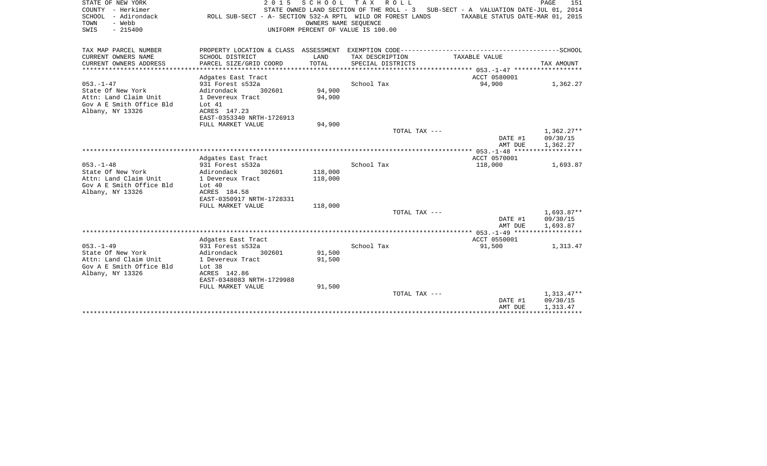STATE OF NEW YORK
COUNTY - Herkimer
SCHOOL - Adirondack
TOWN - Webb
SWIS - 215400

2 0 1 5 S C H O O L T A X R O L L
STATE OWNED LAND SECTION OF THE ROLL - 3 SUB-SECT - A VALUATION DATE-JUL 01, 2014
ROLL SUB-SECT - A- SECTION 532-A RPTL WILD OR FOREST LANDS TAXABLE STATUS DATE-MAR 01, 2015
OWNERS NAME SEQUENCE
UNIFORM PERCENT OF VALUE IS 100.00

| TAX MAP PARCEL NUMBER / CURRENT OWNERS NAME / CURRENT OWNERS ADDRESS | PROPERTY LOCATION & CLASS / SCHOOL DISTRICT / PARCEL SIZE/GRID COORD | ASSESSMENT LAND / TOTAL | EXEMPTION CODE / TAX DESCRIPTION / SPECIAL DISTRICTS | TAXABLE VALUE | TAX AMOUNT |
|---|---|---|---|---|---|
| **053.-1-47** | Adgates East Tract | | | ACCT 0580001 | |
| 053.-1-47 | 931 Forest s532a | | School Tax | 94,900 | 1,362.27 |
| State Of New York | Adirondack 302601 | 94,900 | | | |
| Attn: Land Claim Unit | 1 Devereux Tract | 94,900 | | | |
| Gov A E Smith Office Bld | Lot 41 | | | | |
| Albany, NY 13326 | ACRES 147.23 | | | | |
| | EAST-0353340 NRTH-1726913 | | | | |
| | FULL MARKET VALUE | 94,900 | | | |
| | | | TOTAL TAX --- | | 1,362.27** |
| | | | | DATE #1 | 09/30/15 |
| | | | | AMT DUE | 1,362.27 |
| **053.-1-48** | Adgates East Tract | | | ACCT 0570001 | |
| 053.-1-48 | 931 Forest s532a | | School Tax | 118,000 | 1,693.87 |
| State Of New York | Adirondack 302601 | 118,000 | | | |
| Attn: Land Claim Unit | 1 Devereux Tract | 118,000 | | | |
| Gov A E Smith Office Bld | Lot 40 | | | | |
| Albany, NY 13326 | ACRES 184.58 | | | | |
| | EAST-0350917 NRTH-1728331 | | | | |
| | FULL MARKET VALUE | 118,000 | | | |
| | | | TOTAL TAX --- | | 1,693.87** |
| | | | | DATE #1 | 09/30/15 |
| | | | | AMT DUE | 1,693.87 |
| **053.-1-49** | Adgates East Tract | | | ACCT 0550001 | |
| 053.-1-49 | 931 Forest s532a | | School Tax | 91,500 | 1,313.47 |
| State Of New York | Adirondack 302601 | 91,500 | | | |
| Attn: Land Claim Unit | 1 Devereux Tract | 91,500 | | | |
| Gov A E Smith Office Bld | Lot 38 | | | | |
| Albany, NY 13326 | ACRES 142.86 | | | | |
| | EAST-0348083 NRTH-1729988 | | | | |
| | FULL MARKET VALUE | 91,500 | | | |
| | | | TOTAL TAX --- | | 1,313.47** |
| | | | | DATE #1 | 09/30/15 |
| | | | | AMT DUE | 1,313.47 |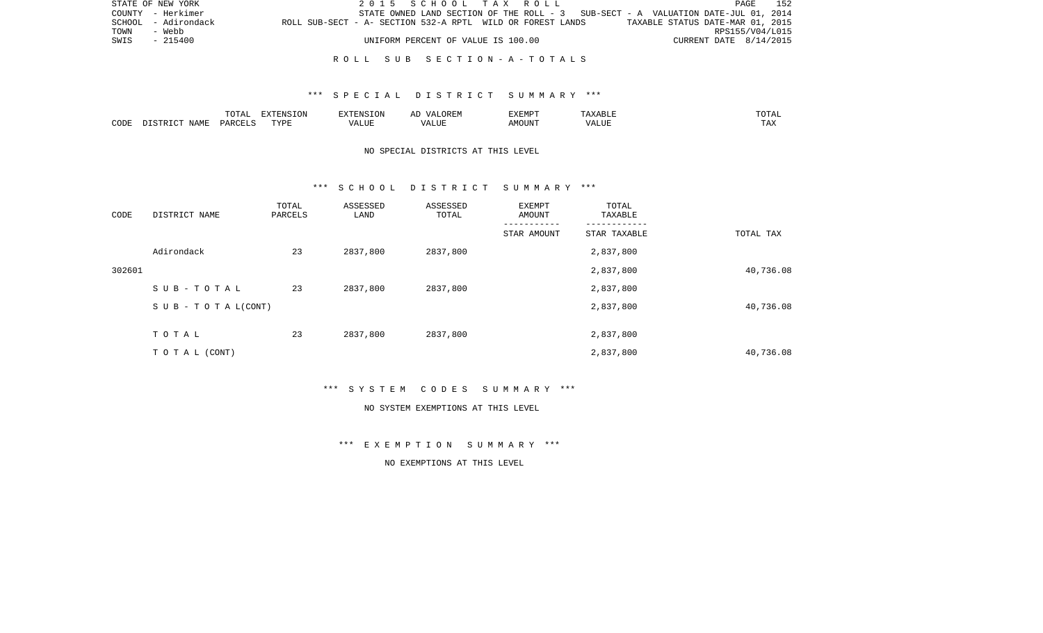STATE OF NEW YORK — 2015 SCHOOL TAX ROLL
COUNTY - Herkimer — STATE OWNED LAND SECTION OF THE ROLL - 3 SUB-SECT - A VALUATION DATE-JUL 01, 2014
SCHOOL - Adirondack — ROLL SUB-SECT - A- SECTION 532-A RPTL WILD OR FOREST LANDS — TAXABLE STATUS DATE-MAR 01, 2015
TOWN - Webb — RPS155/V04/L015
SWIS - 215400 — UNIFORM PERCENT OF VALUE IS 100.00 — CURRENT DATE 8/14/2015

## ROLL SUB SECTION - A - TOTALS

### *** SPECIAL DISTRICT SUMMARY ***

| CODE | DISTRICT NAME | TOTAL PARCELS | EXTENSION TYPE | EXTENSION VALUE | AD VALOREM VALUE | EXEMPT AMOUNT | TAXABLE VALUE | TOTAL TAX |
|---|---|---|---|---|---|---|---|---|

NO SPECIAL DISTRICTS AT THIS LEVEL

### *** SCHOOL DISTRICT SUMMARY ***

| CODE | DISTRICT NAME | TOTAL PARCELS | ASSESSED LAND | ASSESSED TOTAL | EXEMPT AMOUNT<br>STAR AMOUNT | TOTAL TAXABLE<br>STAR TAXABLE | TOTAL TAX |
|---|---|---|---|---|---|---|---|
| | Adirondack | 23 | 2837,800 | 2837,800 | | 2,837,800 | |
| 302601 | | | | | | 2,837,800 | 40,736.08 |
| | S U B - T O T A L | 23 | 2837,800 | 2837,800 | | 2,837,800 | |
| | S U B - T O T A L(CONT) | | | | | 2,837,800 | 40,736.08 |
| | T O T A L | 23 | 2837,800 | 2837,800 | | 2,837,800 | |
| | T O T A L (CONT) | | | | | 2,837,800 | 40,736.08 |

### *** SYSTEM CODES SUMMARY ***

NO SYSTEM EXEMPTIONS AT THIS LEVEL

### *** EXEMPTION SUMMARY ***

NO EXEMPTIONS AT THIS LEVEL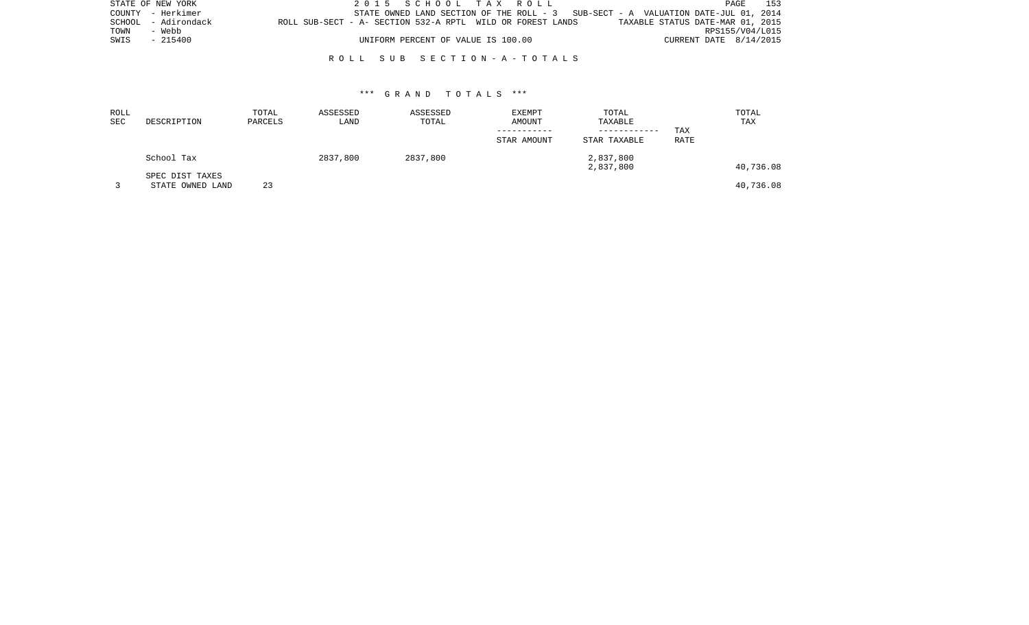STATE OF NEW YORK — 2 0 1 5 S C H O O L T A X R O L L
COUNTY - Herkimer — STATE OWNED LAND SECTION OF THE ROLL - 3 SUB-SECT - A VALUATION DATE-JUL 01, 2014
SCHOOL - Adirondack — ROLL SUB-SECT - A- SECTION 532-A RPTL WILD OR FOREST LANDS — TAXABLE STATUS DATE-MAR 01, 2015
TOWN - Webb — RPS155/V04/L015
SWIS - 215400 — UNIFORM PERCENT OF VALUE IS 100.00 — CURRENT DATE 8/14/2015

## R O L L S U B S E C T I O N - A - T O T A L S

### *** G R A N D T O T A L S ***

| ROLL SEC | DESCRIPTION | TOTAL PARCELS | ASSESSED LAND | ASSESSED TOTAL | EXEMPT AMOUNT / STAR AMOUNT | TOTAL TAXABLE / STAR TAXABLE | TAX RATE | TOTAL TAX |
|---|---|---|---|---|---|---|---|---|
| | School Tax | | 2837,800 | 2837,800 | | 2,837,800 | | |
| | | | | | | 2,837,800 | | 40,736.08 |
| | SPEC DIST TAXES | | | | | | | |
| 3 | STATE OWNED LAND | 23 | | | | | | 40,736.08 |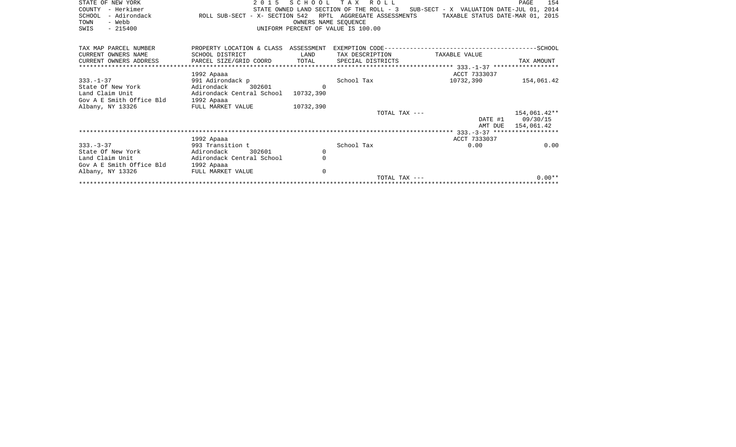STATE OF NEW YORK
COUNTY - Herkimer
SCHOOL - Adirondack
TOWN - Webb
SWIS - 215400

2 0 1 5 S C H O O L T A X R O L L
STATE OWNED LAND SECTION OF THE ROLL - 3 SUB-SECT - X VALUATION DATE-JUL 01, 2014
ROLL SUB-SECT - X- SECTION 542 RPTL AGGREGATE ASSESSMENTS TAXABLE STATUS DATE-MAR 01, 2015
OWNERS NAME SEQUENCE
UNIFORM PERCENT OF VALUE IS 100.00

| TAX MAP PARCEL NUMBER | PROPERTY LOCATION & CLASS | ASSESSMENT | EXEMPTION CODE-----SCHOOL | | |
|---|---|---|---|---|---|
| CURRENT OWNERS NAME | SCHOOL DISTRICT | LAND | TAX DESCRIPTION | TAXABLE VALUE | |
| CURRENT OWNERS ADDRESS | PARCEL SIZE/GRID COORD | TOTAL | SPECIAL DISTRICTS | | TAX AMOUNT |
| | 1992 Apaaa | | | ACCT 7333037 | |
| 333.-1-37 | 991 Adirondack p | | School Tax | 10732,390 | 154,061.42 |
| State Of New York | Adirondack 302601 | 0 | | | |
| Land Claim Unit | Adirondack Central School | 10732,390 | | | |
| Gov A E Smith Office Bld | 1992 Apaaa | | | | |
| Albany, NY 13326 | FULL MARKET VALUE | 10732,390 | | | |
| | | | TOTAL TAX --- | | 154,061.42** |
| | | | | DATE #1 | 09/30/15 |
| | | | | AMT DUE | 154,061.42 |
| | 1992 Apaaa | | | ACCT 7333037 | |
| 333.-3-37 | 993 Transition t | | School Tax | 0.00 | 0.00 |
| State Of New York | Adirondack 302601 | 0 | | | |
| Land Claim Unit | Adirondack Central School | 0 | | | |
| Gov A E Smith Office Bld | 1992 Apaaa | | | | |
| Albany, NY 13326 | FULL MARKET VALUE | 0 | | | |
| | | | TOTAL TAX --- | | 0.00** |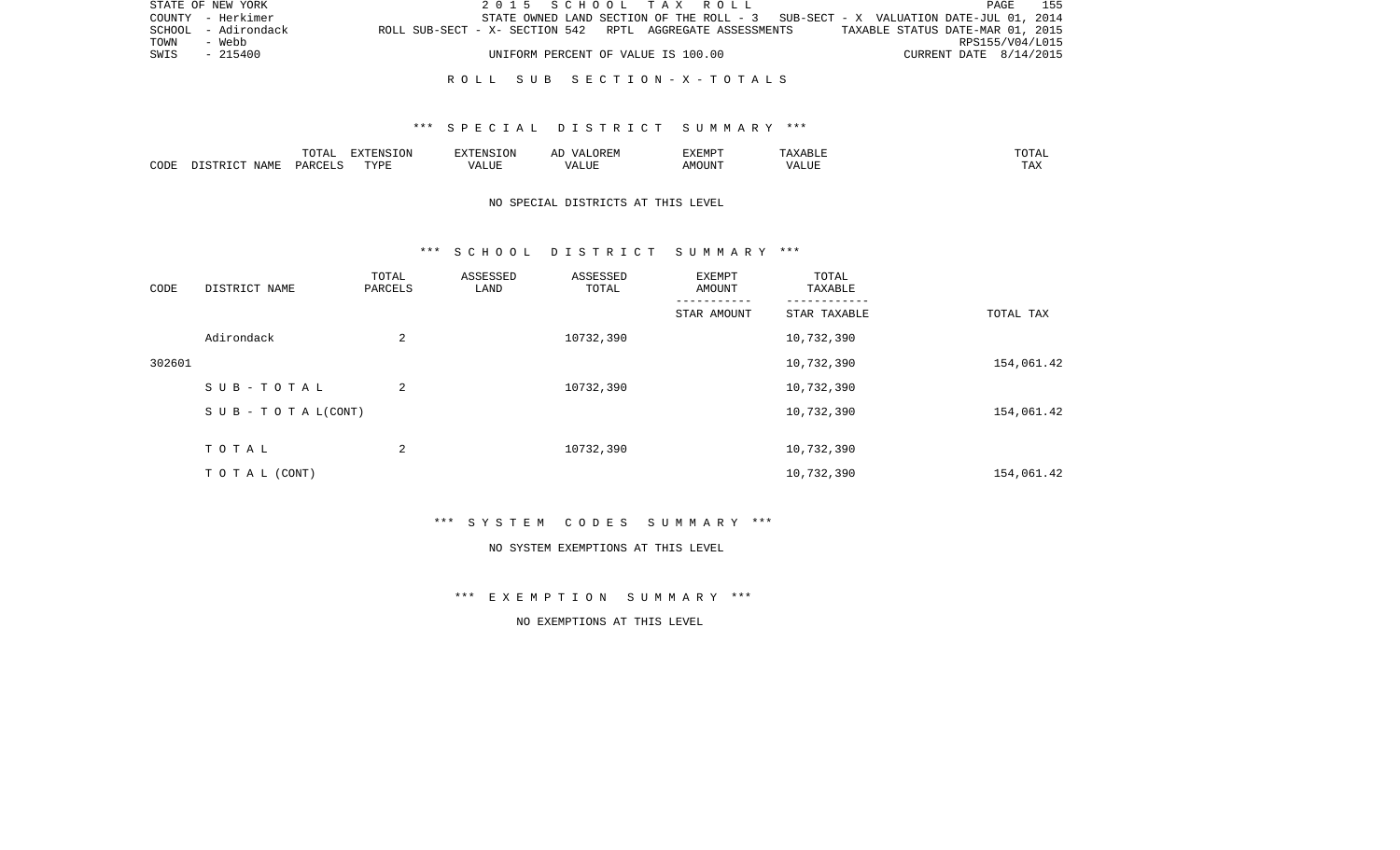STATE OF NEW YORK — 2015 SCHOOL TAX ROLL
COUNTY - Herkimer — STATE OWNED LAND SECTION OF THE ROLL - 3 SUB-SECT - X VALUATION DATE-JUL 01, 2014
SCHOOL - Adirondack — ROLL SUB-SECT - X- SECTION 542 RPTL AGGREGATE ASSESSMENTS — TAXABLE STATUS DATE-MAR 01, 2015
TOWN - Webb — RPS155/V04/L015
SWIS - 215400 — UNIFORM PERCENT OF VALUE IS 100.00 — CURRENT DATE 8/14/2015

## ROLL SUB SECTION-X-TOTALS

### *** SPECIAL DISTRICT SUMMARY ***

| CODE | DISTRICT NAME | TOTAL PARCELS | EXTENSION TYPE | EXTENSION VALUE | AD VALOREM VALUE | EXEMPT AMOUNT | TAXABLE VALUE | TOTAL TAX |
|---|---|---|---|---|---|---|---|---|

NO SPECIAL DISTRICTS AT THIS LEVEL

### *** SCHOOL DISTRICT SUMMARY ***

| CODE | DISTRICT NAME | TOTAL PARCELS | ASSESSED LAND | ASSESSED TOTAL | EXEMPT AMOUNT / STAR AMOUNT | TOTAL TAXABLE / STAR TAXABLE | TOTAL TAX |
|---|---|---|---|---|---|---|---|
| | Adirondack | 2 | | 10732,390 | | 10,732,390 | |
| 302601 | | | | | | 10,732,390 | 154,061.42 |
| | SUB-TOTAL | 2 | | 10732,390 | | 10,732,390 | |
| | SUB-TOTAL(CONT) | | | | | 10,732,390 | 154,061.42 |
| | TOTAL | 2 | | 10732,390 | | 10,732,390 | |
| | TOTAL (CONT) | | | | | 10,732,390 | 154,061.42 |

### *** SYSTEM CODES SUMMARY ***

NO SYSTEM EXEMPTIONS AT THIS LEVEL

### *** EXEMPTION SUMMARY ***

NO EXEMPTIONS AT THIS LEVEL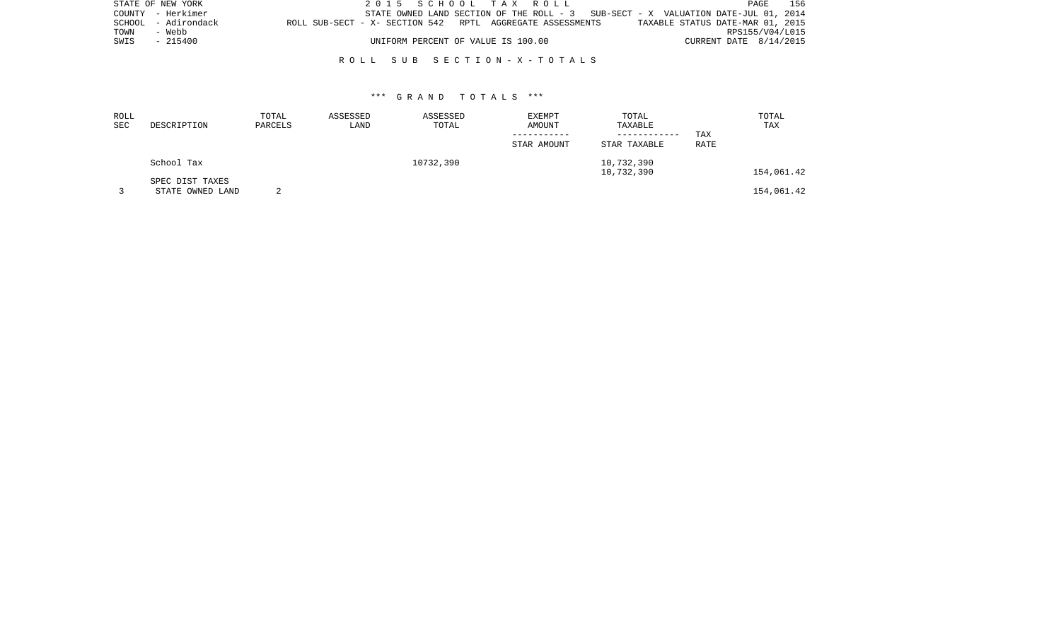## ROLL SUB SECTION - X - TOTALS

### *** GRAND TOTALS ***

| ROLL SEC | DESCRIPTION | TOTAL PARCELS | ASSESSED LAND | ASSESSED TOTAL | EXEMPT AMOUNT<br>-----------<br>STAR AMOUNT | TOTAL TAXABLE<br>------------<br>STAR TAXABLE | TAX RATE | TOTAL TAX |
|---|---|---|---|---|---|---|---|---|
| | School Tax | | | 10732,390 | | 10,732,390<br>10,732,390 | | 154,061.42 |
| | SPEC DIST TAXES | | | | | | | |
| 3 | STATE OWNED LAND | 2 | | | | | | 154,061.42 |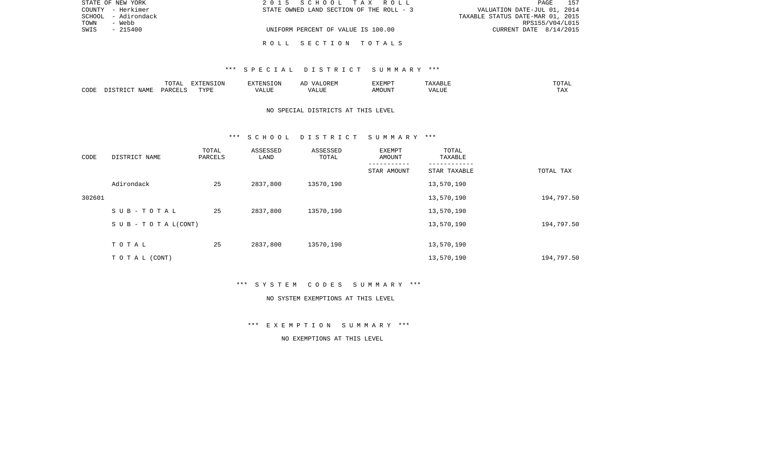STATE OF NEW YORK | 2 0 1 5 S C H O O L T A X R O L L
COUNTY - Herkimer | STATE OWNED LAND SECTION OF THE ROLL - 3 | VALUATION DATE-JUL 01, 2014
SCHOOL - Adirondack | TAXABLE STATUS DATE-MAR 01, 2015
TOWN - Webb | RPS155/V04/L015
SWIS - 215400 | UNIFORM PERCENT OF VALUE IS 100.00 | CURRENT DATE 8/14/2015

## R O L L S E C T I O N T O T A L S

### *** S P E C I A L D I S T R I C T S U M M A R Y ***

| CODE | DISTRICT NAME | TOTAL PARCELS | EXTENSION TYPE | EXTENSION VALUE | AD VALOREM VALUE | EXEMPT AMOUNT | TAXABLE VALUE | TOTAL TAX |
|---|---|---|---|---|---|---|---|---|

NO SPECIAL DISTRICTS AT THIS LEVEL

### *** S C H O O L D I S T R I C T S U M M A R Y ***

| CODE | DISTRICT NAME | TOTAL PARCELS | ASSESSED LAND | ASSESSED TOTAL | EXEMPT AMOUNT / STAR AMOUNT | TOTAL TAXABLE / STAR TAXABLE | TOTAL TAX |
|---|---|---|---|---|---|---|---|
| | Adirondack | 25 | 2837,800 | 13570,190 | | 13,570,190 | |
| 302601 | | | | | | 13,570,190 | 194,797.50 |
| | S U B - T O T A L | 25 | 2837,800 | 13570,190 | | 13,570,190 | |
| | S U B - T O T A L(CONT) | | | | | 13,570,190 | 194,797.50 |
| | T O T A L | 25 | 2837,800 | 13570,190 | | 13,570,190 | |
| | T O T A L (CONT) | | | | | 13,570,190 | 194,797.50 |

### *** S Y S T E M C O D E S S U M M A R Y ***

NO SYSTEM EXEMPTIONS AT THIS LEVEL

### *** E X E M P T I O N S U M M A R Y ***

NO EXEMPTIONS AT THIS LEVEL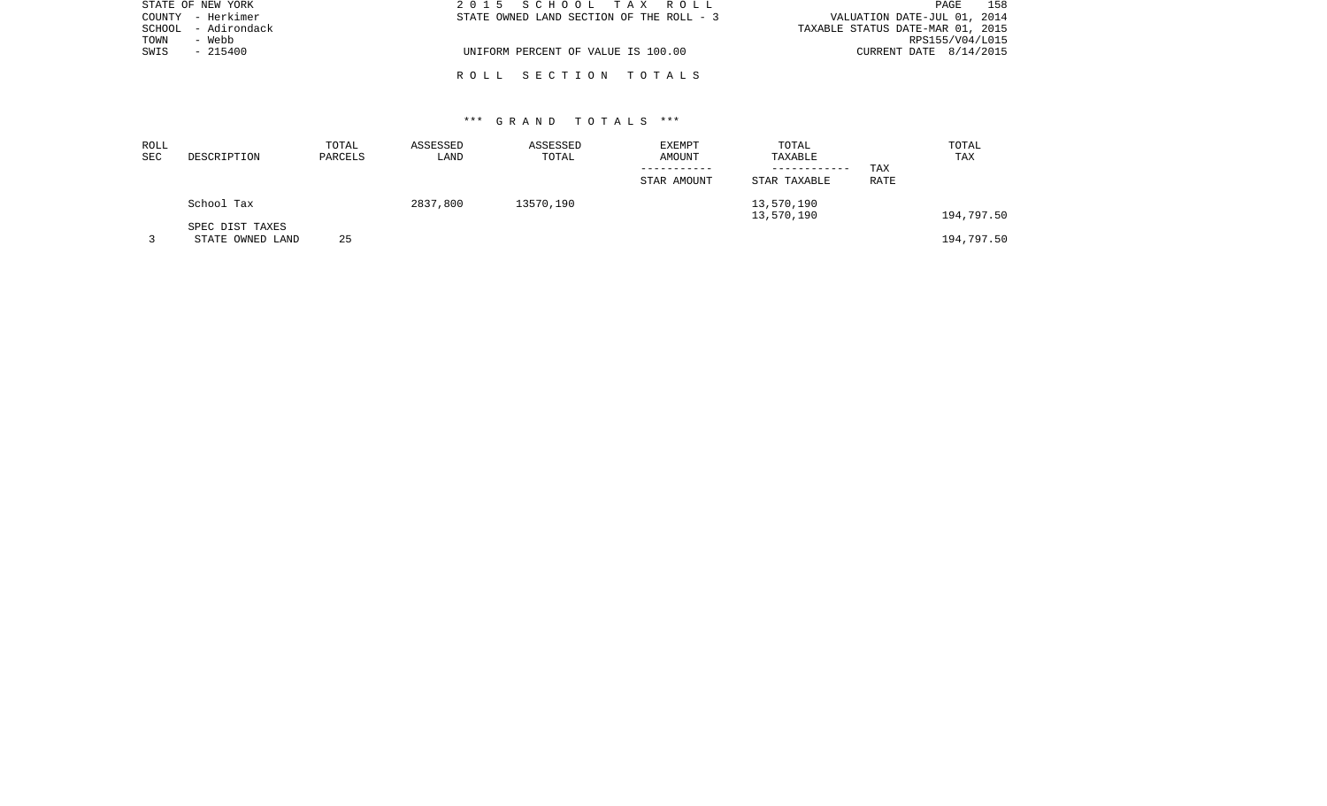STATE OF NEW YORK
COUNTY - Herkimer
SCHOOL - Adirondack
TOWN - Webb
SWIS - 215400

2 0 1 5 S C H O O L T A X R O L L
STATE OWNED LAND SECTION OF THE ROLL - 3

UNIFORM PERCENT OF VALUE IS 100.00

VALUATION DATE-JUL 01, 2014
TAXABLE STATUS DATE-MAR 01, 2015
RPS155/V04/L015
CURRENT DATE 8/14/2015

R O L L S E C T I O N T O T A L S

*** G R A N D T O T A L S ***

| ROLL SEC | DESCRIPTION | TOTAL PARCELS | ASSESSED LAND | ASSESSED TOTAL | EXEMPT AMOUNT / STAR AMOUNT | TOTAL TAXABLE / STAR TAXABLE | TAX RATE | TOTAL TAX |
|---|---|---|---|---|---|---|---|---|
| | School Tax | | 2837,800 | 13570,190 | | 13,570,190<br>13,570,190 | | 194,797.50 |
| | SPEC DIST TAXES | | | | | | | |
| 3 | STATE OWNED LAND | 25 | | | | | | 194,797.50 |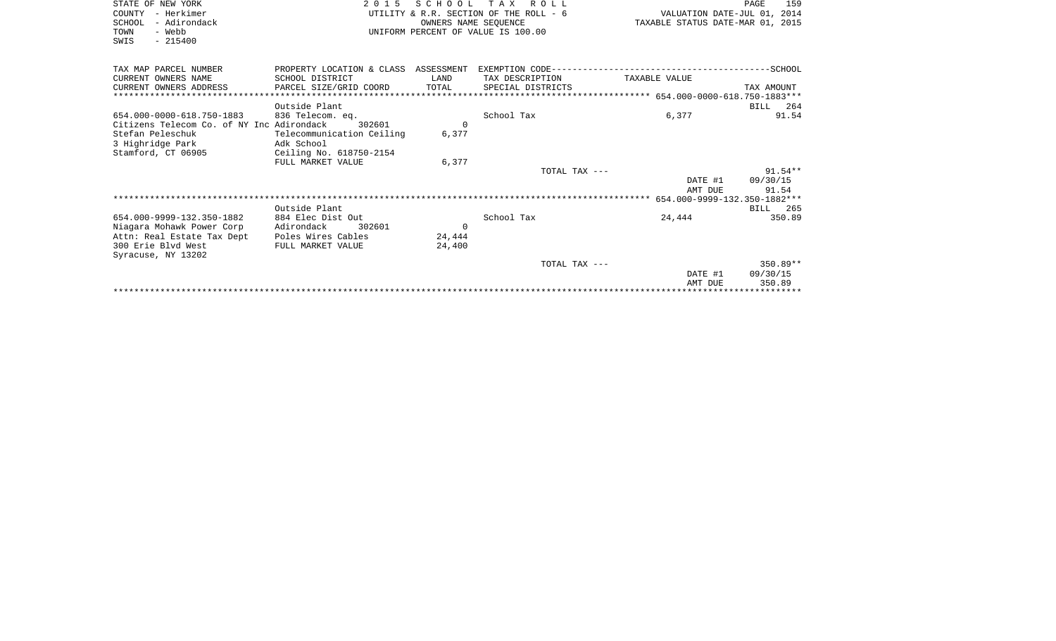STATE OF NEW YORK
COUNTY - Herkimer
SCHOOL - Adirondack
TOWN - Webb
SWIS - 215400

2 0 1 5 S C H O O L T A X R O L L
UTILITY & R.R. SECTION OF THE ROLL - 6
OWNERS NAME SEQUENCE
UNIFORM PERCENT OF VALUE IS 100.00

VALUATION DATE-JUL 01, 2014
TAXABLE STATUS DATE-MAR 01, 2015

| TAX MAP PARCEL NUMBER / CURRENT OWNERS NAME / CURRENT OWNERS ADDRESS | PROPERTY LOCATION & CLASS / SCHOOL DISTRICT / PARCEL SIZE/GRID COORD | ASSESSMENT LAND / TOTAL | EXEMPTION CODE / TAX DESCRIPTION / SPECIAL DISTRICTS | TAXABLE VALUE | TAX AMOUNT |
|---|---|---|---|---|---|
| **654.000-0000-618.750-1883** | Outside Plant | | | | BILL 264 |
| 654.000-0000-618.750-1883 | 836 Telecom. eq. | | School Tax | 6,377 | 91.54 |
| Citizens Telecom Co. of NY Inc | Adirondack 302601 | 0 | | | |
| Stefan Peleschuk | Telecommunication Ceiling | 6,377 | | | |
| 3 Highridge Park | Adk School | | | | |
| Stamford, CT 06905 | Ceiling No. 618750-2154 | | | | |
| | FULL MARKET VALUE | 6,377 | | | |
| | | | TOTAL TAX --- | | 91.54** |
| | | | | DATE #1 | 09/30/15 |
| | | | | AMT DUE | 91.54 |
| **654.000-9999-132.350-1882** | Outside Plant | | | | BILL 265 |
| 654.000-9999-132.350-1882 | 884 Elec Dist Out | | School Tax | 24,444 | 350.89 |
| Niagara Mohawk Power Corp | Adirondack 302601 | 0 | | | |
| Attn: Real Estate Tax Dept | Poles Wires Cables | 24,444 | | | |
| 300 Erie Blvd West | FULL MARKET VALUE | 24,400 | | | |
| Syracuse, NY 13202 | | | | | |
| | | | TOTAL TAX --- | | 350.89** |
| | | | | DATE #1 | 09/30/15 |
| | | | | AMT DUE | 350.89 |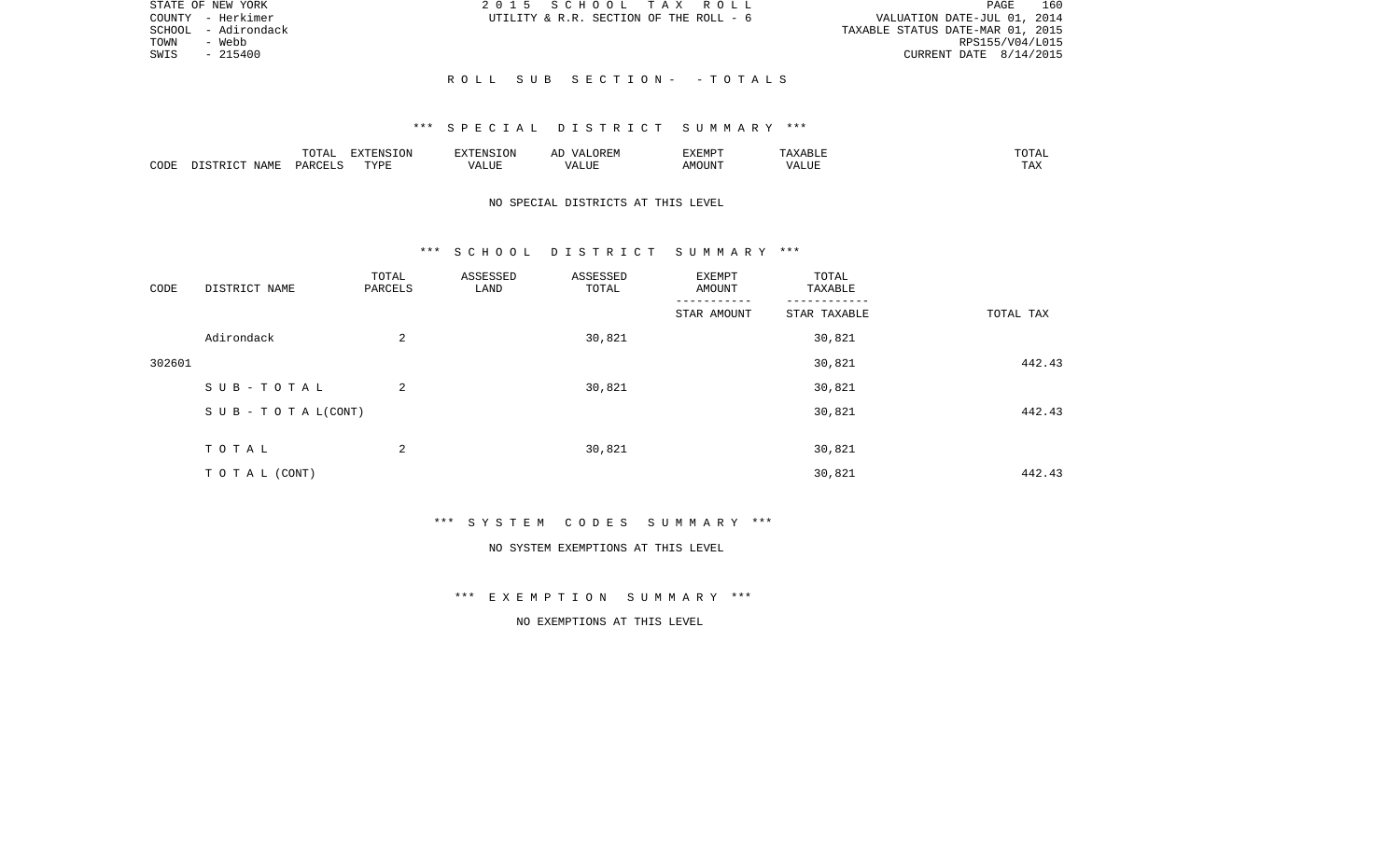STATE OF NEW YORK
COUNTY - Herkimer
SCHOOL - Adirondack
TOWN - Webb
SWIS - 215400

2 0 1 5 S C H O O L T A X R O L L
UTILITY & R.R. SECTION OF THE ROLL - 6

VALUATION DATE-JUL 01, 2014
TAXABLE STATUS DATE-MAR 01, 2015
RPS155/V04/L015
CURRENT DATE 8/14/2015

R O L L S U B S E C T I O N - - T O T A L S

*** S P E C I A L D I S T R I C T S U M M A R Y ***

| CODE | DISTRICT NAME | TOTAL PARCELS | EXTENSION TYPE | EXTENSION VALUE | AD VALOREM VALUE | EXEMPT AMOUNT | TAXABLE VALUE | TOTAL TAX |
|---|---|---|---|---|---|---|---|---|

NO SPECIAL DISTRICTS AT THIS LEVEL

*** S C H O O L D I S T R I C T S U M M A R Y ***

| CODE | DISTRICT NAME | TOTAL PARCELS | ASSESSED LAND | ASSESSED TOTAL | EXEMPT AMOUNT / STAR AMOUNT | TOTAL TAXABLE / STAR TAXABLE | TOTAL TAX |
|---|---|---|---|---|---|---|---|
| | Adirondack | 2 | | 30,821 | | 30,821 | |
| 302601 | | | | | | 30,821 | 442.43 |
| | S U B - T O T A L | 2 | | 30,821 | | 30,821 | |
| | S U B - T O T A L(CONT) | | | | | 30,821 | 442.43 |
| | T O T A L | 2 | | 30,821 | | 30,821 | |
| | T O T A L (CONT) | | | | | 30,821 | 442.43 |

*** S Y S T E M C O D E S S U M M A R Y ***

NO SYSTEM EXEMPTIONS AT THIS LEVEL

*** E X E M P T I O N S U M M A R Y ***

NO EXEMPTIONS AT THIS LEVEL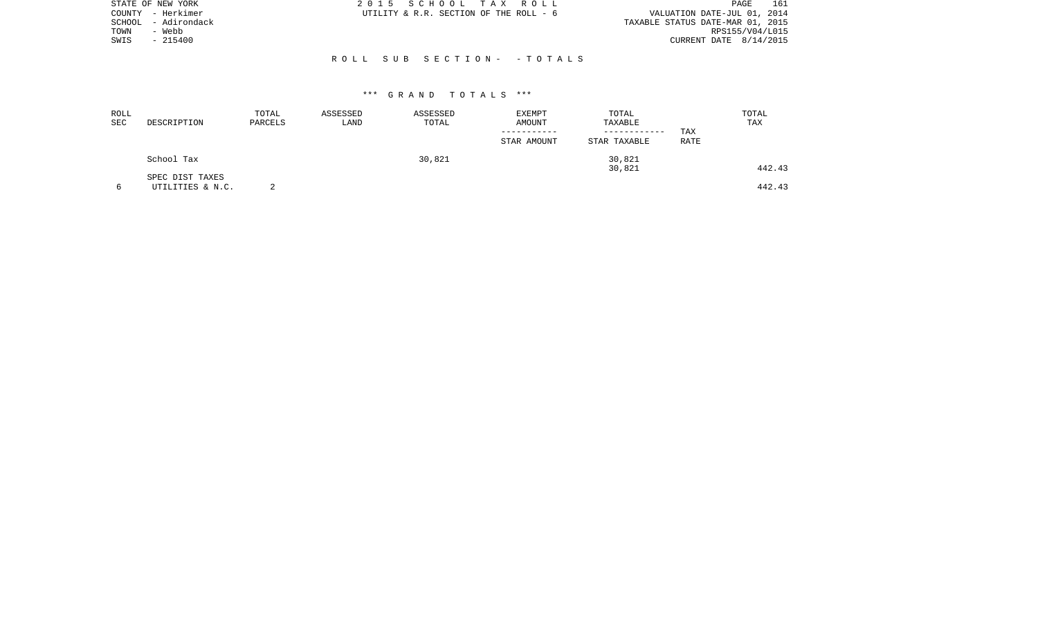STATE OF NEW YORK
COUNTY - Herkimer
SCHOOL - Adirondack
TOWN - Webb
SWIS - 215400

2 0 1 5 S C H O O L T A X R O L L
UTILITY & R.R. SECTION OF THE ROLL - 6

VALUATION DATE-JUL 01, 2014
TAXABLE STATUS DATE-MAR 01, 2015
RPS155/V04/L015
CURRENT DATE 8/14/2015

R O L L S U B S E C T I O N - - T O T A L S

*** G R A N D T O T A L S ***

| ROLL SEC | DESCRIPTION | TOTAL PARCELS | ASSESSED LAND | ASSESSED TOTAL | EXEMPT AMOUNT / STAR AMOUNT | TOTAL TAXABLE / STAR TAXABLE | TAX RATE | TOTAL TAX |
|---|---|---|---|---|---|---|---|---|
| | School Tax | | | 30,821 | | 30,821<br>30,821 | | 442.43 |
| | SPEC DIST TAXES | | | | | | | |
| 6 | UTILITIES & N.C. | 2 | | | | | | 442.43 |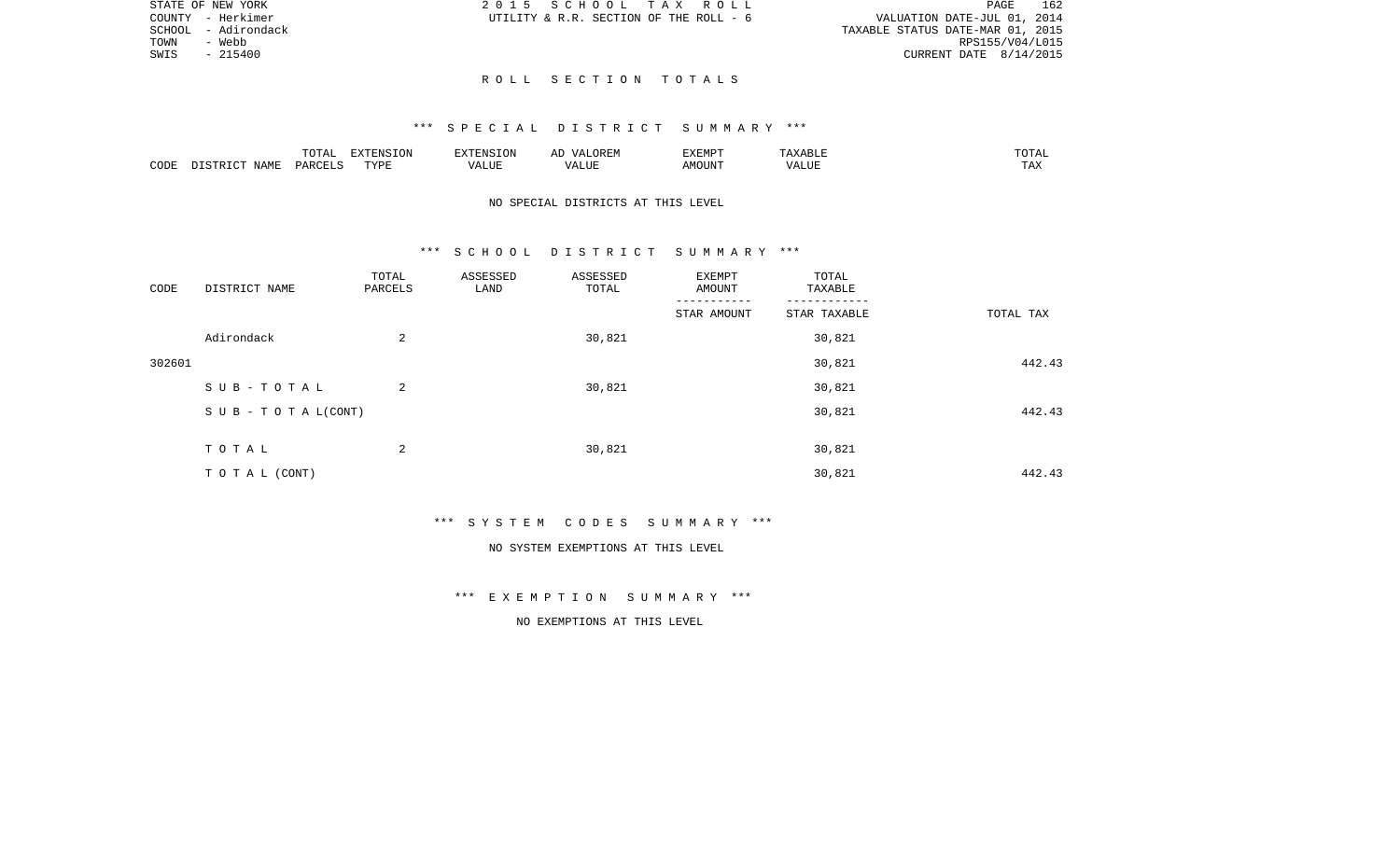STATE OF NEW YORK
COUNTY - Herkimer
SCHOOL - Adirondack
TOWN - Webb
SWIS - 215400

2 0 1 5 S C H O O L T A X R O L L
UTILITY & R.R. SECTION OF THE ROLL - 6

VALUATION DATE-JUL 01, 2014
TAXABLE STATUS DATE-MAR 01, 2015
RPS155/V04/L015
CURRENT DATE 8/14/2015

## R O L L S E C T I O N T O T A L S

### *** S P E C I A L D I S T R I C T S U M M A R Y ***

| CODE | DISTRICT NAME | TOTAL PARCELS | EXTENSION TYPE | EXTENSION VALUE | AD VALOREM VALUE | EXEMPT AMOUNT | TAXABLE VALUE | TOTAL TAX |
|---|---|---|---|---|---|---|---|---|

NO SPECIAL DISTRICTS AT THIS LEVEL

### *** S C H O O L D I S T R I C T S U M M A R Y ***

| CODE | DISTRICT NAME | TOTAL PARCELS | ASSESSED LAND | ASSESSED TOTAL | EXEMPT AMOUNT / STAR AMOUNT | TOTAL TAXABLE / STAR TAXABLE | TOTAL TAX |
|---|---|---|---|---|---|---|---|
| | Adirondack | 2 | | 30,821 | | 30,821 | |
| 302601 | | | | | | 30,821 | 442.43 |
| | S U B - T O T A L | 2 | | 30,821 | | 30,821 | |
| | S U B - T O T A L(CONT) | | | | | 30,821 | 442.43 |
| | T O T A L | 2 | | 30,821 | | 30,821 | |
| | T O T A L (CONT) | | | | | 30,821 | 442.43 |

### *** S Y S T E M C O D E S S U M M A R Y ***

NO SYSTEM EXEMPTIONS AT THIS LEVEL

### *** E X E M P T I O N S U M M A R Y ***

NO EXEMPTIONS AT THIS LEVEL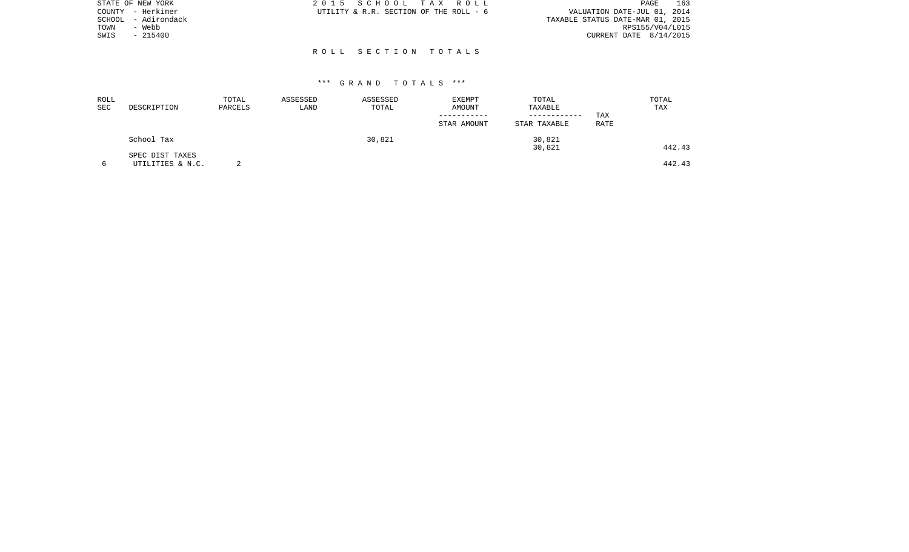STATE OF NEW YORK
COUNTY - Herkimer
SCHOOL - Adirondack
TOWN - Webb
SWIS - 215400

2 0 1 5 S C H O O L T A X R O L L
UTILITY & R.R. SECTION OF THE ROLL - 6

VALUATION DATE-JUL 01, 2014
TAXABLE STATUS DATE-MAR 01, 2015
RPS155/V04/L015
CURRENT DATE 8/14/2015

## R O L L S E C T I O N T O T A L S

### *** G R A N D T O T A L S ***

| ROLL SEC | DESCRIPTION | TOTAL PARCELS | ASSESSED LAND | ASSESSED TOTAL | EXEMPT AMOUNT / STAR AMOUNT | TOTAL TAXABLE / STAR TAXABLE | TAX RATE | TOTAL TAX |
|---|---|---|---|---|---|---|---|---|
| | School Tax | | | 30,821 | | 30,821 | | |
| | | | | | | 30,821 | | 442.43 |
| | SPEC DIST TAXES | | | | | | | |
| 6 | UTILITIES & N.C. | 2 | | | | | | 442.43 |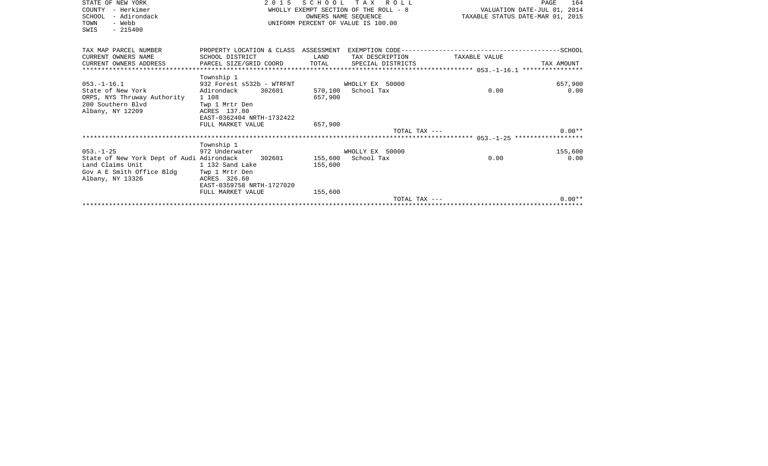STATE OF NEW YORK
COUNTY - Herkimer
SCHOOL - Adirondack
TOWN - Webb
SWIS - 215400

**2 0 1 5 S C H O O L T A X R O L L**
WHOLLY EXEMPT SECTION OF THE ROLL - 8
OWNERS NAME SEQUENCE
UNIFORM PERCENT OF VALUE IS 100.00

VALUATION DATE-JUL 01, 2014
TAXABLE STATUS DATE-MAR 01, 2015

| TAX MAP PARCEL NUMBER / CURRENT OWNERS NAME / CURRENT OWNERS ADDRESS | PROPERTY LOCATION & CLASS / SCHOOL DISTRICT / PARCEL SIZE/GRID COORD | ASSESSMENT LAND / TOTAL | EXEMPTION CODE / TAX DESCRIPTION / SPECIAL DISTRICTS | TAXABLE VALUE | SCHOOL / TAX AMOUNT |
|---|---|---|---|---|---|
| **053.-1-16.1** | Township 1 | | | | |
| 053.-1-16.1 | 932 Forest s532b - WTRFNT | | WHOLLY EX 50000 | | 657,900 |
| State of New York | Adirondack 302601 | 570,100 | School Tax | 0.00 | 0.00 |
| ORPS, NYS Thruway Authority | 1 108 | 657,900 | | | |
| 200 Southern Blvd | Twp 1 Mrtr Den | | | | |
| Albany, NY 12209 | ACRES 137.80 | | | | |
| | EAST-0362404 NRTH-1732422 | | | | |
| | FULL MARKET VALUE | 657,900 | | | |
| | | | TOTAL TAX --- | | 0.00** |
| **053.-1-25** | Township 1 | | | | |
| 053.-1-25 | 972 Underwater | | WHOLLY EX 50000 | | 155,600 |
| State of New York Dept of Audi | Adirondack 302601 | 155,600 | School Tax | 0.00 | 0.00 |
| Land Claims Unit | 1 132 Sand Lake | 155,600 | | | |
| Gov A E Smith Office Bldg | Twp 1 Mrtr Den | | | | |
| Albany, NY 13326 | ACRES 326.60 | | | | |
| | EAST-0359758 NRTH-1727020 | | | | |
| | FULL MARKET VALUE | 155,600 | | | |
| | | | TOTAL TAX --- | | 0.00** |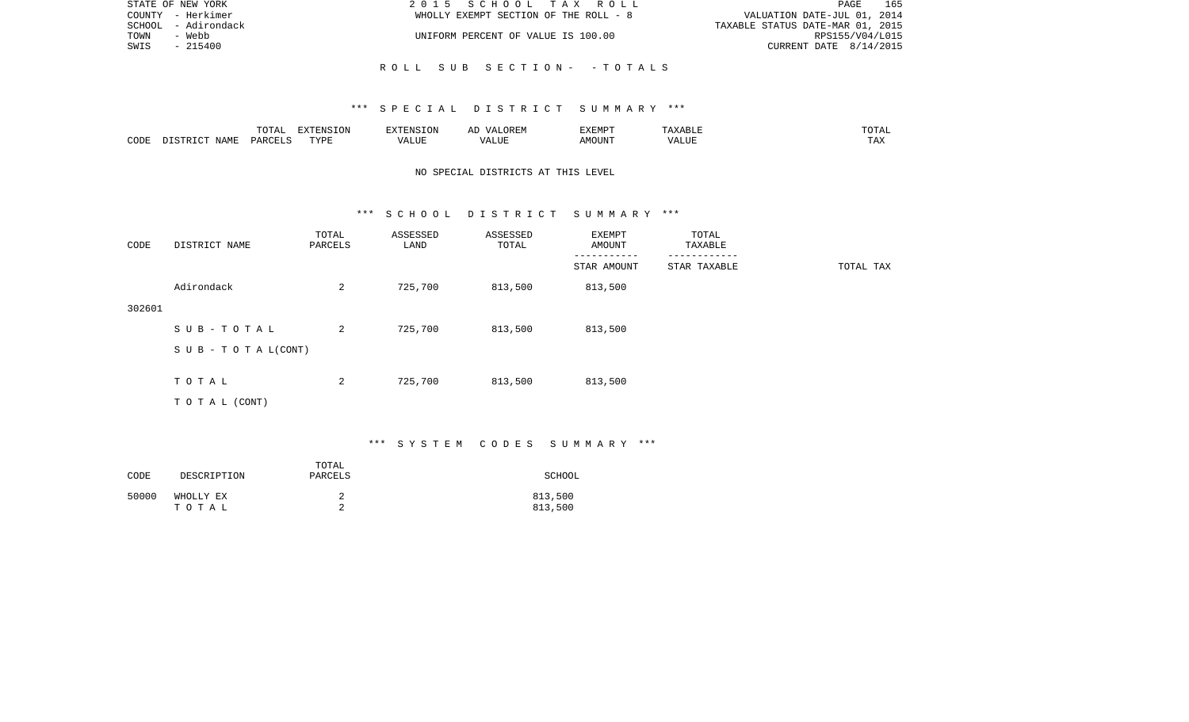STATE OF NEW YORK
COUNTY - Herkimer
SCHOOL - Adirondack
TOWN - Webb
SWIS - 215400

2015 SCHOOL TAX ROLL
WHOLLY EXEMPT SECTION OF THE ROLL - 8
UNIFORM PERCENT OF VALUE IS 100.00

VALUATION DATE-JUL 01, 2014
TAXABLE STATUS DATE-MAR 01, 2015
RPS155/V04/L015
CURRENT DATE 8/14/2015

ROLL SUB SECTION - - TOTALS

## *** SPECIAL DISTRICT SUMMARY ***

| CODE | DISTRICT NAME | TOTAL PARCELS | EXTENSION TYPE | EXTENSION VALUE | AD VALOREM VALUE | EXEMPT AMOUNT | TAXABLE VALUE | TOTAL TAX |
|---|---|---|---|---|---|---|---|---|

NO SPECIAL DISTRICTS AT THIS LEVEL

## *** SCHOOL DISTRICT SUMMARY ***

| CODE | DISTRICT NAME | TOTAL PARCELS | ASSESSED LAND | ASSESSED TOTAL | EXEMPT AMOUNT / STAR AMOUNT | TOTAL TAXABLE / STAR TAXABLE | TOTAL TAX |
|---|---|---|---|---|---|---|---|
| | Adirondack | 2 | 725,700 | 813,500 | 813,500 | | |
| 302601 | | | | | | | |
| | SUB-TOTAL | 2 | 725,700 | 813,500 | 813,500 | | |
| | SUB-TOTAL(CONT) | | | | | | |
| | TOTAL | 2 | 725,700 | 813,500 | 813,500 | | |
| | TOTAL (CONT) | | | | | | |

## *** SYSTEM CODES SUMMARY ***

| CODE | DESCRIPTION | TOTAL PARCELS | SCHOOL |
|---|---|---|---|
| 50000 | WHOLLY EX | 2 | 813,500 |
| | TOTAL | 2 | 813,500 |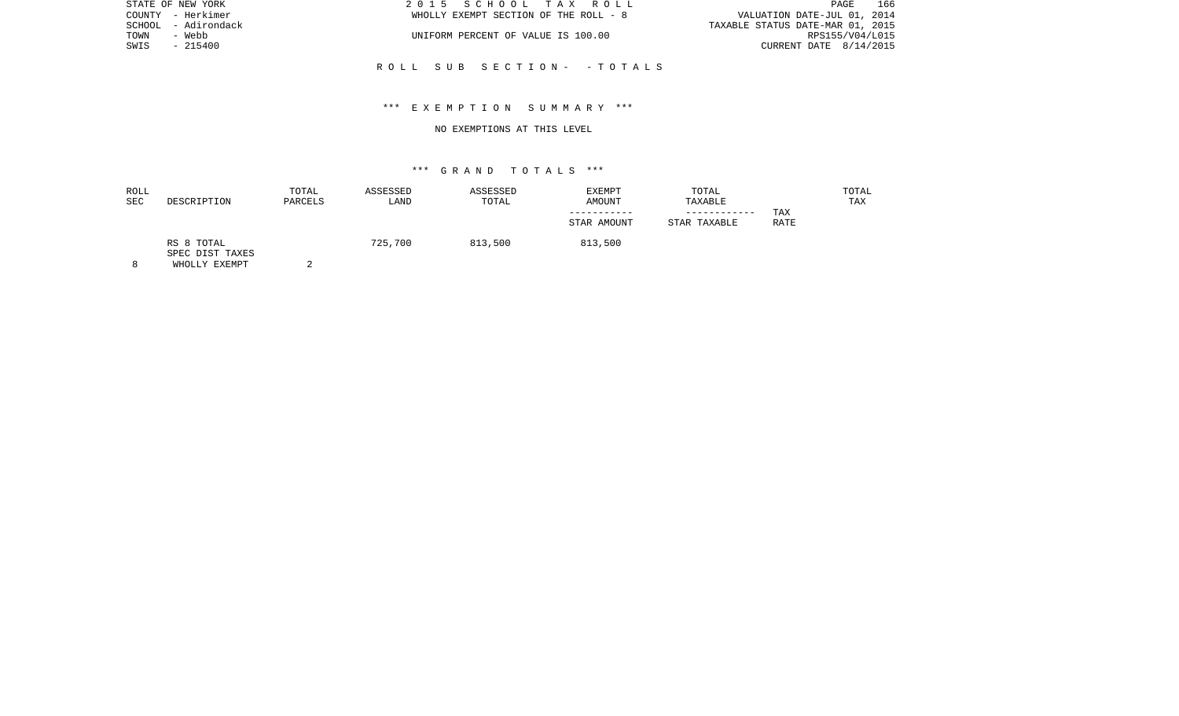STATE OF NEW YORK
COUNTY - Herkimer
SCHOOL - Adirondack
TOWN - Webb
SWIS - 215400

2 0 1 5 S C H O O L T A X R O L L
WHOLLY EXEMPT SECTION OF THE ROLL - 8
UNIFORM PERCENT OF VALUE IS 100.00

VALUATION DATE-JUL 01, 2014
TAXABLE STATUS DATE-MAR 01, 2015
RPS155/V04/L015
CURRENT DATE 8/14/2015

R O L L S U B S E C T I O N - - T O T A L S

*** E X E M P T I O N S U M M A R Y ***

NO EXEMPTIONS AT THIS LEVEL

*** G R A N D T O T A L S ***

| ROLL SEC | DESCRIPTION | TOTAL PARCELS | ASSESSED LAND | ASSESSED TOTAL | EXEMPT AMOUNT / STAR AMOUNT | TOTAL TAXABLE / STAR TAXABLE | TAX RATE | TOTAL TAX |
|---|---|---|---|---|---|---|---|---|
| 8 | RS 8 TOTAL SPEC DIST TAXES WHOLLY EXEMPT | 2 | 725,700 | 813,500 | 813,500 | | | |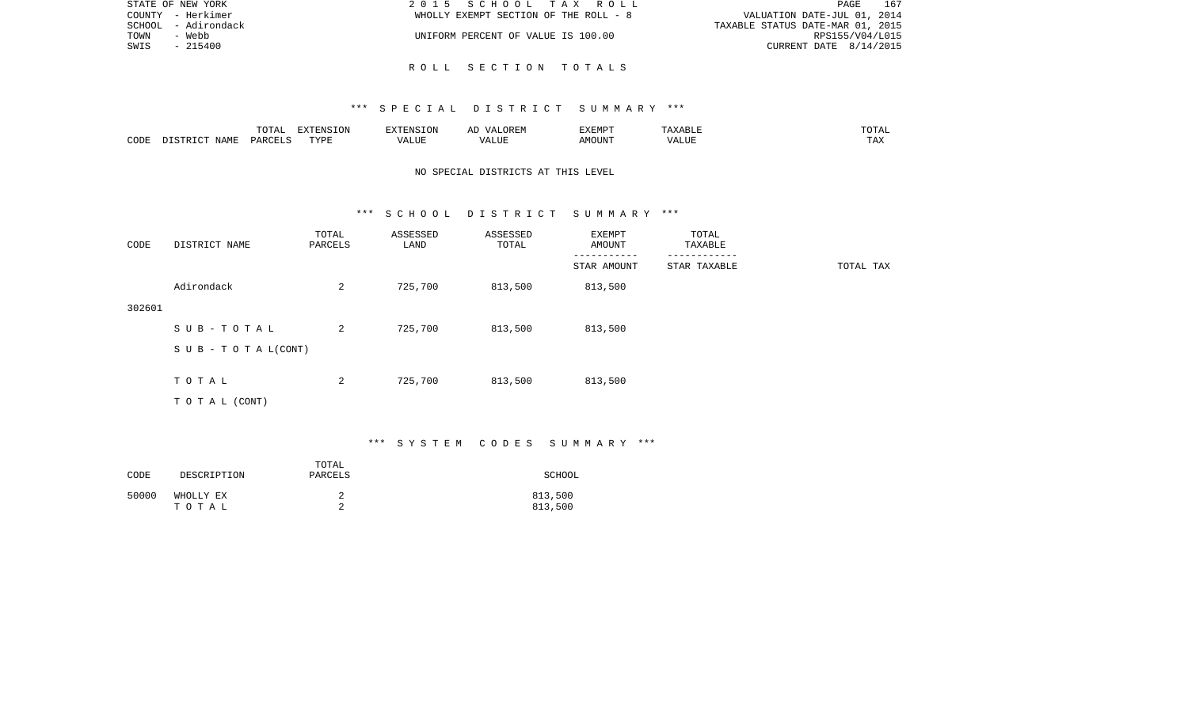STATE OF NEW YORK | 2015 SCHOOL TAX ROLL
COUNTY - Herkimer | WHOLLY EXEMPT SECTION OF THE ROLL - 8 | VALUATION DATE-JUL 01, 2014
SCHOOL - Adirondack | TAXABLE STATUS DATE-MAR 01, 2015
TOWN - Webb | UNIFORM PERCENT OF VALUE IS 100.00 | RPS155/V04/L015
SWIS - 215400 | CURRENT DATE 8/14/2015

## ROLL SECTION TOTALS

### *** SPECIAL DISTRICT SUMMARY ***

| CODE | DISTRICT NAME | TOTAL PARCELS | EXTENSION TYPE | EXTENSION VALUE | AD VALOREM VALUE | EXEMPT AMOUNT | TAXABLE VALUE | TOTAL TAX |
|---|---|---|---|---|---|---|---|---|

NO SPECIAL DISTRICTS AT THIS LEVEL

### *** SCHOOL DISTRICT SUMMARY ***

| CODE | DISTRICT NAME | TOTAL PARCELS | ASSESSED LAND | ASSESSED TOTAL | EXEMPT AMOUNT / STAR AMOUNT | TOTAL TAXABLE / STAR TAXABLE | TOTAL TAX |
|---|---|---|---|---|---|---|---|
| 302601 | Adirondack | 2 | 725,700 | 813,500 | 813,500 | | |
| | SUB-TOTAL | 2 | 725,700 | 813,500 | 813,500 | | |
| | SUB-TOTAL(CONT) | | | | | | |
| | TOTAL | 2 | 725,700 | 813,500 | 813,500 | | |
| | TOTAL (CONT) | | | | | | |

### *** SYSTEM CODES SUMMARY ***

| CODE | DESCRIPTION | TOTAL PARCELS | SCHOOL |
|---|---|---|---|
| 50000 | WHOLLY EX | 2 | 813,500 |
| | TOTAL | 2 | 813,500 |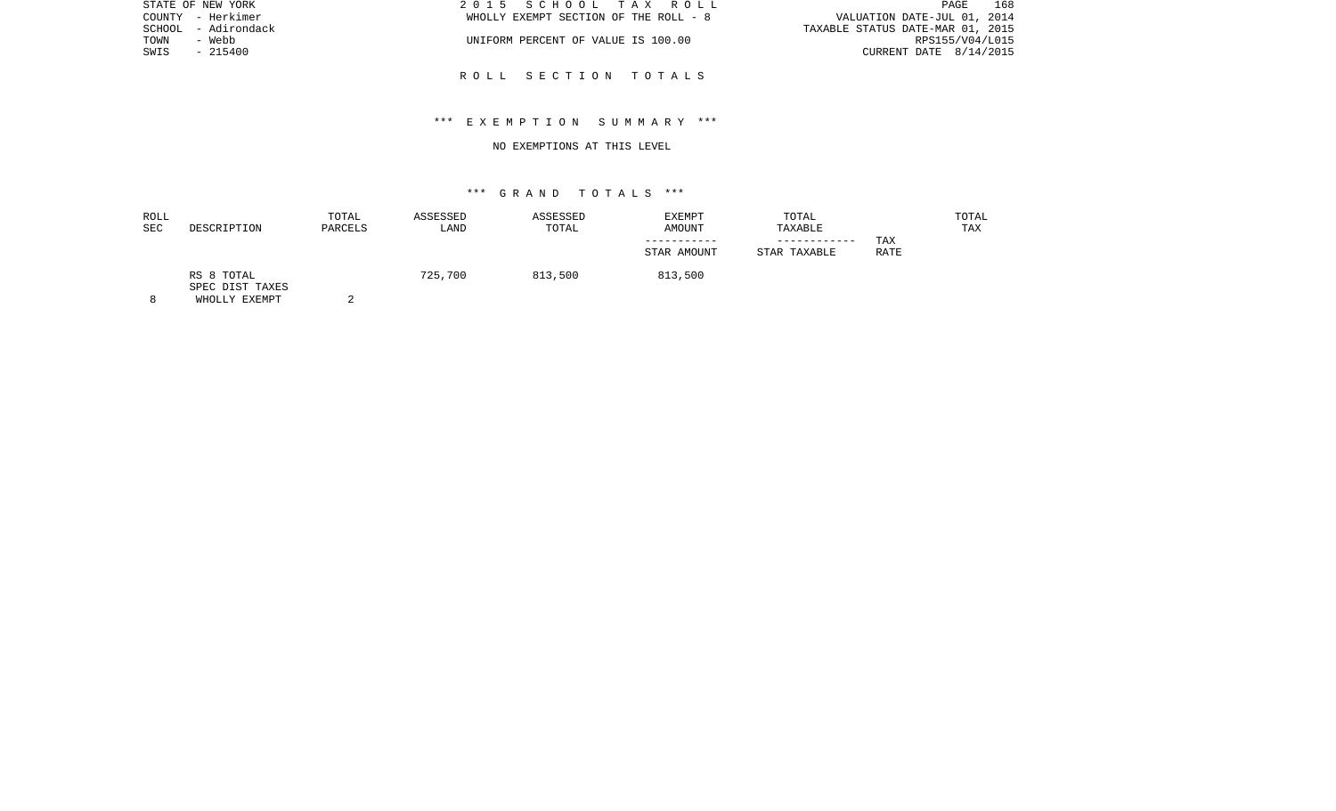STATE OF NEW YORK
COUNTY - Herkimer
SCHOOL - Adirondack
TOWN - Webb
SWIS - 215400

2 0 1 5 S C H O O L T A X R O L L
WHOLLY EXEMPT SECTION OF THE ROLL - 8

UNIFORM PERCENT OF VALUE IS 100.00

VALUATION DATE-JUL 01, 2014
TAXABLE STATUS DATE-MAR 01, 2015
RPS155/V04/L015
CURRENT DATE 8/14/2015

R O L L S E C T I O N T O T A L S

\*\*\* E X E M P T I O N S U M M A R Y \*\*\*

NO EXEMPTIONS AT THIS LEVEL

\*\*\* G R A N D T O T A L S \*\*\*

| ROLL SEC | DESCRIPTION | TOTAL PARCELS | ASSESSED LAND | ASSESSED TOTAL | EXEMPT AMOUNT / STAR AMOUNT | TOTAL TAXABLE / STAR TAXABLE | TAX RATE | TOTAL TAX |
|---|---|---|---|---|---|---|---|---|
| | RS 8 TOTAL | | 725,700 | 813,500 | 813,500 | | | |
| | SPEC DIST TAXES | | | | | | | |
| 8 | WHOLLY EXEMPT | 2 | | | | | | |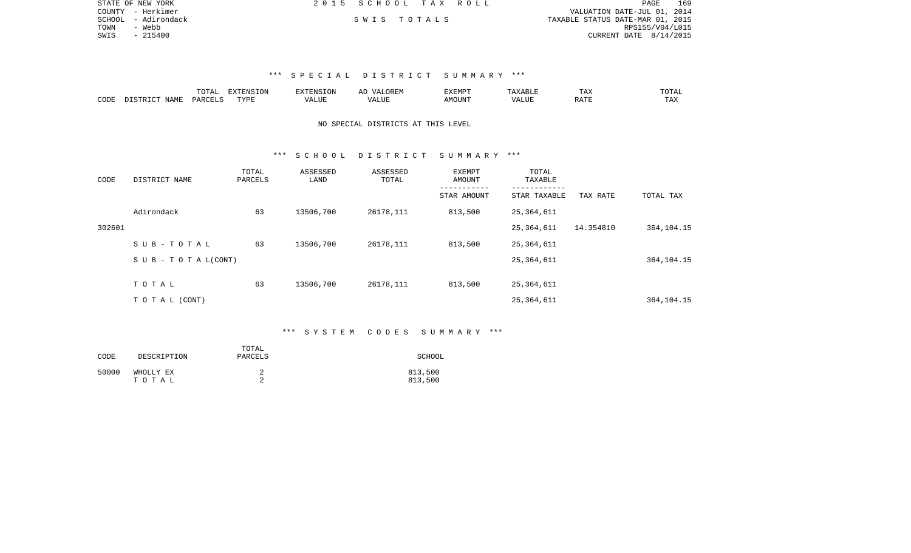STATE OF NEW YORK
COUNTY - Herkimer
SCHOOL - Adirondack
TOWN - Webb
SWIS - 215400

2015 SCHOOL TAX ROLL

SWIS TOTALS

VALUATION DATE-JUL 01, 2014
TAXABLE STATUS DATE-MAR 01, 2015
RPS155/V04/L015
CURRENT DATE 8/14/2015

### *** SPECIAL DISTRICT SUMMARY ***

| CODE | DISTRICT NAME | TOTAL PARCELS | EXTENSION TYPE | EXTENSION VALUE | AD VALOREM VALUE | EXEMPT AMOUNT | TAXABLE VALUE | TAX RATE | TOTAL TAX |
|---|---|---|---|---|---|---|---|---|---|

NO SPECIAL DISTRICTS AT THIS LEVEL

### *** SCHOOL DISTRICT SUMMARY ***

| CODE | DISTRICT NAME | TOTAL PARCELS | ASSESSED LAND | ASSESSED TOTAL | EXEMPT AMOUNT / STAR AMOUNT | TOTAL TAXABLE / STAR TAXABLE | TAX RATE | TOTAL TAX |
|---|---|---|---|---|---|---|---|---|
| | Adirondack | 63 | 13506,700 | 26178,111 | 813,500 | 25,364,611 | | |
| 302601 | | | | | | 25,364,611 | 14.354810 | 364,104.15 |
| | SUB-TOTAL | 63 | 13506,700 | 26178,111 | 813,500 | 25,364,611 | | |
| | SUB-TOTAL(CONT) | | | | | 25,364,611 | | 364,104.15 |
| | TOTAL | 63 | 13506,700 | 26178,111 | 813,500 | 25,364,611 | | |
| | TOTAL (CONT) | | | | | 25,364,611 | | 364,104.15 |

### *** SYSTEM CODES SUMMARY ***

| CODE | DESCRIPTION | TOTAL PARCELS | SCHOOL |
|---|---|---|---|
| 50000 | WHOLLY EX | 2 | 813,500 |
| | TOTAL | 2 | 813,500 |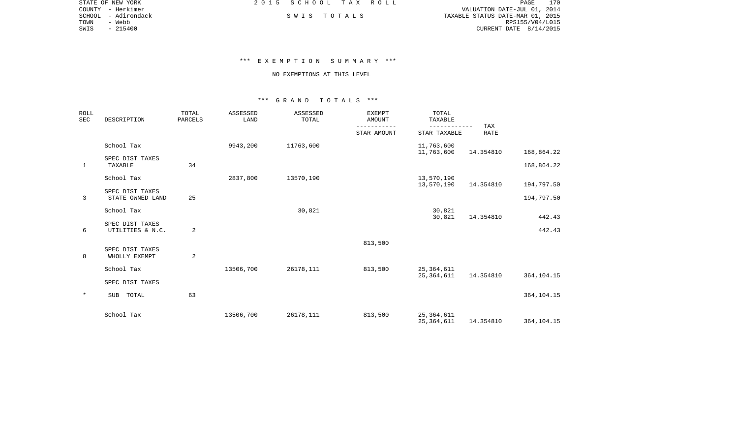STATE OF NEW YORK
COUNTY - Herkimer
SCHOOL - Adirondack
TOWN - Webb
SWIS - 215400

2 0 1 5 S C H O O L T A X R O L L

S W I S T O T A L S

VALUATION DATE-JUL 01, 2014
TAXABLE STATUS DATE-MAR 01, 2015
RPS155/V04/L015
CURRENT DATE 8/14/2015

### *** E X E M P T I O N S U M M A R Y ***

NO EXEMPTIONS AT THIS LEVEL

### *** G R A N D T O T A L S ***

| ROLL SEC | DESCRIPTION | TOTAL PARCELS | ASSESSED LAND | ASSESSED TOTAL | EXEMPT AMOUNT / STAR AMOUNT | TOTAL TAXABLE / STAR TAXABLE | TAX RATE | |
|---|---|---|---|---|---|---|---|---|
| | School Tax | | 9943,200 | 11763,600 | | 11,763,600 | | |
| | | | | | | 11,763,600 | 14.354810 | 168,864.22 |
| | SPEC DIST TAXES | | | | | | | |
| 1 | TAXABLE | 34 | | | | | | 168,864.22 |
| | School Tax | | 2837,800 | 13570,190 | | 13,570,190 | | |
| | | | | | | 13,570,190 | 14.354810 | 194,797.50 |
| | SPEC DIST TAXES | | | | | | | |
| 3 | STATE OWNED LAND | 25 | | | | | | 194,797.50 |
| | School Tax | | | 30,821 | | 30,821 | | |
| | | | | | | 30,821 | 14.354810 | 442.43 |
| | SPEC DIST TAXES | | | | | | | |
| 6 | UTILITIES & N.C. | 2 | | | | | | 442.43 |
| | | | | | 813,500 | | | |
| | SPEC DIST TAXES | | | | | | | |
| 8 | WHOLLY EXEMPT | 2 | | | | | | |
| | School Tax | | 13506,700 | 26178,111 | 813,500 | 25,364,611 | | |
| | | | | | | 25,364,611 | 14.354810 | 364,104.15 |
| | SPEC DIST TAXES | | | | | | | |
| * | SUB TOTAL | 63 | | | | | | 364,104.15 |
| | School Tax | | 13506,700 | 26178,111 | 813,500 | 25,364,611 | | |
| | | | | | | 25,364,611 | 14.354810 | 364,104.15 |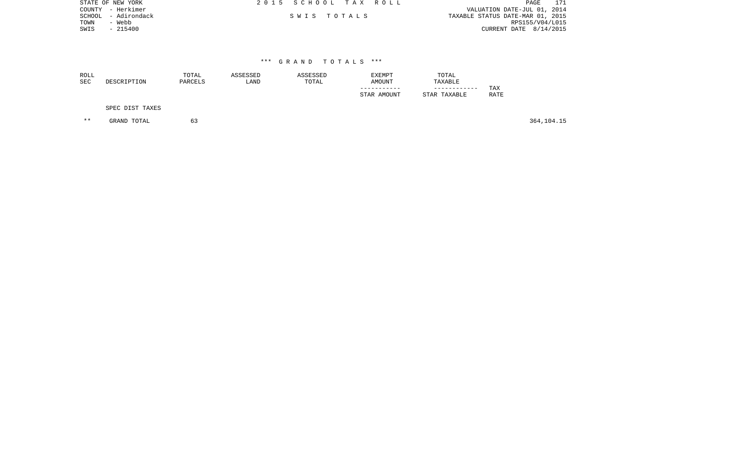STATE OF NEW YORK
COUNTY - Herkimer
SCHOOL - Adirondack
TOWN - Webb
SWIS - 215400

2 0 1 5 S C H O O L T A X R O L L

S W I S T O T A L S

VALUATION DATE-JUL 01, 2014
TAXABLE STATUS DATE-MAR 01, 2015
RPS155/V04/L015
CURRENT DATE 8/14/2015

\*\*\* G R A N D T O T A L S \*\*\*

| ROLL SEC | DESCRIPTION | TOTAL PARCELS | ASSESSED LAND | ASSESSED TOTAL | EXEMPT AMOUNT<br>-----------<br>STAR AMOUNT | TOTAL TAXABLE<br>------------<br>STAR TAXABLE | TAX RATE | |
|---|---|---|---|---|---|---|---|---|
| | SPEC DIST TAXES | | | | | | | |
| ** | GRAND TOTAL | 63 | | | | | | 364,104.15 |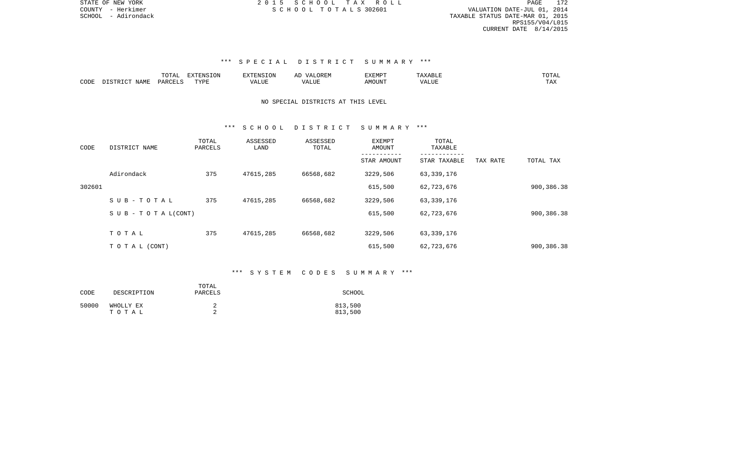STATE OF NEW YORK
COUNTY - Herkimer
SCHOOL - Adirondack

2 0 1 5 S C H O O L T A X R O L L
S C H O O L T O T A L S 302601

VALUATION DATE-JUL 01, 2014
TAXABLE STATUS DATE-MAR 01, 2015
RPS155/V04/L015
CURRENT DATE 8/14/2015

### \*\*\* S P E C I A L D I S T R I C T S U M M A R Y \*\*\*

| CODE | DISTRICT NAME | TOTAL PARCELS | EXTENSION TYPE | EXTENSION VALUE | AD VALOREM VALUE | EXEMPT AMOUNT | TAXABLE VALUE | TOTAL TAX |
|---|---|---|---|---|---|---|---|---|

NO SPECIAL DISTRICTS AT THIS LEVEL

### \*\*\* S C H O O L D I S T R I C T S U M M A R Y \*\*\*

| CODE | DISTRICT NAME | TOTAL PARCELS | ASSESSED LAND | ASSESSED TOTAL | EXEMPT AMOUNT / STAR AMOUNT | TOTAL TAXABLE / STAR TAXABLE | TAX RATE | TOTAL TAX |
|---|---|---|---|---|---|---|---|---|
| | Adirondack | 375 | 47615,285 | 66568,682 | 3229,506 | 63,339,176 | | |
| 302601 | | | | | 615,500 | 62,723,676 | | 900,386.38 |
| | S U B - T O T A L | 375 | 47615,285 | 66568,682 | 3229,506 | 63,339,176 | | |
| | S U B - T O T A L(CONT) | | | | 615,500 | 62,723,676 | | 900,386.38 |
| | T O T A L | 375 | 47615,285 | 66568,682 | 3229,506 | 63,339,176 | | |
| | T O T A L (CONT) | | | | 615,500 | 62,723,676 | | 900,386.38 |

### \*\*\* S Y S T E M C O D E S S U M M A R Y \*\*\*

| CODE | DESCRIPTION | TOTAL PARCELS | SCHOOL |
|---|---|---|---|
| 50000 | WHOLLY EX | 2 | 813,500 |
| | T O T A L | 2 | 813,500 |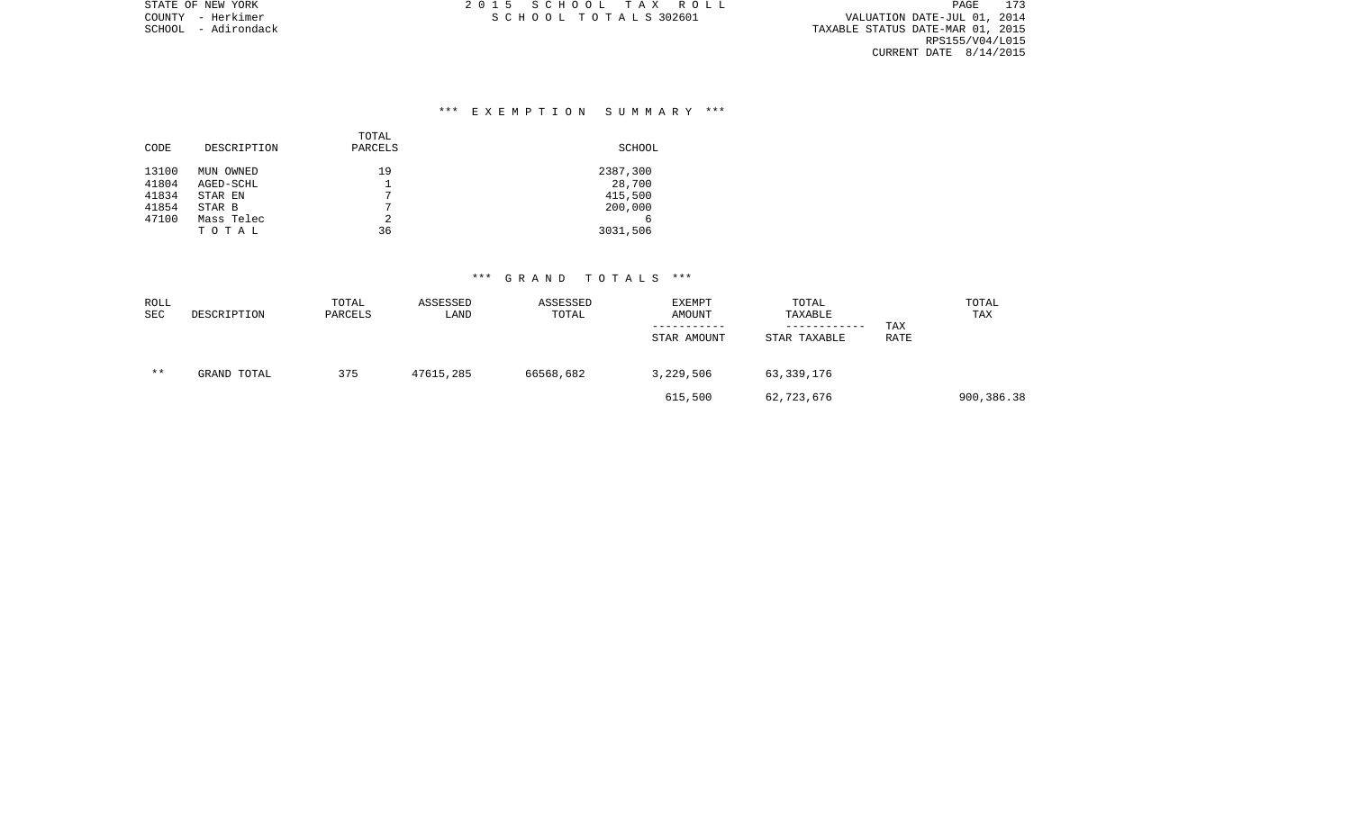STATE OF NEW YORK
COUNTY - Herkimer
SCHOOL - Adirondack

2 0 1 5 S C H O O L T A X R O L L
S C H O O L T O T A L S 302601

VALUATION DATE-JUL 01, 2014
TAXABLE STATUS DATE-MAR 01, 2015
RPS155/V04/L015
CURRENT DATE 8/14/2015

## *** E X E M P T I O N S U M M A R Y ***

| CODE | DESCRIPTION | TOTAL PARCELS | SCHOOL |
|---|---|---|---|
| 13100 | MUN OWNED | 19 | 2387,300 |
| 41804 | AGED-SCHL | 1 | 28,700 |
| 41834 | STAR EN | 7 | 415,500 |
| 41854 | STAR B | 7 | 200,000 |
| 47100 | Mass Telec | 2 | 6 |
| | T O T A L | 36 | 3031,506 |

## *** G R A N D T O T A L S ***

| ROLL SEC | DESCRIPTION | TOTAL PARCELS | ASSESSED LAND | ASSESSED TOTAL | EXEMPT AMOUNT / STAR AMOUNT | TOTAL TAXABLE / STAR TAXABLE | TAX RATE | TOTAL TAX |
|---|---|---|---|---|---|---|---|---|
| ** | GRAND TOTAL | 375 | 47615,285 | 66568,682 | 3,229,506 | 63,339,176 | | |
| | | | | | 615,500 | 62,723,676 | | 900,386.38 |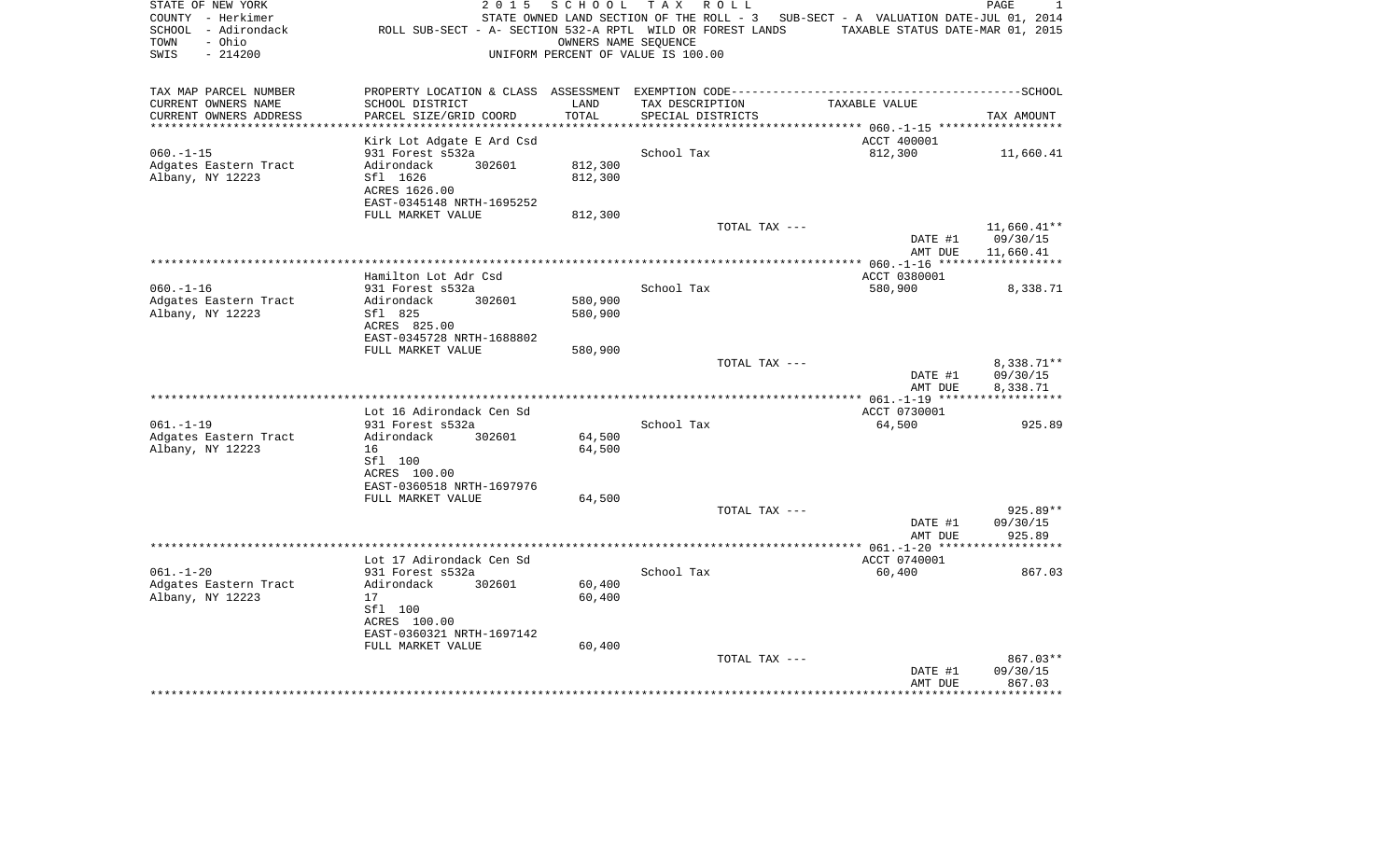STATE OF NEW YORK — 2015 SCHOOL TAX ROLL
COUNTY - Herkimer — STATE OWNED LAND SECTION OF THE ROLL - 3 — SUB-SECT - A VALUATION DATE-JUL 01, 2014
SCHOOL - Adirondack — ROLL SUB-SECT - A- SECTION 532-A RPTL WILD OR FOREST LANDS — TAXABLE STATUS DATE-MAR 01, 2015
TOWN - Ohio — OWNERS NAME SEQUENCE
SWIS - 214200 — UNIFORM PERCENT OF VALUE IS 100.00

| TAX MAP PARCEL NUMBER / CURRENT OWNERS NAME / CURRENT OWNERS ADDRESS | PROPERTY LOCATION & CLASS / SCHOOL DISTRICT / PARCEL SIZE/GRID COORD | ASSESSMENT LAND / TOTAL | EXEMPTION CODE / TAX DESCRIPTION / SPECIAL DISTRICTS | TAXABLE VALUE | TAX AMOUNT |
|---|---|---|---|---|---|
| 060.-1-15 | Kirk Lot Adgate E Ard Csd | | | ACCT 400001 | |
| Adgates Eastern Tract | 931 Forest s532a | | School Tax | 812,300 | 11,660.41 |
| Albany, NY 12223 | Adirondack 302601 | 812,300 | | | |
| | Sfl 1626 | 812,300 | | | |
| | ACRES 1626.00 | | | | |
| | EAST-0345148 NRTH-1695252 | | | | |
| | FULL MARKET VALUE | 812,300 | | | |
| | | | TOTAL TAX --- | | 11,660.41** |
| | | | | DATE #1 | 09/30/15 |
| | | | | AMT DUE | 11,660.41 |
| 060.-1-16 | Hamilton Lot Adr Csd | | | ACCT 0380001 | |
| Adgates Eastern Tract | 931 Forest s532a | | School Tax | 580,900 | 8,338.71 |
| Albany, NY 12223 | Adirondack 302601 | 580,900 | | | |
| | Sfl 825 | 580,900 | | | |
| | ACRES 825.00 | | | | |
| | EAST-0345728 NRTH-1688802 | | | | |
| | FULL MARKET VALUE | 580,900 | | | |
| | | | TOTAL TAX --- | | 8,338.71** |
| | | | | DATE #1 | 09/30/15 |
| | | | | AMT DUE | 8,338.71 |
| 061.-1-19 | Lot 16 Adirondack Cen Sd | | | ACCT 0730001 | |
| Adgates Eastern Tract | 931 Forest s532a | | School Tax | 64,500 | 925.89 |
| Albany, NY 12223 | Adirondack 302601 | 64,500 | | | |
| | 16 | 64,500 | | | |
| | Sfl 100 | | | | |
| | ACRES 100.00 | | | | |
| | EAST-0360518 NRTH-1697976 | | | | |
| | FULL MARKET VALUE | 64,500 | | | |
| | | | TOTAL TAX --- | | 925.89** |
| | | | | DATE #1 | 09/30/15 |
| | | | | AMT DUE | 925.89 |
| 061.-1-20 | Lot 17 Adirondack Cen Sd | | | ACCT 0740001 | |
| Adgates Eastern Tract | 931 Forest s532a | | School Tax | 60,400 | 867.03 |
| Albany, NY 12223 | Adirondack 302601 | 60,400 | | | |
| | 17 | 60,400 | | | |
| | Sfl 100 | | | | |
| | ACRES 100.00 | | | | |
| | EAST-0360321 NRTH-1697142 | | | | |
| | FULL MARKET VALUE | 60,400 | | | |
| | | | TOTAL TAX --- | | 867.03** |
| | | | | DATE #1 | 09/30/15 |
| | | | | AMT DUE | 867.03 |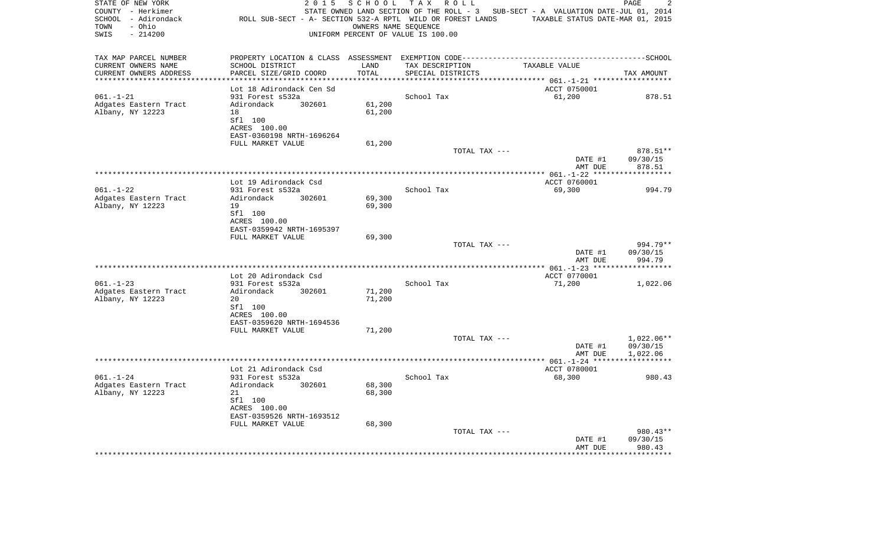STATE OF NEW YORK — 2015 SCHOOL TAX ROLL
COUNTY - Herkimer — STATE OWNED LAND SECTION OF THE ROLL - 3 — SUB-SECT - A VALUATION DATE-JUL 01, 2014
SCHOOL - Adirondack — ROLL SUB-SECT - A- SECTION 532-A RPTL WILD OR FOREST LANDS — TAXABLE STATUS DATE-MAR 01, 2015
TOWN - Ohio — OWNERS NAME SEQUENCE
SWIS - 214200 — UNIFORM PERCENT OF VALUE IS 100.00

| TAX MAP PARCEL NUMBER / CURRENT OWNERS NAME / CURRENT OWNERS ADDRESS | PROPERTY LOCATION & CLASS / SCHOOL DISTRICT / PARCEL SIZE/GRID COORD | ASSESSMENT LAND | TOTAL | EXEMPTION CODE / TAX DESCRIPTION / SPECIAL DISTRICTS | TAXABLE VALUE | TAX AMOUNT |
|---|---|---|---|---|---|---|
| 061.-1-21 | Lot 18 Adirondack Cen Sd | | | | ACCT 0750001 | |
| Adgates Eastern Tract | 931 Forest s532a | | | School Tax | 61,200 | 878.51 |
| Albany, NY 12223 | Adirondack 302601 | 61,200 | 61,200 | | | |
| | 18 | | | | | |
| | Sfl 100 | | | | | |
| | ACRES 100.00 | | | | | |
| | EAST-0360198 NRTH-1696264 | | | | | |
| | FULL MARKET VALUE | 61,200 | | | | |
| | | | | TOTAL TAX --- | | 878.51** |
| | | | | | DATE #1 | 09/30/15 |
| | | | | | AMT DUE | 878.51 |
| 061.-1-22 | Lot 19 Adirondack Csd | | | | ACCT 0760001 | |
| Adgates Eastern Tract | 931 Forest s532a | | | School Tax | 69,300 | 994.79 |
| Albany, NY 12223 | Adirondack 302601 | 69,300 | 69,300 | | | |
| | 19 | | | | | |
| | Sfl 100 | | | | | |
| | ACRES 100.00 | | | | | |
| | EAST-0359942 NRTH-1695397 | | | | | |
| | FULL MARKET VALUE | 69,300 | | | | |
| | | | | TOTAL TAX --- | | 994.79** |
| | | | | | DATE #1 | 09/30/15 |
| | | | | | AMT DUE | 994.79 |
| 061.-1-23 | Lot 20 Adirondack Csd | | | | ACCT 0770001 | |
| Adgates Eastern Tract | 931 Forest s532a | | | School Tax | 71,200 | 1,022.06 |
| Albany, NY 12223 | Adirondack 302601 | 71,200 | 71,200 | | | |
| | 20 | | | | | |
| | Sfl 100 | | | | | |
| | ACRES 100.00 | | | | | |
| | EAST-0359620 NRTH-1694536 | | | | | |
| | FULL MARKET VALUE | 71,200 | | | | |
| | | | | TOTAL TAX --- | | 1,022.06** |
| | | | | | DATE #1 | 09/30/15 |
| | | | | | AMT DUE | 1,022.06 |
| 061.-1-24 | Lot 21 Adirondack Csd | | | | ACCT 0780001 | |
| Adgates Eastern Tract | 931 Forest s532a | | | School Tax | 68,300 | 980.43 |
| Albany, NY 12223 | Adirondack 302601 | 68,300 | 68,300 | | | |
| | 21 | | | | | |
| | Sfl 100 | | | | | |
| | ACRES 100.00 | | | | | |
| | EAST-0359526 NRTH-1693512 | | | | | |
| | FULL MARKET VALUE | 68,300 | | | | |
| | | | | TOTAL TAX --- | | 980.43** |
| | | | | | DATE #1 | 09/30/15 |
| | | | | | AMT DUE | 980.43 |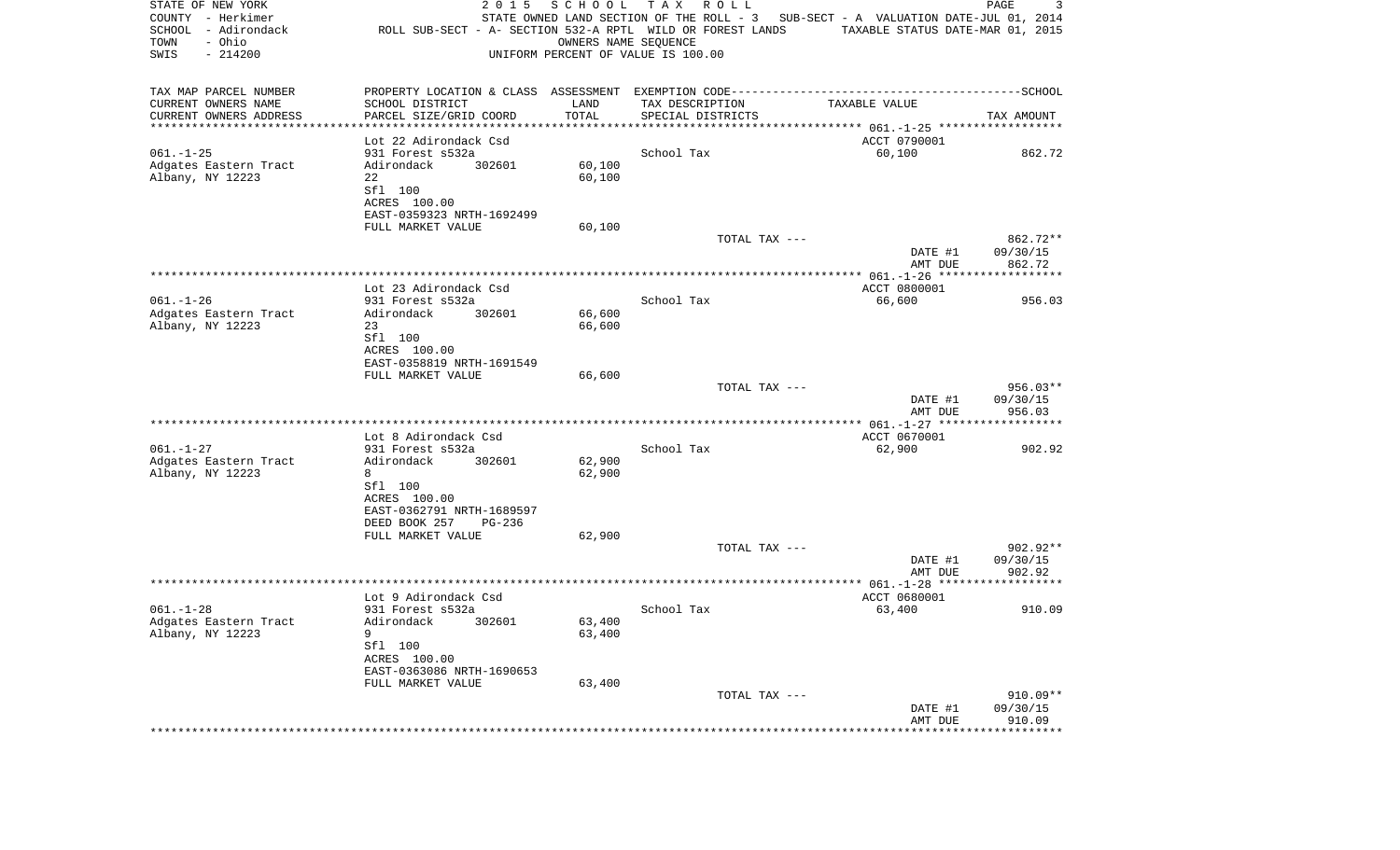STATE OF NEW YORK — 2015 SCHOOL TAX ROLL
COUNTY - Herkimer — STATE OWNED LAND SECTION OF THE ROLL - 3 — SUB-SECT - A VALUATION DATE-JUL 01, 2014
SCHOOL - Adirondack — ROLL SUB-SECT - A- SECTION 532-A RPTL WILD OR FOREST LANDS — TAXABLE STATUS DATE-MAR 01, 2015
TOWN - Ohio — OWNERS NAME SEQUENCE
SWIS - 214200 — UNIFORM PERCENT OF VALUE IS 100.00

| TAX MAP PARCEL NUMBER / CURRENT OWNERS NAME / CURRENT OWNERS ADDRESS | PROPERTY LOCATION & CLASS / SCHOOL DISTRICT / PARCEL SIZE/GRID COORD | ASSESSMENT LAND / TOTAL | EXEMPTION CODE / TAX DESCRIPTION / SPECIAL DISTRICTS | TAXABLE VALUE | TAX AMOUNT |
|---|---|---|---|---|---|
| **061.-1-25** | Lot 22 Adirondack Csd | | | ACCT 0790001 | |
| 061.-1-25 | 931 Forest s532a | | School Tax | 60,100 | 862.72 |
| Adgates Eastern Tract | Adirondack 302601 | 60,100 | | | |
| Albany, NY 12223 | 22 | 60,100 | | | |
| | Sfl 100 | | | | |
| | ACRES 100.00 | | | | |
| | EAST-0359323 NRTH-1692499 | | | | |
| | FULL MARKET VALUE | 60,100 | | | |
| | | | TOTAL TAX --- | | 862.72** |
| | | | | DATE #1 | 09/30/15 |
| | | | | AMT DUE | 862.72 |
| **061.-1-26** | Lot 23 Adirondack Csd | | | ACCT 0800001 | |
| 061.-1-26 | 931 Forest s532a | | School Tax | 66,600 | 956.03 |
| Adgates Eastern Tract | Adirondack 302601 | 66,600 | | | |
| Albany, NY 12223 | 23 | 66,600 | | | |
| | Sfl 100 | | | | |
| | ACRES 100.00 | | | | |
| | EAST-0358819 NRTH-1691549 | | | | |
| | FULL MARKET VALUE | 66,600 | | | |
| | | | TOTAL TAX --- | | 956.03** |
| | | | | DATE #1 | 09/30/15 |
| | | | | AMT DUE | 956.03 |
| **061.-1-27** | Lot 8 Adirondack Csd | | | ACCT 0670001 | |
| 061.-1-27 | 931 Forest s532a | | School Tax | 62,900 | 902.92 |
| Adgates Eastern Tract | Adirondack 302601 | 62,900 | | | |
| Albany, NY 12223 | 8 | 62,900 | | | |
| | Sfl 100 | | | | |
| | ACRES 100.00 | | | | |
| | EAST-0362791 NRTH-1689597 | | | | |
| | DEED BOOK 257 PG-236 | | | | |
| | FULL MARKET VALUE | 62,900 | | | |
| | | | TOTAL TAX --- | | 902.92** |
| | | | | DATE #1 | 09/30/15 |
| | | | | AMT DUE | 902.92 |
| **061.-1-28** | Lot 9 Adirondack Csd | | | ACCT 0680001 | |
| 061.-1-28 | 931 Forest s532a | | School Tax | 63,400 | 910.09 |
| Adgates Eastern Tract | Adirondack 302601 | 63,400 | | | |
| Albany, NY 12223 | 9 | 63,400 | | | |
| | Sfl 100 | | | | |
| | ACRES 100.00 | | | | |
| | EAST-0363086 NRTH-1690653 | | | | |
| | FULL MARKET VALUE | 63,400 | | | |
| | | | TOTAL TAX --- | | 910.09** |
| | | | | DATE #1 | 09/30/15 |
| | | | | AMT DUE | 910.09 |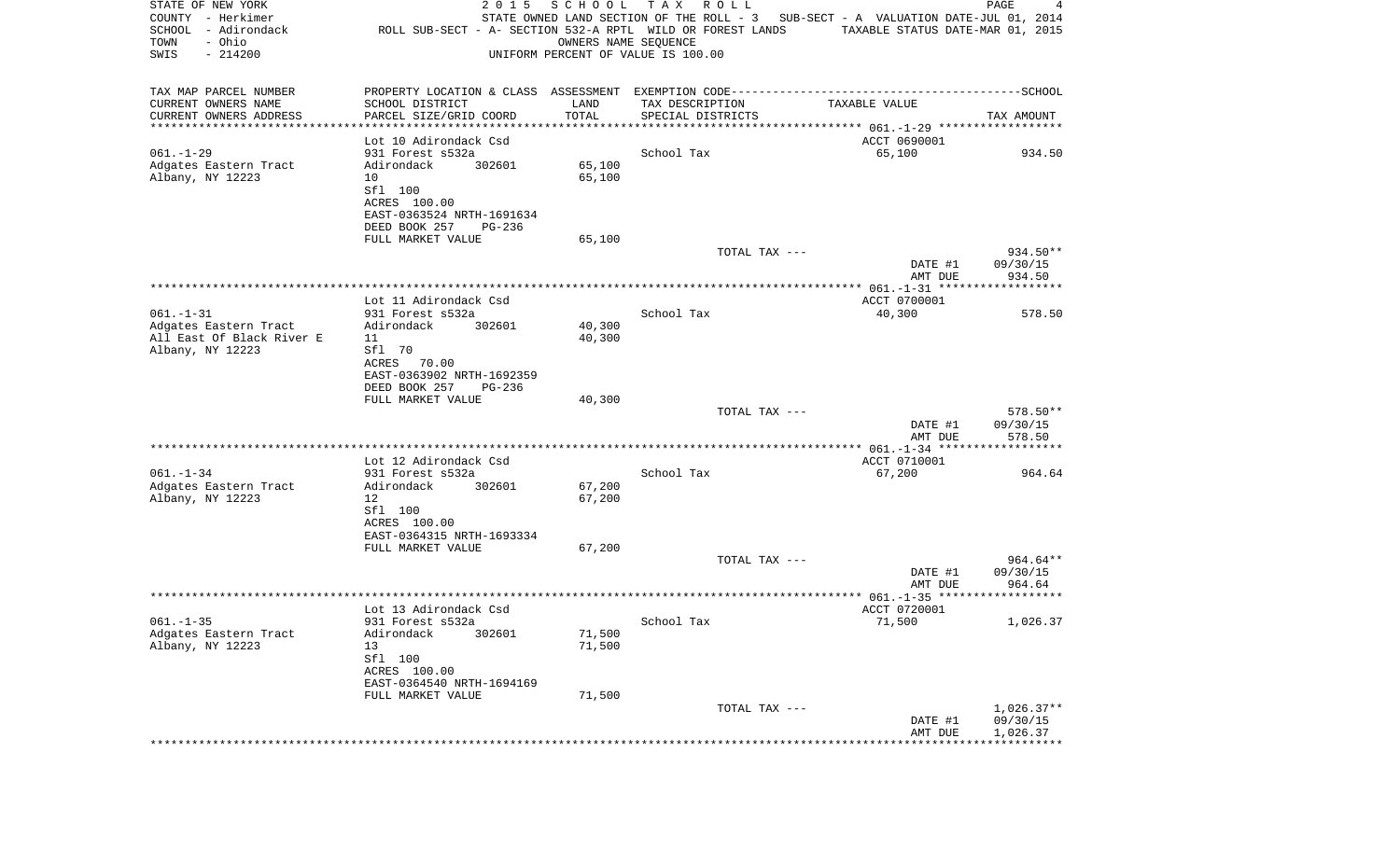STATE OF NEW YORK — 2015 SCHOOL TAX ROLL
COUNTY - Herkimer — STATE OWNED LAND SECTION OF THE ROLL - 3 — SUB-SECT - A VALUATION DATE-JUL 01, 2014
SCHOOL - Adirondack — ROLL SUB-SECT - A- SECTION 532-A RPTL WILD OR FOREST LANDS — TAXABLE STATUS DATE-MAR 01, 2015
TOWN - Ohio — OWNERS NAME SEQUENCE
SWIS - 214200 — UNIFORM PERCENT OF VALUE IS 100.00

| TAX MAP PARCEL NUMBER / CURRENT OWNERS NAME / CURRENT OWNERS ADDRESS | PROPERTY LOCATION & CLASS / SCHOOL DISTRICT / PARCEL SIZE/GRID COORD | ASSESSMENT LAND / TOTAL | EXEMPTION CODE / TAX DESCRIPTION / SPECIAL DISTRICTS | TAXABLE VALUE | SCHOOL TAX AMOUNT |
|---|---|---|---|---|---|
| **061.-1-29** | Lot 10 Adirondack Csd | | | ACCT 0690001 | |
| 061.-1-29 | 931 Forest s532a | | School Tax | 65,100 | 934.50 |
| Adgates Eastern Tract | Adirondack 302601 | 65,100 | | | |
| Albany, NY 12223 | 10 | 65,100 | | | |
| | Sfl 100 | | | | |
| | ACRES 100.00 | | | | |
| | EAST-0363524 NRTH-1691634 | | | | |
| | DEED BOOK 257 PG-236 | | | | |
| | FULL MARKET VALUE | 65,100 | | | |
| | | | TOTAL TAX --- | | 934.50** |
| | | | | DATE #1 | 09/30/15 |
| | | | | AMT DUE | 934.50 |
| **061.-1-31** | Lot 11 Adirondack Csd | | | ACCT 0700001 | |
| 061.-1-31 | 931 Forest s532a | | School Tax | 40,300 | 578.50 |
| Adgates Eastern Tract | Adirondack 302601 | 40,300 | | | |
| All East Of Black River E | 11 | 40,300 | | | |
| Albany, NY 12223 | Sfl 70 | | | | |
| | ACRES 70.00 | | | | |
| | EAST-0363902 NRTH-1692359 | | | | |
| | DEED BOOK 257 PG-236 | | | | |
| | FULL MARKET VALUE | 40,300 | | | |
| | | | TOTAL TAX --- | | 578.50** |
| | | | | DATE #1 | 09/30/15 |
| | | | | AMT DUE | 578.50 |
| **061.-1-34** | Lot 12 Adirondack Csd | | | ACCT 0710001 | |
| 061.-1-34 | 931 Forest s532a | | School Tax | 67,200 | 964.64 |
| Adgates Eastern Tract | Adirondack 302601 | 67,200 | | | |
| Albany, NY 12223 | 12 | 67,200 | | | |
| | Sfl 100 | | | | |
| | ACRES 100.00 | | | | |
| | EAST-0364315 NRTH-1693334 | | | | |
| | FULL MARKET VALUE | 67,200 | | | |
| | | | TOTAL TAX --- | | 964.64** |
| | | | | DATE #1 | 09/30/15 |
| | | | | AMT DUE | 964.64 |
| **061.-1-35** | Lot 13 Adirondack Csd | | | ACCT 0720001 | |
| 061.-1-35 | 931 Forest s532a | | School Tax | 71,500 | 1,026.37 |
| Adgates Eastern Tract | Adirondack 302601 | 71,500 | | | |
| Albany, NY 12223 | 13 | 71,500 | | | |
| | Sfl 100 | | | | |
| | ACRES 100.00 | | | | |
| | EAST-0364540 NRTH-1694169 | | | | |
| | FULL MARKET VALUE | 71,500 | | | |
| | | | TOTAL TAX --- | | 1,026.37** |
| | | | | DATE #1 | 09/30/15 |
| | | | | AMT DUE | 1,026.37 |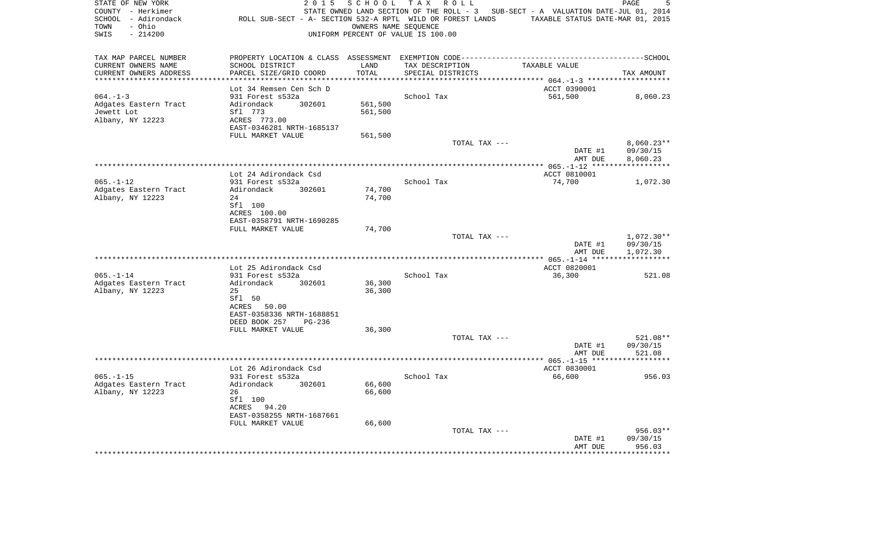STATE OF NEW YORK — 2015 SCHOOL TAX ROLL
COUNTY - Herkimer — STATE OWNED LAND SECTION OF THE ROLL - 3 — SUB-SECT - A VALUATION DATE-JUL 01, 2014
SCHOOL - Adirondack — ROLL SUB-SECT - A- SECTION 532-A RPTL WILD OR FOREST LANDS — TAXABLE STATUS DATE-MAR 01, 2015
TOWN - Ohio — OWNERS NAME SEQUENCE
SWIS - 214200 — UNIFORM PERCENT OF VALUE IS 100.00

| TAX MAP PARCEL NUMBER / CURRENT OWNERS NAME / CURRENT OWNERS ADDRESS | PROPERTY LOCATION & CLASS / SCHOOL DISTRICT / PARCEL SIZE/GRID COORD | ASSESSMENT LAND / TOTAL | EXEMPTION CODE / TAX DESCRIPTION / SPECIAL DISTRICTS | TAXABLE VALUE | TAX AMOUNT |
|---|---|---|---|---|---|
| 064.-1-3 | Lot 34 Remsen Cen Sch D | | | ACCT 0390001 | |
| Adgates Eastern Tract | 931 Forest s532a | | School Tax | 561,500 | 8,060.23 |
| Jewett Lot | Adirondack 302601 | 561,500 | | | |
| Albany, NY 12223 | Sfl 773 | 561,500 | | | |
| | ACRES 773.00 | | | | |
| | EAST-0346281 NRTH-1685137 | | | | |
| | FULL MARKET VALUE | 561,500 | | | |
| | | | TOTAL TAX --- | | 8,060.23** |
| | | | | DATE #1 | 09/30/15 |
| | | | | AMT DUE | 8,060.23 |
| 065.-1-12 | Lot 24 Adirondack Csd | | | ACCT 0810001 | |
| Adgates Eastern Tract | 931 Forest s532a | | School Tax | 74,700 | 1,072.30 |
| Albany, NY 12223 | Adirondack 302601 | 74,700 | | | |
| | 24 | 74,700 | | | |
| | Sfl 100 | | | | |
| | ACRES 100.00 | | | | |
| | EAST-0358791 NRTH-1690285 | | | | |
| | FULL MARKET VALUE | 74,700 | | | |
| | | | TOTAL TAX --- | | 1,072.30** |
| | | | | DATE #1 | 09/30/15 |
| | | | | AMT DUE | 1,072.30 |
| 065.-1-14 | Lot 25 Adirondack Csd | | | ACCT 0820001 | |
| Adgates Eastern Tract | 931 Forest s532a | | School Tax | 36,300 | 521.08 |
| Albany, NY 12223 | Adirondack 302601 | 36,300 | | | |
| | 25 | 36,300 | | | |
| | Sfl 50 | | | | |
| | ACRES 50.00 | | | | |
| | EAST-0358336 NRTH-1688851 | | | | |
| | DEED BOOK 257 PG-236 | | | | |
| | FULL MARKET VALUE | 36,300 | | | |
| | | | TOTAL TAX --- | | 521.08** |
| | | | | DATE #1 | 09/30/15 |
| | | | | AMT DUE | 521.08 |
| 065.-1-15 | Lot 26 Adirondack Csd | | | ACCT 0830001 | |
| Adgates Eastern Tract | 931 Forest s532a | | School Tax | 66,600 | 956.03 |
| Albany, NY 12223 | Adirondack 302601 | 66,600 | | | |
| | 26 | 66,600 | | | |
| | Sfl 100 | | | | |
| | ACRES 94.20 | | | | |
| | EAST-0358255 NRTH-1687661 | | | | |
| | FULL MARKET VALUE | 66,600 | | | |
| | | | TOTAL TAX --- | | 956.03** |
| | | | | DATE #1 | 09/30/15 |
| | | | | AMT DUE | 956.03 |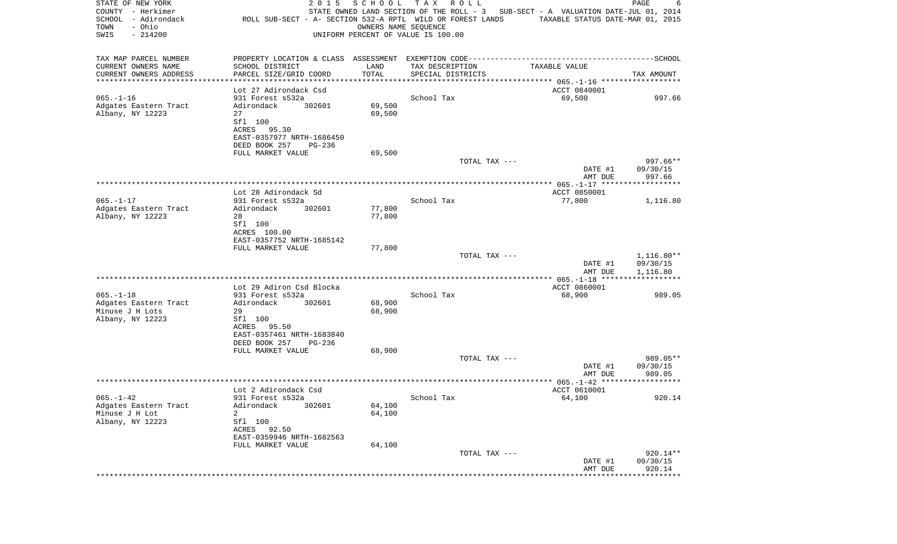STATE OF NEW YORK — 2015 SCHOOL TAX ROLL
COUNTY - Herkimer — STATE OWNED LAND SECTION OF THE ROLL - 3 — SUB-SECT - A VALUATION DATE-JUL 01, 2014
SCHOOL - Adirondack — ROLL SUB-SECT - A- SECTION 532-A RPTL WILD OR FOREST LANDS — TAXABLE STATUS DATE-MAR 01, 2015
TOWN - Ohio — OWNERS NAME SEQUENCE
SWIS - 214200 — UNIFORM PERCENT OF VALUE IS 100.00

| TAX MAP PARCEL NUMBER / CURRENT OWNERS NAME / CURRENT OWNERS ADDRESS | PROPERTY LOCATION & CLASS / SCHOOL DISTRICT / PARCEL SIZE/GRID COORD | ASSESSMENT LAND / TOTAL | EXEMPTION CODE / TAX DESCRIPTION / SPECIAL DISTRICTS | TAXABLE VALUE | TAX AMOUNT |
|---|---|---|---|---|---|
| 065.-1-16 | Lot 27 Adirondack Csd | | | ACCT 0840001 | |
| Adgates Eastern Tract | 931 Forest s532a | | School Tax | 69,500 | 997.66 |
| Albany, NY 12223 | Adirondack 302601 | 69,500 | | | |
| | 27 | 69,500 | | | |
| | Sfl 100 | | | | |
| | ACRES 95.30 | | | | |
| | EAST-0357977 NRTH-1686450 | | | | |
| | DEED BOOK 257 PG-236 | | | | |
| | FULL MARKET VALUE | 69,500 | | | |
| | | | TOTAL TAX --- | | 997.66** |
| | | | | DATE #1 | 09/30/15 |
| | | | | AMT DUE | 997.66 |
| 065.-1-17 | Lot 28 Adirondack Sd | | | ACCT 0850001 | |
| Adgates Eastern Tract | 931 Forest s532a | | School Tax | 77,800 | 1,116.80 |
| Albany, NY 12223 | Adirondack 302601 | 77,800 | | | |
| | 28 | 77,800 | | | |
| | Sfl 100 | | | | |
| | ACRES 100.00 | | | | |
| | EAST-0357752 NRTH-1685142 | | | | |
| | FULL MARKET VALUE | 77,800 | | | |
| | | | TOTAL TAX --- | | 1,116.80** |
| | | | | DATE #1 | 09/30/15 |
| | | | | AMT DUE | 1,116.80 |
| 065.-1-18 | Lot 29 Adiron Csd Blocka | | | ACCT 0860001 | |
| Adgates Eastern Tract | 931 Forest s532a | | School Tax | 68,900 | 989.05 |
| Minuse J H Lots | Adirondack 302601 | 68,900 | | | |
| Albany, NY 12223 | 29 | 68,900 | | | |
| | Sfl 100 | | | | |
| | ACRES 95.50 | | | | |
| | EAST-0357461 NRTH-1683840 | | | | |
| | DEED BOOK 257 PG-236 | | | | |
| | FULL MARKET VALUE | 68,900 | | | |
| | | | TOTAL TAX --- | | 989.05** |
| | | | | DATE #1 | 09/30/15 |
| | | | | AMT DUE | 989.05 |
| 065.-1-42 | Lot 2 Adirondack Csd | | | ACCT 0610001 | |
| Adgates Eastern Tract | 931 Forest s532a | | School Tax | 64,100 | 920.14 |
| Minuse J H Lot | Adirondack 302601 | 64,100 | | | |
| Albany, NY 12223 | 2 | 64,100 | | | |
| | Sfl 100 | | | | |
| | ACRES 92.50 | | | | |
| | EAST-0359946 NRTH-1682563 | | | | |
| | FULL MARKET VALUE | 64,100 | | | |
| | | | TOTAL TAX --- | | 920.14** |
| | | | | DATE #1 | 09/30/15 |
| | | | | AMT DUE | 920.14 |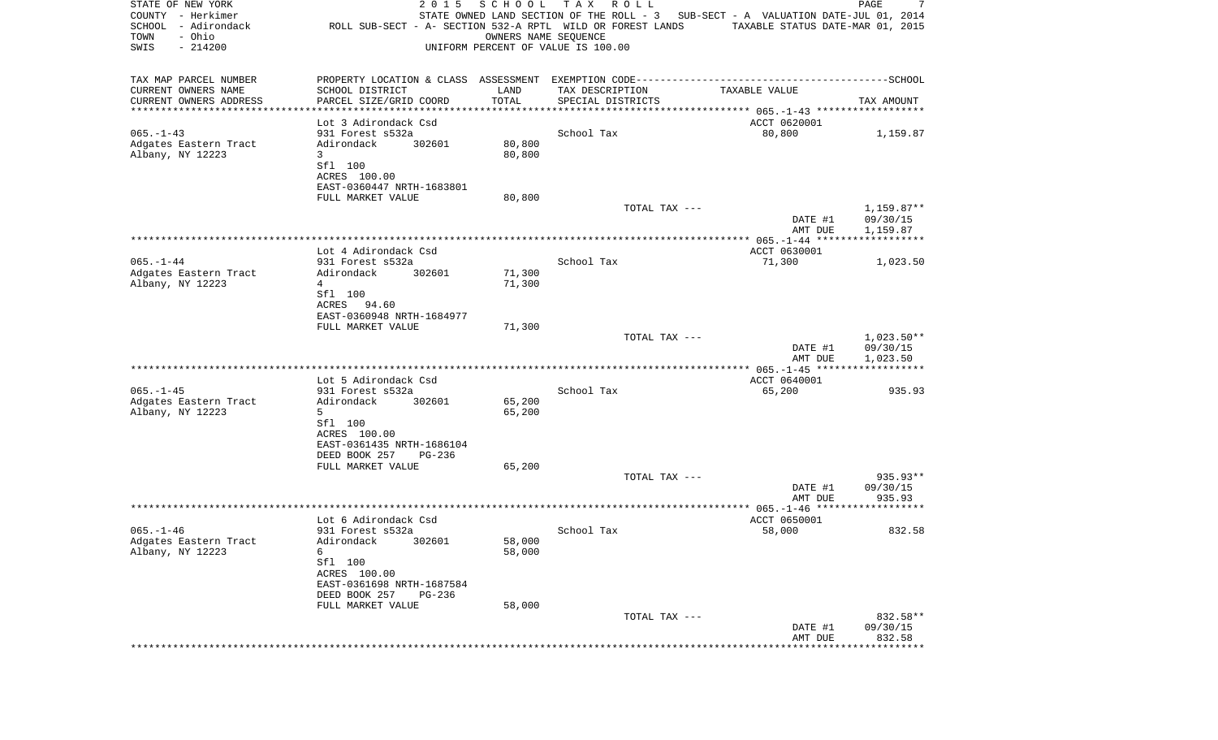STATE OF NEW YORK — 2015 SCHOOL TAX ROLL
COUNTY - Herkimer — STATE OWNED LAND SECTION OF THE ROLL - 3 — SUB-SECT - A VALUATION DATE-JUL 01, 2014
SCHOOL - Adirondack — ROLL SUB-SECT - A- SECTION 532-A RPTL WILD OR FOREST LANDS — TAXABLE STATUS DATE-MAR 01, 2015
TOWN - Ohio — OWNERS NAME SEQUENCE
SWIS - 214200 — UNIFORM PERCENT OF VALUE IS 100.00

| TAX MAP PARCEL NUMBER / CURRENT OWNERS NAME / CURRENT OWNERS ADDRESS | PROPERTY LOCATION & CLASS / SCHOOL DISTRICT / PARCEL SIZE/GRID COORD | ASSESSMENT LAND / TOTAL | EXEMPTION CODE / TAX DESCRIPTION / SPECIAL DISTRICTS | TAXABLE VALUE | TAX AMOUNT |
|---|---|---|---|---|---|
| 065.-1-43 | Lot 3 Adirondack Csd | | | ACCT 0620001 | |
| | 931 Forest s532a | | School Tax | 80,800 | 1,159.87 |
| Adgates Eastern Tract | Adirondack 302601 | 80,800 | | | |
| Albany, NY 12223 | 3 | 80,800 | | | |
| | Sfl 100 | | | | |
| | ACRES 100.00 | | | | |
| | EAST-0360447 NRTH-1683801 | | | | |
| | FULL MARKET VALUE | 80,800 | | | |
| | | | TOTAL TAX --- | | 1,159.87** |
| | | | | DATE #1 | 09/30/15 |
| | | | | AMT DUE | 1,159.87 |
| 065.-1-44 | Lot 4 Adirondack Csd | | | ACCT 0630001 | |
| | 931 Forest s532a | | School Tax | 71,300 | 1,023.50 |
| Adgates Eastern Tract | Adirondack 302601 | 71,300 | | | |
| Albany, NY 12223 | 4 | 71,300 | | | |
| | Sfl 100 | | | | |
| | ACRES 94.60 | | | | |
| | EAST-0360948 NRTH-1684977 | | | | |
| | FULL MARKET VALUE | 71,300 | | | |
| | | | TOTAL TAX --- | | 1,023.50** |
| | | | | DATE #1 | 09/30/15 |
| | | | | AMT DUE | 1,023.50 |
| 065.-1-45 | Lot 5 Adirondack Csd | | | ACCT 0640001 | |
| | 931 Forest s532a | | School Tax | 65,200 | 935.93 |
| Adgates Eastern Tract | Adirondack 302601 | 65,200 | | | |
| Albany, NY 12223 | 5 | 65,200 | | | |
| | Sfl 100 | | | | |
| | ACRES 100.00 | | | | |
| | EAST-0361435 NRTH-1686104 | | | | |
| | DEED BOOK 257 PG-236 | | | | |
| | FULL MARKET VALUE | 65,200 | | | |
| | | | TOTAL TAX --- | | 935.93** |
| | | | | DATE #1 | 09/30/15 |
| | | | | AMT DUE | 935.93 |
| 065.-1-46 | Lot 6 Adirondack Csd | | | ACCT 0650001 | |
| | 931 Forest s532a | | School Tax | 58,000 | 832.58 |
| Adgates Eastern Tract | Adirondack 302601 | 58,000 | | | |
| Albany, NY 12223 | 6 | 58,000 | | | |
| | Sfl 100 | | | | |
| | ACRES 100.00 | | | | |
| | EAST-0361698 NRTH-1687584 | | | | |
| | DEED BOOK 257 PG-236 | | | | |
| | FULL MARKET VALUE | 58,000 | | | |
| | | | TOTAL TAX --- | | 832.58** |
| | | | | DATE #1 | 09/30/15 |
| | | | | AMT DUE | 832.58 |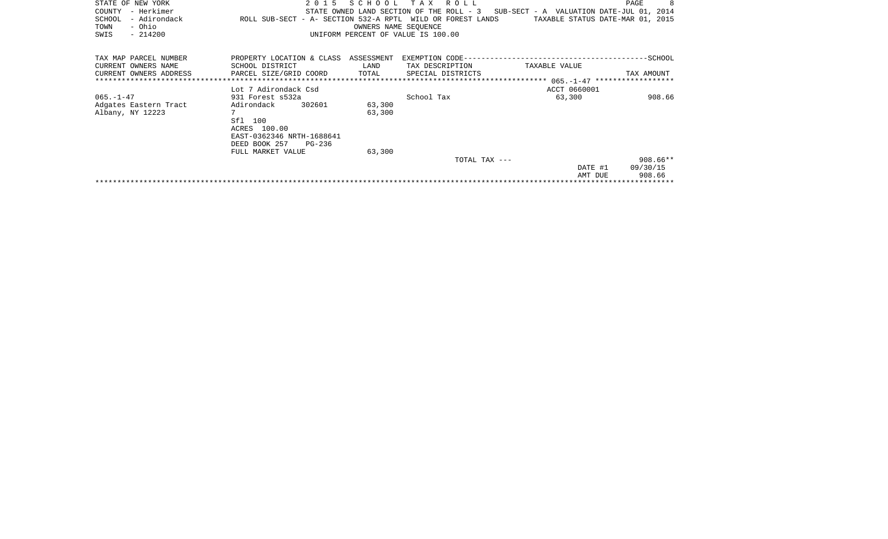STATE OF NEW YORK 2 0 1 5 S C H O O L T A X R O L L
COUNTY - Herkimer STATE OWNED LAND SECTION OF THE ROLL - 3 SUB-SECT - A VALUATION DATE-JUL 01, 2014
SCHOOL - Adirondack ROLL SUB-SECT - A- SECTION 532-A RPTL WILD OR FOREST LANDS TAXABLE STATUS DATE-MAR 01, 2015
TOWN - Ohio OWNERS NAME SEQUENCE
SWIS - 214200 UNIFORM PERCENT OF VALUE IS 100.00

| TAX MAP PARCEL NUMBER<br>CURRENT OWNERS NAME<br>CURRENT OWNERS ADDRESS | PROPERTY LOCATION & CLASS<br>SCHOOL DISTRICT<br>PARCEL SIZE/GRID COORD | ASSESSMENT<br>LAND<br>TOTAL | EXEMPTION CODE<br>TAX DESCRIPTION<br>SPECIAL DISTRICTS | TAXABLE VALUE | SCHOOL<br>TAX AMOUNT |
|---|---|---|---|---|---|
| | Lot 7 Adirondack Csd | | | ACCT 0660001 | |
| 065.-1-47 | 931 Forest s532a | | School Tax | 63,300 | 908.66 |
| Adgates Eastern Tract | Adirondack 302601 | 63,300 | | | |
| Albany, NY 12223 | 7 | 63,300 | | | |
| | Sfl 100 | | | | |
| | ACRES 100.00 | | | | |
| | EAST-0362346 NRTH-1688641 | | | | |
| | DEED BOOK 257 PG-236 | | | | |
| | FULL MARKET VALUE | 63,300 | | | |
| | | | TOTAL TAX --- | | 908.66** |
| | | | | DATE #1 | 09/30/15 |
| | | | | AMT DUE | 908.66 |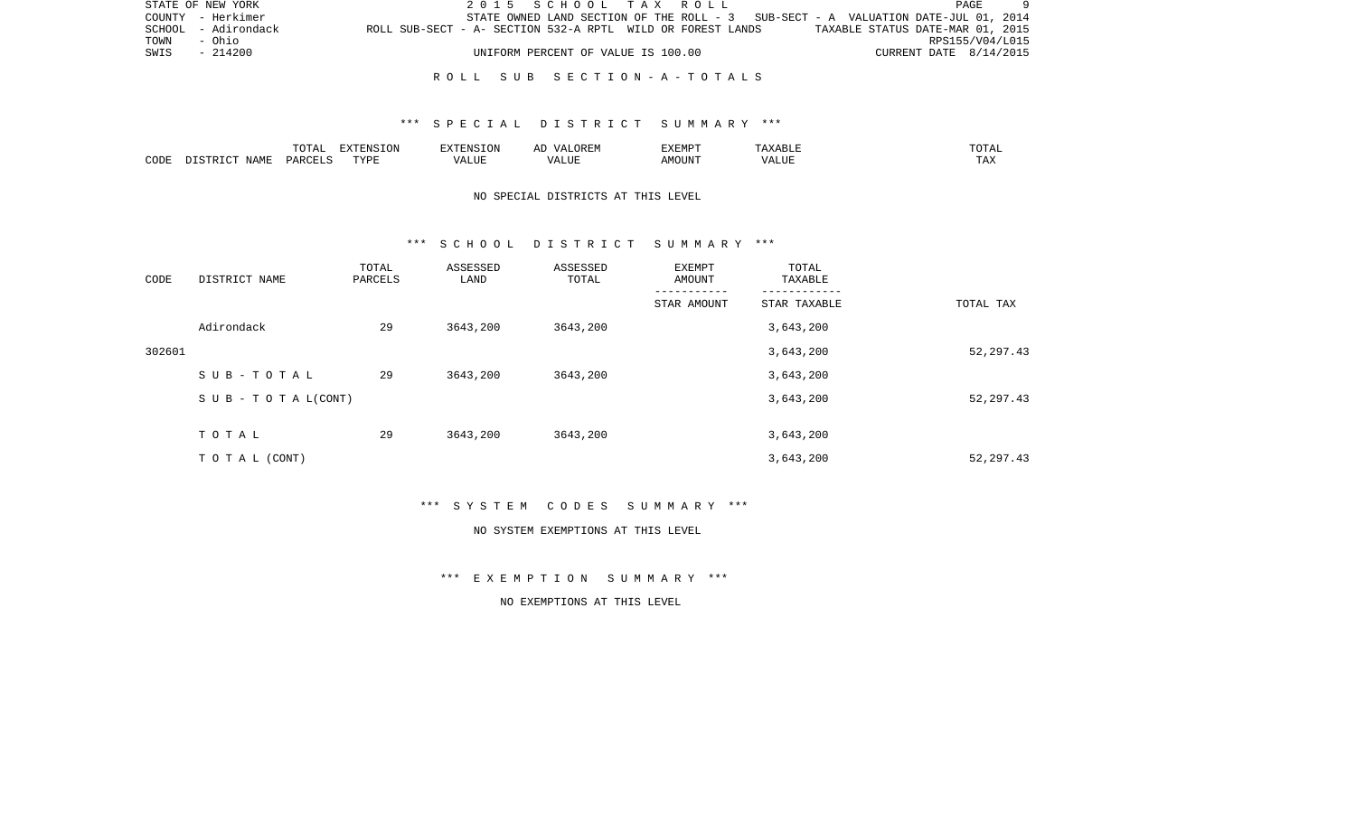STATE OF NEW YORK | 2 0 1 5 S C H O O L T A X R O L L | PAGE 9
COUNTY - Herkimer | STATE OWNED LAND SECTION OF THE ROLL - 3 SUB-SECT - A VALUATION DATE-JUL 01, 2014
SCHOOL - Adirondack | ROLL SUB-SECT - A- SECTION 532-A RPTL WILD OR FOREST LANDS | TAXABLE STATUS DATE-MAR 01, 2015
TOWN - Ohio | RPS155/V04/L015
SWIS - 214200 | UNIFORM PERCENT OF VALUE IS 100.00 | CURRENT DATE 8/14/2015

## R O L L S U B S E C T I O N - A - T O T A L S

### *** S P E C I A L D I S T R I C T S U M M A R Y ***

| CODE | DISTRICT NAME | TOTAL PARCELS | EXTENSION TYPE | EXTENSION VALUE | AD VALOREM VALUE | EXEMPT AMOUNT | TAXABLE VALUE | TOTAL TAX |
|---|---|---|---|---|---|---|---|---|

NO SPECIAL DISTRICTS AT THIS LEVEL

### *** S C H O O L D I S T R I C T S U M M A R Y ***

| CODE | DISTRICT NAME | TOTAL PARCELS | ASSESSED LAND | ASSESSED TOTAL | EXEMPT AMOUNT / STAR AMOUNT | TOTAL TAXABLE / STAR TAXABLE | TOTAL TAX |
|---|---|---|---|---|---|---|---|
| | Adirondack | 29 | 3643,200 | 3643,200 | | 3,643,200 | |
| 302601 | | | | | | 3,643,200 | 52,297.43 |
| | S U B - T O T A L | 29 | 3643,200 | 3643,200 | | 3,643,200 | |
| | S U B - T O T A L(CONT) | | | | | 3,643,200 | 52,297.43 |
| | T O T A L | 29 | 3643,200 | 3643,200 | | 3,643,200 | |
| | T O T A L (CONT) | | | | | 3,643,200 | 52,297.43 |

### *** S Y S T E M C O D E S S U M M A R Y ***

NO SYSTEM EXEMPTIONS AT THIS LEVEL

### *** E X E M P T I O N S U M M A R Y ***

NO EXEMPTIONS AT THIS LEVEL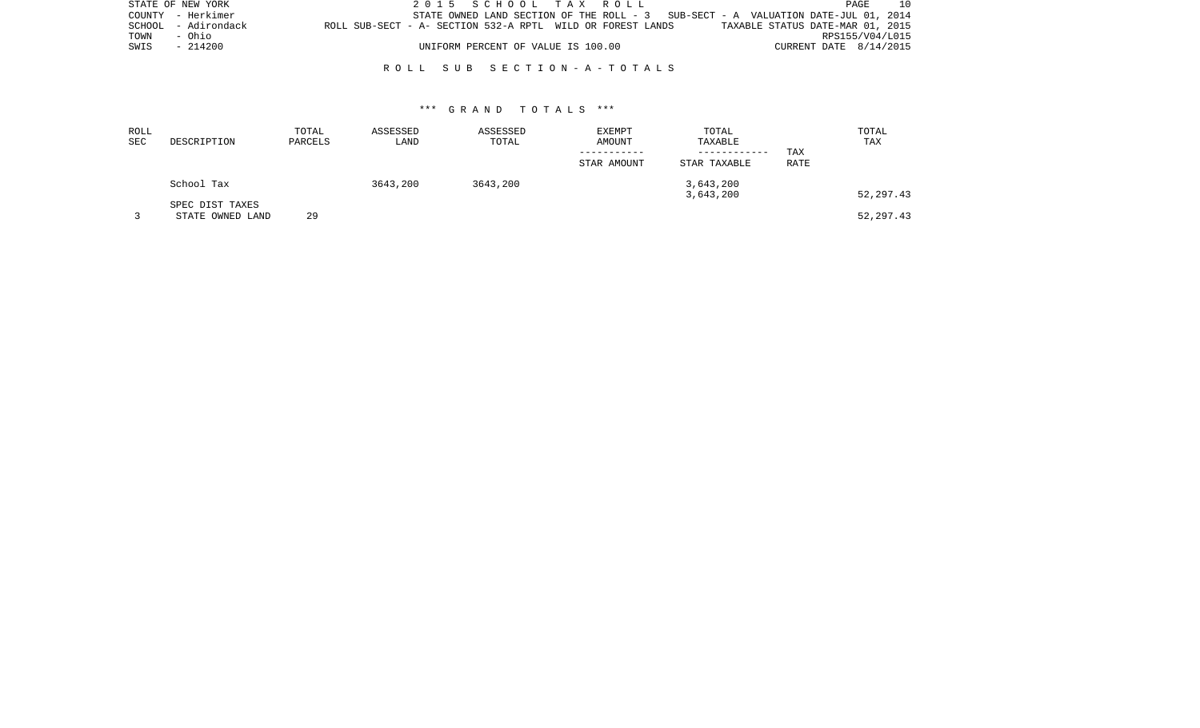STATE OF NEW YORK | 2015 SCHOOL TAX ROLL
COUNTY - Herkimer | STATE OWNED LAND SECTION OF THE ROLL - 3 SUB-SECT - A VALUATION DATE-JUL 01, 2014
SCHOOL - Adirondack | ROLL SUB-SECT - A- SECTION 532-A RPTL WILD OR FOREST LANDS | TAXABLE STATUS DATE-MAR 01, 2015
TOWN - Ohio | RPS155/V04/L015
SWIS - 214200 | UNIFORM PERCENT OF VALUE IS 100.00 | CURRENT DATE 8/14/2015

## ROLL SUB SECTION - A - TOTALS

### *** GRAND TOTALS ***

| ROLL SEC | DESCRIPTION | TOTAL PARCELS | ASSESSED LAND | ASSESSED TOTAL | EXEMPT AMOUNT / STAR AMOUNT | TOTAL TAXABLE / STAR TAXABLE | TAX RATE | TOTAL TAX |
|---|---|---|---|---|---|---|---|---|
| | School Tax | | 3643,200 | 3643,200 | | 3,643,200 | | |
| | | | | | | 3,643,200 | | 52,297.43 |
| | SPEC DIST TAXES | | | | | | | |
| 3 | STATE OWNED LAND | 29 | | | | | | 52,297.43 |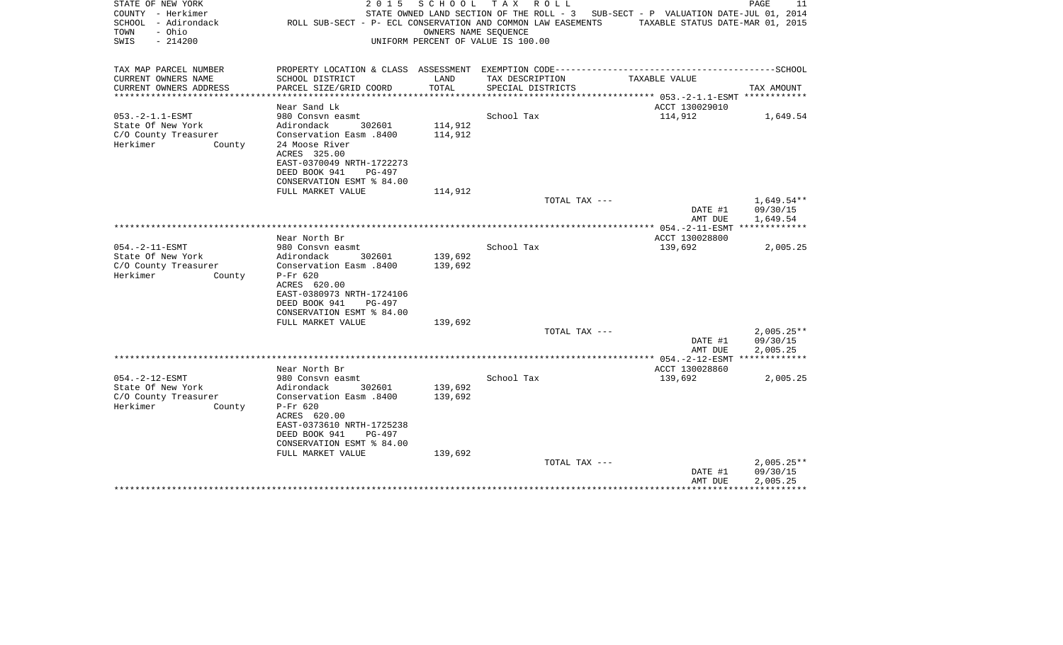STATE OF NEW YORK  
COUNTY - Herkimer  
SCHOOL - Adirondack  
TOWN - Ohio  
SWIS - 214200

2 0 1 5 S C H O O L T A X R O L L  
STATE OWNED LAND SECTION OF THE ROLL - 3 SUB-SECT - P VALUATION DATE-JUL 01, 2014  
ROLL SUB-SECT - P- ECL CONSERVATION AND COMMON LAW EASEMENTS TAXABLE STATUS DATE-MAR 01, 2015  
OWNERS NAME SEQUENCE  
UNIFORM PERCENT OF VALUE IS 100.00

| TAX MAP PARCEL NUMBER / CURRENT OWNERS NAME / CURRENT OWNERS ADDRESS | PROPERTY LOCATION & CLASS / SCHOOL DISTRICT / PARCEL SIZE/GRID COORD | ASSESSMENT LAND / TOTAL | EXEMPTION CODE / TAX DESCRIPTION / SPECIAL DISTRICTS | TAXABLE VALUE | TAX AMOUNT |
|---|---|---|---|---|---|
| | Near Sand Lk | | | ACCT 130029010 | |
| 053.-2-1.1-ESMT | 980 Consvn easmt | | School Tax | 114,912 | 1,649.54 |
| State Of New York | Adirondack 302601 | 114,912 | | | |
| C/O County Treasurer | Conservation Easm .8400 | 114,912 | | | |
| Herkimer County | 24 Moose River | | | | |
| | ACRES 325.00 | | | | |
| | EAST-0370049 NRTH-1722273 | | | | |
| | DEED BOOK 941 PG-497 | | | | |
| | CONSERVATION ESMT % 84.00 | | | | |
| | FULL MARKET VALUE | 114,912 | | | |
| | | | TOTAL TAX --- | | 1,649.54** |
| | | | | DATE #1 | 09/30/15 |
| | | | | AMT DUE | 1,649.54 |
| | Near North Br | | | ACCT 130028800 | |
| 054.-2-11-ESMT | 980 Consvn easmt | | School Tax | 139,692 | 2,005.25 |
| State Of New York | Adirondack 302601 | 139,692 | | | |
| C/O County Treasurer | Conservation Easm .8400 | 139,692 | | | |
| Herkimer County | P-Fr 620 | | | | |
| | ACRES 620.00 | | | | |
| | EAST-0380973 NRTH-1724106 | | | | |
| | DEED BOOK 941 PG-497 | | | | |
| | CONSERVATION ESMT % 84.00 | | | | |
| | FULL MARKET VALUE | 139,692 | | | |
| | | | TOTAL TAX --- | | 2,005.25** |
| | | | | DATE #1 | 09/30/15 |
| | | | | AMT DUE | 2,005.25 |
| | Near North Br | | | ACCT 130028860 | |
| 054.-2-12-ESMT | 980 Consvn easmt | | School Tax | 139,692 | 2,005.25 |
| State Of New York | Adirondack 302601 | 139,692 | | | |
| C/O County Treasurer | Conservation Easm .8400 | 139,692 | | | |
| Herkimer County | P-Fr 620 | | | | |
| | ACRES 620.00 | | | | |
| | EAST-0373610 NRTH-1725238 | | | | |
| | DEED BOOK 941 PG-497 | | | | |
| | CONSERVATION ESMT % 84.00 | | | | |
| | FULL MARKET VALUE | 139,692 | | | |
| | | | TOTAL TAX --- | | 2,005.25** |
| | | | | DATE #1 | 09/30/15 |
| | | | | AMT DUE | 2,005.25 |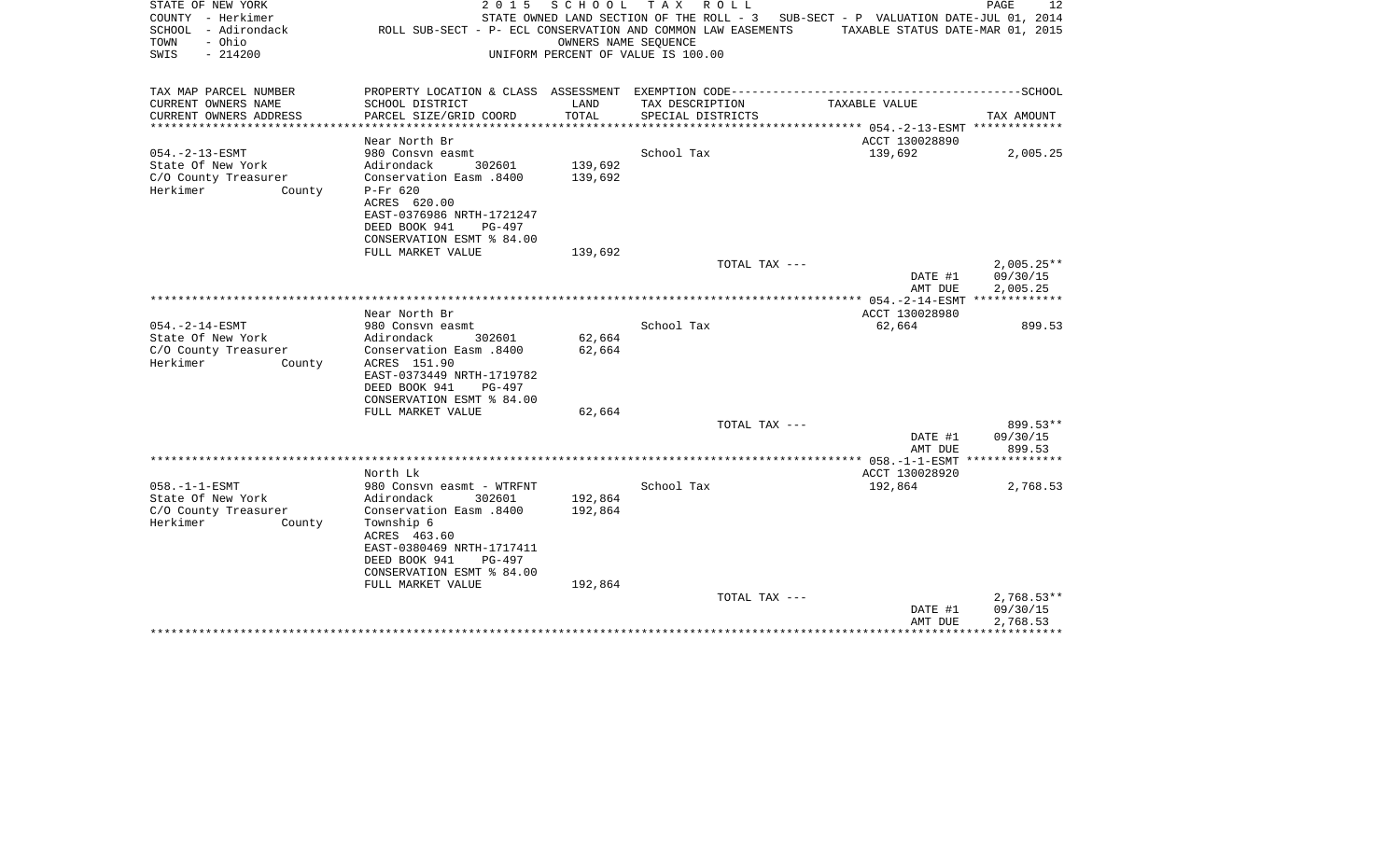STATE OF NEW YORK — 2015 SCHOOL TAX ROLL
COUNTY - Herkimer — STATE OWNED LAND SECTION OF THE ROLL - 3 SUB-SECT - P VALUATION DATE-JUL 01, 2014
SCHOOL - Adirondack — ROLL SUB-SECT - P- ECL CONSERVATION AND COMMON LAW EASEMENTS — TAXABLE STATUS DATE-MAR 01, 2015
TOWN - Ohio — OWNERS NAME SEQUENCE
SWIS - 214200 — UNIFORM PERCENT OF VALUE IS 100.00

| TAX MAP PARCEL NUMBER / CURRENT OWNERS NAME / CURRENT OWNERS ADDRESS | PROPERTY LOCATION & CLASS / SCHOOL DISTRICT / PARCEL SIZE/GRID COORD | ASSESSMENT LAND / TOTAL | EXEMPTION CODE / TAX DESCRIPTION / SPECIAL DISTRICTS | TAXABLE VALUE | SCHOOL TAX AMOUNT |
|---|---|---|---|---|---|
| **054.-2-13-ESMT** | Near North Br | | | ACCT 130028890 | |
| 054.-2-13-ESMT | 980 Consvn easmt | | School Tax | 139,692 | 2,005.25 |
| State Of New York | Adirondack 302601 | 139,692 | | | |
| C/O County Treasurer | Conservation Easm .8400 | 139,692 | | | |
| Herkimer County | P-Fr 620 | | | | |
| | ACRES 620.00 | | | | |
| | EAST-0376986 NRTH-1721247 | | | | |
| | DEED BOOK 941 PG-497 | | | | |
| | CONSERVATION ESMT % 84.00 | | | | |
| | FULL MARKET VALUE | 139,692 | | | |
| | | | TOTAL TAX --- | | 2,005.25** |
| | | | | DATE #1 | 09/30/15 |
| | | | | AMT DUE | 2,005.25 |
| **054.-2-14-ESMT** | Near North Br | | | ACCT 130028980 | |
| 054.-2-14-ESMT | 980 Consvn easmt | | School Tax | 62,664 | 899.53 |
| State Of New York | Adirondack 302601 | 62,664 | | | |
| C/O County Treasurer | Conservation Easm .8400 | 62,664 | | | |
| Herkimer County | ACRES 151.90 | | | | |
| | EAST-0373449 NRTH-1719782 | | | | |
| | DEED BOOK 941 PG-497 | | | | |
| | CONSERVATION ESMT % 84.00 | | | | |
| | FULL MARKET VALUE | 62,664 | | | |
| | | | TOTAL TAX --- | | 899.53** |
| | | | | DATE #1 | 09/30/15 |
| | | | | AMT DUE | 899.53 |
| **058.-1-1-ESMT** | North Lk | | | ACCT 130028920 | |
| 058.-1-1-ESMT | 980 Consvn easmt - WTRFNT | | School Tax | 192,864 | 2,768.53 |
| State Of New York | Adirondack 302601 | 192,864 | | | |
| C/O County Treasurer | Conservation Easm .8400 | 192,864 | | | |
| Herkimer County | Township 6 | | | | |
| | ACRES 463.60 | | | | |
| | EAST-0380469 NRTH-1717411 | | | | |
| | DEED BOOK 941 PG-497 | | | | |
| | CONSERVATION ESMT % 84.00 | | | | |
| | FULL MARKET VALUE | 192,864 | | | |
| | | | TOTAL TAX --- | | 2,768.53** |
| | | | | DATE #1 | 09/30/15 |
| | | | | AMT DUE | 2,768.53 |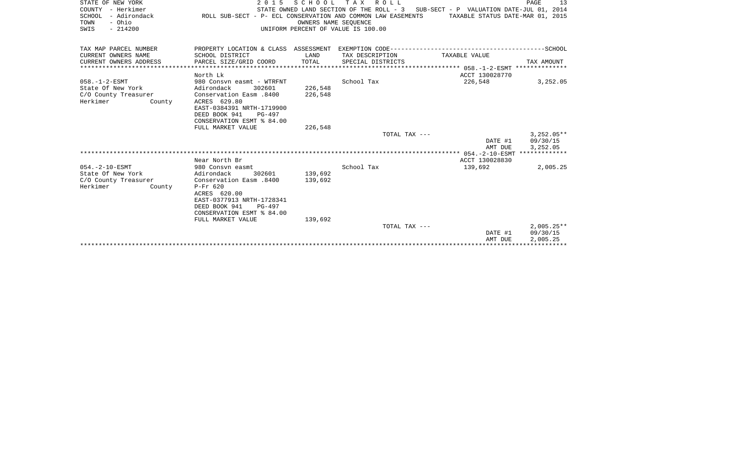STATE OF NEW YORK　　　　2 0 1 5　S C H O O L　T A X　R O L L
COUNTY - Herkimer　　　　STATE OWNED LAND SECTION OF THE ROLL - 3　SUB-SECT - P　VALUATION DATE-JUL 01, 2014
SCHOOL - Adirondack　　　ROLL SUB-SECT - P- ECL CONSERVATION AND COMMON LAW EASEMENTS　TAXABLE STATUS DATE-MAR 01, 2015
TOWN - Ohio　　　　OWNERS NAME SEQUENCE
SWIS - 214200　　　　UNIFORM PERCENT OF VALUE IS 100.00

| TAX MAP PARCEL NUMBER / CURRENT OWNERS NAME / CURRENT OWNERS ADDRESS | PROPERTY LOCATION & CLASS / SCHOOL DISTRICT / PARCEL SIZE/GRID COORD | ASSESSMENT LAND / TOTAL | EXEMPTION CODE / TAX DESCRIPTION / SPECIAL DISTRICTS | TAXABLE VALUE | TAX AMOUNT |
|---|---|---|---|---|---|
| | North Lk | | | ACCT 130028770 | |
| 058.-1-2-ESMT | 980 Consvn easmt - WTRFNT | | School Tax | 226,548 | 3,252.05 |
| State Of New York | Adirondack 302601 | 226,548 | | | |
| C/O County Treasurer | Conservation Easm .8400 | 226,548 | | | |
| Herkimer County | ACRES 629.80 | | | | |
| | EAST-0384391 NRTH-1719900 | | | | |
| | DEED BOOK 941 PG-497 | | | | |
| | CONSERVATION ESMT % 84.00 | | | | |
| | FULL MARKET VALUE | 226,548 | | | |
| | | | TOTAL TAX --- | | 3,252.05** |
| | | | | DATE #1 | 09/30/15 |
| | | | | AMT DUE | 3,252.05 |
| | Near North Br | | | ACCT 130028830 | |
| 054.-2-10-ESMT | 980 Consvn easmt | | School Tax | 139,692 | 2,005.25 |
| State Of New York | Adirondack 302601 | 139,692 | | | |
| C/O County Treasurer | Conservation Easm .8400 | 139,692 | | | |
| Herkimer County | P-Fr 620 | | | | |
| | ACRES 620.00 | | | | |
| | EAST-0377913 NRTH-1728341 | | | | |
| | DEED BOOK 941 PG-497 | | | | |
| | CONSERVATION ESMT % 84.00 | | | | |
| | FULL MARKET VALUE | 139,692 | | | |
| | | | TOTAL TAX --- | | 2,005.25** |
| | | | | DATE #1 | 09/30/15 |
| | | | | AMT DUE | 2,005.25 |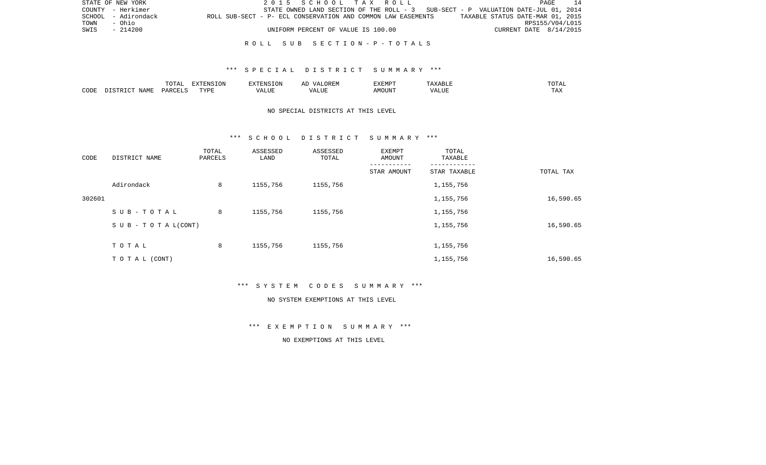STATE OF NEW YORK　　　2 0 1 5　S C H O O L　T A X　R O L L

COUNTY - Herkimer　　　STATE OWNED LAND SECTION OF THE ROLL - 3　SUB-SECT - P　VALUATION DATE-JUL 01, 2014

SCHOOL - Adirondack　　ROLL SUB-SECT - P- ECL CONSERVATION AND COMMON LAW EASEMENTS　TAXABLE STATUS DATE-MAR 01, 2015

TOWN - Ohio　　RPS155/V04/L015

SWIS - 214200　　UNIFORM PERCENT OF VALUE IS 100.00　　CURRENT DATE 8/14/2015

## R O L L　S U B　S E C T I O N - P - T O T A L S

### *** S P E C I A L　D I S T R I C T　S U M M A R Y ***

| CODE | DISTRICT NAME | TOTAL PARCELS | EXTENSION TYPE | EXTENSION VALUE | AD VALOREM VALUE | EXEMPT AMOUNT | TAXABLE VALUE | TOTAL TAX |
|---|---|---|---|---|---|---|---|---|

NO SPECIAL DISTRICTS AT THIS LEVEL

### *** S C H O O L　D I S T R I C T　S U M M A R Y ***

| CODE | DISTRICT NAME | TOTAL PARCELS | ASSESSED LAND | ASSESSED TOTAL | EXEMPT AMOUNT / STAR AMOUNT | TOTAL TAXABLE / STAR TAXABLE | TOTAL TAX |
|---|---|---|---|---|---|---|---|
| | Adirondack | 8 | 1155,756 | 1155,756 | | 1,155,756 | |
| 302601 | | | | | | 1,155,756 | 16,590.65 |
| | S U B - T O T A L | 8 | 1155,756 | 1155,756 | | 1,155,756 | |
| | S U B - T O T A L(CONT) | | | | | 1,155,756 | 16,590.65 |
| | T O T A L | 8 | 1155,756 | 1155,756 | | 1,155,756 | |
| | T O T A L (CONT) | | | | | 1,155,756 | 16,590.65 |

### *** S Y S T E M　C O D E S　S U M M A R Y ***

NO SYSTEM EXEMPTIONS AT THIS LEVEL

### *** E X E M P T I O N　S U M M A R Y ***

NO EXEMPTIONS AT THIS LEVEL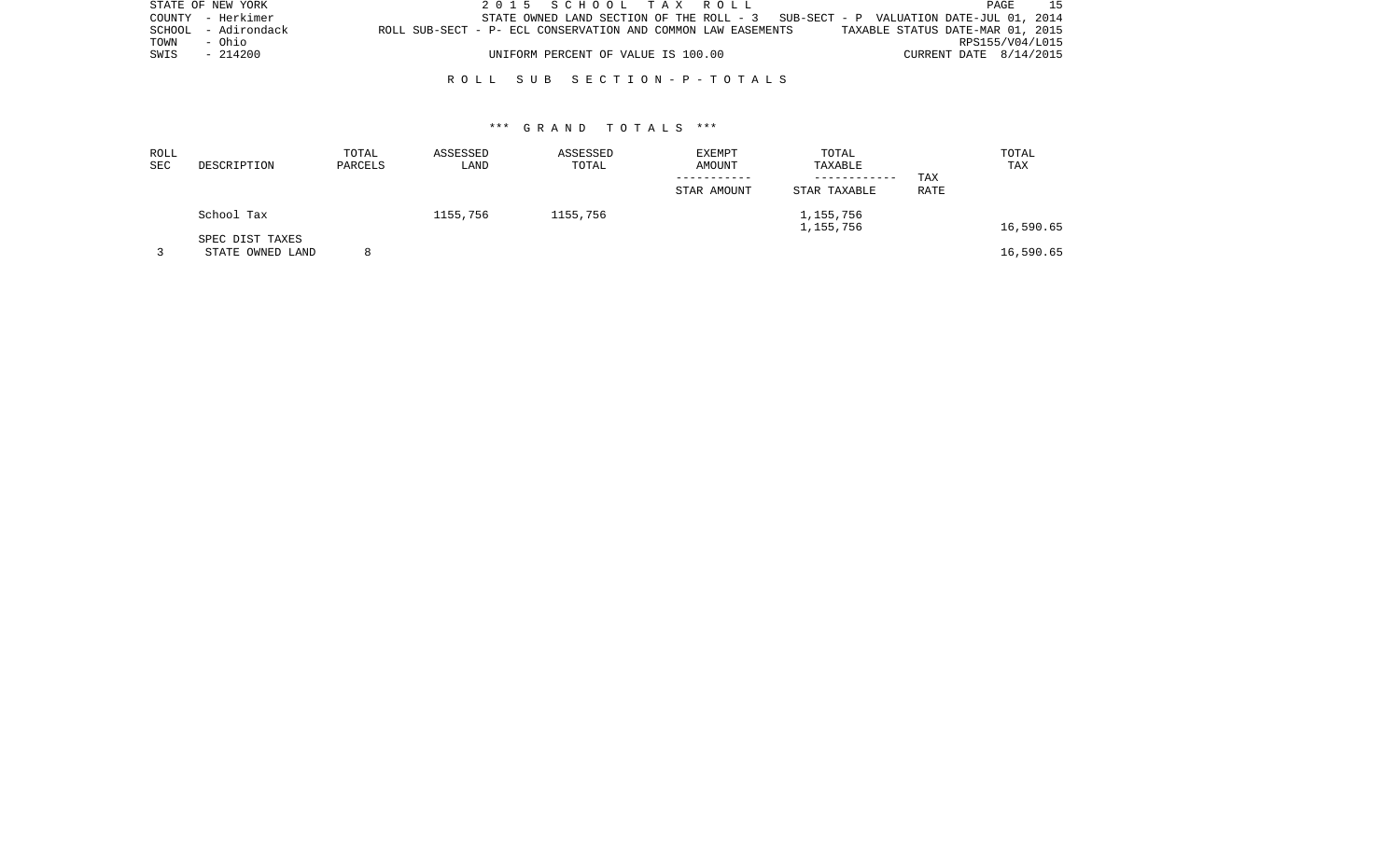STATE OF NEW YORK
COUNTY - Herkimer
SCHOOL - Adirondack
TOWN - Ohio
SWIS - 214200

2 0 1 5 S C H O O L T A X R O L L

STATE OWNED LAND SECTION OF THE ROLL - 3 SUB-SECT - P VALUATION DATE-JUL 01, 2014

ROLL SUB-SECT - P- ECL CONSERVATION AND COMMON LAW EASEMENTS TAXABLE STATUS DATE-MAR 01, 2015

RPS155/V04/L015

UNIFORM PERCENT OF VALUE IS 100.00 CURRENT DATE 8/14/2015

## R O L L S U B S E C T I O N - P - T O T A L S

### *** G R A N D T O T A L S ***

| ROLL SEC | DESCRIPTION | TOTAL PARCELS | ASSESSED LAND | ASSESSED TOTAL | EXEMPT AMOUNT ----------- STAR AMOUNT | TOTAL TAXABLE ------------ STAR TAXABLE | TAX RATE | TOTAL TAX |
|---|---|---|---|---|---|---|---|---|
| | School Tax | | 1155,756 | 1155,756 | | 1,155,756 | | |
| | | | | | | 1,155,756 | | 16,590.65 |
| | SPEC DIST TAXES | | | | | | | |
| 3 | STATE OWNED LAND | 8 | | | | | | 16,590.65 |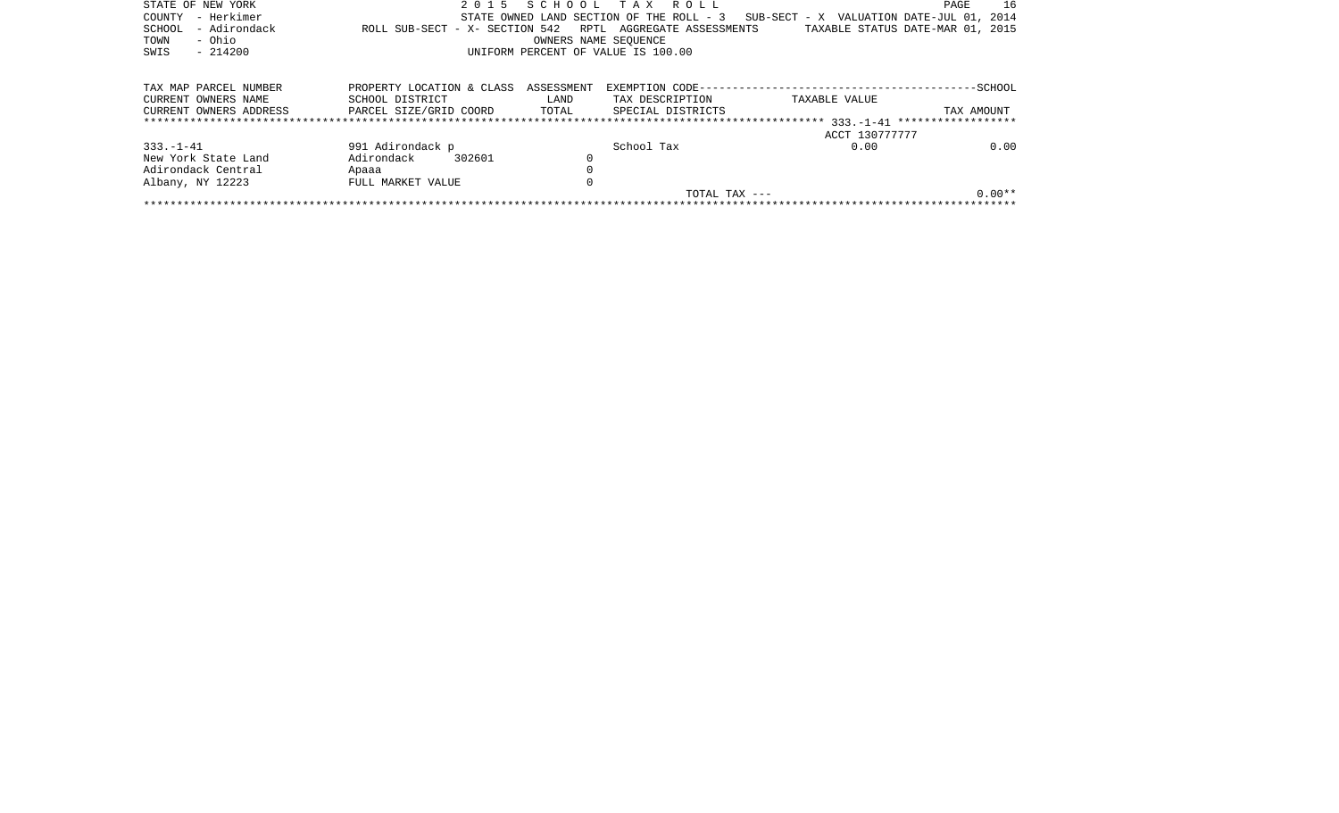STATE OF NEW YORK
COUNTY - Herkimer
SCHOOL - Adirondack
TOWN - Ohio
SWIS - 214200

2 0 1 5 S C H O O L T A X R O L L
STATE OWNED LAND SECTION OF THE ROLL - 3 SUB-SECT - X VALUATION DATE-JUL 01, 2014
ROLL SUB-SECT - X- SECTION 542 RPTL AGGREGATE ASSESSMENTS TAXABLE STATUS DATE-MAR 01, 2015
OWNERS NAME SEQUENCE
UNIFORM PERCENT OF VALUE IS 100.00

| TAX MAP PARCEL NUMBER | PROPERTY LOCATION & CLASS | ASSESSMENT | EXEMPTION CODE | | SCHOOL |
|---|---|---|---|---|---|
| CURRENT OWNERS NAME | SCHOOL DISTRICT | LAND | TAX DESCRIPTION | TAXABLE VALUE | |
| CURRENT OWNERS ADDRESS | PARCEL SIZE/GRID COORD | TOTAL | SPECIAL DISTRICTS | | TAX AMOUNT |
| 333.-1-41 | | | | ACCT 130777777 | |
| 333.-1-41 | 991 Adirondack p | | School Tax | 0.00 | 0.00 |
| New York State Land | Adirondack 302601 | 0 | | | |
| Adirondack Central | Apaaa | 0 | | | |
| Albany, NY 12223 | FULL MARKET VALUE | 0 | | | |
| | | | TOTAL TAX --- | | 0.00** |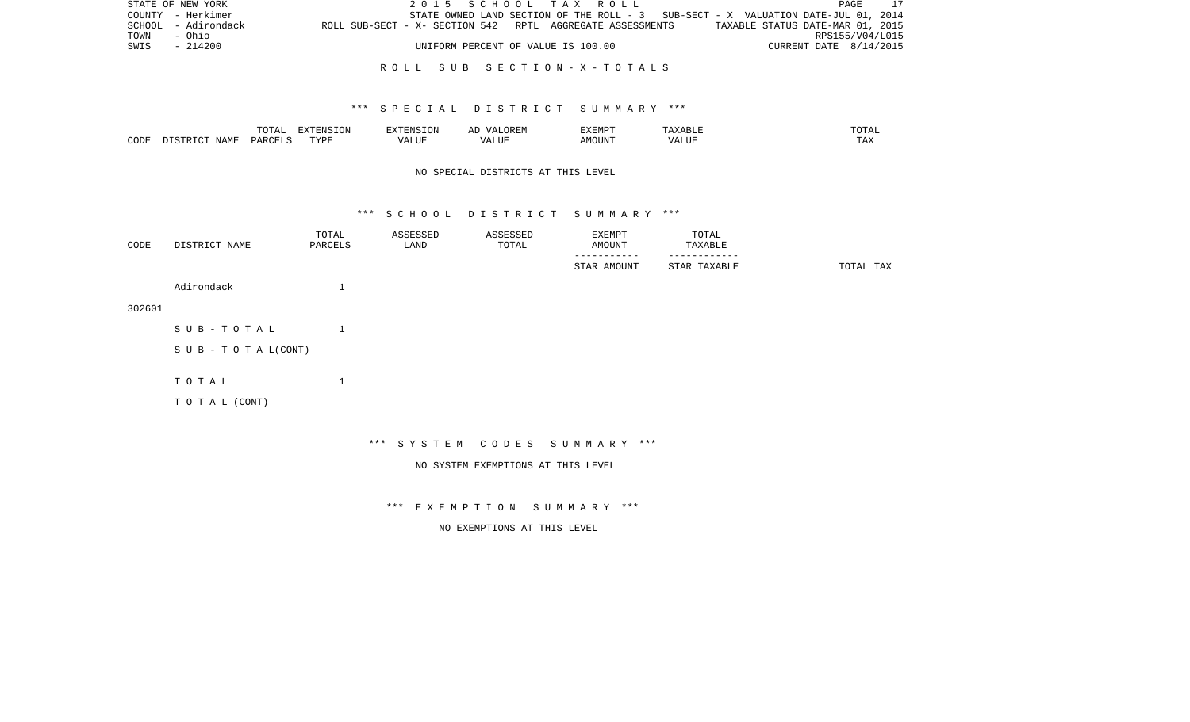STATE OF NEW YORK | 2 0 1 5 S C H O O L T A X R O L L | PAGE 17
COUNTY - Herkimer | STATE OWNED LAND SECTION OF THE ROLL - 3 SUB-SECT - X VALUATION DATE-JUL 01, 2014
SCHOOL - Adirondack | ROLL SUB-SECT - X- SECTION 542 RPTL AGGREGATE ASSESSMENTS | TAXABLE STATUS DATE-MAR 01, 2015
TOWN - Ohio | RPS155/V04/L015
SWIS - 214200 | UNIFORM PERCENT OF VALUE IS 100.00 | CURRENT DATE 8/14/2015

## R O L L S U B S E C T I O N - X - T O T A L S

### *** S P E C I A L D I S T R I C T S U M M A R Y ***

| CODE | DISTRICT NAME | TOTAL PARCELS | EXTENSION TYPE | EXTENSION VALUE | AD VALOREM VALUE | EXEMPT AMOUNT | TAXABLE VALUE | TOTAL TAX |
|---|---|---|---|---|---|---|---|---|

NO SPECIAL DISTRICTS AT THIS LEVEL

### *** S C H O O L D I S T R I C T S U M M A R Y ***

| CODE | DISTRICT NAME | TOTAL PARCELS | ASSESSED LAND | ASSESSED TOTAL | EXEMPT AMOUNT<br>-----------<br>STAR AMOUNT | TOTAL TAXABLE<br>------------<br>STAR TAXABLE | TOTAL TAX |
|---|---|---|---|---|---|---|---|
| 302601 | Adirondack | 1 | | | | | |
| | S U B - T O T A L | 1 | | | | | |
| | S U B - T O T A L(CONT) | | | | | | |
| | T O T A L | 1 | | | | | |
| | T O T A L (CONT) | | | | | | |

### *** S Y S T E M C O D E S S U M M A R Y ***

NO SYSTEM EXEMPTIONS AT THIS LEVEL

### *** E X E M P T I O N S U M M A R Y ***

NO EXEMPTIONS AT THIS LEVEL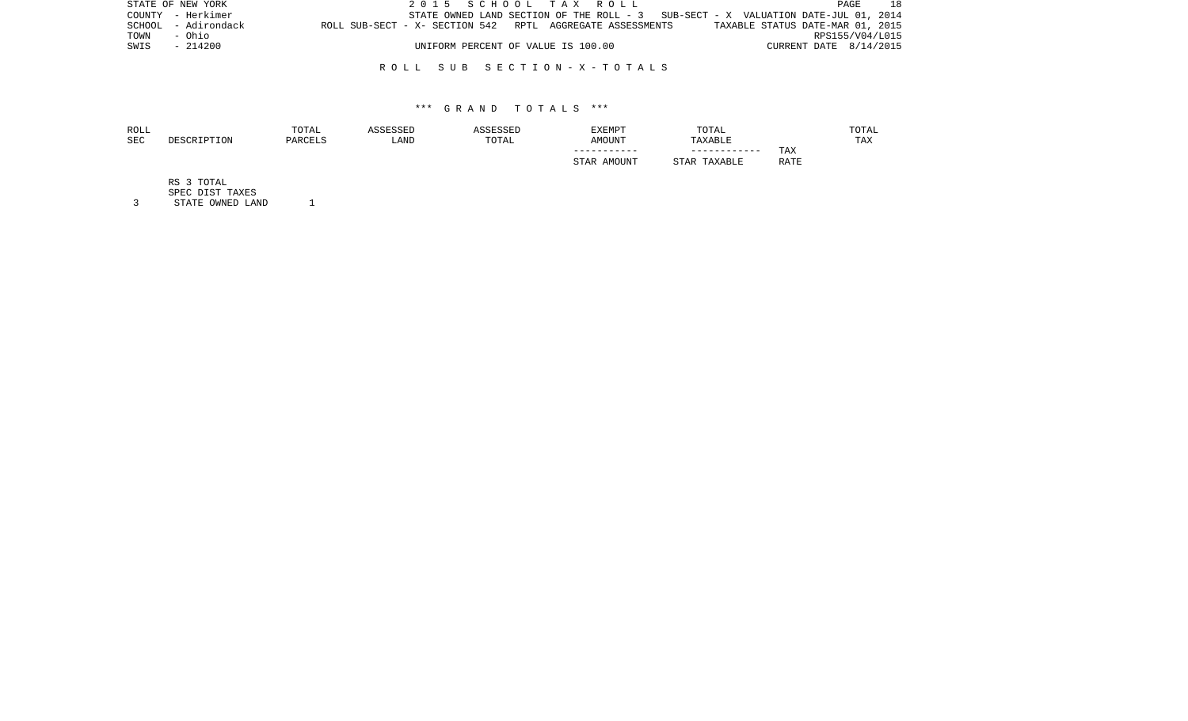STATE OF NEW YORK                    2015 SCHOOL TAX ROLL                    PAGE 18
COUNTY - Herkimer                    STATE OWNED LAND SECTION OF THE ROLL - 3    SUB-SECT - X  VALUATION DATE-JUL 01, 2014
SCHOOL - Adirondack                  ROLL SUB-SECT - X- SECTION 542   RPTL AGGREGATE ASSESSMENTS    TAXABLE STATUS DATE-MAR 01, 2015
TOWN - Ohio                                                                 RPS155/V04/L015
SWIS - 214200                        UNIFORM PERCENT OF VALUE IS 100.00     CURRENT DATE 8/14/2015

## ROLL SUB SECTION - X - TOTALS

### *** GRAND TOTALS ***

| ROLL SEC | DESCRIPTION | TOTAL PARCELS | ASSESSED LAND | ASSESSED TOTAL | EXEMPT AMOUNT / STAR AMOUNT | TOTAL TAXABLE / STAR TAXABLE | TAX RATE | TOTAL TAX |
|---|---|---|---|---|---|---|---|---|
| | RS 3 TOTAL | | | | | | | |
| | SPEC DIST TAXES | | | | | | | |
| 3 | STATE OWNED LAND | 1 | | | | | | |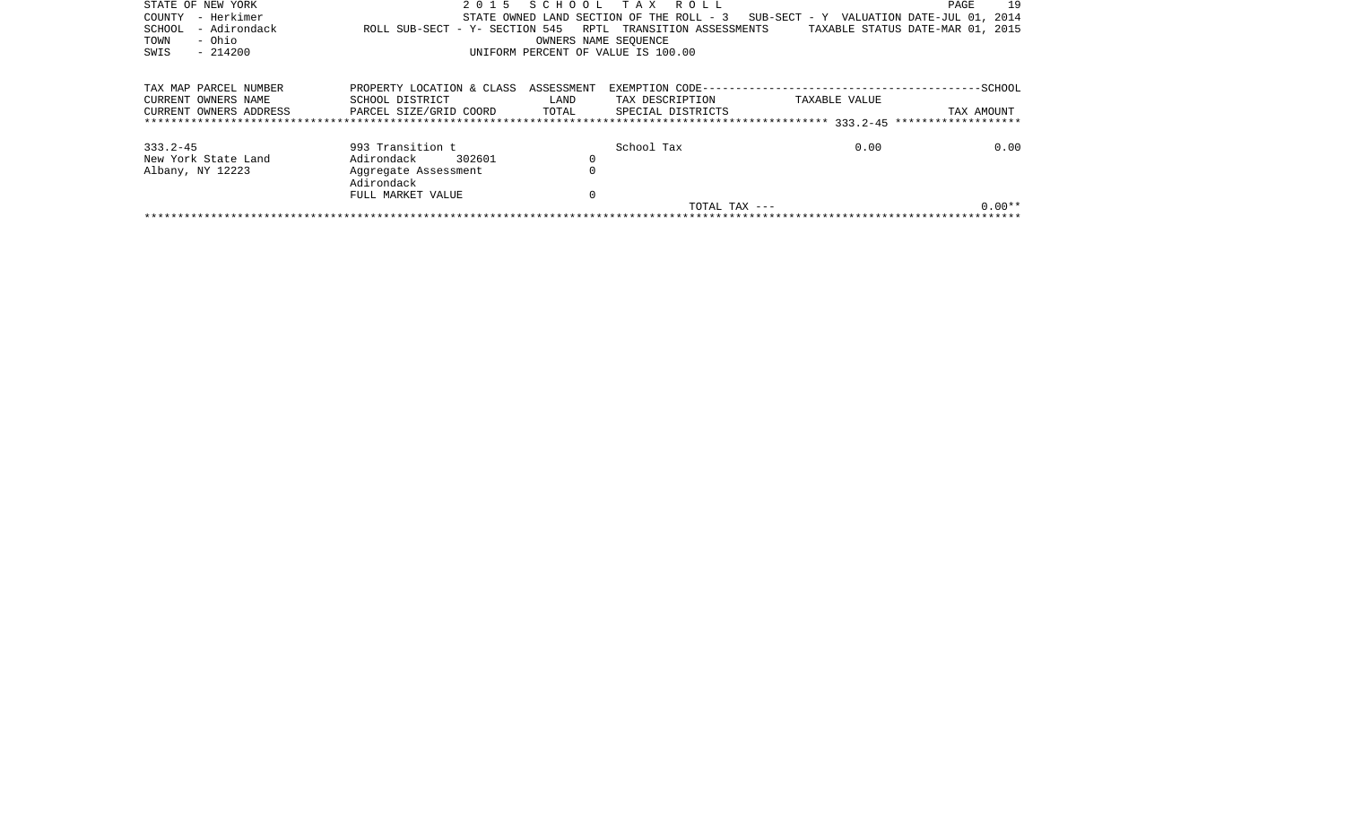STATE OF NEW YORK
COUNTY - Herkimer
SCHOOL - Adirondack
TOWN - Ohio
SWIS - 214200

2 0 1 5 S C H O O L T A X R O L L
STATE OWNED LAND SECTION OF THE ROLL - 3 SUB-SECT - Y VALUATION DATE-JUL 01, 2014
ROLL SUB-SECT - Y- SECTION 545 RPTL TRANSITION ASSESSMENTS TAXABLE STATUS DATE-MAR 01, 2015
OWNERS NAME SEQUENCE
UNIFORM PERCENT OF VALUE IS 100.00

| TAX MAP PARCEL NUMBER<br>CURRENT OWNERS NAME<br>CURRENT OWNERS ADDRESS | PROPERTY LOCATION & CLASS<br>SCHOOL DISTRICT<br>PARCEL SIZE/GRID COORD | ASSESSMENT<br>LAND<br>TOTAL | EXEMPTION CODE----SCHOOL<br>TAX DESCRIPTION<br>SPECIAL DISTRICTS | TAXABLE VALUE | TAX AMOUNT |
|---|---|---|---|---|---|
| 333.2-45 | 993 Transition t | | School Tax | 0.00 | 0.00 |
| New York State Land | Adirondack 302601 | 0 | | | |
| Albany, NY 12223 | Aggregate Assessment | 0 | | | |
| | Adirondack | | | | |
| | FULL MARKET VALUE | 0 | | | |
| | | | TOTAL TAX --- | | 0.00** |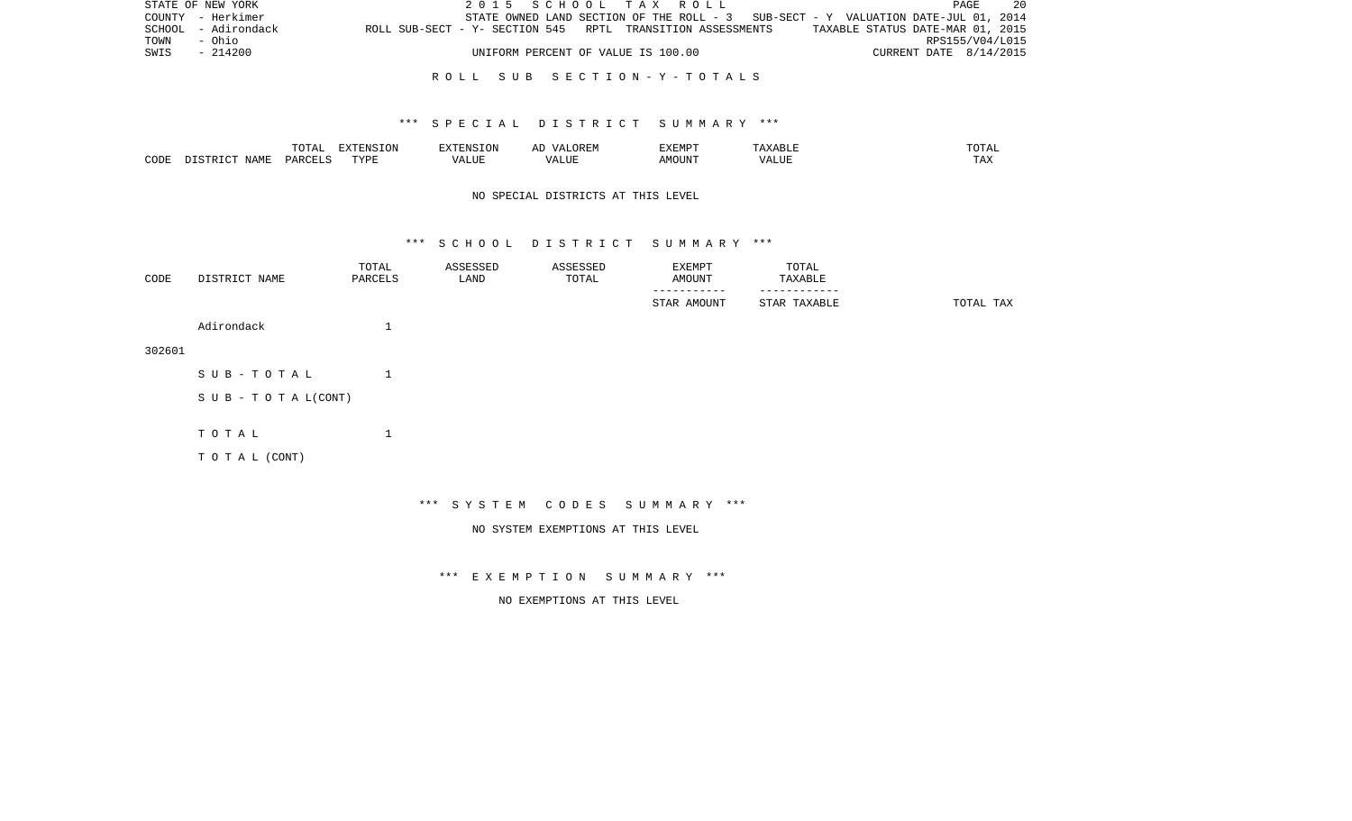STATE OF NEW YORK | 2015 SCHOOL TAX ROLL | PAGE 20
COUNTY - Herkimer | STATE OWNED LAND SECTION OF THE ROLL - 3 SUB-SECT - Y VALUATION DATE-JUL 01, 2014
SCHOOL - Adirondack | ROLL SUB-SECT - Y- SECTION 545 RPTL TRANSITION ASSESSMENTS | TAXABLE STATUS DATE-MAR 01, 2015
TOWN - Ohio | RPS155/V04/L015
SWIS - 214200 | UNIFORM PERCENT OF VALUE IS 100.00 | CURRENT DATE 8/14/2015

## ROLL SUB SECTION - Y - TOTALS

### *** SPECIAL DISTRICT SUMMARY ***

| CODE | DISTRICT NAME | TOTAL PARCELS | EXTENSION TYPE | EXTENSION VALUE | AD VALOREM VALUE | EXEMPT AMOUNT | TAXABLE VALUE | TOTAL TAX |
|---|---|---|---|---|---|---|---|---|

NO SPECIAL DISTRICTS AT THIS LEVEL

### *** SCHOOL DISTRICT SUMMARY ***

| CODE | DISTRICT NAME | TOTAL PARCELS | ASSESSED LAND | ASSESSED TOTAL | EXEMPT AMOUNT / STAR AMOUNT | TOTAL TAXABLE / STAR TAXABLE | TOTAL TAX |
|---|---|---|---|---|---|---|---|
| 302601 | Adirondack | 1 | | | | | |
| | SUB-TOTAL | 1 | | | | | |
| | SUB - TOTAL(CONT) | | | | | | |
| | TOTAL | 1 | | | | | |
| | TOTAL (CONT) | | | | | | |

### *** SYSTEM CODES SUMMARY ***

NO SYSTEM EXEMPTIONS AT THIS LEVEL

### *** EXEMPTION SUMMARY ***

NO EXEMPTIONS AT THIS LEVEL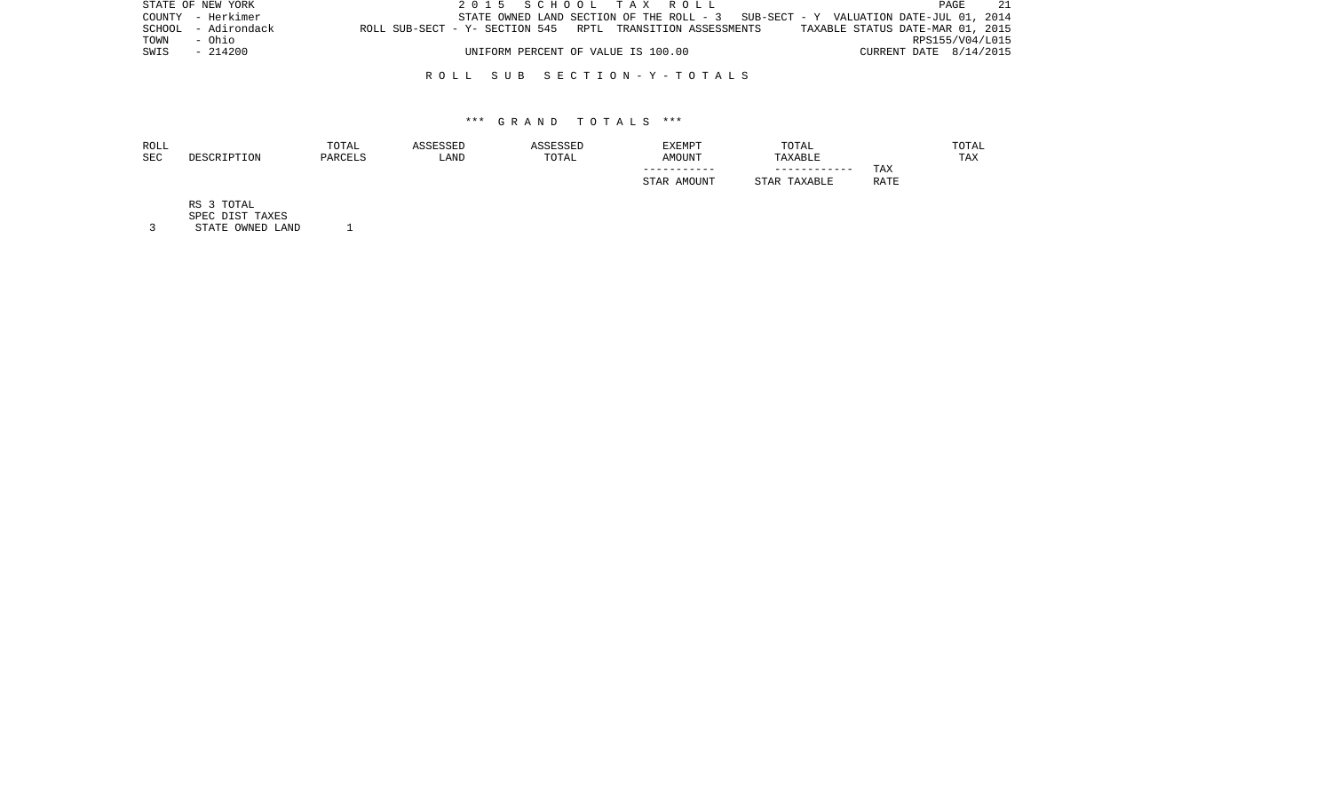STATE OF NEW YORK — 2015 SCHOOL TAX ROLL
COUNTY - Herkimer — STATE OWNED LAND SECTION OF THE ROLL - 3 SUB-SECT - Y VALUATION DATE-JUL 01, 2014
SCHOOL - Adirondack — ROLL SUB-SECT - Y- SECTION 545 RPTL TRANSITION ASSESSMENTS — TAXABLE STATUS DATE-MAR 01, 2015
TOWN - Ohio — RPS155/V04/L015
SWIS - 214200 — UNIFORM PERCENT OF VALUE IS 100.00 — CURRENT DATE 8/14/2015

## ROLL SUB SECTION-Y-TOTALS

### *** GRAND TOTALS ***

| ROLL SEC | DESCRIPTION | TOTAL PARCELS | ASSESSED LAND | ASSESSED TOTAL | EXEMPT AMOUNT / STAR AMOUNT | TOTAL TAXABLE / STAR TAXABLE | TAX RATE | TOTAL TAX |
|---|---|---|---|---|---|---|---|---|
| | RS 3 TOTAL | | | | | | | |
| | SPEC DIST TAXES | | | | | | | |
| 3 | STATE OWNED LAND | 1 | | | | | | |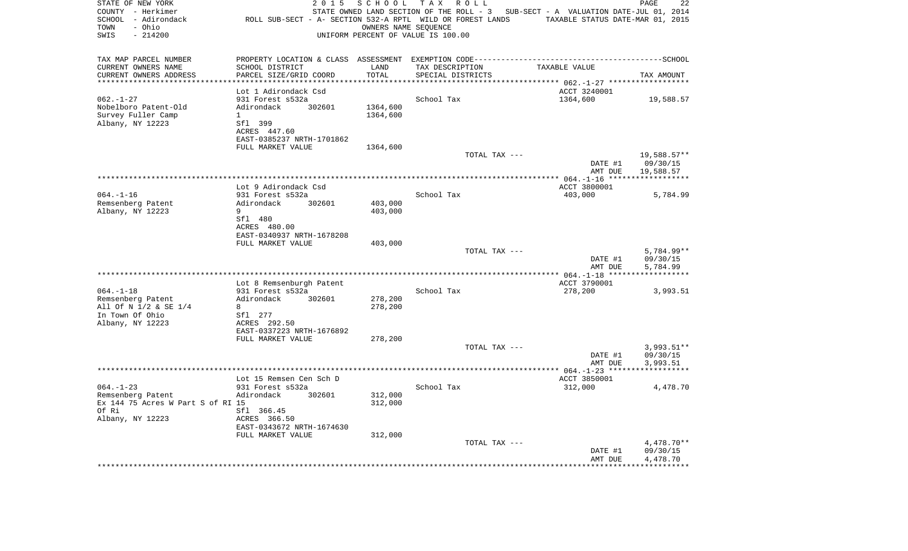STATE OF NEW YORK
COUNTY - Herkimer
SCHOOL - Adirondack
TOWN - Ohio
SWIS - 214200

2015 SCHOOL TAX ROLL
STATE OWNED LAND SECTION OF THE ROLL - 3
ROLL SUB-SECT - A- SECTION 532-A RPTL WILD OR FOREST LANDS
OWNERS NAME SEQUENCE
UNIFORM PERCENT OF VALUE IS 100.00

SUB-SECT - A VALUATION DATE-JUL 01, 2014
TAXABLE STATUS DATE-MAR 01, 2015

| TAX MAP PARCEL NUMBER / CURRENT OWNERS NAME / CURRENT OWNERS ADDRESS | PROPERTY LOCATION & CLASS / SCHOOL DISTRICT / PARCEL SIZE/GRID COORD | ASSESSMENT LAND / TOTAL | EXEMPTION CODE / TAX DESCRIPTION / SPECIAL DISTRICTS | TAXABLE VALUE | SCHOOL TAX AMOUNT |
|---|---|---|---|---|---|
| **062.-1-27** | Lot 1 Adirondack Csd | | | ACCT 3240001 | |
| 062.-1-27 | 931 Forest s532a | | School Tax | 1364,600 | 19,588.57 |
| Nobelboro Patent-Old | Adirondack 302601 | 1364,600 | | | |
| Survey Fuller Camp | 1 | 1364,600 | | | |
| Albany, NY 12223 | Sfl 399 | | | | |
| | ACRES 447.60 | | | | |
| | EAST-0385237 NRTH-1701862 | | | | |
| | FULL MARKET VALUE | 1364,600 | | | |
| | | | TOTAL TAX --- | | 19,588.57** |
| | | | | DATE #1 | 09/30/15 |
| | | | | AMT DUE | 19,588.57 |
| **064.-1-16** | Lot 9 Adirondack Csd | | | ACCT 3800001 | |
| 064.-1-16 | 931 Forest s532a | | School Tax | 403,000 | 5,784.99 |
| Remsenberg Patent | Adirondack 302601 | 403,000 | | | |
| Albany, NY 12223 | 9 | 403,000 | | | |
| | Sfl 480 | | | | |
| | ACRES 480.00 | | | | |
| | EAST-0340937 NRTH-1678208 | | | | |
| | FULL MARKET VALUE | 403,000 | | | |
| | | | TOTAL TAX --- | | 5,784.99** |
| | | | | DATE #1 | 09/30/15 |
| | | | | AMT DUE | 5,784.99 |
| **064.-1-18** | Lot 8 Remsenburgh Patent | | | ACCT 3790001 | |
| 064.-1-18 | 931 Forest s532a | | School Tax | 278,200 | 3,993.51 |
| Remsenberg Patent | Adirondack 302601 | 278,200 | | | |
| All Of N 1/2 & SE 1/4 | 8 | 278,200 | | | |
| In Town Of Ohio | Sfl 277 | | | | |
| Albany, NY 12223 | ACRES 292.50 | | | | |
| | EAST-0337223 NRTH-1676892 | | | | |
| | FULL MARKET VALUE | 278,200 | | | |
| | | | TOTAL TAX --- | | 3,993.51** |
| | | | | DATE #1 | 09/30/15 |
| | | | | AMT DUE | 3,993.51 |
| **064.-1-23** | Lot 15 Remsen Cen Sch D | | | ACCT 3850001 | |
| 064.-1-23 | 931 Forest s532a | | School Tax | 312,000 | 4,478.70 |
| Remsenberg Patent | Adirondack 302601 | 312,000 | | | |
| Ex 144 75 Acres W Part S of RI | 15 | 312,000 | | | |
| Of Ri | Sfl 366.45 | | | | |
| Albany, NY 12223 | ACRES 366.50 | | | | |
| | EAST-0343672 NRTH-1674630 | | | | |
| | FULL MARKET VALUE | 312,000 | | | |
| | | | TOTAL TAX --- | | 4,478.70** |
| | | | | DATE #1 | 09/30/15 |
| | | | | AMT DUE | 4,478.70 |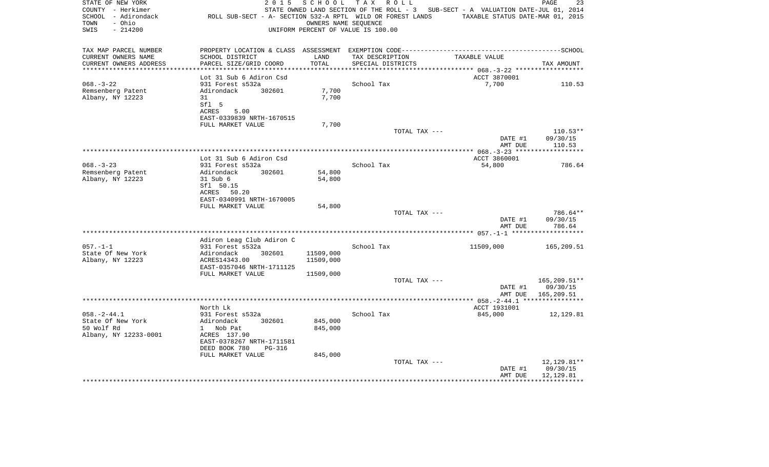STATE OF NEW YORK — 2015 SCHOOL TAX ROLL
COUNTY - Herkimer — STATE OWNED LAND SECTION OF THE ROLL - 3 — SUB-SECT - A VALUATION DATE-JUL 01, 2014
SCHOOL - Adirondack — ROLL SUB-SECT - A- SECTION 532-A RPTL WILD OR FOREST LANDS — TAXABLE STATUS DATE-MAR 01, 2015
TOWN - Ohio — OWNERS NAME SEQUENCE
SWIS - 214200 — UNIFORM PERCENT OF VALUE IS 100.00

| TAX MAP PARCEL NUMBER / CURRENT OWNERS NAME / CURRENT OWNERS ADDRESS | PROPERTY LOCATION & CLASS / SCHOOL DISTRICT / PARCEL SIZE/GRID COORD | ASSESSMENT LAND / TOTAL | EXEMPTION CODE / TAX DESCRIPTION / SPECIAL DISTRICTS | TAXABLE VALUE | TAX AMOUNT |
|---|---|---|---|---|---|
| 068.-3-22 | Lot 31 Sub 6 Adiron Csd | | | ACCT 3870001 | |
| Remsenberg Patent | 931 Forest s532a | | School Tax | 7,700 | 110.53 |
| Albany, NY 12223 | Adirondack 302601 | 7,700 | | | |
| | 31 | 7,700 | | | |
| | Sfl 5 | | | | |
| | ACRES 5.00 | | | | |
| | EAST-0339839 NRTH-1670515 | | | | |
| | FULL MARKET VALUE | 7,700 | | | |
| | | | TOTAL TAX --- | | 110.53** |
| | | | | DATE #1 | 09/30/15 |
| | | | | AMT DUE | 110.53 |
| 068.-3-23 | Lot 31 Sub 6 Adiron Csd | | | ACCT 3860001 | |
| Remsenberg Patent | 931 Forest s532a | | School Tax | 54,800 | 786.64 |
| Albany, NY 12223 | Adirondack 302601 | 54,800 | | | |
| | 31 Sub 6 | 54,800 | | | |
| | Sfl 50.15 | | | | |
| | ACRES 50.20 | | | | |
| | EAST-0340991 NRTH-1670005 | | | | |
| | FULL MARKET VALUE | 54,800 | | | |
| | | | TOTAL TAX --- | | 786.64** |
| | | | | DATE #1 | 09/30/15 |
| | | | | AMT DUE | 786.64 |
| 057.-1-1 | Adiron Leag Club Adiron C | | | | |
| State Of New York | 931 Forest s532a | | School Tax | 11509,000 | 165,209.51 |
| Albany, NY 12223 | Adirondack 302601 | 11509,000 | | | |
| | ACRES14343.00 | 11509,000 | | | |
| | EAST-0357046 NRTH-1711125 | | | | |
| | FULL MARKET VALUE | 11509,000 | | | |
| | | | TOTAL TAX --- | | 165,209.51** |
| | | | | DATE #1 | 09/30/15 |
| | | | | AMT DUE | 165,209.51 |
| 058.-2-44.1 | North Lk | | | ACCT 1931001 | |
| State Of New York | 931 Forest s532a | | School Tax | 845,000 | 12,129.81 |
| 50 Wolf Rd | Adirondack 302601 | 845,000 | | | |
| Albany, NY 12233-0001 | 1 Nob Pat | 845,000 | | | |
| | ACRES 137.90 | | | | |
| | EAST-0378267 NRTH-1711581 | | | | |
| | DEED BOOK 780 PG-316 | | | | |
| | FULL MARKET VALUE | 845,000 | | | |
| | | | TOTAL TAX --- | | 12,129.81** |
| | | | | DATE #1 | 09/30/15 |
| | | | | AMT DUE | 12,129.81 |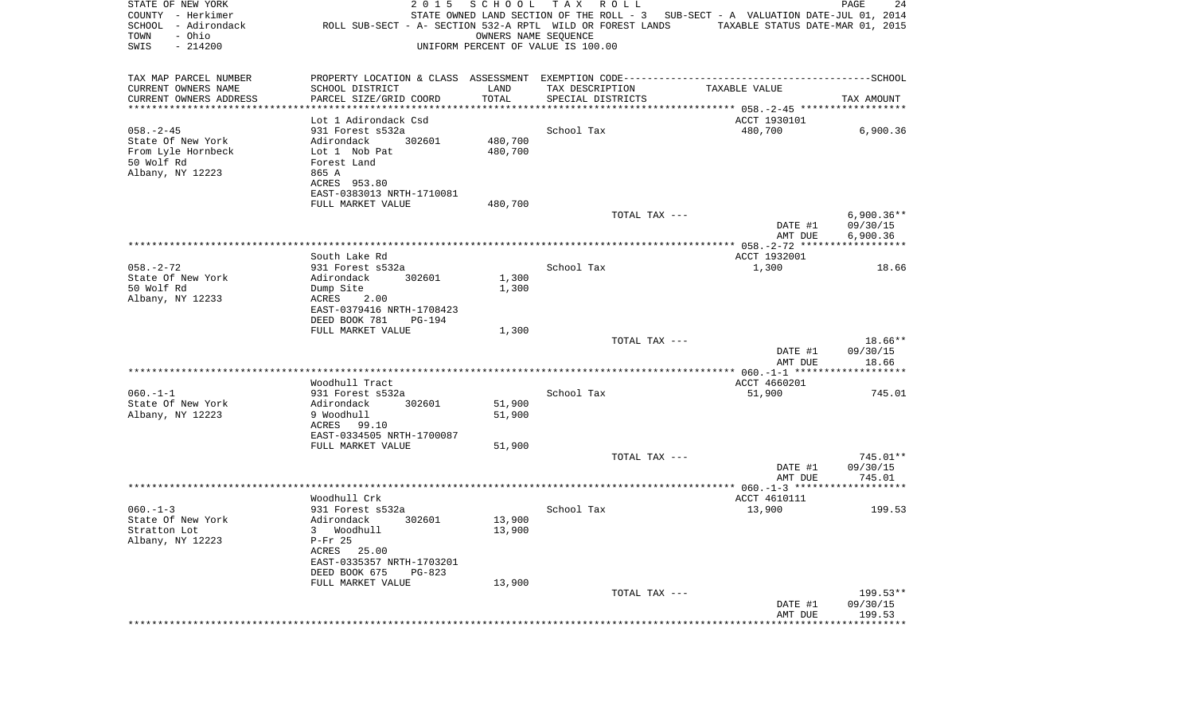STATE OF NEW YORK — 2015 SCHOOL TAX ROLL
COUNTY - Herkimer — STATE OWNED LAND SECTION OF THE ROLL - 3 SUB-SECT - A VALUATION DATE-JUL 01, 2014
SCHOOL - Adirondack — ROLL SUB-SECT - A- SECTION 532-A RPTL WILD OR FOREST LANDS — TAXABLE STATUS DATE-MAR 01, 2015
TOWN - Ohio — OWNERS NAME SEQUENCE
SWIS - 214200 — UNIFORM PERCENT OF VALUE IS 100.00

| TAX MAP PARCEL NUMBER / CURRENT OWNERS NAME / CURRENT OWNERS ADDRESS | PROPERTY LOCATION & CLASS / SCHOOL DISTRICT / PARCEL SIZE/GRID COORD | ASSESSMENT LAND / TOTAL | EXEMPTION CODE / TAX DESCRIPTION / SPECIAL DISTRICTS | TAXABLE VALUE | TAX AMOUNT |
|---|---|---|---|---|---|
| 058.-2-45 | Lot 1 Adirondack Csd | | | ACCT 1930101 | |
| State Of New York | 931 Forest s532a | | School Tax | 480,700 | 6,900.36 |
| From Lyle Hornbeck | Adirondack 302601 | 480,700 | | | |
| 50 Wolf Rd | Lot 1 Nob Pat | 480,700 | | | |
| Albany, NY 12223 | Forest Land | | | | |
| | 865 A | | | | |
| | ACRES 953.80 | | | | |
| | EAST-0383013 NRTH-1710081 | | | | |
| | FULL MARKET VALUE | 480,700 | | | |
| | | | TOTAL TAX --- | | 6,900.36** |
| | | | | DATE #1 | 09/30/15 |
| | | | | AMT DUE | 6,900.36 |
| 058.-2-72 | South Lake Rd | | | ACCT 1932001 | |
| State Of New York | 931 Forest s532a | | School Tax | 1,300 | 18.66 |
| 50 Wolf Rd | Adirondack 302601 | 1,300 | | | |
| Albany, NY 12233 | Dump Site | 1,300 | | | |
| | ACRES 2.00 | | | | |
| | EAST-0379416 NRTH-1708423 | | | | |
| | DEED BOOK 781 PG-194 | | | | |
| | FULL MARKET VALUE | 1,300 | | | |
| | | | TOTAL TAX --- | | 18.66** |
| | | | | DATE #1 | 09/30/15 |
| | | | | AMT DUE | 18.66 |
| 060.-1-1 | Woodhull Tract | | | ACCT 4660201 | |
| State Of New York | 931 Forest s532a | | School Tax | 51,900 | 745.01 |
| Albany, NY 12223 | Adirondack 302601 | 51,900 | | | |
| | 9 Woodhull | 51,900 | | | |
| | ACRES 99.10 | | | | |
| | EAST-0334505 NRTH-1700087 | | | | |
| | FULL MARKET VALUE | 51,900 | | | |
| | | | TOTAL TAX --- | | 745.01** |
| | | | | DATE #1 | 09/30/15 |
| | | | | AMT DUE | 745.01 |
| 060.-1-3 | Woodhull Crk | | | ACCT 4610111 | |
| State Of New York | 931 Forest s532a | | School Tax | 13,900 | 199.53 |
| Stratton Lot | Adirondack 302601 | 13,900 | | | |
| Albany, NY 12223 | 3 Woodhull | 13,900 | | | |
| | P-Fr 25 | | | | |
| | ACRES 25.00 | | | | |
| | EAST-0335357 NRTH-1703201 | | | | |
| | DEED BOOK 675 PG-823 | | | | |
| | FULL MARKET VALUE | 13,900 | | | |
| | | | TOTAL TAX --- | | 199.53** |
| | | | | DATE #1 | 09/30/15 |
| | | | | AMT DUE | 199.53 |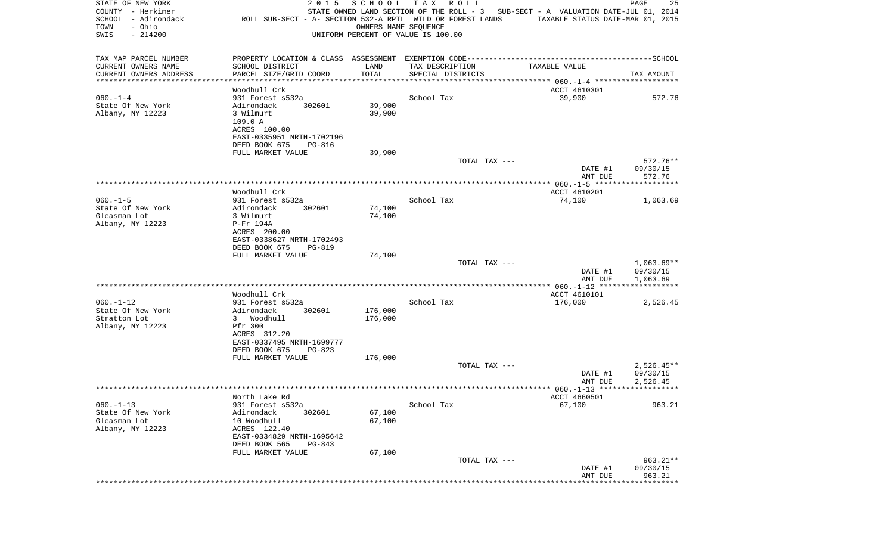STATE OF NEW YORK
COUNTY - Herkimer
SCHOOL - Adirondack
TOWN - Ohio
SWIS - 214200

2 0 1 5 S C H O O L T A X R O L L
STATE OWNED LAND SECTION OF THE ROLL - 3 SUB-SECT - A VALUATION DATE-JUL 01, 2014
ROLL SUB-SECT - A- SECTION 532-A RPTL WILD OR FOREST LANDS TAXABLE STATUS DATE-MAR 01, 2015
OWNERS NAME SEQUENCE
UNIFORM PERCENT OF VALUE IS 100.00

| TAX MAP PARCEL NUMBER / CURRENT OWNERS NAME / CURRENT OWNERS ADDRESS | PROPERTY LOCATION & CLASS / SCHOOL DISTRICT / PARCEL SIZE/GRID COORD | ASSESSMENT LAND / TOTAL | EXEMPTION CODE / TAX DESCRIPTION / SPECIAL DISTRICTS | TAXABLE VALUE | TAX AMOUNT |
|---|---|---|---|---|---|
| 060.-1-4 | Woodhull Crk | | | ACCT 4610301 | |
| State Of New York | 931 Forest s532a | | School Tax | 39,900 | 572.76 |
| Albany, NY 12223 | Adirondack 302601 | 39,900 | | | |
| | 3 Wilmurt | 39,900 | | | |
| | 109.0 A | | | | |
| | ACRES 100.00 | | | | |
| | EAST-0335951 NRTH-1702196 | | | | |
| | DEED BOOK 675 PG-816 | | | | |
| | FULL MARKET VALUE | 39,900 | | | |
| | | | TOTAL TAX --- | | 572.76** |
| | | | | DATE #1 | 09/30/15 |
| | | | | AMT DUE | 572.76 |
| 060.-1-5 | Woodhull Crk | | | ACCT 4610201 | |
| State Of New York | 931 Forest s532a | | School Tax | 74,100 | 1,063.69 |
| Gleasman Lot | Adirondack 302601 | 74,100 | | | |
| Albany, NY 12223 | 3 Wilmurt | 74,100 | | | |
| | P-Fr 194A | | | | |
| | ACRES 200.00 | | | | |
| | EAST-0338627 NRTH-1702493 | | | | |
| | DEED BOOK 675 PG-819 | | | | |
| | FULL MARKET VALUE | 74,100 | | | |
| | | | TOTAL TAX --- | | 1,063.69** |
| | | | | DATE #1 | 09/30/15 |
| | | | | AMT DUE | 1,063.69 |
| 060.-1-12 | Woodhull Crk | | | ACCT 4610101 | |
| State Of New York | 931 Forest s532a | | School Tax | 176,000 | 2,526.45 |
| Stratton Lot | Adirondack 302601 | 176,000 | | | |
| Albany, NY 12223 | 3 Woodhull | 176,000 | | | |
| | Pfr 300 | | | | |
| | ACRES 312.20 | | | | |
| | EAST-0337495 NRTH-1699777 | | | | |
| | DEED BOOK 675 PG-823 | | | | |
| | FULL MARKET VALUE | 176,000 | | | |
| | | | TOTAL TAX --- | | 2,526.45** |
| | | | | DATE #1 | 09/30/15 |
| | | | | AMT DUE | 2,526.45 |
| 060.-1-13 | North Lake Rd | | | ACCT 4660501 | |
| State Of New York | 931 Forest s532a | | School Tax | 67,100 | 963.21 |
| Gleasman Lot | Adirondack 302601 | 67,100 | | | |
| Albany, NY 12223 | 10 Woodhull | 67,100 | | | |
| | ACRES 122.40 | | | | |
| | EAST-0334829 NRTH-1695642 | | | | |
| | DEED BOOK 565 PG-843 | | | | |
| | FULL MARKET VALUE | 67,100 | | | |
| | | | TOTAL TAX --- | | 963.21** |
| | | | | DATE #1 | 09/30/15 |
| | | | | AMT DUE | 963.21 |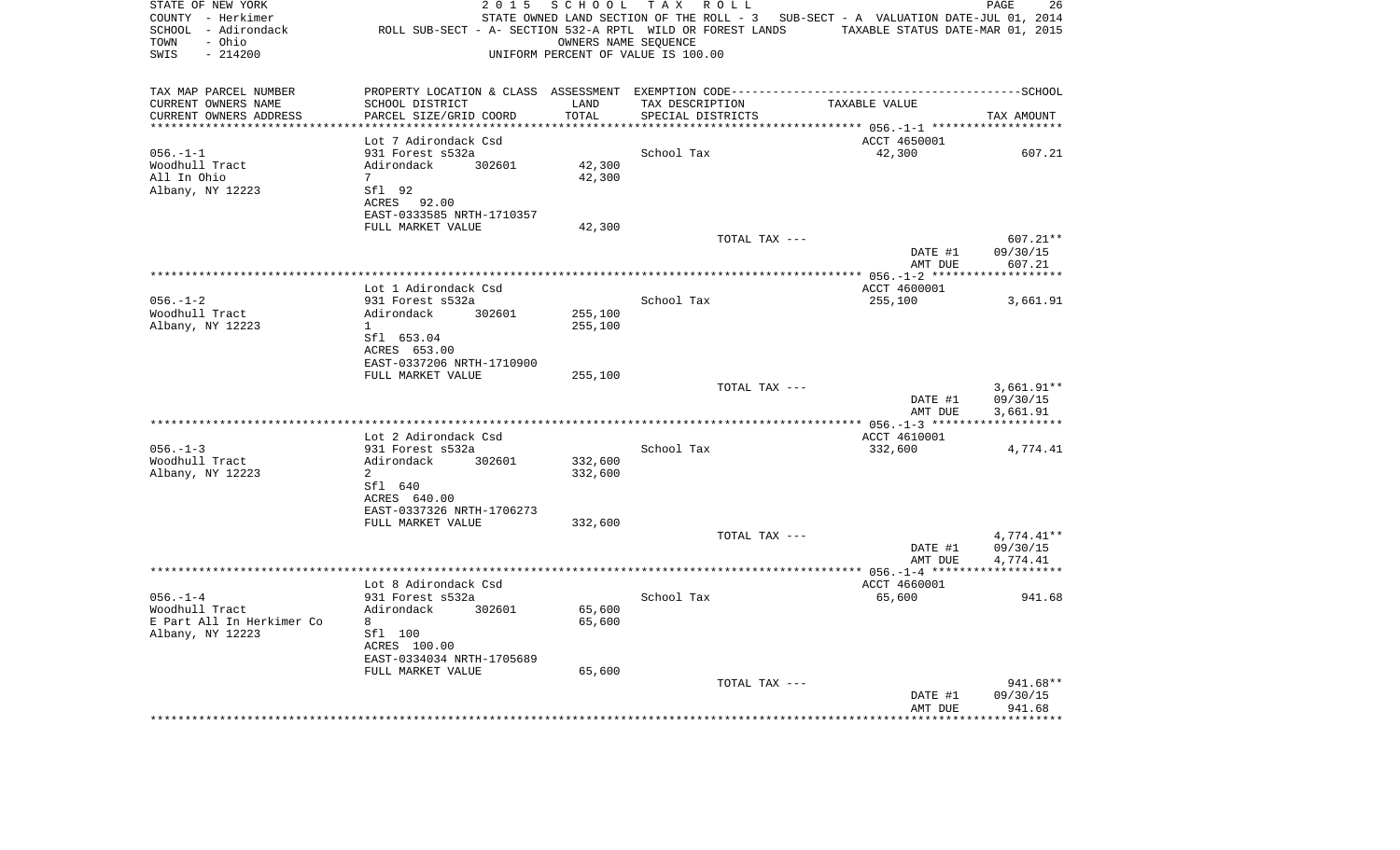STATE OF NEW YORK — 2015 SCHOOL TAX ROLL
COUNTY - Herkimer — STATE OWNED LAND SECTION OF THE ROLL - 3 — SUB-SECT - A VALUATION DATE-JUL 01, 2014
SCHOOL - Adirondack — ROLL SUB-SECT - A- SECTION 532-A RPTL WILD OR FOREST LANDS — TAXABLE STATUS DATE-MAR 01, 2015
TOWN - Ohio — OWNERS NAME SEQUENCE
SWIS - 214200 — UNIFORM PERCENT OF VALUE IS 100.00

| TAX MAP PARCEL NUMBER / CURRENT OWNERS NAME / CURRENT OWNERS ADDRESS | PROPERTY LOCATION & CLASS / SCHOOL DISTRICT / PARCEL SIZE/GRID COORD | ASSESSMENT LAND / TOTAL | EXEMPTION CODE / TAX DESCRIPTION / SPECIAL DISTRICTS | TAXABLE VALUE | SCHOOL TAX AMOUNT |
|---|---|---|---|---|---|
| **056.-1-1** | Lot 7 Adirondack Csd | | | ACCT 4650001 | |
| 056.-1-1 | 931 Forest s532a | | School Tax | 42,300 | 607.21 |
| Woodhull Tract | Adirondack 302601 | 42,300 | | | |
| All In Ohio | 7 | 42,300 | | | |
| Albany, NY 12223 | Sfl 92 | | | | |
| | ACRES 92.00 | | | | |
| | EAST-0333585 NRTH-1710357 | | | | |
| | FULL MARKET VALUE | 42,300 | | | |
| | | | TOTAL TAX --- | | 607.21** |
| | | | | DATE #1 | 09/30/15 |
| | | | | AMT DUE | 607.21 |
| **056.-1-2** | Lot 1 Adirondack Csd | | | ACCT 4600001 | |
| 056.-1-2 | 931 Forest s532a | | School Tax | 255,100 | 3,661.91 |
| Woodhull Tract | Adirondack 302601 | 255,100 | | | |
| Albany, NY 12223 | 1 | 255,100 | | | |
| | Sfl 653.04 | | | | |
| | ACRES 653.00 | | | | |
| | EAST-0337206 NRTH-1710900 | | | | |
| | FULL MARKET VALUE | 255,100 | | | |
| | | | TOTAL TAX --- | | 3,661.91** |
| | | | | DATE #1 | 09/30/15 |
| | | | | AMT DUE | 3,661.91 |
| **056.-1-3** | Lot 2 Adirondack Csd | | | ACCT 4610001 | |
| 056.-1-3 | 931 Forest s532a | | School Tax | 332,600 | 4,774.41 |
| Woodhull Tract | Adirondack 302601 | 332,600 | | | |
| Albany, NY 12223 | 2 | 332,600 | | | |
| | Sfl 640 | | | | |
| | ACRES 640.00 | | | | |
| | EAST-0337326 NRTH-1706273 | | | | |
| | FULL MARKET VALUE | 332,600 | | | |
| | | | TOTAL TAX --- | | 4,774.41** |
| | | | | DATE #1 | 09/30/15 |
| | | | | AMT DUE | 4,774.41 |
| **056.-1-4** | Lot 8 Adirondack Csd | | | ACCT 4660001 | |
| 056.-1-4 | 931 Forest s532a | | School Tax | 65,600 | 941.68 |
| Woodhull Tract | Adirondack 302601 | 65,600 | | | |
| E Part All In Herkimer Co | 8 | 65,600 | | | |
| Albany, NY 12223 | Sfl 100 | | | | |
| | ACRES 100.00 | | | | |
| | EAST-0334034 NRTH-1705689 | | | | |
| | FULL MARKET VALUE | 65,600 | | | |
| | | | TOTAL TAX --- | | 941.68** |
| | | | | DATE #1 | 09/30/15 |
| | | | | AMT DUE | 941.68 |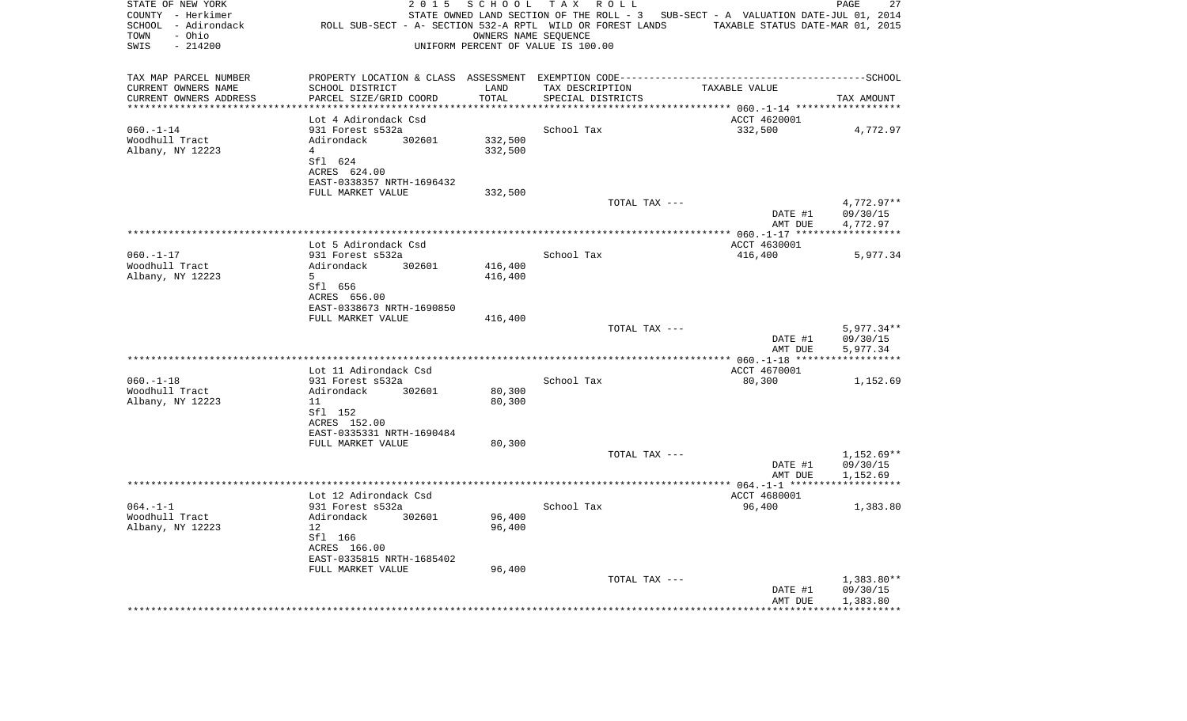STATE OF NEW YORK — 2015 SCHOOL TAX ROLL
COUNTY - Herkimer — STATE OWNED LAND SECTION OF THE ROLL - 3 SUB-SECT - A VALUATION DATE-JUL 01, 2014
SCHOOL - Adirondack — ROLL SUB-SECT - A- SECTION 532-A RPTL WILD OR FOREST LANDS — TAXABLE STATUS DATE-MAR 01, 2015
TOWN - Ohio — OWNERS NAME SEQUENCE
SWIS - 214200 — UNIFORM PERCENT OF VALUE IS 100.00

| TAX MAP PARCEL NUMBER / CURRENT OWNERS NAME / CURRENT OWNERS ADDRESS | PROPERTY LOCATION & CLASS / SCHOOL DISTRICT / PARCEL SIZE/GRID COORD | ASSESSMENT LAND / TOTAL | EXEMPTION CODE / TAX DESCRIPTION / SPECIAL DISTRICTS | TAXABLE VALUE | TAX AMOUNT |
|---|---|---|---|---|---|
| 060.-1-14 | Lot 4 Adirondack Csd | | | ACCT 4620001 | |
| 060.-1-14 | 931 Forest s532a | | School Tax | 332,500 | 4,772.97 |
| Woodhull Tract | Adirondack 302601 | 332,500 | | | |
| Albany, NY 12223 | 4 | 332,500 | | | |
| | Sfl 624 | | | | |
| | ACRES 624.00 | | | | |
| | EAST-0338357 NRTH-1696432 | | | | |
| | FULL MARKET VALUE | 332,500 | | | |
| | | | TOTAL TAX --- | | 4,772.97** |
| | | | | DATE #1 | 09/30/15 |
| | | | | AMT DUE | 4,772.97 |
| 060.-1-17 | Lot 5 Adirondack Csd | | | ACCT 4630001 | |
| 060.-1-17 | 931 Forest s532a | | School Tax | 416,400 | 5,977.34 |
| Woodhull Tract | Adirondack 302601 | 416,400 | | | |
| Albany, NY 12223 | 5 | 416,400 | | | |
| | Sfl 656 | | | | |
| | ACRES 656.00 | | | | |
| | EAST-0338673 NRTH-1690850 | | | | |
| | FULL MARKET VALUE | 416,400 | | | |
| | | | TOTAL TAX --- | | 5,977.34** |
| | | | | DATE #1 | 09/30/15 |
| | | | | AMT DUE | 5,977.34 |
| 060.-1-18 | Lot 11 Adirondack Csd | | | ACCT 4670001 | |
| 060.-1-18 | 931 Forest s532a | | School Tax | 80,300 | 1,152.69 |
| Woodhull Tract | Adirondack 302601 | 80,300 | | | |
| Albany, NY 12223 | 11 | 80,300 | | | |
| | Sfl 152 | | | | |
| | ACRES 152.00 | | | | |
| | EAST-0335331 NRTH-1690484 | | | | |
| | FULL MARKET VALUE | 80,300 | | | |
| | | | TOTAL TAX --- | | 1,152.69** |
| | | | | DATE #1 | 09/30/15 |
| | | | | AMT DUE | 1,152.69 |
| 064.-1-1 | Lot 12 Adirondack Csd | | | ACCT 4680001 | |
| 064.-1-1 | 931 Forest s532a | | School Tax | 96,400 | 1,383.80 |
| Woodhull Tract | Adirondack 302601 | 96,400 | | | |
| Albany, NY 12223 | 12 | 96,400 | | | |
| | Sfl 166 | | | | |
| | ACRES 166.00 | | | | |
| | EAST-0335815 NRTH-1685402 | | | | |
| | FULL MARKET VALUE | 96,400 | | | |
| | | | TOTAL TAX --- | | 1,383.80** |
| | | | | DATE #1 | 09/30/15 |
| | | | | AMT DUE | 1,383.80 |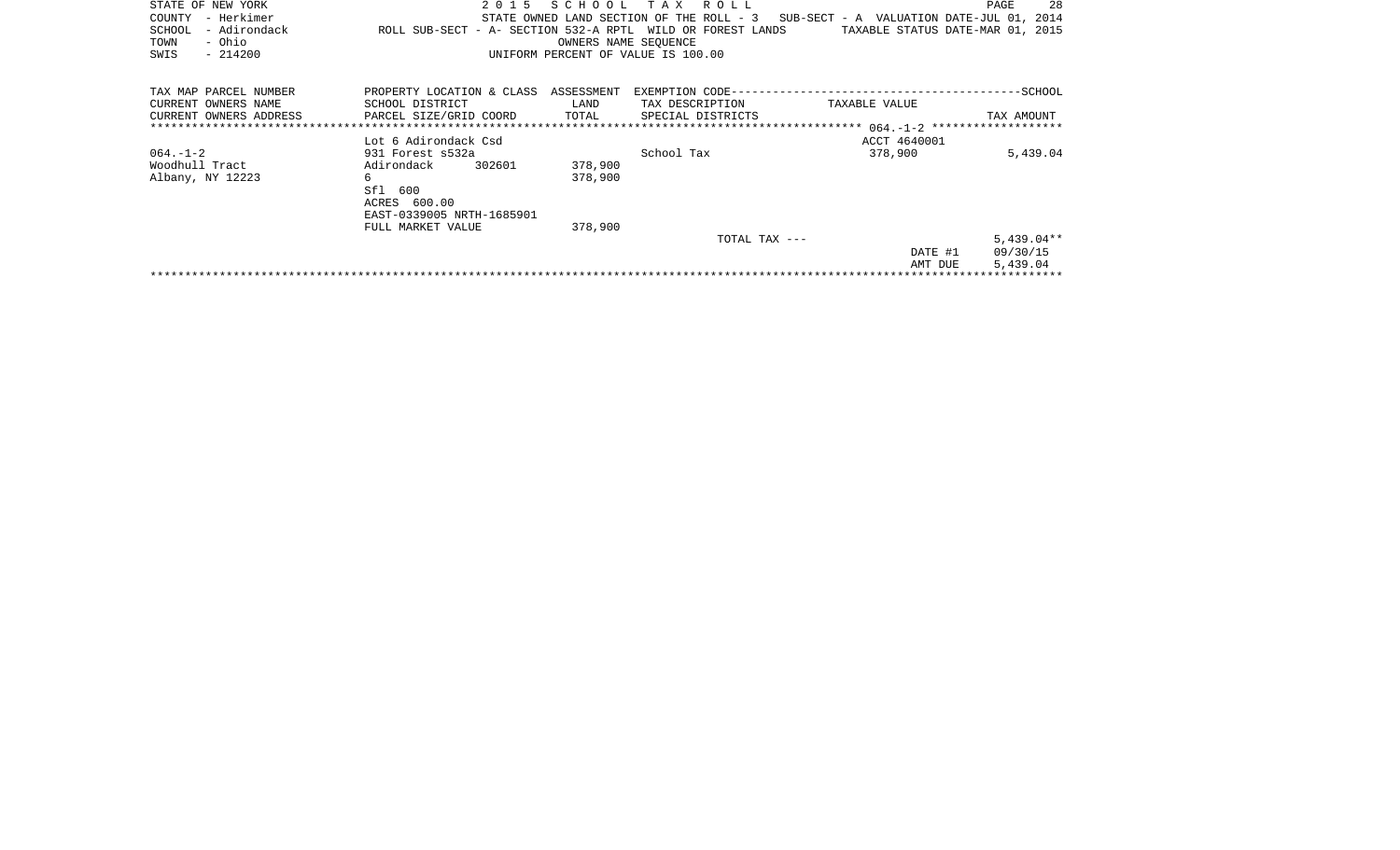STATE OF NEW YORK | 2 0 1 5 S C H O O L T A X R O L L
COUNTY - Herkimer | STATE OWNED LAND SECTION OF THE ROLL - 3 SUB-SECT - A VALUATION DATE-JUL 01, 2014
SCHOOL - Adirondack | ROLL SUB-SECT - A- SECTION 532-A RPTL WILD OR FOREST LANDS TAXABLE STATUS DATE-MAR 01, 2015
TOWN - Ohio | OWNERS NAME SEQUENCE
SWIS - 214200 | UNIFORM PERCENT OF VALUE IS 100.00

| TAX MAP PARCEL NUMBER / CURRENT OWNERS NAME / CURRENT OWNERS ADDRESS | PROPERTY LOCATION & CLASS / SCHOOL DISTRICT / PARCEL SIZE/GRID COORD | ASSESSMENT LAND / TOTAL | EXEMPTION CODE / TAX DESCRIPTION / SPECIAL DISTRICTS | TAXABLE VALUE | SCHOOL TAX AMOUNT |
|---|---|---|---|---|---|
| | Lot 6 Adirondack Csd | | | ACCT 4640001 | |
| 064.-1-2 | 931 Forest s532a | | School Tax | 378,900 | 5,439.04 |
| Woodhull Tract | Adirondack 302601 | 378,900 | | | |
| Albany, NY 12223 | 6 | 378,900 | | | |
| | Sfl 600 | | | | |
| | ACRES 600.00 | | | | |
| | EAST-0339005 NRTH-1685901 | | | | |
| | FULL MARKET VALUE | 378,900 | | | |
| | | | TOTAL TAX --- | | 5,439.04** |
| | | | | DATE #1 | 09/30/15 |
| | | | | AMT DUE | 5,439.04 |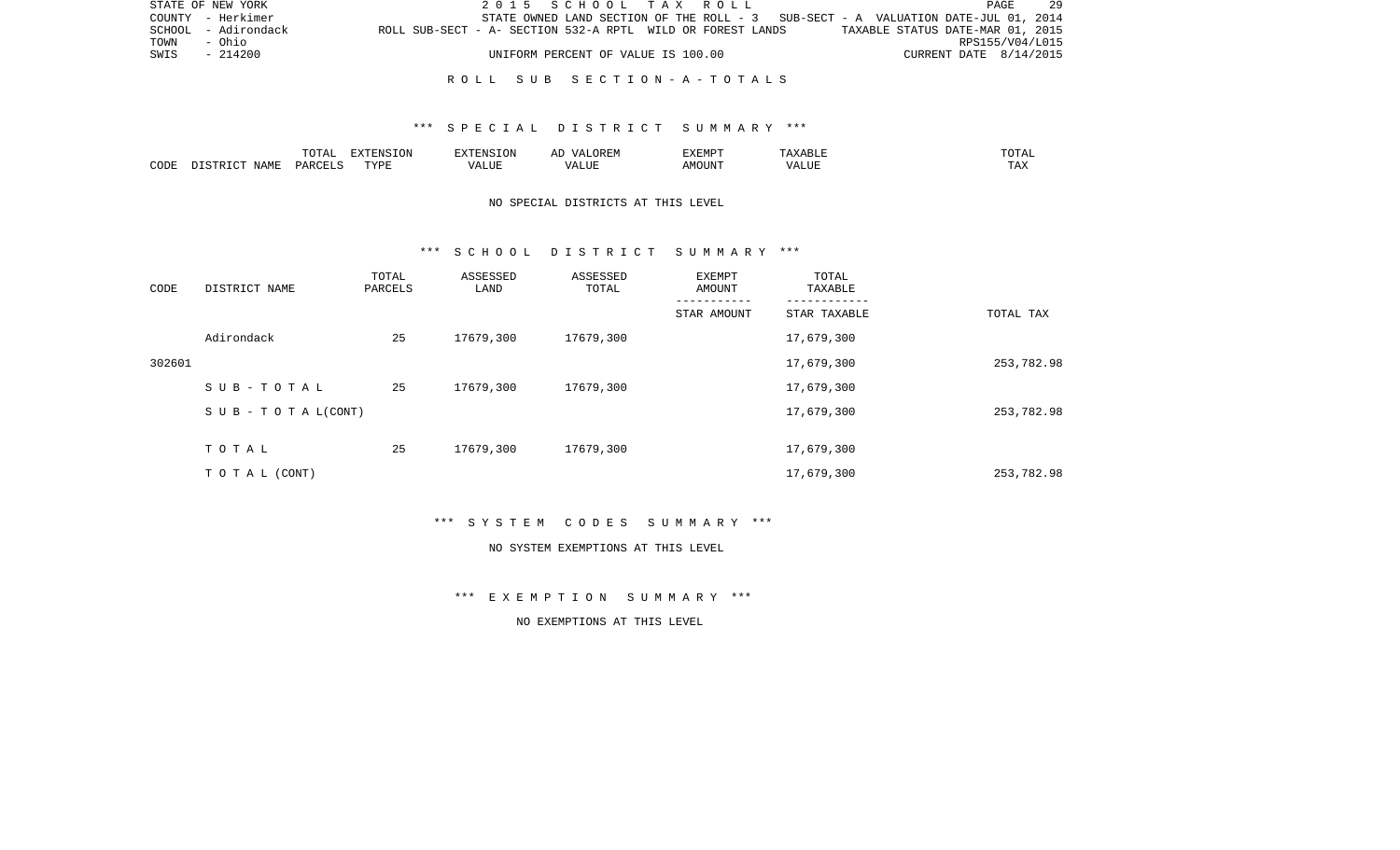STATE OF NEW YORK — 2 0 1 5 S C H O O L T A X R O L L
COUNTY - Herkimer — STATE OWNED LAND SECTION OF THE ROLL - 3 SUB-SECT - A VALUATION DATE-JUL 01, 2014
SCHOOL - Adirondack — ROLL SUB-SECT - A- SECTION 532-A RPTL WILD OR FOREST LANDS — TAXABLE STATUS DATE-MAR 01, 2015
TOWN - Ohio — RPS155/V04/L015
SWIS - 214200 — UNIFORM PERCENT OF VALUE IS 100.00 — CURRENT DATE 8/14/2015

## R O L L S U B S E C T I O N - A - T O T A L S

### *** S P E C I A L D I S T R I C T S U M M A R Y ***

| CODE | DISTRICT NAME | TOTAL PARCELS | EXTENSION TYPE | EXTENSION VALUE | AD VALOREM VALUE | EXEMPT AMOUNT | TAXABLE VALUE | TOTAL TAX |
|---|---|---|---|---|---|---|---|---|

NO SPECIAL DISTRICTS AT THIS LEVEL

### *** S C H O O L D I S T R I C T S U M M A R Y ***

| CODE | DISTRICT NAME | TOTAL PARCELS | ASSESSED LAND | ASSESSED TOTAL | EXEMPT AMOUNT / STAR AMOUNT | TOTAL TAXABLE / STAR TAXABLE | TOTAL TAX |
|---|---|---|---|---|---|---|---|
| | Adirondack | 25 | 17679,300 | 17679,300 | | 17,679,300 | |
| 302601 | | | | | | 17,679,300 | 253,782.98 |
| | S U B - T O T A L | 25 | 17679,300 | 17679,300 | | 17,679,300 | |
| | S U B - T O T A L(CONT) | | | | | 17,679,300 | 253,782.98 |
| | T O T A L | 25 | 17679,300 | 17679,300 | | 17,679,300 | |
| | T O T A L (CONT) | | | | | 17,679,300 | 253,782.98 |

### *** S Y S T E M C O D E S S U M M A R Y ***

NO SYSTEM EXEMPTIONS AT THIS LEVEL

### *** E X E M P T I O N S U M M A R Y ***

NO EXEMPTIONS AT THIS LEVEL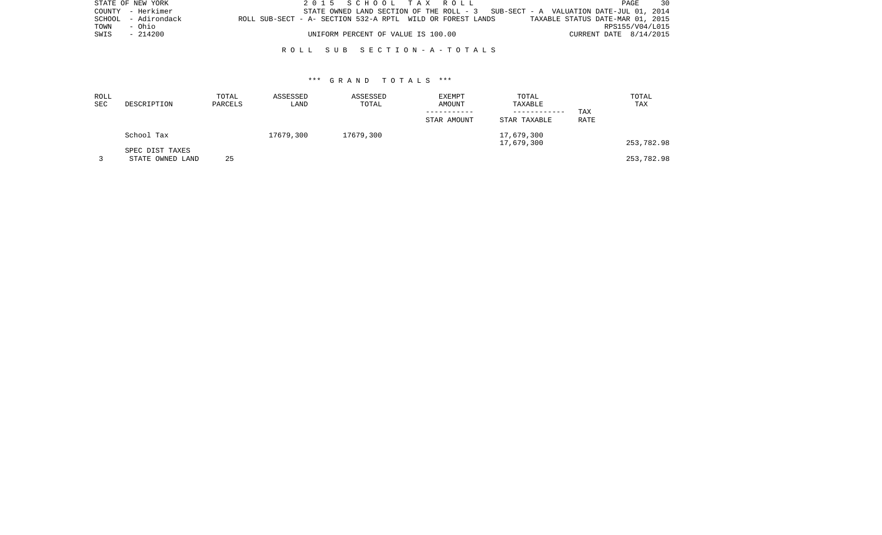STATE OF NEW YORK
COUNTY - Herkimer
SCHOOL - Adirondack
TOWN - Ohio
SWIS - 214200

2015 SCHOOL TAX ROLL
STATE OWNED LAND SECTION OF THE ROLL - 3 SUB-SECT - A VALUATION DATE-JUL 01, 2014
ROLL SUB-SECT - A- SECTION 532-A RPTL WILD OR FOREST LANDS TAXABLE STATUS DATE-MAR 01, 2015
RPS155/V04/L015
UNIFORM PERCENT OF VALUE IS 100.00 CURRENT DATE 8/14/2015

## ROLL SUB SECTION - A - TOTALS

### *** GRAND TOTALS ***

| ROLL SEC | DESCRIPTION | TOTAL PARCELS | ASSESSED LAND | ASSESSED TOTAL | EXEMPT AMOUNT / STAR AMOUNT | TOTAL TAXABLE / STAR TAXABLE | TAX RATE | TOTAL TAX |
|---|---|---|---|---|---|---|---|---|
| | School Tax | | 17679,300 | 17679,300 | | 17,679,300<br>17,679,300 | | 253,782.98 |
| | SPEC DIST TAXES | | | | | | | |
| 3 | STATE OWNED LAND | 25 | | | | | | 253,782.98 |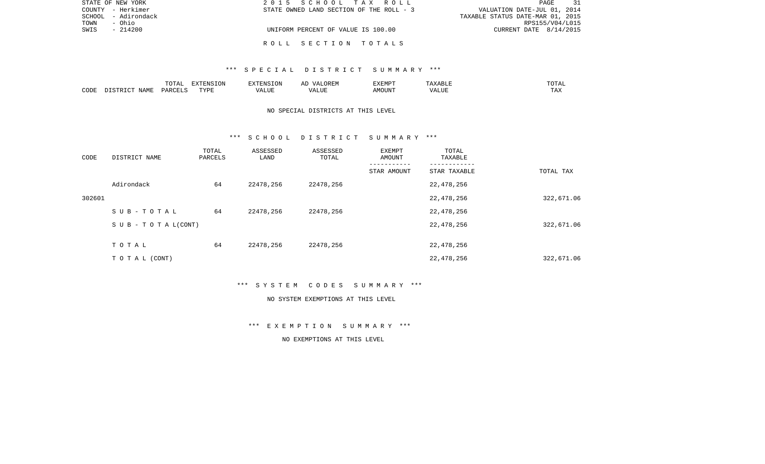STATE OF NEW YORK
COUNTY - Herkimer
SCHOOL - Adirondack
TOWN - Ohio
SWIS - 214200

2 0 1 5 S C H O O L T A X R O L L
STATE OWNED LAND SECTION OF THE ROLL - 3
UNIFORM PERCENT OF VALUE IS 100.00

VALUATION DATE-JUL 01, 2014
TAXABLE STATUS DATE-MAR 01, 2015
RPS155/V04/L015
CURRENT DATE 8/14/2015

R O L L S E C T I O N T O T A L S

*** S P E C I A L D I S T R I C T S U M M A R Y ***

| CODE | DISTRICT NAME | TOTAL PARCELS | EXTENSION TYPE | EXTENSION VALUE | AD VALOREM VALUE | EXEMPT AMOUNT | TAXABLE VALUE | TOTAL TAX |
|---|---|---|---|---|---|---|---|---|

NO SPECIAL DISTRICTS AT THIS LEVEL

*** S C H O O L D I S T R I C T S U M M A R Y ***

| CODE | DISTRICT NAME | TOTAL PARCELS | ASSESSED LAND | ASSESSED TOTAL | EXEMPT AMOUNT<br>-----------<br>STAR AMOUNT | TOTAL TAXABLE<br>------------<br>STAR TAXABLE | TOTAL TAX |
|---|---|---|---|---|---|---|---|
| | Adirondack | 64 | 22478,256 | 22478,256 | | 22,478,256 | |
| 302601 | | | | | | 22,478,256 | 322,671.06 |
| | S U B - T O T A L | 64 | 22478,256 | 22478,256 | | 22,478,256 | |
| | S U B - T O T A L(CONT) | | | | | 22,478,256 | 322,671.06 |
| | T O T A L | 64 | 22478,256 | 22478,256 | | 22,478,256 | |
| | T O T A L (CONT) | | | | | 22,478,256 | 322,671.06 |

*** S Y S T E M C O D E S S U M M A R Y ***

NO SYSTEM EXEMPTIONS AT THIS LEVEL

*** E X E M P T I O N S U M M A R Y ***

NO EXEMPTIONS AT THIS LEVEL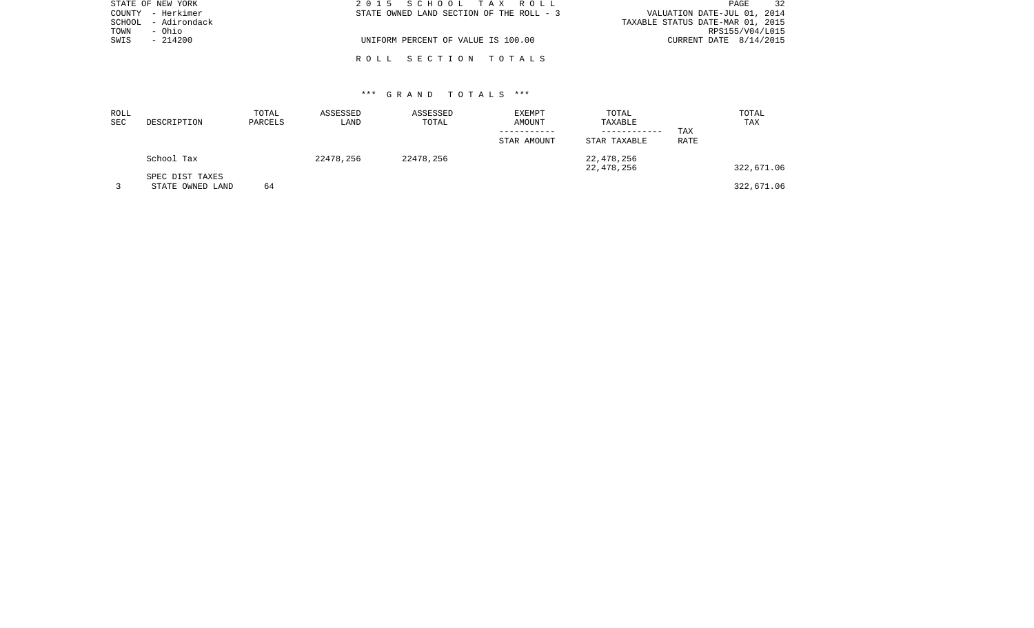STATE OF NEW YORK
COUNTY - Herkimer
SCHOOL - Adirondack
TOWN - Ohio
SWIS - 214200

2 0 1 5 S C H O O L T A X R O L L
STATE OWNED LAND SECTION OF THE ROLL - 3

UNIFORM PERCENT OF VALUE IS 100.00

VALUATION DATE-JUL 01, 2014
TAXABLE STATUS DATE-MAR 01, 2015
RPS155/V04/L015
CURRENT DATE 8/14/2015

R O L L S E C T I O N T O T A L S

*** G R A N D T O T A L S ***

| ROLL SEC | DESCRIPTION | TOTAL PARCELS | ASSESSED LAND | ASSESSED TOTAL | EXEMPT AMOUNT / STAR AMOUNT | TOTAL TAXABLE / STAR TAXABLE | TAX RATE | TOTAL TAX |
|---|---|---|---|---|---|---|---|---|
| | School Tax | | 22478,256 | 22478,256 | | 22,478,256<br>22,478,256 | | 322,671.06 |
| | SPEC DIST TAXES | | | | | | | |
| 3 | STATE OWNED LAND | 64 | | | | | | 322,671.06 |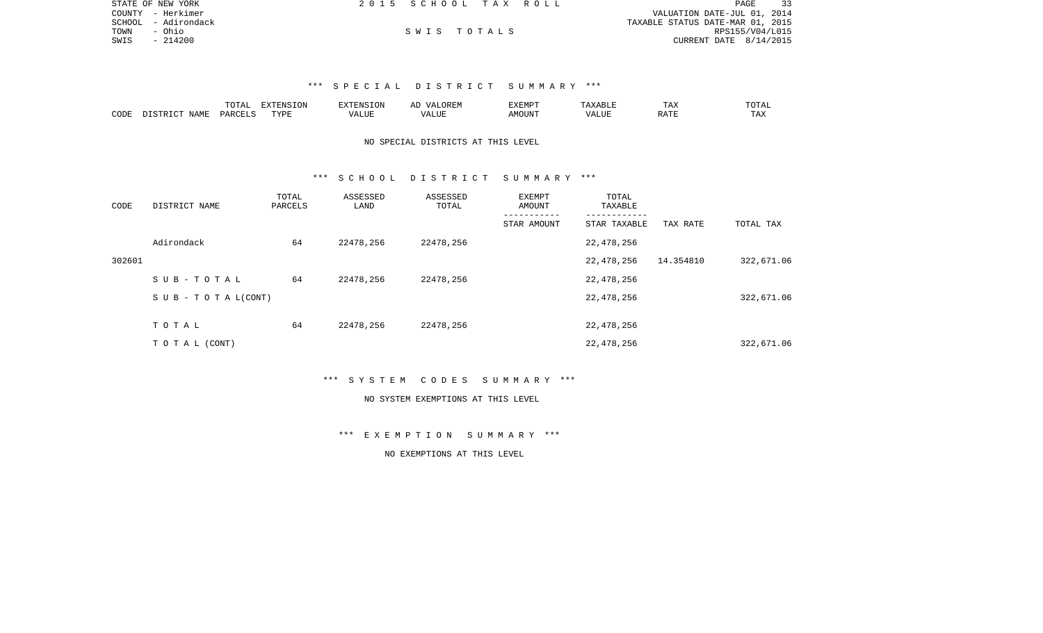STATE OF NEW YORK
COUNTY - Herkimer
SCHOOL - Adirondack
TOWN - Ohio
SWIS - 214200

2 0 1 5 S C H O O L T A X R O L L

S W I S T O T A L S

VALUATION DATE-JUL 01, 2014
TAXABLE STATUS DATE-MAR 01, 2015
RPS155/V04/L015
CURRENT DATE 8/14/2015

### *** S P E C I A L D I S T R I C T S U M M A R Y ***

| CODE | DISTRICT NAME | TOTAL PARCELS | EXTENSION TYPE | EXTENSION VALUE | AD VALOREM VALUE | EXEMPT AMOUNT | TAXABLE VALUE | TAX RATE | TOTAL TAX |
|---|---|---|---|---|---|---|---|---|---|

NO SPECIAL DISTRICTS AT THIS LEVEL

### *** S C H O O L D I S T R I C T S U M M A R Y ***

| CODE | DISTRICT NAME | TOTAL PARCELS | ASSESSED LAND | ASSESSED TOTAL | EXEMPT AMOUNT / STAR AMOUNT | TOTAL TAXABLE / STAR TAXABLE | TAX RATE | TOTAL TAX |
|---|---|---|---|---|---|---|---|---|
| | Adirondack | 64 | 22478,256 | 22478,256 | | 22,478,256 | | |
| 302601 | | | | | | 22,478,256 | 14.354810 | 322,671.06 |
| | S U B - T O T A L | 64 | 22478,256 | 22478,256 | | 22,478,256 | | |
| | S U B - T O T A L(CONT) | | | | | 22,478,256 | | 322,671.06 |
| | T O T A L | 64 | 22478,256 | 22478,256 | | 22,478,256 | | |
| | T O T A L (CONT) | | | | | 22,478,256 | | 322,671.06 |

### *** S Y S T E M C O D E S S U M M A R Y ***

NO SYSTEM EXEMPTIONS AT THIS LEVEL

### *** E X E M P T I O N S U M M A R Y ***

NO EXEMPTIONS AT THIS LEVEL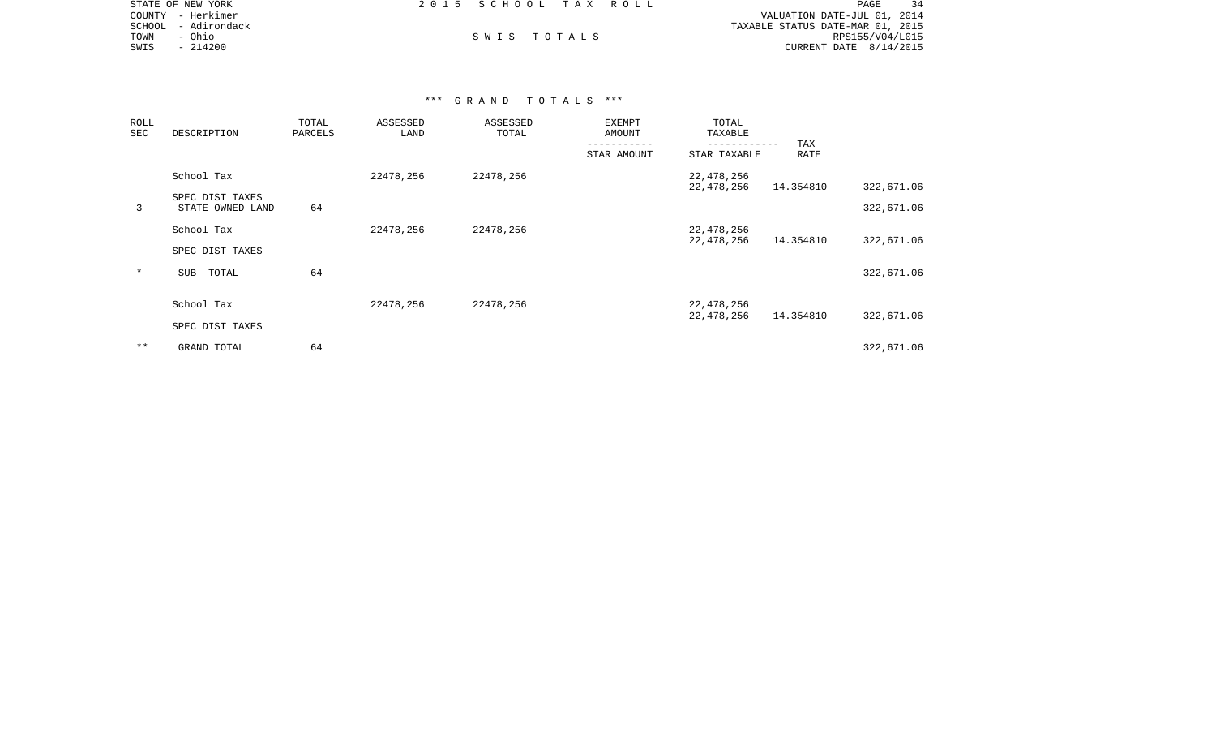STATE OF NEW YORK
COUNTY - Herkimer
SCHOOL - Adirondack
TOWN - Ohio
SWIS - 214200

2 0 1 5 S C H O O L T A X R O L L

S W I S T O T A L S

VALUATION DATE-JUL 01, 2014
TAXABLE STATUS DATE-MAR 01, 2015
RPS155/V04/L015
CURRENT DATE 8/14/2015

*** G R A N D T O T A L S ***

| ROLL SEC | DESCRIPTION | TOTAL PARCELS | ASSESSED LAND | ASSESSED TOTAL | EXEMPT AMOUNT / STAR AMOUNT | TOTAL TAXABLE / STAR TAXABLE | TAX RATE | |
|---|---|---|---|---|---|---|---|---|
| | School Tax | | 22478,256 | 22478,256 | | 22,478,256 | | |
| | | | | | | 22,478,256 | 14.354810 | 322,671.06 |
| | SPEC DIST TAXES | | | | | | | |
| 3 | STATE OWNED LAND | 64 | | | | | | 322,671.06 |
| | School Tax | | 22478,256 | 22478,256 | | 22,478,256 | | |
| | | | | | | 22,478,256 | 14.354810 | 322,671.06 |
| | SPEC DIST TAXES | | | | | | | |
| * | SUB TOTAL | 64 | | | | | | 322,671.06 |
| | School Tax | | 22478,256 | 22478,256 | | 22,478,256 | | |
| | | | | | | 22,478,256 | 14.354810 | 322,671.06 |
| | SPEC DIST TAXES | | | | | | | |
| ** | GRAND TOTAL | 64 | | | | | | 322,671.06 |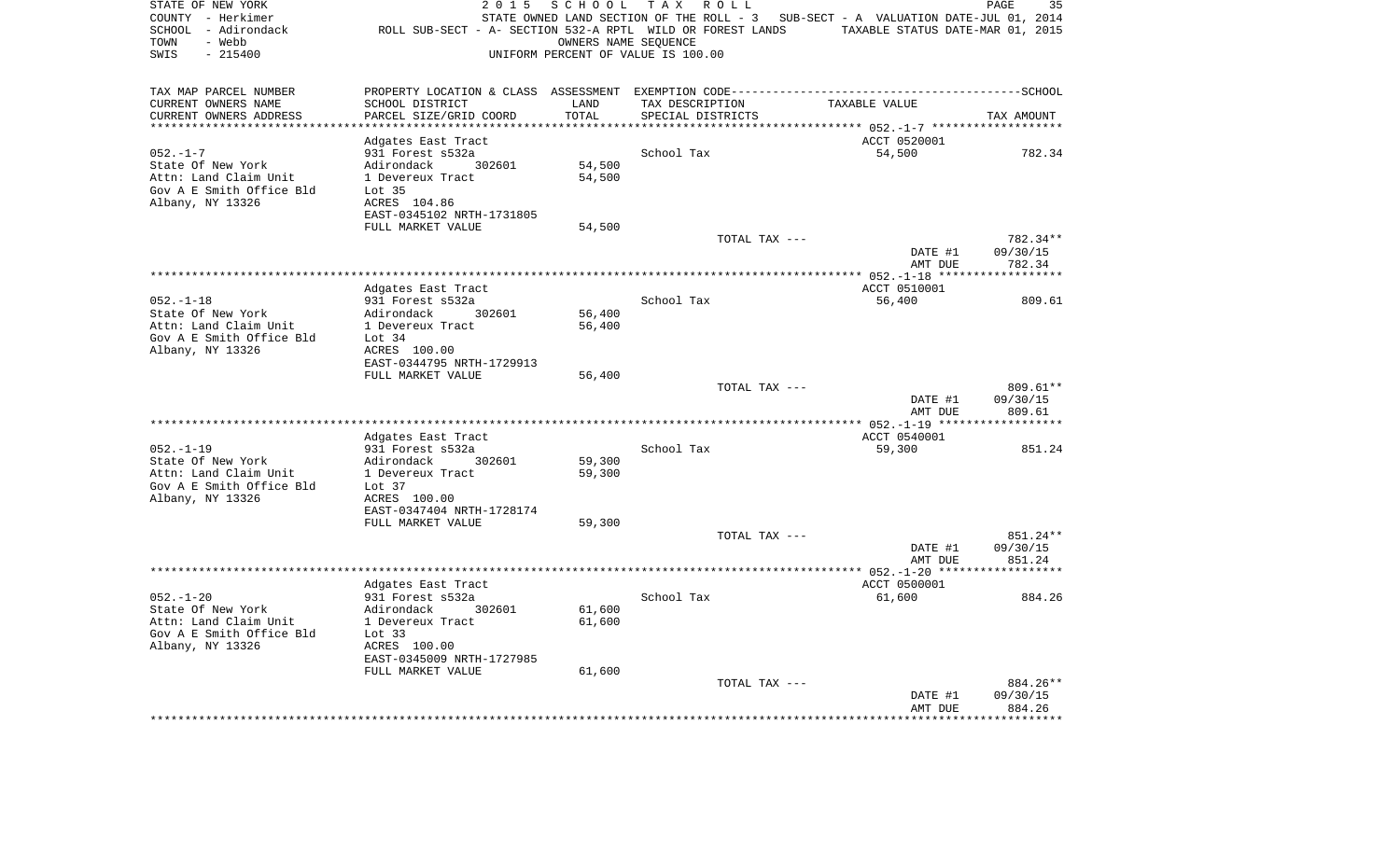STATE OF NEW YORK — 2015 SCHOOL TAX ROLL
COUNTY - Herkimer — STATE OWNED LAND SECTION OF THE ROLL - 3 — SUB-SECT - A VALUATION DATE-JUL 01, 2014
SCHOOL - Adirondack — ROLL SUB-SECT - A- SECTION 532-A RPTL WILD OR FOREST LANDS — TAXABLE STATUS DATE-MAR 01, 2015
TOWN - Webb — OWNERS NAME SEQUENCE
SWIS - 215400 — UNIFORM PERCENT OF VALUE IS 100.00

| TAX MAP PARCEL NUMBER / CURRENT OWNERS NAME / CURRENT OWNERS ADDRESS | PROPERTY LOCATION & CLASS / SCHOOL DISTRICT / PARCEL SIZE/GRID COORD | ASSESSMENT LAND / TOTAL | EXEMPTION CODE / TAX DESCRIPTION / SPECIAL DISTRICTS | TAXABLE VALUE | TAX AMOUNT |
|---|---|---|---|---|---|
| **052.-1-7** | Adgates East Tract | | | ACCT 0520001 | |
| 052.-1-7 | 931 Forest s532a | | School Tax | 54,500 | 782.34 |
| State Of New York | Adirondack 302601 | 54,500 | | | |
| Attn: Land Claim Unit | 1 Devereux Tract | 54,500 | | | |
| Gov A E Smith Office Bld | Lot 35 | | | | |
| Albany, NY 13326 | ACRES 104.86 | | | | |
| | EAST-0345102 NRTH-1731805 | | | | |
| | FULL MARKET VALUE | 54,500 | | | |
| | | | TOTAL TAX --- | | 782.34** |
| | | | | DATE #1 | 09/30/15 |
| | | | | AMT DUE | 782.34 |
| **052.-1-18** | Adgates East Tract | | | ACCT 0510001 | |
| 052.-1-18 | 931 Forest s532a | | School Tax | 56,400 | 809.61 |
| State Of New York | Adirondack 302601 | 56,400 | | | |
| Attn: Land Claim Unit | 1 Devereux Tract | 56,400 | | | |
| Gov A E Smith Office Bld | Lot 34 | | | | |
| Albany, NY 13326 | ACRES 100.00 | | | | |
| | EAST-0344795 NRTH-1729913 | | | | |
| | FULL MARKET VALUE | 56,400 | | | |
| | | | TOTAL TAX --- | | 809.61** |
| | | | | DATE #1 | 09/30/15 |
| | | | | AMT DUE | 809.61 |
| **052.-1-19** | Adgates East Tract | | | ACCT 0540001 | |
| 052.-1-19 | 931 Forest s532a | | School Tax | 59,300 | 851.24 |
| State Of New York | Adirondack 302601 | 59,300 | | | |
| Attn: Land Claim Unit | 1 Devereux Tract | 59,300 | | | |
| Gov A E Smith Office Bld | Lot 37 | | | | |
| Albany, NY 13326 | ACRES 100.00 | | | | |
| | EAST-0347404 NRTH-1728174 | | | | |
| | FULL MARKET VALUE | 59,300 | | | |
| | | | TOTAL TAX --- | | 851.24** |
| | | | | DATE #1 | 09/30/15 |
| | | | | AMT DUE | 851.24 |
| **052.-1-20** | Adgates East Tract | | | ACCT 0500001 | |
| 052.-1-20 | 931 Forest s532a | | School Tax | 61,600 | 884.26 |
| State Of New York | Adirondack 302601 | 61,600 | | | |
| Attn: Land Claim Unit | 1 Devereux Tract | 61,600 | | | |
| Gov A E Smith Office Bld | Lot 33 | | | | |
| Albany, NY 13326 | ACRES 100.00 | | | | |
| | EAST-0345009 NRTH-1727985 | | | | |
| | FULL MARKET VALUE | 61,600 | | | |
| | | | TOTAL TAX --- | | 884.26** |
| | | | | DATE #1 | 09/30/15 |
| | | | | AMT DUE | 884.26 |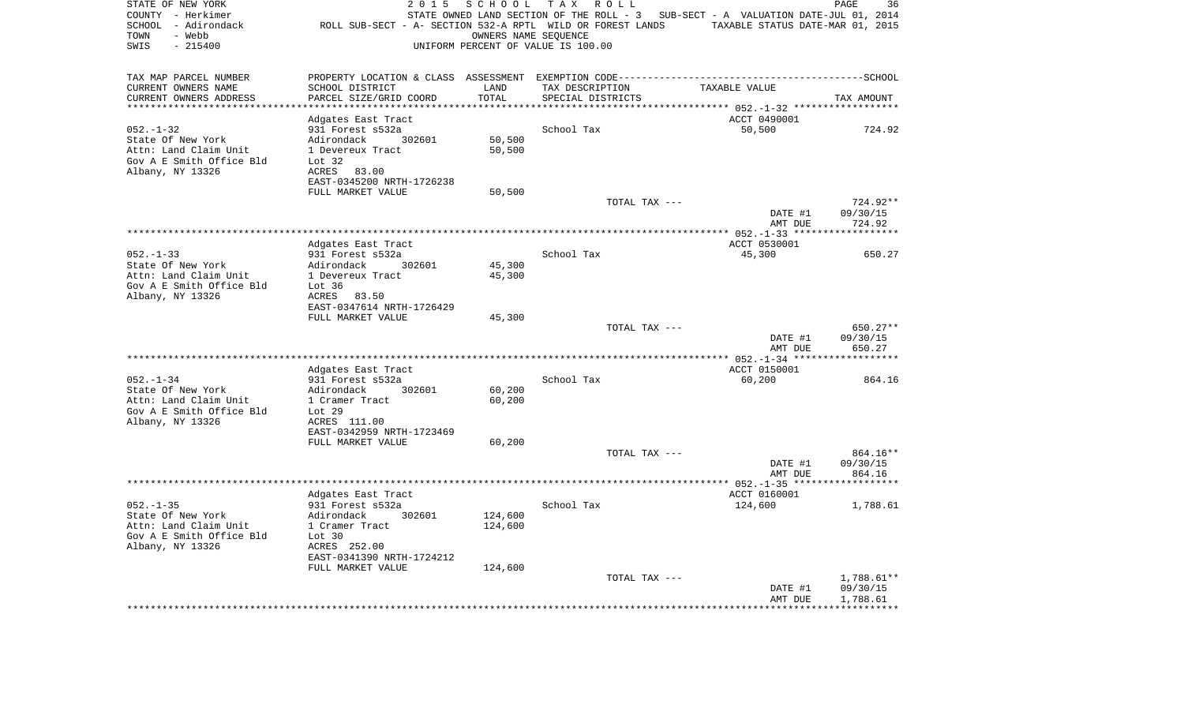STATE OF NEW YORK  
COUNTY - Herkimer  
SCHOOL - Adirondack  
TOWN - Webb  
SWIS - 215400

2 0 1 5 S C H O O L T A X R O L L  
STATE OWNED LAND SECTION OF THE ROLL - 3 SUB-SECT - A VALUATION DATE-JUL 01, 2014  
ROLL SUB-SECT - A- SECTION 532-A RPTL WILD OR FOREST LANDS TAXABLE STATUS DATE-MAR 01, 2015  
OWNERS NAME SEQUENCE  
UNIFORM PERCENT OF VALUE IS 100.00

| TAX MAP PARCEL NUMBER / CURRENT OWNERS NAME / CURRENT OWNERS ADDRESS | PROPERTY LOCATION & CLASS / SCHOOL DISTRICT / PARCEL SIZE/GRID COORD | ASSESSMENT LAND / TOTAL | EXEMPTION CODE / TAX DESCRIPTION / SPECIAL DISTRICTS | TAXABLE VALUE | TAX AMOUNT |
|---|---|---|---|---|---|
| **052.-1-32** | Adgates East Tract | | | ACCT 0490001 | |
| 052.-1-32 | 931 Forest s532a | | School Tax | 50,500 | 724.92 |
| State Of New York | Adirondack 302601 | 50,500 | | | |
| Attn: Land Claim Unit | 1 Devereux Tract | 50,500 | | | |
| Gov A E Smith Office Bld | Lot 32 | | | | |
| Albany, NY 13326 | ACRES 83.00 | | | | |
| | EAST-0345200 NRTH-1726238 | | | | |
| | FULL MARKET VALUE | 50,500 | | | |
| | | | TOTAL TAX --- | | 724.92** |
| | | | | DATE #1 | 09/30/15 |
| | | | | AMT DUE | 724.92 |
| **052.-1-33** | Adgates East Tract | | | ACCT 0530001 | |
| 052.-1-33 | 931 Forest s532a | | School Tax | 45,300 | 650.27 |
| State Of New York | Adirondack 302601 | 45,300 | | | |
| Attn: Land Claim Unit | 1 Devereux Tract | 45,300 | | | |
| Gov A E Smith Office Bld | Lot 36 | | | | |
| Albany, NY 13326 | ACRES 83.50 | | | | |
| | EAST-0347614 NRTH-1726429 | | | | |
| | FULL MARKET VALUE | 45,300 | | | |
| | | | TOTAL TAX --- | | 650.27** |
| | | | | DATE #1 | 09/30/15 |
| | | | | AMT DUE | 650.27 |
| **052.-1-34** | Adgates East Tract | | | ACCT 0150001 | |
| 052.-1-34 | 931 Forest s532a | | School Tax | 60,200 | 864.16 |
| State Of New York | Adirondack 302601 | 60,200 | | | |
| Attn: Land Claim Unit | 1 Cramer Tract | 60,200 | | | |
| Gov A E Smith Office Bld | Lot 29 | | | | |
| Albany, NY 13326 | ACRES 111.00 | | | | |
| | EAST-0342959 NRTH-1723469 | | | | |
| | FULL MARKET VALUE | 60,200 | | | |
| | | | TOTAL TAX --- | | 864.16** |
| | | | | DATE #1 | 09/30/15 |
| | | | | AMT DUE | 864.16 |
| **052.-1-35** | Adgates East Tract | | | ACCT 0160001 | |
| 052.-1-35 | 931 Forest s532a | | School Tax | 124,600 | 1,788.61 |
| State Of New York | Adirondack 302601 | 124,600 | | | |
| Attn: Land Claim Unit | 1 Cramer Tract | 124,600 | | | |
| Gov A E Smith Office Bld | Lot 30 | | | | |
| Albany, NY 13326 | ACRES 252.00 | | | | |
| | EAST-0341390 NRTH-1724212 | | | | |
| | FULL MARKET VALUE | 124,600 | | | |
| | | | TOTAL TAX --- | | 1,788.61** |
| | | | | DATE #1 | 09/30/15 |
| | | | | AMT DUE | 1,788.61 |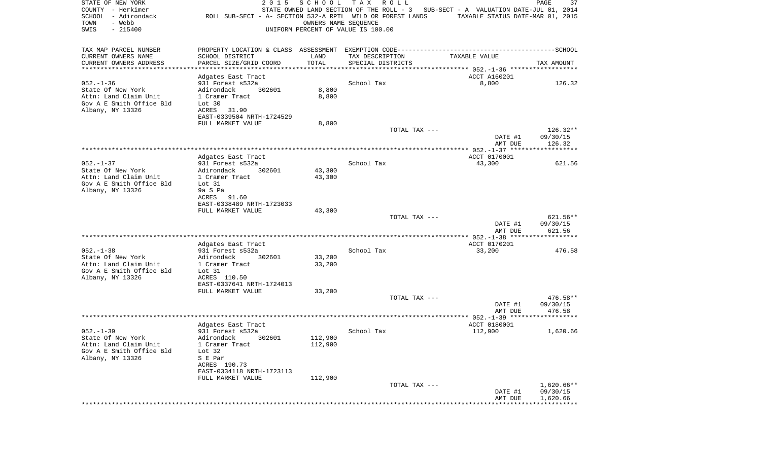STATE OF NEW YORK — 2015 SCHOOL TAX ROLL
COUNTY - Herkimer — STATE OWNED LAND SECTION OF THE ROLL - 3 — SUB-SECT - A VALUATION DATE-JUL 01, 2014
SCHOOL - Adirondack — ROLL SUB-SECT - A- SECTION 532-A RPTL WILD OR FOREST LANDS — TAXABLE STATUS DATE-MAR 01, 2015
TOWN - Webb — OWNERS NAME SEQUENCE
SWIS - 215400 — UNIFORM PERCENT OF VALUE IS 100.00

| TAX MAP PARCEL NUMBER / CURRENT OWNERS NAME / CURRENT OWNERS ADDRESS | PROPERTY LOCATION & CLASS / SCHOOL DISTRICT / PARCEL SIZE/GRID COORD | ASSESSMENT LAND / TOTAL | EXEMPTION CODE / TAX DESCRIPTION / SPECIAL DISTRICTS | TAXABLE VALUE | SCHOOL TAX AMOUNT |
|---|---|---|---|---|---|
| **052.-1-36** | Adgates East Tract | | | ACCT A160201 | |
| 052.-1-36 | 931 Forest s532a | | School Tax | 8,800 | 126.32 |
| State Of New York | Adirondack 302601 | 8,800 | | | |
| Attn: Land Claim Unit | 1 Cramer Tract | 8,800 | | | |
| Gov A E Smith Office Bld | Lot 30 | | | | |
| Albany, NY 13326 | ACRES 31.90 | | | | |
| | EAST-0339504 NRTH-1724529 | | | | |
| | FULL MARKET VALUE | 8,800 | | | |
| | | | TOTAL TAX --- | | 126.32** |
| | | | | DATE #1 | 09/30/15 |
| | | | | AMT DUE | 126.32 |
| **052.-1-37** | Adgates East Tract | | | ACCT 0170001 | |
| 052.-1-37 | 931 Forest s532a | | School Tax | 43,300 | 621.56 |
| State Of New York | Adirondack 302601 | 43,300 | | | |
| Attn: Land Claim Unit | 1 Cramer Tract | 43,300 | | | |
| Gov A E Smith Office Bld | Lot 31 | | | | |
| Albany, NY 13326 | 9a S Pa | | | | |
| | ACRES 91.60 | | | | |
| | EAST-0338489 NRTH-1723033 | | | | |
| | FULL MARKET VALUE | 43,300 | | | |
| | | | TOTAL TAX --- | | 621.56** |
| | | | | DATE #1 | 09/30/15 |
| | | | | AMT DUE | 621.56 |
| **052.-1-38** | Adgates East Tract | | | ACCT 0170201 | |
| 052.-1-38 | 931 Forest s532a | | School Tax | 33,200 | 476.58 |
| State Of New York | Adirondack 302601 | 33,200 | | | |
| Attn: Land Claim Unit | 1 Cramer Tract | 33,200 | | | |
| Gov A E Smith Office Bld | Lot 31 | | | | |
| Albany, NY 13326 | ACRES 110.50 | | | | |
| | EAST-0337641 NRTH-1724013 | | | | |
| | FULL MARKET VALUE | 33,200 | | | |
| | | | TOTAL TAX --- | | 476.58** |
| | | | | DATE #1 | 09/30/15 |
| | | | | AMT DUE | 476.58 |
| **052.-1-39** | Adgates East Tract | | | ACCT 0180001 | |
| 052.-1-39 | 931 Forest s532a | | School Tax | 112,900 | 1,620.66 |
| State Of New York | Adirondack 302601 | 112,900 | | | |
| Attn: Land Claim Unit | 1 Cramer Tract | 112,900 | | | |
| Gov A E Smith Office Bld | Lot 32 | | | | |
| Albany, NY 13326 | S E Par | | | | |
| | ACRES 190.73 | | | | |
| | EAST-0334118 NRTH-1723113 | | | | |
| | FULL MARKET VALUE | 112,900 | | | |
| | | | TOTAL TAX --- | | 1,620.66** |
| | | | | DATE #1 | 09/30/15 |
| | | | | AMT DUE | 1,620.66 |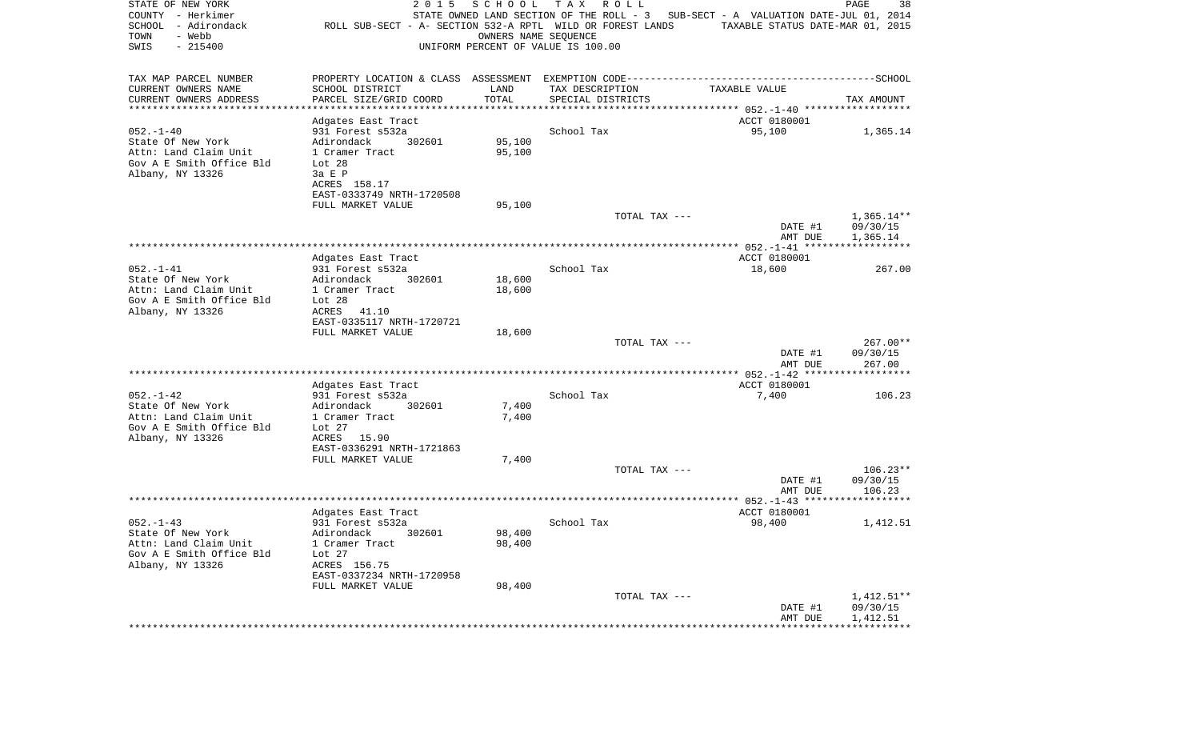STATE OF NEW YORK — 2 0 1 5 S C H O O L T A X R O L L
COUNTY - Herkimer — STATE OWNED LAND SECTION OF THE ROLL - 3 SUB-SECT - A VALUATION DATE-JUL 01, 2014
SCHOOL - Adirondack — ROLL SUB-SECT - A- SECTION 532-A RPTL WILD OR FOREST LANDS — TAXABLE STATUS DATE-MAR 01, 2015
TOWN - Webb — OWNERS NAME SEQUENCE
SWIS - 215400 — UNIFORM PERCENT OF VALUE IS 100.00

| TAX MAP PARCEL NUMBER / CURRENT OWNERS NAME / CURRENT OWNERS ADDRESS | PROPERTY LOCATION & CLASS / SCHOOL DISTRICT / PARCEL SIZE/GRID COORD | ASSESSMENT LAND / TOTAL | EXEMPTION CODE / TAX DESCRIPTION / SPECIAL DISTRICTS | TAXABLE VALUE | SCHOOL TAX AMOUNT |
|---|---|---|---|---|---|
| 052.-1-40 | Adgates East Tract | | | ACCT 0180001 | |
| State Of New York | 931 Forest s532a | | School Tax | 95,100 | 1,365.14 |
| Attn: Land Claim Unit | Adirondack 302601 | 95,100 | | | |
| Gov A E Smith Office Bld | 1 Cramer Tract | 95,100 | | | |
| Albany, NY 13326 | Lot 28 | | | | |
| | 3a E P | | | | |
| | ACRES 158.17 | | | | |
| | EAST-0333749 NRTH-1720508 | | | | |
| | FULL MARKET VALUE | 95,100 | | | |
| | | | TOTAL TAX --- | | 1,365.14** |
| | | | | DATE #1 | 09/30/15 |
| | | | | AMT DUE | 1,365.14 |
| 052.-1-41 | Adgates East Tract | | | ACCT 0180001 | |
| State Of New York | 931 Forest s532a | | School Tax | 18,600 | 267.00 |
| Attn: Land Claim Unit | Adirondack 302601 | 18,600 | | | |
| Gov A E Smith Office Bld | 1 Cramer Tract | 18,600 | | | |
| Albany, NY 13326 | Lot 28 | | | | |
| | ACRES 41.10 | | | | |
| | EAST-0335117 NRTH-1720721 | | | | |
| | FULL MARKET VALUE | 18,600 | | | |
| | | | TOTAL TAX --- | | 267.00** |
| | | | | DATE #1 | 09/30/15 |
| | | | | AMT DUE | 267.00 |
| 052.-1-42 | Adgates East Tract | | | ACCT 0180001 | |
| State Of New York | 931 Forest s532a | | School Tax | 7,400 | 106.23 |
| Attn: Land Claim Unit | Adirondack 302601 | 7,400 | | | |
| Gov A E Smith Office Bld | 1 Cramer Tract | 7,400 | | | |
| Albany, NY 13326 | Lot 27 | | | | |
| | ACRES 15.90 | | | | |
| | EAST-0336291 NRTH-1721863 | | | | |
| | FULL MARKET VALUE | 7,400 | | | |
| | | | TOTAL TAX --- | | 106.23** |
| | | | | DATE #1 | 09/30/15 |
| | | | | AMT DUE | 106.23 |
| 052.-1-43 | Adgates East Tract | | | ACCT 0180001 | |
| State Of New York | 931 Forest s532a | | School Tax | 98,400 | 1,412.51 |
| Attn: Land Claim Unit | Adirondack 302601 | 98,400 | | | |
| Gov A E Smith Office Bld | 1 Cramer Tract | 98,400 | | | |
| Albany, NY 13326 | Lot 27 | | | | |
| | ACRES 156.75 | | | | |
| | EAST-0337234 NRTH-1720958 | | | | |
| | FULL MARKET VALUE | 98,400 | | | |
| | | | TOTAL TAX --- | | 1,412.51** |
| | | | | DATE #1 | 09/30/15 |
| | | | | AMT DUE | 1,412.51 |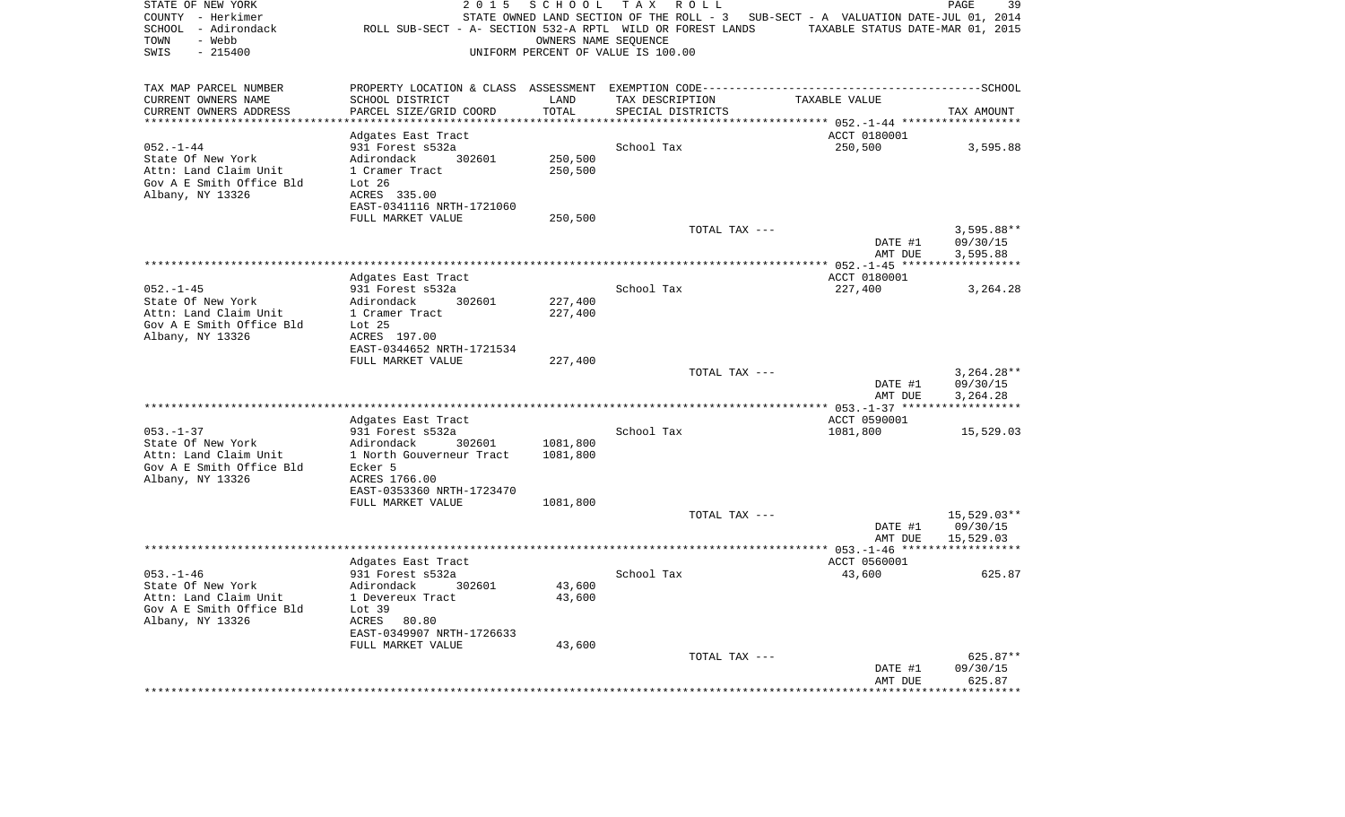STATE OF NEW YORK — 2015 SCHOOL TAX ROLL
COUNTY - Herkimer — STATE OWNED LAND SECTION OF THE ROLL - 3 — SUB-SECT - A VALUATION DATE-JUL 01, 2014
SCHOOL - Adirondack — ROLL SUB-SECT - A- SECTION 532-A RPTL WILD OR FOREST LANDS — TAXABLE STATUS DATE-MAR 01, 2015
TOWN - Webb — OWNERS NAME SEQUENCE
SWIS - 215400 — UNIFORM PERCENT OF VALUE IS 100.00

| TAX MAP PARCEL NUMBER / CURRENT OWNERS NAME / CURRENT OWNERS ADDRESS | PROPERTY LOCATION & CLASS / SCHOOL DISTRICT / PARCEL SIZE/GRID COORD | ASSESSMENT LAND / TOTAL | EXEMPTION CODE / TAX DESCRIPTION / SPECIAL DISTRICTS | TAXABLE VALUE | TAX AMOUNT |
|---|---|---|---|---|---|
| 052.-1-44 | Adgates East Tract | | | ACCT 0180001 | |
| State Of New York | 931 Forest s532a | | School Tax | 250,500 | 3,595.88 |
| Attn: Land Claim Unit | Adirondack 302601 | 250,500 | | | |
| Gov A E Smith Office Bld | 1 Cramer Tract | 250,500 | | | |
| Albany, NY 13326 | Lot 26 | | | | |
| | ACRES 335.00 | | | | |
| | EAST-0341116 NRTH-1721060 | | | | |
| | FULL MARKET VALUE | 250,500 | | | |
| | | | TOTAL TAX --- | | 3,595.88** |
| | | | | DATE #1 | 09/30/15 |
| | | | | AMT DUE | 3,595.88 |
| 052.-1-45 | Adgates East Tract | | | ACCT 0180001 | |
| State Of New York | 931 Forest s532a | | School Tax | 227,400 | 3,264.28 |
| Attn: Land Claim Unit | Adirondack 302601 | 227,400 | | | |
| Gov A E Smith Office Bld | 1 Cramer Tract | 227,400 | | | |
| Albany, NY 13326 | Lot 25 | | | | |
| | ACRES 197.00 | | | | |
| | EAST-0344652 NRTH-1721534 | | | | |
| | FULL MARKET VALUE | 227,400 | | | |
| | | | TOTAL TAX --- | | 3,264.28** |
| | | | | DATE #1 | 09/30/15 |
| | | | | AMT DUE | 3,264.28 |
| 053.-1-37 | Adgates East Tract | | | ACCT 0590001 | |
| State Of New York | 931 Forest s532a | | School Tax | 1081,800 | 15,529.03 |
| Attn: Land Claim Unit | Adirondack 302601 | 1081,800 | | | |
| Gov A E Smith Office Bld | 1 North Gouverneur Tract | 1081,800 | | | |
| Albany, NY 13326 | Ecker 5 | | | | |
| | ACRES 1766.00 | | | | |
| | EAST-0353360 NRTH-1723470 | | | | |
| | FULL MARKET VALUE | 1081,800 | | | |
| | | | TOTAL TAX --- | | 15,529.03** |
| | | | | DATE #1 | 09/30/15 |
| | | | | AMT DUE | 15,529.03 |
| 053.-1-46 | Adgates East Tract | | | ACCT 0560001 | |
| State Of New York | 931 Forest s532a | | School Tax | 43,600 | 625.87 |
| Attn: Land Claim Unit | Adirondack 302601 | 43,600 | | | |
| Gov A E Smith Office Bld | 1 Devereux Tract | 43,600 | | | |
| Albany, NY 13326 | Lot 39 | | | | |
| | ACRES 80.80 | | | | |
| | EAST-0349907 NRTH-1726633 | | | | |
| | FULL MARKET VALUE | 43,600 | | | |
| | | | TOTAL TAX --- | | 625.87** |
| | | | | DATE #1 | 09/30/15 |
| | | | | AMT DUE | 625.87 |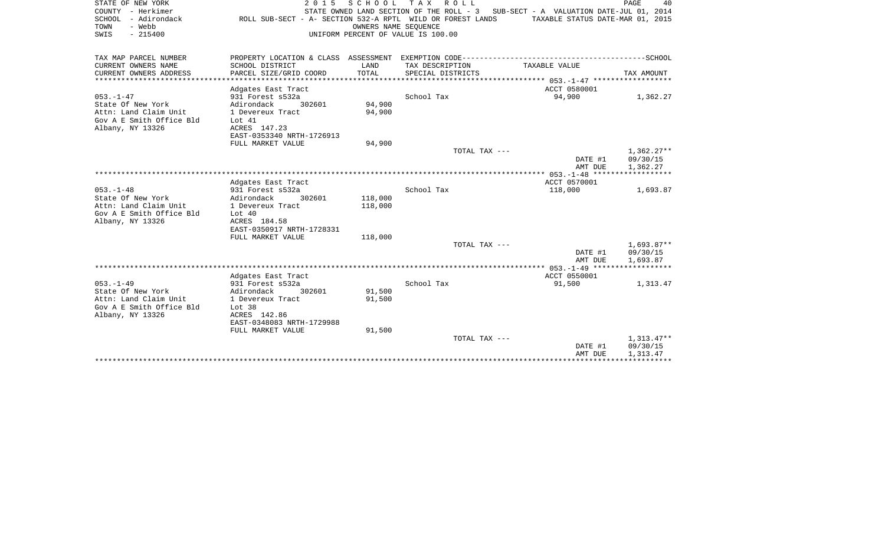STATE OF NEW YORK — 2 0 1 5 S C H O O L T A X R O L L

COUNTY - Herkimer — STATE OWNED LAND SECTION OF THE ROLL - 3 SUB-SECT - A VALUATION DATE-JUL 01, 2014

SCHOOL - Adirondack — ROLL SUB-SECT - A- SECTION 532-A RPTL WILD OR FOREST LANDS — TAXABLE STATUS DATE-MAR 01, 2015

TOWN - Webb — OWNERS NAME SEQUENCE

SWIS - 215400 — UNIFORM PERCENT OF VALUE IS 100.00

| TAX MAP PARCEL NUMBER / CURRENT OWNERS NAME / CURRENT OWNERS ADDRESS | PROPERTY LOCATION & CLASS / SCHOOL DISTRICT / PARCEL SIZE/GRID COORD | ASSESSMENT LAND / TOTAL | EXEMPTION CODE / TAX DESCRIPTION / SPECIAL DISTRICTS | TAXABLE VALUE | TAX AMOUNT |
|---|---|---|---|---|---|
| | Adgates East Tract | | | ACCT 0580001 | |
| 053.-1-47 | 931 Forest s532a | | School Tax | 94,900 | 1,362.27 |
| State Of New York | Adirondack 302601 | 94,900 | | | |
| Attn: Land Claim Unit | 1 Devereux Tract | 94,900 | | | |
| Gov A E Smith Office Bld | Lot 41 | | | | |
| Albany, NY 13326 | ACRES 147.23 | | | | |
| | EAST-0353340 NRTH-1726913 | | | | |
| | FULL MARKET VALUE | 94,900 | | | |
| | | | TOTAL TAX --- | | 1,362.27** |
| | | | | DATE #1 | 09/30/15 |
| | | | | AMT DUE | 1,362.27 |
| | Adgates East Tract | | | ACCT 0570001 | |
| 053.-1-48 | 931 Forest s532a | | School Tax | 118,000 | 1,693.87 |
| State Of New York | Adirondack 302601 | 118,000 | | | |
| Attn: Land Claim Unit | 1 Devereux Tract | 118,000 | | | |
| Gov A E Smith Office Bld | Lot 40 | | | | |
| Albany, NY 13326 | ACRES 184.58 | | | | |
| | EAST-0350917 NRTH-1728331 | | | | |
| | FULL MARKET VALUE | 118,000 | | | |
| | | | TOTAL TAX --- | | 1,693.87** |
| | | | | DATE #1 | 09/30/15 |
| | | | | AMT DUE | 1,693.87 |
| | Adgates East Tract | | | ACCT 0550001 | |
| 053.-1-49 | 931 Forest s532a | | School Tax | 91,500 | 1,313.47 |
| State Of New York | Adirondack 302601 | 91,500 | | | |
| Attn: Land Claim Unit | 1 Devereux Tract | 91,500 | | | |
| Gov A E Smith Office Bld | Lot 38 | | | | |
| Albany, NY 13326 | ACRES 142.86 | | | | |
| | EAST-0348083 NRTH-1729988 | | | | |
| | FULL MARKET VALUE | 91,500 | | | |
| | | | TOTAL TAX --- | | 1,313.47** |
| | | | | DATE #1 | 09/30/15 |
| | | | | AMT DUE | 1,313.47 |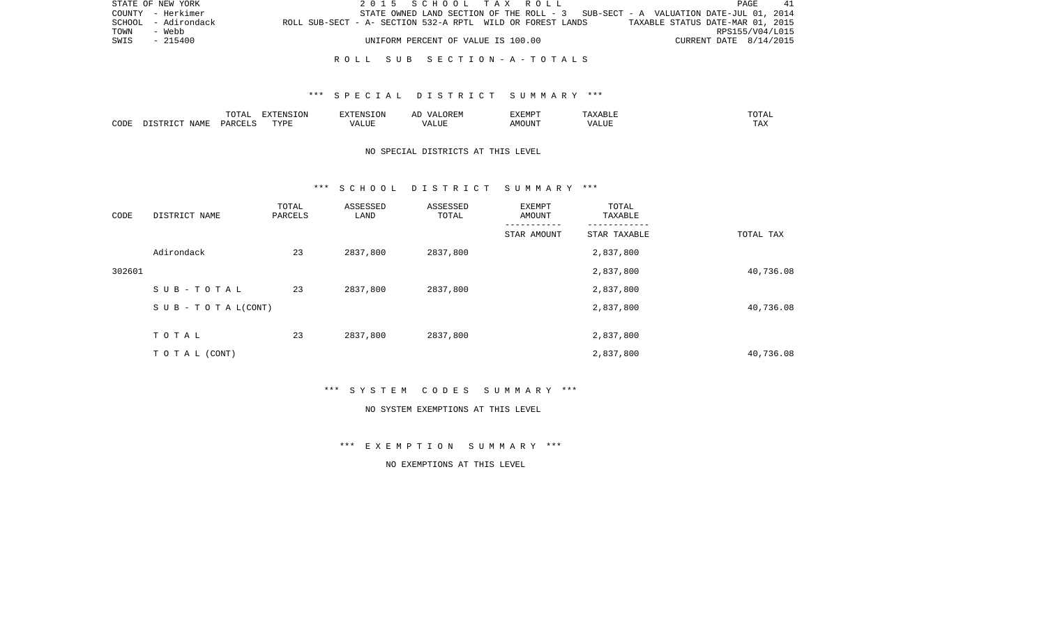STATE OF NEW YORK — 2015 SCHOOL TAX ROLL
COUNTY - Herkimer — STATE OWNED LAND SECTION OF THE ROLL - 3 — SUB-SECT - A VALUATION DATE-JUL 01, 2014
SCHOOL - Adirondack — ROLL SUB-SECT - A- SECTION 532-A RPTL WILD OR FOREST LANDS — TAXABLE STATUS DATE-MAR 01, 2015
TOWN - Webb — RPS155/V04/L015
SWIS - 215400 — UNIFORM PERCENT OF VALUE IS 100.00 — CURRENT DATE 8/14/2015

## R O L L S U B S E C T I O N - A - T O T A L S

### *** S P E C I A L D I S T R I C T S U M M A R Y ***

| CODE | DISTRICT NAME | TOTAL PARCELS | EXTENSION TYPE | EXTENSION VALUE | AD VALOREM VALUE | EXEMPT AMOUNT | TAXABLE VALUE | TOTAL TAX |
|---|---|---|---|---|---|---|---|---|

NO SPECIAL DISTRICTS AT THIS LEVEL

### *** S C H O O L D I S T R I C T S U M M A R Y ***

| CODE | DISTRICT NAME | TOTAL PARCELS | ASSESSED LAND | ASSESSED TOTAL | EXEMPT AMOUNT / STAR AMOUNT | TOTAL TAXABLE / STAR TAXABLE | TOTAL TAX |
|---|---|---|---|---|---|---|---|
| | Adirondack | 23 | 2837,800 | 2837,800 | | 2,837,800 | |
| 302601 | | | | | | 2,837,800 | 40,736.08 |
| | S U B - T O T A L | 23 | 2837,800 | 2837,800 | | 2,837,800 | |
| | S U B - T O T A L (CONT) | | | | | 2,837,800 | 40,736.08 |
| | T O T A L | 23 | 2837,800 | 2837,800 | | 2,837,800 | |
| | T O T A L (CONT) | | | | | 2,837,800 | 40,736.08 |

### *** S Y S T E M C O D E S S U M M A R Y ***

NO SYSTEM EXEMPTIONS AT THIS LEVEL

### *** E X E M P T I O N S U M M A R Y ***

NO EXEMPTIONS AT THIS LEVEL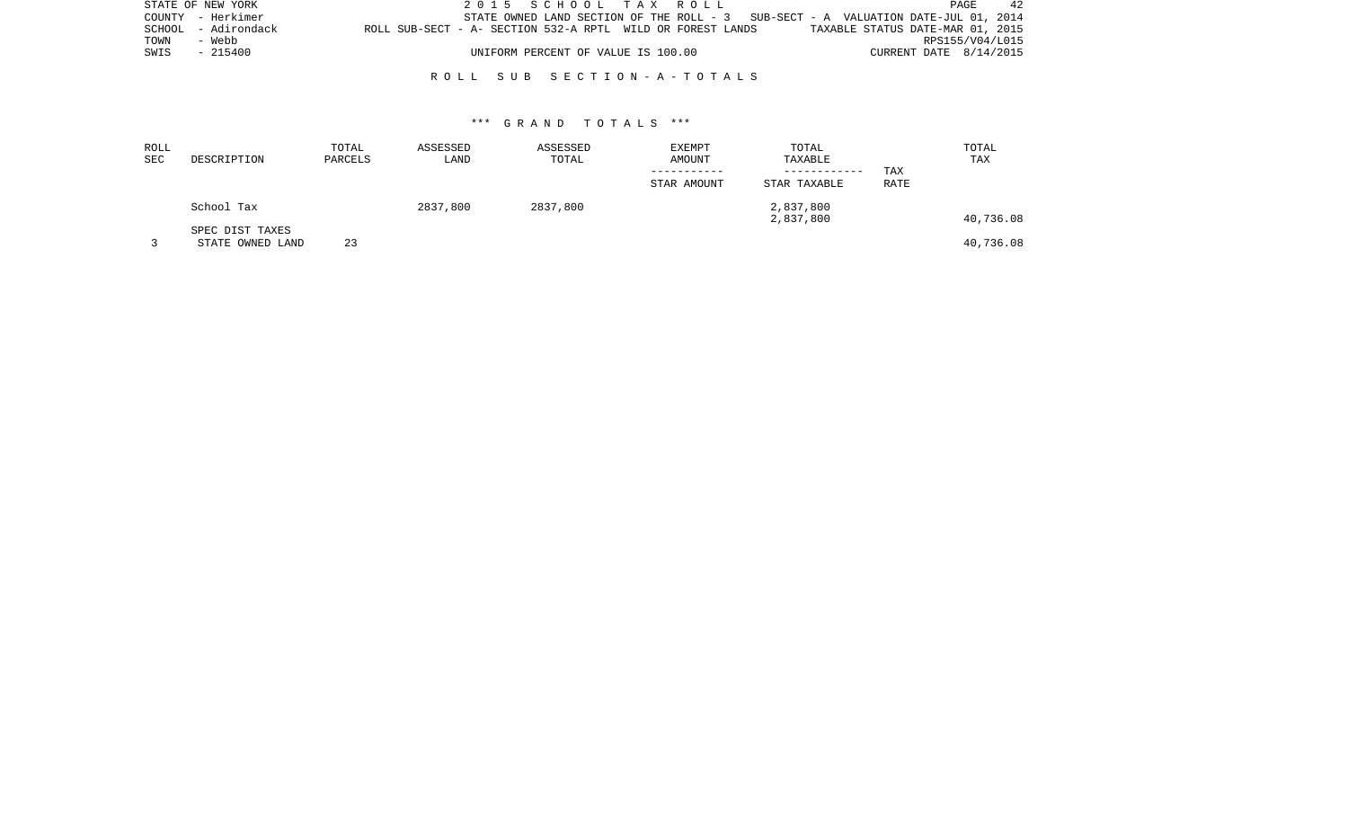STATE OF NEW YORK
COUNTY - Herkimer
SCHOOL - Adirondack
TOWN - Webb
SWIS - 215400

2 0 1 5 S C H O O L T A X R O L L
STATE OWNED LAND SECTION OF THE ROLL - 3 SUB-SECT - A VALUATION DATE-JUL 01, 2014
ROLL SUB-SECT - A- SECTION 532-A RPTL WILD OR FOREST LANDS TAXABLE STATUS DATE-MAR 01, 2015
RPS155/V04/L015
UNIFORM PERCENT OF VALUE IS 100.00 CURRENT DATE 8/14/2015

R O L L S U B S E C T I O N - A - T O T A L S

*** G R A N D T O T A L S ***

| ROLL SEC | DESCRIPTION | TOTAL PARCELS | ASSESSED LAND | ASSESSED TOTAL | EXEMPT AMOUNT ----------- STAR AMOUNT | TOTAL TAXABLE ------------ STAR TAXABLE | TAX RATE | TOTAL TAX |
|---|---|---|---|---|---|---|---|---|
| | School Tax | | 2837,800 | 2837,800 | | 2,837,800 | | |
| | | | | | | 2,837,800 | | 40,736.08 |
| | SPEC DIST TAXES | | | | | | | |
| 3 | STATE OWNED LAND | 23 | | | | | | 40,736.08 |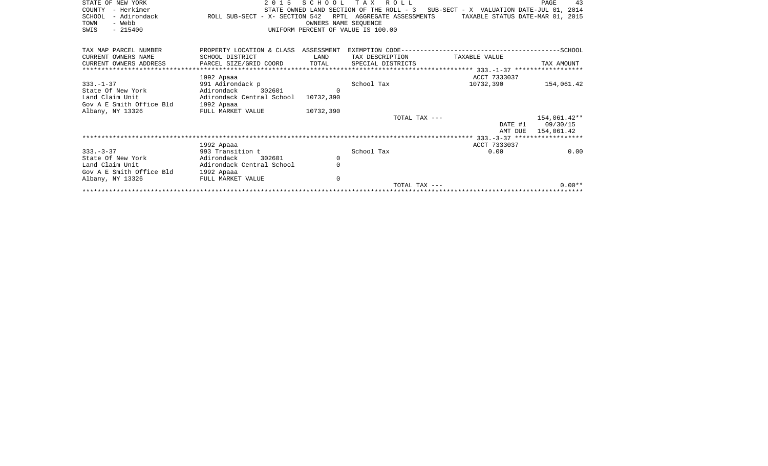STATE OF NEW YORK
COUNTY - Herkimer
SCHOOL - Adirondack
TOWN - Webb
SWIS - 215400

2 0 1 5 S C H O O L T A X R O L L
STATE OWNED LAND SECTION OF THE ROLL - 3 SUB-SECT - X VALUATION DATE-JUL 01, 2014
ROLL SUB-SECT - X- SECTION 542 RPTL AGGREGATE ASSESSMENTS TAXABLE STATUS DATE-MAR 01, 2015
OWNERS NAME SEQUENCE
UNIFORM PERCENT OF VALUE IS 100.00

| TAX MAP PARCEL NUMBER / CURRENT OWNERS NAME / CURRENT OWNERS ADDRESS | PROPERTY LOCATION & CLASS / SCHOOL DISTRICT / PARCEL SIZE/GRID COORD | ASSESSMENT LAND / TOTAL | EXEMPTION CODE / TAX DESCRIPTION / SPECIAL DISTRICTS | TAXABLE VALUE | TAX AMOUNT |
|---|---|---|---|---|---|
| | 1992 Apaaa | | | ACCT 7333037 | |
| 333.-1-37 | 991 Adirondack p | | School Tax | 10732,390 | 154,061.42 |
| State Of New York | Adirondack 302601 | 0 | | | |
| Land Claim Unit | Adirondack Central School | 10732,390 | | | |
| Gov A E Smith Office Bld | 1992 Apaaa | | | | |
| Albany, NY 13326 | FULL MARKET VALUE | 10732,390 | | | |
| | | | TOTAL TAX --- | | 154,061.42** |
| | | | | DATE #1 | 09/30/15 |
| | | | | AMT DUE | 154,061.42 |
| | 1992 Apaaa | | | ACCT 7333037 | |
| 333.-3-37 | 993 Transition t | | School Tax | 0.00 | 0.00 |
| State Of New York | Adirondack 302601 | 0 | | | |
| Land Claim Unit | Adirondack Central School | 0 | | | |
| Gov A E Smith Office Bld | 1992 Apaaa | | | | |
| Albany, NY 13326 | FULL MARKET VALUE | 0 | | | |
| | | | TOTAL TAX --- | | 0.00** |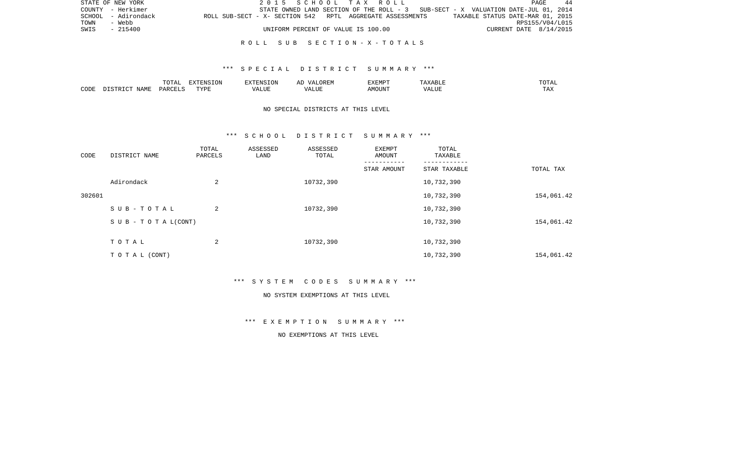ROLL SUB SECTION-X-TOTALS

*** SPECIAL DISTRICT SUMMARY ***

| CODE | DISTRICT NAME | TOTAL PARCELS | EXTENSION TYPE | EXTENSION VALUE | AD VALOREM VALUE | EXEMPT AMOUNT | TAXABLE VALUE | TOTAL TAX |
|---|---|---|---|---|---|---|---|---|

NO SPECIAL DISTRICTS AT THIS LEVEL

*** SCHOOL DISTRICT SUMMARY ***

| CODE | DISTRICT NAME | TOTAL PARCELS | ASSESSED LAND | ASSESSED TOTAL | EXEMPT AMOUNT / STAR AMOUNT | TOTAL TAXABLE / STAR TAXABLE | TOTAL TAX |
|---|---|---|---|---|---|---|---|
| | Adirondack | 2 | | 10732,390 | | 10,732,390 | |
| 302601 | | | | | | 10,732,390 | 154,061.42 |
| | SUB-TOTAL | 2 | | 10732,390 | | 10,732,390 | |
| | SUB - TOTAL(CONT) | | | | | 10,732,390 | 154,061.42 |
| | TOTAL | 2 | | 10732,390 | | 10,732,390 | |
| | TOTAL (CONT) | | | | | 10,732,390 | 154,061.42 |

*** SYSTEM CODES SUMMARY ***

NO SYSTEM EXEMPTIONS AT THIS LEVEL

*** EXEMPTION SUMMARY ***

NO EXEMPTIONS AT THIS LEVEL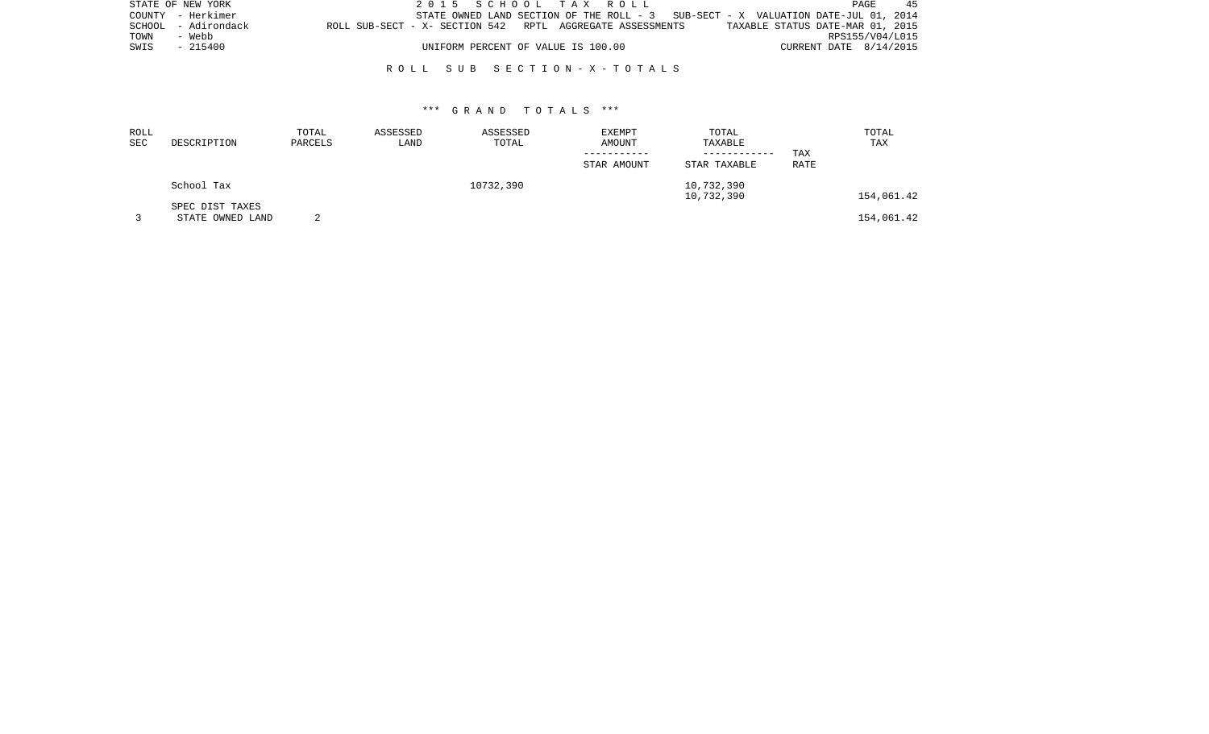STATE OF NEW YORK | 2 0 1 5 S C H O O L T A X R O L L
COUNTY - Herkimer | STATE OWNED LAND SECTION OF THE ROLL - 3 SUB-SECT - X VALUATION DATE-JUL 01, 2014
SCHOOL - Adirondack | ROLL SUB-SECT - X- SECTION 542 RPTL AGGREGATE ASSESSMENTS TAXABLE STATUS DATE-MAR 01, 2015
TOWN - Webb | RPS155/V04/L015
SWIS - 215400 | UNIFORM PERCENT OF VALUE IS 100.00 CURRENT DATE 8/14/2015

R O L L S U B S E C T I O N - X - T O T A L S

*** G R A N D T O T A L S ***

| ROLL SEC | DESCRIPTION | TOTAL PARCELS | ASSESSED LAND | ASSESSED TOTAL | EXEMPT AMOUNT<br>-----------<br>STAR AMOUNT | TOTAL TAXABLE<br>------------<br>STAR TAXABLE | TAX RATE | TOTAL TAX |
|---|---|---|---|---|---|---|---|---|
| | School Tax | | | 10732,390 | | 10,732,390<br>10,732,390 | | 154,061.42 |
| | SPEC DIST TAXES | | | | | | | |
| 3 | STATE OWNED LAND | 2 | | | | | | 154,061.42 |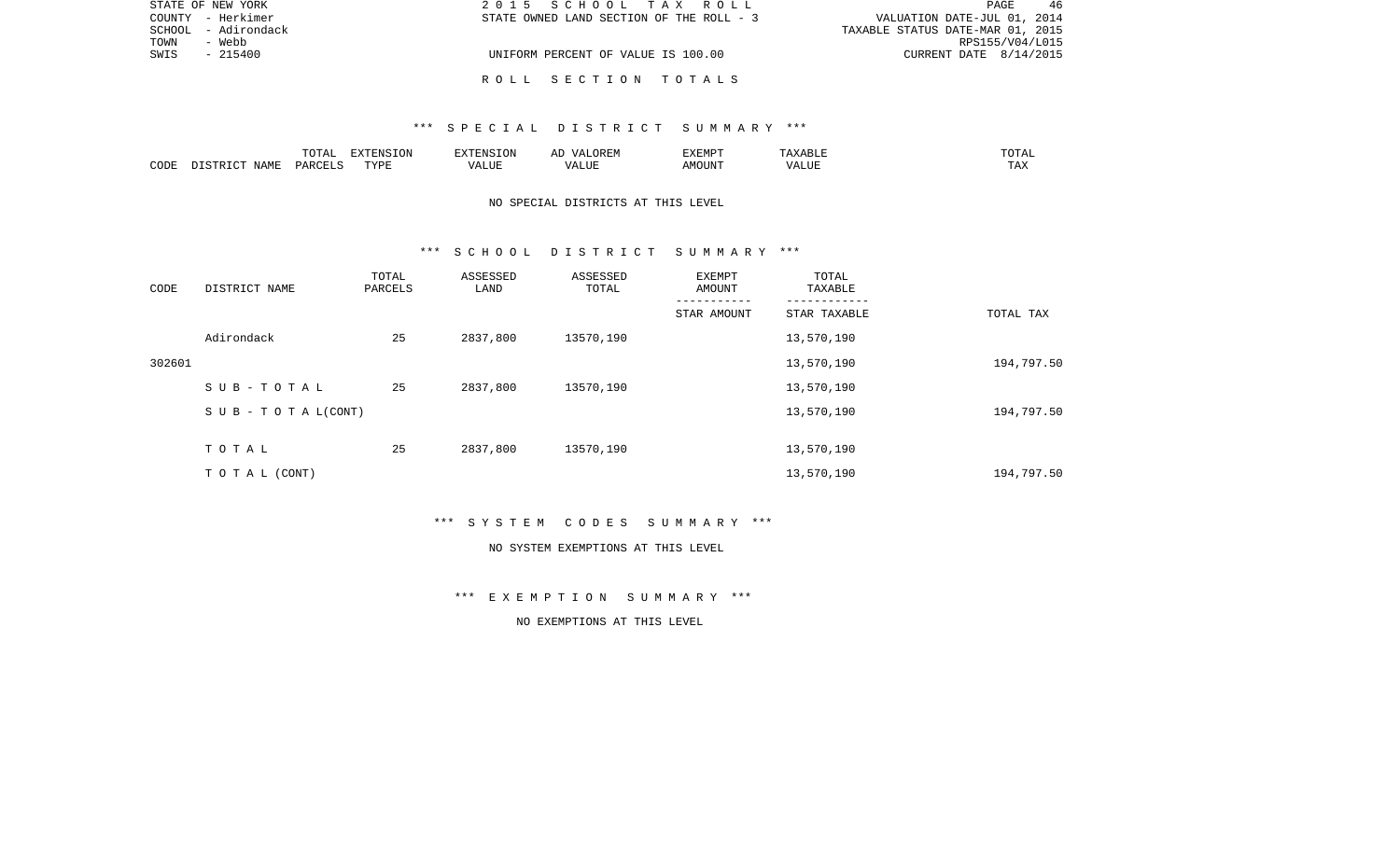STATE OF NEW YORK
COUNTY - Herkimer
SCHOOL - Adirondack
TOWN - Webb
SWIS - 215400

2 0 1 5 S C H O O L T A X R O L L
STATE OWNED LAND SECTION OF THE ROLL - 3

UNIFORM PERCENT OF VALUE IS 100.00

VALUATION DATE-JUL 01, 2014
TAXABLE STATUS DATE-MAR 01, 2015
RPS155/V04/L015
CURRENT DATE 8/14/2015

R O L L S E C T I O N T O T A L S

*** S P E C I A L D I S T R I C T S U M M A R Y ***

| CODE | DISTRICT NAME | TOTAL PARCELS | EXTENSION TYPE | EXTENSION VALUE | AD VALOREM VALUE | EXEMPT AMOUNT | TAXABLE VALUE | TOTAL TAX |
|---|---|---|---|---|---|---|---|---|

NO SPECIAL DISTRICTS AT THIS LEVEL

*** S C H O O L D I S T R I C T S U M M A R Y ***

| CODE | DISTRICT NAME | TOTAL PARCELS | ASSESSED LAND | ASSESSED TOTAL | EXEMPT AMOUNT<br>-----------<br>STAR AMOUNT | TOTAL TAXABLE<br>------------<br>STAR TAXABLE | TOTAL TAX |
|---|---|---|---|---|---|---|---|
| | Adirondack | 25 | 2837,800 | 13570,190 | | 13,570,190 | |
| 302601 | | | | | | 13,570,190 | 194,797.50 |
| | S U B - T O T A L | 25 | 2837,800 | 13570,190 | | 13,570,190 | |
| | S U B - T O T A L(CONT) | | | | | 13,570,190 | 194,797.50 |
| | T O T A L | 25 | 2837,800 | 13570,190 | | 13,570,190 | |
| | T O T A L (CONT) | | | | | 13,570,190 | 194,797.50 |

*** S Y S T E M C O D E S S U M M A R Y ***

NO SYSTEM EXEMPTIONS AT THIS LEVEL

*** E X E M P T I O N S U M M A R Y ***

NO EXEMPTIONS AT THIS LEVEL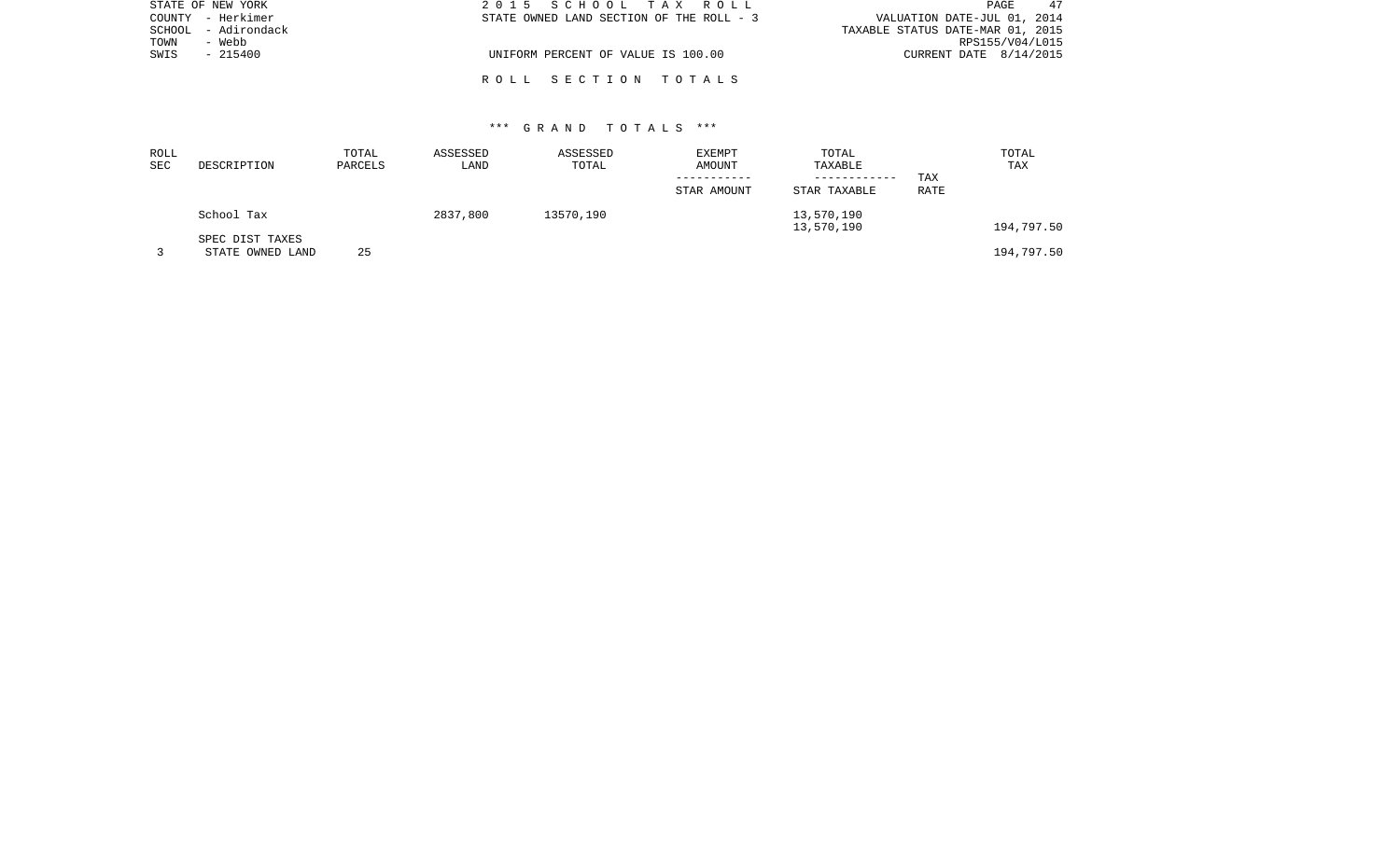STATE OF NEW YORK
COUNTY - Herkimer
SCHOOL - Adirondack
TOWN - Webb
SWIS - 215400

2 0 1 5 S C H O O L T A X R O L L
STATE OWNED LAND SECTION OF THE ROLL - 3

UNIFORM PERCENT OF VALUE IS 100.00

VALUATION DATE-JUL 01, 2014
TAXABLE STATUS DATE-MAR 01, 2015
RPS155/V04/L015
CURRENT DATE 8/14/2015

R O L L S E C T I O N T O T A L S

*** G R A N D T O T A L S ***

| ROLL SEC | DESCRIPTION | TOTAL PARCELS | ASSESSED LAND | ASSESSED TOTAL | EXEMPT AMOUNT / STAR AMOUNT | TOTAL TAXABLE / STAR TAXABLE | TAX RATE | TOTAL TAX |
|---|---|---|---|---|---|---|---|---|
| | School Tax | | 2837,800 | 13570,190 | | 13,570,190<br>13,570,190 | | 194,797.50 |
| | SPEC DIST TAXES | | | | | | | |
| 3 | STATE OWNED LAND | 25 | | | | | | 194,797.50 |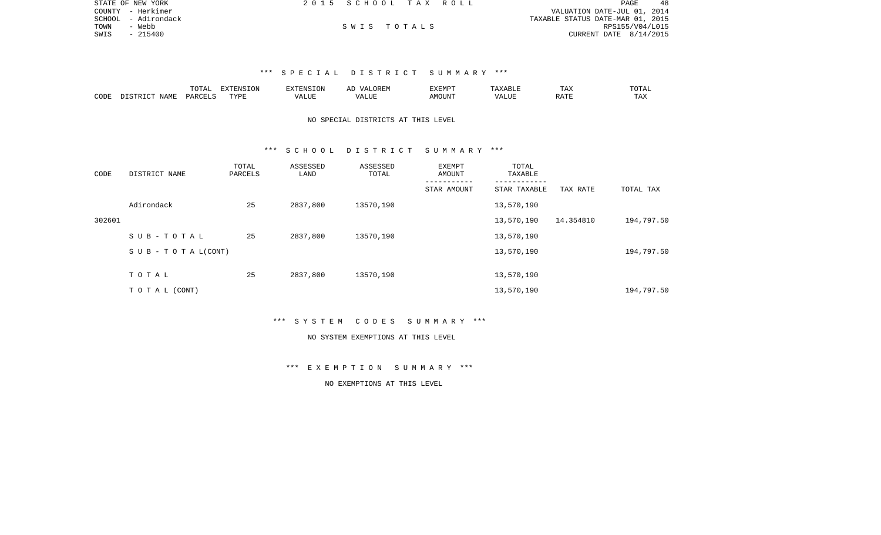STATE OF NEW YORK
COUNTY - Herkimer
SCHOOL - Adirondack
TOWN - Webb
SWIS - 215400

2 0 1 5 S C H O O L T A X R O L L

S W I S T O T A L S

VALUATION DATE-JUL 01, 2014
TAXABLE STATUS DATE-MAR 01, 2015
RPS155/V04/L015
CURRENT DATE 8/14/2015

### *** S P E C I A L D I S T R I C T S U M M A R Y ***

| CODE | DISTRICT NAME | TOTAL PARCELS | EXTENSION TYPE | EXTENSION VALUE | AD VALOREM VALUE | EXEMPT AMOUNT | TAXABLE VALUE | TAX RATE | TOTAL TAX |
|---|---|---|---|---|---|---|---|---|---|

NO SPECIAL DISTRICTS AT THIS LEVEL

### *** S C H O O L D I S T R I C T S U M M A R Y ***

| CODE | DISTRICT NAME | TOTAL PARCELS | ASSESSED LAND | ASSESSED TOTAL | EXEMPT AMOUNT<br>STAR AMOUNT | TOTAL TAXABLE<br>STAR TAXABLE | TAX RATE | TOTAL TAX |
|---|---|---|---|---|---|---|---|---|
| | Adirondack | 25 | 2837,800 | 13570,190 | | 13,570,190 | | |
| 302601 | | | | | | 13,570,190 | 14.354810 | 194,797.50 |
| | S U B - T O T A L | 25 | 2837,800 | 13570,190 | | 13,570,190 | | |
| | S U B - T O T A L(CONT) | | | | | 13,570,190 | | 194,797.50 |
| | T O T A L | 25 | 2837,800 | 13570,190 | | 13,570,190 | | |
| | T O T A L (CONT) | | | | | 13,570,190 | | 194,797.50 |

### *** S Y S T E M C O D E S S U M M A R Y ***

NO SYSTEM EXEMPTIONS AT THIS LEVEL

### *** E X E M P T I O N S U M M A R Y ***

NO EXEMPTIONS AT THIS LEVEL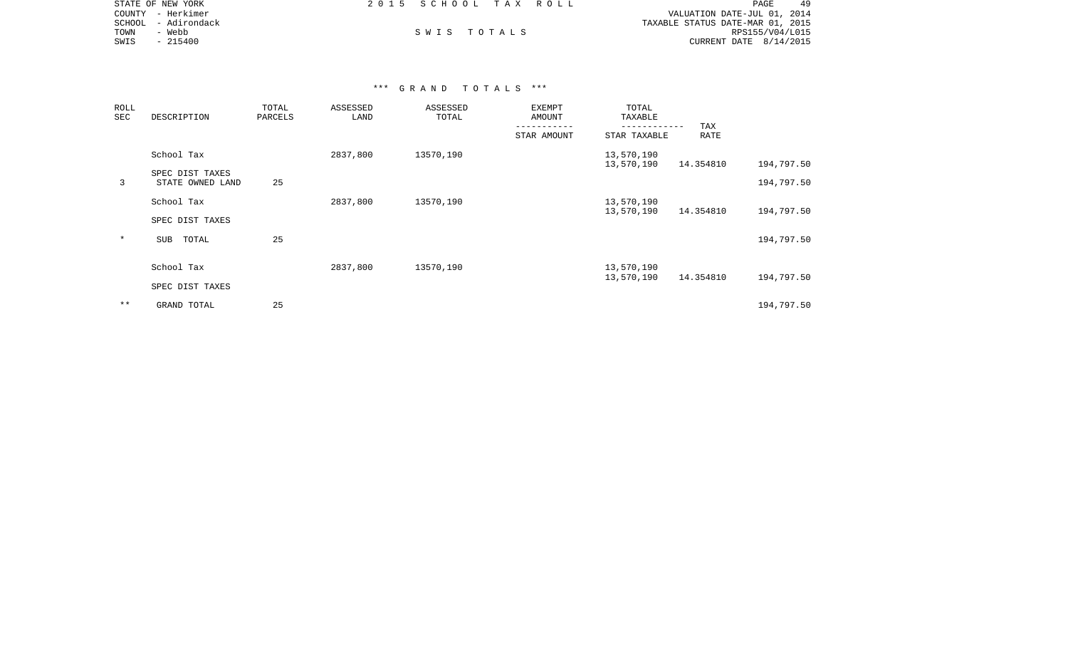STATE OF NEW YORK
COUNTY - Herkimer
SCHOOL - Adirondack
TOWN - Webb
SWIS - 215400

# 2015 SCHOOL TAX ROLL

## SWIS TOTALS

VALUATION DATE-JUL 01, 2014
TAXABLE STATUS DATE-MAR 01, 2015
RPS155/V04/L015
CURRENT DATE 8/14/2015

### *** GRAND TOTALS ***

| ROLL SEC | DESCRIPTION | TOTAL PARCELS | ASSESSED LAND | ASSESSED TOTAL | EXEMPT AMOUNT / STAR AMOUNT | TOTAL TAXABLE / STAR TAXABLE | TAX RATE | |
|---|---|---|---|---|---|---|---|---|
| | School Tax | | 2837,800 | 13570,190 | | 13,570,190 | | |
| | | | | | | 13,570,190 | 14.354810 | 194,797.50 |
| | SPEC DIST TAXES | | | | | | | |
| 3 | STATE OWNED LAND | 25 | | | | | | 194,797.50 |
| | School Tax | | 2837,800 | 13570,190 | | 13,570,190 | | |
| | | | | | | 13,570,190 | 14.354810 | 194,797.50 |
| | SPEC DIST TAXES | | | | | | | |
| * | SUB TOTAL | 25 | | | | | | 194,797.50 |
| | School Tax | | 2837,800 | 13570,190 | | 13,570,190 | | |
| | | | | | | 13,570,190 | 14.354810 | 194,797.50 |
| | SPEC DIST TAXES | | | | | | | |
| ** | GRAND TOTAL | 25 | | | | | | 194,797.50 |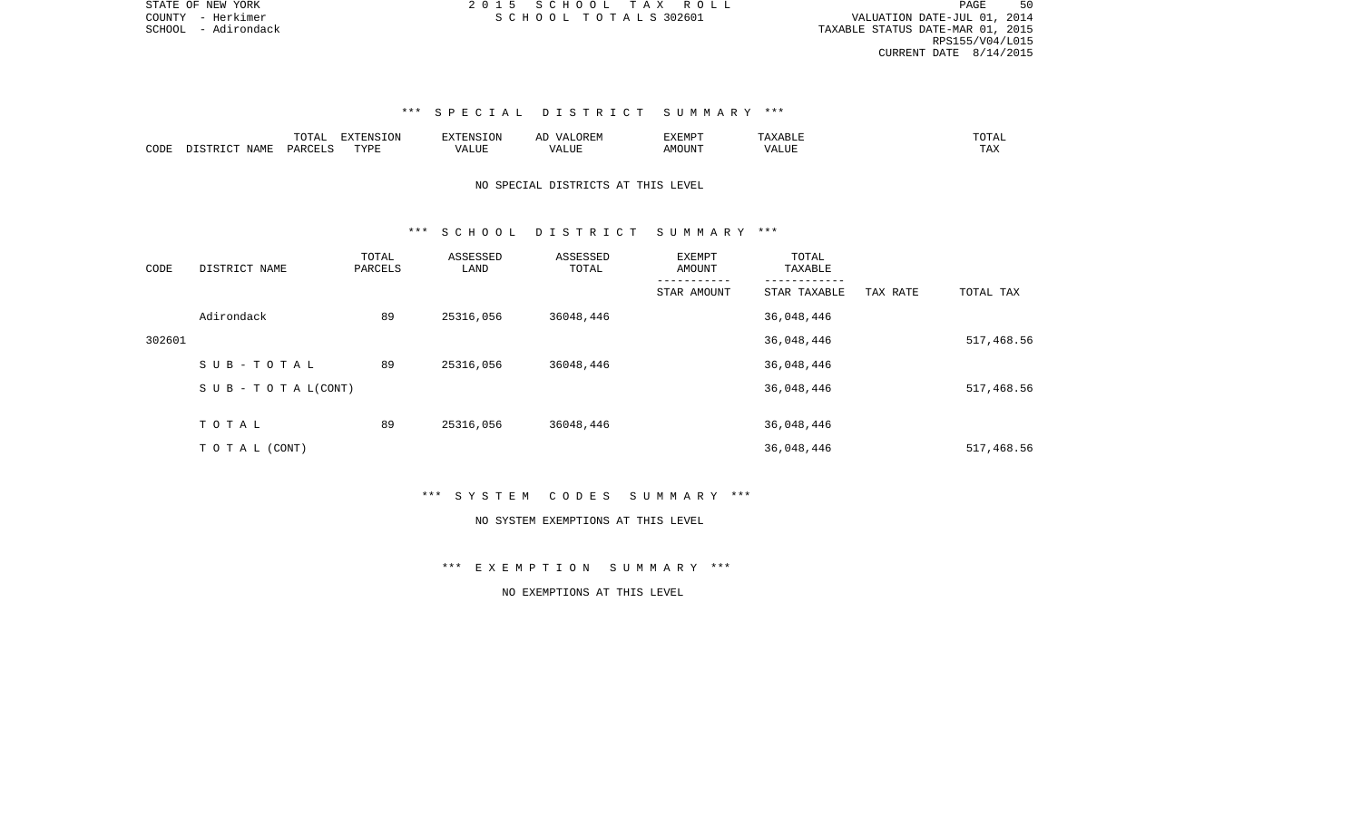STATE OF NEW YORK
COUNTY - Herkimer
SCHOOL - Adirondack

2 0 1 5 S C H O O L T A X R O L L
S C H O O L T O T A L S 302601

VALUATION DATE-JUL 01, 2014
TAXABLE STATUS DATE-MAR 01, 2015
RPS155/V04/L015
CURRENT DATE 8/14/2015

### *** S P E C I A L D I S T R I C T S U M M A R Y ***

| CODE | DISTRICT NAME | TOTAL PARCELS | EXTENSION TYPE | EXTENSION VALUE | AD VALOREM VALUE | EXEMPT AMOUNT | TAXABLE VALUE | TOTAL TAX |
|---|---|---|---|---|---|---|---|---|

NO SPECIAL DISTRICTS AT THIS LEVEL

### *** S C H O O L D I S T R I C T S U M M A R Y ***

| CODE | DISTRICT NAME | TOTAL PARCELS | ASSESSED LAND | ASSESSED TOTAL | EXEMPT AMOUNT / STAR AMOUNT | TOTAL TAXABLE / STAR TAXABLE | TAX RATE | TOTAL TAX |
|---|---|---|---|---|---|---|---|---|
| | Adirondack | 89 | 25316,056 | 36048,446 | | 36,048,446 | | |
| 302601 | | | | | | 36,048,446 | | 517,468.56 |
| | S U B - T O T A L | 89 | 25316,056 | 36048,446 | | 36,048,446 | | |
| | S U B - T O T A L(CONT) | | | | | 36,048,446 | | 517,468.56 |
| | T O T A L | 89 | 25316,056 | 36048,446 | | 36,048,446 | | |
| | T O T A L (CONT) | | | | | 36,048,446 | | 517,468.56 |

### *** S Y S T E M C O D E S S U M M A R Y ***

NO SYSTEM EXEMPTIONS AT THIS LEVEL

### *** E X E M P T I O N S U M M A R Y ***

NO EXEMPTIONS AT THIS LEVEL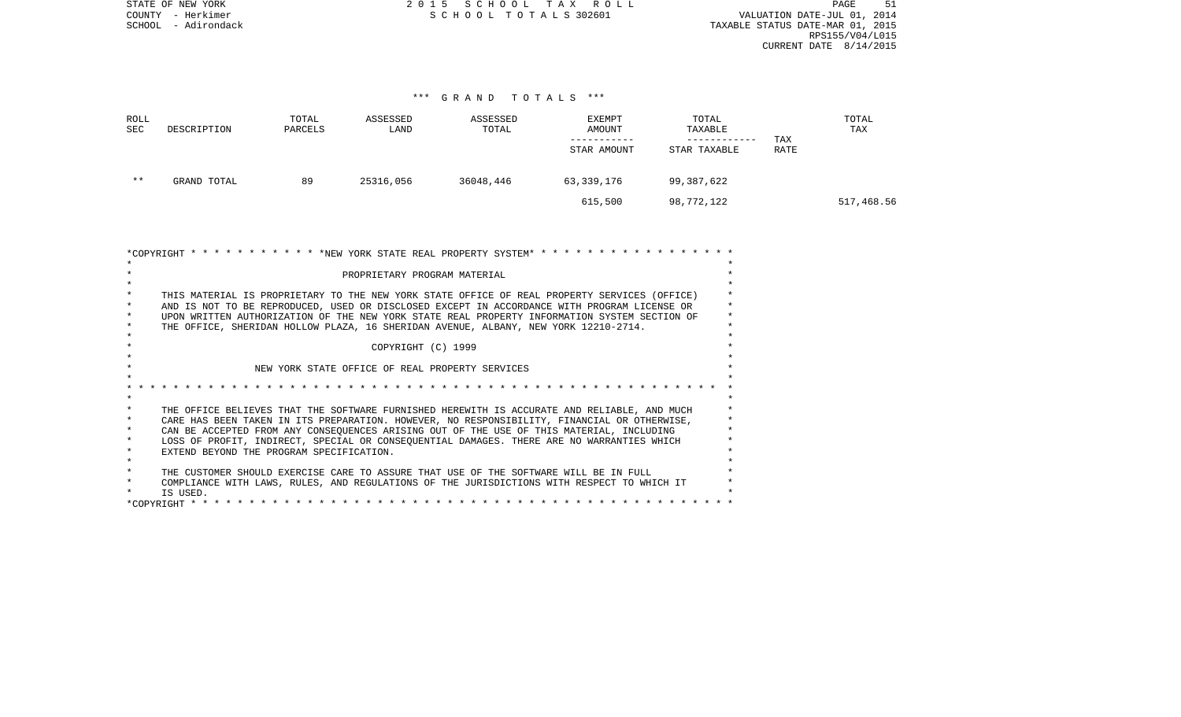STATE OF NEW YORK
COUNTY - Herkimer
SCHOOL - Adirondack

2 0 1 5 S C H O O L T A X R O L L
S C H O O L T O T A L S 302601

VALUATION DATE-JUL 01, 2014
TAXABLE STATUS DATE-MAR 01, 2015
RPS155/V04/L015
CURRENT DATE 8/14/2015

*** G R A N D T O T A L S ***

| ROLL SEC | DESCRIPTION | TOTAL PARCELS | ASSESSED LAND | ASSESSED TOTAL | EXEMPT AMOUNT / STAR AMOUNT | TOTAL TAXABLE / STAR TAXABLE | TAX RATE | TOTAL TAX |
|---|---|---|---|---|---|---|---|---|
| ** | GRAND TOTAL | 89 | 25316,056 | 36048,446 | 63,339,176 | 99,387,622 | | |
| | | | | | 615,500 | 98,772,122 | | 517,468.56 |

```
*COPYRIGHT * * * * * * * * * * * *NEW YORK STATE REAL PROPERTY SYSTEM* * * * * * * * * * * * * * * * * *
*                                                                                                       *
*                                  PROPRIETARY PROGRAM MATERIAL                                         *
*                                                                                                       *
*     THIS MATERIAL IS PROPRIETARY TO THE NEW YORK STATE OFFICE OF REAL PROPERTY SERVICES (OFFICE)      *
*     AND IS NOT TO BE REPRODUCED, USED OR DISCLOSED EXCEPT IN ACCORDANCE WITH PROGRAM LICENSE OR       *
*     UPON WRITTEN AUTHORIZATION OF THE NEW YORK STATE REAL PROPERTY INFORMATION SYSTEM SECTION OF      *
*     THE OFFICE, SHERIDAN HOLLOW PLAZA, 16 SHERIDAN AVENUE, ALBANY, NEW YORK 12210-2714.               *
*                                                                                                       *
*                                      COPYRIGHT (C) 1999                                               *
*                                                                                                       *
*                       NEW YORK STATE OFFICE OF REAL PROPERTY SERVICES                                 *
*                                                                                                       *
* * * * * * * * * * * * * * * * * * * * * * * * * * * * * * * * * * * * * * * * * * * * * * * * * * * *
*                                                                                                       *
*     THE OFFICE BELIEVES THAT THE SOFTWARE FURNISHED HEREWITH IS ACCURATE AND RELIABLE, AND MUCH        *
*     CARE HAS BEEN TAKEN IN ITS PREPARATION. HOWEVER, NO RESPONSIBILITY, FINANCIAL OR OTHERWISE,       *
*     CAN BE ACCEPTED FROM ANY CONSEQUENCES ARISING OUT OF THE USE OF THIS MATERIAL, INCLUDING          *
*     LOSS OF PROFIT, INDIRECT, SPECIAL OR CONSEQUENTIAL DAMAGES. THERE ARE NO WARRANTIES WHICH         *
*     EXTEND BEYOND THE PROGRAM SPECIFICATION.                                                          *
*                                                                                                       *
*     THE CUSTOMER SHOULD EXERCISE CARE TO ASSURE THAT USE OF THE SOFTWARE WILL BE IN FULL              *
*     COMPLIANCE WITH LAWS, RULES, AND REGULATIONS OF THE JURISDICTIONS WITH RESPECT TO WHICH IT        *
*     IS USED.                                                                                          *
*COPYRIGHT * * * * * * * * * * * * * * * * * * * * * * * * * * * * * * * * * * * * * * * * * * * * * *
```